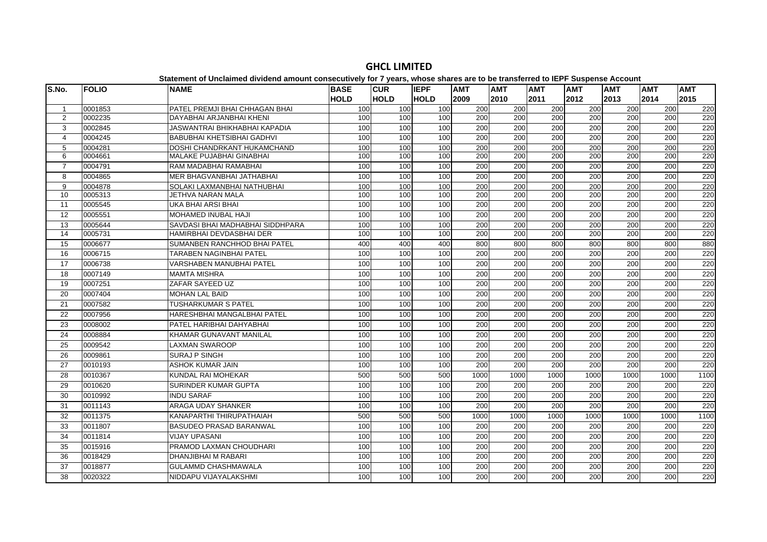# GHCL LIMITED

**Statement of Unclaimed dividend amount consecutively for 7 years, whose shares are to be transferred to IEPF Suspense Account**

| S.No. | FOLIO | NAME | BASE HOLD | CUR HOLD | IEPF HOLD | AMT 2009 | AMT 2010 | AMT 2011 | AMT 2012 | AMT 2013 | AMT 2014 | AMT 2015 |
|---|---|---|---|---|---|---|---|---|---|---|---|---|
| 1 | 0001853 | PATEL PREMJI BHAI CHHAGAN BHAI | 100 | 100 | 100 | 200 | 200 | 200 | 200 | 200 | 200 | 220 |
| 2 | 0002235 | DAYABHAI ARJANBHAI KHENI | 100 | 100 | 100 | 200 | 200 | 200 | 200 | 200 | 200 | 220 |
| 3 | 0002845 | JASWANTRAI BHIKHABHAI KAPADIA | 100 | 100 | 100 | 200 | 200 | 200 | 200 | 200 | 200 | 220 |
| 4 | 0004245 | BABUBHAI KHETSIBHAI GADHVI | 100 | 100 | 100 | 200 | 200 | 200 | 200 | 200 | 200 | 220 |
| 5 | 0004281 | DOSHI CHANDRKANT HUKAMCHAND | 100 | 100 | 100 | 200 | 200 | 200 | 200 | 200 | 200 | 220 |
| 6 | 0004661 | MALAKE PUJABHAI GINABHAI | 100 | 100 | 100 | 200 | 200 | 200 | 200 | 200 | 200 | 220 |
| 7 | 0004791 | RAM MADABHAI RAMABHAI | 100 | 100 | 100 | 200 | 200 | 200 | 200 | 200 | 200 | 220 |
| 8 | 0004865 | MER BHAGVANBHAI JATHABHAI | 100 | 100 | 100 | 200 | 200 | 200 | 200 | 200 | 200 | 220 |
| 9 | 0004878 | SOLAKI LAXMANBHAI NATHUBHAI | 100 | 100 | 100 | 200 | 200 | 200 | 200 | 200 | 200 | 220 |
| 10 | 0005313 | JETHVA NARAN MALA | 100 | 100 | 100 | 200 | 200 | 200 | 200 | 200 | 200 | 220 |
| 11 | 0005545 | UKA BHAI ARSI BHAI | 100 | 100 | 100 | 200 | 200 | 200 | 200 | 200 | 200 | 220 |
| 12 | 0005551 | MOHAMED INUBAL HAJI | 100 | 100 | 100 | 200 | 200 | 200 | 200 | 200 | 200 | 220 |
| 13 | 0005644 | SAVDASI BHAI MADHABHAI SIDDHPARA | 100 | 100 | 100 | 200 | 200 | 200 | 200 | 200 | 200 | 220 |
| 14 | 0005731 | HAMIRBHAI DEVDASBHAI DER | 100 | 100 | 100 | 200 | 200 | 200 | 200 | 200 | 200 | 220 |
| 15 | 0006677 | SUMANBEN RANCHHOD BHAI PATEL | 400 | 400 | 400 | 800 | 800 | 800 | 800 | 800 | 800 | 880 |
| 16 | 0006715 | TARABEN NAGINBHAI PATEL | 100 | 100 | 100 | 200 | 200 | 200 | 200 | 200 | 200 | 220 |
| 17 | 0006738 | VARSHABEN MANUBHAI PATEL | 100 | 100 | 100 | 200 | 200 | 200 | 200 | 200 | 200 | 220 |
| 18 | 0007149 | MAMTA MISHRA | 100 | 100 | 100 | 200 | 200 | 200 | 200 | 200 | 200 | 220 |
| 19 | 0007251 | ZAFAR SAYEED UZ | 100 | 100 | 100 | 200 | 200 | 200 | 200 | 200 | 200 | 220 |
| 20 | 0007404 | MOHAN LAL BAID | 100 | 100 | 100 | 200 | 200 | 200 | 200 | 200 | 200 | 220 |
| 21 | 0007582 | TUSHARKUMAR S PATEL | 100 | 100 | 100 | 200 | 200 | 200 | 200 | 200 | 200 | 220 |
| 22 | 0007956 | HARESHBHAI MANGALBHAI PATEL | 100 | 100 | 100 | 200 | 200 | 200 | 200 | 200 | 200 | 220 |
| 23 | 0008002 | PATEL HARIBHAI DAHYABHAI | 100 | 100 | 100 | 200 | 200 | 200 | 200 | 200 | 200 | 220 |
| 24 | 0008884 | KHAMAR GUNAVANT MANILAL | 100 | 100 | 100 | 200 | 200 | 200 | 200 | 200 | 200 | 220 |
| 25 | 0009542 | LAXMAN SWAROOP | 100 | 100 | 100 | 200 | 200 | 200 | 200 | 200 | 200 | 220 |
| 26 | 0009861 | SURAJ P SINGH | 100 | 100 | 100 | 200 | 200 | 200 | 200 | 200 | 200 | 220 |
| 27 | 0010193 | ASHOK KUMAR JAIN | 100 | 100 | 100 | 200 | 200 | 200 | 200 | 200 | 200 | 220 |
| 28 | 0010367 | KUNDAL RAI MOHEKAR | 500 | 500 | 500 | 1000 | 1000 | 1000 | 1000 | 1000 | 1000 | 1100 |
| 29 | 0010620 | SURINDER KUMAR GUPTA | 100 | 100 | 100 | 200 | 200 | 200 | 200 | 200 | 200 | 220 |
| 30 | 0010992 | INDU SARAF | 100 | 100 | 100 | 200 | 200 | 200 | 200 | 200 | 200 | 220 |
| 31 | 0011143 | ARAGA UDAY SHANKER | 100 | 100 | 100 | 200 | 200 | 200 | 200 | 200 | 200 | 220 |
| 32 | 0011375 | KANAPARTHI THIRUPATHAIAH | 500 | 500 | 500 | 1000 | 1000 | 1000 | 1000 | 1000 | 1000 | 1100 |
| 33 | 0011807 | BASUDEO PRASAD BARANWAL | 100 | 100 | 100 | 200 | 200 | 200 | 200 | 200 | 200 | 220 |
| 34 | 0011814 | VIJAY UPASANI | 100 | 100 | 100 | 200 | 200 | 200 | 200 | 200 | 200 | 220 |
| 35 | 0015916 | PRAMOD LAXMAN CHOUDHARI | 100 | 100 | 100 | 200 | 200 | 200 | 200 | 200 | 200 | 220 |
| 36 | 0018429 | DHANJIBHAI M RABARI | 100 | 100 | 100 | 200 | 200 | 200 | 200 | 200 | 200 | 220 |
| 37 | 0018877 | GULAMMD CHASHMAWALA | 100 | 100 | 100 | 200 | 200 | 200 | 200 | 200 | 200 | 220 |
| 38 | 0020322 | NIDDAPU VIJAYALAKSHMI | 100 | 100 | 100 | 200 | 200 | 200 | 200 | 200 | 200 | 220 |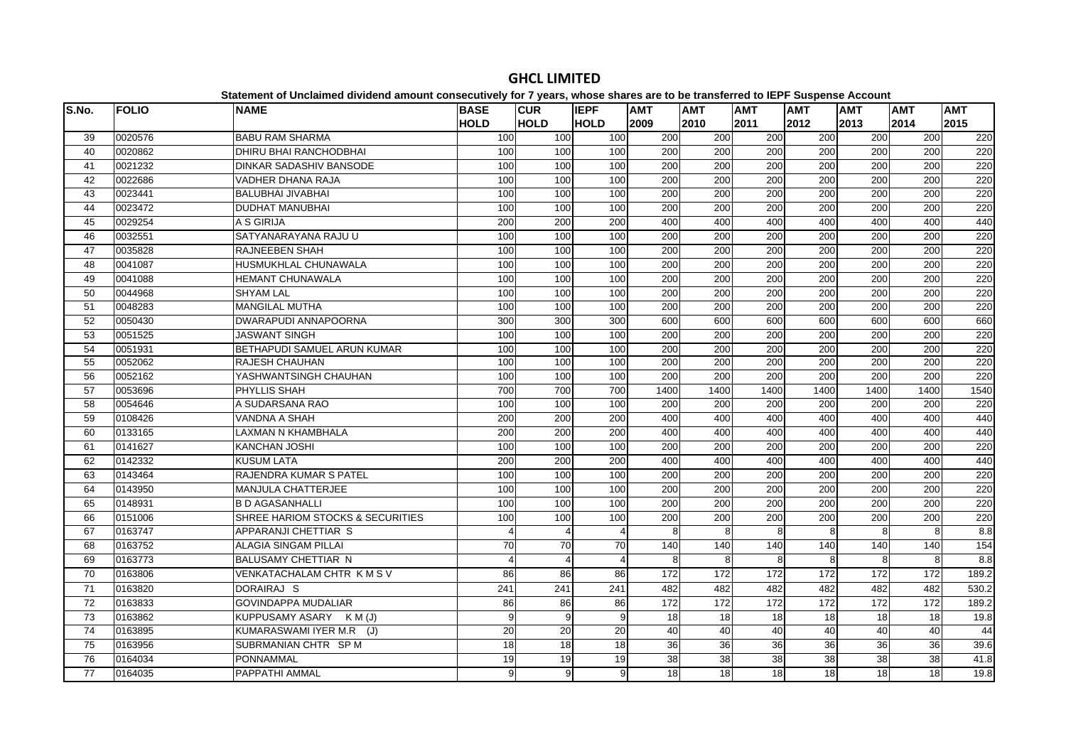# GHCL LIMITED

**Statement of Unclaimed dividend amount consecutively for 7 years, whose shares are to be transferred to IEPF Suspense Account**

| S.No. | FOLIO | NAME | BASE HOLD | CUR HOLD | IEPF HOLD | AMT 2009 | AMT 2010 | AMT 2011 | AMT 2012 | AMT 2013 | AMT 2014 | AMT 2015 |
|---|---|---|---|---|---|---|---|---|---|---|---|---|
| 39 | 0020576 | BABU RAM SHARMA | 100 | 100 | 100 | 200 | 200 | 200 | 200 | 200 | 200 | 220 |
| 40 | 0020862 | DHIRU BHAI RANCHODBHAI | 100 | 100 | 100 | 200 | 200 | 200 | 200 | 200 | 200 | 220 |
| 41 | 0021232 | DINKAR SADASHIV BANSODE | 100 | 100 | 100 | 200 | 200 | 200 | 200 | 200 | 200 | 220 |
| 42 | 0022686 | VADHER DHANA RAJA | 100 | 100 | 100 | 200 | 200 | 200 | 200 | 200 | 200 | 220 |
| 43 | 0023441 | BALUBHAI JIVABHAI | 100 | 100 | 100 | 200 | 200 | 200 | 200 | 200 | 200 | 220 |
| 44 | 0023472 | DUDHAT MANUBHAI | 100 | 100 | 100 | 200 | 200 | 200 | 200 | 200 | 200 | 220 |
| 45 | 0029254 | A S GIRIJA | 200 | 200 | 200 | 400 | 400 | 400 | 400 | 400 | 400 | 440 |
| 46 | 0032551 | SATYANARAYANA RAJU U | 100 | 100 | 100 | 200 | 200 | 200 | 200 | 200 | 200 | 220 |
| 47 | 0035828 | RAJNEEBEN SHAH | 100 | 100 | 100 | 200 | 200 | 200 | 200 | 200 | 200 | 220 |
| 48 | 0041087 | HUSMUKHLAL CHUNAWALA | 100 | 100 | 100 | 200 | 200 | 200 | 200 | 200 | 200 | 220 |
| 49 | 0041088 | HEMANT CHUNAWALA | 100 | 100 | 100 | 200 | 200 | 200 | 200 | 200 | 200 | 220 |
| 50 | 0044968 | SHYAM LAL | 100 | 100 | 100 | 200 | 200 | 200 | 200 | 200 | 200 | 220 |
| 51 | 0048283 | MANGILAL MUTHA | 100 | 100 | 100 | 200 | 200 | 200 | 200 | 200 | 200 | 220 |
| 52 | 0050430 | DWARAPUDI ANNAPOORNA | 300 | 300 | 300 | 600 | 600 | 600 | 600 | 600 | 600 | 660 |
| 53 | 0051525 | JASWANT SINGH | 100 | 100 | 100 | 200 | 200 | 200 | 200 | 200 | 200 | 220 |
| 54 | 0051931 | BETHAPUDI SAMUEL ARUN KUMAR | 100 | 100 | 100 | 200 | 200 | 200 | 200 | 200 | 200 | 220 |
| 55 | 0052062 | RAJESH CHAUHAN | 100 | 100 | 100 | 200 | 200 | 200 | 200 | 200 | 200 | 220 |
| 56 | 0052162 | YASHWANTSINGH CHAUHAN | 100 | 100 | 100 | 200 | 200 | 200 | 200 | 200 | 200 | 220 |
| 57 | 0053696 | PHYLLIS SHAH | 700 | 700 | 700 | 1400 | 1400 | 1400 | 1400 | 1400 | 1400 | 1540 |
| 58 | 0054646 | A SUDARSANA RAO | 100 | 100 | 100 | 200 | 200 | 200 | 200 | 200 | 200 | 220 |
| 59 | 0108426 | VANDNA A SHAH | 200 | 200 | 200 | 400 | 400 | 400 | 400 | 400 | 400 | 440 |
| 60 | 0133165 | LAXMAN N KHAMBHALA | 200 | 200 | 200 | 400 | 400 | 400 | 400 | 400 | 400 | 440 |
| 61 | 0141627 | KANCHAN JOSHI | 100 | 100 | 100 | 200 | 200 | 200 | 200 | 200 | 200 | 220 |
| 62 | 0142332 | KUSUM LATA | 200 | 200 | 200 | 400 | 400 | 400 | 400 | 400 | 400 | 440 |
| 63 | 0143464 | RAJENDRA KUMAR S PATEL | 100 | 100 | 100 | 200 | 200 | 200 | 200 | 200 | 200 | 220 |
| 64 | 0143950 | MANJULA CHATTERJEE | 100 | 100 | 100 | 200 | 200 | 200 | 200 | 200 | 200 | 220 |
| 65 | 0148931 | B D AGASANHALLI | 100 | 100 | 100 | 200 | 200 | 200 | 200 | 200 | 200 | 220 |
| 66 | 0151006 | SHREE HARIOM STOCKS & SECURITIES | 100 | 100 | 100 | 200 | 200 | 200 | 200 | 200 | 200 | 220 |
| 67 | 0163747 | APPARANJI CHETTIAR S | 4 | 4 | 4 | 8 | 8 | 8 | 8 | 8 | 8 | 8.8 |
| 68 | 0163752 | ALAGIA SINGAM PILLAI | 70 | 70 | 70 | 140 | 140 | 140 | 140 | 140 | 140 | 154 |
| 69 | 0163773 | BALUSAMY CHETTIAR N | 4 | 4 | 4 | 8 | 8 | 8 | 8 | 8 | 8 | 8.8 |
| 70 | 0163806 | VENKATACHALAM CHTR K M S V | 86 | 86 | 86 | 172 | 172 | 172 | 172 | 172 | 172 | 189.2 |
| 71 | 0163820 | DORAIRAJ S | 241 | 241 | 241 | 482 | 482 | 482 | 482 | 482 | 482 | 530.2 |
| 72 | 0163833 | GOVINDAPPA MUDALIAR | 86 | 86 | 86 | 172 | 172 | 172 | 172 | 172 | 172 | 189.2 |
| 73 | 0163862 | KUPPUSAMY ASARY K M (J) | 9 | 9 | 9 | 18 | 18 | 18 | 18 | 18 | 18 | 19.8 |
| 74 | 0163895 | KUMARASWAMI IYER M.R (J) | 20 | 20 | 20 | 40 | 40 | 40 | 40 | 40 | 40 | 44 |
| 75 | 0163956 | SUBRMANIAN CHTR SP M | 18 | 18 | 18 | 36 | 36 | 36 | 36 | 36 | 36 | 39.6 |
| 76 | 0164034 | PONNAMMAL | 19 | 19 | 19 | 38 | 38 | 38 | 38 | 38 | 38 | 41.8 |
| 77 | 0164035 | PAPPATHI AMMAL | 9 | 9 | 9 | 18 | 18 | 18 | 18 | 18 | 18 | 19.8 |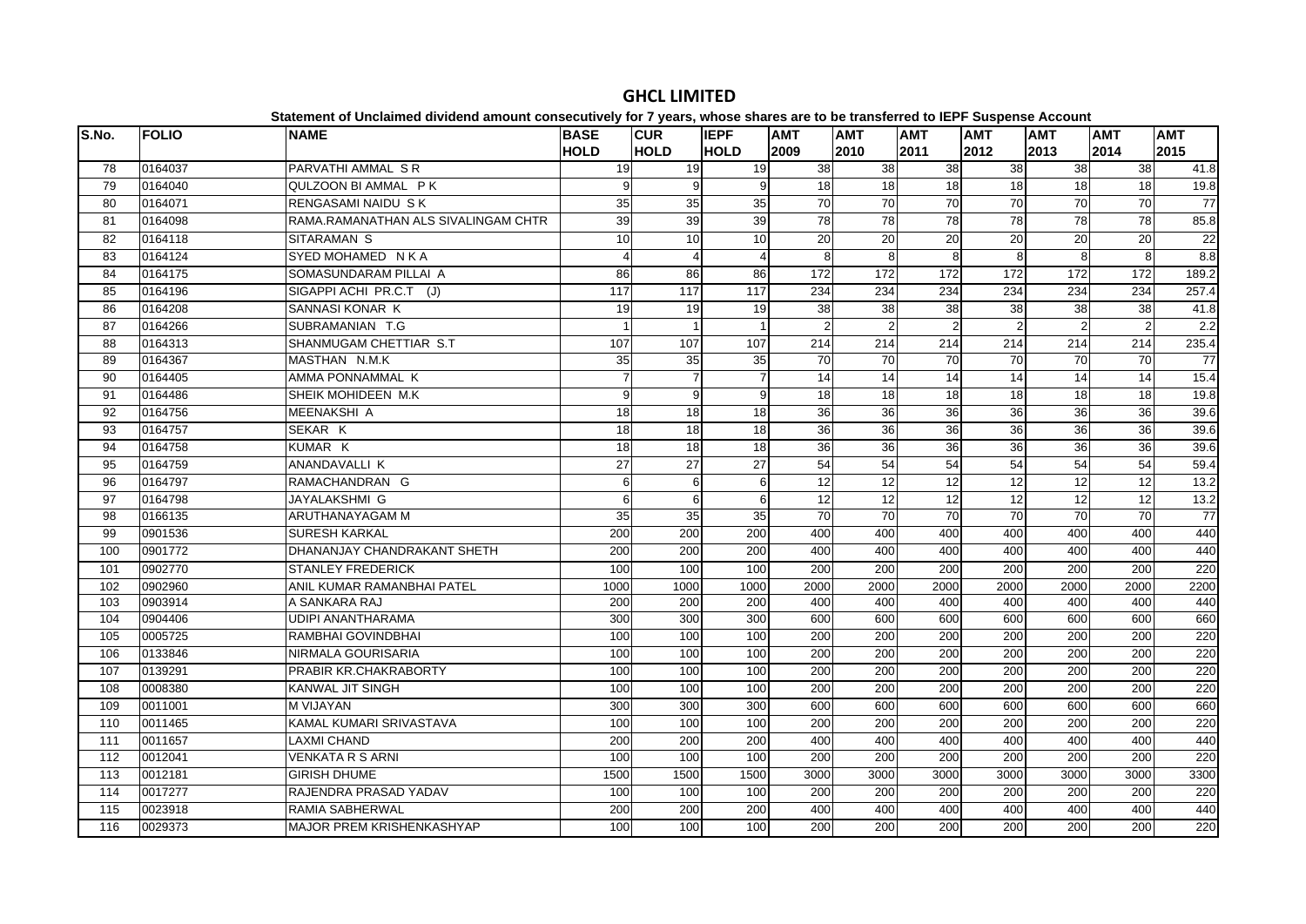# GHCL LIMITED

**Statement of Unclaimed dividend amount consecutively for 7 years, whose shares are to be transferred to IEPF Suspense Account**

| S.No. | FOLIO | NAME | BASE HOLD | CUR HOLD | IEPF HOLD | AMT 2009 | AMT 2010 | AMT 2011 | AMT 2012 | AMT 2013 | AMT 2014 | AMT 2015 |
|---|---|---|---|---|---|---|---|---|---|---|---|---|
| 78 | 0164037 | PARVATHI AMMAL S R | 19 | 19 | 19 | 38 | 38 | 38 | 38 | 38 | 38 | 41.8 |
| 79 | 0164040 | QULZOON BI AMMAL P K | 9 | 9 | 9 | 18 | 18 | 18 | 18 | 18 | 18 | 19.8 |
| 80 | 0164071 | RENGASAMI NAIDU S K | 35 | 35 | 35 | 70 | 70 | 70 | 70 | 70 | 70 | 77 |
| 81 | 0164098 | RAMA.RAMANATHAN ALS SIVALINGAM CHTR | 39 | 39 | 39 | 78 | 78 | 78 | 78 | 78 | 78 | 85.8 |
| 82 | 0164118 | SITARAMAN S | 10 | 10 | 10 | 20 | 20 | 20 | 20 | 20 | 20 | 22 |
| 83 | 0164124 | SYED MOHAMED N K A | 4 | 4 | 4 | 8 | 8 | 8 | 8 | 8 | 8 | 8.8 |
| 84 | 0164175 | SOMASUNDARAM PILLAI A | 86 | 86 | 86 | 172 | 172 | 172 | 172 | 172 | 172 | 189.2 |
| 85 | 0164196 | SIGAPPI ACHI PR.C.T (J) | 117 | 117 | 117 | 234 | 234 | 234 | 234 | 234 | 234 | 257.4 |
| 86 | 0164208 | SANNASI KONAR K | 19 | 19 | 19 | 38 | 38 | 38 | 38 | 38 | 38 | 41.8 |
| 87 | 0164266 | SUBRAMANIAN T.G | 1 | 1 | 1 | 2 | 2 | 2 | 2 | 2 | 2 | 2.2 |
| 88 | 0164313 | SHANMUGAM CHETTIAR S.T | 107 | 107 | 107 | 214 | 214 | 214 | 214 | 214 | 214 | 235.4 |
| 89 | 0164367 | MASTHAN N.M.K | 35 | 35 | 35 | 70 | 70 | 70 | 70 | 70 | 70 | 77 |
| 90 | 0164405 | AMMA PONNAMMAL K | 7 | 7 | 7 | 14 | 14 | 14 | 14 | 14 | 14 | 15.4 |
| 91 | 0164486 | SHEIK MOHIDEEN M.K | 9 | 9 | 9 | 18 | 18 | 18 | 18 | 18 | 18 | 19.8 |
| 92 | 0164756 | MEENAKSHI A | 18 | 18 | 18 | 36 | 36 | 36 | 36 | 36 | 36 | 39.6 |
| 93 | 0164757 | SEKAR K | 18 | 18 | 18 | 36 | 36 | 36 | 36 | 36 | 36 | 39.6 |
| 94 | 0164758 | KUMAR K | 18 | 18 | 18 | 36 | 36 | 36 | 36 | 36 | 36 | 39.6 |
| 95 | 0164759 | ANANDAVALLI K | 27 | 27 | 27 | 54 | 54 | 54 | 54 | 54 | 54 | 59.4 |
| 96 | 0164797 | RAMACHANDRAN G | 6 | 6 | 6 | 12 | 12 | 12 | 12 | 12 | 12 | 13.2 |
| 97 | 0164798 | JAYALAKSHMI G | 6 | 6 | 6 | 12 | 12 | 12 | 12 | 12 | 12 | 13.2 |
| 98 | 0166135 | ARUTHANAYAGAM M | 35 | 35 | 35 | 70 | 70 | 70 | 70 | 70 | 70 | 77 |
| 99 | 0901536 | SURESH KARKAL | 200 | 200 | 200 | 400 | 400 | 400 | 400 | 400 | 400 | 440 |
| 100 | 0901772 | DHANANJAY CHANDRAKANT SHETH | 200 | 200 | 200 | 400 | 400 | 400 | 400 | 400 | 400 | 440 |
| 101 | 0902770 | STANLEY FREDERICK | 100 | 100 | 100 | 200 | 200 | 200 | 200 | 200 | 200 | 220 |
| 102 | 0902960 | ANIL KUMAR RAMANBHAI PATEL | 1000 | 1000 | 1000 | 2000 | 2000 | 2000 | 2000 | 2000 | 2000 | 2200 |
| 103 | 0903914 | A SANKARA RAJ | 200 | 200 | 200 | 400 | 400 | 400 | 400 | 400 | 400 | 440 |
| 104 | 0904406 | UDIPI ANANTHARAMA | 300 | 300 | 300 | 600 | 600 | 600 | 600 | 600 | 600 | 660 |
| 105 | 0005725 | RAMBHAI GOVINDBHAI | 100 | 100 | 100 | 200 | 200 | 200 | 200 | 200 | 200 | 220 |
| 106 | 0133846 | NIRMALA GOURISARIA | 100 | 100 | 100 | 200 | 200 | 200 | 200 | 200 | 200 | 220 |
| 107 | 0139291 | PRABIR KR.CHAKRABORTY | 100 | 100 | 100 | 200 | 200 | 200 | 200 | 200 | 200 | 220 |
| 108 | 0008380 | KANWAL JIT SINGH | 100 | 100 | 100 | 200 | 200 | 200 | 200 | 200 | 200 | 220 |
| 109 | 0011001 | M VIJAYAN | 300 | 300 | 300 | 600 | 600 | 600 | 600 | 600 | 600 | 660 |
| 110 | 0011465 | KAMAL KUMARI SRIVASTAVA | 100 | 100 | 100 | 200 | 200 | 200 | 200 | 200 | 200 | 220 |
| 111 | 0011657 | LAXMI CHAND | 200 | 200 | 200 | 400 | 400 | 400 | 400 | 400 | 400 | 440 |
| 112 | 0012041 | VENKATA R S ARNI | 100 | 100 | 100 | 200 | 200 | 200 | 200 | 200 | 200 | 220 |
| 113 | 0012181 | GIRISH DHUME | 1500 | 1500 | 1500 | 3000 | 3000 | 3000 | 3000 | 3000 | 3000 | 3300 |
| 114 | 0017277 | RAJENDRA PRASAD YADAV | 100 | 100 | 100 | 200 | 200 | 200 | 200 | 200 | 200 | 220 |
| 115 | 0023918 | RAMIA SABHERWAL | 200 | 200 | 200 | 400 | 400 | 400 | 400 | 400 | 400 | 440 |
| 116 | 0029373 | MAJOR PREM KRISHENKASHYAP | 100 | 100 | 100 | 200 | 200 | 200 | 200 | 200 | 200 | 220 |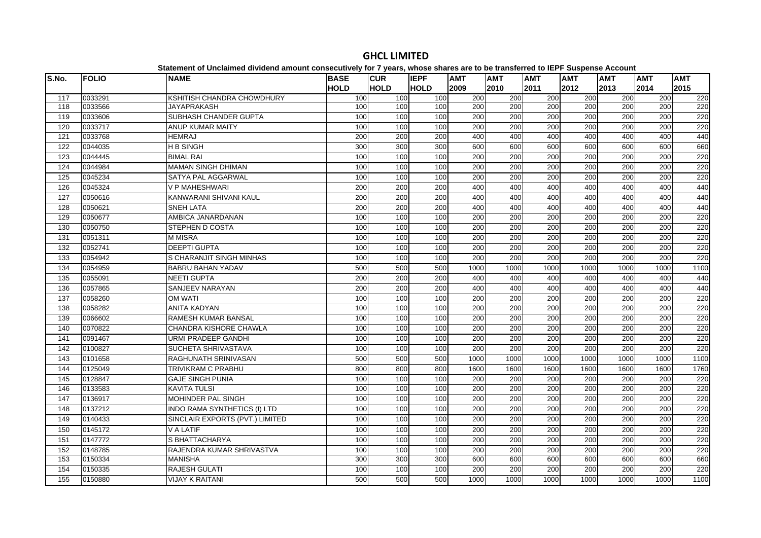# GHCL LIMITED

**Statement of Unclaimed dividend amount consecutively for 7 years, whose shares are to be transferred to IEPF Suspense Account**

| S.No. | FOLIO | NAME | BASE HOLD | CUR HOLD | IEPF HOLD | AMT 2009 | AMT 2010 | AMT 2011 | AMT 2012 | AMT 2013 | AMT 2014 | AMT 2015 |
|---|---|---|---|---|---|---|---|---|---|---|---|---|
| 117 | 0033291 | KSHITISH CHANDRA CHOWDHURY | 100 | 100 | 100 | 200 | 200 | 200 | 200 | 200 | 200 | 220 |
| 118 | 0033566 | JAYAPRAKASH | 100 | 100 | 100 | 200 | 200 | 200 | 200 | 200 | 200 | 220 |
| 119 | 0033606 | SUBHASH CHANDER GUPTA | 100 | 100 | 100 | 200 | 200 | 200 | 200 | 200 | 200 | 220 |
| 120 | 0033717 | ANUP KUMAR MAITY | 100 | 100 | 100 | 200 | 200 | 200 | 200 | 200 | 200 | 220 |
| 121 | 0033768 | HEMRAJ | 200 | 200 | 200 | 400 | 400 | 400 | 400 | 400 | 400 | 440 |
| 122 | 0044035 | H B SINGH | 300 | 300 | 300 | 600 | 600 | 600 | 600 | 600 | 600 | 660 |
| 123 | 0044445 | BIMAL RAI | 100 | 100 | 100 | 200 | 200 | 200 | 200 | 200 | 200 | 220 |
| 124 | 0044984 | MAMAN SINGH DHIMAN | 100 | 100 | 100 | 200 | 200 | 200 | 200 | 200 | 200 | 220 |
| 125 | 0045234 | SATYA PAL AGGARWAL | 100 | 100 | 100 | 200 | 200 | 200 | 200 | 200 | 200 | 220 |
| 126 | 0045324 | V P MAHESHWARI | 200 | 200 | 200 | 400 | 400 | 400 | 400 | 400 | 400 | 440 |
| 127 | 0050616 | KANWARANI SHIVANI KAUL | 200 | 200 | 200 | 400 | 400 | 400 | 400 | 400 | 400 | 440 |
| 128 | 0050621 | SNEH LATA | 200 | 200 | 200 | 400 | 400 | 400 | 400 | 400 | 400 | 440 |
| 129 | 0050677 | AMBICA JANARDANAN | 100 | 100 | 100 | 200 | 200 | 200 | 200 | 200 | 200 | 220 |
| 130 | 0050750 | STEPHEN D COSTA | 100 | 100 | 100 | 200 | 200 | 200 | 200 | 200 | 200 | 220 |
| 131 | 0051311 | M MISRA | 100 | 100 | 100 | 200 | 200 | 200 | 200 | 200 | 200 | 220 |
| 132 | 0052741 | DEEPTI GUPTA | 100 | 100 | 100 | 200 | 200 | 200 | 200 | 200 | 200 | 220 |
| 133 | 0054942 | S CHARANJIT SINGH MINHAS | 100 | 100 | 100 | 200 | 200 | 200 | 200 | 200 | 200 | 220 |
| 134 | 0054959 | BABRU BAHAN YADAV | 500 | 500 | 500 | 1000 | 1000 | 1000 | 1000 | 1000 | 1000 | 1100 |
| 135 | 0055091 | NEETI GUPTA | 200 | 200 | 200 | 400 | 400 | 400 | 400 | 400 | 400 | 440 |
| 136 | 0057865 | SANJEEV NARAYAN | 200 | 200 | 200 | 400 | 400 | 400 | 400 | 400 | 400 | 440 |
| 137 | 0058260 | OM WATI | 100 | 100 | 100 | 200 | 200 | 200 | 200 | 200 | 200 | 220 |
| 138 | 0058282 | ANITA KADYAN | 100 | 100 | 100 | 200 | 200 | 200 | 200 | 200 | 200 | 220 |
| 139 | 0066602 | RAMESH KUMAR BANSAL | 100 | 100 | 100 | 200 | 200 | 200 | 200 | 200 | 200 | 220 |
| 140 | 0070822 | CHANDRA KISHORE CHAWLA | 100 | 100 | 100 | 200 | 200 | 200 | 200 | 200 | 200 | 220 |
| 141 | 0091467 | URMI PRADEEP GANDHI | 100 | 100 | 100 | 200 | 200 | 200 | 200 | 200 | 200 | 220 |
| 142 | 0100827 | SUCHETA SHRIVASTAVA | 100 | 100 | 100 | 200 | 200 | 200 | 200 | 200 | 200 | 220 |
| 143 | 0101658 | RAGHUNATH SRINIVASAN | 500 | 500 | 500 | 1000 | 1000 | 1000 | 1000 | 1000 | 1000 | 1100 |
| 144 | 0125049 | TRIVIKRAM C PRABHU | 800 | 800 | 800 | 1600 | 1600 | 1600 | 1600 | 1600 | 1600 | 1760 |
| 145 | 0128847 | GAJE SINGH PUNIA | 100 | 100 | 100 | 200 | 200 | 200 | 200 | 200 | 200 | 220 |
| 146 | 0133583 | KAVITA TULSI | 100 | 100 | 100 | 200 | 200 | 200 | 200 | 200 | 200 | 220 |
| 147 | 0136917 | MOHINDER PAL SINGH | 100 | 100 | 100 | 200 | 200 | 200 | 200 | 200 | 200 | 220 |
| 148 | 0137212 | INDO RAMA SYNTHETICS (I) LTD | 100 | 100 | 100 | 200 | 200 | 200 | 200 | 200 | 200 | 220 |
| 149 | 0140433 | SINCLAIR EXPORTS (PVT.) LIMITED | 100 | 100 | 100 | 200 | 200 | 200 | 200 | 200 | 200 | 220 |
| 150 | 0145172 | V A LATIF | 100 | 100 | 100 | 200 | 200 | 200 | 200 | 200 | 200 | 220 |
| 151 | 0147772 | S BHATTACHARYA | 100 | 100 | 100 | 200 | 200 | 200 | 200 | 200 | 200 | 220 |
| 152 | 0148785 | RAJENDRA KUMAR SHRIVASTVA | 100 | 100 | 100 | 200 | 200 | 200 | 200 | 200 | 200 | 220 |
| 153 | 0150334 | MANISHA | 300 | 300 | 300 | 600 | 600 | 600 | 600 | 600 | 600 | 660 |
| 154 | 0150335 | RAJESH GULATI | 100 | 100 | 100 | 200 | 200 | 200 | 200 | 200 | 200 | 220 |
| 155 | 0150880 | VIJAY K RAITANI | 500 | 500 | 500 | 1000 | 1000 | 1000 | 1000 | 1000 | 1000 | 1100 |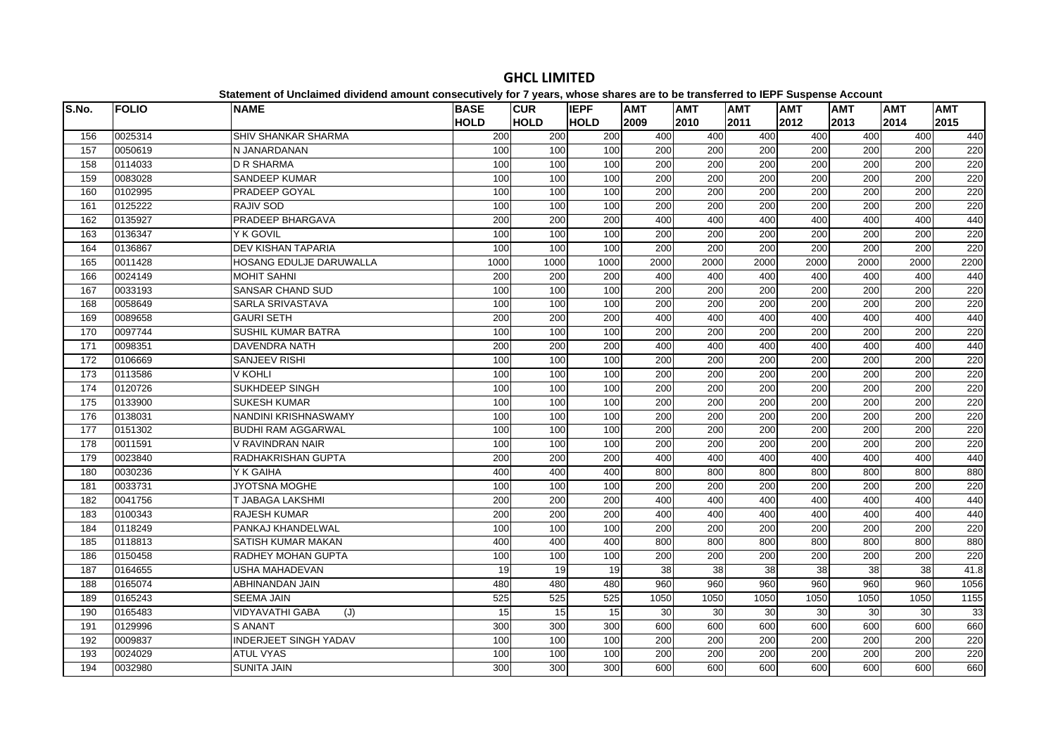# GHCL LIMITED

**Statement of Unclaimed dividend amount consecutively for 7 years, whose shares are to be transferred to IEPF Suspense Account**

| S.No. | FOLIO | NAME | BASE HOLD | CUR HOLD | IEPF HOLD | AMT 2009 | AMT 2010 | AMT 2011 | AMT 2012 | AMT 2013 | AMT 2014 | AMT 2015 |
|---|---|---|---|---|---|---|---|---|---|---|---|---|
| 156 | 0025314 | SHIV SHANKAR SHARMA | 200 | 200 | 200 | 400 | 400 | 400 | 400 | 400 | 400 | 440 |
| 157 | 0050619 | N JANARDANAN | 100 | 100 | 100 | 200 | 200 | 200 | 200 | 200 | 200 | 220 |
| 158 | 0114033 | D R SHARMA | 100 | 100 | 100 | 200 | 200 | 200 | 200 | 200 | 200 | 220 |
| 159 | 0083028 | SANDEEP KUMAR | 100 | 100 | 100 | 200 | 200 | 200 | 200 | 200 | 200 | 220 |
| 160 | 0102995 | PRADEEP GOYAL | 100 | 100 | 100 | 200 | 200 | 200 | 200 | 200 | 200 | 220 |
| 161 | 0125222 | RAJIV SOD | 100 | 100 | 100 | 200 | 200 | 200 | 200 | 200 | 200 | 220 |
| 162 | 0135927 | PRADEEP BHARGAVA | 200 | 200 | 200 | 400 | 400 | 400 | 400 | 400 | 400 | 440 |
| 163 | 0136347 | Y K GOVIL | 100 | 100 | 100 | 200 | 200 | 200 | 200 | 200 | 200 | 220 |
| 164 | 0136867 | DEV KISHAN TAPARIA | 100 | 100 | 100 | 200 | 200 | 200 | 200 | 200 | 200 | 220 |
| 165 | 0011428 | HOSANG EDULJE DARUWALLA | 1000 | 1000 | 1000 | 2000 | 2000 | 2000 | 2000 | 2000 | 2000 | 2200 |
| 166 | 0024149 | MOHIT SAHNI | 200 | 200 | 200 | 400 | 400 | 400 | 400 | 400 | 400 | 440 |
| 167 | 0033193 | SANSAR CHAND SUD | 100 | 100 | 100 | 200 | 200 | 200 | 200 | 200 | 200 | 220 |
| 168 | 0058649 | SARLA SRIVASTAVA | 100 | 100 | 100 | 200 | 200 | 200 | 200 | 200 | 200 | 220 |
| 169 | 0089658 | GAURI SETH | 200 | 200 | 200 | 400 | 400 | 400 | 400 | 400 | 400 | 440 |
| 170 | 0097744 | SUSHIL KUMAR BATRA | 100 | 100 | 100 | 200 | 200 | 200 | 200 | 200 | 200 | 220 |
| 171 | 0098351 | DAVENDRA NATH | 200 | 200 | 200 | 400 | 400 | 400 | 400 | 400 | 400 | 440 |
| 172 | 0106669 | SANJEEV RISHI | 100 | 100 | 100 | 200 | 200 | 200 | 200 | 200 | 200 | 220 |
| 173 | 0113586 | V KOHLI | 100 | 100 | 100 | 200 | 200 | 200 | 200 | 200 | 200 | 220 |
| 174 | 0120726 | SUKHDEEP SINGH | 100 | 100 | 100 | 200 | 200 | 200 | 200 | 200 | 200 | 220 |
| 175 | 0133900 | SUKESH KUMAR | 100 | 100 | 100 | 200 | 200 | 200 | 200 | 200 | 200 | 220 |
| 176 | 0138031 | NANDINI KRISHNASWAMY | 100 | 100 | 100 | 200 | 200 | 200 | 200 | 200 | 200 | 220 |
| 177 | 0151302 | BUDHI RAM AGGARWAL | 100 | 100 | 100 | 200 | 200 | 200 | 200 | 200 | 200 | 220 |
| 178 | 0011591 | V RAVINDRAN NAIR | 100 | 100 | 100 | 200 | 200 | 200 | 200 | 200 | 200 | 220 |
| 179 | 0023840 | RADHAKRISHAN GUPTA | 200 | 200 | 200 | 400 | 400 | 400 | 400 | 400 | 400 | 440 |
| 180 | 0030236 | Y K GAIHA | 400 | 400 | 400 | 800 | 800 | 800 | 800 | 800 | 800 | 880 |
| 181 | 0033731 | JYOTSNA MOGHE | 100 | 100 | 100 | 200 | 200 | 200 | 200 | 200 | 200 | 220 |
| 182 | 0041756 | T JABAGA LAKSHMI | 200 | 200 | 200 | 400 | 400 | 400 | 400 | 400 | 400 | 440 |
| 183 | 0100343 | RAJESH KUMAR | 200 | 200 | 200 | 400 | 400 | 400 | 400 | 400 | 400 | 440 |
| 184 | 0118249 | PANKAJ KHANDELWAL | 100 | 100 | 100 | 200 | 200 | 200 | 200 | 200 | 200 | 220 |
| 185 | 0118813 | SATISH KUMAR MAKAN | 400 | 400 | 400 | 800 | 800 | 800 | 800 | 800 | 800 | 880 |
| 186 | 0150458 | RADHEY MOHAN GUPTA | 100 | 100 | 100 | 200 | 200 | 200 | 200 | 200 | 200 | 220 |
| 187 | 0164655 | USHA MAHADEVAN | 19 | 19 | 19 | 38 | 38 | 38 | 38 | 38 | 38 | 41.8 |
| 188 | 0165074 | ABHINANDAN JAIN | 480 | 480 | 480 | 960 | 960 | 960 | 960 | 960 | 960 | 1056 |
| 189 | 0165243 | SEEMA JAIN | 525 | 525 | 525 | 1050 | 1050 | 1050 | 1050 | 1050 | 1050 | 1155 |
| 190 | 0165483 | VIDYAVATHI GABA (J) | 15 | 15 | 15 | 30 | 30 | 30 | 30 | 30 | 30 | 33 |
| 191 | 0129996 | S ANANT | 300 | 300 | 300 | 600 | 600 | 600 | 600 | 600 | 600 | 660 |
| 192 | 0009837 | INDERJEET SINGH YADAV | 100 | 100 | 100 | 200 | 200 | 200 | 200 | 200 | 200 | 220 |
| 193 | 0024029 | ATUL VYAS | 100 | 100 | 100 | 200 | 200 | 200 | 200 | 200 | 200 | 220 |
| 194 | 0032980 | SUNITA JAIN | 300 | 300 | 300 | 600 | 600 | 600 | 600 | 600 | 600 | 660 |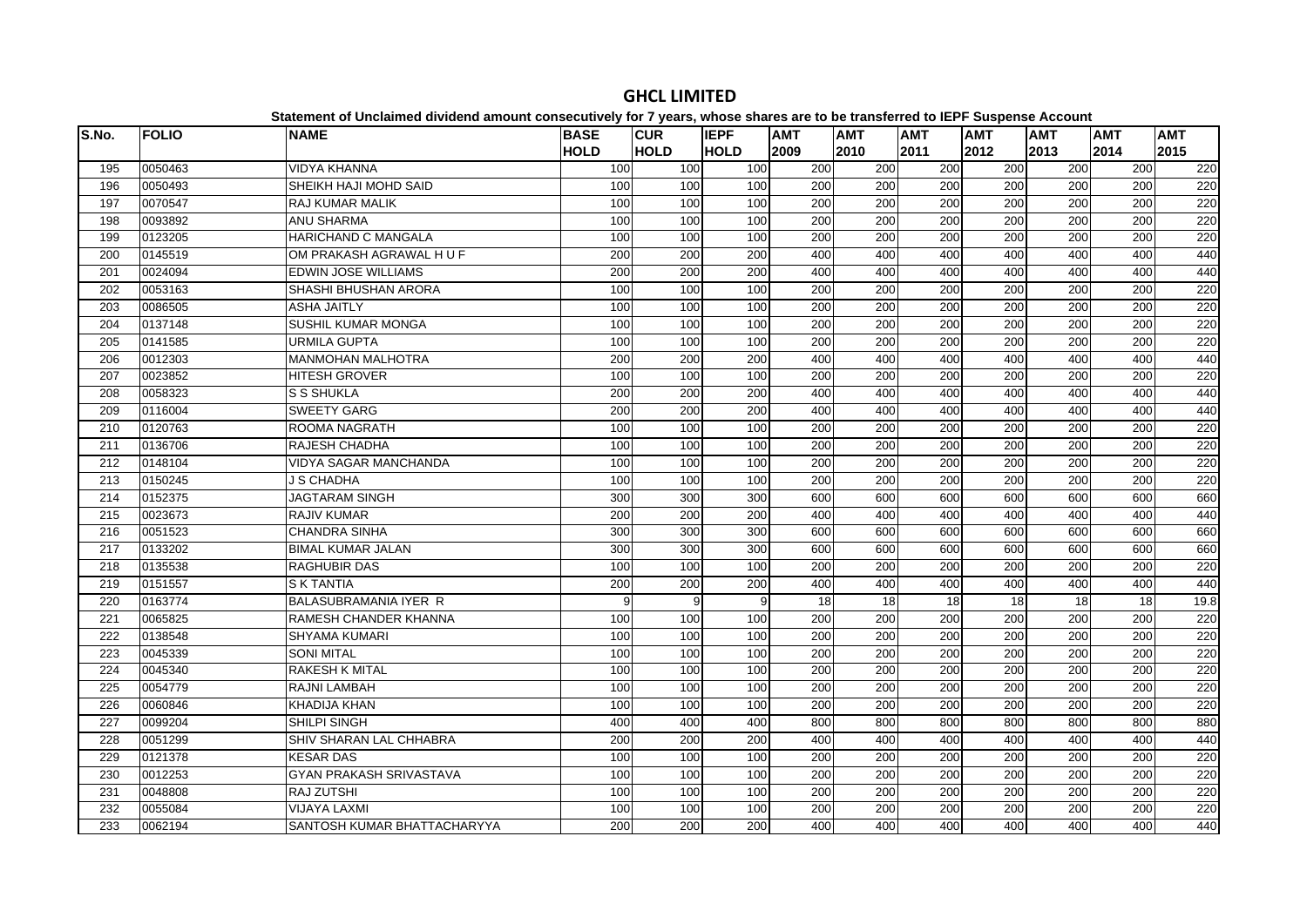# GHCL LIMITED

**Statement of Unclaimed dividend amount consecutively for 7 years, whose shares are to be transferred to IEPF Suspense Account**

| S.No. | FOLIO | NAME | BASE HOLD | CUR HOLD | IEPF HOLD | AMT 2009 | AMT 2010 | AMT 2011 | AMT 2012 | AMT 2013 | AMT 2014 | AMT 2015 |
|---|---|---|---|---|---|---|---|---|---|---|---|---|
| 195 | 0050463 | VIDYA KHANNA | 100 | 100 | 100 | 200 | 200 | 200 | 200 | 200 | 200 | 220 |
| 196 | 0050493 | SHEIKH HAJI MOHD SAID | 100 | 100 | 100 | 200 | 200 | 200 | 200 | 200 | 200 | 220 |
| 197 | 0070547 | RAJ KUMAR MALIK | 100 | 100 | 100 | 200 | 200 | 200 | 200 | 200 | 200 | 220 |
| 198 | 0093892 | ANU SHARMA | 100 | 100 | 100 | 200 | 200 | 200 | 200 | 200 | 200 | 220 |
| 199 | 0123205 | HARICHAND C MANGALA | 100 | 100 | 100 | 200 | 200 | 200 | 200 | 200 | 200 | 220 |
| 200 | 0145519 | OM PRAKASH AGRAWAL H U F | 200 | 200 | 200 | 400 | 400 | 400 | 400 | 400 | 400 | 440 |
| 201 | 0024094 | EDWIN JOSE WILLIAMS | 200 | 200 | 200 | 400 | 400 | 400 | 400 | 400 | 400 | 440 |
| 202 | 0053163 | SHASHI BHUSHAN ARORA | 100 | 100 | 100 | 200 | 200 | 200 | 200 | 200 | 200 | 220 |
| 203 | 0086505 | ASHA JAITLY | 100 | 100 | 100 | 200 | 200 | 200 | 200 | 200 | 200 | 220 |
| 204 | 0137148 | SUSHIL KUMAR MONGA | 100 | 100 | 100 | 200 | 200 | 200 | 200 | 200 | 200 | 220 |
| 205 | 0141585 | URMILA GUPTA | 100 | 100 | 100 | 200 | 200 | 200 | 200 | 200 | 200 | 220 |
| 206 | 0012303 | MANMOHAN MALHOTRA | 200 | 200 | 200 | 400 | 400 | 400 | 400 | 400 | 400 | 440 |
| 207 | 0023852 | HITESH GROVER | 100 | 100 | 100 | 200 | 200 | 200 | 200 | 200 | 200 | 220 |
| 208 | 0058323 | S S SHUKLA | 200 | 200 | 200 | 400 | 400 | 400 | 400 | 400 | 400 | 440 |
| 209 | 0116004 | SWEETY GARG | 200 | 200 | 200 | 400 | 400 | 400 | 400 | 400 | 400 | 440 |
| 210 | 0120763 | ROOMA NAGRATH | 100 | 100 | 100 | 200 | 200 | 200 | 200 | 200 | 200 | 220 |
| 211 | 0136706 | RAJESH CHADHA | 100 | 100 | 100 | 200 | 200 | 200 | 200 | 200 | 200 | 220 |
| 212 | 0148104 | VIDYA SAGAR MANCHANDA | 100 | 100 | 100 | 200 | 200 | 200 | 200 | 200 | 200 | 220 |
| 213 | 0150245 | J S CHADHA | 100 | 100 | 100 | 200 | 200 | 200 | 200 | 200 | 200 | 220 |
| 214 | 0152375 | JAGTARAM SINGH | 300 | 300 | 300 | 600 | 600 | 600 | 600 | 600 | 600 | 660 |
| 215 | 0023673 | RAJIV KUMAR | 200 | 200 | 200 | 400 | 400 | 400 | 400 | 400 | 400 | 440 |
| 216 | 0051523 | CHANDRA SINHA | 300 | 300 | 300 | 600 | 600 | 600 | 600 | 600 | 600 | 660 |
| 217 | 0133202 | BIMAL KUMAR JALAN | 300 | 300 | 300 | 600 | 600 | 600 | 600 | 600 | 600 | 660 |
| 218 | 0135538 | RAGHUBIR DAS | 100 | 100 | 100 | 200 | 200 | 200 | 200 | 200 | 200 | 220 |
| 219 | 0151557 | S K TANTIA | 200 | 200 | 200 | 400 | 400 | 400 | 400 | 400 | 400 | 440 |
| 220 | 0163774 | BALASUBRAMANIA IYER R | 9 | 9 | 9 | 18 | 18 | 18 | 18 | 18 | 18 | 19.8 |
| 221 | 0065825 | RAMESH CHANDER KHANNA | 100 | 100 | 100 | 200 | 200 | 200 | 200 | 200 | 200 | 220 |
| 222 | 0138548 | SHYAMA KUMARI | 100 | 100 | 100 | 200 | 200 | 200 | 200 | 200 | 200 | 220 |
| 223 | 0045339 | SONI MITAL | 100 | 100 | 100 | 200 | 200 | 200 | 200 | 200 | 200 | 220 |
| 224 | 0045340 | RAKESH K MITAL | 100 | 100 | 100 | 200 | 200 | 200 | 200 | 200 | 200 | 220 |
| 225 | 0054779 | RAJNI LAMBAH | 100 | 100 | 100 | 200 | 200 | 200 | 200 | 200 | 200 | 220 |
| 226 | 0060846 | KHADIJA KHAN | 100 | 100 | 100 | 200 | 200 | 200 | 200 | 200 | 200 | 220 |
| 227 | 0099204 | SHILPI SINGH | 400 | 400 | 400 | 800 | 800 | 800 | 800 | 800 | 800 | 880 |
| 228 | 0051299 | SHIV SHARAN LAL CHHABRA | 200 | 200 | 200 | 400 | 400 | 400 | 400 | 400 | 400 | 440 |
| 229 | 0121378 | KESAR DAS | 100 | 100 | 100 | 200 | 200 | 200 | 200 | 200 | 200 | 220 |
| 230 | 0012253 | GYAN PRAKASH SRIVASTAVA | 100 | 100 | 100 | 200 | 200 | 200 | 200 | 200 | 200 | 220 |
| 231 | 0048808 | RAJ ZUTSHI | 100 | 100 | 100 | 200 | 200 | 200 | 200 | 200 | 200 | 220 |
| 232 | 0055084 | VIJAYA LAXMI | 100 | 100 | 100 | 200 | 200 | 200 | 200 | 200 | 200 | 220 |
| 233 | 0062194 | SANTOSH KUMAR BHATTACHARYYA | 200 | 200 | 200 | 400 | 400 | 400 | 400 | 400 | 400 | 440 |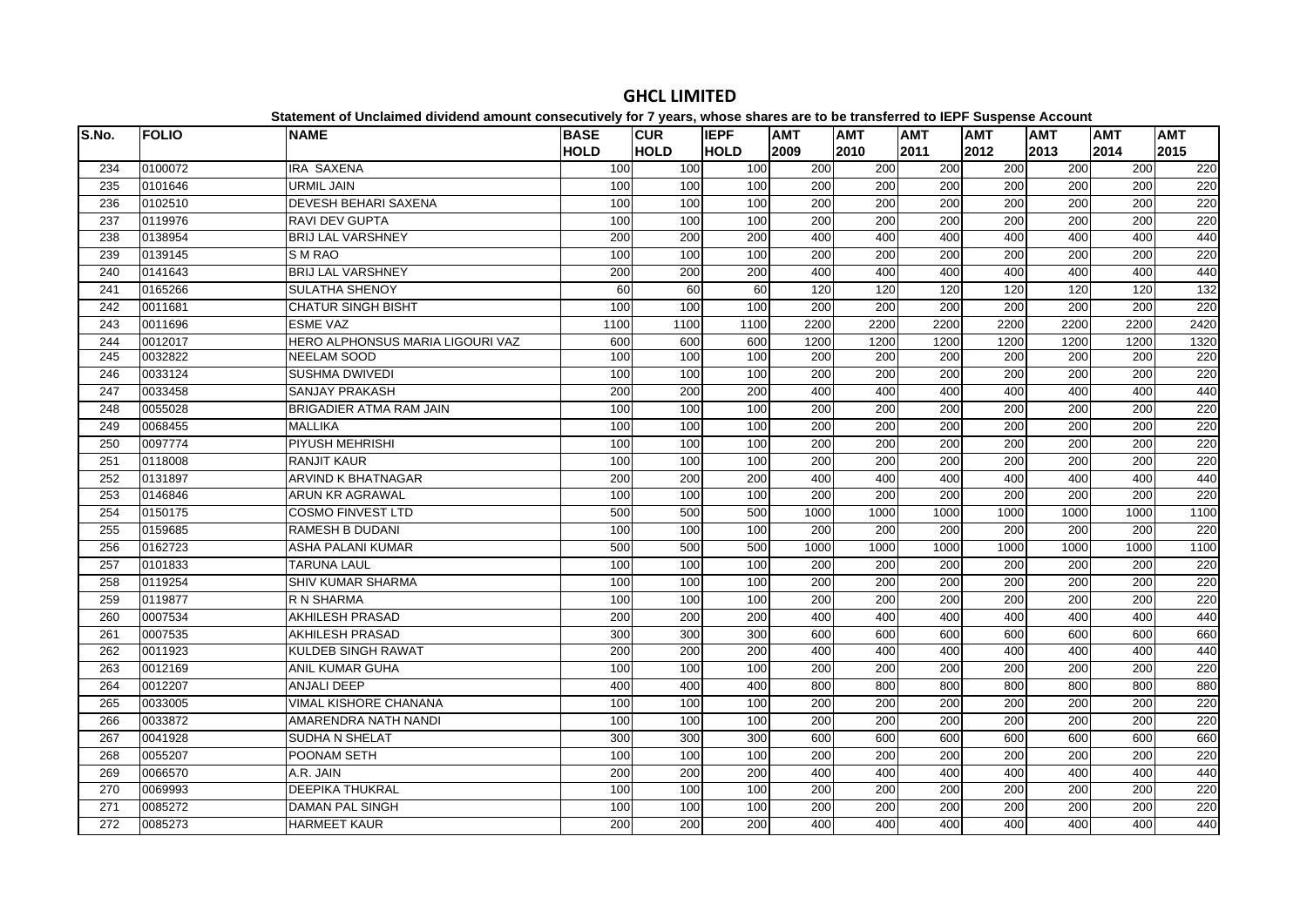# GHCL LIMITED

**Statement of Unclaimed dividend amount consecutively for 7 years, whose shares are to be transferred to IEPF Suspense Account**

| S.No. | FOLIO | NAME | BASE HOLD | CUR HOLD | IEPF HOLD | AMT 2009 | AMT 2010 | AMT 2011 | AMT 2012 | AMT 2013 | AMT 2014 | AMT 2015 |
|---|---|---|---|---|---|---|---|---|---|---|---|---|
| 234 | 0100072 | IRA SAXENA | 100 | 100 | 100 | 200 | 200 | 200 | 200 | 200 | 200 | 220 |
| 235 | 0101646 | URMIL JAIN | 100 | 100 | 100 | 200 | 200 | 200 | 200 | 200 | 200 | 220 |
| 236 | 0102510 | DEVESH BEHARI SAXENA | 100 | 100 | 100 | 200 | 200 | 200 | 200 | 200 | 200 | 220 |
| 237 | 0119976 | RAVI DEV GUPTA | 100 | 100 | 100 | 200 | 200 | 200 | 200 | 200 | 200 | 220 |
| 238 | 0138954 | BRIJ LAL VARSHNEY | 200 | 200 | 200 | 400 | 400 | 400 | 400 | 400 | 400 | 440 |
| 239 | 0139145 | S M RAO | 100 | 100 | 100 | 200 | 200 | 200 | 200 | 200 | 200 | 220 |
| 240 | 0141643 | BRIJ LAL VARSHNEY | 200 | 200 | 200 | 400 | 400 | 400 | 400 | 400 | 400 | 440 |
| 241 | 0165266 | SULATHA SHENOY | 60 | 60 | 60 | 120 | 120 | 120 | 120 | 120 | 120 | 132 |
| 242 | 0011681 | CHATUR SINGH BISHT | 100 | 100 | 100 | 200 | 200 | 200 | 200 | 200 | 200 | 220 |
| 243 | 0011696 | ESME VAZ | 1100 | 1100 | 1100 | 2200 | 2200 | 2200 | 2200 | 2200 | 2200 | 2420 |
| 244 | 0012017 | HERO ALPHONSUS MARIA LIGOURI VAZ | 600 | 600 | 600 | 1200 | 1200 | 1200 | 1200 | 1200 | 1200 | 1320 |
| 245 | 0032822 | NEELAM SOOD | 100 | 100 | 100 | 200 | 200 | 200 | 200 | 200 | 200 | 220 |
| 246 | 0033124 | SUSHMA DWIVEDI | 100 | 100 | 100 | 200 | 200 | 200 | 200 | 200 | 200 | 220 |
| 247 | 0033458 | SANJAY PRAKASH | 200 | 200 | 200 | 400 | 400 | 400 | 400 | 400 | 400 | 440 |
| 248 | 0055028 | BRIGADIER ATMA RAM JAIN | 100 | 100 | 100 | 200 | 200 | 200 | 200 | 200 | 200 | 220 |
| 249 | 0068455 | MALLIKA | 100 | 100 | 100 | 200 | 200 | 200 | 200 | 200 | 200 | 220 |
| 250 | 0097774 | PIYUSH MEHRISHI | 100 | 100 | 100 | 200 | 200 | 200 | 200 | 200 | 200 | 220 |
| 251 | 0118008 | RANJIT KAUR | 100 | 100 | 100 | 200 | 200 | 200 | 200 | 200 | 200 | 220 |
| 252 | 0131897 | ARVIND K BHATNAGAR | 200 | 200 | 200 | 400 | 400 | 400 | 400 | 400 | 400 | 440 |
| 253 | 0146846 | ARUN KR AGRAWAL | 100 | 100 | 100 | 200 | 200 | 200 | 200 | 200 | 200 | 220 |
| 254 | 0150175 | COSMO FINVEST LTD | 500 | 500 | 500 | 1000 | 1000 | 1000 | 1000 | 1000 | 1000 | 1100 |
| 255 | 0159685 | RAMESH B DUDANI | 100 | 100 | 100 | 200 | 200 | 200 | 200 | 200 | 200 | 220 |
| 256 | 0162723 | ASHA PALANI KUMAR | 500 | 500 | 500 | 1000 | 1000 | 1000 | 1000 | 1000 | 1000 | 1100 |
| 257 | 0101833 | TARUNA LAUL | 100 | 100 | 100 | 200 | 200 | 200 | 200 | 200 | 200 | 220 |
| 258 | 0119254 | SHIV KUMAR SHARMA | 100 | 100 | 100 | 200 | 200 | 200 | 200 | 200 | 200 | 220 |
| 259 | 0119877 | R N SHARMA | 100 | 100 | 100 | 200 | 200 | 200 | 200 | 200 | 200 | 220 |
| 260 | 0007534 | AKHILESH PRASAD | 200 | 200 | 200 | 400 | 400 | 400 | 400 | 400 | 400 | 440 |
| 261 | 0007535 | AKHILESH PRASAD | 300 | 300 | 300 | 600 | 600 | 600 | 600 | 600 | 600 | 660 |
| 262 | 0011923 | KULDEB SINGH RAWAT | 200 | 200 | 200 | 400 | 400 | 400 | 400 | 400 | 400 | 440 |
| 263 | 0012169 | ANIL KUMAR GUHA | 100 | 100 | 100 | 200 | 200 | 200 | 200 | 200 | 200 | 220 |
| 264 | 0012207 | ANJALI DEEP | 400 | 400 | 400 | 800 | 800 | 800 | 800 | 800 | 800 | 880 |
| 265 | 0033005 | VIMAL KISHORE CHANANA | 100 | 100 | 100 | 200 | 200 | 200 | 200 | 200 | 200 | 220 |
| 266 | 0033872 | AMARENDRA NATH NANDI | 100 | 100 | 100 | 200 | 200 | 200 | 200 | 200 | 200 | 220 |
| 267 | 0041928 | SUDHA N SHELAT | 300 | 300 | 300 | 600 | 600 | 600 | 600 | 600 | 600 | 660 |
| 268 | 0055207 | POONAM SETH | 100 | 100 | 100 | 200 | 200 | 200 | 200 | 200 | 200 | 220 |
| 269 | 0066570 | A.R. JAIN | 200 | 200 | 200 | 400 | 400 | 400 | 400 | 400 | 400 | 440 |
| 270 | 0069993 | DEEPIKA THUKRAL | 100 | 100 | 100 | 200 | 200 | 200 | 200 | 200 | 200 | 220 |
| 271 | 0085272 | DAMAN PAL SINGH | 100 | 100 | 100 | 200 | 200 | 200 | 200 | 200 | 200 | 220 |
| 272 | 0085273 | HARMEET KAUR | 200 | 200 | 200 | 400 | 400 | 400 | 400 | 400 | 400 | 440 |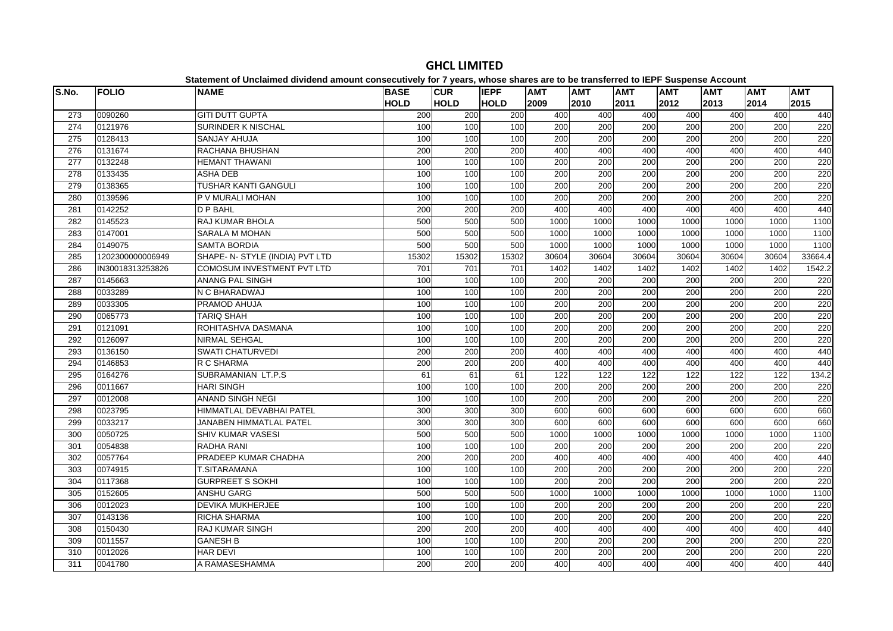# GHCL LIMITED

**Statement of Unclaimed dividend amount consecutively for 7 years, whose shares are to be transferred to IEPF Suspense Account**

| S.No. | FOLIO | NAME | BASE HOLD | CUR HOLD | IEPF HOLD | AMT 2009 | AMT 2010 | AMT 2011 | AMT 2012 | AMT 2013 | AMT 2014 | AMT 2015 |
|---|---|---|---|---|---|---|---|---|---|---|---|---|
| 273 | 0090260 | GITI DUTT GUPTA | 200 | 200 | 200 | 400 | 400 | 400 | 400 | 400 | 400 | 440 |
| 274 | 0121976 | SURINDER K NISCHAL | 100 | 100 | 100 | 200 | 200 | 200 | 200 | 200 | 200 | 220 |
| 275 | 0128413 | SANJAY AHUJA | 100 | 100 | 100 | 200 | 200 | 200 | 200 | 200 | 200 | 220 |
| 276 | 0131674 | RACHANA BHUSHAN | 200 | 200 | 200 | 400 | 400 | 400 | 400 | 400 | 400 | 440 |
| 277 | 0132248 | HEMANT THAWANI | 100 | 100 | 100 | 200 | 200 | 200 | 200 | 200 | 200 | 220 |
| 278 | 0133435 | ASHA DEB | 100 | 100 | 100 | 200 | 200 | 200 | 200 | 200 | 200 | 220 |
| 279 | 0138365 | TUSHAR KANTI GANGULI | 100 | 100 | 100 | 200 | 200 | 200 | 200 | 200 | 200 | 220 |
| 280 | 0139596 | P V MURALI MOHAN | 100 | 100 | 100 | 200 | 200 | 200 | 200 | 200 | 200 | 220 |
| 281 | 0142252 | D P BAHL | 200 | 200 | 200 | 400 | 400 | 400 | 400 | 400 | 400 | 440 |
| 282 | 0145523 | RAJ KUMAR BHOLA | 500 | 500 | 500 | 1000 | 1000 | 1000 | 1000 | 1000 | 1000 | 1100 |
| 283 | 0147001 | SARALA M MOHAN | 500 | 500 | 500 | 1000 | 1000 | 1000 | 1000 | 1000 | 1000 | 1100 |
| 284 | 0149075 | SAMTA BORDIA | 500 | 500 | 500 | 1000 | 1000 | 1000 | 1000 | 1000 | 1000 | 1100 |
| 285 | 1202300000006949 | SHAPE- N- STYLE (INDIA) PVT LTD | 15302 | 15302 | 15302 | 30604 | 30604 | 30604 | 30604 | 30604 | 30604 | 33664.4 |
| 286 | IN30018313253826 | COMOSUM INVESTMENT PVT LTD | 701 | 701 | 701 | 1402 | 1402 | 1402 | 1402 | 1402 | 1402 | 1542.2 |
| 287 | 0145663 | ANANG PAL SINGH | 100 | 100 | 100 | 200 | 200 | 200 | 200 | 200 | 200 | 220 |
| 288 | 0033289 | N C BHARADWAJ | 100 | 100 | 100 | 200 | 200 | 200 | 200 | 200 | 200 | 220 |
| 289 | 0033305 | PRAMOD AHUJA | 100 | 100 | 100 | 200 | 200 | 200 | 200 | 200 | 200 | 220 |
| 290 | 0065773 | TARIQ SHAH | 100 | 100 | 100 | 200 | 200 | 200 | 200 | 200 | 200 | 220 |
| 291 | 0121091 | ROHITASHVA DASMANA | 100 | 100 | 100 | 200 | 200 | 200 | 200 | 200 | 200 | 220 |
| 292 | 0126097 | NIRMAL SEHGAL | 100 | 100 | 100 | 200 | 200 | 200 | 200 | 200 | 200 | 220 |
| 293 | 0136150 | SWATI CHATURVEDI | 200 | 200 | 200 | 400 | 400 | 400 | 400 | 400 | 400 | 440 |
| 294 | 0146853 | R C SHARMA | 200 | 200 | 200 | 400 | 400 | 400 | 400 | 400 | 400 | 440 |
| 295 | 0164276 | SUBRAMANIAN LT.P.S | 61 | 61 | 61 | 122 | 122 | 122 | 122 | 122 | 122 | 134.2 |
| 296 | 0011667 | HARI SINGH | 100 | 100 | 100 | 200 | 200 | 200 | 200 | 200 | 200 | 220 |
| 297 | 0012008 | ANAND SINGH NEGI | 100 | 100 | 100 | 200 | 200 | 200 | 200 | 200 | 200 | 220 |
| 298 | 0023795 | HIMMATLAL DEVABHAI PATEL | 300 | 300 | 300 | 600 | 600 | 600 | 600 | 600 | 600 | 660 |
| 299 | 0033217 | JANABEN HIMMATLAL PATEL | 300 | 300 | 300 | 600 | 600 | 600 | 600 | 600 | 600 | 660 |
| 300 | 0050725 | SHIV KUMAR VASESI | 500 | 500 | 500 | 1000 | 1000 | 1000 | 1000 | 1000 | 1000 | 1100 |
| 301 | 0054838 | RADHA RANI | 100 | 100 | 100 | 200 | 200 | 200 | 200 | 200 | 200 | 220 |
| 302 | 0057764 | PRADEEP KUMAR CHADHA | 200 | 200 | 200 | 400 | 400 | 400 | 400 | 400 | 400 | 440 |
| 303 | 0074915 | T.SITARAMANA | 100 | 100 | 100 | 200 | 200 | 200 | 200 | 200 | 200 | 220 |
| 304 | 0117368 | GURPREET S SOKHI | 100 | 100 | 100 | 200 | 200 | 200 | 200 | 200 | 200 | 220 |
| 305 | 0152605 | ANSHU GARG | 500 | 500 | 500 | 1000 | 1000 | 1000 | 1000 | 1000 | 1000 | 1100 |
| 306 | 0012023 | DEVIKA MUKHERJEE | 100 | 100 | 100 | 200 | 200 | 200 | 200 | 200 | 200 | 220 |
| 307 | 0143136 | RICHA SHARMA | 100 | 100 | 100 | 200 | 200 | 200 | 200 | 200 | 200 | 220 |
| 308 | 0150430 | RAJ KUMAR SINGH | 200 | 200 | 200 | 400 | 400 | 400 | 400 | 400 | 400 | 440 |
| 309 | 0011557 | GANESH B | 100 | 100 | 100 | 200 | 200 | 200 | 200 | 200 | 200 | 220 |
| 310 | 0012026 | HAR DEVI | 100 | 100 | 100 | 200 | 200 | 200 | 200 | 200 | 200 | 220 |
| 311 | 0041780 | A RAMASESHAMMA | 200 | 200 | 200 | 400 | 400 | 400 | 400 | 400 | 400 | 440 |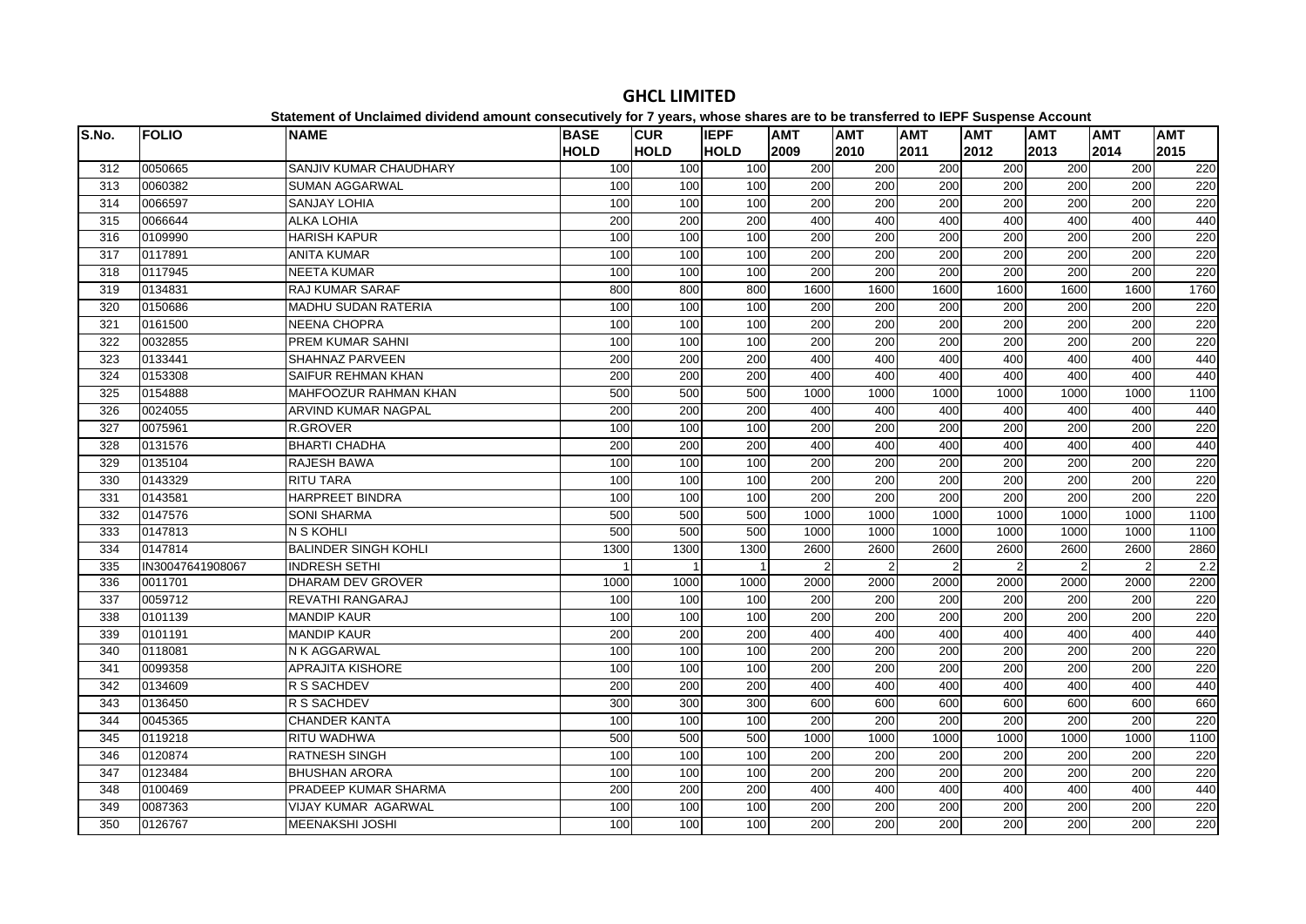# GHCL LIMITED

**Statement of Unclaimed dividend amount consecutively for 7 years, whose shares are to be transferred to IEPF Suspense Account**

| S.No. | FOLIO | NAME | BASE HOLD | CUR HOLD | IEPF HOLD | AMT 2009 | AMT 2010 | AMT 2011 | AMT 2012 | AMT 2013 | AMT 2014 | AMT 2015 |
|---|---|---|---|---|---|---|---|---|---|---|---|---|
| 312 | 0050665 | SANJIV KUMAR CHAUDHARY | 100 | 100 | 100 | 200 | 200 | 200 | 200 | 200 | 200 | 220 |
| 313 | 0060382 | SUMAN AGGARWAL | 100 | 100 | 100 | 200 | 200 | 200 | 200 | 200 | 200 | 220 |
| 314 | 0066597 | SANJAY LOHIA | 100 | 100 | 100 | 200 | 200 | 200 | 200 | 200 | 200 | 220 |
| 315 | 0066644 | ALKA LOHIA | 200 | 200 | 200 | 400 | 400 | 400 | 400 | 400 | 400 | 440 |
| 316 | 0109990 | HARISH KAPUR | 100 | 100 | 100 | 200 | 200 | 200 | 200 | 200 | 200 | 220 |
| 317 | 0117891 | ANITA KUMAR | 100 | 100 | 100 | 200 | 200 | 200 | 200 | 200 | 200 | 220 |
| 318 | 0117945 | NEETA KUMAR | 100 | 100 | 100 | 200 | 200 | 200 | 200 | 200 | 200 | 220 |
| 319 | 0134831 | RAJ KUMAR SARAF | 800 | 800 | 800 | 1600 | 1600 | 1600 | 1600 | 1600 | 1600 | 1760 |
| 320 | 0150686 | MADHU SUDAN RATERIA | 100 | 100 | 100 | 200 | 200 | 200 | 200 | 200 | 200 | 220 |
| 321 | 0161500 | NEENA CHOPRA | 100 | 100 | 100 | 200 | 200 | 200 | 200 | 200 | 200 | 220 |
| 322 | 0032855 | PREM KUMAR SAHNI | 100 | 100 | 100 | 200 | 200 | 200 | 200 | 200 | 200 | 220 |
| 323 | 0133441 | SHAHNAZ PARVEEN | 200 | 200 | 200 | 400 | 400 | 400 | 400 | 400 | 400 | 440 |
| 324 | 0153308 | SAIFUR REHMAN KHAN | 200 | 200 | 200 | 400 | 400 | 400 | 400 | 400 | 400 | 440 |
| 325 | 0154888 | MAHFOOZUR RAHMAN KHAN | 500 | 500 | 500 | 1000 | 1000 | 1000 | 1000 | 1000 | 1000 | 1100 |
| 326 | 0024055 | ARVIND KUMAR NAGPAL | 200 | 200 | 200 | 400 | 400 | 400 | 400 | 400 | 400 | 440 |
| 327 | 0075961 | R.GROVER | 100 | 100 | 100 | 200 | 200 | 200 | 200 | 200 | 200 | 220 |
| 328 | 0131576 | BHARTI CHADHA | 200 | 200 | 200 | 400 | 400 | 400 | 400 | 400 | 400 | 440 |
| 329 | 0135104 | RAJESH BAWA | 100 | 100 | 100 | 200 | 200 | 200 | 200 | 200 | 200 | 220 |
| 330 | 0143329 | RITU TARA | 100 | 100 | 100 | 200 | 200 | 200 | 200 | 200 | 200 | 220 |
| 331 | 0143581 | HARPREET BINDRA | 100 | 100 | 100 | 200 | 200 | 200 | 200 | 200 | 200 | 220 |
| 332 | 0147576 | SONI SHARMA | 500 | 500 | 500 | 1000 | 1000 | 1000 | 1000 | 1000 | 1000 | 1100 |
| 333 | 0147813 | N S KOHLI | 500 | 500 | 500 | 1000 | 1000 | 1000 | 1000 | 1000 | 1000 | 1100 |
| 334 | 0147814 | BALINDER SINGH KOHLI | 1300 | 1300 | 1300 | 2600 | 2600 | 2600 | 2600 | 2600 | 2600 | 2860 |
| 335 | IN30047641908067 | INDRESH SETHI | 1 | 1 | 1 | 2 | 2 | 2 | 2 | 2 | 2 | 2.2 |
| 336 | 0011701 | DHARAM DEV GROVER | 1000 | 1000 | 1000 | 2000 | 2000 | 2000 | 2000 | 2000 | 2000 | 2200 |
| 337 | 0059712 | REVATHI RANGARAJ | 100 | 100 | 100 | 200 | 200 | 200 | 200 | 200 | 200 | 220 |
| 338 | 0101139 | MANDIP KAUR | 100 | 100 | 100 | 200 | 200 | 200 | 200 | 200 | 200 | 220 |
| 339 | 0101191 | MANDIP KAUR | 200 | 200 | 200 | 400 | 400 | 400 | 400 | 400 | 400 | 440 |
| 340 | 0118081 | N K AGGARWAL | 100 | 100 | 100 | 200 | 200 | 200 | 200 | 200 | 200 | 220 |
| 341 | 0099358 | APRAJITA KISHORE | 100 | 100 | 100 | 200 | 200 | 200 | 200 | 200 | 200 | 220 |
| 342 | 0134609 | R S SACHDEV | 200 | 200 | 200 | 400 | 400 | 400 | 400 | 400 | 400 | 440 |
| 343 | 0136450 | R S SACHDEV | 300 | 300 | 300 | 600 | 600 | 600 | 600 | 600 | 600 | 660 |
| 344 | 0045365 | CHANDER KANTA | 100 | 100 | 100 | 200 | 200 | 200 | 200 | 200 | 200 | 220 |
| 345 | 0119218 | RITU WADHWA | 500 | 500 | 500 | 1000 | 1000 | 1000 | 1000 | 1000 | 1000 | 1100 |
| 346 | 0120874 | RATNESH SINGH | 100 | 100 | 100 | 200 | 200 | 200 | 200 | 200 | 200 | 220 |
| 347 | 0123484 | BHUSHAN ARORA | 100 | 100 | 100 | 200 | 200 | 200 | 200 | 200 | 200 | 220 |
| 348 | 0100469 | PRADEEP KUMAR SHARMA | 200 | 200 | 200 | 400 | 400 | 400 | 400 | 400 | 400 | 440 |
| 349 | 0087363 | VIJAY KUMAR AGARWAL | 100 | 100 | 100 | 200 | 200 | 200 | 200 | 200 | 200 | 220 |
| 350 | 0126767 | MEENAKSHI JOSHI | 100 | 100 | 100 | 200 | 200 | 200 | 200 | 200 | 200 | 220 |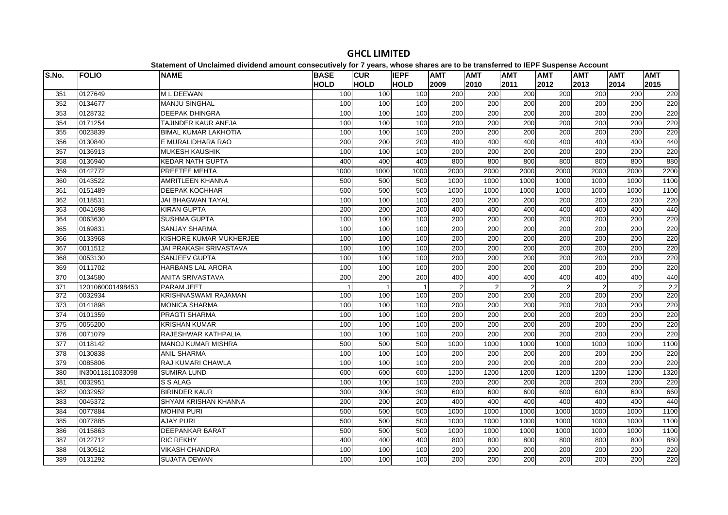# GHCL LIMITED

**Statement of Unclaimed dividend amount consecutively for 7 years, whose shares are to be transferred to IEPF Suspense Account**

| S.No. | FOLIO | NAME | BASE HOLD | CUR HOLD | IEPF HOLD | AMT 2009 | AMT 2010 | AMT 2011 | AMT 2012 | AMT 2013 | AMT 2014 | AMT 2015 |
|---|---|---|---|---|---|---|---|---|---|---|---|---|
| 351 | 0127649 | M L DEEWAN | 100 | 100 | 100 | 200 | 200 | 200 | 200 | 200 | 200 | 220 |
| 352 | 0134677 | MANJU SINGHAL | 100 | 100 | 100 | 200 | 200 | 200 | 200 | 200 | 200 | 220 |
| 353 | 0128732 | DEEPAK DHINGRA | 100 | 100 | 100 | 200 | 200 | 200 | 200 | 200 | 200 | 220 |
| 354 | 0171254 | TAJINDER KAUR ANEJA | 100 | 100 | 100 | 200 | 200 | 200 | 200 | 200 | 200 | 220 |
| 355 | 0023839 | BIMAL KUMAR LAKHOTIA | 100 | 100 | 100 | 200 | 200 | 200 | 200 | 200 | 200 | 220 |
| 356 | 0130840 | E MURALIDHARA RAO | 200 | 200 | 200 | 400 | 400 | 400 | 400 | 400 | 400 | 440 |
| 357 | 0136913 | MUKESH KAUSHIK | 100 | 100 | 100 | 200 | 200 | 200 | 200 | 200 | 200 | 220 |
| 358 | 0136940 | KEDAR NATH GUPTA | 400 | 400 | 400 | 800 | 800 | 800 | 800 | 800 | 800 | 880 |
| 359 | 0142772 | PREETEE MEHTA | 1000 | 1000 | 1000 | 2000 | 2000 | 2000 | 2000 | 2000 | 2000 | 2200 |
| 360 | 0143522 | AMRITLEEN KHANNA | 500 | 500 | 500 | 1000 | 1000 | 1000 | 1000 | 1000 | 1000 | 1100 |
| 361 | 0151489 | DEEPAK KOCHHAR | 500 | 500 | 500 | 1000 | 1000 | 1000 | 1000 | 1000 | 1000 | 1100 |
| 362 | 0118531 | JAI BHAGWAN TAYAL | 100 | 100 | 100 | 200 | 200 | 200 | 200 | 200 | 200 | 220 |
| 363 | 0041698 | KIRAN GUPTA | 200 | 200 | 200 | 400 | 400 | 400 | 400 | 400 | 400 | 440 |
| 364 | 0063630 | SUSHMA GUPTA | 100 | 100 | 100 | 200 | 200 | 200 | 200 | 200 | 200 | 220 |
| 365 | 0169831 | SANJAY SHARMA | 100 | 100 | 100 | 200 | 200 | 200 | 200 | 200 | 200 | 220 |
| 366 | 0133968 | KISHORE KUMAR MUKHERJEE | 100 | 100 | 100 | 200 | 200 | 200 | 200 | 200 | 200 | 220 |
| 367 | 0011512 | JAI PRAKASH SRIVASTAVA | 100 | 100 | 100 | 200 | 200 | 200 | 200 | 200 | 200 | 220 |
| 368 | 0053130 | SANJEEV GUPTA | 100 | 100 | 100 | 200 | 200 | 200 | 200 | 200 | 200 | 220 |
| 369 | 0111702 | HARBANS LAL ARORA | 100 | 100 | 100 | 200 | 200 | 200 | 200 | 200 | 200 | 220 |
| 370 | 0134580 | ANITA SRIVASTAVA | 200 | 200 | 200 | 400 | 400 | 400 | 400 | 400 | 400 | 440 |
| 371 | 1201060001498453 | PARAM JEET | 1 | 1 | 1 | 2 | 2 | 2 | 2 | 2 | 2 | 2.2 |
| 372 | 0032934 | KRISHNASWAMI RAJAMAN | 100 | 100 | 100 | 200 | 200 | 200 | 200 | 200 | 200 | 220 |
| 373 | 0141898 | MONICA SHARMA | 100 | 100 | 100 | 200 | 200 | 200 | 200 | 200 | 200 | 220 |
| 374 | 0101359 | PRAGTI SHARMA | 100 | 100 | 100 | 200 | 200 | 200 | 200 | 200 | 200 | 220 |
| 375 | 0055200 | KRISHAN KUMAR | 100 | 100 | 100 | 200 | 200 | 200 | 200 | 200 | 200 | 220 |
| 376 | 0071079 | RAJESHWAR KATHPALIA | 100 | 100 | 100 | 200 | 200 | 200 | 200 | 200 | 200 | 220 |
| 377 | 0118142 | MANOJ KUMAR MISHRA | 500 | 500 | 500 | 1000 | 1000 | 1000 | 1000 | 1000 | 1000 | 1100 |
| 378 | 0130838 | ANIL SHARMA | 100 | 100 | 100 | 200 | 200 | 200 | 200 | 200 | 200 | 220 |
| 379 | 0085806 | RAJ KUMARI CHAWLA | 100 | 100 | 100 | 200 | 200 | 200 | 200 | 200 | 200 | 220 |
| 380 | IN30011811033098 | SUMIRA LUND | 600 | 600 | 600 | 1200 | 1200 | 1200 | 1200 | 1200 | 1200 | 1320 |
| 381 | 0032951 | S S ALAG | 100 | 100 | 100 | 200 | 200 | 200 | 200 | 200 | 200 | 220 |
| 382 | 0032952 | BIRINDER KAUR | 300 | 300 | 300 | 600 | 600 | 600 | 600 | 600 | 600 | 660 |
| 383 | 0045372 | SHYAM KRISHAN KHANNA | 200 | 200 | 200 | 400 | 400 | 400 | 400 | 400 | 400 | 440 |
| 384 | 0077884 | MOHINI PURI | 500 | 500 | 500 | 1000 | 1000 | 1000 | 1000 | 1000 | 1000 | 1100 |
| 385 | 0077885 | AJAY PURI | 500 | 500 | 500 | 1000 | 1000 | 1000 | 1000 | 1000 | 1000 | 1100 |
| 386 | 0115863 | DEEPANKAR BARAT | 500 | 500 | 500 | 1000 | 1000 | 1000 | 1000 | 1000 | 1000 | 1100 |
| 387 | 0122712 | RIC REKHY | 400 | 400 | 400 | 800 | 800 | 800 | 800 | 800 | 800 | 880 |
| 388 | 0130512 | VIKASH CHANDRA | 100 | 100 | 100 | 200 | 200 | 200 | 200 | 200 | 200 | 220 |
| 389 | 0131292 | SUJATA DEWAN | 100 | 100 | 100 | 200 | 200 | 200 | 200 | 200 | 200 | 220 |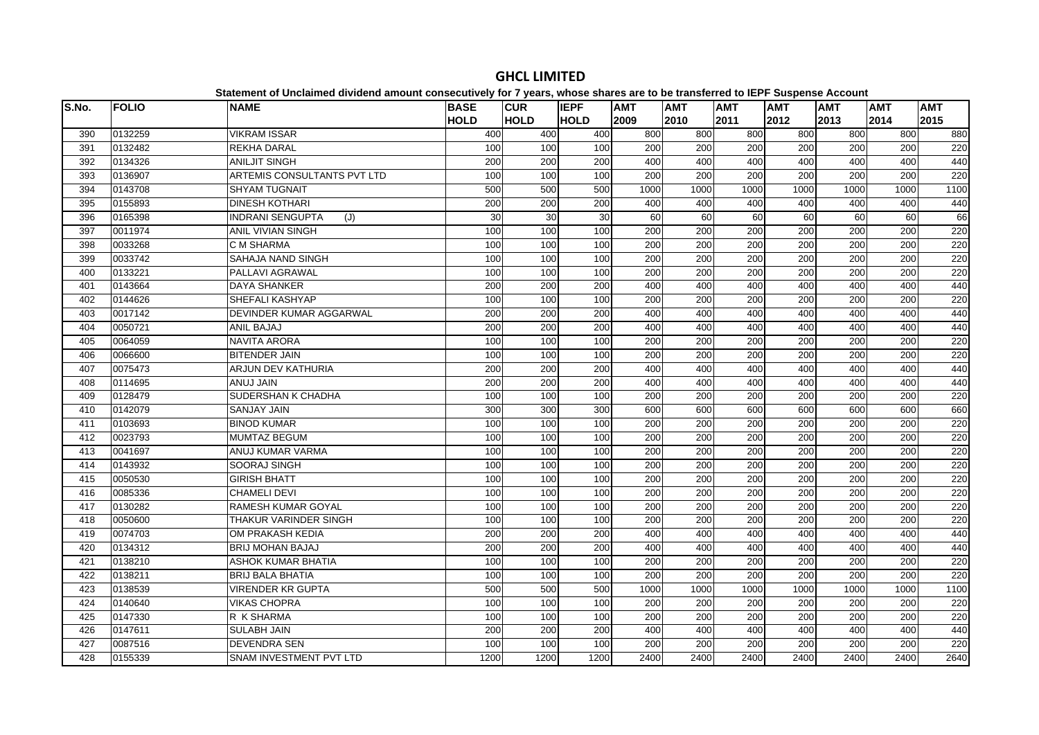# GHCL LIMITED

**Statement of Unclaimed dividend amount consecutively for 7 years, whose shares are to be transferred to IEPF Suspense Account**

| S.No. | FOLIO | NAME | BASE HOLD | CUR HOLD | IEPF HOLD | AMT 2009 | AMT 2010 | AMT 2011 | AMT 2012 | AMT 2013 | AMT 2014 | AMT 2015 |
|---|---|---|---|---|---|---|---|---|---|---|---|---|
| 390 | 0132259 | VIKRAM ISSAR | 400 | 400 | 400 | 800 | 800 | 800 | 800 | 800 | 800 | 880 |
| 391 | 0132482 | REKHA DARAL | 100 | 100 | 100 | 200 | 200 | 200 | 200 | 200 | 200 | 220 |
| 392 | 0134326 | ANILJIT SINGH | 200 | 200 | 200 | 400 | 400 | 400 | 400 | 400 | 400 | 440 |
| 393 | 0136907 | ARTEMIS CONSULTANTS PVT LTD | 100 | 100 | 100 | 200 | 200 | 200 | 200 | 200 | 200 | 220 |
| 394 | 0143708 | SHYAM TUGNAIT | 500 | 500 | 500 | 1000 | 1000 | 1000 | 1000 | 1000 | 1000 | 1100 |
| 395 | 0155893 | DINESH KOTHARI | 200 | 200 | 200 | 400 | 400 | 400 | 400 | 400 | 400 | 440 |
| 396 | 0165398 | INDRANI SENGUPTA (J) | 30 | 30 | 30 | 60 | 60 | 60 | 60 | 60 | 60 | 66 |
| 397 | 0011974 | ANIL VIVIAN SINGH | 100 | 100 | 100 | 200 | 200 | 200 | 200 | 200 | 200 | 220 |
| 398 | 0033268 | C M SHARMA | 100 | 100 | 100 | 200 | 200 | 200 | 200 | 200 | 200 | 220 |
| 399 | 0033742 | SAHAJA NAND SINGH | 100 | 100 | 100 | 200 | 200 | 200 | 200 | 200 | 200 | 220 |
| 400 | 0133221 | PALLAVI AGRAWAL | 100 | 100 | 100 | 200 | 200 | 200 | 200 | 200 | 200 | 220 |
| 401 | 0143664 | DAYA SHANKER | 200 | 200 | 200 | 400 | 400 | 400 | 400 | 400 | 400 | 440 |
| 402 | 0144626 | SHEFALI KASHYAP | 100 | 100 | 100 | 200 | 200 | 200 | 200 | 200 | 200 | 220 |
| 403 | 0017142 | DEVINDER KUMAR AGGARWAL | 200 | 200 | 200 | 400 | 400 | 400 | 400 | 400 | 400 | 440 |
| 404 | 0050721 | ANIL BAJAJ | 200 | 200 | 200 | 400 | 400 | 400 | 400 | 400 | 400 | 440 |
| 405 | 0064059 | NAVITA ARORA | 100 | 100 | 100 | 200 | 200 | 200 | 200 | 200 | 200 | 220 |
| 406 | 0066600 | BITENDER JAIN | 100 | 100 | 100 | 200 | 200 | 200 | 200 | 200 | 200 | 220 |
| 407 | 0075473 | ARJUN DEV KATHURIA | 200 | 200 | 200 | 400 | 400 | 400 | 400 | 400 | 400 | 440 |
| 408 | 0114695 | ANUJ JAIN | 200 | 200 | 200 | 400 | 400 | 400 | 400 | 400 | 400 | 440 |
| 409 | 0128479 | SUDERSHAN K CHADHA | 100 | 100 | 100 | 200 | 200 | 200 | 200 | 200 | 200 | 220 |
| 410 | 0142079 | SANJAY JAIN | 300 | 300 | 300 | 600 | 600 | 600 | 600 | 600 | 600 | 660 |
| 411 | 0103693 | BINOD KUMAR | 100 | 100 | 100 | 200 | 200 | 200 | 200 | 200 | 200 | 220 |
| 412 | 0023793 | MUMTAZ BEGUM | 100 | 100 | 100 | 200 | 200 | 200 | 200 | 200 | 200 | 220 |
| 413 | 0041697 | ANUJ KUMAR VARMA | 100 | 100 | 100 | 200 | 200 | 200 | 200 | 200 | 200 | 220 |
| 414 | 0143932 | SOORAJ SINGH | 100 | 100 | 100 | 200 | 200 | 200 | 200 | 200 | 200 | 220 |
| 415 | 0050530 | GIRISH BHATT | 100 | 100 | 100 | 200 | 200 | 200 | 200 | 200 | 200 | 220 |
| 416 | 0085336 | CHAMELI DEVI | 100 | 100 | 100 | 200 | 200 | 200 | 200 | 200 | 200 | 220 |
| 417 | 0130282 | RAMESH KUMAR GOYAL | 100 | 100 | 100 | 200 | 200 | 200 | 200 | 200 | 200 | 220 |
| 418 | 0050600 | THAKUR VARINDER SINGH | 100 | 100 | 100 | 200 | 200 | 200 | 200 | 200 | 200 | 220 |
| 419 | 0074703 | OM PRAKASH KEDIA | 200 | 200 | 200 | 400 | 400 | 400 | 400 | 400 | 400 | 440 |
| 420 | 0134312 | BRIJ MOHAN BAJAJ | 200 | 200 | 200 | 400 | 400 | 400 | 400 | 400 | 400 | 440 |
| 421 | 0138210 | ASHOK KUMAR BHATIA | 100 | 100 | 100 | 200 | 200 | 200 | 200 | 200 | 200 | 220 |
| 422 | 0138211 | BRIJ BALA BHATIA | 100 | 100 | 100 | 200 | 200 | 200 | 200 | 200 | 200 | 220 |
| 423 | 0138539 | VIRENDER KR GUPTA | 500 | 500 | 500 | 1000 | 1000 | 1000 | 1000 | 1000 | 1000 | 1100 |
| 424 | 0140640 | VIKAS CHOPRA | 100 | 100 | 100 | 200 | 200 | 200 | 200 | 200 | 200 | 220 |
| 425 | 0147330 | R K SHARMA | 100 | 100 | 100 | 200 | 200 | 200 | 200 | 200 | 200 | 220 |
| 426 | 0147611 | SULABH JAIN | 200 | 200 | 200 | 400 | 400 | 400 | 400 | 400 | 400 | 440 |
| 427 | 0087516 | DEVENDRA SEN | 100 | 100 | 100 | 200 | 200 | 200 | 200 | 200 | 200 | 220 |
| 428 | 0155339 | SNAM INVESTMENT PVT LTD | 1200 | 1200 | 1200 | 2400 | 2400 | 2400 | 2400 | 2400 | 2400 | 2640 |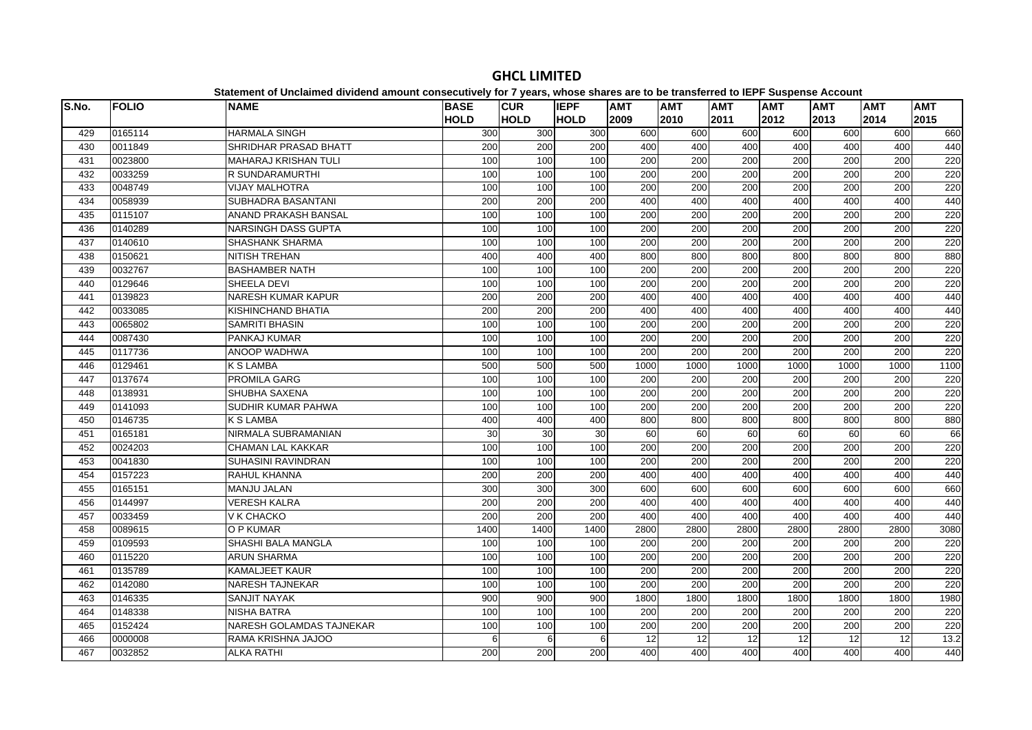# GHCL LIMITED

**Statement of Unclaimed dividend amount consecutively for 7 years, whose shares are to be transferred to IEPF Suspense Account**

| S.No. | FOLIO | NAME | BASE HOLD | CUR HOLD | IEPF HOLD | AMT 2009 | AMT 2010 | AMT 2011 | AMT 2012 | AMT 2013 | AMT 2014 | AMT 2015 |
|---|---|---|---|---|---|---|---|---|---|---|---|---|
| 429 | 0165114 | HARMALA SINGH | 300 | 300 | 300 | 600 | 600 | 600 | 600 | 600 | 600 | 660 |
| 430 | 0011849 | SHRIDHAR PRASAD BHATT | 200 | 200 | 200 | 400 | 400 | 400 | 400 | 400 | 400 | 440 |
| 431 | 0023800 | MAHARAJ KRISHAN TULI | 100 | 100 | 100 | 200 | 200 | 200 | 200 | 200 | 200 | 220 |
| 432 | 0033259 | R SUNDARAMURTHI | 100 | 100 | 100 | 200 | 200 | 200 | 200 | 200 | 200 | 220 |
| 433 | 0048749 | VIJAY MALHOTRA | 100 | 100 | 100 | 200 | 200 | 200 | 200 | 200 | 200 | 220 |
| 434 | 0058939 | SUBHADRA BASANTANI | 200 | 200 | 200 | 400 | 400 | 400 | 400 | 400 | 400 | 440 |
| 435 | 0115107 | ANAND PRAKASH BANSAL | 100 | 100 | 100 | 200 | 200 | 200 | 200 | 200 | 200 | 220 |
| 436 | 0140289 | NARSINGH DASS GUPTA | 100 | 100 | 100 | 200 | 200 | 200 | 200 | 200 | 200 | 220 |
| 437 | 0140610 | SHASHANK SHARMA | 100 | 100 | 100 | 200 | 200 | 200 | 200 | 200 | 200 | 220 |
| 438 | 0150621 | NITISH TREHAN | 400 | 400 | 400 | 800 | 800 | 800 | 800 | 800 | 800 | 880 |
| 439 | 0032767 | BASHAMBER NATH | 100 | 100 | 100 | 200 | 200 | 200 | 200 | 200 | 200 | 220 |
| 440 | 0129646 | SHEELA DEVI | 100 | 100 | 100 | 200 | 200 | 200 | 200 | 200 | 200 | 220 |
| 441 | 0139823 | NARESH KUMAR KAPUR | 200 | 200 | 200 | 400 | 400 | 400 | 400 | 400 | 400 | 440 |
| 442 | 0033085 | KISHINCHAND BHATIA | 200 | 200 | 200 | 400 | 400 | 400 | 400 | 400 | 400 | 440 |
| 443 | 0065802 | SAMRITI BHASIN | 100 | 100 | 100 | 200 | 200 | 200 | 200 | 200 | 200 | 220 |
| 444 | 0087430 | PANKAJ KUMAR | 100 | 100 | 100 | 200 | 200 | 200 | 200 | 200 | 200 | 220 |
| 445 | 0117736 | ANOOP WADHWA | 100 | 100 | 100 | 200 | 200 | 200 | 200 | 200 | 200 | 220 |
| 446 | 0129461 | K S LAMBA | 500 | 500 | 500 | 1000 | 1000 | 1000 | 1000 | 1000 | 1000 | 1100 |
| 447 | 0137674 | PROMILA GARG | 100 | 100 | 100 | 200 | 200 | 200 | 200 | 200 | 200 | 220 |
| 448 | 0138931 | SHUBHA SAXENA | 100 | 100 | 100 | 200 | 200 | 200 | 200 | 200 | 200 | 220 |
| 449 | 0141093 | SUDHIR KUMAR PAHWA | 100 | 100 | 100 | 200 | 200 | 200 | 200 | 200 | 200 | 220 |
| 450 | 0146735 | K S LAMBA | 400 | 400 | 400 | 800 | 800 | 800 | 800 | 800 | 800 | 880 |
| 451 | 0165181 | NIRMALA SUBRAMANIAN | 30 | 30 | 30 | 60 | 60 | 60 | 60 | 60 | 60 | 66 |
| 452 | 0024203 | CHAMAN LAL KAKKAR | 100 | 100 | 100 | 200 | 200 | 200 | 200 | 200 | 200 | 220 |
| 453 | 0041830 | SUHASINI RAVINDRAN | 100 | 100 | 100 | 200 | 200 | 200 | 200 | 200 | 200 | 220 |
| 454 | 0157223 | RAHUL KHANNA | 200 | 200 | 200 | 400 | 400 | 400 | 400 | 400 | 400 | 440 |
| 455 | 0165151 | MANJU JALAN | 300 | 300 | 300 | 600 | 600 | 600 | 600 | 600 | 600 | 660 |
| 456 | 0144997 | VERESH KALRA | 200 | 200 | 200 | 400 | 400 | 400 | 400 | 400 | 400 | 440 |
| 457 | 0033459 | V K CHACKO | 200 | 200 | 200 | 400 | 400 | 400 | 400 | 400 | 400 | 440 |
| 458 | 0089615 | O P KUMAR | 1400 | 1400 | 1400 | 2800 | 2800 | 2800 | 2800 | 2800 | 2800 | 3080 |
| 459 | 0109593 | SHASHI BALA MANGLA | 100 | 100 | 100 | 200 | 200 | 200 | 200 | 200 | 200 | 220 |
| 460 | 0115220 | ARUN SHARMA | 100 | 100 | 100 | 200 | 200 | 200 | 200 | 200 | 200 | 220 |
| 461 | 0135789 | KAMALJEET KAUR | 100 | 100 | 100 | 200 | 200 | 200 | 200 | 200 | 200 | 220 |
| 462 | 0142080 | NARESH TAJNEKAR | 100 | 100 | 100 | 200 | 200 | 200 | 200 | 200 | 200 | 220 |
| 463 | 0146335 | SANJIT NAYAK | 900 | 900 | 900 | 1800 | 1800 | 1800 | 1800 | 1800 | 1800 | 1980 |
| 464 | 0148338 | NISHA BATRA | 100 | 100 | 100 | 200 | 200 | 200 | 200 | 200 | 200 | 220 |
| 465 | 0152424 | NARESH GOLAMDAS TAJNEKAR | 100 | 100 | 100 | 200 | 200 | 200 | 200 | 200 | 200 | 220 |
| 466 | 0000008 | RAMA KRISHNA JAJOO | 6 | 6 | 6 | 12 | 12 | 12 | 12 | 12 | 12 | 13.2 |
| 467 | 0032852 | ALKA RATHI | 200 | 200 | 200 | 400 | 400 | 400 | 400 | 400 | 400 | 440 |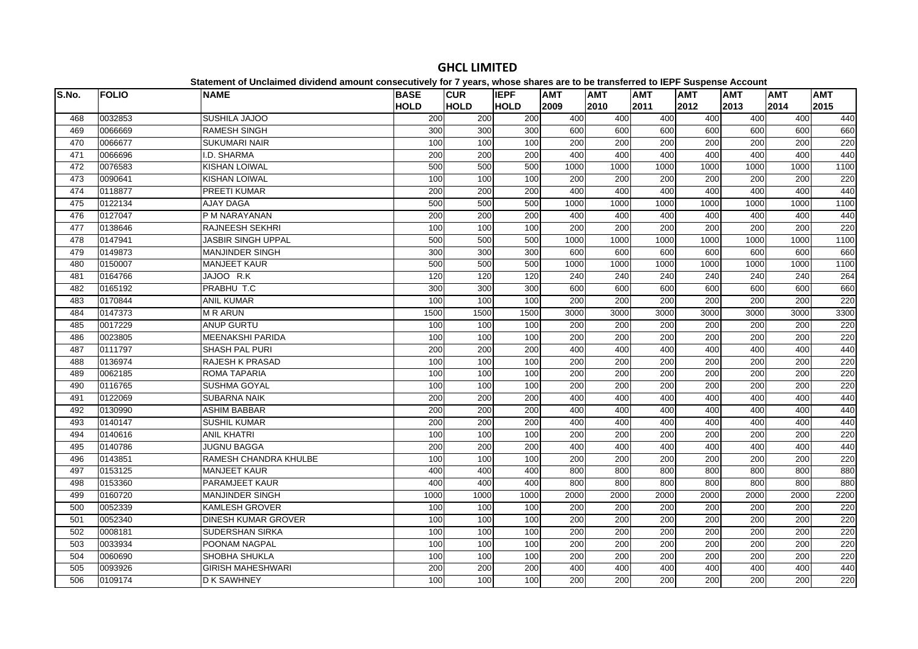# GHCL LIMITED

**Statement of Unclaimed dividend amount consecutively for 7 years, whose shares are to be transferred to IEPF Suspense Account**

| S.No. | FOLIO | NAME | BASE HOLD | CUR HOLD | IEPF HOLD | AMT 2009 | AMT 2010 | AMT 2011 | AMT 2012 | AMT 2013 | AMT 2014 | AMT 2015 |
|---|---|---|---|---|---|---|---|---|---|---|---|---|
| 468 | 0032853 | SUSHILA JAJOO | 200 | 200 | 200 | 400 | 400 | 400 | 400 | 400 | 400 | 440 |
| 469 | 0066669 | RAMESH SINGH | 300 | 300 | 300 | 600 | 600 | 600 | 600 | 600 | 600 | 660 |
| 470 | 0066677 | SUKUMARI NAIR | 100 | 100 | 100 | 200 | 200 | 200 | 200 | 200 | 200 | 220 |
| 471 | 0066696 | I.D. SHARMA | 200 | 200 | 200 | 400 | 400 | 400 | 400 | 400 | 400 | 440 |
| 472 | 0076583 | KISHAN LOIWAL | 500 | 500 | 500 | 1000 | 1000 | 1000 | 1000 | 1000 | 1000 | 1100 |
| 473 | 0090641 | KISHAN LOIWAL | 100 | 100 | 100 | 200 | 200 | 200 | 200 | 200 | 200 | 220 |
| 474 | 0118877 | PREETI KUMAR | 200 | 200 | 200 | 400 | 400 | 400 | 400 | 400 | 400 | 440 |
| 475 | 0122134 | AJAY DAGA | 500 | 500 | 500 | 1000 | 1000 | 1000 | 1000 | 1000 | 1000 | 1100 |
| 476 | 0127047 | P M NARAYANAN | 200 | 200 | 200 | 400 | 400 | 400 | 400 | 400 | 400 | 440 |
| 477 | 0138646 | RAJNEESH SEKHRI | 100 | 100 | 100 | 200 | 200 | 200 | 200 | 200 | 200 | 220 |
| 478 | 0147941 | JASBIR SINGH UPPAL | 500 | 500 | 500 | 1000 | 1000 | 1000 | 1000 | 1000 | 1000 | 1100 |
| 479 | 0149873 | MANJINDER SINGH | 300 | 300 | 300 | 600 | 600 | 600 | 600 | 600 | 600 | 660 |
| 480 | 0150007 | MANJEET KAUR | 500 | 500 | 500 | 1000 | 1000 | 1000 | 1000 | 1000 | 1000 | 1100 |
| 481 | 0164766 | JAJOO R.K | 120 | 120 | 120 | 240 | 240 | 240 | 240 | 240 | 240 | 264 |
| 482 | 0165192 | PRABHU T.C | 300 | 300 | 300 | 600 | 600 | 600 | 600 | 600 | 600 | 660 |
| 483 | 0170844 | ANIL KUMAR | 100 | 100 | 100 | 200 | 200 | 200 | 200 | 200 | 200 | 220 |
| 484 | 0147373 | M R ARUN | 1500 | 1500 | 1500 | 3000 | 3000 | 3000 | 3000 | 3000 | 3000 | 3300 |
| 485 | 0017229 | ANUP GURTU | 100 | 100 | 100 | 200 | 200 | 200 | 200 | 200 | 200 | 220 |
| 486 | 0023805 | MEENAKSHI PARIDA | 100 | 100 | 100 | 200 | 200 | 200 | 200 | 200 | 200 | 220 |
| 487 | 0111797 | SHASH PAL PURI | 200 | 200 | 200 | 400 | 400 | 400 | 400 | 400 | 400 | 440 |
| 488 | 0136974 | RAJESH K PRASAD | 100 | 100 | 100 | 200 | 200 | 200 | 200 | 200 | 200 | 220 |
| 489 | 0062185 | ROMA TAPARIA | 100 | 100 | 100 | 200 | 200 | 200 | 200 | 200 | 200 | 220 |
| 490 | 0116765 | SUSHMA GOYAL | 100 | 100 | 100 | 200 | 200 | 200 | 200 | 200 | 200 | 220 |
| 491 | 0122069 | SUBARNA NAIK | 200 | 200 | 200 | 400 | 400 | 400 | 400 | 400 | 400 | 440 |
| 492 | 0130990 | ASHIM BABBAR | 200 | 200 | 200 | 400 | 400 | 400 | 400 | 400 | 400 | 440 |
| 493 | 0140147 | SUSHIL KUMAR | 200 | 200 | 200 | 400 | 400 | 400 | 400 | 400 | 400 | 440 |
| 494 | 0140616 | ANIL KHATRI | 100 | 100 | 100 | 200 | 200 | 200 | 200 | 200 | 200 | 220 |
| 495 | 0140786 | JUGNU BAGGA | 200 | 200 | 200 | 400 | 400 | 400 | 400 | 400 | 400 | 440 |
| 496 | 0143851 | RAMESH CHANDRA KHULBE | 100 | 100 | 100 | 200 | 200 | 200 | 200 | 200 | 200 | 220 |
| 497 | 0153125 | MANJEET KAUR | 400 | 400 | 400 | 800 | 800 | 800 | 800 | 800 | 800 | 880 |
| 498 | 0153360 | PARAMJEET KAUR | 400 | 400 | 400 | 800 | 800 | 800 | 800 | 800 | 800 | 880 |
| 499 | 0160720 | MANJINDER SINGH | 1000 | 1000 | 1000 | 2000 | 2000 | 2000 | 2000 | 2000 | 2000 | 2200 |
| 500 | 0052339 | KAMLESH GROVER | 100 | 100 | 100 | 200 | 200 | 200 | 200 | 200 | 200 | 220 |
| 501 | 0052340 | DINESH KUMAR GROVER | 100 | 100 | 100 | 200 | 200 | 200 | 200 | 200 | 200 | 220 |
| 502 | 0008181 | SUDERSHAN SIRKA | 100 | 100 | 100 | 200 | 200 | 200 | 200 | 200 | 200 | 220 |
| 503 | 0033934 | POONAM NAGPAL | 100 | 100 | 100 | 200 | 200 | 200 | 200 | 200 | 200 | 220 |
| 504 | 0060690 | SHOBHA SHUKLA | 100 | 100 | 100 | 200 | 200 | 200 | 200 | 200 | 200 | 220 |
| 505 | 0093926 | GIRISH MAHESHWARI | 200 | 200 | 200 | 400 | 400 | 400 | 400 | 400 | 400 | 440 |
| 506 | 0109174 | D K SAWHNEY | 100 | 100 | 100 | 200 | 200 | 200 | 200 | 200 | 200 | 220 |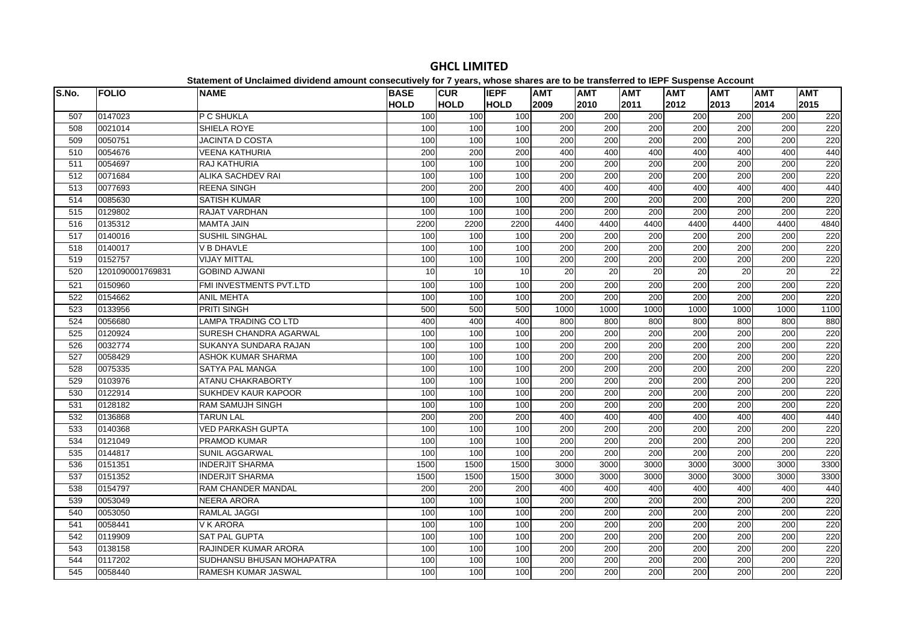# GHCL LIMITED

**Statement of Unclaimed dividend amount consecutively for 7 years, whose shares are to be transferred to IEPF Suspense Account**

| S.No. | FOLIO | NAME | BASE HOLD | CUR HOLD | IEPF HOLD | AMT 2009 | AMT 2010 | AMT 2011 | AMT 2012 | AMT 2013 | AMT 2014 | AMT 2015 |
|---|---|---|---|---|---|---|---|---|---|---|---|---|
| 507 | 0147023 | P C SHUKLA | 100 | 100 | 100 | 200 | 200 | 200 | 200 | 200 | 200 | 220 |
| 508 | 0021014 | SHIELA ROYE | 100 | 100 | 100 | 200 | 200 | 200 | 200 | 200 | 200 | 220 |
| 509 | 0050751 | JACINTA D COSTA | 100 | 100 | 100 | 200 | 200 | 200 | 200 | 200 | 200 | 220 |
| 510 | 0054676 | VEENA KATHURIA | 200 | 200 | 200 | 400 | 400 | 400 | 400 | 400 | 400 | 440 |
| 511 | 0054697 | RAJ KATHURIA | 100 | 100 | 100 | 200 | 200 | 200 | 200 | 200 | 200 | 220 |
| 512 | 0071684 | ALIKA SACHDEV RAI | 100 | 100 | 100 | 200 | 200 | 200 | 200 | 200 | 200 | 220 |
| 513 | 0077693 | REENA SINGH | 200 | 200 | 200 | 400 | 400 | 400 | 400 | 400 | 400 | 440 |
| 514 | 0085630 | SATISH KUMAR | 100 | 100 | 100 | 200 | 200 | 200 | 200 | 200 | 200 | 220 |
| 515 | 0129802 | RAJAT VARDHAN | 100 | 100 | 100 | 200 | 200 | 200 | 200 | 200 | 200 | 220 |
| 516 | 0135312 | MAMTA JAIN | 2200 | 2200 | 2200 | 4400 | 4400 | 4400 | 4400 | 4400 | 4400 | 4840 |
| 517 | 0140016 | SUSHIL SINGHAL | 100 | 100 | 100 | 200 | 200 | 200 | 200 | 200 | 200 | 220 |
| 518 | 0140017 | V B DHAVLE | 100 | 100 | 100 | 200 | 200 | 200 | 200 | 200 | 200 | 220 |
| 519 | 0152757 | VIJAY MITTAL | 100 | 100 | 100 | 200 | 200 | 200 | 200 | 200 | 200 | 220 |
| 520 | 1201090001769831 | GOBIND AJWANI | 10 | 10 | 10 | 20 | 20 | 20 | 20 | 20 | 20 | 22 |
| 521 | 0150960 | FMI INVESTMENTS PVT.LTD | 100 | 100 | 100 | 200 | 200 | 200 | 200 | 200 | 200 | 220 |
| 522 | 0154662 | ANIL MEHTA | 100 | 100 | 100 | 200 | 200 | 200 | 200 | 200 | 200 | 220 |
| 523 | 0133956 | PRITI SINGH | 500 | 500 | 500 | 1000 | 1000 | 1000 | 1000 | 1000 | 1000 | 1100 |
| 524 | 0056680 | LAMPA TRADING CO LTD | 400 | 400 | 400 | 800 | 800 | 800 | 800 | 800 | 800 | 880 |
| 525 | 0120924 | SURESH CHANDRA AGARWAL | 100 | 100 | 100 | 200 | 200 | 200 | 200 | 200 | 200 | 220 |
| 526 | 0032774 | SUKANYA SUNDARA RAJAN | 100 | 100 | 100 | 200 | 200 | 200 | 200 | 200 | 200 | 220 |
| 527 | 0058429 | ASHOK KUMAR SHARMA | 100 | 100 | 100 | 200 | 200 | 200 | 200 | 200 | 200 | 220 |
| 528 | 0075335 | SATYA PAL MANGA | 100 | 100 | 100 | 200 | 200 | 200 | 200 | 200 | 200 | 220 |
| 529 | 0103976 | ATANU CHAKRABORTY | 100 | 100 | 100 | 200 | 200 | 200 | 200 | 200 | 200 | 220 |
| 530 | 0122914 | SUKHDEV KAUR KAPOOR | 100 | 100 | 100 | 200 | 200 | 200 | 200 | 200 | 200 | 220 |
| 531 | 0128182 | RAM SAMUJH SINGH | 100 | 100 | 100 | 200 | 200 | 200 | 200 | 200 | 200 | 220 |
| 532 | 0136868 | TARUN LAL | 200 | 200 | 200 | 400 | 400 | 400 | 400 | 400 | 400 | 440 |
| 533 | 0140368 | VED PARKASH GUPTA | 100 | 100 | 100 | 200 | 200 | 200 | 200 | 200 | 200 | 220 |
| 534 | 0121049 | PRAMOD KUMAR | 100 | 100 | 100 | 200 | 200 | 200 | 200 | 200 | 200 | 220 |
| 535 | 0144817 | SUNIL AGGARWAL | 100 | 100 | 100 | 200 | 200 | 200 | 200 | 200 | 200 | 220 |
| 536 | 0151351 | INDERJIT SHARMA | 1500 | 1500 | 1500 | 3000 | 3000 | 3000 | 3000 | 3000 | 3000 | 3300 |
| 537 | 0151352 | INDERJIT SHARMA | 1500 | 1500 | 1500 | 3000 | 3000 | 3000 | 3000 | 3000 | 3000 | 3300 |
| 538 | 0154797 | RAM CHANDER MANDAL | 200 | 200 | 200 | 400 | 400 | 400 | 400 | 400 | 400 | 440 |
| 539 | 0053049 | NEERA ARORA | 100 | 100 | 100 | 200 | 200 | 200 | 200 | 200 | 200 | 220 |
| 540 | 0053050 | RAMLAL JAGGI | 100 | 100 | 100 | 200 | 200 | 200 | 200 | 200 | 200 | 220 |
| 541 | 0058441 | V K ARORA | 100 | 100 | 100 | 200 | 200 | 200 | 200 | 200 | 200 | 220 |
| 542 | 0119909 | SAT PAL GUPTA | 100 | 100 | 100 | 200 | 200 | 200 | 200 | 200 | 200 | 220 |
| 543 | 0138158 | RAJINDER KUMAR ARORA | 100 | 100 | 100 | 200 | 200 | 200 | 200 | 200 | 200 | 220 |
| 544 | 0117202 | SUDHANSU BHUSAN MOHAPATRA | 100 | 100 | 100 | 200 | 200 | 200 | 200 | 200 | 200 | 220 |
| 545 | 0058440 | RAMESH KUMAR JASWAL | 100 | 100 | 100 | 200 | 200 | 200 | 200 | 200 | 200 | 220 |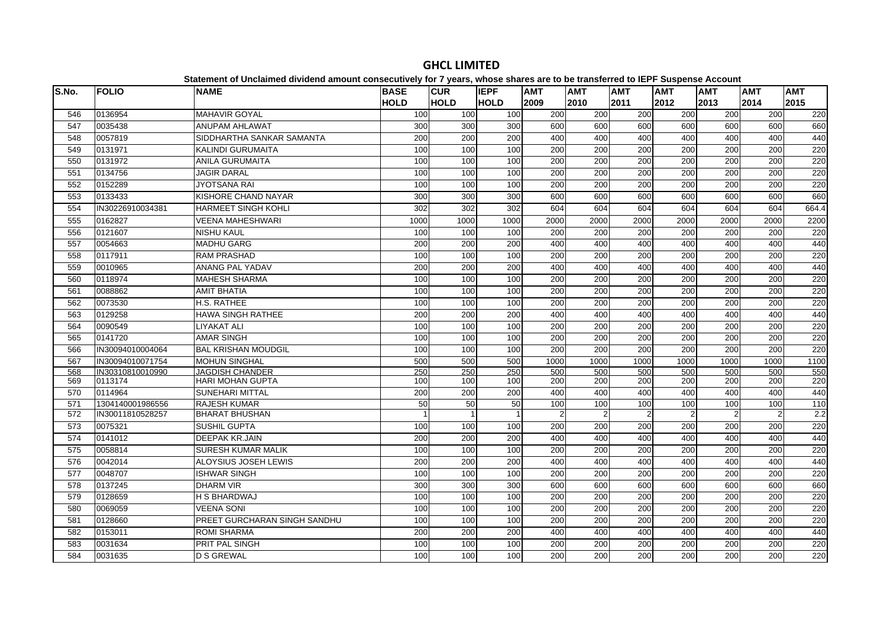# GHCL LIMITED

**Statement of Unclaimed dividend amount consecutively for 7 years, whose shares are to be transferred to IEPF Suspense Account**

| S.No. | FOLIO | NAME | BASE HOLD | CUR HOLD | IEPF HOLD | AMT 2009 | AMT 2010 | AMT 2011 | AMT 2012 | AMT 2013 | AMT 2014 | AMT 2015 |
|---|---|---|---|---|---|---|---|---|---|---|---|---|
| 546 | 0136954 | MAHAVIR GOYAL | 100 | 100 | 100 | 200 | 200 | 200 | 200 | 200 | 200 | 220 |
| 547 | 0035438 | ANUPAM AHLAWAT | 300 | 300 | 300 | 600 | 600 | 600 | 600 | 600 | 600 | 660 |
| 548 | 0057819 | SIDDHARTHA SANKAR SAMANTA | 200 | 200 | 200 | 400 | 400 | 400 | 400 | 400 | 400 | 440 |
| 549 | 0131971 | KALINDI GURUMAITA | 100 | 100 | 100 | 200 | 200 | 200 | 200 | 200 | 200 | 220 |
| 550 | 0131972 | ANILA GURUMAITA | 100 | 100 | 100 | 200 | 200 | 200 | 200 | 200 | 200 | 220 |
| 551 | 0134756 | JAGIR DARAL | 100 | 100 | 100 | 200 | 200 | 200 | 200 | 200 | 200 | 220 |
| 552 | 0152289 | JYOTSANA RAI | 100 | 100 | 100 | 200 | 200 | 200 | 200 | 200 | 200 | 220 |
| 553 | 0133433 | KISHORE CHAND NAYAR | 300 | 300 | 300 | 600 | 600 | 600 | 600 | 600 | 600 | 660 |
| 554 | IN30226910034381 | HARMEET SINGH KOHLI | 302 | 302 | 302 | 604 | 604 | 604 | 604 | 604 | 604 | 664.4 |
| 555 | 0162827 | VEENA MAHESHWARI | 1000 | 1000 | 1000 | 2000 | 2000 | 2000 | 2000 | 2000 | 2000 | 2200 |
| 556 | 0121607 | NISHU KAUL | 100 | 100 | 100 | 200 | 200 | 200 | 200 | 200 | 200 | 220 |
| 557 | 0054663 | MADHU GARG | 200 | 200 | 200 | 400 | 400 | 400 | 400 | 400 | 400 | 440 |
| 558 | 0117911 | RAM PRASHAD | 100 | 100 | 100 | 200 | 200 | 200 | 200 | 200 | 200 | 220 |
| 559 | 0010965 | ANANG PAL YADAV | 200 | 200 | 200 | 400 | 400 | 400 | 400 | 400 | 400 | 440 |
| 560 | 0118974 | MAHESH SHARMA | 100 | 100 | 100 | 200 | 200 | 200 | 200 | 200 | 200 | 220 |
| 561 | 0088862 | AMIT BHATIA | 100 | 100 | 100 | 200 | 200 | 200 | 200 | 200 | 200 | 220 |
| 562 | 0073530 | H.S. RATHEE | 100 | 100 | 100 | 200 | 200 | 200 | 200 | 200 | 200 | 220 |
| 563 | 0129258 | HAWA SINGH RATHEE | 200 | 200 | 200 | 400 | 400 | 400 | 400 | 400 | 400 | 440 |
| 564 | 0090549 | LIYAKAT ALI | 100 | 100 | 100 | 200 | 200 | 200 | 200 | 200 | 200 | 220 |
| 565 | 0141720 | AMAR SINGH | 100 | 100 | 100 | 200 | 200 | 200 | 200 | 200 | 200 | 220 |
| 566 | IN30094010004064 | BAL KRISHAN MOUDGIL | 100 | 100 | 100 | 200 | 200 | 200 | 200 | 200 | 200 | 220 |
| 567 | IN30094010071754 | MOHUN SINGHAL | 500 | 500 | 500 | 1000 | 1000 | 1000 | 1000 | 1000 | 1000 | 1100 |
| 568 | IN30310810010990 | JAGDISH CHANDER | 250 | 250 | 250 | 500 | 500 | 500 | 500 | 500 | 500 | 550 |
| 569 | 0113174 | HARI MOHAN GUPTA | 100 | 100 | 100 | 200 | 200 | 200 | 200 | 200 | 200 | 220 |
| 570 | 0114964 | SUNEHARI MITTAL | 200 | 200 | 200 | 400 | 400 | 400 | 400 | 400 | 400 | 440 |
| 571 | 1304140001986556 | RAJESH KUMAR | 50 | 50 | 50 | 100 | 100 | 100 | 100 | 100 | 100 | 110 |
| 572 | IN30011810528257 | BHARAT BHUSHAN | 1 | 1 | 1 | 2 | 2 | 2 | 2 | 2 | 2 | 2.2 |
| 573 | 0075321 | SUSHIL GUPTA | 100 | 100 | 100 | 200 | 200 | 200 | 200 | 200 | 200 | 220 |
| 574 | 0141012 | DEEPAK KR.JAIN | 200 | 200 | 200 | 400 | 400 | 400 | 400 | 400 | 400 | 440 |
| 575 | 0058814 | SURESH KUMAR MALIK | 100 | 100 | 100 | 200 | 200 | 200 | 200 | 200 | 200 | 220 |
| 576 | 0042014 | ALOYSIUS JOSEH LEWIS | 200 | 200 | 200 | 400 | 400 | 400 | 400 | 400 | 400 | 440 |
| 577 | 0048707 | ISHWAR SINGH | 100 | 100 | 100 | 200 | 200 | 200 | 200 | 200 | 200 | 220 |
| 578 | 0137245 | DHARM VIR | 300 | 300 | 300 | 600 | 600 | 600 | 600 | 600 | 600 | 660 |
| 579 | 0128659 | H S BHARDWAJ | 100 | 100 | 100 | 200 | 200 | 200 | 200 | 200 | 200 | 220 |
| 580 | 0069059 | VEENA SONI | 100 | 100 | 100 | 200 | 200 | 200 | 200 | 200 | 200 | 220 |
| 581 | 0128660 | PREET GURCHARAN SINGH SANDHU | 100 | 100 | 100 | 200 | 200 | 200 | 200 | 200 | 200 | 220 |
| 582 | 0153011 | ROMI SHARMA | 200 | 200 | 200 | 400 | 400 | 400 | 400 | 400 | 400 | 440 |
| 583 | 0031634 | PRIT PAL SINGH | 100 | 100 | 100 | 200 | 200 | 200 | 200 | 200 | 200 | 220 |
| 584 | 0031635 | D S GREWAL | 100 | 100 | 100 | 200 | 200 | 200 | 200 | 200 | 200 | 220 |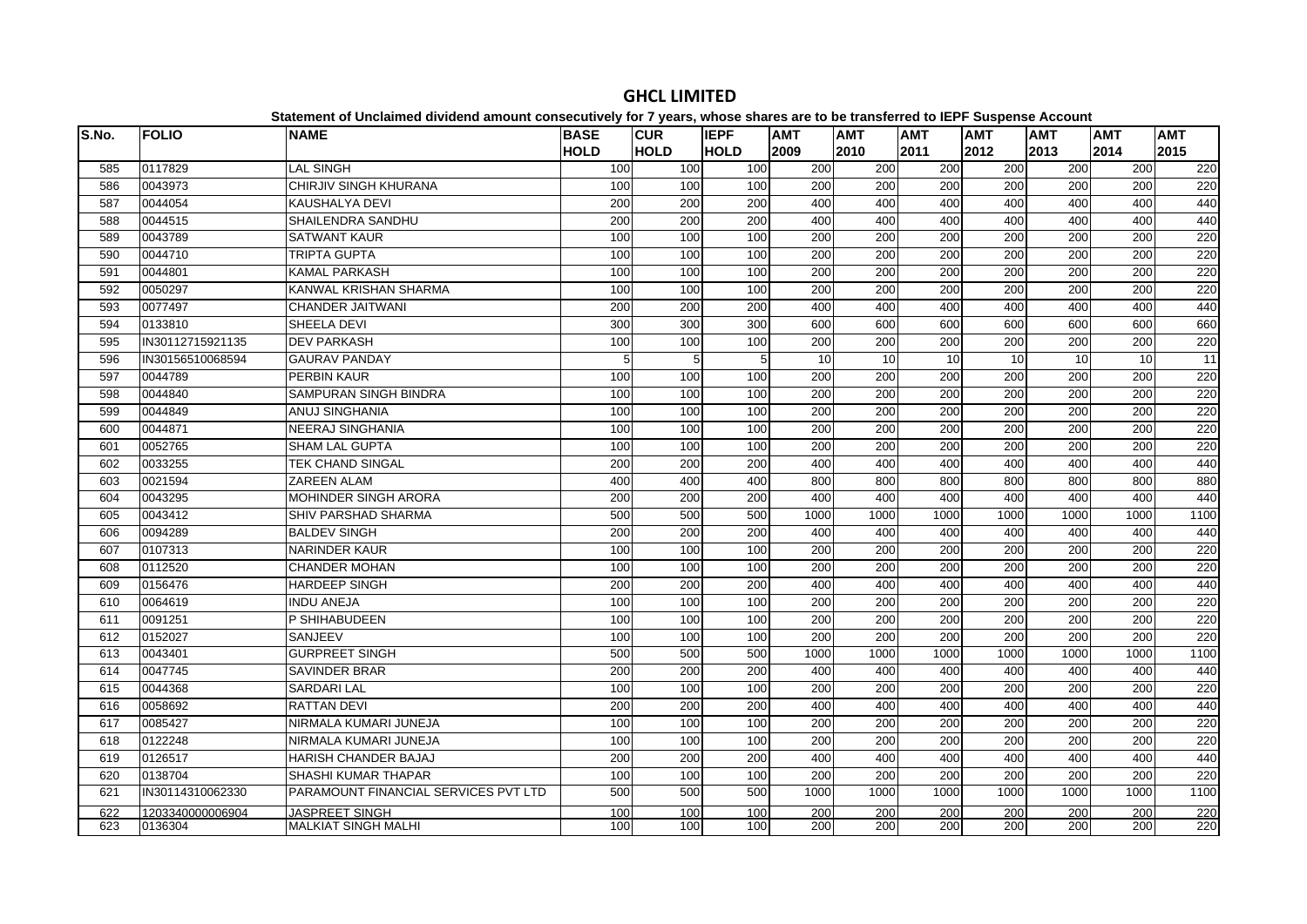# GHCL LIMITED

**Statement of Unclaimed dividend amount consecutively for 7 years, whose shares are to be transferred to IEPF Suspense Account**

| S.No. | FOLIO | NAME | BASE HOLD | CUR HOLD | IEPF HOLD | AMT 2009 | AMT 2010 | AMT 2011 | AMT 2012 | AMT 2013 | AMT 2014 | AMT 2015 |
|---|---|---|---|---|---|---|---|---|---|---|---|---|
| 585 | 0117829 | LAL SINGH | 100 | 100 | 100 | 200 | 200 | 200 | 200 | 200 | 200 | 220 |
| 586 | 0043973 | CHIRJIV SINGH KHURANA | 100 | 100 | 100 | 200 | 200 | 200 | 200 | 200 | 200 | 220 |
| 587 | 0044054 | KAUSHALYA DEVI | 200 | 200 | 200 | 400 | 400 | 400 | 400 | 400 | 400 | 440 |
| 588 | 0044515 | SHAILENDRA SANDHU | 200 | 200 | 200 | 400 | 400 | 400 | 400 | 400 | 400 | 440 |
| 589 | 0043789 | SATWANT KAUR | 100 | 100 | 100 | 200 | 200 | 200 | 200 | 200 | 200 | 220 |
| 590 | 0044710 | TRIPTA GUPTA | 100 | 100 | 100 | 200 | 200 | 200 | 200 | 200 | 200 | 220 |
| 591 | 0044801 | KAMAL PARKASH | 100 | 100 | 100 | 200 | 200 | 200 | 200 | 200 | 200 | 220 |
| 592 | 0050297 | KANWAL KRISHAN SHARMA | 100 | 100 | 100 | 200 | 200 | 200 | 200 | 200 | 200 | 220 |
| 593 | 0077497 | CHANDER JAITWANI | 200 | 200 | 200 | 400 | 400 | 400 | 400 | 400 | 400 | 440 |
| 594 | 0133810 | SHEELA DEVI | 300 | 300 | 300 | 600 | 600 | 600 | 600 | 600 | 600 | 660 |
| 595 | IN30112715921135 | DEV PARKASH | 100 | 100 | 100 | 200 | 200 | 200 | 200 | 200 | 200 | 220 |
| 596 | IN30156510068594 | GAURAV PANDAY | 5 | 5 | 5 | 10 | 10 | 10 | 10 | 10 | 10 | 11 |
| 597 | 0044789 | PERBIN KAUR | 100 | 100 | 100 | 200 | 200 | 200 | 200 | 200 | 200 | 220 |
| 598 | 0044840 | SAMPURAN SINGH BINDRA | 100 | 100 | 100 | 200 | 200 | 200 | 200 | 200 | 200 | 220 |
| 599 | 0044849 | ANUJ SINGHANIA | 100 | 100 | 100 | 200 | 200 | 200 | 200 | 200 | 200 | 220 |
| 600 | 0044871 | NEERAJ SINGHANIA | 100 | 100 | 100 | 200 | 200 | 200 | 200 | 200 | 200 | 220 |
| 601 | 0052765 | SHAM LAL GUPTA | 100 | 100 | 100 | 200 | 200 | 200 | 200 | 200 | 200 | 220 |
| 602 | 0033255 | TEK CHAND SINGAL | 200 | 200 | 200 | 400 | 400 | 400 | 400 | 400 | 400 | 440 |
| 603 | 0021594 | ZAREEN ALAM | 400 | 400 | 400 | 800 | 800 | 800 | 800 | 800 | 800 | 880 |
| 604 | 0043295 | MOHINDER SINGH ARORA | 200 | 200 | 200 | 400 | 400 | 400 | 400 | 400 | 400 | 440 |
| 605 | 0043412 | SHIV PARSHAD SHARMA | 500 | 500 | 500 | 1000 | 1000 | 1000 | 1000 | 1000 | 1000 | 1100 |
| 606 | 0094289 | BALDEV SINGH | 200 | 200 | 200 | 400 | 400 | 400 | 400 | 400 | 400 | 440 |
| 607 | 0107313 | NARINDER KAUR | 100 | 100 | 100 | 200 | 200 | 200 | 200 | 200 | 200 | 220 |
| 608 | 0112520 | CHANDER MOHAN | 100 | 100 | 100 | 200 | 200 | 200 | 200 | 200 | 200 | 220 |
| 609 | 0156476 | HARDEEP SINGH | 200 | 200 | 200 | 400 | 400 | 400 | 400 | 400 | 400 | 440 |
| 610 | 0064619 | INDU ANEJA | 100 | 100 | 100 | 200 | 200 | 200 | 200 | 200 | 200 | 220 |
| 611 | 0091251 | P SHIHABUDEEN | 100 | 100 | 100 | 200 | 200 | 200 | 200 | 200 | 200 | 220 |
| 612 | 0152027 | SANJEEV | 100 | 100 | 100 | 200 | 200 | 200 | 200 | 200 | 200 | 220 |
| 613 | 0043401 | GURPREET SINGH | 500 | 500 | 500 | 1000 | 1000 | 1000 | 1000 | 1000 | 1000 | 1100 |
| 614 | 0047745 | SAVINDER BRAR | 200 | 200 | 200 | 400 | 400 | 400 | 400 | 400 | 400 | 440 |
| 615 | 0044368 | SARDARI LAL | 100 | 100 | 100 | 200 | 200 | 200 | 200 | 200 | 200 | 220 |
| 616 | 0058692 | RATTAN DEVI | 200 | 200 | 200 | 400 | 400 | 400 | 400 | 400 | 400 | 440 |
| 617 | 0085427 | NIRMALA KUMARI JUNEJA | 100 | 100 | 100 | 200 | 200 | 200 | 200 | 200 | 200 | 220 |
| 618 | 0122248 | NIRMALA KUMARI JUNEJA | 100 | 100 | 100 | 200 | 200 | 200 | 200 | 200 | 200 | 220 |
| 619 | 0126517 | HARISH CHANDER BAJAJ | 200 | 200 | 200 | 400 | 400 | 400 | 400 | 400 | 400 | 440 |
| 620 | 0138704 | SHASHI KUMAR THAPAR | 100 | 100 | 100 | 200 | 200 | 200 | 200 | 200 | 200 | 220 |
| 621 | IN30114310062330 | PARAMOUNT FINANCIAL SERVICES PVT LTD | 500 | 500 | 500 | 1000 | 1000 | 1000 | 1000 | 1000 | 1000 | 1100 |
| 622 | 1203340000006904 | JASPREET SINGH | 100 | 100 | 100 | 200 | 200 | 200 | 200 | 200 | 200 | 220 |
| 623 | 0136304 | MALKIAT SINGH MALHI | 100 | 100 | 100 | 200 | 200 | 200 | 200 | 200 | 200 | 220 |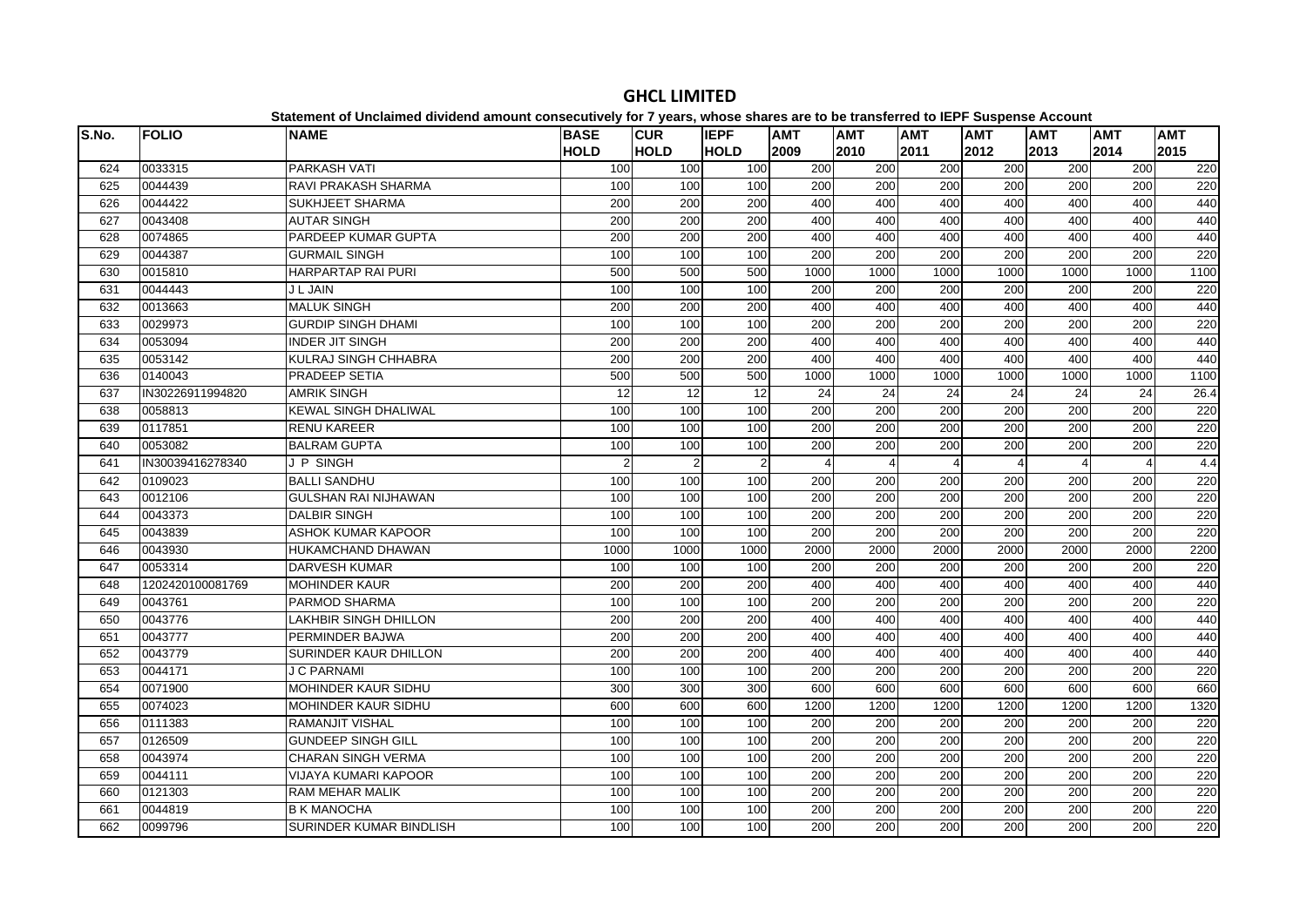# GHCL LIMITED

**Statement of Unclaimed dividend amount consecutively for 7 years, whose shares are to be transferred to IEPF Suspense Account**

| S.No. | FOLIO | NAME | BASE HOLD | CUR HOLD | IEPF HOLD | AMT 2009 | AMT 2010 | AMT 2011 | AMT 2012 | AMT 2013 | AMT 2014 | AMT 2015 |
|---|---|---|---|---|---|---|---|---|---|---|---|---|
| 624 | 0033315 | PARKASH VATI | 100 | 100 | 100 | 200 | 200 | 200 | 200 | 200 | 200 | 220 |
| 625 | 0044439 | RAVI PRAKASH SHARMA | 100 | 100 | 100 | 200 | 200 | 200 | 200 | 200 | 200 | 220 |
| 626 | 0044422 | SUKHJEET SHARMA | 200 | 200 | 200 | 400 | 400 | 400 | 400 | 400 | 400 | 440 |
| 627 | 0043408 | AUTAR SINGH | 200 | 200 | 200 | 400 | 400 | 400 | 400 | 400 | 400 | 440 |
| 628 | 0074865 | PARDEEP KUMAR GUPTA | 200 | 200 | 200 | 400 | 400 | 400 | 400 | 400 | 400 | 440 |
| 629 | 0044387 | GURMAIL SINGH | 100 | 100 | 100 | 200 | 200 | 200 | 200 | 200 | 200 | 220 |
| 630 | 0015810 | HARPARTAP RAI PURI | 500 | 500 | 500 | 1000 | 1000 | 1000 | 1000 | 1000 | 1000 | 1100 |
| 631 | 0044443 | J L JAIN | 100 | 100 | 100 | 200 | 200 | 200 | 200 | 200 | 200 | 220 |
| 632 | 0013663 | MALUK SINGH | 200 | 200 | 200 | 400 | 400 | 400 | 400 | 400 | 400 | 440 |
| 633 | 0029973 | GURDIP SINGH DHAMI | 100 | 100 | 100 | 200 | 200 | 200 | 200 | 200 | 200 | 220 |
| 634 | 0053094 | INDER JIT SINGH | 200 | 200 | 200 | 400 | 400 | 400 | 400 | 400 | 400 | 440 |
| 635 | 0053142 | KULRAJ SINGH CHHABRA | 200 | 200 | 200 | 400 | 400 | 400 | 400 | 400 | 400 | 440 |
| 636 | 0140043 | PRADEEP SETIA | 500 | 500 | 500 | 1000 | 1000 | 1000 | 1000 | 1000 | 1000 | 1100 |
| 637 | IN30226911994820 | AMRIK SINGH | 12 | 12 | 12 | 24 | 24 | 24 | 24 | 24 | 24 | 26.4 |
| 638 | 0058813 | KEWAL SINGH DHALIWAL | 100 | 100 | 100 | 200 | 200 | 200 | 200 | 200 | 200 | 220 |
| 639 | 0117851 | RENU KAREER | 100 | 100 | 100 | 200 | 200 | 200 | 200 | 200 | 200 | 220 |
| 640 | 0053082 | BALRAM GUPTA | 100 | 100 | 100 | 200 | 200 | 200 | 200 | 200 | 200 | 220 |
| 641 | IN30039416278340 | J P SINGH | 2 | 2 | 2 | 4 | 4 | 4 | 4 | 4 | 4 | 4.4 |
| 642 | 0109023 | BALLI SANDHU | 100 | 100 | 100 | 200 | 200 | 200 | 200 | 200 | 200 | 220 |
| 643 | 0012106 | GULSHAN RAI NIJHAWAN | 100 | 100 | 100 | 200 | 200 | 200 | 200 | 200 | 200 | 220 |
| 644 | 0043373 | DALBIR SINGH | 100 | 100 | 100 | 200 | 200 | 200 | 200 | 200 | 200 | 220 |
| 645 | 0043839 | ASHOK KUMAR KAPOOR | 100 | 100 | 100 | 200 | 200 | 200 | 200 | 200 | 200 | 220 |
| 646 | 0043930 | HUKAMCHAND DHAWAN | 1000 | 1000 | 1000 | 2000 | 2000 | 2000 | 2000 | 2000 | 2000 | 2200 |
| 647 | 0053314 | DARVESH KUMAR | 100 | 100 | 100 | 200 | 200 | 200 | 200 | 200 | 200 | 220 |
| 648 | 1202420100081769 | MOHINDER KAUR | 200 | 200 | 200 | 400 | 400 | 400 | 400 | 400 | 400 | 440 |
| 649 | 0043761 | PARMOD SHARMA | 100 | 100 | 100 | 200 | 200 | 200 | 200 | 200 | 200 | 220 |
| 650 | 0043776 | LAKHBIR SINGH DHILLON | 200 | 200 | 200 | 400 | 400 | 400 | 400 | 400 | 400 | 440 |
| 651 | 0043777 | PERMINDER BAJWA | 200 | 200 | 200 | 400 | 400 | 400 | 400 | 400 | 400 | 440 |
| 652 | 0043779 | SURINDER KAUR DHILLON | 200 | 200 | 200 | 400 | 400 | 400 | 400 | 400 | 400 | 440 |
| 653 | 0044171 | J C PARNAMI | 100 | 100 | 100 | 200 | 200 | 200 | 200 | 200 | 200 | 220 |
| 654 | 0071900 | MOHINDER KAUR SIDHU | 300 | 300 | 300 | 600 | 600 | 600 | 600 | 600 | 600 | 660 |
| 655 | 0074023 | MOHINDER KAUR SIDHU | 600 | 600 | 600 | 1200 | 1200 | 1200 | 1200 | 1200 | 1200 | 1320 |
| 656 | 0111383 | RAMANJIT VISHAL | 100 | 100 | 100 | 200 | 200 | 200 | 200 | 200 | 200 | 220 |
| 657 | 0126509 | GUNDEEP SINGH GILL | 100 | 100 | 100 | 200 | 200 | 200 | 200 | 200 | 200 | 220 |
| 658 | 0043974 | CHARAN SINGH VERMA | 100 | 100 | 100 | 200 | 200 | 200 | 200 | 200 | 200 | 220 |
| 659 | 0044111 | VIJAYA KUMARI KAPOOR | 100 | 100 | 100 | 200 | 200 | 200 | 200 | 200 | 200 | 220 |
| 660 | 0121303 | RAM MEHAR MALIK | 100 | 100 | 100 | 200 | 200 | 200 | 200 | 200 | 200 | 220 |
| 661 | 0044819 | B K MANOCHA | 100 | 100 | 100 | 200 | 200 | 200 | 200 | 200 | 200 | 220 |
| 662 | 0099796 | SURINDER KUMAR BINDLISH | 100 | 100 | 100 | 200 | 200 | 200 | 200 | 200 | 200 | 220 |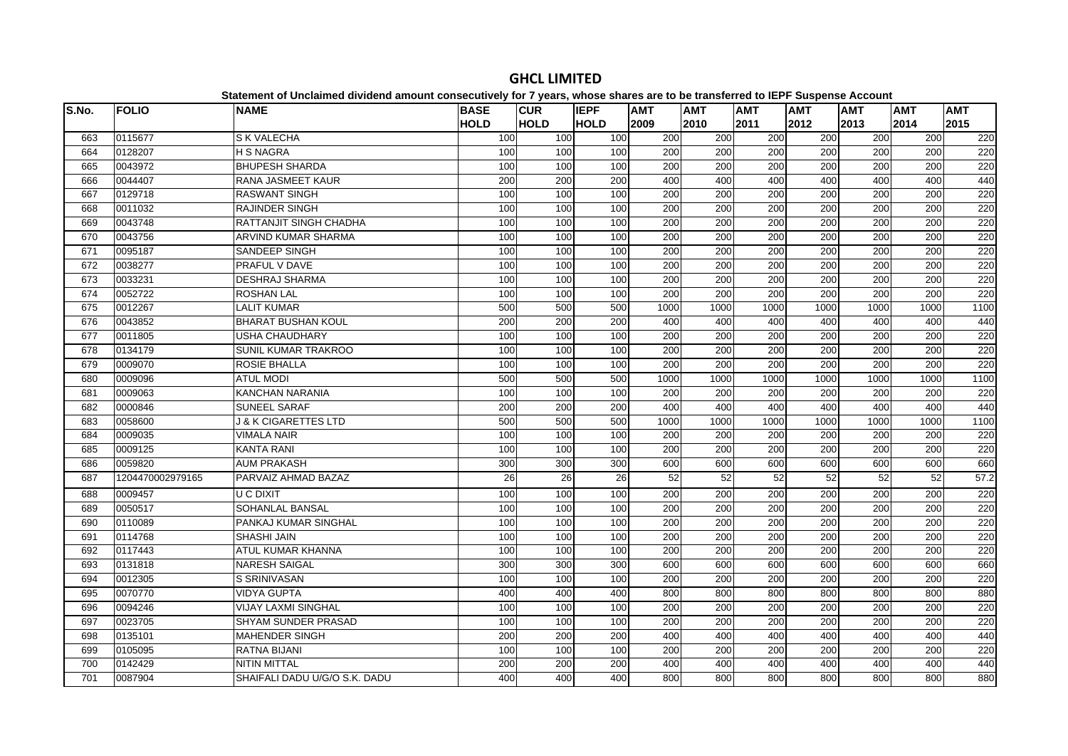# GHCL LIMITED

**Statement of Unclaimed dividend amount consecutively for 7 years, whose shares are to be transferred to IEPF Suspense Account**

| S.No. | FOLIO | NAME | BASE HOLD | CUR HOLD | IEPF HOLD | AMT 2009 | AMT 2010 | AMT 2011 | AMT 2012 | AMT 2013 | AMT 2014 | AMT 2015 |
|---|---|---|---|---|---|---|---|---|---|---|---|---|
| 663 | 0115677 | S K VALECHA | 100 | 100 | 100 | 200 | 200 | 200 | 200 | 200 | 200 | 220 |
| 664 | 0128207 | H S NAGRA | 100 | 100 | 100 | 200 | 200 | 200 | 200 | 200 | 200 | 220 |
| 665 | 0043972 | BHUPESH SHARDA | 100 | 100 | 100 | 200 | 200 | 200 | 200 | 200 | 200 | 220 |
| 666 | 0044407 | RANA JASMEET KAUR | 200 | 200 | 200 | 400 | 400 | 400 | 400 | 400 | 400 | 440 |
| 667 | 0129718 | RASWANT SINGH | 100 | 100 | 100 | 200 | 200 | 200 | 200 | 200 | 200 | 220 |
| 668 | 0011032 | RAJINDER SINGH | 100 | 100 | 100 | 200 | 200 | 200 | 200 | 200 | 200 | 220 |
| 669 | 0043748 | RATTANJIT SINGH CHADHA | 100 | 100 | 100 | 200 | 200 | 200 | 200 | 200 | 200 | 220 |
| 670 | 0043756 | ARVIND KUMAR SHARMA | 100 | 100 | 100 | 200 | 200 | 200 | 200 | 200 | 200 | 220 |
| 671 | 0095187 | SANDEEP SINGH | 100 | 100 | 100 | 200 | 200 | 200 | 200 | 200 | 200 | 220 |
| 672 | 0038277 | PRAFUL V DAVE | 100 | 100 | 100 | 200 | 200 | 200 | 200 | 200 | 200 | 220 |
| 673 | 0033231 | DESHRAJ SHARMA | 100 | 100 | 100 | 200 | 200 | 200 | 200 | 200 | 200 | 220 |
| 674 | 0052722 | ROSHAN LAL | 100 | 100 | 100 | 200 | 200 | 200 | 200 | 200 | 200 | 220 |
| 675 | 0012267 | LALIT KUMAR | 500 | 500 | 500 | 1000 | 1000 | 1000 | 1000 | 1000 | 1000 | 1100 |
| 676 | 0043852 | BHARAT BUSHAN KOUL | 200 | 200 | 200 | 400 | 400 | 400 | 400 | 400 | 400 | 440 |
| 677 | 0011805 | USHA CHAUDHARY | 100 | 100 | 100 | 200 | 200 | 200 | 200 | 200 | 200 | 220 |
| 678 | 0134179 | SUNIL KUMAR TRAKROO | 100 | 100 | 100 | 200 | 200 | 200 | 200 | 200 | 200 | 220 |
| 679 | 0009070 | ROSIE BHALLA | 100 | 100 | 100 | 200 | 200 | 200 | 200 | 200 | 200 | 220 |
| 680 | 0009096 | ATUL MODI | 500 | 500 | 500 | 1000 | 1000 | 1000 | 1000 | 1000 | 1000 | 1100 |
| 681 | 0009063 | KANCHAN NARANIA | 100 | 100 | 100 | 200 | 200 | 200 | 200 | 200 | 200 | 220 |
| 682 | 0000846 | SUNEEL SARAF | 200 | 200 | 200 | 400 | 400 | 400 | 400 | 400 | 400 | 440 |
| 683 | 0058600 | J & K CIGARETTES LTD | 500 | 500 | 500 | 1000 | 1000 | 1000 | 1000 | 1000 | 1000 | 1100 |
| 684 | 0009035 | VIMALA NAIR | 100 | 100 | 100 | 200 | 200 | 200 | 200 | 200 | 200 | 220 |
| 685 | 0009125 | KANTA RANI | 100 | 100 | 100 | 200 | 200 | 200 | 200 | 200 | 200 | 220 |
| 686 | 0059820 | AUM PRAKASH | 300 | 300 | 300 | 600 | 600 | 600 | 600 | 600 | 600 | 660 |
| 687 | 1204470002979165 | PARVAIZ AHMAD BAZAZ | 26 | 26 | 26 | 52 | 52 | 52 | 52 | 52 | 52 | 57.2 |
| 688 | 0009457 | U C DIXIT | 100 | 100 | 100 | 200 | 200 | 200 | 200 | 200 | 200 | 220 |
| 689 | 0050517 | SOHANLAL BANSAL | 100 | 100 | 100 | 200 | 200 | 200 | 200 | 200 | 200 | 220 |
| 690 | 0110089 | PANKAJ KUMAR SINGHAL | 100 | 100 | 100 | 200 | 200 | 200 | 200 | 200 | 200 | 220 |
| 691 | 0114768 | SHASHI JAIN | 100 | 100 | 100 | 200 | 200 | 200 | 200 | 200 | 200 | 220 |
| 692 | 0117443 | ATUL KUMAR KHANNA | 100 | 100 | 100 | 200 | 200 | 200 | 200 | 200 | 200 | 220 |
| 693 | 0131818 | NARESH SAIGAL | 300 | 300 | 300 | 600 | 600 | 600 | 600 | 600 | 600 | 660 |
| 694 | 0012305 | S SRINIVASAN | 100 | 100 | 100 | 200 | 200 | 200 | 200 | 200 | 200 | 220 |
| 695 | 0070770 | VIDYA GUPTA | 400 | 400 | 400 | 800 | 800 | 800 | 800 | 800 | 800 | 880 |
| 696 | 0094246 | VIJAY LAXMI SINGHAL | 100 | 100 | 100 | 200 | 200 | 200 | 200 | 200 | 200 | 220 |
| 697 | 0023705 | SHYAM SUNDER PRASAD | 100 | 100 | 100 | 200 | 200 | 200 | 200 | 200 | 200 | 220 |
| 698 | 0135101 | MAHENDER SINGH | 200 | 200 | 200 | 400 | 400 | 400 | 400 | 400 | 400 | 440 |
| 699 | 0105095 | RATNA BIJANI | 100 | 100 | 100 | 200 | 200 | 200 | 200 | 200 | 200 | 220 |
| 700 | 0142429 | NITIN MITTAL | 200 | 200 | 200 | 400 | 400 | 400 | 400 | 400 | 400 | 440 |
| 701 | 0087904 | SHAIFALI DADU U/G/O S.K. DADU | 400 | 400 | 400 | 800 | 800 | 800 | 800 | 800 | 800 | 880 |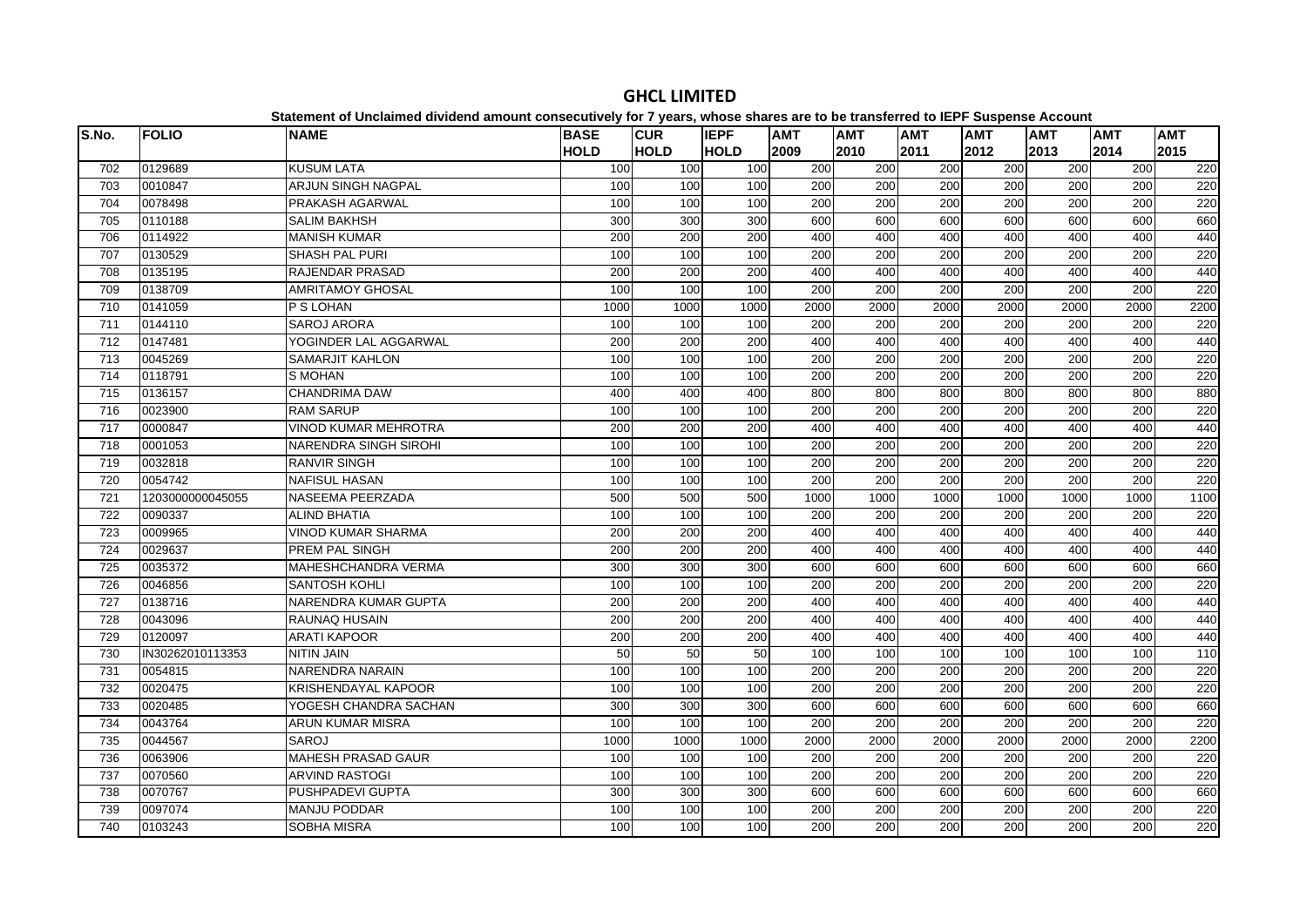# GHCL LIMITED

**Statement of Unclaimed dividend amount consecutively for 7 years, whose shares are to be transferred to IEPF Suspense Account**

| S.No. | FOLIO | NAME | BASE HOLD | CUR HOLD | IEPF HOLD | AMT 2009 | AMT 2010 | AMT 2011 | AMT 2012 | AMT 2013 | AMT 2014 | AMT 2015 |
|---|---|---|---|---|---|---|---|---|---|---|---|---|
| 702 | 0129689 | KUSUM LATA | 100 | 100 | 100 | 200 | 200 | 200 | 200 | 200 | 200 | 220 |
| 703 | 0010847 | ARJUN SINGH NAGPAL | 100 | 100 | 100 | 200 | 200 | 200 | 200 | 200 | 200 | 220 |
| 704 | 0078498 | PRAKASH AGARWAL | 100 | 100 | 100 | 200 | 200 | 200 | 200 | 200 | 200 | 220 |
| 705 | 0110188 | SALIM BAKHSH | 300 | 300 | 300 | 600 | 600 | 600 | 600 | 600 | 600 | 660 |
| 706 | 0114922 | MANISH KUMAR | 200 | 200 | 200 | 400 | 400 | 400 | 400 | 400 | 400 | 440 |
| 707 | 0130529 | SHASH PAL PURI | 100 | 100 | 100 | 200 | 200 | 200 | 200 | 200 | 200 | 220 |
| 708 | 0135195 | RAJENDAR PRASAD | 200 | 200 | 200 | 400 | 400 | 400 | 400 | 400 | 400 | 440 |
| 709 | 0138709 | AMRITAMOY GHOSAL | 100 | 100 | 100 | 200 | 200 | 200 | 200 | 200 | 200 | 220 |
| 710 | 0141059 | P S LOHAN | 1000 | 1000 | 1000 | 2000 | 2000 | 2000 | 2000 | 2000 | 2000 | 2200 |
| 711 | 0144110 | SAROJ ARORA | 100 | 100 | 100 | 200 | 200 | 200 | 200 | 200 | 200 | 220 |
| 712 | 0147481 | YOGINDER LAL AGGARWAL | 200 | 200 | 200 | 400 | 400 | 400 | 400 | 400 | 400 | 440 |
| 713 | 0045269 | SAMARJIT KAHLON | 100 | 100 | 100 | 200 | 200 | 200 | 200 | 200 | 200 | 220 |
| 714 | 0118791 | S MOHAN | 100 | 100 | 100 | 200 | 200 | 200 | 200 | 200 | 200 | 220 |
| 715 | 0136157 | CHANDRIMA DAW | 400 | 400 | 400 | 800 | 800 | 800 | 800 | 800 | 800 | 880 |
| 716 | 0023900 | RAM SARUP | 100 | 100 | 100 | 200 | 200 | 200 | 200 | 200 | 200 | 220 |
| 717 | 0000847 | VINOD KUMAR MEHROTRA | 200 | 200 | 200 | 400 | 400 | 400 | 400 | 400 | 400 | 440 |
| 718 | 0001053 | NARENDRA SINGH SIROHI | 100 | 100 | 100 | 200 | 200 | 200 | 200 | 200 | 200 | 220 |
| 719 | 0032818 | RANVIR SINGH | 100 | 100 | 100 | 200 | 200 | 200 | 200 | 200 | 200 | 220 |
| 720 | 0054742 | NAFISUL HASAN | 100 | 100 | 100 | 200 | 200 | 200 | 200 | 200 | 200 | 220 |
| 721 | 1203000000045055 | NASEEMA PEERZADA | 500 | 500 | 500 | 1000 | 1000 | 1000 | 1000 | 1000 | 1000 | 1100 |
| 722 | 0090337 | ALIND BHATIA | 100 | 100 | 100 | 200 | 200 | 200 | 200 | 200 | 200 | 220 |
| 723 | 0009965 | VINOD KUMAR SHARMA | 200 | 200 | 200 | 400 | 400 | 400 | 400 | 400 | 400 | 440 |
| 724 | 0029637 | PREM PAL SINGH | 200 | 200 | 200 | 400 | 400 | 400 | 400 | 400 | 400 | 440 |
| 725 | 0035372 | MAHESHCHANDRA VERMA | 300 | 300 | 300 | 600 | 600 | 600 | 600 | 600 | 600 | 660 |
| 726 | 0046856 | SANTOSH KOHLI | 100 | 100 | 100 | 200 | 200 | 200 | 200 | 200 | 200 | 220 |
| 727 | 0138716 | NARENDRA KUMAR GUPTA | 200 | 200 | 200 | 400 | 400 | 400 | 400 | 400 | 400 | 440 |
| 728 | 0043096 | RAUNAQ HUSAIN | 200 | 200 | 200 | 400 | 400 | 400 | 400 | 400 | 400 | 440 |
| 729 | 0120097 | ARATI KAPOOR | 200 | 200 | 200 | 400 | 400 | 400 | 400 | 400 | 400 | 440 |
| 730 | IN30262010113353 | NITIN JAIN | 50 | 50 | 50 | 100 | 100 | 100 | 100 | 100 | 100 | 110 |
| 731 | 0054815 | NARENDRA NARAIN | 100 | 100 | 100 | 200 | 200 | 200 | 200 | 200 | 200 | 220 |
| 732 | 0020475 | KRISHENDAYAL KAPOOR | 100 | 100 | 100 | 200 | 200 | 200 | 200 | 200 | 200 | 220 |
| 733 | 0020485 | YOGESH CHANDRA SACHAN | 300 | 300 | 300 | 600 | 600 | 600 | 600 | 600 | 600 | 660 |
| 734 | 0043764 | ARUN KUMAR MISRA | 100 | 100 | 100 | 200 | 200 | 200 | 200 | 200 | 200 | 220 |
| 735 | 0044567 | SAROJ | 1000 | 1000 | 1000 | 2000 | 2000 | 2000 | 2000 | 2000 | 2000 | 2200 |
| 736 | 0063906 | MAHESH PRASAD GAUR | 100 | 100 | 100 | 200 | 200 | 200 | 200 | 200 | 200 | 220 |
| 737 | 0070560 | ARVIND RASTOGI | 100 | 100 | 100 | 200 | 200 | 200 | 200 | 200 | 200 | 220 |
| 738 | 0070767 | PUSHPADEVI GUPTA | 300 | 300 | 300 | 600 | 600 | 600 | 600 | 600 | 600 | 660 |
| 739 | 0097074 | MANJU PODDAR | 100 | 100 | 100 | 200 | 200 | 200 | 200 | 200 | 200 | 220 |
| 740 | 0103243 | SOBHA MISRA | 100 | 100 | 100 | 200 | 200 | 200 | 200 | 200 | 200 | 220 |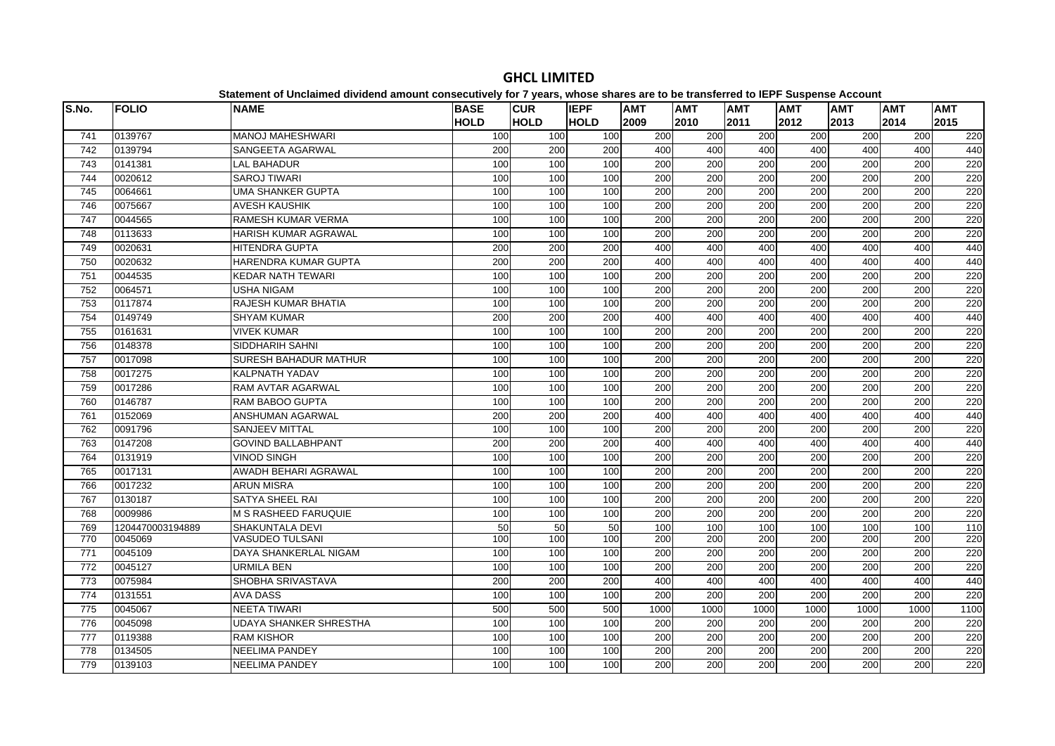# GHCL LIMITED

**Statement of Unclaimed dividend amount consecutively for 7 years, whose shares are to be transferred to IEPF Suspense Account**

| S.No. | FOLIO | NAME | BASE HOLD | CUR HOLD | IEPF HOLD | AMT 2009 | AMT 2010 | AMT 2011 | AMT 2012 | AMT 2013 | AMT 2014 | AMT 2015 |
|---|---|---|---|---|---|---|---|---|---|---|---|---|
| 741 | 0139767 | MANOJ MAHESHWARI | 100 | 100 | 100 | 200 | 200 | 200 | 200 | 200 | 200 | 220 |
| 742 | 0139794 | SANGEETA AGARWAL | 200 | 200 | 200 | 400 | 400 | 400 | 400 | 400 | 400 | 440 |
| 743 | 0141381 | LAL BAHADUR | 100 | 100 | 100 | 200 | 200 | 200 | 200 | 200 | 200 | 220 |
| 744 | 0020612 | SAROJ TIWARI | 100 | 100 | 100 | 200 | 200 | 200 | 200 | 200 | 200 | 220 |
| 745 | 0064661 | UMA SHANKER GUPTA | 100 | 100 | 100 | 200 | 200 | 200 | 200 | 200 | 200 | 220 |
| 746 | 0075667 | AVESH KAUSHIK | 100 | 100 | 100 | 200 | 200 | 200 | 200 | 200 | 200 | 220 |
| 747 | 0044565 | RAMESH KUMAR VERMA | 100 | 100 | 100 | 200 | 200 | 200 | 200 | 200 | 200 | 220 |
| 748 | 0113633 | HARISH KUMAR AGRAWAL | 100 | 100 | 100 | 200 | 200 | 200 | 200 | 200 | 200 | 220 |
| 749 | 0020631 | HITENDRA GUPTA | 200 | 200 | 200 | 400 | 400 | 400 | 400 | 400 | 400 | 440 |
| 750 | 0020632 | HARENDRA KUMAR GUPTA | 200 | 200 | 200 | 400 | 400 | 400 | 400 | 400 | 400 | 440 |
| 751 | 0044535 | KEDAR NATH TEWARI | 100 | 100 | 100 | 200 | 200 | 200 | 200 | 200 | 200 | 220 |
| 752 | 0064571 | USHA NIGAM | 100 | 100 | 100 | 200 | 200 | 200 | 200 | 200 | 200 | 220 |
| 753 | 0117874 | RAJESH KUMAR BHATIA | 100 | 100 | 100 | 200 | 200 | 200 | 200 | 200 | 200 | 220 |
| 754 | 0149749 | SHYAM KUMAR | 200 | 200 | 200 | 400 | 400 | 400 | 400 | 400 | 400 | 440 |
| 755 | 0161631 | VIVEK KUMAR | 100 | 100 | 100 | 200 | 200 | 200 | 200 | 200 | 200 | 220 |
| 756 | 0148378 | SIDDHARIH SAHNI | 100 | 100 | 100 | 200 | 200 | 200 | 200 | 200 | 200 | 220 |
| 757 | 0017098 | SURESH BAHADUR MATHUR | 100 | 100 | 100 | 200 | 200 | 200 | 200 | 200 | 200 | 220 |
| 758 | 0017275 | KALPNATH YADAV | 100 | 100 | 100 | 200 | 200 | 200 | 200 | 200 | 200 | 220 |
| 759 | 0017286 | RAM AVTAR AGARWAL | 100 | 100 | 100 | 200 | 200 | 200 | 200 | 200 | 200 | 220 |
| 760 | 0146787 | RAM BABOO GUPTA | 100 | 100 | 100 | 200 | 200 | 200 | 200 | 200 | 200 | 220 |
| 761 | 0152069 | ANSHUMAN AGARWAL | 200 | 200 | 200 | 400 | 400 | 400 | 400 | 400 | 400 | 440 |
| 762 | 0091796 | SANJEEV MITTAL | 100 | 100 | 100 | 200 | 200 | 200 | 200 | 200 | 200 | 220 |
| 763 | 0147208 | GOVIND BALLABHPANT | 200 | 200 | 200 | 400 | 400 | 400 | 400 | 400 | 400 | 440 |
| 764 | 0131919 | VINOD SINGH | 100 | 100 | 100 | 200 | 200 | 200 | 200 | 200 | 200 | 220 |
| 765 | 0017131 | AWADH BEHARI AGRAWAL | 100 | 100 | 100 | 200 | 200 | 200 | 200 | 200 | 200 | 220 |
| 766 | 0017232 | ARUN MISRA | 100 | 100 | 100 | 200 | 200 | 200 | 200 | 200 | 200 | 220 |
| 767 | 0130187 | SATYA SHEEL RAI | 100 | 100 | 100 | 200 | 200 | 200 | 200 | 200 | 200 | 220 |
| 768 | 0009986 | M S RASHEED FARUQUIE | 100 | 100 | 100 | 200 | 200 | 200 | 200 | 200 | 200 | 220 |
| 769 | 1204470003194889 | SHAKUNTALA DEVI | 50 | 50 | 50 | 100 | 100 | 100 | 100 | 100 | 100 | 110 |
| 770 | 0045069 | VASUDEO TULSANI | 100 | 100 | 100 | 200 | 200 | 200 | 200 | 200 | 200 | 220 |
| 771 | 0045109 | DAYA SHANKERLAL NIGAM | 100 | 100 | 100 | 200 | 200 | 200 | 200 | 200 | 200 | 220 |
| 772 | 0045127 | URMILA BEN | 100 | 100 | 100 | 200 | 200 | 200 | 200 | 200 | 200 | 220 |
| 773 | 0075984 | SHOBHA SRIVASTAVA | 200 | 200 | 200 | 400 | 400 | 400 | 400 | 400 | 400 | 440 |
| 774 | 0131551 | AVA DASS | 100 | 100 | 100 | 200 | 200 | 200 | 200 | 200 | 200 | 220 |
| 775 | 0045067 | NEETA TIWARI | 500 | 500 | 500 | 1000 | 1000 | 1000 | 1000 | 1000 | 1000 | 1100 |
| 776 | 0045098 | UDAYA SHANKER SHRESTHA | 100 | 100 | 100 | 200 | 200 | 200 | 200 | 200 | 200 | 220 |
| 777 | 0119388 | RAM KISHOR | 100 | 100 | 100 | 200 | 200 | 200 | 200 | 200 | 200 | 220 |
| 778 | 0134505 | NEELIMA PANDEY | 100 | 100 | 100 | 200 | 200 | 200 | 200 | 200 | 200 | 220 |
| 779 | 0139103 | NEELIMA PANDEY | 100 | 100 | 100 | 200 | 200 | 200 | 200 | 200 | 200 | 220 |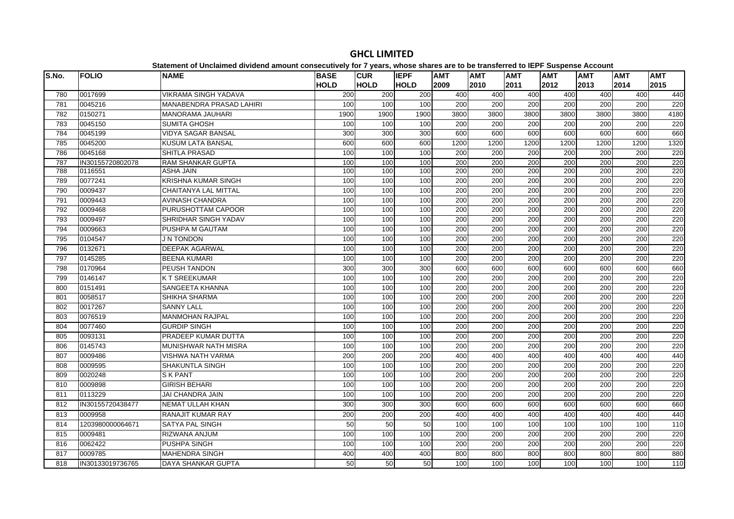# GHCL LIMITED

**Statement of Unclaimed dividend amount consecutively for 7 years, whose shares are to be transferred to IEPF Suspense Account**

| S.No. | FOLIO | NAME | BASE HOLD | CUR HOLD | IEPF HOLD | AMT 2009 | AMT 2010 | AMT 2011 | AMT 2012 | AMT 2013 | AMT 2014 | AMT 2015 |
|---|---|---|---|---|---|---|---|---|---|---|---|---|
| 780 | 0017699 | VIKRAMA SINGH YADAVA | 200 | 200 | 200 | 400 | 400 | 400 | 400 | 400 | 400 | 440 |
| 781 | 0045216 | MANABENDRA PRASAD LAHIRI | 100 | 100 | 100 | 200 | 200 | 200 | 200 | 200 | 200 | 220 |
| 782 | 0150271 | MANORAMA JAUHARI | 1900 | 1900 | 1900 | 3800 | 3800 | 3800 | 3800 | 3800 | 3800 | 4180 |
| 783 | 0045150 | SUMITA GHOSH | 100 | 100 | 100 | 200 | 200 | 200 | 200 | 200 | 200 | 220 |
| 784 | 0045199 | VIDYA SAGAR BANSAL | 300 | 300 | 300 | 600 | 600 | 600 | 600 | 600 | 600 | 660 |
| 785 | 0045200 | KUSUM LATA BANSAL | 600 | 600 | 600 | 1200 | 1200 | 1200 | 1200 | 1200 | 1200 | 1320 |
| 786 | 0045168 | SHITLA PRASAD | 100 | 100 | 100 | 200 | 200 | 200 | 200 | 200 | 200 | 220 |
| 787 | IN30155720802078 | RAM SHANKAR GUPTA | 100 | 100 | 100 | 200 | 200 | 200 | 200 | 200 | 200 | 220 |
| 788 | 0116551 | ASHA JAIN | 100 | 100 | 100 | 200 | 200 | 200 | 200 | 200 | 200 | 220 |
| 789 | 0077241 | KRISHNA KUMAR SINGH | 100 | 100 | 100 | 200 | 200 | 200 | 200 | 200 | 200 | 220 |
| 790 | 0009437 | CHAITANYA LAL MITTAL | 100 | 100 | 100 | 200 | 200 | 200 | 200 | 200 | 200 | 220 |
| 791 | 0009443 | AVINASH CHANDRA | 100 | 100 | 100 | 200 | 200 | 200 | 200 | 200 | 200 | 220 |
| 792 | 0009468 | PURUSHOTTAM CAPOOR | 100 | 100 | 100 | 200 | 200 | 200 | 200 | 200 | 200 | 220 |
| 793 | 0009497 | SHRIDHAR SINGH YADAV | 100 | 100 | 100 | 200 | 200 | 200 | 200 | 200 | 200 | 220 |
| 794 | 0009663 | PUSHPA M GAUTAM | 100 | 100 | 100 | 200 | 200 | 200 | 200 | 200 | 200 | 220 |
| 795 | 0104547 | J N TONDON | 100 | 100 | 100 | 200 | 200 | 200 | 200 | 200 | 200 | 220 |
| 796 | 0132671 | DEEPAK AGARWAL | 100 | 100 | 100 | 200 | 200 | 200 | 200 | 200 | 200 | 220 |
| 797 | 0145285 | BEENA KUMARI | 100 | 100 | 100 | 200 | 200 | 200 | 200 | 200 | 200 | 220 |
| 798 | 0170964 | PEUSH TANDON | 300 | 300 | 300 | 600 | 600 | 600 | 600 | 600 | 600 | 660 |
| 799 | 0146147 | K T SREEKUMAR | 100 | 100 | 100 | 200 | 200 | 200 | 200 | 200 | 200 | 220 |
| 800 | 0151491 | SANGEETA KHANNA | 100 | 100 | 100 | 200 | 200 | 200 | 200 | 200 | 200 | 220 |
| 801 | 0058517 | SHIKHA SHARMA | 100 | 100 | 100 | 200 | 200 | 200 | 200 | 200 | 200 | 220 |
| 802 | 0017267 | SANNY LALL | 100 | 100 | 100 | 200 | 200 | 200 | 200 | 200 | 200 | 220 |
| 803 | 0076519 | MANMOHAN RAJPAL | 100 | 100 | 100 | 200 | 200 | 200 | 200 | 200 | 200 | 220 |
| 804 | 0077460 | GURDIP SINGH | 100 | 100 | 100 | 200 | 200 | 200 | 200 | 200 | 200 | 220 |
| 805 | 0093131 | PRADEEP KUMAR DUTTA | 100 | 100 | 100 | 200 | 200 | 200 | 200 | 200 | 200 | 220 |
| 806 | 0145743 | MUNISHWAR NATH MISRA | 100 | 100 | 100 | 200 | 200 | 200 | 200 | 200 | 200 | 220 |
| 807 | 0009486 | VISHWA NATH VARMA | 200 | 200 | 200 | 400 | 400 | 400 | 400 | 400 | 400 | 440 |
| 808 | 0009595 | SHAKUNTLA SINGH | 100 | 100 | 100 | 200 | 200 | 200 | 200 | 200 | 200 | 220 |
| 809 | 0020248 | S K PANT | 100 | 100 | 100 | 200 | 200 | 200 | 200 | 200 | 200 | 220 |
| 810 | 0009898 | GIRISH BEHARI | 100 | 100 | 100 | 200 | 200 | 200 | 200 | 200 | 200 | 220 |
| 811 | 0113229 | JAI CHANDRA JAIN | 100 | 100 | 100 | 200 | 200 | 200 | 200 | 200 | 200 | 220 |
| 812 | IN30155720438477 | NEMAT ULLAH KHAN | 300 | 300 | 300 | 600 | 600 | 600 | 600 | 600 | 600 | 660 |
| 813 | 0009958 | RANAJIT KUMAR RAY | 200 | 200 | 200 | 400 | 400 | 400 | 400 | 400 | 400 | 440 |
| 814 | 1203980000064671 | SATYA PAL SINGH | 50 | 50 | 50 | 100 | 100 | 100 | 100 | 100 | 100 | 110 |
| 815 | 0009481 | RIZWANA ANJUM | 100 | 100 | 100 | 200 | 200 | 200 | 200 | 200 | 200 | 220 |
| 816 | 0062422 | PUSHPA SINGH | 100 | 100 | 100 | 200 | 200 | 200 | 200 | 200 | 200 | 220 |
| 817 | 0009785 | MAHENDRA SINGH | 400 | 400 | 400 | 800 | 800 | 800 | 800 | 800 | 800 | 880 |
| 818 | IN30133019736765 | DAYA SHANKAR GUPTA | 50 | 50 | 50 | 100 | 100 | 100 | 100 | 100 | 100 | 110 |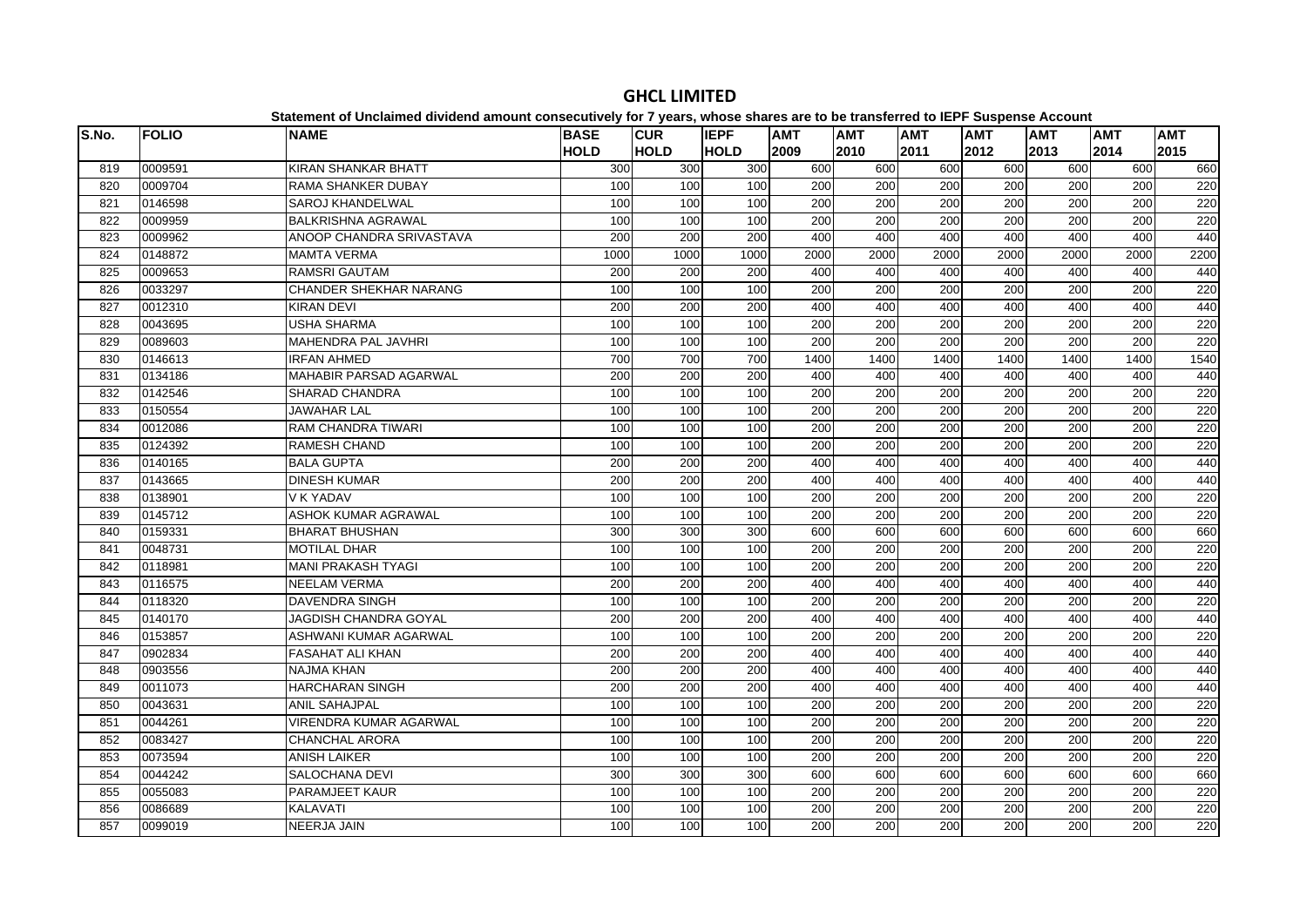# GHCL LIMITED

**Statement of Unclaimed dividend amount consecutively for 7 years, whose shares are to be transferred to IEPF Suspense Account**

| S.No. | FOLIO | NAME | BASE HOLD | CUR HOLD | IEPF HOLD | AMT 2009 | AMT 2010 | AMT 2011 | AMT 2012 | AMT 2013 | AMT 2014 | AMT 2015 |
|---|---|---|---|---|---|---|---|---|---|---|---|---|
| 819 | 0009591 | KIRAN SHANKAR BHATT | 300 | 300 | 300 | 600 | 600 | 600 | 600 | 600 | 600 | 660 |
| 820 | 0009704 | RAMA SHANKER DUBAY | 100 | 100 | 100 | 200 | 200 | 200 | 200 | 200 | 200 | 220 |
| 821 | 0146598 | SAROJ KHANDELWAL | 100 | 100 | 100 | 200 | 200 | 200 | 200 | 200 | 200 | 220 |
| 822 | 0009959 | BALKRISHNA AGRAWAL | 100 | 100 | 100 | 200 | 200 | 200 | 200 | 200 | 200 | 220 |
| 823 | 0009962 | ANOOP CHANDRA SRIVASTAVA | 200 | 200 | 200 | 400 | 400 | 400 | 400 | 400 | 400 | 440 |
| 824 | 0148872 | MAMTA VERMA | 1000 | 1000 | 1000 | 2000 | 2000 | 2000 | 2000 | 2000 | 2000 | 2200 |
| 825 | 0009653 | RAMSRI GAUTAM | 200 | 200 | 200 | 400 | 400 | 400 | 400 | 400 | 400 | 440 |
| 826 | 0033297 | CHANDER SHEKHAR NARANG | 100 | 100 | 100 | 200 | 200 | 200 | 200 | 200 | 200 | 220 |
| 827 | 0012310 | KIRAN DEVI | 200 | 200 | 200 | 400 | 400 | 400 | 400 | 400 | 400 | 440 |
| 828 | 0043695 | USHA SHARMA | 100 | 100 | 100 | 200 | 200 | 200 | 200 | 200 | 200 | 220 |
| 829 | 0089603 | MAHENDRA PAL JAVHRI | 100 | 100 | 100 | 200 | 200 | 200 | 200 | 200 | 200 | 220 |
| 830 | 0146613 | IRFAN AHMED | 700 | 700 | 700 | 1400 | 1400 | 1400 | 1400 | 1400 | 1400 | 1540 |
| 831 | 0134186 | MAHABIR PARSAD AGARWAL | 200 | 200 | 200 | 400 | 400 | 400 | 400 | 400 | 400 | 440 |
| 832 | 0142546 | SHARAD CHANDRA | 100 | 100 | 100 | 200 | 200 | 200 | 200 | 200 | 200 | 220 |
| 833 | 0150554 | JAWAHAR LAL | 100 | 100 | 100 | 200 | 200 | 200 | 200 | 200 | 200 | 220 |
| 834 | 0012086 | RAM CHANDRA TIWARI | 100 | 100 | 100 | 200 | 200 | 200 | 200 | 200 | 200 | 220 |
| 835 | 0124392 | RAMESH CHAND | 100 | 100 | 100 | 200 | 200 | 200 | 200 | 200 | 200 | 220 |
| 836 | 0140165 | BALA GUPTA | 200 | 200 | 200 | 400 | 400 | 400 | 400 | 400 | 400 | 440 |
| 837 | 0143665 | DINESH KUMAR | 200 | 200 | 200 | 400 | 400 | 400 | 400 | 400 | 400 | 440 |
| 838 | 0138901 | V K YADAV | 100 | 100 | 100 | 200 | 200 | 200 | 200 | 200 | 200 | 220 |
| 839 | 0145712 | ASHOK KUMAR AGRAWAL | 100 | 100 | 100 | 200 | 200 | 200 | 200 | 200 | 200 | 220 |
| 840 | 0159331 | BHARAT BHUSHAN | 300 | 300 | 300 | 600 | 600 | 600 | 600 | 600 | 600 | 660 |
| 841 | 0048731 | MOTILAL DHAR | 100 | 100 | 100 | 200 | 200 | 200 | 200 | 200 | 200 | 220 |
| 842 | 0118981 | MANI PRAKASH TYAGI | 100 | 100 | 100 | 200 | 200 | 200 | 200 | 200 | 200 | 220 |
| 843 | 0116575 | NEELAM VERMA | 200 | 200 | 200 | 400 | 400 | 400 | 400 | 400 | 400 | 440 |
| 844 | 0118320 | DAVENDRA SINGH | 100 | 100 | 100 | 200 | 200 | 200 | 200 | 200 | 200 | 220 |
| 845 | 0140170 | JAGDISH CHANDRA GOYAL | 200 | 200 | 200 | 400 | 400 | 400 | 400 | 400 | 400 | 440 |
| 846 | 0153857 | ASHWANI KUMAR AGARWAL | 100 | 100 | 100 | 200 | 200 | 200 | 200 | 200 | 200 | 220 |
| 847 | 0902834 | FASAHAT ALI KHAN | 200 | 200 | 200 | 400 | 400 | 400 | 400 | 400 | 400 | 440 |
| 848 | 0903556 | NAJMA KHAN | 200 | 200 | 200 | 400 | 400 | 400 | 400 | 400 | 400 | 440 |
| 849 | 0011073 | HARCHARAN SINGH | 200 | 200 | 200 | 400 | 400 | 400 | 400 | 400 | 400 | 440 |
| 850 | 0043631 | ANIL SAHAJPAL | 100 | 100 | 100 | 200 | 200 | 200 | 200 | 200 | 200 | 220 |
| 851 | 0044261 | VIRENDRA KUMAR AGARWAL | 100 | 100 | 100 | 200 | 200 | 200 | 200 | 200 | 200 | 220 |
| 852 | 0083427 | CHANCHAL ARORA | 100 | 100 | 100 | 200 | 200 | 200 | 200 | 200 | 200 | 220 |
| 853 | 0073594 | ANISH LAIKER | 100 | 100 | 100 | 200 | 200 | 200 | 200 | 200 | 200 | 220 |
| 854 | 0044242 | SALOCHANA DEVI | 300 | 300 | 300 | 600 | 600 | 600 | 600 | 600 | 600 | 660 |
| 855 | 0055083 | PARAMJEET KAUR | 100 | 100 | 100 | 200 | 200 | 200 | 200 | 200 | 200 | 220 |
| 856 | 0086689 | KALAVATI | 100 | 100 | 100 | 200 | 200 | 200 | 200 | 200 | 200 | 220 |
| 857 | 0099019 | NEERJA JAIN | 100 | 100 | 100 | 200 | 200 | 200 | 200 | 200 | 200 | 220 |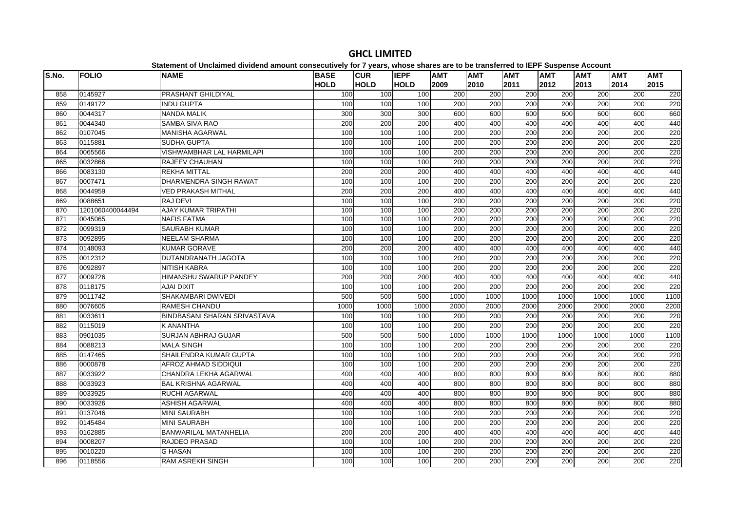# GHCL LIMITED

**Statement of Unclaimed dividend amount consecutively for 7 years, whose shares are to be transferred to IEPF Suspense Account**

| S.No. | FOLIO | NAME | BASE HOLD | CUR HOLD | IEPF HOLD | AMT 2009 | AMT 2010 | AMT 2011 | AMT 2012 | AMT 2013 | AMT 2014 | AMT 2015 |
|---|---|---|---|---|---|---|---|---|---|---|---|---|
| 858 | 0145927 | PRASHANT GHILDIYAL | 100 | 100 | 100 | 200 | 200 | 200 | 200 | 200 | 200 | 220 |
| 859 | 0149172 | INDU GUPTA | 100 | 100 | 100 | 200 | 200 | 200 | 200 | 200 | 200 | 220 |
| 860 | 0044317 | NANDA MALIK | 300 | 300 | 300 | 600 | 600 | 600 | 600 | 600 | 600 | 660 |
| 861 | 0044340 | SAMBA SIVA RAO | 200 | 200 | 200 | 400 | 400 | 400 | 400 | 400 | 400 | 440 |
| 862 | 0107045 | MANISHA AGARWAL | 100 | 100 | 100 | 200 | 200 | 200 | 200 | 200 | 200 | 220 |
| 863 | 0115881 | SUDHA GUPTA | 100 | 100 | 100 | 200 | 200 | 200 | 200 | 200 | 200 | 220 |
| 864 | 0065566 | VISHWAMBHAR LAL HARMILAPI | 100 | 100 | 100 | 200 | 200 | 200 | 200 | 200 | 200 | 220 |
| 865 | 0032866 | RAJEEV CHAUHAN | 100 | 100 | 100 | 200 | 200 | 200 | 200 | 200 | 200 | 220 |
| 866 | 0083130 | REKHA MITTAL | 200 | 200 | 200 | 400 | 400 | 400 | 400 | 400 | 400 | 440 |
| 867 | 0007471 | DHARMENDRA SINGH RAWAT | 100 | 100 | 100 | 200 | 200 | 200 | 200 | 200 | 200 | 220 |
| 868 | 0044959 | VED PRAKASH MITHAL | 200 | 200 | 200 | 400 | 400 | 400 | 400 | 400 | 400 | 440 |
| 869 | 0088651 | RAJ DEVI | 100 | 100 | 100 | 200 | 200 | 200 | 200 | 200 | 200 | 220 |
| 870 | 1201060400044494 | AJAY KUMAR TRIPATHI | 100 | 100 | 100 | 200 | 200 | 200 | 200 | 200 | 200 | 220 |
| 871 | 0045065 | NAFIS FATMA | 100 | 100 | 100 | 200 | 200 | 200 | 200 | 200 | 200 | 220 |
| 872 | 0099319 | SAURABH KUMAR | 100 | 100 | 100 | 200 | 200 | 200 | 200 | 200 | 200 | 220 |
| 873 | 0092895 | NEELAM SHARMA | 100 | 100 | 100 | 200 | 200 | 200 | 200 | 200 | 200 | 220 |
| 874 | 0148093 | KUMAR GORAVE | 200 | 200 | 200 | 400 | 400 | 400 | 400 | 400 | 400 | 440 |
| 875 | 0012312 | DUTANDRANATH JAGOTA | 100 | 100 | 100 | 200 | 200 | 200 | 200 | 200 | 200 | 220 |
| 876 | 0092897 | NITISH KABRA | 100 | 100 | 100 | 200 | 200 | 200 | 200 | 200 | 200 | 220 |
| 877 | 0009726 | HIMANSHU SWARUP PANDEY | 200 | 200 | 200 | 400 | 400 | 400 | 400 | 400 | 400 | 440 |
| 878 | 0118175 | AJAI DIXIT | 100 | 100 | 100 | 200 | 200 | 200 | 200 | 200 | 200 | 220 |
| 879 | 0011742 | SHAKAMBARI DWIVEDI | 500 | 500 | 500 | 1000 | 1000 | 1000 | 1000 | 1000 | 1000 | 1100 |
| 880 | 0076605 | RAMESH CHANDU | 1000 | 1000 | 1000 | 2000 | 2000 | 2000 | 2000 | 2000 | 2000 | 2200 |
| 881 | 0033611 | BINDBASANI SHARAN SRIVASTAVA | 100 | 100 | 100 | 200 | 200 | 200 | 200 | 200 | 200 | 220 |
| 882 | 0115019 | K ANANTHA | 100 | 100 | 100 | 200 | 200 | 200 | 200 | 200 | 200 | 220 |
| 883 | 0901035 | SURJAN ABHRAJ GUJAR | 500 | 500 | 500 | 1000 | 1000 | 1000 | 1000 | 1000 | 1000 | 1100 |
| 884 | 0088213 | MALA SINGH | 100 | 100 | 100 | 200 | 200 | 200 | 200 | 200 | 200 | 220 |
| 885 | 0147465 | SHAILENDRA KUMAR GUPTA | 100 | 100 | 100 | 200 | 200 | 200 | 200 | 200 | 200 | 220 |
| 886 | 0000878 | AFROZ AHMAD SIDDIQUI | 100 | 100 | 100 | 200 | 200 | 200 | 200 | 200 | 200 | 220 |
| 887 | 0033922 | CHANDRA LEKHA AGARWAL | 400 | 400 | 400 | 800 | 800 | 800 | 800 | 800 | 800 | 880 |
| 888 | 0033923 | BAL KRISHNA AGARWAL | 400 | 400 | 400 | 800 | 800 | 800 | 800 | 800 | 800 | 880 |
| 889 | 0033925 | RUCHI AGARWAL | 400 | 400 | 400 | 800 | 800 | 800 | 800 | 800 | 800 | 880 |
| 890 | 0033926 | ASHISH AGARWAL | 400 | 400 | 400 | 800 | 800 | 800 | 800 | 800 | 800 | 880 |
| 891 | 0137046 | MINI SAURABH | 100 | 100 | 100 | 200 | 200 | 200 | 200 | 200 | 200 | 220 |
| 892 | 0145484 | MINI SAURABH | 100 | 100 | 100 | 200 | 200 | 200 | 200 | 200 | 200 | 220 |
| 893 | 0162885 | BANWARILAL MATANHELIA | 200 | 200 | 200 | 400 | 400 | 400 | 400 | 400 | 400 | 440 |
| 894 | 0008207 | RAJDEO PRASAD | 100 | 100 | 100 | 200 | 200 | 200 | 200 | 200 | 200 | 220 |
| 895 | 0010220 | G HASAN | 100 | 100 | 100 | 200 | 200 | 200 | 200 | 200 | 200 | 220 |
| 896 | 0118556 | RAM ASREKH SINGH | 100 | 100 | 100 | 200 | 200 | 200 | 200 | 200 | 200 | 220 |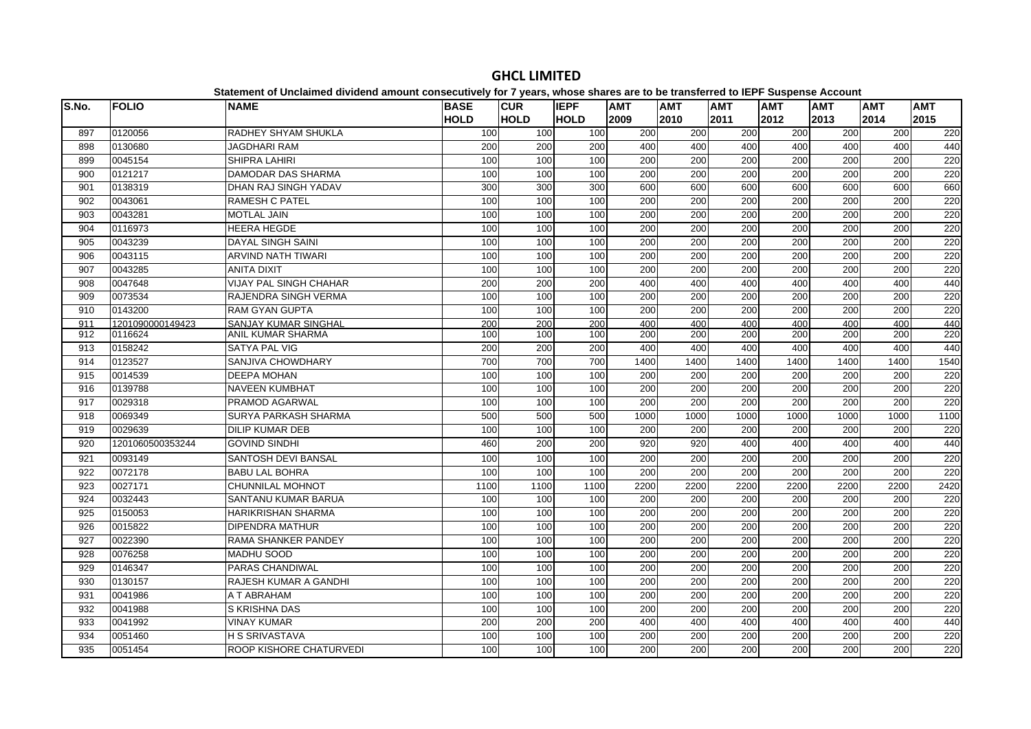# GHCL LIMITED

**Statement of Unclaimed dividend amount consecutively for 7 years, whose shares are to be transferred to IEPF Suspense Account**

| S.No. | FOLIO | NAME | BASE HOLD | CUR HOLD | IEPF HOLD | AMT 2009 | AMT 2010 | AMT 2011 | AMT 2012 | AMT 2013 | AMT 2014 | AMT 2015 |
|---|---|---|---|---|---|---|---|---|---|---|---|---|
| 897 | 0120056 | RADHEY SHYAM SHUKLA | 100 | 100 | 100 | 200 | 200 | 200 | 200 | 200 | 200 | 220 |
| 898 | 0130680 | JAGDHARI RAM | 200 | 200 | 200 | 400 | 400 | 400 | 400 | 400 | 400 | 440 |
| 899 | 0045154 | SHIPRA LAHIRI | 100 | 100 | 100 | 200 | 200 | 200 | 200 | 200 | 200 | 220 |
| 900 | 0121217 | DAMODAR DAS SHARMA | 100 | 100 | 100 | 200 | 200 | 200 | 200 | 200 | 200 | 220 |
| 901 | 0138319 | DHAN RAJ SINGH YADAV | 300 | 300 | 300 | 600 | 600 | 600 | 600 | 600 | 600 | 660 |
| 902 | 0043061 | RAMESH C PATEL | 100 | 100 | 100 | 200 | 200 | 200 | 200 | 200 | 200 | 220 |
| 903 | 0043281 | MOTLAL JAIN | 100 | 100 | 100 | 200 | 200 | 200 | 200 | 200 | 200 | 220 |
| 904 | 0116973 | HEERA HEGDE | 100 | 100 | 100 | 200 | 200 | 200 | 200 | 200 | 200 | 220 |
| 905 | 0043239 | DAYAL SINGH SAINI | 100 | 100 | 100 | 200 | 200 | 200 | 200 | 200 | 200 | 220 |
| 906 | 0043115 | ARVIND NATH TIWARI | 100 | 100 | 100 | 200 | 200 | 200 | 200 | 200 | 200 | 220 |
| 907 | 0043285 | ANITA DIXIT | 100 | 100 | 100 | 200 | 200 | 200 | 200 | 200 | 200 | 220 |
| 908 | 0047648 | VIJAY PAL SINGH CHAHAR | 200 | 200 | 200 | 400 | 400 | 400 | 400 | 400 | 400 | 440 |
| 909 | 0073534 | RAJENDRA SINGH VERMA | 100 | 100 | 100 | 200 | 200 | 200 | 200 | 200 | 200 | 220 |
| 910 | 0143200 | RAM GYAN GUPTA | 100 | 100 | 100 | 200 | 200 | 200 | 200 | 200 | 200 | 220 |
| 911 | 1201090000149423 | SANJAY KUMAR SINGHAL | 200 | 200 | 200 | 400 | 400 | 400 | 400 | 400 | 400 | 440 |
| 912 | 0116624 | ANIL KUMAR SHARMA | 100 | 100 | 100 | 200 | 200 | 200 | 200 | 200 | 200 | 220 |
| 913 | 0158242 | SATYA PAL VIG | 200 | 200 | 200 | 400 | 400 | 400 | 400 | 400 | 400 | 440 |
| 914 | 0123527 | SANJIVA CHOWDHARY | 700 | 700 | 700 | 1400 | 1400 | 1400 | 1400 | 1400 | 1400 | 1540 |
| 915 | 0014539 | DEEPA MOHAN | 100 | 100 | 100 | 200 | 200 | 200 | 200 | 200 | 200 | 220 |
| 916 | 0139788 | NAVEEN KUMBHAT | 100 | 100 | 100 | 200 | 200 | 200 | 200 | 200 | 200 | 220 |
| 917 | 0029318 | PRAMOD AGARWAL | 100 | 100 | 100 | 200 | 200 | 200 | 200 | 200 | 200 | 220 |
| 918 | 0069349 | SURYA PARKASH SHARMA | 500 | 500 | 500 | 1000 | 1000 | 1000 | 1000 | 1000 | 1000 | 1100 |
| 919 | 0029639 | DILIP KUMAR DEB | 100 | 100 | 100 | 200 | 200 | 200 | 200 | 200 | 200 | 220 |
| 920 | 1201060500353244 | GOVIND SINDHI | 460 | 200 | 200 | 920 | 920 | 400 | 400 | 400 | 400 | 440 |
| 921 | 0093149 | SANTOSH DEVI BANSAL | 100 | 100 | 100 | 200 | 200 | 200 | 200 | 200 | 200 | 220 |
| 922 | 0072178 | BABU LAL BOHRA | 100 | 100 | 100 | 200 | 200 | 200 | 200 | 200 | 200 | 220 |
| 923 | 0027171 | CHUNNILAL MOHNOT | 1100 | 1100 | 1100 | 2200 | 2200 | 2200 | 2200 | 2200 | 2200 | 2420 |
| 924 | 0032443 | SANTANU KUMAR BARUA | 100 | 100 | 100 | 200 | 200 | 200 | 200 | 200 | 200 | 220 |
| 925 | 0150053 | HARIKRISHAN SHARMA | 100 | 100 | 100 | 200 | 200 | 200 | 200 | 200 | 200 | 220 |
| 926 | 0015822 | DIPENDRA MATHUR | 100 | 100 | 100 | 200 | 200 | 200 | 200 | 200 | 200 | 220 |
| 927 | 0022390 | RAMA SHANKER PANDEY | 100 | 100 | 100 | 200 | 200 | 200 | 200 | 200 | 200 | 220 |
| 928 | 0076258 | MADHU SOOD | 100 | 100 | 100 | 200 | 200 | 200 | 200 | 200 | 200 | 220 |
| 929 | 0146347 | PARAS CHANDIWAL | 100 | 100 | 100 | 200 | 200 | 200 | 200 | 200 | 200 | 220 |
| 930 | 0130157 | RAJESH KUMAR A GANDHI | 100 | 100 | 100 | 200 | 200 | 200 | 200 | 200 | 200 | 220 |
| 931 | 0041986 | A T ABRAHAM | 100 | 100 | 100 | 200 | 200 | 200 | 200 | 200 | 200 | 220 |
| 932 | 0041988 | S KRISHNA DAS | 100 | 100 | 100 | 200 | 200 | 200 | 200 | 200 | 200 | 220 |
| 933 | 0041992 | VINAY KUMAR | 200 | 200 | 200 | 400 | 400 | 400 | 400 | 400 | 400 | 440 |
| 934 | 0051460 | H S SRIVASTAVA | 100 | 100 | 100 | 200 | 200 | 200 | 200 | 200 | 200 | 220 |
| 935 | 0051454 | ROOP KISHORE CHATURVEDI | 100 | 100 | 100 | 200 | 200 | 200 | 200 | 200 | 200 | 220 |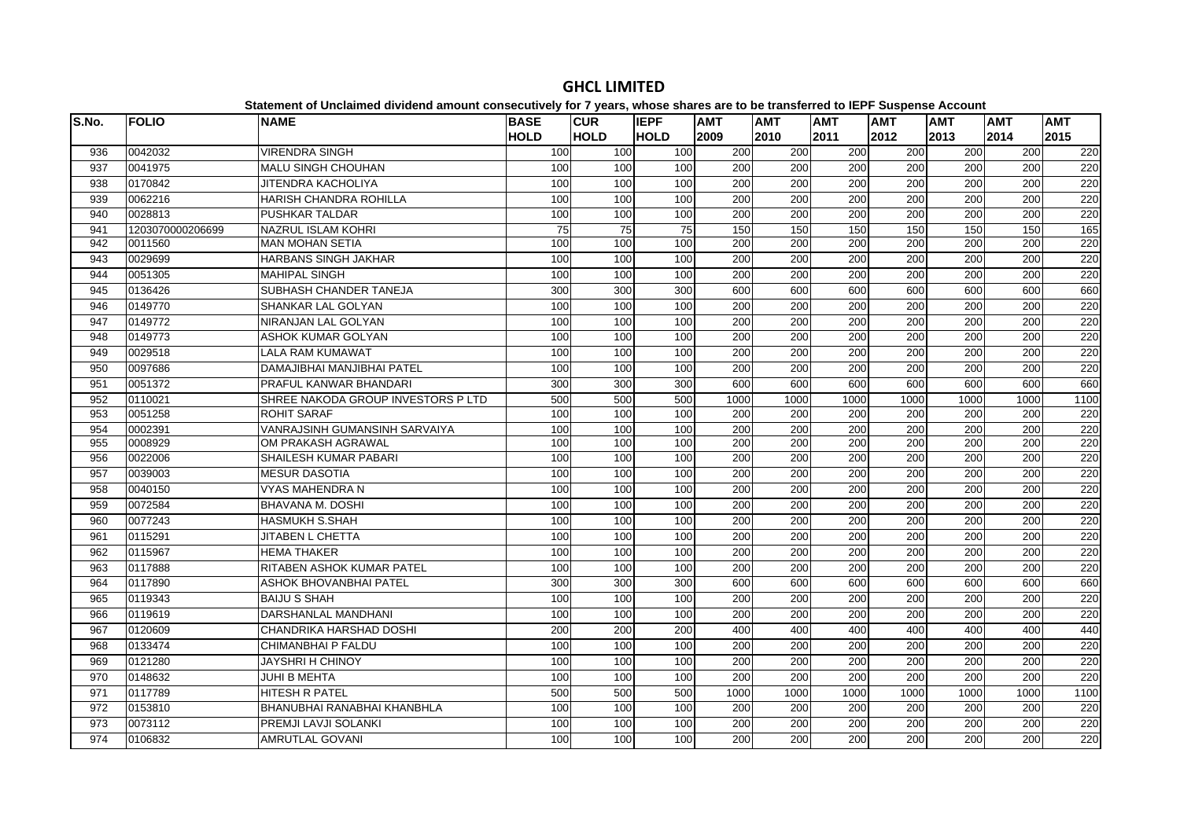# GHCL LIMITED

**Statement of Unclaimed dividend amount consecutively for 7 years, whose shares are to be transferred to IEPF Suspense Account**

| S.No. | FOLIO | NAME | BASE HOLD | CUR HOLD | IEPF HOLD | AMT 2009 | AMT 2010 | AMT 2011 | AMT 2012 | AMT 2013 | AMT 2014 | AMT 2015 |
|---|---|---|---|---|---|---|---|---|---|---|---|---|
| 936 | 0042032 | VIRENDRA SINGH | 100 | 100 | 100 | 200 | 200 | 200 | 200 | 200 | 200 | 220 |
| 937 | 0041975 | MALU SINGH CHOUHAN | 100 | 100 | 100 | 200 | 200 | 200 | 200 | 200 | 200 | 220 |
| 938 | 0170842 | JITENDRA KACHOLIYA | 100 | 100 | 100 | 200 | 200 | 200 | 200 | 200 | 200 | 220 |
| 939 | 0062216 | HARISH CHANDRA ROHILLA | 100 | 100 | 100 | 200 | 200 | 200 | 200 | 200 | 200 | 220 |
| 940 | 0028813 | PUSHKAR TALDAR | 100 | 100 | 100 | 200 | 200 | 200 | 200 | 200 | 200 | 220 |
| 941 | 1203070000206699 | NAZRUL ISLAM KOHRI | 75 | 75 | 75 | 150 | 150 | 150 | 150 | 150 | 150 | 165 |
| 942 | 0011560 | MAN MOHAN SETIA | 100 | 100 | 100 | 200 | 200 | 200 | 200 | 200 | 200 | 220 |
| 943 | 0029699 | HARBANS SINGH JAKHAR | 100 | 100 | 100 | 200 | 200 | 200 | 200 | 200 | 200 | 220 |
| 944 | 0051305 | MAHIPAL SINGH | 100 | 100 | 100 | 200 | 200 | 200 | 200 | 200 | 200 | 220 |
| 945 | 0136426 | SUBHASH CHANDER TANEJA | 300 | 300 | 300 | 600 | 600 | 600 | 600 | 600 | 600 | 660 |
| 946 | 0149770 | SHANKAR LAL GOLYAN | 100 | 100 | 100 | 200 | 200 | 200 | 200 | 200 | 200 | 220 |
| 947 | 0149772 | NIRANJAN LAL GOLYAN | 100 | 100 | 100 | 200 | 200 | 200 | 200 | 200 | 200 | 220 |
| 948 | 0149773 | ASHOK KUMAR GOLYAN | 100 | 100 | 100 | 200 | 200 | 200 | 200 | 200 | 200 | 220 |
| 949 | 0029518 | LALA RAM KUMAWAT | 100 | 100 | 100 | 200 | 200 | 200 | 200 | 200 | 200 | 220 |
| 950 | 0097686 | DAMAJIBHAI MANJIBHAI PATEL | 100 | 100 | 100 | 200 | 200 | 200 | 200 | 200 | 200 | 220 |
| 951 | 0051372 | PRAFUL KANWAR BHANDARI | 300 | 300 | 300 | 600 | 600 | 600 | 600 | 600 | 600 | 660 |
| 952 | 0110021 | SHREE NAKODA GROUP INVESTORS P LTD | 500 | 500 | 500 | 1000 | 1000 | 1000 | 1000 | 1000 | 1000 | 1100 |
| 953 | 0051258 | ROHIT SARAF | 100 | 100 | 100 | 200 | 200 | 200 | 200 | 200 | 200 | 220 |
| 954 | 0002391 | VANRAJSINH GUMANSINH SARVAIYA | 100 | 100 | 100 | 200 | 200 | 200 | 200 | 200 | 200 | 220 |
| 955 | 0008929 | OM PRAKASH AGRAWAL | 100 | 100 | 100 | 200 | 200 | 200 | 200 | 200 | 200 | 220 |
| 956 | 0022006 | SHAILESH KUMAR PABARI | 100 | 100 | 100 | 200 | 200 | 200 | 200 | 200 | 200 | 220 |
| 957 | 0039003 | MESUR DASOTIA | 100 | 100 | 100 | 200 | 200 | 200 | 200 | 200 | 200 | 220 |
| 958 | 0040150 | VYAS MAHENDRA N | 100 | 100 | 100 | 200 | 200 | 200 | 200 | 200 | 200 | 220 |
| 959 | 0072584 | BHAVANA M. DOSHI | 100 | 100 | 100 | 200 | 200 | 200 | 200 | 200 | 200 | 220 |
| 960 | 0077243 | HASMUKH S.SHAH | 100 | 100 | 100 | 200 | 200 | 200 | 200 | 200 | 200 | 220 |
| 961 | 0115291 | JITABEN L CHETTA | 100 | 100 | 100 | 200 | 200 | 200 | 200 | 200 | 200 | 220 |
| 962 | 0115967 | HEMA THAKER | 100 | 100 | 100 | 200 | 200 | 200 | 200 | 200 | 200 | 220 |
| 963 | 0117888 | RITABEN ASHOK KUMAR PATEL | 100 | 100 | 100 | 200 | 200 | 200 | 200 | 200 | 200 | 220 |
| 964 | 0117890 | ASHOK BHOVANBHAI PATEL | 300 | 300 | 300 | 600 | 600 | 600 | 600 | 600 | 600 | 660 |
| 965 | 0119343 | BAIJU S SHAH | 100 | 100 | 100 | 200 | 200 | 200 | 200 | 200 | 200 | 220 |
| 966 | 0119619 | DARSHANLAL MANDHANI | 100 | 100 | 100 | 200 | 200 | 200 | 200 | 200 | 200 | 220 |
| 967 | 0120609 | CHANDRIKA HARSHAD DOSHI | 200 | 200 | 200 | 400 | 400 | 400 | 400 | 400 | 400 | 440 |
| 968 | 0133474 | CHIMANBHAI P FALDU | 100 | 100 | 100 | 200 | 200 | 200 | 200 | 200 | 200 | 220 |
| 969 | 0121280 | JAYSHRI H CHINOY | 100 | 100 | 100 | 200 | 200 | 200 | 200 | 200 | 200 | 220 |
| 970 | 0148632 | JUHI B MEHTA | 100 | 100 | 100 | 200 | 200 | 200 | 200 | 200 | 200 | 220 |
| 971 | 0117789 | HITESH R PATEL | 500 | 500 | 500 | 1000 | 1000 | 1000 | 1000 | 1000 | 1000 | 1100 |
| 972 | 0153810 | BHANUBHAI RANABHAI KHANBHLA | 100 | 100 | 100 | 200 | 200 | 200 | 200 | 200 | 200 | 220 |
| 973 | 0073112 | PREMJI LAVJI SOLANKI | 100 | 100 | 100 | 200 | 200 | 200 | 200 | 200 | 200 | 220 |
| 974 | 0106832 | AMRUTLAL GOVANI | 100 | 100 | 100 | 200 | 200 | 200 | 200 | 200 | 200 | 220 |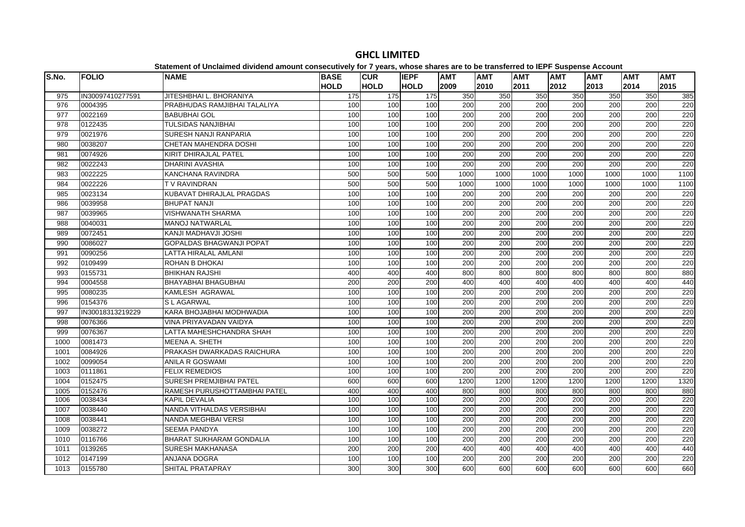# GHCL LIMITED

**Statement of Unclaimed dividend amount consecutively for 7 years, whose shares are to be transferred to IEPF Suspense Account**

| S.No. | FOLIO | NAME | BASE HOLD | CUR HOLD | IEPF HOLD | AMT 2009 | AMT 2010 | AMT 2011 | AMT 2012 | AMT 2013 | AMT 2014 | AMT 2015 |
|---|---|---|---|---|---|---|---|---|---|---|---|---|
| 975 | IN30097410277591 | JITESHBHAI L. BHORANIYA | 175 | 175 | 175 | 350 | 350 | 350 | 350 | 350 | 350 | 385 |
| 976 | 0004395 | PRABHUDAS RAMJIBHAI TALALIYA | 100 | 100 | 100 | 200 | 200 | 200 | 200 | 200 | 200 | 220 |
| 977 | 0022169 | BABUBHAI GOL | 100 | 100 | 100 | 200 | 200 | 200 | 200 | 200 | 200 | 220 |
| 978 | 0122435 | TULSIDAS NANJIBHAI | 100 | 100 | 100 | 200 | 200 | 200 | 200 | 200 | 200 | 220 |
| 979 | 0021976 | SURESH NANJI RANPARIA | 100 | 100 | 100 | 200 | 200 | 200 | 200 | 200 | 200 | 220 |
| 980 | 0038207 | CHETAN MAHENDRA DOSHI | 100 | 100 | 100 | 200 | 200 | 200 | 200 | 200 | 200 | 220 |
| 981 | 0074926 | KIRIT DHIRAJLAL PATEL | 100 | 100 | 100 | 200 | 200 | 200 | 200 | 200 | 200 | 220 |
| 982 | 0022243 | DHARINI AVASHIA | 100 | 100 | 100 | 200 | 200 | 200 | 200 | 200 | 200 | 220 |
| 983 | 0022225 | KANCHANA RAVINDRA | 500 | 500 | 500 | 1000 | 1000 | 1000 | 1000 | 1000 | 1000 | 1100 |
| 984 | 0022226 | T V RAVINDRAN | 500 | 500 | 500 | 1000 | 1000 | 1000 | 1000 | 1000 | 1000 | 1100 |
| 985 | 0023134 | KUBAVAT DHIRAJLAL PRAGDAS | 100 | 100 | 100 | 200 | 200 | 200 | 200 | 200 | 200 | 220 |
| 986 | 0039958 | BHUPAT NANJI | 100 | 100 | 100 | 200 | 200 | 200 | 200 | 200 | 200 | 220 |
| 987 | 0039965 | VISHWANATH SHARMA | 100 | 100 | 100 | 200 | 200 | 200 | 200 | 200 | 200 | 220 |
| 988 | 0040031 | MANOJ NATWARLAL | 100 | 100 | 100 | 200 | 200 | 200 | 200 | 200 | 200 | 220 |
| 989 | 0072451 | KANJI MADHAVJI JOSHI | 100 | 100 | 100 | 200 | 200 | 200 | 200 | 200 | 200 | 220 |
| 990 | 0086027 | GOPALDAS BHAGWANJI POPAT | 100 | 100 | 100 | 200 | 200 | 200 | 200 | 200 | 200 | 220 |
| 991 | 0090256 | LATTA HIRALAL AMLANI | 100 | 100 | 100 | 200 | 200 | 200 | 200 | 200 | 200 | 220 |
| 992 | 0109499 | ROHAN B DHOKAI | 100 | 100 | 100 | 200 | 200 | 200 | 200 | 200 | 200 | 220 |
| 993 | 0155731 | BHIKHAN RAJSHI | 400 | 400 | 400 | 800 | 800 | 800 | 800 | 800 | 800 | 880 |
| 994 | 0004558 | BHAYABHAI BHAGUBHAI | 200 | 200 | 200 | 400 | 400 | 400 | 400 | 400 | 400 | 440 |
| 995 | 0080235 | KAMLESH AGRAWAL | 100 | 100 | 100 | 200 | 200 | 200 | 200 | 200 | 200 | 220 |
| 996 | 0154376 | S L AGARWAL | 100 | 100 | 100 | 200 | 200 | 200 | 200 | 200 | 200 | 220 |
| 997 | IN30018313219229 | KARA BHOJABHAI MODHWADIA | 100 | 100 | 100 | 200 | 200 | 200 | 200 | 200 | 200 | 220 |
| 998 | 0076366 | VINA PRIYAVADAN VAIDYA | 100 | 100 | 100 | 200 | 200 | 200 | 200 | 200 | 200 | 220 |
| 999 | 0076367 | LATTA MAHESHCHANDRA SHAH | 100 | 100 | 100 | 200 | 200 | 200 | 200 | 200 | 200 | 220 |
| 1000 | 0081473 | MEENA A. SHETH | 100 | 100 | 100 | 200 | 200 | 200 | 200 | 200 | 200 | 220 |
| 1001 | 0084926 | PRAKASH DWARKADAS RAICHURA | 100 | 100 | 100 | 200 | 200 | 200 | 200 | 200 | 200 | 220 |
| 1002 | 0099054 | ANILA R GOSWAMI | 100 | 100 | 100 | 200 | 200 | 200 | 200 | 200 | 200 | 220 |
| 1003 | 0111861 | FELIX REMEDIOS | 100 | 100 | 100 | 200 | 200 | 200 | 200 | 200 | 200 | 220 |
| 1004 | 0152475 | SURESH PREMJIBHAI PATEL | 600 | 600 | 600 | 1200 | 1200 | 1200 | 1200 | 1200 | 1200 | 1320 |
| 1005 | 0152476 | RAMESH PURUSHOTTAMBHAI PATEL | 400 | 400 | 400 | 800 | 800 | 800 | 800 | 800 | 800 | 880 |
| 1006 | 0038434 | KAPIL DEVALIA | 100 | 100 | 100 | 200 | 200 | 200 | 200 | 200 | 200 | 220 |
| 1007 | 0038440 | NANDA VITHALDAS VERSIBHAI | 100 | 100 | 100 | 200 | 200 | 200 | 200 | 200 | 200 | 220 |
| 1008 | 0038441 | NANDA MEGHBAI VERSI | 100 | 100 | 100 | 200 | 200 | 200 | 200 | 200 | 200 | 220 |
| 1009 | 0038272 | SEEMA PANDYA | 100 | 100 | 100 | 200 | 200 | 200 | 200 | 200 | 200 | 220 |
| 1010 | 0116766 | BHARAT SUKHARAM GONDALIA | 100 | 100 | 100 | 200 | 200 | 200 | 200 | 200 | 200 | 220 |
| 1011 | 0139265 | SURESH MAKHANASA | 200 | 200 | 200 | 400 | 400 | 400 | 400 | 400 | 400 | 440 |
| 1012 | 0147199 | ANJANA DOGRA | 100 | 100 | 100 | 200 | 200 | 200 | 200 | 200 | 200 | 220 |
| 1013 | 0155780 | SHITAL PRATAPRAY | 300 | 300 | 300 | 600 | 600 | 600 | 600 | 600 | 600 | 660 |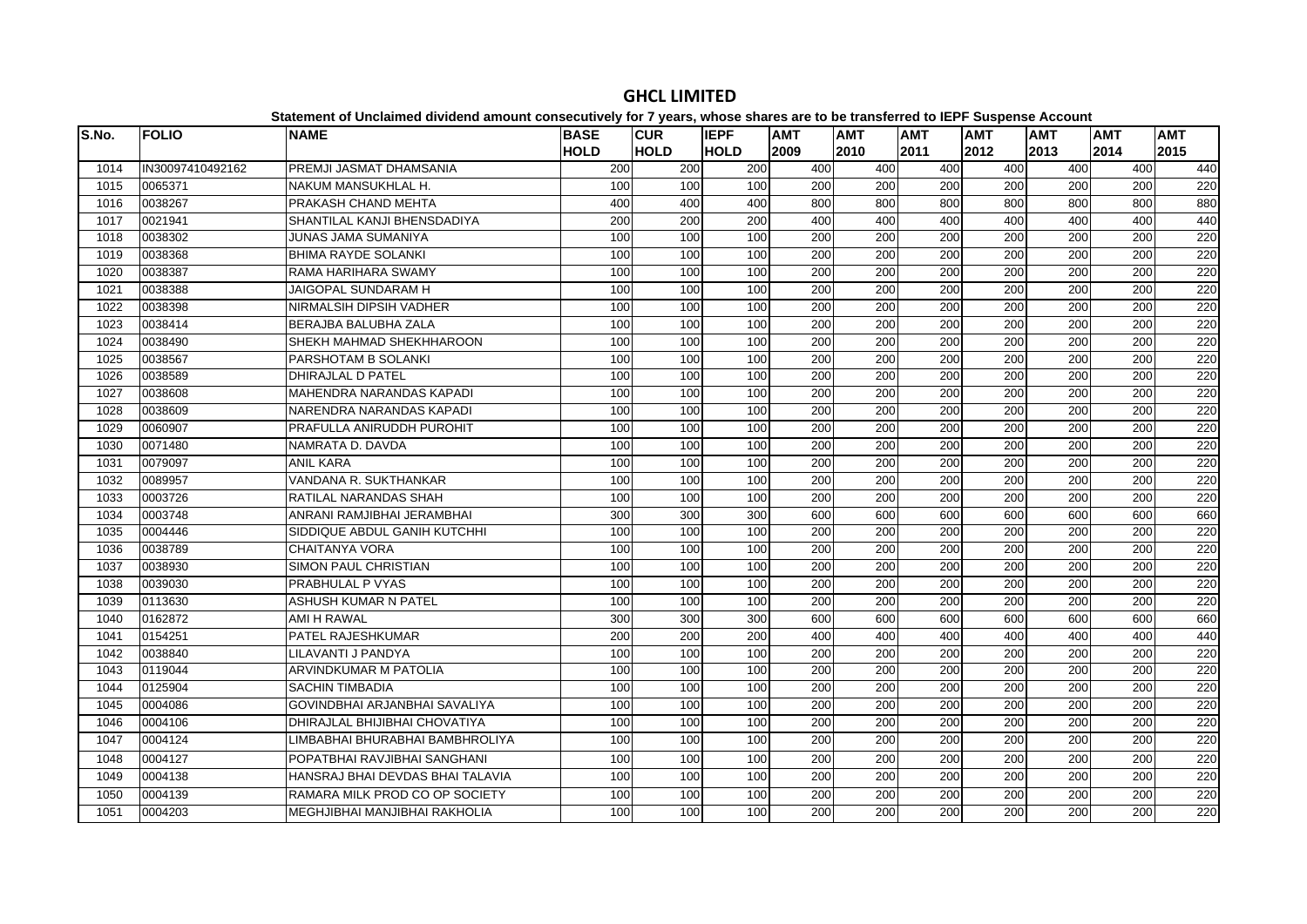# GHCL LIMITED

**Statement of Unclaimed dividend amount consecutively for 7 years, whose shares are to be transferred to IEPF Suspense Account**

| S.No. | FOLIO | NAME | BASE HOLD | CUR HOLD | IEPF HOLD | AMT 2009 | AMT 2010 | AMT 2011 | AMT 2012 | AMT 2013 | AMT 2014 | AMT 2015 |
|---|---|---|---|---|---|---|---|---|---|---|---|---|
| 1014 | IN30097410492162 | PREMJI JASMAT DHAMSANIA | 200 | 200 | 200 | 400 | 400 | 400 | 400 | 400 | 400 | 440 |
| 1015 | 0065371 | NAKUM MANSUKHLAL H. | 100 | 100 | 100 | 200 | 200 | 200 | 200 | 200 | 200 | 220 |
| 1016 | 0038267 | PRAKASH CHAND MEHTA | 400 | 400 | 400 | 800 | 800 | 800 | 800 | 800 | 800 | 880 |
| 1017 | 0021941 | SHANTILAL KANJI BHENSDADIYA | 200 | 200 | 200 | 400 | 400 | 400 | 400 | 400 | 400 | 440 |
| 1018 | 0038302 | JUNAS JAMA SUMANIYA | 100 | 100 | 100 | 200 | 200 | 200 | 200 | 200 | 200 | 220 |
| 1019 | 0038368 | BHIMA RAYDE SOLANKI | 100 | 100 | 100 | 200 | 200 | 200 | 200 | 200 | 200 | 220 |
| 1020 | 0038387 | RAMA HARIHARA SWAMY | 100 | 100 | 100 | 200 | 200 | 200 | 200 | 200 | 200 | 220 |
| 1021 | 0038388 | JAIGOPAL SUNDARAM H | 100 | 100 | 100 | 200 | 200 | 200 | 200 | 200 | 200 | 220 |
| 1022 | 0038398 | NIRMALSIH DIPSIH VADHER | 100 | 100 | 100 | 200 | 200 | 200 | 200 | 200 | 200 | 220 |
| 1023 | 0038414 | BERAJBA BALUBHA ZALA | 100 | 100 | 100 | 200 | 200 | 200 | 200 | 200 | 200 | 220 |
| 1024 | 0038490 | SHEKH MAHMAD SHEKHHAROON | 100 | 100 | 100 | 200 | 200 | 200 | 200 | 200 | 200 | 220 |
| 1025 | 0038567 | PARSHOTAM B SOLANKI | 100 | 100 | 100 | 200 | 200 | 200 | 200 | 200 | 200 | 220 |
| 1026 | 0038589 | DHIRAJLAL D PATEL | 100 | 100 | 100 | 200 | 200 | 200 | 200 | 200 | 200 | 220 |
| 1027 | 0038608 | MAHENDRA NARANDAS KAPADI | 100 | 100 | 100 | 200 | 200 | 200 | 200 | 200 | 200 | 220 |
| 1028 | 0038609 | NARENDRA NARANDAS KAPADI | 100 | 100 | 100 | 200 | 200 | 200 | 200 | 200 | 200 | 220 |
| 1029 | 0060907 | PRAFULLA ANIRUDDH PUROHIT | 100 | 100 | 100 | 200 | 200 | 200 | 200 | 200 | 200 | 220 |
| 1030 | 0071480 | NAMRATA D. DAVDA | 100 | 100 | 100 | 200 | 200 | 200 | 200 | 200 | 200 | 220 |
| 1031 | 0079097 | ANIL KARA | 100 | 100 | 100 | 200 | 200 | 200 | 200 | 200 | 200 | 220 |
| 1032 | 0089957 | VANDANA R. SUKTHANKAR | 100 | 100 | 100 | 200 | 200 | 200 | 200 | 200 | 200 | 220 |
| 1033 | 0003726 | RATILAL NARANDAS SHAH | 100 | 100 | 100 | 200 | 200 | 200 | 200 | 200 | 200 | 220 |
| 1034 | 0003748 | ANRANI RAMJIBHAI JERAMBHAI | 300 | 300 | 300 | 600 | 600 | 600 | 600 | 600 | 600 | 660 |
| 1035 | 0004446 | SIDDIQUE ABDUL GANIH KUTCHHI | 100 | 100 | 100 | 200 | 200 | 200 | 200 | 200 | 200 | 220 |
| 1036 | 0038789 | CHAITANYA VORA | 100 | 100 | 100 | 200 | 200 | 200 | 200 | 200 | 200 | 220 |
| 1037 | 0038930 | SIMON PAUL CHRISTIAN | 100 | 100 | 100 | 200 | 200 | 200 | 200 | 200 | 200 | 220 |
| 1038 | 0039030 | PRABHULAL P VYAS | 100 | 100 | 100 | 200 | 200 | 200 | 200 | 200 | 200 | 220 |
| 1039 | 0113630 | ASHUSH KUMAR N PATEL | 100 | 100 | 100 | 200 | 200 | 200 | 200 | 200 | 200 | 220 |
| 1040 | 0162872 | AMI H RAWAL | 300 | 300 | 300 | 600 | 600 | 600 | 600 | 600 | 600 | 660 |
| 1041 | 0154251 | PATEL RAJESHKUMAR | 200 | 200 | 200 | 400 | 400 | 400 | 400 | 400 | 400 | 440 |
| 1042 | 0038840 | LILAVANTI J PANDYA | 100 | 100 | 100 | 200 | 200 | 200 | 200 | 200 | 200 | 220 |
| 1043 | 0119044 | ARVINDKUMAR M PATOLIA | 100 | 100 | 100 | 200 | 200 | 200 | 200 | 200 | 200 | 220 |
| 1044 | 0125904 | SACHIN TIMBADIA | 100 | 100 | 100 | 200 | 200 | 200 | 200 | 200 | 200 | 220 |
| 1045 | 0004086 | GOVINDBHAI ARJANBHAI SAVALIYA | 100 | 100 | 100 | 200 | 200 | 200 | 200 | 200 | 200 | 220 |
| 1046 | 0004106 | DHIRAJLAL BHIJIBHAI CHOVATIYA | 100 | 100 | 100 | 200 | 200 | 200 | 200 | 200 | 200 | 220 |
| 1047 | 0004124 | LIMBABHAI BHURABHAI BAMBHROLIYA | 100 | 100 | 100 | 200 | 200 | 200 | 200 | 200 | 200 | 220 |
| 1048 | 0004127 | POPATBHAI RAVJIBHAI SANGHANI | 100 | 100 | 100 | 200 | 200 | 200 | 200 | 200 | 200 | 220 |
| 1049 | 0004138 | HANSRAJ BHAI DEVDAS BHAI TALAVIA | 100 | 100 | 100 | 200 | 200 | 200 | 200 | 200 | 200 | 220 |
| 1050 | 0004139 | RAMARA MILK PROD CO OP SOCIETY | 100 | 100 | 100 | 200 | 200 | 200 | 200 | 200 | 200 | 220 |
| 1051 | 0004203 | MEGHJIBHAI MANJIBHAI RAKHOLIA | 100 | 100 | 100 | 200 | 200 | 200 | 200 | 200 | 200 | 220 |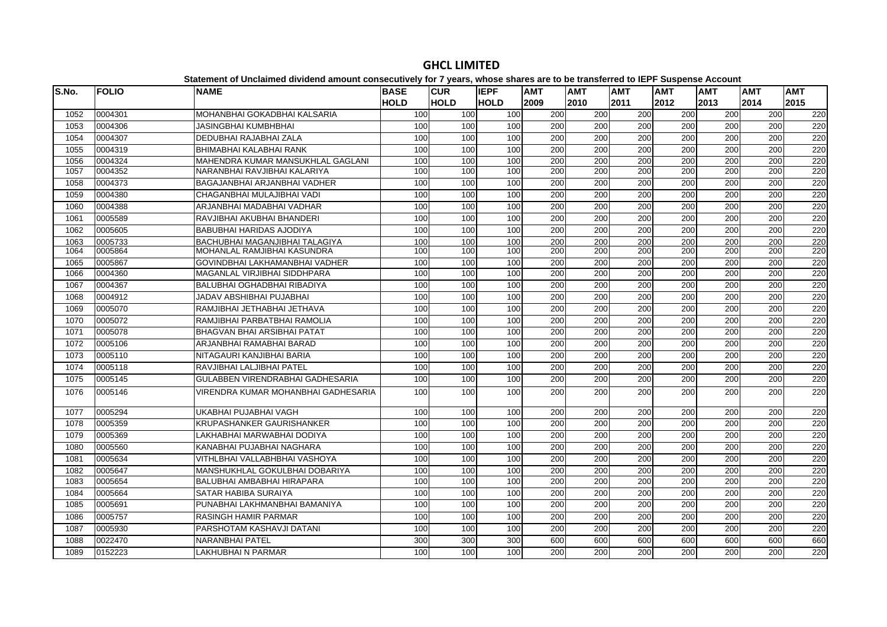# GHCL LIMITED

**Statement of Unclaimed dividend amount consecutively for 7 years, whose shares are to be transferred to IEPF Suspense Account**

| S.No. | FOLIO | NAME | BASE HOLD | CUR HOLD | IEPF HOLD | AMT 2009 | AMT 2010 | AMT 2011 | AMT 2012 | AMT 2013 | AMT 2014 | AMT 2015 |
|---|---|---|---|---|---|---|---|---|---|---|---|---|
| 1052 | 0004301 | MOHANBHAI GOKADBHAI KALSARIA | 100 | 100 | 100 | 200 | 200 | 200 | 200 | 200 | 200 | 220 |
| 1053 | 0004306 | JASINGBHAI KUMBHBHAI | 100 | 100 | 100 | 200 | 200 | 200 | 200 | 200 | 200 | 220 |
| 1054 | 0004307 | DEDUBHAI RAJABHAI ZALA | 100 | 100 | 100 | 200 | 200 | 200 | 200 | 200 | 200 | 220 |
| 1055 | 0004319 | BHIMABHAI KALABHAI RANK | 100 | 100 | 100 | 200 | 200 | 200 | 200 | 200 | 200 | 220 |
| 1056 | 0004324 | MAHENDRA KUMAR MANSUKHLAL GAGLANI | 100 | 100 | 100 | 200 | 200 | 200 | 200 | 200 | 200 | 220 |
| 1057 | 0004352 | NARANBHAI RAVJIBHAI KALARIYA | 100 | 100 | 100 | 200 | 200 | 200 | 200 | 200 | 200 | 220 |
| 1058 | 0004373 | BAGAJANBHAI ARJANBHAI VADHER | 100 | 100 | 100 | 200 | 200 | 200 | 200 | 200 | 200 | 220 |
| 1059 | 0004380 | CHAGANBHAI MULAJIBHAI VADI | 100 | 100 | 100 | 200 | 200 | 200 | 200 | 200 | 200 | 220 |
| 1060 | 0004388 | ARJANBHAI MADABHAI VADHAR | 100 | 100 | 100 | 200 | 200 | 200 | 200 | 200 | 200 | 220 |
| 1061 | 0005589 | RAVJIBHAI AKUBHAI BHANDERI | 100 | 100 | 100 | 200 | 200 | 200 | 200 | 200 | 200 | 220 |
| 1062 | 0005605 | BABUBHAI HARIDAS AJODIYA | 100 | 100 | 100 | 200 | 200 | 200 | 200 | 200 | 200 | 220 |
| 1063 | 0005733 | BACHUBHAI MAGANJIBHAI TALAGIYA | 100 | 100 | 100 | 200 | 200 | 200 | 200 | 200 | 200 | 220 |
| 1064 | 0005864 | MOHANLAL RAMJIBHAI KASUNDRA | 100 | 100 | 100 | 200 | 200 | 200 | 200 | 200 | 200 | 220 |
| 1065 | 0005867 | GOVINDBHAI LAKHAMANBHAI VADHER | 100 | 100 | 100 | 200 | 200 | 200 | 200 | 200 | 200 | 220 |
| 1066 | 0004360 | MAGANLAL VIRJIBHAI SIDDHPARA | 100 | 100 | 100 | 200 | 200 | 200 | 200 | 200 | 200 | 220 |
| 1067 | 0004367 | BALUBHAI OGHADBHAI RIBADIYA | 100 | 100 | 100 | 200 | 200 | 200 | 200 | 200 | 200 | 220 |
| 1068 | 0004912 | JADAV ABSHIBHAI PUJABHAI | 100 | 100 | 100 | 200 | 200 | 200 | 200 | 200 | 200 | 220 |
| 1069 | 0005070 | RAMJIBHAI JETHABHAI JETHAVA | 100 | 100 | 100 | 200 | 200 | 200 | 200 | 200 | 200 | 220 |
| 1070 | 0005072 | RAMJIBHAI PARBATBHAI RAMOLIA | 100 | 100 | 100 | 200 | 200 | 200 | 200 | 200 | 200 | 220 |
| 1071 | 0005078 | BHAGVAN BHAI ARSIBHAI PATAT | 100 | 100 | 100 | 200 | 200 | 200 | 200 | 200 | 200 | 220 |
| 1072 | 0005106 | ARJANBHAI RAMABHAI BARAD | 100 | 100 | 100 | 200 | 200 | 200 | 200 | 200 | 200 | 220 |
| 1073 | 0005110 | NITAGAURI KANJIBHAI BARIA | 100 | 100 | 100 | 200 | 200 | 200 | 200 | 200 | 200 | 220 |
| 1074 | 0005118 | RAVJIBHAI LALJIBHAI PATEL | 100 | 100 | 100 | 200 | 200 | 200 | 200 | 200 | 200 | 220 |
| 1075 | 0005145 | GULABBEN VIRENDRABHAI GADHESARIA | 100 | 100 | 100 | 200 | 200 | 200 | 200 | 200 | 200 | 220 |
| 1076 | 0005146 | VIRENDRA KUMAR MOHANBHAI GADHESARIA | 100 | 100 | 100 | 200 | 200 | 200 | 200 | 200 | 200 | 220 |
| 1077 | 0005294 | UKABHAI PUJABHAI VAGH | 100 | 100 | 100 | 200 | 200 | 200 | 200 | 200 | 200 | 220 |
| 1078 | 0005359 | KRUPASHANKER GAURISHANKER | 100 | 100 | 100 | 200 | 200 | 200 | 200 | 200 | 200 | 220 |
| 1079 | 0005369 | LAKHABHAI MARWABHAI DODIYA | 100 | 100 | 100 | 200 | 200 | 200 | 200 | 200 | 200 | 220 |
| 1080 | 0005560 | KANABHAI PUJABHAI NAGHARA | 100 | 100 | 100 | 200 | 200 | 200 | 200 | 200 | 200 | 220 |
| 1081 | 0005634 | VITHLBHAI VALLABHBHAI VASHOYA | 100 | 100 | 100 | 200 | 200 | 200 | 200 | 200 | 200 | 220 |
| 1082 | 0005647 | MANSHUKHLAL GOKULBHAI DOBARIYA | 100 | 100 | 100 | 200 | 200 | 200 | 200 | 200 | 200 | 220 |
| 1083 | 0005654 | BALUBHAI AMBABHAI HIRAPARA | 100 | 100 | 100 | 200 | 200 | 200 | 200 | 200 | 200 | 220 |
| 1084 | 0005664 | SATAR HABIBA SURAIYA | 100 | 100 | 100 | 200 | 200 | 200 | 200 | 200 | 200 | 220 |
| 1085 | 0005691 | PUNABHAI LAKHMANBHAI BAMANIYA | 100 | 100 | 100 | 200 | 200 | 200 | 200 | 200 | 200 | 220 |
| 1086 | 0005757 | RASINGH HAMIR PARMAR | 100 | 100 | 100 | 200 | 200 | 200 | 200 | 200 | 200 | 220 |
| 1087 | 0005930 | PARSHOTAM KASHAVJI DATANI | 100 | 100 | 100 | 200 | 200 | 200 | 200 | 200 | 200 | 220 |
| 1088 | 0022470 | NARANBHAI PATEL | 300 | 300 | 300 | 600 | 600 | 600 | 600 | 600 | 600 | 660 |
| 1089 | 0152223 | LAKHUBHAI N PARMAR | 100 | 100 | 100 | 200 | 200 | 200 | 200 | 200 | 200 | 220 |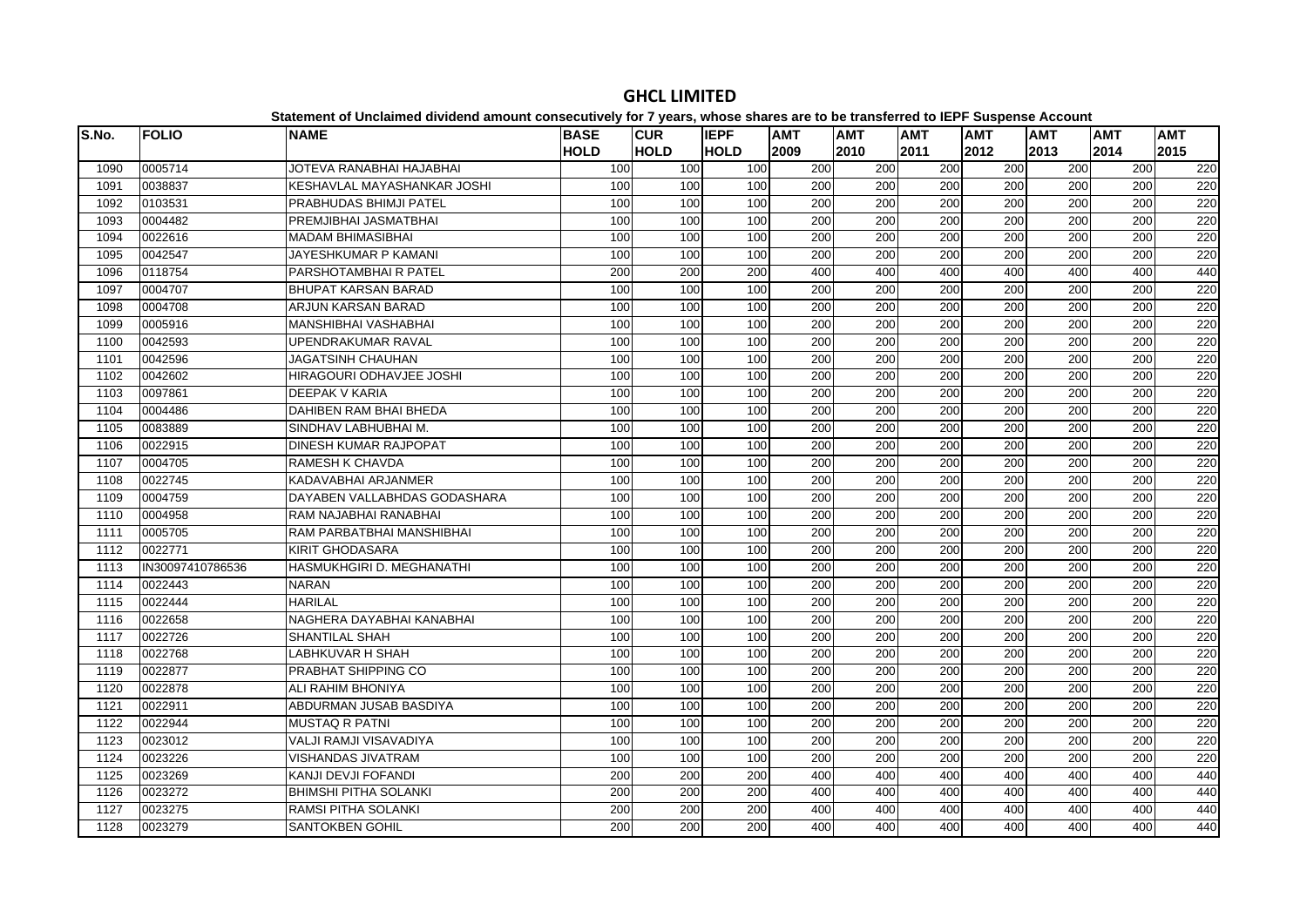# GHCL LIMITED

**Statement of Unclaimed dividend amount consecutively for 7 years, whose shares are to be transferred to IEPF Suspense Account**

| S.No. | FOLIO | NAME | BASE HOLD | CUR HOLD | IEPF HOLD | AMT 2009 | AMT 2010 | AMT 2011 | AMT 2012 | AMT 2013 | AMT 2014 | AMT 2015 |
|---|---|---|---|---|---|---|---|---|---|---|---|---|
| 1090 | 0005714 | JOTEVA RANABHAI HAJABHAI | 100 | 100 | 100 | 200 | 200 | 200 | 200 | 200 | 200 | 220 |
| 1091 | 0038837 | KESHAVLAL MAYASHANKAR JOSHI | 100 | 100 | 100 | 200 | 200 | 200 | 200 | 200 | 200 | 220 |
| 1092 | 0103531 | PRABHUDAS BHIMJI PATEL | 100 | 100 | 100 | 200 | 200 | 200 | 200 | 200 | 200 | 220 |
| 1093 | 0004482 | PREMJIBHAI JASMATBHAI | 100 | 100 | 100 | 200 | 200 | 200 | 200 | 200 | 200 | 220 |
| 1094 | 0022616 | MADAM BHIMASIBHAI | 100 | 100 | 100 | 200 | 200 | 200 | 200 | 200 | 200 | 220 |
| 1095 | 0042547 | JAYESHKUMAR P KAMANI | 100 | 100 | 100 | 200 | 200 | 200 | 200 | 200 | 200 | 220 |
| 1096 | 0118754 | PARSHOTAMBHAI R PATEL | 200 | 200 | 200 | 400 | 400 | 400 | 400 | 400 | 400 | 440 |
| 1097 | 0004707 | BHUPAT KARSAN BARAD | 100 | 100 | 100 | 200 | 200 | 200 | 200 | 200 | 200 | 220 |
| 1098 | 0004708 | ARJUN KARSAN BARAD | 100 | 100 | 100 | 200 | 200 | 200 | 200 | 200 | 200 | 220 |
| 1099 | 0005916 | MANSHIBHAI VASHABHAI | 100 | 100 | 100 | 200 | 200 | 200 | 200 | 200 | 200 | 220 |
| 1100 | 0042593 | UPENDRAKUMAR RAVAL | 100 | 100 | 100 | 200 | 200 | 200 | 200 | 200 | 200 | 220 |
| 1101 | 0042596 | JAGATSINH CHAUHAN | 100 | 100 | 100 | 200 | 200 | 200 | 200 | 200 | 200 | 220 |
| 1102 | 0042602 | HIRAGOURI ODHAVJEE JOSHI | 100 | 100 | 100 | 200 | 200 | 200 | 200 | 200 | 200 | 220 |
| 1103 | 0097861 | DEEPAK V KARIA | 100 | 100 | 100 | 200 | 200 | 200 | 200 | 200 | 200 | 220 |
| 1104 | 0004486 | DAHIBEN RAM BHAI BHEDA | 100 | 100 | 100 | 200 | 200 | 200 | 200 | 200 | 200 | 220 |
| 1105 | 0083889 | SINDHAV LABHUBHAI M. | 100 | 100 | 100 | 200 | 200 | 200 | 200 | 200 | 200 | 220 |
| 1106 | 0022915 | DINESH KUMAR RAJPOPAT | 100 | 100 | 100 | 200 | 200 | 200 | 200 | 200 | 200 | 220 |
| 1107 | 0004705 | RAMESH K CHAVDA | 100 | 100 | 100 | 200 | 200 | 200 | 200 | 200 | 200 | 220 |
| 1108 | 0022745 | KADAVABHAI ARJANMER | 100 | 100 | 100 | 200 | 200 | 200 | 200 | 200 | 200 | 220 |
| 1109 | 0004759 | DAYABEN VALLABHDAS GODASHARA | 100 | 100 | 100 | 200 | 200 | 200 | 200 | 200 | 200 | 220 |
| 1110 | 0004958 | RAM NAJABHAI RANABHAI | 100 | 100 | 100 | 200 | 200 | 200 | 200 | 200 | 200 | 220 |
| 1111 | 0005705 | RAM PARBATBHAI MANSHIBHAI | 100 | 100 | 100 | 200 | 200 | 200 | 200 | 200 | 200 | 220 |
| 1112 | 0022771 | KIRIT GHODASARA | 100 | 100 | 100 | 200 | 200 | 200 | 200 | 200 | 200 | 220 |
| 1113 | IN30097410786536 | HASMUKHGIRI D. MEGHANATHI | 100 | 100 | 100 | 200 | 200 | 200 | 200 | 200 | 200 | 220 |
| 1114 | 0022443 | NARAN | 100 | 100 | 100 | 200 | 200 | 200 | 200 | 200 | 200 | 220 |
| 1115 | 0022444 | HARILAL | 100 | 100 | 100 | 200 | 200 | 200 | 200 | 200 | 200 | 220 |
| 1116 | 0022658 | NAGHERA DAYABHAI KANABHAI | 100 | 100 | 100 | 200 | 200 | 200 | 200 | 200 | 200 | 220 |
| 1117 | 0022726 | SHANTILAL SHAH | 100 | 100 | 100 | 200 | 200 | 200 | 200 | 200 | 200 | 220 |
| 1118 | 0022768 | LABHKUVAR H SHAH | 100 | 100 | 100 | 200 | 200 | 200 | 200 | 200 | 200 | 220 |
| 1119 | 0022877 | PRABHAT SHIPPING CO | 100 | 100 | 100 | 200 | 200 | 200 | 200 | 200 | 200 | 220 |
| 1120 | 0022878 | ALI RAHIM BHONIYA | 100 | 100 | 100 | 200 | 200 | 200 | 200 | 200 | 200 | 220 |
| 1121 | 0022911 | ABDURMAN JUSAB BASDIYA | 100 | 100 | 100 | 200 | 200 | 200 | 200 | 200 | 200 | 220 |
| 1122 | 0022944 | MUSTAQ R PATNI | 100 | 100 | 100 | 200 | 200 | 200 | 200 | 200 | 200 | 220 |
| 1123 | 0023012 | VALJI RAMJI VISAVADIYA | 100 | 100 | 100 | 200 | 200 | 200 | 200 | 200 | 200 | 220 |
| 1124 | 0023226 | VISHANDAS JIVATRAM | 100 | 100 | 100 | 200 | 200 | 200 | 200 | 200 | 200 | 220 |
| 1125 | 0023269 | KANJI DEVJI FOFANDI | 200 | 200 | 200 | 400 | 400 | 400 | 400 | 400 | 400 | 440 |
| 1126 | 0023272 | BHIMSHI PITHA SOLANKI | 200 | 200 | 200 | 400 | 400 | 400 | 400 | 400 | 400 | 440 |
| 1127 | 0023275 | RAMSI PITHA SOLANKI | 200 | 200 | 200 | 400 | 400 | 400 | 400 | 400 | 400 | 440 |
| 1128 | 0023279 | SANTOKBEN GOHIL | 200 | 200 | 200 | 400 | 400 | 400 | 400 | 400 | 400 | 440 |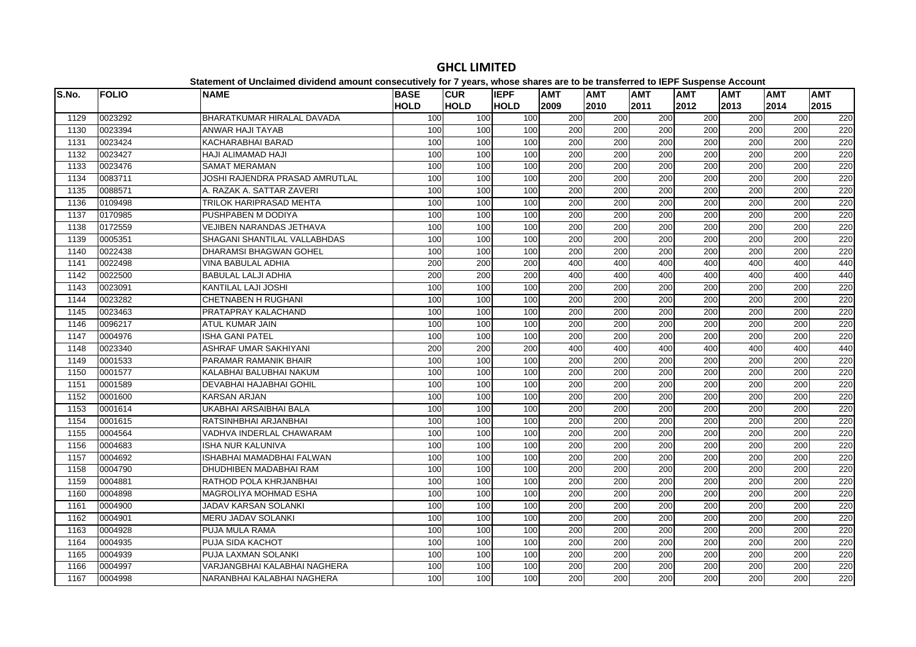# GHCL LIMITED

**Statement of Unclaimed dividend amount consecutively for 7 years, whose shares are to be transferred to IEPF Suspense Account**

| S.No. | FOLIO | NAME | BASE HOLD | CUR HOLD | IEPF HOLD | AMT 2009 | AMT 2010 | AMT 2011 | AMT 2012 | AMT 2013 | AMT 2014 | AMT 2015 |
|---|---|---|---|---|---|---|---|---|---|---|---|---|
| 1129 | 0023292 | BHARATKUMAR HIRALAL DAVADA | 100 | 100 | 100 | 200 | 200 | 200 | 200 | 200 | 200 | 220 |
| 1130 | 0023394 | ANWAR HAJI TAYAB | 100 | 100 | 100 | 200 | 200 | 200 | 200 | 200 | 200 | 220 |
| 1131 | 0023424 | KACHARABHAI BARAD | 100 | 100 | 100 | 200 | 200 | 200 | 200 | 200 | 200 | 220 |
| 1132 | 0023427 | HAJI ALIMAMAD HAJI | 100 | 100 | 100 | 200 | 200 | 200 | 200 | 200 | 200 | 220 |
| 1133 | 0023476 | SAMAT MERAMAN | 100 | 100 | 100 | 200 | 200 | 200 | 200 | 200 | 200 | 220 |
| 1134 | 0083711 | JOSHI RAJENDRA PRASAD AMRUTLAL | 100 | 100 | 100 | 200 | 200 | 200 | 200 | 200 | 200 | 220 |
| 1135 | 0088571 | A. RAZAK A. SATTAR ZAVERI | 100 | 100 | 100 | 200 | 200 | 200 | 200 | 200 | 200 | 220 |
| 1136 | 0109498 | TRILOK HARIPRASAD MEHTA | 100 | 100 | 100 | 200 | 200 | 200 | 200 | 200 | 200 | 220 |
| 1137 | 0170985 | PUSHPABEN M DODIYA | 100 | 100 | 100 | 200 | 200 | 200 | 200 | 200 | 200 | 220 |
| 1138 | 0172559 | VEJIBEN NARANDAS JETHAVA | 100 | 100 | 100 | 200 | 200 | 200 | 200 | 200 | 200 | 220 |
| 1139 | 0005351 | SHAGANI SHANTILAL VALLABHDAS | 100 | 100 | 100 | 200 | 200 | 200 | 200 | 200 | 200 | 220 |
| 1140 | 0022438 | DHARAMSI BHAGWAN GOHEL | 100 | 100 | 100 | 200 | 200 | 200 | 200 | 200 | 200 | 220 |
| 1141 | 0022498 | VINA BABULAL ADHIA | 200 | 200 | 200 | 400 | 400 | 400 | 400 | 400 | 400 | 440 |
| 1142 | 0022500 | BABULAL LALJI ADHIA | 200 | 200 | 200 | 400 | 400 | 400 | 400 | 400 | 400 | 440 |
| 1143 | 0023091 | KANTILAL LAJI JOSHI | 100 | 100 | 100 | 200 | 200 | 200 | 200 | 200 | 200 | 220 |
| 1144 | 0023282 | CHETNABEN H RUGHANI | 100 | 100 | 100 | 200 | 200 | 200 | 200 | 200 | 200 | 220 |
| 1145 | 0023463 | PRATAPRAY KALACHAND | 100 | 100 | 100 | 200 | 200 | 200 | 200 | 200 | 200 | 220 |
| 1146 | 0096217 | ATUL KUMAR JAIN | 100 | 100 | 100 | 200 | 200 | 200 | 200 | 200 | 200 | 220 |
| 1147 | 0004976 | ISHA GANI PATEL | 100 | 100 | 100 | 200 | 200 | 200 | 200 | 200 | 200 | 220 |
| 1148 | 0023340 | ASHRAF UMAR SAKHIYANI | 200 | 200 | 200 | 400 | 400 | 400 | 400 | 400 | 400 | 440 |
| 1149 | 0001533 | PARAMAR RAMANIK BHAIR | 100 | 100 | 100 | 200 | 200 | 200 | 200 | 200 | 200 | 220 |
| 1150 | 0001577 | KALABHAI BALUBHAI NAKUM | 100 | 100 | 100 | 200 | 200 | 200 | 200 | 200 | 200 | 220 |
| 1151 | 0001589 | DEVABHAI HAJABHAI GOHIL | 100 | 100 | 100 | 200 | 200 | 200 | 200 | 200 | 200 | 220 |
| 1152 | 0001600 | KARSAN ARJAN | 100 | 100 | 100 | 200 | 200 | 200 | 200 | 200 | 200 | 220 |
| 1153 | 0001614 | UKABHAI ARSAIBHAI BALA | 100 | 100 | 100 | 200 | 200 | 200 | 200 | 200 | 200 | 220 |
| 1154 | 0001615 | RATSINHBHAI ARJANBHAI | 100 | 100 | 100 | 200 | 200 | 200 | 200 | 200 | 200 | 220 |
| 1155 | 0004564 | VADHVA INDERLAL CHAWARAM | 100 | 100 | 100 | 200 | 200 | 200 | 200 | 200 | 200 | 220 |
| 1156 | 0004683 | ISHA NUR KALUNIVA | 100 | 100 | 100 | 200 | 200 | 200 | 200 | 200 | 200 | 220 |
| 1157 | 0004692 | ISHABHAI MAMADBHAI FALWAN | 100 | 100 | 100 | 200 | 200 | 200 | 200 | 200 | 200 | 220 |
| 1158 | 0004790 | DHUDHIBEN MADABHAI RAM | 100 | 100 | 100 | 200 | 200 | 200 | 200 | 200 | 200 | 220 |
| 1159 | 0004881 | RATHOD POLA KHRJANBHAI | 100 | 100 | 100 | 200 | 200 | 200 | 200 | 200 | 200 | 220 |
| 1160 | 0004898 | MAGROLIYA MOHMAD ESHA | 100 | 100 | 100 | 200 | 200 | 200 | 200 | 200 | 200 | 220 |
| 1161 | 0004900 | JADAV KARSAN SOLANKI | 100 | 100 | 100 | 200 | 200 | 200 | 200 | 200 | 200 | 220 |
| 1162 | 0004901 | MERU JADAV SOLANKI | 100 | 100 | 100 | 200 | 200 | 200 | 200 | 200 | 200 | 220 |
| 1163 | 0004928 | PUJA MULA RAMA | 100 | 100 | 100 | 200 | 200 | 200 | 200 | 200 | 200 | 220 |
| 1164 | 0004935 | PUJA SIDA KACHOT | 100 | 100 | 100 | 200 | 200 | 200 | 200 | 200 | 200 | 220 |
| 1165 | 0004939 | PUJA LAXMAN SOLANKI | 100 | 100 | 100 | 200 | 200 | 200 | 200 | 200 | 200 | 220 |
| 1166 | 0004997 | VARJANGBHAI KALABHAI NAGHERA | 100 | 100 | 100 | 200 | 200 | 200 | 200 | 200 | 200 | 220 |
| 1167 | 0004998 | NARANBHAI KALABHAI NAGHERA | 100 | 100 | 100 | 200 | 200 | 200 | 200 | 200 | 200 | 220 |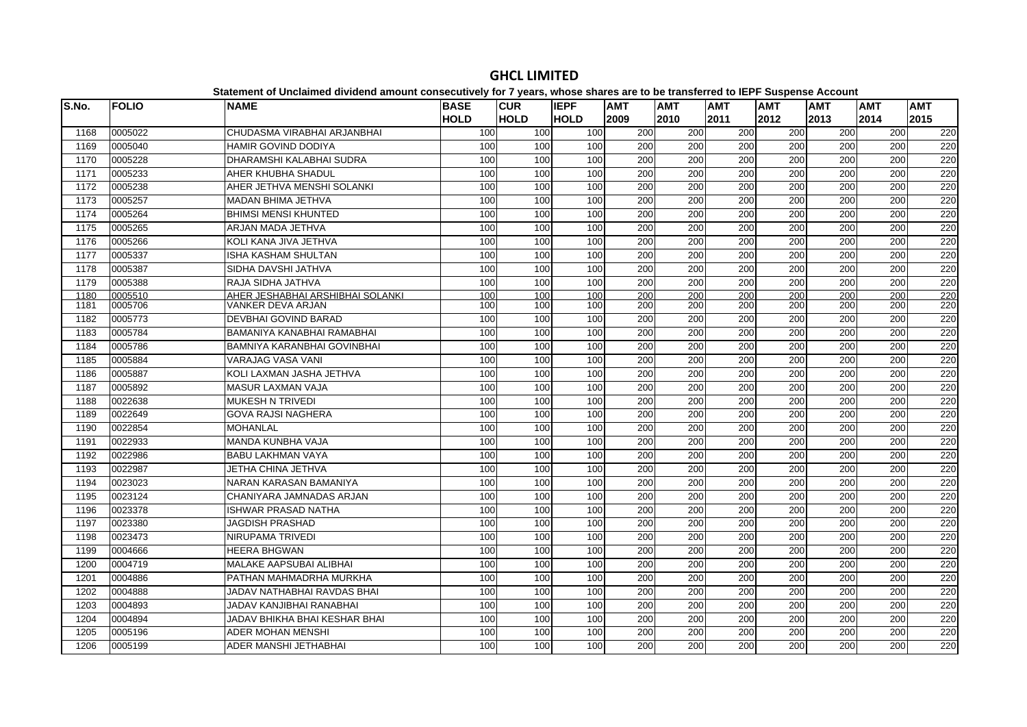# GHCL LIMITED

**Statement of Unclaimed dividend amount consecutively for 7 years, whose shares are to be transferred to IEPF Suspense Account**

| S.No. | FOLIO | NAME | BASE HOLD | CUR HOLD | IEPF HOLD | AMT 2009 | AMT 2010 | AMT 2011 | AMT 2012 | AMT 2013 | AMT 2014 | AMT 2015 |
|---|---|---|---|---|---|---|---|---|---|---|---|---|
| 1168 | 0005022 | CHUDASMA VIRABHAI ARJANBHAI | 100 | 100 | 100 | 200 | 200 | 200 | 200 | 200 | 200 | 220 |
| 1169 | 0005040 | HAMIR GOVIND DODIYA | 100 | 100 | 100 | 200 | 200 | 200 | 200 | 200 | 200 | 220 |
| 1170 | 0005228 | DHARAMSHI KALABHAI SUDRA | 100 | 100 | 100 | 200 | 200 | 200 | 200 | 200 | 200 | 220 |
| 1171 | 0005233 | AHER KHUBHA SHADUL | 100 | 100 | 100 | 200 | 200 | 200 | 200 | 200 | 200 | 220 |
| 1172 | 0005238 | AHER JETHVA MENSHI SOLANKI | 100 | 100 | 100 | 200 | 200 | 200 | 200 | 200 | 200 | 220 |
| 1173 | 0005257 | MADAN BHIMA JETHVA | 100 | 100 | 100 | 200 | 200 | 200 | 200 | 200 | 200 | 220 |
| 1174 | 0005264 | BHIMSI MENSI KHUNTED | 100 | 100 | 100 | 200 | 200 | 200 | 200 | 200 | 200 | 220 |
| 1175 | 0005265 | ARJAN MADA JETHVA | 100 | 100 | 100 | 200 | 200 | 200 | 200 | 200 | 200 | 220 |
| 1176 | 0005266 | KOLI KANA JIVA JETHVA | 100 | 100 | 100 | 200 | 200 | 200 | 200 | 200 | 200 | 220 |
| 1177 | 0005337 | ISHA KASHAM SHULTAN | 100 | 100 | 100 | 200 | 200 | 200 | 200 | 200 | 200 | 220 |
| 1178 | 0005387 | SIDHA DAVSHI JATHVA | 100 | 100 | 100 | 200 | 200 | 200 | 200 | 200 | 200 | 220 |
| 1179 | 0005388 | RAJA SIDHA JATHVA | 100 | 100 | 100 | 200 | 200 | 200 | 200 | 200 | 200 | 220 |
| 1180 | 0005510 | AHER JESHABHAI ARSHIBHAI SOLANKI | 100 | 100 | 100 | 200 | 200 | 200 | 200 | 200 | 200 | 220 |
| 1181 | 0005706 | VANKER DEVA ARJAN | 100 | 100 | 100 | 200 | 200 | 200 | 200 | 200 | 200 | 220 |
| 1182 | 0005773 | DEVBHAI GOVIND BARAD | 100 | 100 | 100 | 200 | 200 | 200 | 200 | 200 | 200 | 220 |
| 1183 | 0005784 | BAMANIYA KANABHAI RAMABHAI | 100 | 100 | 100 | 200 | 200 | 200 | 200 | 200 | 200 | 220 |
| 1184 | 0005786 | BAMNIYA KARANBHAI GOVINBHAI | 100 | 100 | 100 | 200 | 200 | 200 | 200 | 200 | 200 | 220 |
| 1185 | 0005884 | VARAJAG VASA VANI | 100 | 100 | 100 | 200 | 200 | 200 | 200 | 200 | 200 | 220 |
| 1186 | 0005887 | KOLI LAXMAN JASHA JETHVA | 100 | 100 | 100 | 200 | 200 | 200 | 200 | 200 | 200 | 220 |
| 1187 | 0005892 | MASUR LAXMAN VAJA | 100 | 100 | 100 | 200 | 200 | 200 | 200 | 200 | 200 | 220 |
| 1188 | 0022638 | MUKESH N TRIVEDI | 100 | 100 | 100 | 200 | 200 | 200 | 200 | 200 | 200 | 220 |
| 1189 | 0022649 | GOVA RAJSI NAGHERA | 100 | 100 | 100 | 200 | 200 | 200 | 200 | 200 | 200 | 220 |
| 1190 | 0022854 | MOHANLAL | 100 | 100 | 100 | 200 | 200 | 200 | 200 | 200 | 200 | 220 |
| 1191 | 0022933 | MANDA KUNBHA VAJA | 100 | 100 | 100 | 200 | 200 | 200 | 200 | 200 | 200 | 220 |
| 1192 | 0022986 | BABU LAKHMAN VAYA | 100 | 100 | 100 | 200 | 200 | 200 | 200 | 200 | 200 | 220 |
| 1193 | 0022987 | JETHA CHINA JETHVA | 100 | 100 | 100 | 200 | 200 | 200 | 200 | 200 | 200 | 220 |
| 1194 | 0023023 | NARAN KARASAN BAMANIYA | 100 | 100 | 100 | 200 | 200 | 200 | 200 | 200 | 200 | 220 |
| 1195 | 0023124 | CHANIYARA JAMNADAS ARJAN | 100 | 100 | 100 | 200 | 200 | 200 | 200 | 200 | 200 | 220 |
| 1196 | 0023378 | ISHWAR PRASAD NATHA | 100 | 100 | 100 | 200 | 200 | 200 | 200 | 200 | 200 | 220 |
| 1197 | 0023380 | JAGDISH PRASHAD | 100 | 100 | 100 | 200 | 200 | 200 | 200 | 200 | 200 | 220 |
| 1198 | 0023473 | NIRUPAMA TRIVEDI | 100 | 100 | 100 | 200 | 200 | 200 | 200 | 200 | 200 | 220 |
| 1199 | 0004666 | HEERA BHGWAN | 100 | 100 | 100 | 200 | 200 | 200 | 200 | 200 | 200 | 220 |
| 1200 | 0004719 | MALAKE AAPSUBAI ALIBHAI | 100 | 100 | 100 | 200 | 200 | 200 | 200 | 200 | 200 | 220 |
| 1201 | 0004886 | PATHAN MAHMADRHA MURKHA | 100 | 100 | 100 | 200 | 200 | 200 | 200 | 200 | 200 | 220 |
| 1202 | 0004888 | JADAV NATHABHAI RAVDAS BHAI | 100 | 100 | 100 | 200 | 200 | 200 | 200 | 200 | 200 | 220 |
| 1203 | 0004893 | JADAV KANJIBHAI RANABHAI | 100 | 100 | 100 | 200 | 200 | 200 | 200 | 200 | 200 | 220 |
| 1204 | 0004894 | JADAV BHIKHA BHAI KESHAR BHAI | 100 | 100 | 100 | 200 | 200 | 200 | 200 | 200 | 200 | 220 |
| 1205 | 0005196 | ADER MOHAN MENSHI | 100 | 100 | 100 | 200 | 200 | 200 | 200 | 200 | 200 | 220 |
| 1206 | 0005199 | ADER MANSHI JETHABHAI | 100 | 100 | 100 | 200 | 200 | 200 | 200 | 200 | 200 | 220 |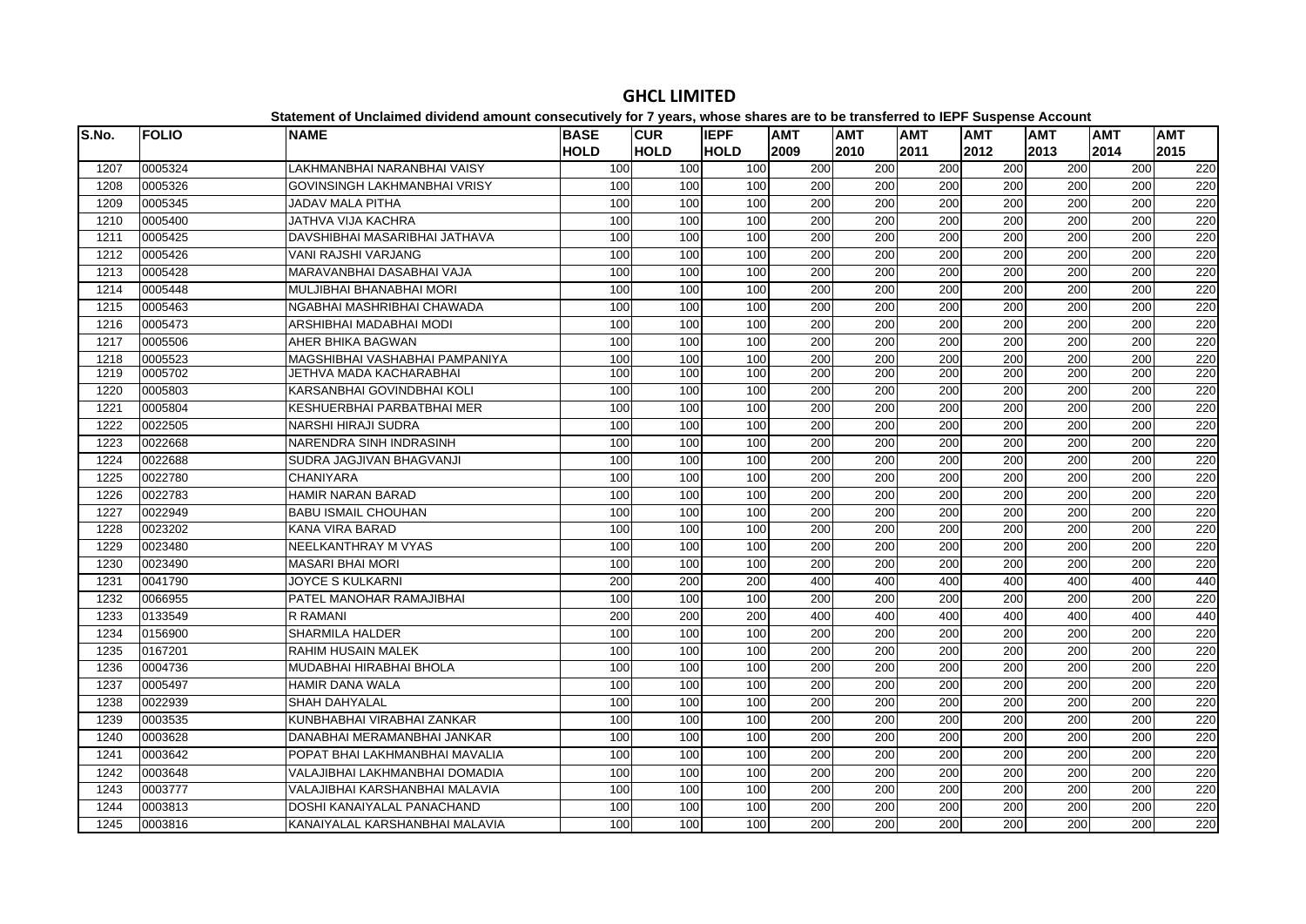# GHCL LIMITED

**Statement of Unclaimed dividend amount consecutively for 7 years, whose shares are to be transferred to IEPF Suspense Account**

| S.No. | FOLIO | NAME | BASE HOLD | CUR HOLD | IEPF HOLD | AMT 2009 | AMT 2010 | AMT 2011 | AMT 2012 | AMT 2013 | AMT 2014 | AMT 2015 |
|---|---|---|---|---|---|---|---|---|---|---|---|---|
| 1207 | 0005324 | LAKHMANBHAI NARANBHAI VAISY | 100 | 100 | 100 | 200 | 200 | 200 | 200 | 200 | 200 | 220 |
| 1208 | 0005326 | GOVINSINGH LAKHMANBHAI VRISY | 100 | 100 | 100 | 200 | 200 | 200 | 200 | 200 | 200 | 220 |
| 1209 | 0005345 | JADAV MALA PITHA | 100 | 100 | 100 | 200 | 200 | 200 | 200 | 200 | 200 | 220 |
| 1210 | 0005400 | JATHVA VIJA KACHRA | 100 | 100 | 100 | 200 | 200 | 200 | 200 | 200 | 200 | 220 |
| 1211 | 0005425 | DAVSHIBHAI MASARIBHAI JATHAVA | 100 | 100 | 100 | 200 | 200 | 200 | 200 | 200 | 200 | 220 |
| 1212 | 0005426 | VANI RAJSHI VARJANG | 100 | 100 | 100 | 200 | 200 | 200 | 200 | 200 | 200 | 220 |
| 1213 | 0005428 | MARAVANBHAI DASABHAI VAJA | 100 | 100 | 100 | 200 | 200 | 200 | 200 | 200 | 200 | 220 |
| 1214 | 0005448 | MULJIBHAI BHANABHAI MORI | 100 | 100 | 100 | 200 | 200 | 200 | 200 | 200 | 200 | 220 |
| 1215 | 0005463 | NGABHAI MASHRIBHAI CHAWADA | 100 | 100 | 100 | 200 | 200 | 200 | 200 | 200 | 200 | 220 |
| 1216 | 0005473 | ARSHIBHAI MADABHAI MODI | 100 | 100 | 100 | 200 | 200 | 200 | 200 | 200 | 200 | 220 |
| 1217 | 0005506 | AHER BHIKA BAGWAN | 100 | 100 | 100 | 200 | 200 | 200 | 200 | 200 | 200 | 220 |
| 1218 | 0005523 | MAGSHIBHAI VASHABHAI PAMPANIYA | 100 | 100 | 100 | 200 | 200 | 200 | 200 | 200 | 200 | 220 |
| 1219 | 0005702 | JETHVA MADA KACHARABHAI | 100 | 100 | 100 | 200 | 200 | 200 | 200 | 200 | 200 | 220 |
| 1220 | 0005803 | KARSANBHAI GOVINDBHAI KOLI | 100 | 100 | 100 | 200 | 200 | 200 | 200 | 200 | 200 | 220 |
| 1221 | 0005804 | KESHUERBHAI PARBATBHAI MER | 100 | 100 | 100 | 200 | 200 | 200 | 200 | 200 | 200 | 220 |
| 1222 | 0022505 | NARSHI HIRAJI SUDRA | 100 | 100 | 100 | 200 | 200 | 200 | 200 | 200 | 200 | 220 |
| 1223 | 0022668 | NARENDRA SINH INDRASINH | 100 | 100 | 100 | 200 | 200 | 200 | 200 | 200 | 200 | 220 |
| 1224 | 0022688 | SUDRA JAGJIVAN BHAGVANJI | 100 | 100 | 100 | 200 | 200 | 200 | 200 | 200 | 200 | 220 |
| 1225 | 0022780 | CHANIYARA | 100 | 100 | 100 | 200 | 200 | 200 | 200 | 200 | 200 | 220 |
| 1226 | 0022783 | HAMIR NARAN BARAD | 100 | 100 | 100 | 200 | 200 | 200 | 200 | 200 | 200 | 220 |
| 1227 | 0022949 | BABU ISMAIL CHOUHAN | 100 | 100 | 100 | 200 | 200 | 200 | 200 | 200 | 200 | 220 |
| 1228 | 0023202 | KANA VIRA BARAD | 100 | 100 | 100 | 200 | 200 | 200 | 200 | 200 | 200 | 220 |
| 1229 | 0023480 | NEELKANTHRAY M VYAS | 100 | 100 | 100 | 200 | 200 | 200 | 200 | 200 | 200 | 220 |
| 1230 | 0023490 | MASARI BHAI MORI | 100 | 100 | 100 | 200 | 200 | 200 | 200 | 200 | 200 | 220 |
| 1231 | 0041790 | JOYCE S KULKARNI | 200 | 200 | 200 | 400 | 400 | 400 | 400 | 400 | 400 | 440 |
| 1232 | 0066955 | PATEL MANOHAR RAMAJIBHAI | 100 | 100 | 100 | 200 | 200 | 200 | 200 | 200 | 200 | 220 |
| 1233 | 0133549 | R RAMANI | 200 | 200 | 200 | 400 | 400 | 400 | 400 | 400 | 400 | 440 |
| 1234 | 0156900 | SHARMILA HALDER | 100 | 100 | 100 | 200 | 200 | 200 | 200 | 200 | 200 | 220 |
| 1235 | 0167201 | RAHIM HUSAIN MALEK | 100 | 100 | 100 | 200 | 200 | 200 | 200 | 200 | 200 | 220 |
| 1236 | 0004736 | MUDABHAI HIRABHAI BHOLA | 100 | 100 | 100 | 200 | 200 | 200 | 200 | 200 | 200 | 220 |
| 1237 | 0005497 | HAMIR DANA WALA | 100 | 100 | 100 | 200 | 200 | 200 | 200 | 200 | 200 | 220 |
| 1238 | 0022939 | SHAH DAHYALAL | 100 | 100 | 100 | 200 | 200 | 200 | 200 | 200 | 200 | 220 |
| 1239 | 0003535 | KUNBHABHAI VIRABHAI ZANKAR | 100 | 100 | 100 | 200 | 200 | 200 | 200 | 200 | 200 | 220 |
| 1240 | 0003628 | DANABHAI MERAMANBHAI JANKAR | 100 | 100 | 100 | 200 | 200 | 200 | 200 | 200 | 200 | 220 |
| 1241 | 0003642 | POPAT BHAI LAKHMANBHAI MAVALIA | 100 | 100 | 100 | 200 | 200 | 200 | 200 | 200 | 200 | 220 |
| 1242 | 0003648 | VALAJIBHAI LAKHMANBHAI DOMADIA | 100 | 100 | 100 | 200 | 200 | 200 | 200 | 200 | 200 | 220 |
| 1243 | 0003777 | VALAJIBHAI KARSHANBHAI MALAVIA | 100 | 100 | 100 | 200 | 200 | 200 | 200 | 200 | 200 | 220 |
| 1244 | 0003813 | DOSHI KANAIYALAL PANACHAND | 100 | 100 | 100 | 200 | 200 | 200 | 200 | 200 | 200 | 220 |
| 1245 | 0003816 | KANAIYALAL KARSHANBHAI MALAVIA | 100 | 100 | 100 | 200 | 200 | 200 | 200 | 200 | 200 | 220 |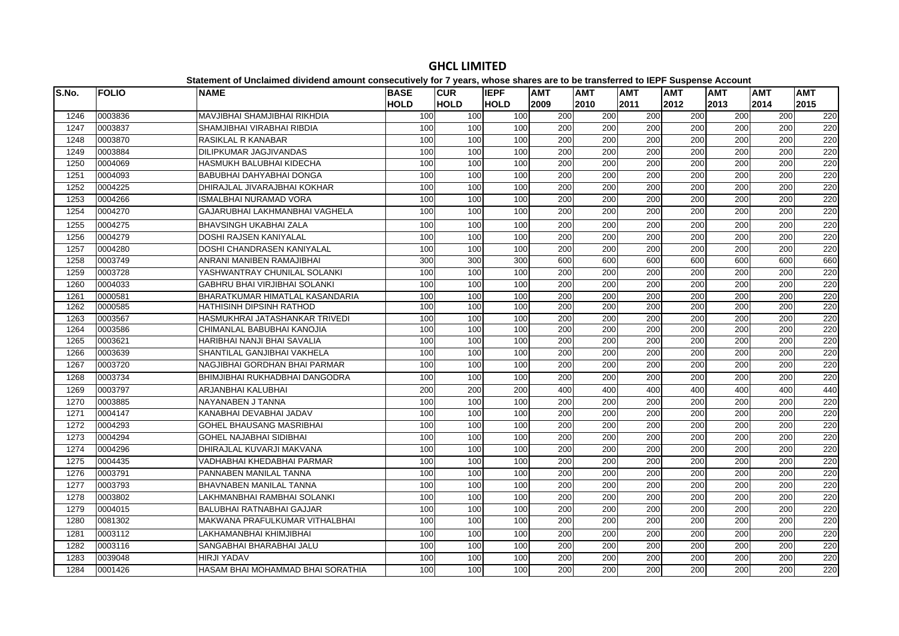# GHCL LIMITED

**Statement of Unclaimed dividend amount consecutively for 7 years, whose shares are to be transferred to IEPF Suspense Account**

| S.No. | FOLIO | NAME | BASE HOLD | CUR HOLD | IEPF HOLD | AMT 2009 | AMT 2010 | AMT 2011 | AMT 2012 | AMT 2013 | AMT 2014 | AMT 2015 |
|---|---|---|---|---|---|---|---|---|---|---|---|---|
| 1246 | 0003836 | MAVJIBHAI SHAMJIBHAI RIKHDIA | 100 | 100 | 100 | 200 | 200 | 200 | 200 | 200 | 200 | 220 |
| 1247 | 0003837 | SHAMJIBHAI VIRABHAI RIBDIA | 100 | 100 | 100 | 200 | 200 | 200 | 200 | 200 | 200 | 220 |
| 1248 | 0003870 | RASIKLAL R KANABAR | 100 | 100 | 100 | 200 | 200 | 200 | 200 | 200 | 200 | 220 |
| 1249 | 0003884 | DILIPKUMAR JAGJIVANDAS | 100 | 100 | 100 | 200 | 200 | 200 | 200 | 200 | 200 | 220 |
| 1250 | 0004069 | HASMUKH BALUBHAI KIDECHA | 100 | 100 | 100 | 200 | 200 | 200 | 200 | 200 | 200 | 220 |
| 1251 | 0004093 | BABUBHAI DAHYABHAI DONGA | 100 | 100 | 100 | 200 | 200 | 200 | 200 | 200 | 200 | 220 |
| 1252 | 0004225 | DHIRAJLAL JIVARAJBHAI KOKHAR | 100 | 100 | 100 | 200 | 200 | 200 | 200 | 200 | 200 | 220 |
| 1253 | 0004266 | ISMALBHAI NURAMAD VORA | 100 | 100 | 100 | 200 | 200 | 200 | 200 | 200 | 200 | 220 |
| 1254 | 0004270 | GAJARUBHAI LAKHMANBHAI VAGHELA | 100 | 100 | 100 | 200 | 200 | 200 | 200 | 200 | 200 | 220 |
| 1255 | 0004275 | BHAVSINGH UKABHAI ZALA | 100 | 100 | 100 | 200 | 200 | 200 | 200 | 200 | 200 | 220 |
| 1256 | 0004279 | DOSHI RAJSEN KANIYALAL | 100 | 100 | 100 | 200 | 200 | 200 | 200 | 200 | 200 | 220 |
| 1257 | 0004280 | DOSHI CHANDRASEN KANIYALAL | 100 | 100 | 100 | 200 | 200 | 200 | 200 | 200 | 200 | 220 |
| 1258 | 0003749 | ANRANI MANIBEN RAMAJIBHAI | 300 | 300 | 300 | 600 | 600 | 600 | 600 | 600 | 600 | 660 |
| 1259 | 0003728 | YASHWANTRAY CHUNILAL SOLANKI | 100 | 100 | 100 | 200 | 200 | 200 | 200 | 200 | 200 | 220 |
| 1260 | 0004033 | GABHRU BHAI VIRJIBHAI SOLANKI | 100 | 100 | 100 | 200 | 200 | 200 | 200 | 200 | 200 | 220 |
| 1261 | 0000581 | BHARATKUMAR HIMATLAL KASANDARIA | 100 | 100 | 100 | 200 | 200 | 200 | 200 | 200 | 200 | 220 |
| 1262 | 0000585 | HATHISINH DIPSINH RATHOD | 100 | 100 | 100 | 200 | 200 | 200 | 200 | 200 | 200 | 220 |
| 1263 | 0003567 | HASMUKHRAI JATASHANKAR TRIVEDI | 100 | 100 | 100 | 200 | 200 | 200 | 200 | 200 | 200 | 220 |
| 1264 | 0003586 | CHIMANLAL BABUBHAI KANOJIA | 100 | 100 | 100 | 200 | 200 | 200 | 200 | 200 | 200 | 220 |
| 1265 | 0003621 | HARIBHAI NANJI BHAI SAVALIA | 100 | 100 | 100 | 200 | 200 | 200 | 200 | 200 | 200 | 220 |
| 1266 | 0003639 | SHANTILAL GANJIBHAI VAKHELA | 100 | 100 | 100 | 200 | 200 | 200 | 200 | 200 | 200 | 220 |
| 1267 | 0003720 | NAGJIBHAI GORDHAN BHAI PARMAR | 100 | 100 | 100 | 200 | 200 | 200 | 200 | 200 | 200 | 220 |
| 1268 | 0003734 | BHIMJIBHAI RUKHADBHAI DANGODRA | 100 | 100 | 100 | 200 | 200 | 200 | 200 | 200 | 200 | 220 |
| 1269 | 0003797 | ARJANBHAI KALUBHAI | 200 | 200 | 200 | 400 | 400 | 400 | 400 | 400 | 400 | 440 |
| 1270 | 0003885 | NAYANABEN J TANNA | 100 | 100 | 100 | 200 | 200 | 200 | 200 | 200 | 200 | 220 |
| 1271 | 0004147 | KANABHAI DEVABHAI JADAV | 100 | 100 | 100 | 200 | 200 | 200 | 200 | 200 | 200 | 220 |
| 1272 | 0004293 | GOHEL BHAUSANG MASRIBHAI | 100 | 100 | 100 | 200 | 200 | 200 | 200 | 200 | 200 | 220 |
| 1273 | 0004294 | GOHEL NAJABHAI SIDIBHAI | 100 | 100 | 100 | 200 | 200 | 200 | 200 | 200 | 200 | 220 |
| 1274 | 0004296 | DHIRAJLAL KUVARJI MAKVANA | 100 | 100 | 100 | 200 | 200 | 200 | 200 | 200 | 200 | 220 |
| 1275 | 0004435 | VADHABHAI KHEDABHAI PARMAR | 100 | 100 | 100 | 200 | 200 | 200 | 200 | 200 | 200 | 220 |
| 1276 | 0003791 | PANNABEN MANILAL TANNA | 100 | 100 | 100 | 200 | 200 | 200 | 200 | 200 | 200 | 220 |
| 1277 | 0003793 | BHAVNABEN MANILAL TANNA | 100 | 100 | 100 | 200 | 200 | 200 | 200 | 200 | 200 | 220 |
| 1278 | 0003802 | LAKHMANBHAI RAMBHAI SOLANKI | 100 | 100 | 100 | 200 | 200 | 200 | 200 | 200 | 200 | 220 |
| 1279 | 0004015 | BALUBHAI RATNABHAI GAJJAR | 100 | 100 | 100 | 200 | 200 | 200 | 200 | 200 | 200 | 220 |
| 1280 | 0081302 | MAKWANA PRAFULKUMAR VITHALBHAI | 100 | 100 | 100 | 200 | 200 | 200 | 200 | 200 | 200 | 220 |
| 1281 | 0003112 | LAKHAMANBHAI KHIMJIBHAI | 100 | 100 | 100 | 200 | 200 | 200 | 200 | 200 | 200 | 220 |
| 1282 | 0003116 | SANGABHAI BHARABHAI JALU | 100 | 100 | 100 | 200 | 200 | 200 | 200 | 200 | 200 | 220 |
| 1283 | 0039048 | HIRJI YADAV | 100 | 100 | 100 | 200 | 200 | 200 | 200 | 200 | 200 | 220 |
| 1284 | 0001426 | HASAM BHAI MOHAMMAD BHAI SORATHIA | 100 | 100 | 100 | 200 | 200 | 200 | 200 | 200 | 200 | 220 |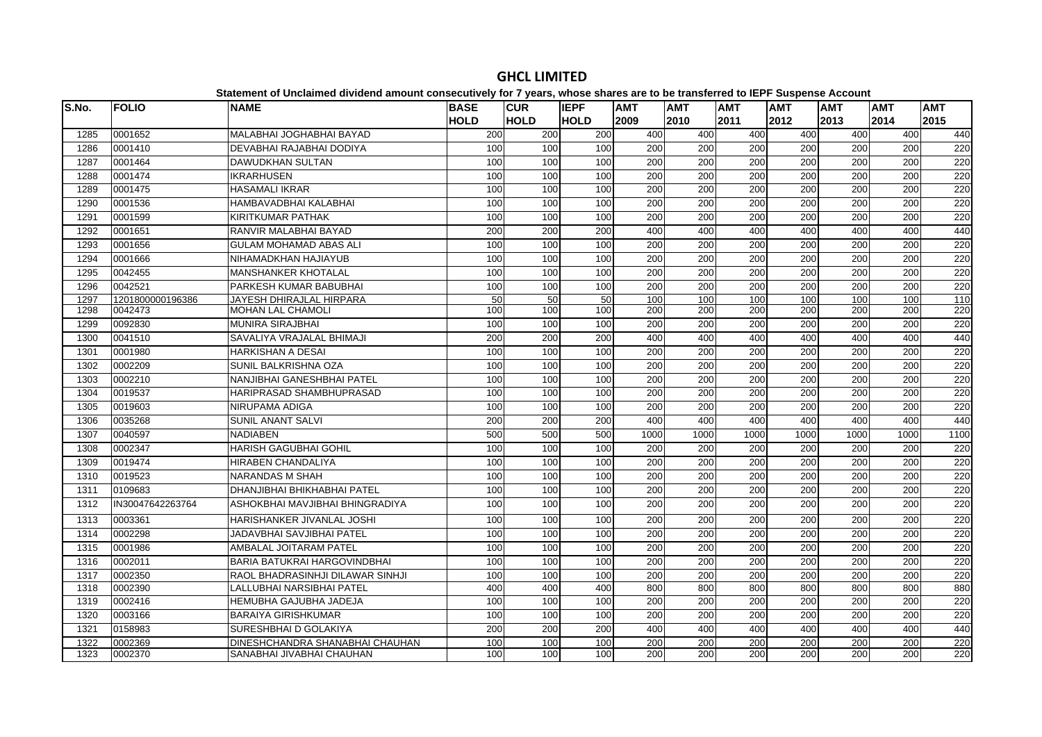# GHCL LIMITED

**Statement of Unclaimed dividend amount consecutively for 7 years, whose shares are to be transferred to IEPF Suspense Account**

| S.No. | FOLIO | NAME | BASE HOLD | CUR HOLD | IEPF HOLD | AMT 2009 | AMT 2010 | AMT 2011 | AMT 2012 | AMT 2013 | AMT 2014 | AMT 2015 |
|---|---|---|---|---|---|---|---|---|---|---|---|---|
| 1285 | 0001652 | MALABHAI JOGHABHAI BAYAD | 200 | 200 | 200 | 400 | 400 | 400 | 400 | 400 | 400 | 440 |
| 1286 | 0001410 | DEVABHAI RAJABHAI DODIYA | 100 | 100 | 100 | 200 | 200 | 200 | 200 | 200 | 200 | 220 |
| 1287 | 0001464 | DAWUDKHAN SULTAN | 100 | 100 | 100 | 200 | 200 | 200 | 200 | 200 | 200 | 220 |
| 1288 | 0001474 | IKRARHUSEN | 100 | 100 | 100 | 200 | 200 | 200 | 200 | 200 | 200 | 220 |
| 1289 | 0001475 | HASAMALI IKRAR | 100 | 100 | 100 | 200 | 200 | 200 | 200 | 200 | 200 | 220 |
| 1290 | 0001536 | HAMBAVADBHAI KALABHAI | 100 | 100 | 100 | 200 | 200 | 200 | 200 | 200 | 200 | 220 |
| 1291 | 0001599 | KIRITKUMAR PATHAK | 100 | 100 | 100 | 200 | 200 | 200 | 200 | 200 | 200 | 220 |
| 1292 | 0001651 | RANVIR MALABHAI BAYAD | 200 | 200 | 200 | 400 | 400 | 400 | 400 | 400 | 400 | 440 |
| 1293 | 0001656 | GULAM MOHAMAD ABAS ALI | 100 | 100 | 100 | 200 | 200 | 200 | 200 | 200 | 200 | 220 |
| 1294 | 0001666 | NIHAMADKHAN HAJIAYUB | 100 | 100 | 100 | 200 | 200 | 200 | 200 | 200 | 200 | 220 |
| 1295 | 0042455 | MANSHANKER KHOTALAL | 100 | 100 | 100 | 200 | 200 | 200 | 200 | 200 | 200 | 220 |
| 1296 | 0042521 | PARKESH KUMAR BABUBHAI | 100 | 100 | 100 | 200 | 200 | 200 | 200 | 200 | 200 | 220 |
| 1297 | 1201800000196386 | JAYESH DHIRAJLAL HIRPARA | 50 | 50 | 50 | 100 | 100 | 100 | 100 | 100 | 100 | 110 |
| 1298 | 0042473 | MOHAN LAL CHAMOLI | 100 | 100 | 100 | 200 | 200 | 200 | 200 | 200 | 200 | 220 |
| 1299 | 0092830 | MUNIRA SIRAJBHAI | 100 | 100 | 100 | 200 | 200 | 200 | 200 | 200 | 200 | 220 |
| 1300 | 0041510 | SAVALIYA VRAJALAL BHIMAJI | 200 | 200 | 200 | 400 | 400 | 400 | 400 | 400 | 400 | 440 |
| 1301 | 0001980 | HARKISHAN A DESAI | 100 | 100 | 100 | 200 | 200 | 200 | 200 | 200 | 200 | 220 |
| 1302 | 0002209 | SUNIL BALKRISHNA OZA | 100 | 100 | 100 | 200 | 200 | 200 | 200 | 200 | 200 | 220 |
| 1303 | 0002210 | NANJIBHAI GANESHBHAI PATEL | 100 | 100 | 100 | 200 | 200 | 200 | 200 | 200 | 200 | 220 |
| 1304 | 0019537 | HARIPRASAD SHAMBHUPRASAD | 100 | 100 | 100 | 200 | 200 | 200 | 200 | 200 | 200 | 220 |
| 1305 | 0019603 | NIRUPAMA ADIGA | 100 | 100 | 100 | 200 | 200 | 200 | 200 | 200 | 200 | 220 |
| 1306 | 0035268 | SUNIL ANANT SALVI | 200 | 200 | 200 | 400 | 400 | 400 | 400 | 400 | 400 | 440 |
| 1307 | 0040597 | NADIABEN | 500 | 500 | 500 | 1000 | 1000 | 1000 | 1000 | 1000 | 1000 | 1100 |
| 1308 | 0002347 | HARISH GAGUBHAI GOHIL | 100 | 100 | 100 | 200 | 200 | 200 | 200 | 200 | 200 | 220 |
| 1309 | 0019474 | HIRABEN CHANDALIYA | 100 | 100 | 100 | 200 | 200 | 200 | 200 | 200 | 200 | 220 |
| 1310 | 0019523 | NARANDAS M SHAH | 100 | 100 | 100 | 200 | 200 | 200 | 200 | 200 | 200 | 220 |
| 1311 | 0109683 | DHANJIBHAI BHIKHABHAI PATEL | 100 | 100 | 100 | 200 | 200 | 200 | 200 | 200 | 200 | 220 |
| 1312 | IN30047642263764 | ASHOKBHAI MAVJIBHAI BHINGRADIYA | 100 | 100 | 100 | 200 | 200 | 200 | 200 | 200 | 200 | 220 |
| 1313 | 0003361 | HARISHANKER JIVANLAL JOSHI | 100 | 100 | 100 | 200 | 200 | 200 | 200 | 200 | 200 | 220 |
| 1314 | 0002298 | JADAVBHAI SAVJIBHAI PATEL | 100 | 100 | 100 | 200 | 200 | 200 | 200 | 200 | 200 | 220 |
| 1315 | 0001986 | AMBALAL JOITARAM PATEL | 100 | 100 | 100 | 200 | 200 | 200 | 200 | 200 | 200 | 220 |
| 1316 | 0002011 | BARIA BATUKRAI HARGOVINDBHAI | 100 | 100 | 100 | 200 | 200 | 200 | 200 | 200 | 200 | 220 |
| 1317 | 0002350 | RAOL BHADRASINHJI DILAWAR SINHJI | 100 | 100 | 100 | 200 | 200 | 200 | 200 | 200 | 200 | 220 |
| 1318 | 0002390 | LALLUBHAI NARSIBHAI PATEL | 400 | 400 | 400 | 800 | 800 | 800 | 800 | 800 | 800 | 880 |
| 1319 | 0002416 | HEMUBHA GAJUBHA JADEJA | 100 | 100 | 100 | 200 | 200 | 200 | 200 | 200 | 200 | 220 |
| 1320 | 0003166 | BARAIYA GIRISHKUMAR | 100 | 100 | 100 | 200 | 200 | 200 | 200 | 200 | 200 | 220 |
| 1321 | 0158983 | SURESHBHAI D GOLAKIYA | 200 | 200 | 200 | 400 | 400 | 400 | 400 | 400 | 400 | 440 |
| 1322 | 0002369 | DINESHCHANDRA SHANABHAI CHAUHAN | 100 | 100 | 100 | 200 | 200 | 200 | 200 | 200 | 200 | 220 |
| 1323 | 0002370 | SANABHAI JIVABHAI CHAUHAN | 100 | 100 | 100 | 200 | 200 | 200 | 200 | 200 | 200 | 220 |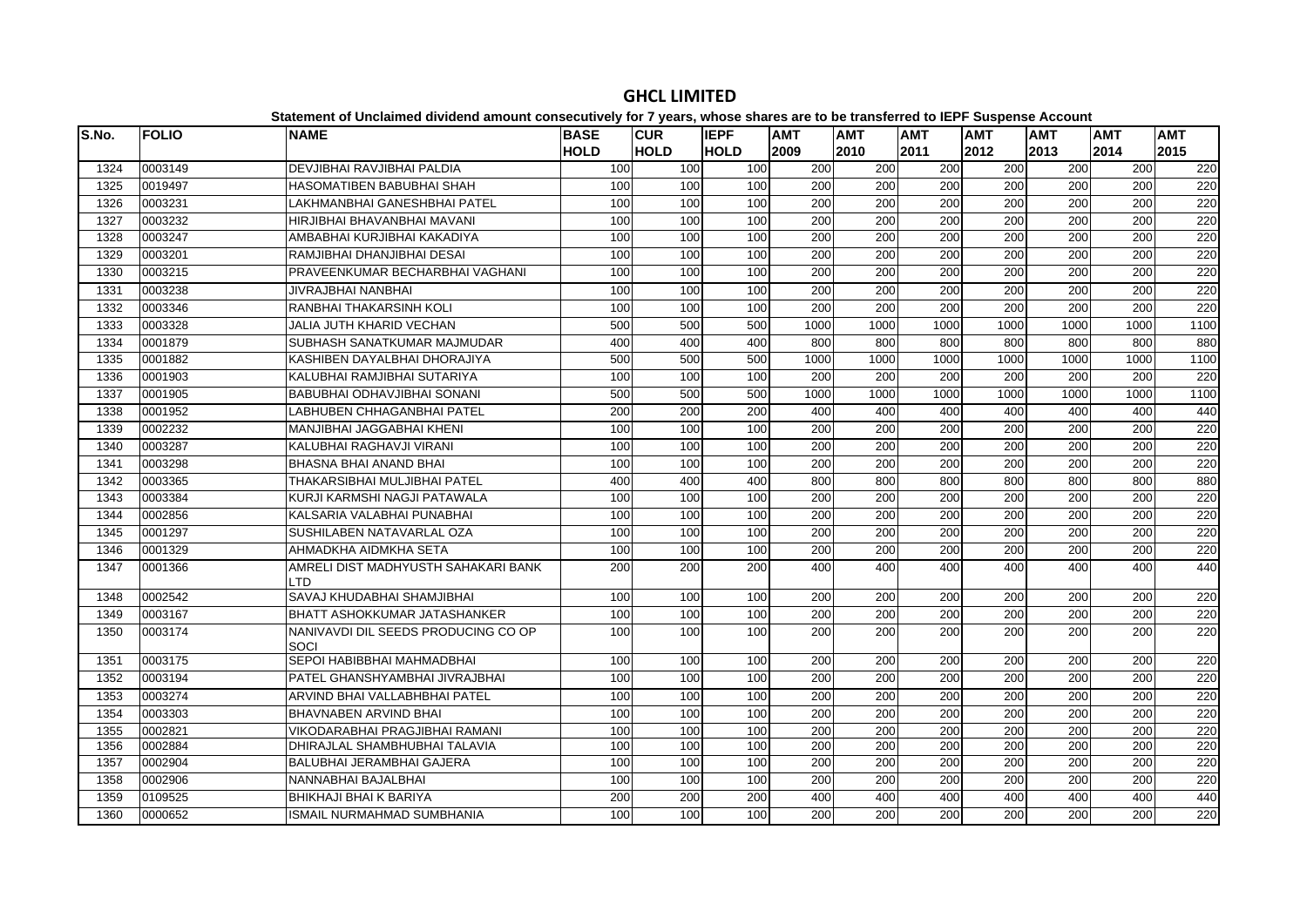# GHCL LIMITED

**Statement of Unclaimed dividend amount consecutively for 7 years, whose shares are to be transferred to IEPF Suspense Account**

| S.No. | FOLIO | NAME | BASE HOLD | CUR HOLD | IEPF HOLD | AMT 2009 | AMT 2010 | AMT 2011 | AMT 2012 | AMT 2013 | AMT 2014 | AMT 2015 |
|---|---|---|---|---|---|---|---|---|---|---|---|---|
| 1324 | 0003149 | DEVJIBHAI RAVJIBHAI PALDIA | 100 | 100 | 100 | 200 | 200 | 200 | 200 | 200 | 200 | 220 |
| 1325 | 0019497 | HASOMATIBEN BABUBHAI SHAH | 100 | 100 | 100 | 200 | 200 | 200 | 200 | 200 | 200 | 220 |
| 1326 | 0003231 | LAKHMANBHAI GANESHBHAI PATEL | 100 | 100 | 100 | 200 | 200 | 200 | 200 | 200 | 200 | 220 |
| 1327 | 0003232 | HIRJIBHAI BHAVANBHAI MAVANI | 100 | 100 | 100 | 200 | 200 | 200 | 200 | 200 | 200 | 220 |
| 1328 | 0003247 | AMBABHAI KURJIBHAI KAKADIYA | 100 | 100 | 100 | 200 | 200 | 200 | 200 | 200 | 200 | 220 |
| 1329 | 0003201 | RAMJIBHAI DHANJIBHAI DESAI | 100 | 100 | 100 | 200 | 200 | 200 | 200 | 200 | 200 | 220 |
| 1330 | 0003215 | PRAVEENKUMAR BECHARBHAI VAGHANI | 100 | 100 | 100 | 200 | 200 | 200 | 200 | 200 | 200 | 220 |
| 1331 | 0003238 | JIVRAJBHAI NANBHAI | 100 | 100 | 100 | 200 | 200 | 200 | 200 | 200 | 200 | 220 |
| 1332 | 0003346 | RANBHAI THAKARSINH KOLI | 100 | 100 | 100 | 200 | 200 | 200 | 200 | 200 | 200 | 220 |
| 1333 | 0003328 | JALIA JUTH KHARID VECHAN | 500 | 500 | 500 | 1000 | 1000 | 1000 | 1000 | 1000 | 1000 | 1100 |
| 1334 | 0001879 | SUBHASH SANATKUMAR MAJMUDAR | 400 | 400 | 400 | 800 | 800 | 800 | 800 | 800 | 800 | 880 |
| 1335 | 0001882 | KASHIBEN DAYALBHAI DHORAJIYA | 500 | 500 | 500 | 1000 | 1000 | 1000 | 1000 | 1000 | 1000 | 1100 |
| 1336 | 0001903 | KALUBHAI RAMJIBHAI SUTARIYA | 100 | 100 | 100 | 200 | 200 | 200 | 200 | 200 | 200 | 220 |
| 1337 | 0001905 | BABUBHAI ODHAVJIBHAI SONANI | 500 | 500 | 500 | 1000 | 1000 | 1000 | 1000 | 1000 | 1000 | 1100 |
| 1338 | 0001952 | LABHUBEN CHHAGANBHAI PATEL | 200 | 200 | 200 | 400 | 400 | 400 | 400 | 400 | 400 | 440 |
| 1339 | 0002232 | MANJIBHAI JAGGABHAI KHENI | 100 | 100 | 100 | 200 | 200 | 200 | 200 | 200 | 200 | 220 |
| 1340 | 0003287 | KALUBHAI RAGHAVJI VIRANI | 100 | 100 | 100 | 200 | 200 | 200 | 200 | 200 | 200 | 220 |
| 1341 | 0003298 | BHASNA BHAI ANAND BHAI | 100 | 100 | 100 | 200 | 200 | 200 | 200 | 200 | 200 | 220 |
| 1342 | 0003365 | THAKARSIBHAI MULJIBHAI PATEL | 400 | 400 | 400 | 800 | 800 | 800 | 800 | 800 | 800 | 880 |
| 1343 | 0003384 | KURJI KARMSHI NAGJI PATAWALA | 100 | 100 | 100 | 200 | 200 | 200 | 200 | 200 | 200 | 220 |
| 1344 | 0002856 | KALSARIA VALABHAI PUNABHAI | 100 | 100 | 100 | 200 | 200 | 200 | 200 | 200 | 200 | 220 |
| 1345 | 0001297 | SUSHILABEN NATAVARLAL OZA | 100 | 100 | 100 | 200 | 200 | 200 | 200 | 200 | 200 | 220 |
| 1346 | 0001329 | AHMADKHA AIDMKHA SETA | 100 | 100 | 100 | 200 | 200 | 200 | 200 | 200 | 200 | 220 |
| 1347 | 0001366 | AMRELI DIST MADHYUSTH SAHAKARI BANK LTD | 200 | 200 | 200 | 400 | 400 | 400 | 400 | 400 | 400 | 440 |
| 1348 | 0002542 | SAVAJ KHUDABHAI SHAMJIBHAI | 100 | 100 | 100 | 200 | 200 | 200 | 200 | 200 | 200 | 220 |
| 1349 | 0003167 | BHATT ASHOKKUMAR JATASHANKER | 100 | 100 | 100 | 200 | 200 | 200 | 200 | 200 | 200 | 220 |
| 1350 | 0003174 | NANIVAVDI DIL SEEDS PRODUCING CO OP SOCI | 100 | 100 | 100 | 200 | 200 | 200 | 200 | 200 | 200 | 220 |
| 1351 | 0003175 | SEPOI HABIBBHAI MAHMADBHAI | 100 | 100 | 100 | 200 | 200 | 200 | 200 | 200 | 200 | 220 |
| 1352 | 0003194 | PATEL GHANSHYAMBHAI JIVRAJBHAI | 100 | 100 | 100 | 200 | 200 | 200 | 200 | 200 | 200 | 220 |
| 1353 | 0003274 | ARVIND BHAI VALLABHBHAI PATEL | 100 | 100 | 100 | 200 | 200 | 200 | 200 | 200 | 200 | 220 |
| 1354 | 0003303 | BHAVNABEN ARVIND BHAI | 100 | 100 | 100 | 200 | 200 | 200 | 200 | 200 | 200 | 220 |
| 1355 | 0002821 | VIKODARABHAI PRAGJIBHAI RAMANI | 100 | 100 | 100 | 200 | 200 | 200 | 200 | 200 | 200 | 220 |
| 1356 | 0002884 | DHIRAJLAL SHAMBHUBHAI TALAVIA | 100 | 100 | 100 | 200 | 200 | 200 | 200 | 200 | 200 | 220 |
| 1357 | 0002904 | BALUBHAI JERAMBHAI GAJERA | 100 | 100 | 100 | 200 | 200 | 200 | 200 | 200 | 200 | 220 |
| 1358 | 0002906 | NANNABHAI BAJALBHAI | 100 | 100 | 100 | 200 | 200 | 200 | 200 | 200 | 200 | 220 |
| 1359 | 0109525 | BHIKHAJI BHAI K BARIYA | 200 | 200 | 200 | 400 | 400 | 400 | 400 | 400 | 400 | 440 |
| 1360 | 0000652 | ISMAIL NURMAHMAD SUMBHANIA | 100 | 100 | 100 | 200 | 200 | 200 | 200 | 200 | 200 | 220 |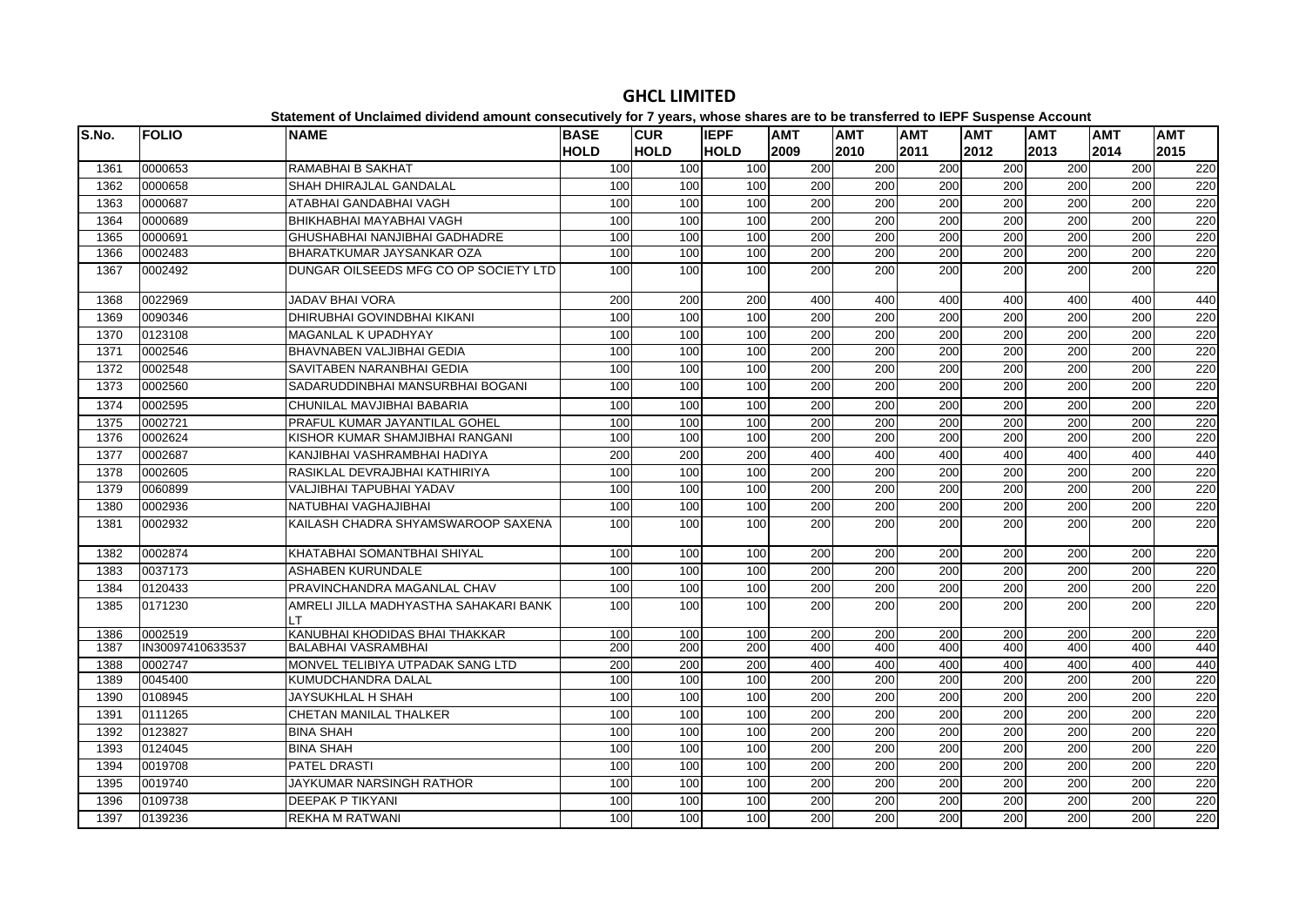# GHCL LIMITED

**Statement of Unclaimed dividend amount consecutively for 7 years, whose shares are to be transferred to IEPF Suspense Account**

| S.No. | FOLIO | NAME | BASE HOLD | CUR HOLD | IEPF HOLD | AMT 2009 | AMT 2010 | AMT 2011 | AMT 2012 | AMT 2013 | AMT 2014 | AMT 2015 |
|---|---|---|---|---|---|---|---|---|---|---|---|---|
| 1361 | 0000653 | RAMABHAI B SAKHAT | 100 | 100 | 100 | 200 | 200 | 200 | 200 | 200 | 200 | 220 |
| 1362 | 0000658 | SHAH DHIRAJLAL GANDALAL | 100 | 100 | 100 | 200 | 200 | 200 | 200 | 200 | 200 | 220 |
| 1363 | 0000687 | ATABHAI GANDABHAI VAGH | 100 | 100 | 100 | 200 | 200 | 200 | 200 | 200 | 200 | 220 |
| 1364 | 0000689 | BHIKHABHAI MAYABHAI VAGH | 100 | 100 | 100 | 200 | 200 | 200 | 200 | 200 | 200 | 220 |
| 1365 | 0000691 | GHUSHABHAI NANJIBHAI GADHADRE | 100 | 100 | 100 | 200 | 200 | 200 | 200 | 200 | 200 | 220 |
| 1366 | 0002483 | BHARATKUMAR JAYSANKAR OZA | 100 | 100 | 100 | 200 | 200 | 200 | 200 | 200 | 200 | 220 |
| 1367 | 0002492 | DUNGAR OILSEEDS MFG CO OP SOCIETY LTD | 100 | 100 | 100 | 200 | 200 | 200 | 200 | 200 | 200 | 220 |
| 1368 | 0022969 | JADAV BHAI VORA | 200 | 200 | 200 | 400 | 400 | 400 | 400 | 400 | 400 | 440 |
| 1369 | 0090346 | DHIRUBHAI GOVINDBHAI KIKANI | 100 | 100 | 100 | 200 | 200 | 200 | 200 | 200 | 200 | 220 |
| 1370 | 0123108 | MAGANLAL K UPADHYAY | 100 | 100 | 100 | 200 | 200 | 200 | 200 | 200 | 200 | 220 |
| 1371 | 0002546 | BHAVNABEN VALJIBHAI GEDIA | 100 | 100 | 100 | 200 | 200 | 200 | 200 | 200 | 200 | 220 |
| 1372 | 0002548 | SAVITABEN NARANBHAI GEDIA | 100 | 100 | 100 | 200 | 200 | 200 | 200 | 200 | 200 | 220 |
| 1373 | 0002560 | SADARUDDINBHAI MANSURBHAI BOGANI | 100 | 100 | 100 | 200 | 200 | 200 | 200 | 200 | 200 | 220 |
| 1374 | 0002595 | CHUNILAL MAVJIBHAI BABARIA | 100 | 100 | 100 | 200 | 200 | 200 | 200 | 200 | 200 | 220 |
| 1375 | 0002721 | PRAFUL KUMAR JAYANTILAL GOHEL | 100 | 100 | 100 | 200 | 200 | 200 | 200 | 200 | 200 | 220 |
| 1376 | 0002624 | KISHOR KUMAR SHAMJIBHAI RANGANI | 100 | 100 | 100 | 200 | 200 | 200 | 200 | 200 | 200 | 220 |
| 1377 | 0002687 | KANJIBHAI VASHRAMBHAI HADIYA | 200 | 200 | 200 | 400 | 400 | 400 | 400 | 400 | 400 | 440 |
| 1378 | 0002605 | RASIKLAL DEVRAJBHAI KATHIRIYA | 100 | 100 | 100 | 200 | 200 | 200 | 200 | 200 | 200 | 220 |
| 1379 | 0060899 | VALJIBHAI TAPUBHAI YADAV | 100 | 100 | 100 | 200 | 200 | 200 | 200 | 200 | 200 | 220 |
| 1380 | 0002936 | NATUBHAI VAGHAJIBHAI | 100 | 100 | 100 | 200 | 200 | 200 | 200 | 200 | 200 | 220 |
| 1381 | 0002932 | KAILASH CHADRA SHYAMSWAROOP SAXENA | 100 | 100 | 100 | 200 | 200 | 200 | 200 | 200 | 200 | 220 |
| 1382 | 0002874 | KHATABHAI SOMANTBHAI SHIYAL | 100 | 100 | 100 | 200 | 200 | 200 | 200 | 200 | 200 | 220 |
| 1383 | 0037173 | ASHABEN KURUNDALE | 100 | 100 | 100 | 200 | 200 | 200 | 200 | 200 | 200 | 220 |
| 1384 | 0120433 | PRAVINCHANDRA MAGANLAL CHAV | 100 | 100 | 100 | 200 | 200 | 200 | 200 | 200 | 200 | 220 |
| 1385 | 0171230 | AMRELI JILLA MADHYASTHA SAHAKARI BANK LT | 100 | 100 | 100 | 200 | 200 | 200 | 200 | 200 | 200 | 220 |
| 1386 | 0002519 | KANUBHAI KHODIDAS BHAI THAKKAR | 100 | 100 | 100 | 200 | 200 | 200 | 200 | 200 | 200 | 220 |
| 1387 | IN30097410633537 | BALABHAI VASRAMBHAI | 200 | 200 | 200 | 400 | 400 | 400 | 400 | 400 | 400 | 440 |
| 1388 | 0002747 | MONVEL TELIBIYA UTPADAK SANG LTD | 200 | 200 | 200 | 400 | 400 | 400 | 400 | 400 | 400 | 440 |
| 1389 | 0045400 | KUMUDCHANDRA DALAL | 100 | 100 | 100 | 200 | 200 | 200 | 200 | 200 | 200 | 220 |
| 1390 | 0108945 | JAYSUKHLAL H SHAH | 100 | 100 | 100 | 200 | 200 | 200 | 200 | 200 | 200 | 220 |
| 1391 | 0111265 | CHETAN MANILAL THALKER | 100 | 100 | 100 | 200 | 200 | 200 | 200 | 200 | 200 | 220 |
| 1392 | 0123827 | BINA SHAH | 100 | 100 | 100 | 200 | 200 | 200 | 200 | 200 | 200 | 220 |
| 1393 | 0124045 | BINA SHAH | 100 | 100 | 100 | 200 | 200 | 200 | 200 | 200 | 200 | 220 |
| 1394 | 0019708 | PATEL DRASTI | 100 | 100 | 100 | 200 | 200 | 200 | 200 | 200 | 200 | 220 |
| 1395 | 0019740 | JAYKUMAR NARSINGH RATHOR | 100 | 100 | 100 | 200 | 200 | 200 | 200 | 200 | 200 | 220 |
| 1396 | 0109738 | DEEPAK P TIKYANI | 100 | 100 | 100 | 200 | 200 | 200 | 200 | 200 | 200 | 220 |
| 1397 | 0139236 | REKHA M RATWANI | 100 | 100 | 100 | 200 | 200 | 200 | 200 | 200 | 200 | 220 |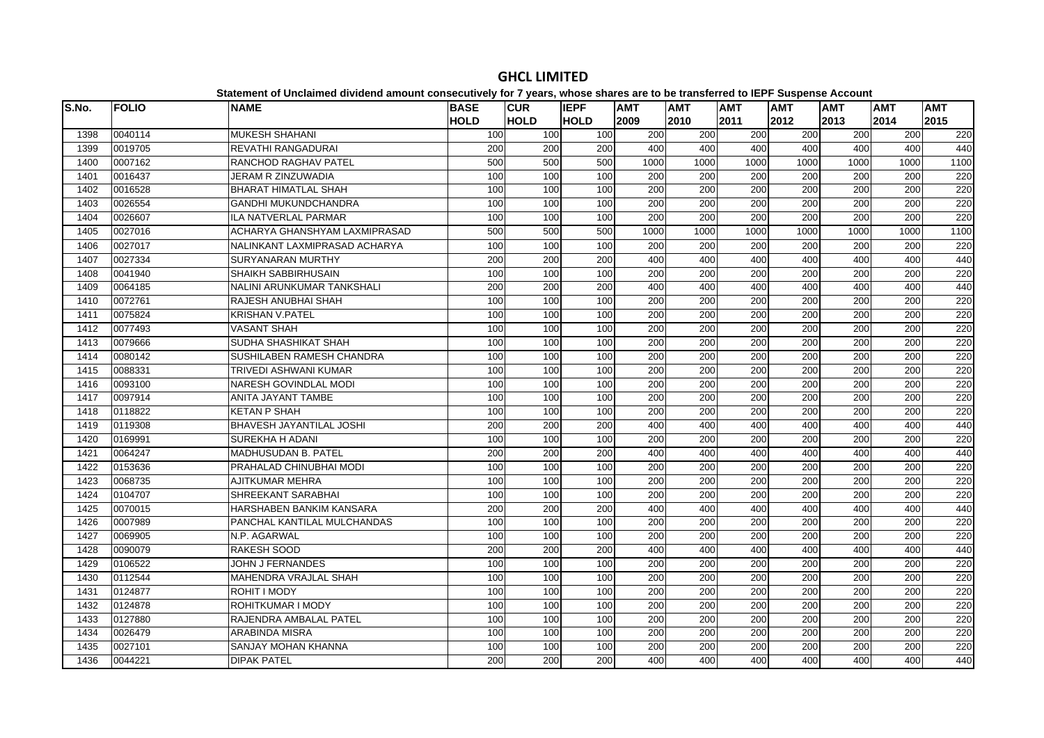# GHCL LIMITED

**Statement of Unclaimed dividend amount consecutively for 7 years, whose shares are to be transferred to IEPF Suspense Account**

| S.No. | FOLIO | NAME | BASE HOLD | CUR HOLD | IEPF HOLD | AMT 2009 | AMT 2010 | AMT 2011 | AMT 2012 | AMT 2013 | AMT 2014 | AMT 2015 |
|---|---|---|---|---|---|---|---|---|---|---|---|---|
| 1398 | 0040114 | MUKESH SHAHANI | 100 | 100 | 100 | 200 | 200 | 200 | 200 | 200 | 200 | 220 |
| 1399 | 0019705 | REVATHI RANGADURAI | 200 | 200 | 200 | 400 | 400 | 400 | 400 | 400 | 400 | 440 |
| 1400 | 0007162 | RANCHOD RAGHAV PATEL | 500 | 500 | 500 | 1000 | 1000 | 1000 | 1000 | 1000 | 1000 | 1100 |
| 1401 | 0016437 | JERAM R ZINZUWADIA | 100 | 100 | 100 | 200 | 200 | 200 | 200 | 200 | 200 | 220 |
| 1402 | 0016528 | BHARAT HIMATLAL SHAH | 100 | 100 | 100 | 200 | 200 | 200 | 200 | 200 | 200 | 220 |
| 1403 | 0026554 | GANDHI MUKUNDCHANDRA | 100 | 100 | 100 | 200 | 200 | 200 | 200 | 200 | 200 | 220 |
| 1404 | 0026607 | ILA NATVERLAL PARMAR | 100 | 100 | 100 | 200 | 200 | 200 | 200 | 200 | 200 | 220 |
| 1405 | 0027016 | ACHARYA GHANSHYAM LAXMIPRASAD | 500 | 500 | 500 | 1000 | 1000 | 1000 | 1000 | 1000 | 1000 | 1100 |
| 1406 | 0027017 | NALINKANT LAXMIPRASAD ACHARYA | 100 | 100 | 100 | 200 | 200 | 200 | 200 | 200 | 200 | 220 |
| 1407 | 0027334 | SURYANARAN MURTHY | 200 | 200 | 200 | 400 | 400 | 400 | 400 | 400 | 400 | 440 |
| 1408 | 0041940 | SHAIKH SABBIRHUSAIN | 100 | 100 | 100 | 200 | 200 | 200 | 200 | 200 | 200 | 220 |
| 1409 | 0064185 | NALINI ARUNKUMAR TANKSHALI | 200 | 200 | 200 | 400 | 400 | 400 | 400 | 400 | 400 | 440 |
| 1410 | 0072761 | RAJESH ANUBHAI SHAH | 100 | 100 | 100 | 200 | 200 | 200 | 200 | 200 | 200 | 220 |
| 1411 | 0075824 | KRISHAN V.PATEL | 100 | 100 | 100 | 200 | 200 | 200 | 200 | 200 | 200 | 220 |
| 1412 | 0077493 | VASANT SHAH | 100 | 100 | 100 | 200 | 200 | 200 | 200 | 200 | 200 | 220 |
| 1413 | 0079666 | SUDHA SHASHIKAT SHAH | 100 | 100 | 100 | 200 | 200 | 200 | 200 | 200 | 200 | 220 |
| 1414 | 0080142 | SUSHILABEN RAMESH CHANDRA | 100 | 100 | 100 | 200 | 200 | 200 | 200 | 200 | 200 | 220 |
| 1415 | 0088331 | TRIVEDI ASHWANI KUMAR | 100 | 100 | 100 | 200 | 200 | 200 | 200 | 200 | 200 | 220 |
| 1416 | 0093100 | NARESH GOVINDLAL MODI | 100 | 100 | 100 | 200 | 200 | 200 | 200 | 200 | 200 | 220 |
| 1417 | 0097914 | ANITA JAYANT TAMBE | 100 | 100 | 100 | 200 | 200 | 200 | 200 | 200 | 200 | 220 |
| 1418 | 0118822 | KETAN P SHAH | 100 | 100 | 100 | 200 | 200 | 200 | 200 | 200 | 200 | 220 |
| 1419 | 0119308 | BHAVESH JAYANTILAL JOSHI | 200 | 200 | 200 | 400 | 400 | 400 | 400 | 400 | 400 | 440 |
| 1420 | 0169991 | SUREKHA H ADANI | 100 | 100 | 100 | 200 | 200 | 200 | 200 | 200 | 200 | 220 |
| 1421 | 0064247 | MADHUSUDAN B. PATEL | 200 | 200 | 200 | 400 | 400 | 400 | 400 | 400 | 400 | 440 |
| 1422 | 0153636 | PRAHALAD CHINUBHAI MODI | 100 | 100 | 100 | 200 | 200 | 200 | 200 | 200 | 200 | 220 |
| 1423 | 0068735 | AJITKUMAR MEHRA | 100 | 100 | 100 | 200 | 200 | 200 | 200 | 200 | 200 | 220 |
| 1424 | 0104707 | SHREEKANT SARABHAI | 100 | 100 | 100 | 200 | 200 | 200 | 200 | 200 | 200 | 220 |
| 1425 | 0070015 | HARSHABEN BANKIM KANSARA | 200 | 200 | 200 | 400 | 400 | 400 | 400 | 400 | 400 | 440 |
| 1426 | 0007989 | PANCHAL KANTILAL MULCHANDAS | 100 | 100 | 100 | 200 | 200 | 200 | 200 | 200 | 200 | 220 |
| 1427 | 0069905 | N.P. AGARWAL | 100 | 100 | 100 | 200 | 200 | 200 | 200 | 200 | 200 | 220 |
| 1428 | 0090079 | RAKESH SOOD | 200 | 200 | 200 | 400 | 400 | 400 | 400 | 400 | 400 | 440 |
| 1429 | 0106522 | JOHN J FERNANDES | 100 | 100 | 100 | 200 | 200 | 200 | 200 | 200 | 200 | 220 |
| 1430 | 0112544 | MAHENDRA VRAJLAL SHAH | 100 | 100 | 100 | 200 | 200 | 200 | 200 | 200 | 200 | 220 |
| 1431 | 0124877 | ROHIT I MODY | 100 | 100 | 100 | 200 | 200 | 200 | 200 | 200 | 200 | 220 |
| 1432 | 0124878 | ROHITKUMAR I MODY | 100 | 100 | 100 | 200 | 200 | 200 | 200 | 200 | 200 | 220 |
| 1433 | 0127880 | RAJENDRA AMBALAL PATEL | 100 | 100 | 100 | 200 | 200 | 200 | 200 | 200 | 200 | 220 |
| 1434 | 0026479 | ARABINDA MISRA | 100 | 100 | 100 | 200 | 200 | 200 | 200 | 200 | 200 | 220 |
| 1435 | 0027101 | SANJAY MOHAN KHANNA | 100 | 100 | 100 | 200 | 200 | 200 | 200 | 200 | 200 | 220 |
| 1436 | 0044221 | DIPAK PATEL | 200 | 200 | 200 | 400 | 400 | 400 | 400 | 400 | 400 | 440 |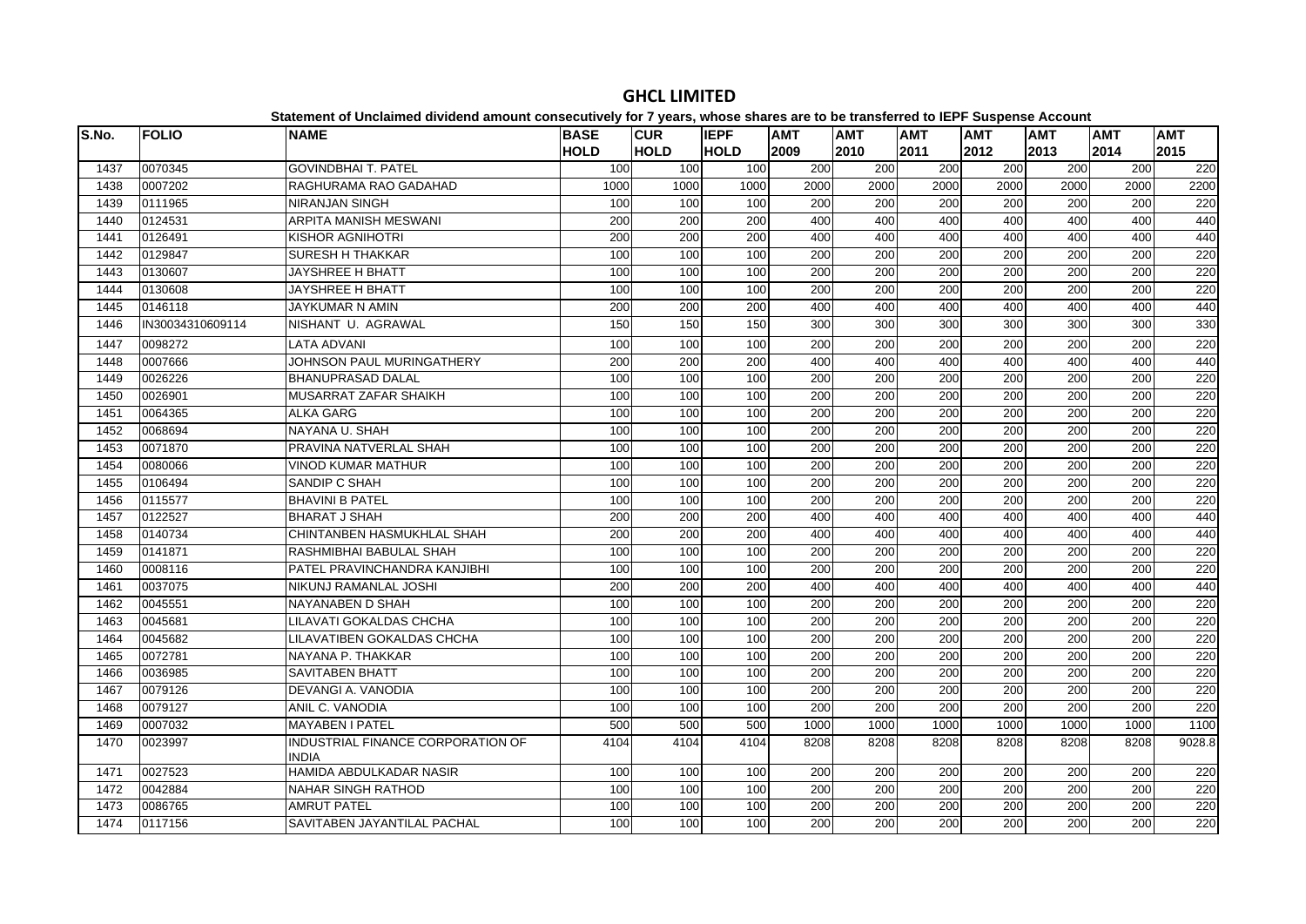# GHCL LIMITED

**Statement of Unclaimed dividend amount consecutively for 7 years, whose shares are to be transferred to IEPF Suspense Account**

| S.No. | FOLIO | NAME | BASE HOLD | CUR HOLD | IEPF HOLD | AMT 2009 | AMT 2010 | AMT 2011 | AMT 2012 | AMT 2013 | AMT 2014 | AMT 2015 |
|---|---|---|---|---|---|---|---|---|---|---|---|---|
| 1437 | 0070345 | GOVINDBHAI T. PATEL | 100 | 100 | 100 | 200 | 200 | 200 | 200 | 200 | 200 | 220 |
| 1438 | 0007202 | RAGHURAMA RAO GADAHAD | 1000 | 1000 | 1000 | 2000 | 2000 | 2000 | 2000 | 2000 | 2000 | 2200 |
| 1439 | 0111965 | NIRANJAN SINGH | 100 | 100 | 100 | 200 | 200 | 200 | 200 | 200 | 200 | 220 |
| 1440 | 0124531 | ARPITA MANISH MESWANI | 200 | 200 | 200 | 400 | 400 | 400 | 400 | 400 | 400 | 440 |
| 1441 | 0126491 | KISHOR AGNIHOTRI | 200 | 200 | 200 | 400 | 400 | 400 | 400 | 400 | 400 | 440 |
| 1442 | 0129847 | SURESH H THAKKAR | 100 | 100 | 100 | 200 | 200 | 200 | 200 | 200 | 200 | 220 |
| 1443 | 0130607 | JAYSHREE H BHATT | 100 | 100 | 100 | 200 | 200 | 200 | 200 | 200 | 200 | 220 |
| 1444 | 0130608 | JAYSHREE H BHATT | 100 | 100 | 100 | 200 | 200 | 200 | 200 | 200 | 200 | 220 |
| 1445 | 0146118 | JAYKUMAR N AMIN | 200 | 200 | 200 | 400 | 400 | 400 | 400 | 400 | 400 | 440 |
| 1446 | IN30034310609114 | NISHANT U. AGRAWAL | 150 | 150 | 150 | 300 | 300 | 300 | 300 | 300 | 300 | 330 |
| 1447 | 0098272 | LATA ADVANI | 100 | 100 | 100 | 200 | 200 | 200 | 200 | 200 | 200 | 220 |
| 1448 | 0007666 | JOHNSON PAUL MURINGATHERY | 200 | 200 | 200 | 400 | 400 | 400 | 400 | 400 | 400 | 440 |
| 1449 | 0026226 | BHANUPRASAD DALAL | 100 | 100 | 100 | 200 | 200 | 200 | 200 | 200 | 200 | 220 |
| 1450 | 0026901 | MUSARRAT ZAFAR SHAIKH | 100 | 100 | 100 | 200 | 200 | 200 | 200 | 200 | 200 | 220 |
| 1451 | 0064365 | ALKA GARG | 100 | 100 | 100 | 200 | 200 | 200 | 200 | 200 | 200 | 220 |
| 1452 | 0068694 | NAYANA U. SHAH | 100 | 100 | 100 | 200 | 200 | 200 | 200 | 200 | 200 | 220 |
| 1453 | 0071870 | PRAVINA NATVERLAL SHAH | 100 | 100 | 100 | 200 | 200 | 200 | 200 | 200 | 200 | 220 |
| 1454 | 0080066 | VINOD KUMAR MATHUR | 100 | 100 | 100 | 200 | 200 | 200 | 200 | 200 | 200 | 220 |
| 1455 | 0106494 | SANDIP C SHAH | 100 | 100 | 100 | 200 | 200 | 200 | 200 | 200 | 200 | 220 |
| 1456 | 0115577 | BHAVINI B PATEL | 100 | 100 | 100 | 200 | 200 | 200 | 200 | 200 | 200 | 220 |
| 1457 | 0122527 | BHARAT J SHAH | 200 | 200 | 200 | 400 | 400 | 400 | 400 | 400 | 400 | 440 |
| 1458 | 0140734 | CHINTANBEN HASMUKHLAL SHAH | 200 | 200 | 200 | 400 | 400 | 400 | 400 | 400 | 400 | 440 |
| 1459 | 0141871 | RASHMIBHAI BABULAL SHAH | 100 | 100 | 100 | 200 | 200 | 200 | 200 | 200 | 200 | 220 |
| 1460 | 0008116 | PATEL PRAVINCHANDRA KANJIBHI | 100 | 100 | 100 | 200 | 200 | 200 | 200 | 200 | 200 | 220 |
| 1461 | 0037075 | NIKUNJ RAMANLAL JOSHI | 200 | 200 | 200 | 400 | 400 | 400 | 400 | 400 | 400 | 440 |
| 1462 | 0045551 | NAYANABEN D SHAH | 100 | 100 | 100 | 200 | 200 | 200 | 200 | 200 | 200 | 220 |
| 1463 | 0045681 | LILAVATI GOKALDAS CHCHA | 100 | 100 | 100 | 200 | 200 | 200 | 200 | 200 | 200 | 220 |
| 1464 | 0045682 | LILAVATIBEN GOKALDAS CHCHA | 100 | 100 | 100 | 200 | 200 | 200 | 200 | 200 | 200 | 220 |
| 1465 | 0072781 | NAYANA P. THAKKAR | 100 | 100 | 100 | 200 | 200 | 200 | 200 | 200 | 200 | 220 |
| 1466 | 0036985 | SAVITABEN BHATT | 100 | 100 | 100 | 200 | 200 | 200 | 200 | 200 | 200 | 220 |
| 1467 | 0079126 | DEVANGI A. VANODIA | 100 | 100 | 100 | 200 | 200 | 200 | 200 | 200 | 200 | 220 |
| 1468 | 0079127 | ANIL C. VANODIA | 100 | 100 | 100 | 200 | 200 | 200 | 200 | 200 | 200 | 220 |
| 1469 | 0007032 | MAYABEN I PATEL | 500 | 500 | 500 | 1000 | 1000 | 1000 | 1000 | 1000 | 1000 | 1100 |
| 1470 | 0023997 | INDUSTRIAL FINANCE CORPORATION OF INDIA | 4104 | 4104 | 4104 | 8208 | 8208 | 8208 | 8208 | 8208 | 8208 | 9028.8 |
| 1471 | 0027523 | HAMIDA ABDULKADAR NASIR | 100 | 100 | 100 | 200 | 200 | 200 | 200 | 200 | 200 | 220 |
| 1472 | 0042884 | NAHAR SINGH RATHOD | 100 | 100 | 100 | 200 | 200 | 200 | 200 | 200 | 200 | 220 |
| 1473 | 0086765 | AMRUT PATEL | 100 | 100 | 100 | 200 | 200 | 200 | 200 | 200 | 200 | 220 |
| 1474 | 0117156 | SAVITABEN JAYANTILAL PACHAL | 100 | 100 | 100 | 200 | 200 | 200 | 200 | 200 | 200 | 220 |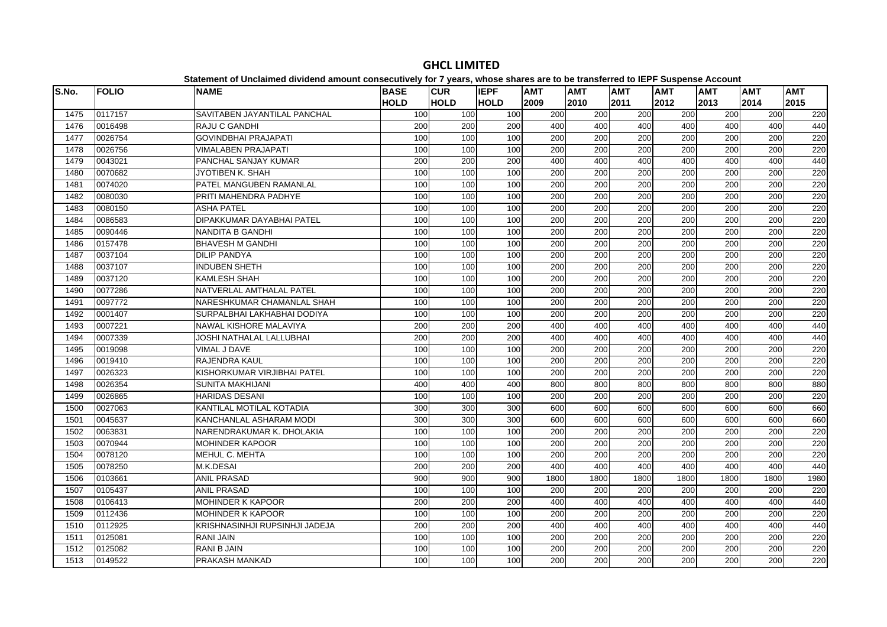# GHCL LIMITED

**Statement of Unclaimed dividend amount consecutively for 7 years, whose shares are to be transferred to IEPF Suspense Account**

| S.No. | FOLIO | NAME | BASE HOLD | CUR HOLD | IEPF HOLD | AMT 2009 | AMT 2010 | AMT 2011 | AMT 2012 | AMT 2013 | AMT 2014 | AMT 2015 |
|---|---|---|---|---|---|---|---|---|---|---|---|---|
| 1475 | 0117157 | SAVITABEN JAYANTILAL PANCHAL | 100 | 100 | 100 | 200 | 200 | 200 | 200 | 200 | 200 | 220 |
| 1476 | 0016498 | RAJU C GANDHI | 200 | 200 | 200 | 400 | 400 | 400 | 400 | 400 | 400 | 440 |
| 1477 | 0026754 | GOVINDBHAI PRAJAPATI | 100 | 100 | 100 | 200 | 200 | 200 | 200 | 200 | 200 | 220 |
| 1478 | 0026756 | VIMALABEN PRAJAPATI | 100 | 100 | 100 | 200 | 200 | 200 | 200 | 200 | 200 | 220 |
| 1479 | 0043021 | PANCHAL SANJAY KUMAR | 200 | 200 | 200 | 400 | 400 | 400 | 400 | 400 | 400 | 440 |
| 1480 | 0070682 | JYOTIBEN K. SHAH | 100 | 100 | 100 | 200 | 200 | 200 | 200 | 200 | 200 | 220 |
| 1481 | 0074020 | PATEL MANGUBEN RAMANLAL | 100 | 100 | 100 | 200 | 200 | 200 | 200 | 200 | 200 | 220 |
| 1482 | 0080030 | PRITI MAHENDRA PADHYE | 100 | 100 | 100 | 200 | 200 | 200 | 200 | 200 | 200 | 220 |
| 1483 | 0080150 | ASHA PATEL | 100 | 100 | 100 | 200 | 200 | 200 | 200 | 200 | 200 | 220 |
| 1484 | 0086583 | DIPAKKUMAR DAYABHAI PATEL | 100 | 100 | 100 | 200 | 200 | 200 | 200 | 200 | 200 | 220 |
| 1485 | 0090446 | NANDITA B GANDHI | 100 | 100 | 100 | 200 | 200 | 200 | 200 | 200 | 200 | 220 |
| 1486 | 0157478 | BHAVESH M GANDHI | 100 | 100 | 100 | 200 | 200 | 200 | 200 | 200 | 200 | 220 |
| 1487 | 0037104 | DILIP PANDYA | 100 | 100 | 100 | 200 | 200 | 200 | 200 | 200 | 200 | 220 |
| 1488 | 0037107 | INDUBEN SHETH | 100 | 100 | 100 | 200 | 200 | 200 | 200 | 200 | 200 | 220 |
| 1489 | 0037120 | KAMLESH SHAH | 100 | 100 | 100 | 200 | 200 | 200 | 200 | 200 | 200 | 220 |
| 1490 | 0077286 | NATVERLAL AMTHALAL PATEL | 100 | 100 | 100 | 200 | 200 | 200 | 200 | 200 | 200 | 220 |
| 1491 | 0097772 | NARESHKUMAR CHAMANLAL SHAH | 100 | 100 | 100 | 200 | 200 | 200 | 200 | 200 | 200 | 220 |
| 1492 | 0001407 | SURPALBHAI LAKHABHAI DODIYA | 100 | 100 | 100 | 200 | 200 | 200 | 200 | 200 | 200 | 220 |
| 1493 | 0007221 | NAWAL KISHORE MALAVIYA | 200 | 200 | 200 | 400 | 400 | 400 | 400 | 400 | 400 | 440 |
| 1494 | 0007339 | JOSHI NATHALAL LALLUBHAI | 200 | 200 | 200 | 400 | 400 | 400 | 400 | 400 | 400 | 440 |
| 1495 | 0019098 | VIMAL J DAVE | 100 | 100 | 100 | 200 | 200 | 200 | 200 | 200 | 200 | 220 |
| 1496 | 0019410 | RAJENDRA KAUL | 100 | 100 | 100 | 200 | 200 | 200 | 200 | 200 | 200 | 220 |
| 1497 | 0026323 | KISHORKUMAR VIRJIBHAI PATEL | 100 | 100 | 100 | 200 | 200 | 200 | 200 | 200 | 200 | 220 |
| 1498 | 0026354 | SUNITA MAKHIJANI | 400 | 400 | 400 | 800 | 800 | 800 | 800 | 800 | 800 | 880 |
| 1499 | 0026865 | HARIDAS DESANI | 100 | 100 | 100 | 200 | 200 | 200 | 200 | 200 | 200 | 220 |
| 1500 | 0027063 | KANTILAL MOTILAL KOTADIA | 300 | 300 | 300 | 600 | 600 | 600 | 600 | 600 | 600 | 660 |
| 1501 | 0045637 | KANCHANLAL ASHARAM MODI | 300 | 300 | 300 | 600 | 600 | 600 | 600 | 600 | 600 | 660 |
| 1502 | 0063831 | NARENDRAKUMAR K. DHOLAKIA | 100 | 100 | 100 | 200 | 200 | 200 | 200 | 200 | 200 | 220 |
| 1503 | 0070944 | MOHINDER KAPOOR | 100 | 100 | 100 | 200 | 200 | 200 | 200 | 200 | 200 | 220 |
| 1504 | 0078120 | MEHUL C. MEHTA | 100 | 100 | 100 | 200 | 200 | 200 | 200 | 200 | 200 | 220 |
| 1505 | 0078250 | M.K.DESAI | 200 | 200 | 200 | 400 | 400 | 400 | 400 | 400 | 400 | 440 |
| 1506 | 0103661 | ANIL PRASAD | 900 | 900 | 900 | 1800 | 1800 | 1800 | 1800 | 1800 | 1800 | 1980 |
| 1507 | 0105437 | ANIL PRASAD | 100 | 100 | 100 | 200 | 200 | 200 | 200 | 200 | 200 | 220 |
| 1508 | 0106413 | MOHINDER K KAPOOR | 200 | 200 | 200 | 400 | 400 | 400 | 400 | 400 | 400 | 440 |
| 1509 | 0112436 | MOHINDER K KAPOOR | 100 | 100 | 100 | 200 | 200 | 200 | 200 | 200 | 200 | 220 |
| 1510 | 0112925 | KRISHNASINHJI RUPSINHJI JADEJA | 200 | 200 | 200 | 400 | 400 | 400 | 400 | 400 | 400 | 440 |
| 1511 | 0125081 | RANI JAIN | 100 | 100 | 100 | 200 | 200 | 200 | 200 | 200 | 200 | 220 |
| 1512 | 0125082 | RANI B JAIN | 100 | 100 | 100 | 200 | 200 | 200 | 200 | 200 | 200 | 220 |
| 1513 | 0149522 | PRAKASH MANKAD | 100 | 100 | 100 | 200 | 200 | 200 | 200 | 200 | 200 | 220 |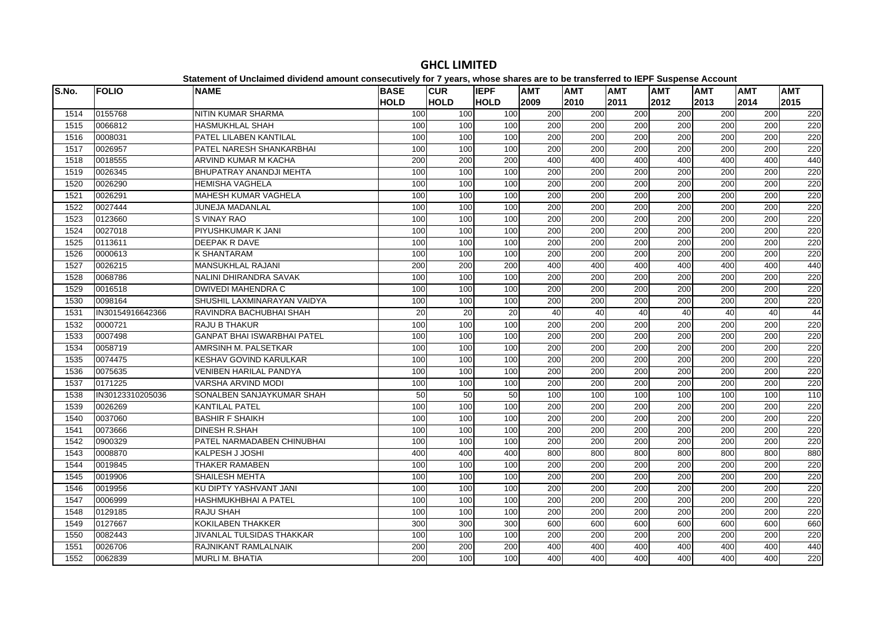# GHCL LIMITED

**Statement of Unclaimed dividend amount consecutively for 7 years, whose shares are to be transferred to IEPF Suspense Account**

| S.No. | FOLIO | NAME | BASE HOLD | CUR HOLD | IEPF HOLD | AMT 2009 | AMT 2010 | AMT 2011 | AMT 2012 | AMT 2013 | AMT 2014 | AMT 2015 |
|---|---|---|---|---|---|---|---|---|---|---|---|---|
| 1514 | 0155768 | NITIN KUMAR SHARMA | 100 | 100 | 100 | 200 | 200 | 200 | 200 | 200 | 200 | 220 |
| 1515 | 0066812 | HASMUKHLAL SHAH | 100 | 100 | 100 | 200 | 200 | 200 | 200 | 200 | 200 | 220 |
| 1516 | 0008031 | PATEL LILABEN KANTILAL | 100 | 100 | 100 | 200 | 200 | 200 | 200 | 200 | 200 | 220 |
| 1517 | 0026957 | PATEL NARESH SHANKARBHAI | 100 | 100 | 100 | 200 | 200 | 200 | 200 | 200 | 200 | 220 |
| 1518 | 0018555 | ARVIND KUMAR M KACHA | 200 | 200 | 200 | 400 | 400 | 400 | 400 | 400 | 400 | 440 |
| 1519 | 0026345 | BHUPATRAY ANANDJI MEHTA | 100 | 100 | 100 | 200 | 200 | 200 | 200 | 200 | 200 | 220 |
| 1520 | 0026290 | HEMISHA VAGHELA | 100 | 100 | 100 | 200 | 200 | 200 | 200 | 200 | 200 | 220 |
| 1521 | 0026291 | MAHESH KUMAR VAGHELA | 100 | 100 | 100 | 200 | 200 | 200 | 200 | 200 | 200 | 220 |
| 1522 | 0027444 | JUNEJA MADANLAL | 100 | 100 | 100 | 200 | 200 | 200 | 200 | 200 | 200 | 220 |
| 1523 | 0123660 | S VINAY RAO | 100 | 100 | 100 | 200 | 200 | 200 | 200 | 200 | 200 | 220 |
| 1524 | 0027018 | PIYUSHKUMAR K JANI | 100 | 100 | 100 | 200 | 200 | 200 | 200 | 200 | 200 | 220 |
| 1525 | 0113611 | DEEPAK R DAVE | 100 | 100 | 100 | 200 | 200 | 200 | 200 | 200 | 200 | 220 |
| 1526 | 0000613 | K SHANTARAM | 100 | 100 | 100 | 200 | 200 | 200 | 200 | 200 | 200 | 220 |
| 1527 | 0026215 | MANSUKHLAL RAJANI | 200 | 200 | 200 | 400 | 400 | 400 | 400 | 400 | 400 | 440 |
| 1528 | 0068786 | NALINI DHIRANDRA SAVAK | 100 | 100 | 100 | 200 | 200 | 200 | 200 | 200 | 200 | 220 |
| 1529 | 0016518 | DWIVEDI MAHENDRA C | 100 | 100 | 100 | 200 | 200 | 200 | 200 | 200 | 200 | 220 |
| 1530 | 0098164 | SHUSHIL LAXMINARAYAN VAIDYA | 100 | 100 | 100 | 200 | 200 | 200 | 200 | 200 | 200 | 220 |
| 1531 | IN30154916642366 | RAVINDRA BACHUBHAI SHAH | 20 | 20 | 20 | 40 | 40 | 40 | 40 | 40 | 40 | 44 |
| 1532 | 0000721 | RAJU B THAKUR | 100 | 100 | 100 | 200 | 200 | 200 | 200 | 200 | 200 | 220 |
| 1533 | 0007498 | GANPAT BHAI ISWARBHAI PATEL | 100 | 100 | 100 | 200 | 200 | 200 | 200 | 200 | 200 | 220 |
| 1534 | 0058719 | AMRSINH M. PALSETKAR | 100 | 100 | 100 | 200 | 200 | 200 | 200 | 200 | 200 | 220 |
| 1535 | 0074475 | KESHAV GOVIND KARULKAR | 100 | 100 | 100 | 200 | 200 | 200 | 200 | 200 | 200 | 220 |
| 1536 | 0075635 | VENIBEN HARILAL PANDYA | 100 | 100 | 100 | 200 | 200 | 200 | 200 | 200 | 200 | 220 |
| 1537 | 0171225 | VARSHA ARVIND MODI | 100 | 100 | 100 | 200 | 200 | 200 | 200 | 200 | 200 | 220 |
| 1538 | IN30123310205036 | SONALBEN SANJAYKUMAR SHAH | 50 | 50 | 50 | 100 | 100 | 100 | 100 | 100 | 100 | 110 |
| 1539 | 0026269 | KANTILAL PATEL | 100 | 100 | 100 | 200 | 200 | 200 | 200 | 200 | 200 | 220 |
| 1540 | 0037060 | BASHIR F SHAIKH | 100 | 100 | 100 | 200 | 200 | 200 | 200 | 200 | 200 | 220 |
| 1541 | 0073666 | DINESH R.SHAH | 100 | 100 | 100 | 200 | 200 | 200 | 200 | 200 | 200 | 220 |
| 1542 | 0900329 | PATEL NARMADABEN CHINUBHAI | 100 | 100 | 100 | 200 | 200 | 200 | 200 | 200 | 200 | 220 |
| 1543 | 0008870 | KALPESH J JOSHI | 400 | 400 | 400 | 800 | 800 | 800 | 800 | 800 | 800 | 880 |
| 1544 | 0019845 | THAKER RAMABEN | 100 | 100 | 100 | 200 | 200 | 200 | 200 | 200 | 200 | 220 |
| 1545 | 0019906 | SHAILESH MEHTA | 100 | 100 | 100 | 200 | 200 | 200 | 200 | 200 | 200 | 220 |
| 1546 | 0019956 | KU DIPTY YASHVANT JANI | 100 | 100 | 100 | 200 | 200 | 200 | 200 | 200 | 200 | 220 |
| 1547 | 0006999 | HASHMUKHBHAI A PATEL | 100 | 100 | 100 | 200 | 200 | 200 | 200 | 200 | 200 | 220 |
| 1548 | 0129185 | RAJU SHAH | 100 | 100 | 100 | 200 | 200 | 200 | 200 | 200 | 200 | 220 |
| 1549 | 0127667 | KOKILABEN THAKKER | 300 | 300 | 300 | 600 | 600 | 600 | 600 | 600 | 600 | 660 |
| 1550 | 0082443 | JIVANLAL TULSIDAS THAKKAR | 100 | 100 | 100 | 200 | 200 | 200 | 200 | 200 | 200 | 220 |
| 1551 | 0026706 | RAJNIKANT RAMLALNAIK | 200 | 200 | 200 | 400 | 400 | 400 | 400 | 400 | 400 | 440 |
| 1552 | 0062839 | MURLI M. BHATIA | 200 | 100 | 100 | 400 | 400 | 400 | 400 | 400 | 400 | 220 |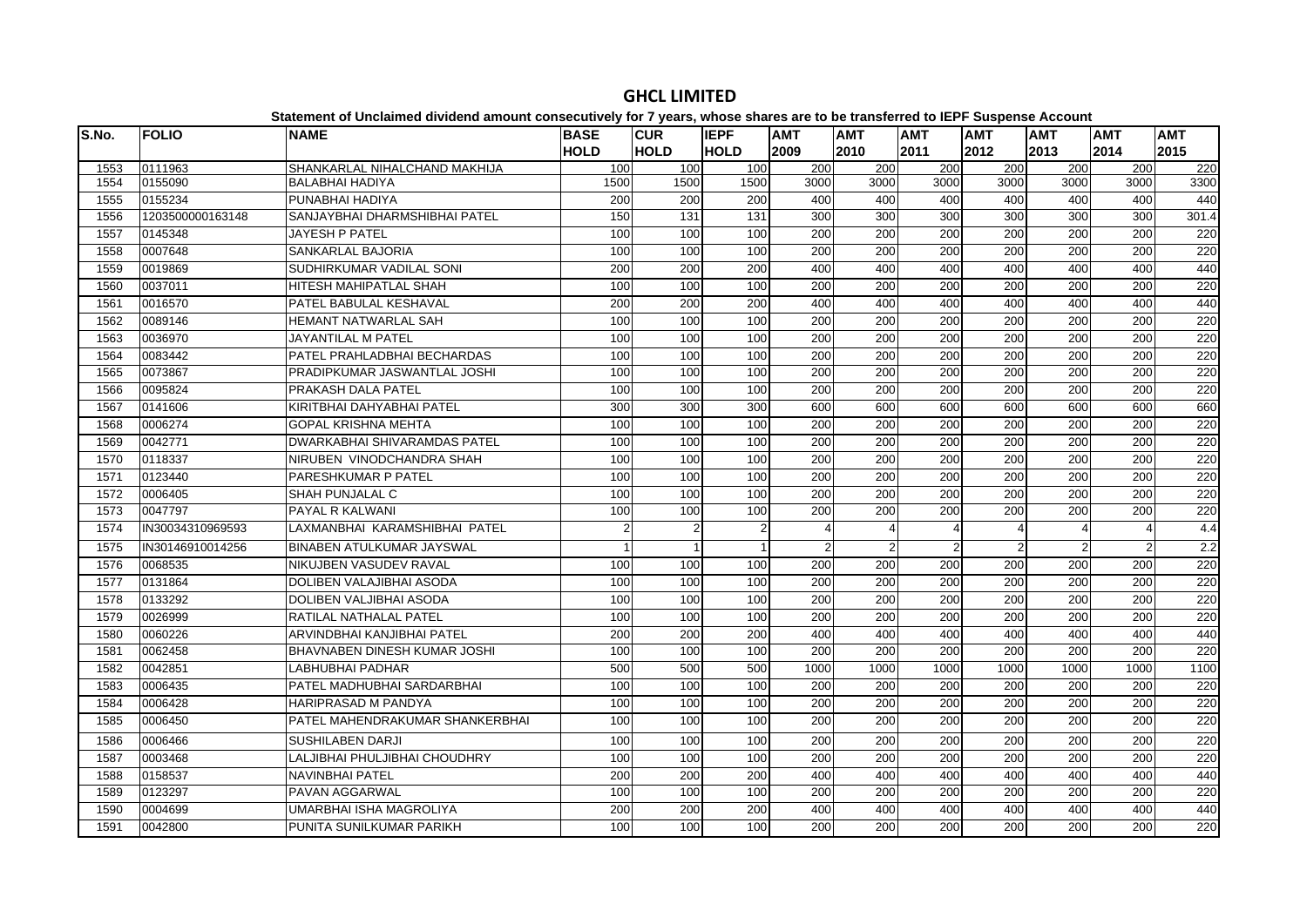# GHCL LIMITED

**Statement of Unclaimed dividend amount consecutively for 7 years, whose shares are to be transferred to IEPF Suspense Account**

| S.No. | FOLIO | NAME | BASE HOLD | CUR HOLD | IEPF HOLD | AMT 2009 | AMT 2010 | AMT 2011 | AMT 2012 | AMT 2013 | AMT 2014 | AMT 2015 |
|---|---|---|---|---|---|---|---|---|---|---|---|---|
| 1553 | 0111963 | SHANKARLAL NIHALCHAND MAKHIJA | 100 | 100 | 100 | 200 | 200 | 200 | 200 | 200 | 200 | 220 |
| 1554 | 0155090 | BALABHAI HADIYA | 1500 | 1500 | 1500 | 3000 | 3000 | 3000 | 3000 | 3000 | 3000 | 3300 |
| 1555 | 0155234 | PUNABHAI HADIYA | 200 | 200 | 200 | 400 | 400 | 400 | 400 | 400 | 400 | 440 |
| 1556 | 1203500000163148 | SANJAYBHAI DHARMSHIBHAI PATEL | 150 | 131 | 131 | 300 | 300 | 300 | 300 | 300 | 300 | 301.4 |
| 1557 | 0145348 | JAYESH P PATEL | 100 | 100 | 100 | 200 | 200 | 200 | 200 | 200 | 200 | 220 |
| 1558 | 0007648 | SANKARLAL BAJORIA | 100 | 100 | 100 | 200 | 200 | 200 | 200 | 200 | 200 | 220 |
| 1559 | 0019869 | SUDHIRKUMAR VADILAL SONI | 200 | 200 | 200 | 400 | 400 | 400 | 400 | 400 | 400 | 440 |
| 1560 | 0037011 | HITESH MAHIPATLAL SHAH | 100 | 100 | 100 | 200 | 200 | 200 | 200 | 200 | 200 | 220 |
| 1561 | 0016570 | PATEL BABULAL KESHAVAL | 200 | 200 | 200 | 400 | 400 | 400 | 400 | 400 | 400 | 440 |
| 1562 | 0089146 | HEMANT NATWARLAL SAH | 100 | 100 | 100 | 200 | 200 | 200 | 200 | 200 | 200 | 220 |
| 1563 | 0036970 | JAYANTILAL M PATEL | 100 | 100 | 100 | 200 | 200 | 200 | 200 | 200 | 200 | 220 |
| 1564 | 0083442 | PATEL PRAHLADBHAI BECHARDAS | 100 | 100 | 100 | 200 | 200 | 200 | 200 | 200 | 200 | 220 |
| 1565 | 0073867 | PRADIPKUMAR JASWANTLAL JOSHI | 100 | 100 | 100 | 200 | 200 | 200 | 200 | 200 | 200 | 220 |
| 1566 | 0095824 | PRAKASH DALA PATEL | 100 | 100 | 100 | 200 | 200 | 200 | 200 | 200 | 200 | 220 |
| 1567 | 0141606 | KIRITBHAI DAHYABHAI PATEL | 300 | 300 | 300 | 600 | 600 | 600 | 600 | 600 | 600 | 660 |
| 1568 | 0006274 | GOPAL KRISHNA MEHTA | 100 | 100 | 100 | 200 | 200 | 200 | 200 | 200 | 200 | 220 |
| 1569 | 0042771 | DWARKABHAI SHIVARAMDAS PATEL | 100 | 100 | 100 | 200 | 200 | 200 | 200 | 200 | 200 | 220 |
| 1570 | 0118337 | NIRUBEN VINODCHANDRA SHAH | 100 | 100 | 100 | 200 | 200 | 200 | 200 | 200 | 200 | 220 |
| 1571 | 0123440 | PARESHKUMAR P PATEL | 100 | 100 | 100 | 200 | 200 | 200 | 200 | 200 | 200 | 220 |
| 1572 | 0006405 | SHAH PUNJALAL C | 100 | 100 | 100 | 200 | 200 | 200 | 200 | 200 | 200 | 220 |
| 1573 | 0047797 | PAYAL R KALWANI | 100 | 100 | 100 | 200 | 200 | 200 | 200 | 200 | 200 | 220 |
| 1574 | IN30034310969593 | LAXMANBHAI KARAMSHIBHAI PATEL | 2 | 2 | 2 | 4 | 4 | 4 | 4 | 4 | 4 | 4.4 |
| 1575 | IN30146910014256 | BINABEN ATULKUMAR JAYSWAL | 1 | 1 | 1 | 2 | 2 | 2 | 2 | 2 | 2 | 2.2 |
| 1576 | 0068535 | NIKUJBEN VASUDEV RAVAL | 100 | 100 | 100 | 200 | 200 | 200 | 200 | 200 | 200 | 220 |
| 1577 | 0131864 | DOLIBEN VALAJIBHAI ASODA | 100 | 100 | 100 | 200 | 200 | 200 | 200 | 200 | 200 | 220 |
| 1578 | 0133292 | DOLIBEN VALJIBHAI ASODA | 100 | 100 | 100 | 200 | 200 | 200 | 200 | 200 | 200 | 220 |
| 1579 | 0026999 | RATILAL NATHALAL PATEL | 100 | 100 | 100 | 200 | 200 | 200 | 200 | 200 | 200 | 220 |
| 1580 | 0060226 | ARVINDBHAI KANJIBHAI PATEL | 200 | 200 | 200 | 400 | 400 | 400 | 400 | 400 | 400 | 440 |
| 1581 | 0062458 | BHAVNABEN DINESH KUMAR JOSHI | 100 | 100 | 100 | 200 | 200 | 200 | 200 | 200 | 200 | 220 |
| 1582 | 0042851 | LABHUBHAI PADHAR | 500 | 500 | 500 | 1000 | 1000 | 1000 | 1000 | 1000 | 1000 | 1100 |
| 1583 | 0006435 | PATEL MADHUBHAI SARDARBHAI | 100 | 100 | 100 | 200 | 200 | 200 | 200 | 200 | 200 | 220 |
| 1584 | 0006428 | HARIPRASAD M PANDYA | 100 | 100 | 100 | 200 | 200 | 200 | 200 | 200 | 200 | 220 |
| 1585 | 0006450 | PATEL MAHENDRAKUMAR SHANKERBHAI | 100 | 100 | 100 | 200 | 200 | 200 | 200 | 200 | 200 | 220 |
| 1586 | 0006466 | SUSHILABEN DARJI | 100 | 100 | 100 | 200 | 200 | 200 | 200 | 200 | 200 | 220 |
| 1587 | 0003468 | LALJIBHAI PHULJIBHAI CHOUDHRY | 100 | 100 | 100 | 200 | 200 | 200 | 200 | 200 | 200 | 220 |
| 1588 | 0158537 | NAVINBHAI PATEL | 200 | 200 | 200 | 400 | 400 | 400 | 400 | 400 | 400 | 440 |
| 1589 | 0123297 | PAVAN AGGARWAL | 100 | 100 | 100 | 200 | 200 | 200 | 200 | 200 | 200 | 220 |
| 1590 | 0004699 | UMARBHAI ISHA MAGROLIYA | 200 | 200 | 200 | 400 | 400 | 400 | 400 | 400 | 400 | 440 |
| 1591 | 0042800 | PUNITA SUNILKUMAR PARIKH | 100 | 100 | 100 | 200 | 200 | 200 | 200 | 200 | 200 | 220 |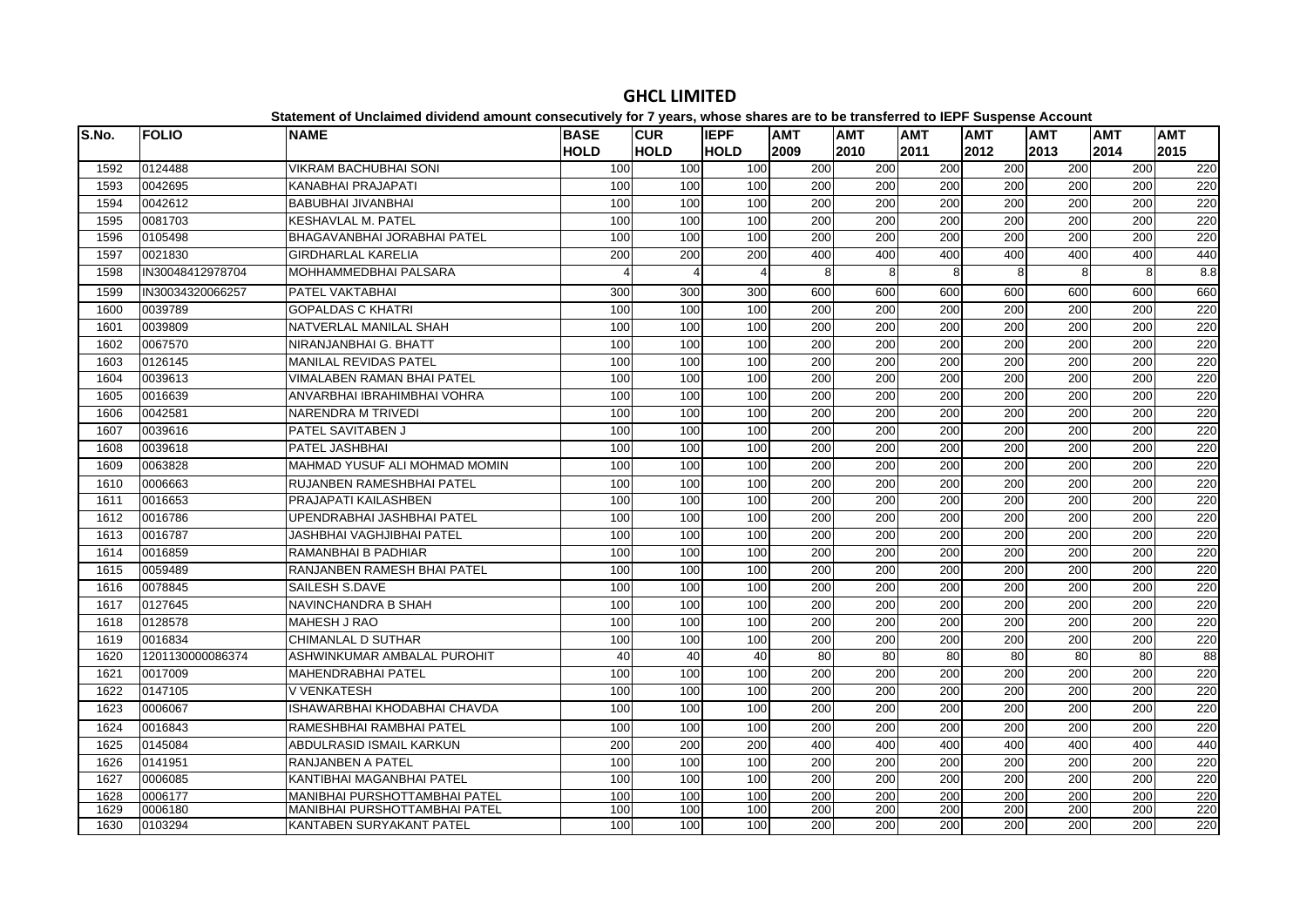# GHCL LIMITED

**Statement of Unclaimed dividend amount consecutively for 7 years, whose shares are to be transferred to IEPF Suspense Account**

| S.No. | FOLIO | NAME | BASE HOLD | CUR HOLD | IEPF HOLD | AMT 2009 | AMT 2010 | AMT 2011 | AMT 2012 | AMT 2013 | AMT 2014 | AMT 2015 |
|---|---|---|---|---|---|---|---|---|---|---|---|---|
| 1592 | 0124488 | VIKRAM BACHUBHAI SONI | 100 | 100 | 100 | 200 | 200 | 200 | 200 | 200 | 200 | 220 |
| 1593 | 0042695 | KANABHAI PRAJAPATI | 100 | 100 | 100 | 200 | 200 | 200 | 200 | 200 | 200 | 220 |
| 1594 | 0042612 | BABUBHAI JIVANBHAI | 100 | 100 | 100 | 200 | 200 | 200 | 200 | 200 | 200 | 220 |
| 1595 | 0081703 | KESHAVLAL M. PATEL | 100 | 100 | 100 | 200 | 200 | 200 | 200 | 200 | 200 | 220 |
| 1596 | 0105498 | BHAGAVANBHAI JORABHAI PATEL | 100 | 100 | 100 | 200 | 200 | 200 | 200 | 200 | 200 | 220 |
| 1597 | 0021830 | GIRDHARLAL KARELIA | 200 | 200 | 200 | 400 | 400 | 400 | 400 | 400 | 400 | 440 |
| 1598 | IN30048412978704 | MOHHAMMEDBHAI PALSARA | 4 | 4 | 4 | 8 | 8 | 8 | 8 | 8 | 8 | 8.8 |
| 1599 | IN30034320066257 | PATEL VAKTABHAI | 300 | 300 | 300 | 600 | 600 | 600 | 600 | 600 | 600 | 660 |
| 1600 | 0039789 | GOPALDAS C KHATRI | 100 | 100 | 100 | 200 | 200 | 200 | 200 | 200 | 200 | 220 |
| 1601 | 0039809 | NATVERLAL MANILAL SHAH | 100 | 100 | 100 | 200 | 200 | 200 | 200 | 200 | 200 | 220 |
| 1602 | 0067570 | NIRANJANBHAI G. BHATT | 100 | 100 | 100 | 200 | 200 | 200 | 200 | 200 | 200 | 220 |
| 1603 | 0126145 | MANILAL REVIDAS PATEL | 100 | 100 | 100 | 200 | 200 | 200 | 200 | 200 | 200 | 220 |
| 1604 | 0039613 | VIMALABEN RAMAN BHAI PATEL | 100 | 100 | 100 | 200 | 200 | 200 | 200 | 200 | 200 | 220 |
| 1605 | 0016639 | ANVARBHAI IBRAHIMBHAI VOHRA | 100 | 100 | 100 | 200 | 200 | 200 | 200 | 200 | 200 | 220 |
| 1606 | 0042581 | NARENDRA M TRIVEDI | 100 | 100 | 100 | 200 | 200 | 200 | 200 | 200 | 200 | 220 |
| 1607 | 0039616 | PATEL SAVITABEN J | 100 | 100 | 100 | 200 | 200 | 200 | 200 | 200 | 200 | 220 |
| 1608 | 0039618 | PATEL JASHBHAI | 100 | 100 | 100 | 200 | 200 | 200 | 200 | 200 | 200 | 220 |
| 1609 | 0063828 | MAHMAD YUSUF ALI MOHMAD MOMIN | 100 | 100 | 100 | 200 | 200 | 200 | 200 | 200 | 200 | 220 |
| 1610 | 0006663 | RUJANBEN RAMESHBHAI PATEL | 100 | 100 | 100 | 200 | 200 | 200 | 200 | 200 | 200 | 220 |
| 1611 | 0016653 | PRAJAPATI KAILASHBEN | 100 | 100 | 100 | 200 | 200 | 200 | 200 | 200 | 200 | 220 |
| 1612 | 0016786 | UPENDRABHAI JASHBHAI PATEL | 100 | 100 | 100 | 200 | 200 | 200 | 200 | 200 | 200 | 220 |
| 1613 | 0016787 | JASHBHAI VAGHJIBHAI PATEL | 100 | 100 | 100 | 200 | 200 | 200 | 200 | 200 | 200 | 220 |
| 1614 | 0016859 | RAMANBHAI B PADHIAR | 100 | 100 | 100 | 200 | 200 | 200 | 200 | 200 | 200 | 220 |
| 1615 | 0059489 | RANJANBEN RAMESH BHAI PATEL | 100 | 100 | 100 | 200 | 200 | 200 | 200 | 200 | 200 | 220 |
| 1616 | 0078845 | SAILESH S.DAVE | 100 | 100 | 100 | 200 | 200 | 200 | 200 | 200 | 200 | 220 |
| 1617 | 0127645 | NAVINCHANDRA B SHAH | 100 | 100 | 100 | 200 | 200 | 200 | 200 | 200 | 200 | 220 |
| 1618 | 0128578 | MAHESH J RAO | 100 | 100 | 100 | 200 | 200 | 200 | 200 | 200 | 200 | 220 |
| 1619 | 0016834 | CHIMANLAL D SUTHAR | 100 | 100 | 100 | 200 | 200 | 200 | 200 | 200 | 200 | 220 |
| 1620 | 1201130000086374 | ASHWINKUMAR AMBALAL PUROHIT | 40 | 40 | 40 | 80 | 80 | 80 | 80 | 80 | 80 | 88 |
| 1621 | 0017009 | MAHENDRABHAI PATEL | 100 | 100 | 100 | 200 | 200 | 200 | 200 | 200 | 200 | 220 |
| 1622 | 0147105 | V VENKATESH | 100 | 100 | 100 | 200 | 200 | 200 | 200 | 200 | 200 | 220 |
| 1623 | 0006067 | ISHAWARBHAI KHODABHAI CHAVDA | 100 | 100 | 100 | 200 | 200 | 200 | 200 | 200 | 200 | 220 |
| 1624 | 0016843 | RAMESHBHAI RAMBHAI PATEL | 100 | 100 | 100 | 200 | 200 | 200 | 200 | 200 | 200 | 220 |
| 1625 | 0145084 | ABDULRASID ISMAIL KARKUN | 200 | 200 | 200 | 400 | 400 | 400 | 400 | 400 | 400 | 440 |
| 1626 | 0141951 | RANJANBEN A PATEL | 100 | 100 | 100 | 200 | 200 | 200 | 200 | 200 | 200 | 220 |
| 1627 | 0006085 | KANTIBHAI MAGANBHAI PATEL | 100 | 100 | 100 | 200 | 200 | 200 | 200 | 200 | 200 | 220 |
| 1628 | 0006177 | MANIBHAI PURSHOTTAMBHAI PATEL | 100 | 100 | 100 | 200 | 200 | 200 | 200 | 200 | 200 | 220 |
| 1629 | 0006180 | MANIBHAI PURSHOTTAMBHAI PATEL | 100 | 100 | 100 | 200 | 200 | 200 | 200 | 200 | 200 | 220 |
| 1630 | 0103294 | KANTABEN SURYAKANT PATEL | 100 | 100 | 100 | 200 | 200 | 200 | 200 | 200 | 200 | 220 |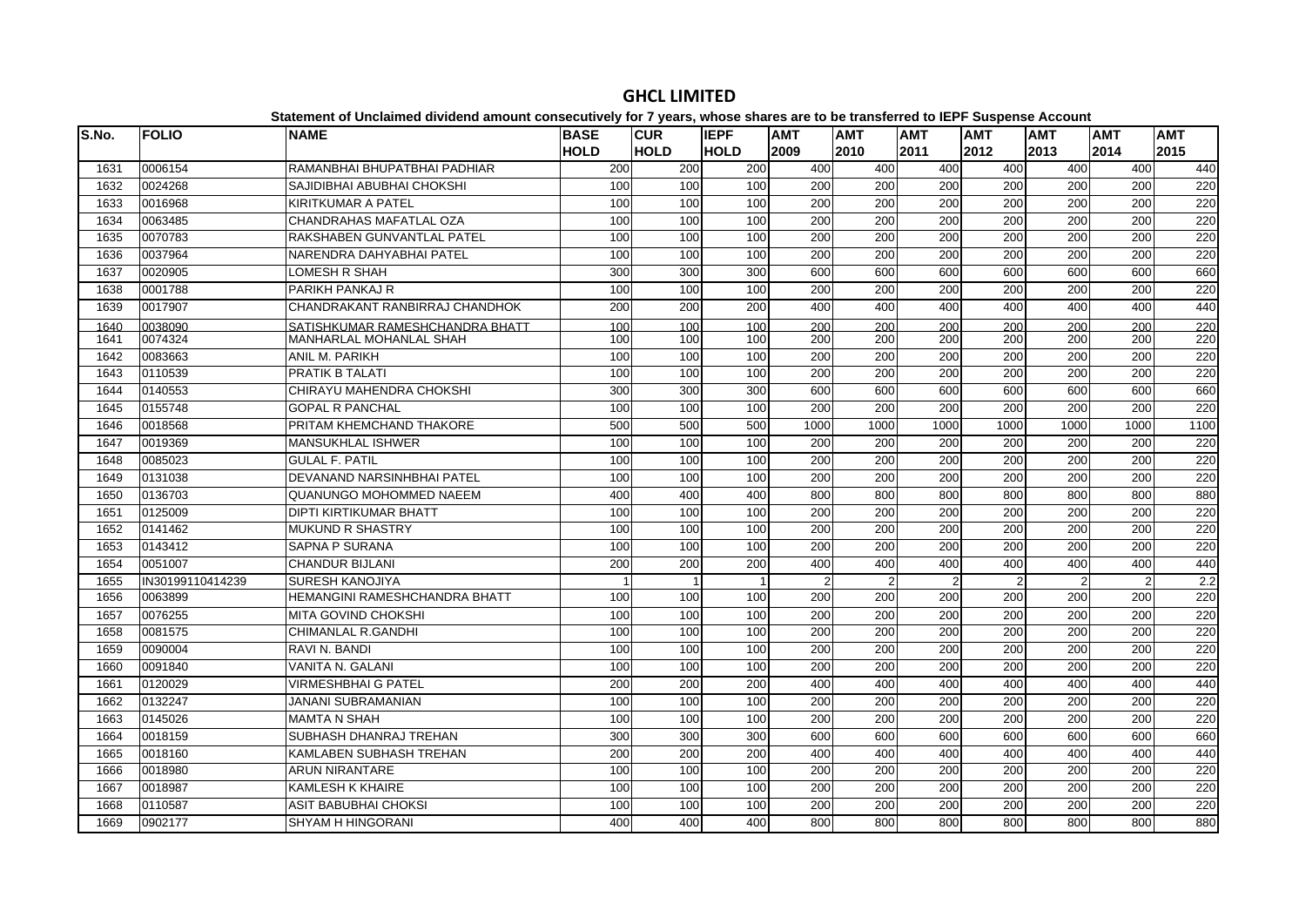# GHCL LIMITED

**Statement of Unclaimed dividend amount consecutively for 7 years, whose shares are to be transferred to IEPF Suspense Account**

| S.No. | FOLIO | NAME | BASE HOLD | CUR HOLD | IEPF HOLD | AMT 2009 | AMT 2010 | AMT 2011 | AMT 2012 | AMT 2013 | AMT 2014 | AMT 2015 |
|---|---|---|---|---|---|---|---|---|---|---|---|---|
| 1631 | 0006154 | RAMANBHAI BHUPATBHAI PADHIAR | 200 | 200 | 200 | 400 | 400 | 400 | 400 | 400 | 400 | 440 |
| 1632 | 0024268 | SAJIDIBHAI ABUBHAI CHOKSHI | 100 | 100 | 100 | 200 | 200 | 200 | 200 | 200 | 200 | 220 |
| 1633 | 0016968 | KIRITKUMAR A PATEL | 100 | 100 | 100 | 200 | 200 | 200 | 200 | 200 | 200 | 220 |
| 1634 | 0063485 | CHANDRAHAS MAFATLAL OZA | 100 | 100 | 100 | 200 | 200 | 200 | 200 | 200 | 200 | 220 |
| 1635 | 0070783 | RAKSHABEN GUNVANTLAL PATEL | 100 | 100 | 100 | 200 | 200 | 200 | 200 | 200 | 200 | 220 |
| 1636 | 0037964 | NARENDRA DAHYABHAI PATEL | 100 | 100 | 100 | 200 | 200 | 200 | 200 | 200 | 200 | 220 |
| 1637 | 0020905 | LOMESH R SHAH | 300 | 300 | 300 | 600 | 600 | 600 | 600 | 600 | 600 | 660 |
| 1638 | 0001788 | PARIKH PANKAJ R | 100 | 100 | 100 | 200 | 200 | 200 | 200 | 200 | 200 | 220 |
| 1639 | 0017907 | CHANDRAKANT RANBIRRAJ CHANDHOK | 200 | 200 | 200 | 400 | 400 | 400 | 400 | 400 | 400 | 440 |
| 1640 | 0038090 | SATISHKUMAR RAMESHCHANDRA BHATT | 100 | 100 | 100 | 200 | 200 | 200 | 200 | 200 | 200 | 220 |
| 1641 | 0074324 | MANHARLAL MOHANLAL SHAH | 100 | 100 | 100 | 200 | 200 | 200 | 200 | 200 | 200 | 220 |
| 1642 | 0083663 | ANIL M. PARIKH | 100 | 100 | 100 | 200 | 200 | 200 | 200 | 200 | 200 | 220 |
| 1643 | 0110539 | PRATIK B TALATI | 100 | 100 | 100 | 200 | 200 | 200 | 200 | 200 | 200 | 220 |
| 1644 | 0140553 | CHIRAYU MAHENDRA CHOKSHI | 300 | 300 | 300 | 600 | 600 | 600 | 600 | 600 | 600 | 660 |
| 1645 | 0155748 | GOPAL R PANCHAL | 100 | 100 | 100 | 200 | 200 | 200 | 200 | 200 | 200 | 220 |
| 1646 | 0018568 | PRITAM KHEMCHAND THAKORE | 500 | 500 | 500 | 1000 | 1000 | 1000 | 1000 | 1000 | 1000 | 1100 |
| 1647 | 0019369 | MANSUKHLAL ISHWER | 100 | 100 | 100 | 200 | 200 | 200 | 200 | 200 | 200 | 220 |
| 1648 | 0085023 | GULAL F. PATIL | 100 | 100 | 100 | 200 | 200 | 200 | 200 | 200 | 200 | 220 |
| 1649 | 0131038 | DEVANAND NARSINHBHAI PATEL | 100 | 100 | 100 | 200 | 200 | 200 | 200 | 200 | 200 | 220 |
| 1650 | 0136703 | QUANUNGO MOHOMMED NAEEM | 400 | 400 | 400 | 800 | 800 | 800 | 800 | 800 | 800 | 880 |
| 1651 | 0125009 | DIPTI KIRTIKUMAR BHATT | 100 | 100 | 100 | 200 | 200 | 200 | 200 | 200 | 200 | 220 |
| 1652 | 0141462 | MUKUND R SHASTRY | 100 | 100 | 100 | 200 | 200 | 200 | 200 | 200 | 200 | 220 |
| 1653 | 0143412 | SAPNA P SURANA | 100 | 100 | 100 | 200 | 200 | 200 | 200 | 200 | 200 | 220 |
| 1654 | 0051007 | CHANDUR BIJLANI | 200 | 200 | 200 | 400 | 400 | 400 | 400 | 400 | 400 | 440 |
| 1655 | IN30199110414239 | SURESH KANOJIYA | 1 | 1 | 1 | 2 | 2 | 2 | 2 | 2 | 2 | 2.2 |
| 1656 | 0063899 | HEMANGINI RAMESHCHANDRA BHATT | 100 | 100 | 100 | 200 | 200 | 200 | 200 | 200 | 200 | 220 |
| 1657 | 0076255 | MITA GOVIND CHOKSHI | 100 | 100 | 100 | 200 | 200 | 200 | 200 | 200 | 200 | 220 |
| 1658 | 0081575 | CHIMANLAL R.GANDHI | 100 | 100 | 100 | 200 | 200 | 200 | 200 | 200 | 200 | 220 |
| 1659 | 0090004 | RAVI N. BANDI | 100 | 100 | 100 | 200 | 200 | 200 | 200 | 200 | 200 | 220 |
| 1660 | 0091840 | VANITA N. GALANI | 100 | 100 | 100 | 200 | 200 | 200 | 200 | 200 | 200 | 220 |
| 1661 | 0120029 | VIRMESHBHAI G PATEL | 200 | 200 | 200 | 400 | 400 | 400 | 400 | 400 | 400 | 440 |
| 1662 | 0132247 | JANANI SUBRAMANIAN | 100 | 100 | 100 | 200 | 200 | 200 | 200 | 200 | 200 | 220 |
| 1663 | 0145026 | MAMTA N SHAH | 100 | 100 | 100 | 200 | 200 | 200 | 200 | 200 | 200 | 220 |
| 1664 | 0018159 | SUBHASH DHANRAJ TREHAN | 300 | 300 | 300 | 600 | 600 | 600 | 600 | 600 | 600 | 660 |
| 1665 | 0018160 | KAMLABEN SUBHASH TREHAN | 200 | 200 | 200 | 400 | 400 | 400 | 400 | 400 | 400 | 440 |
| 1666 | 0018980 | ARUN NIRANTARE | 100 | 100 | 100 | 200 | 200 | 200 | 200 | 200 | 200 | 220 |
| 1667 | 0018987 | KAMLESH K KHAIRE | 100 | 100 | 100 | 200 | 200 | 200 | 200 | 200 | 200 | 220 |
| 1668 | 0110587 | ASIT BABUBHAI CHOKSI | 100 | 100 | 100 | 200 | 200 | 200 | 200 | 200 | 200 | 220 |
| 1669 | 0902177 | SHYAM H HINGORANI | 400 | 400 | 400 | 800 | 800 | 800 | 800 | 800 | 800 | 880 |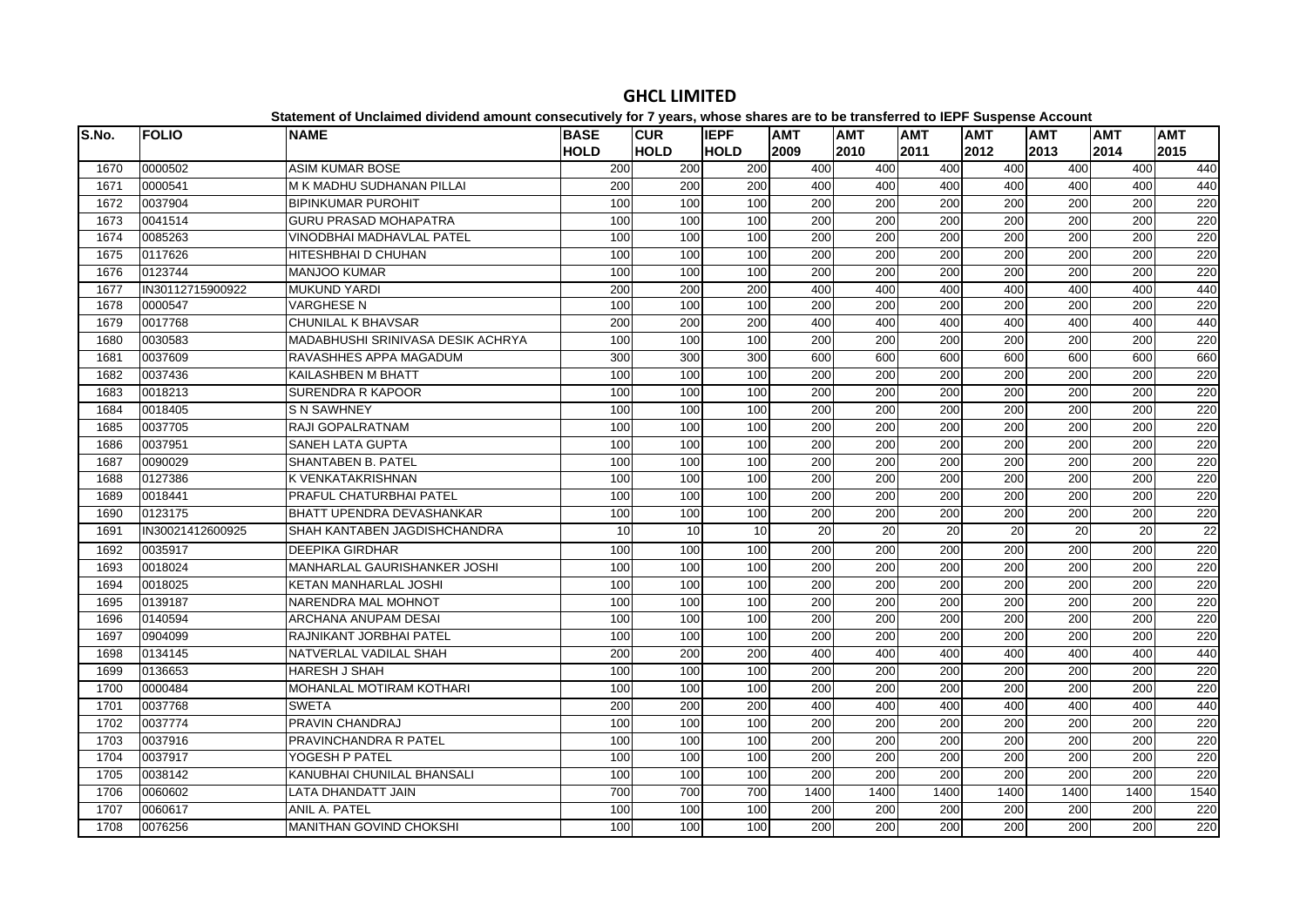# GHCL LIMITED

**Statement of Unclaimed dividend amount consecutively for 7 years, whose shares are to be transferred to IEPF Suspense Account**

| S.No. | FOLIO | NAME | BASE HOLD | CUR HOLD | IEPF HOLD | AMT 2009 | AMT 2010 | AMT 2011 | AMT 2012 | AMT 2013 | AMT 2014 | AMT 2015 |
|---|---|---|---|---|---|---|---|---|---|---|---|---|
| 1670 | 0000502 | ASIM KUMAR BOSE | 200 | 200 | 200 | 400 | 400 | 400 | 400 | 400 | 400 | 440 |
| 1671 | 0000541 | M K MADHU SUDHANAN PILLAI | 200 | 200 | 200 | 400 | 400 | 400 | 400 | 400 | 400 | 440 |
| 1672 | 0037904 | BIPINKUMAR PUROHIT | 100 | 100 | 100 | 200 | 200 | 200 | 200 | 200 | 200 | 220 |
| 1673 | 0041514 | GURU PRASAD MOHAPATRA | 100 | 100 | 100 | 200 | 200 | 200 | 200 | 200 | 200 | 220 |
| 1674 | 0085263 | VINODBHAI MADHAVLAL PATEL | 100 | 100 | 100 | 200 | 200 | 200 | 200 | 200 | 200 | 220 |
| 1675 | 0117626 | HITESHBHAI D CHUHAN | 100 | 100 | 100 | 200 | 200 | 200 | 200 | 200 | 200 | 220 |
| 1676 | 0123744 | MANJOO KUMAR | 100 | 100 | 100 | 200 | 200 | 200 | 200 | 200 | 200 | 220 |
| 1677 | IN30112715900922 | MUKUND YARDI | 200 | 200 | 200 | 400 | 400 | 400 | 400 | 400 | 400 | 440 |
| 1678 | 0000547 | VARGHESE N | 100 | 100 | 100 | 200 | 200 | 200 | 200 | 200 | 200 | 220 |
| 1679 | 0017768 | CHUNILAL K BHAVSAR | 200 | 200 | 200 | 400 | 400 | 400 | 400 | 400 | 400 | 440 |
| 1680 | 0030583 | MADABHUSHI SRINIVASA DESIK ACHRYA | 100 | 100 | 100 | 200 | 200 | 200 | 200 | 200 | 200 | 220 |
| 1681 | 0037609 | RAVASHHES APPA MAGADUM | 300 | 300 | 300 | 600 | 600 | 600 | 600 | 600 | 600 | 660 |
| 1682 | 0037436 | KAILASHBEN M BHATT | 100 | 100 | 100 | 200 | 200 | 200 | 200 | 200 | 200 | 220 |
| 1683 | 0018213 | SURENDRA R KAPOOR | 100 | 100 | 100 | 200 | 200 | 200 | 200 | 200 | 200 | 220 |
| 1684 | 0018405 | S N SAWHNEY | 100 | 100 | 100 | 200 | 200 | 200 | 200 | 200 | 200 | 220 |
| 1685 | 0037705 | RAJI GOPALRATNAM | 100 | 100 | 100 | 200 | 200 | 200 | 200 | 200 | 200 | 220 |
| 1686 | 0037951 | SANEH LATA GUPTA | 100 | 100 | 100 | 200 | 200 | 200 | 200 | 200 | 200 | 220 |
| 1687 | 0090029 | SHANTABEN B. PATEL | 100 | 100 | 100 | 200 | 200 | 200 | 200 | 200 | 200 | 220 |
| 1688 | 0127386 | K VENKATAKRISHNAN | 100 | 100 | 100 | 200 | 200 | 200 | 200 | 200 | 200 | 220 |
| 1689 | 0018441 | PRAFUL CHATURBHAI PATEL | 100 | 100 | 100 | 200 | 200 | 200 | 200 | 200 | 200 | 220 |
| 1690 | 0123175 | BHATT UPENDRA DEVASHANKAR | 100 | 100 | 100 | 200 | 200 | 200 | 200 | 200 | 200 | 220 |
| 1691 | IN30021412600925 | SHAH KANTABEN JAGDISHCHANDRA | 10 | 10 | 10 | 20 | 20 | 20 | 20 | 20 | 20 | 22 |
| 1692 | 0035917 | DEEPIKA GIRDHAR | 100 | 100 | 100 | 200 | 200 | 200 | 200 | 200 | 200 | 220 |
| 1693 | 0018024 | MANHARLAL GAURISHANKER JOSHI | 100 | 100 | 100 | 200 | 200 | 200 | 200 | 200 | 200 | 220 |
| 1694 | 0018025 | KETAN MANHARLAL JOSHI | 100 | 100 | 100 | 200 | 200 | 200 | 200 | 200 | 200 | 220 |
| 1695 | 0139187 | NARENDRA MAL MOHNOT | 100 | 100 | 100 | 200 | 200 | 200 | 200 | 200 | 200 | 220 |
| 1696 | 0140594 | ARCHANA ANUPAM DESAI | 100 | 100 | 100 | 200 | 200 | 200 | 200 | 200 | 200 | 220 |
| 1697 | 0904099 | RAJNIKANT JORBHAI PATEL | 100 | 100 | 100 | 200 | 200 | 200 | 200 | 200 | 200 | 220 |
| 1698 | 0134145 | NATVERLAL VADILAL SHAH | 200 | 200 | 200 | 400 | 400 | 400 | 400 | 400 | 400 | 440 |
| 1699 | 0136653 | HARESH J SHAH | 100 | 100 | 100 | 200 | 200 | 200 | 200 | 200 | 200 | 220 |
| 1700 | 0000484 | MOHANLAL MOTIRAM KOTHARI | 100 | 100 | 100 | 200 | 200 | 200 | 200 | 200 | 200 | 220 |
| 1701 | 0037768 | SWETA | 200 | 200 | 200 | 400 | 400 | 400 | 400 | 400 | 400 | 440 |
| 1702 | 0037774 | PRAVIN CHANDRAJ | 100 | 100 | 100 | 200 | 200 | 200 | 200 | 200 | 200 | 220 |
| 1703 | 0037916 | PRAVINCHANDRA R PATEL | 100 | 100 | 100 | 200 | 200 | 200 | 200 | 200 | 200 | 220 |
| 1704 | 0037917 | YOGESH P PATEL | 100 | 100 | 100 | 200 | 200 | 200 | 200 | 200 | 200 | 220 |
| 1705 | 0038142 | KANUBHAI CHUNILAL BHANSALI | 100 | 100 | 100 | 200 | 200 | 200 | 200 | 200 | 200 | 220 |
| 1706 | 0060602 | LATA DHANDATT JAIN | 700 | 700 | 700 | 1400 | 1400 | 1400 | 1400 | 1400 | 1400 | 1540 |
| 1707 | 0060617 | ANIL A. PATEL | 100 | 100 | 100 | 200 | 200 | 200 | 200 | 200 | 200 | 220 |
| 1708 | 0076256 | MANITHAN GOVIND CHOKSHI | 100 | 100 | 100 | 200 | 200 | 200 | 200 | 200 | 200 | 220 |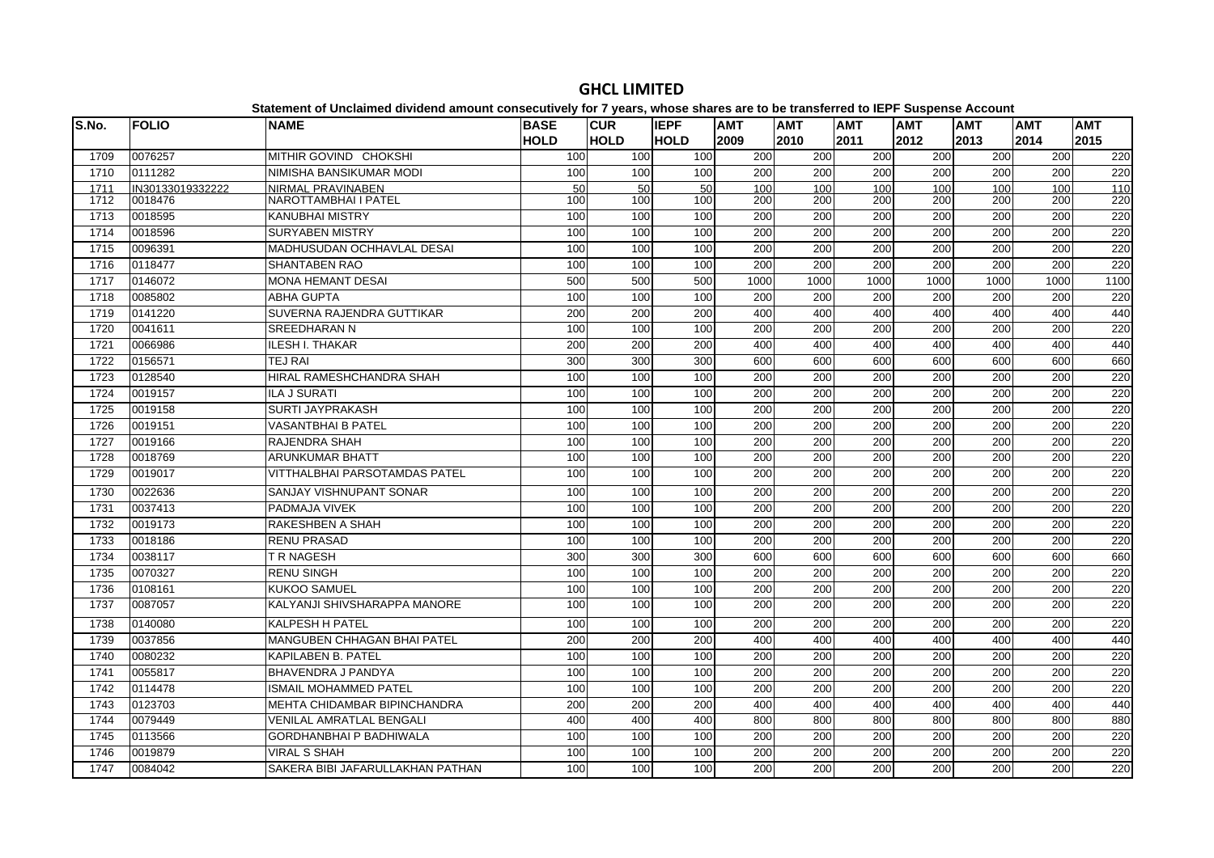# GHCL LIMITED

**Statement of Unclaimed dividend amount consecutively for 7 years, whose shares are to be transferred to IEPF Suspense Account**

| S.No. | FOLIO | NAME | BASE HOLD | CUR HOLD | IEPF HOLD | AMT 2009 | AMT 2010 | AMT 2011 | AMT 2012 | AMT 2013 | AMT 2014 | AMT 2015 |
|---|---|---|---|---|---|---|---|---|---|---|---|---|
| 1709 | 0076257 | MITHIR GOVIND CHOKSHI | 100 | 100 | 100 | 200 | 200 | 200 | 200 | 200 | 200 | 220 |
| 1710 | 0111282 | NIMISHA BANSIKUMAR MODI | 100 | 100 | 100 | 200 | 200 | 200 | 200 | 200 | 200 | 220 |
| 1711 | IN30133019332222 | NIRMAL PRAVINABEN | 50 | 50 | 50 | 100 | 100 | 100 | 100 | 100 | 100 | 110 |
| 1712 | 0018476 | NAROTTAMBHAI I PATEL | 100 | 100 | 100 | 200 | 200 | 200 | 200 | 200 | 200 | 220 |
| 1713 | 0018595 | KANUBHAI MISTRY | 100 | 100 | 100 | 200 | 200 | 200 | 200 | 200 | 200 | 220 |
| 1714 | 0018596 | SURYABEN MISTRY | 100 | 100 | 100 | 200 | 200 | 200 | 200 | 200 | 200 | 220 |
| 1715 | 0096391 | MADHUSUDAN OCHHAVLAL DESAI | 100 | 100 | 100 | 200 | 200 | 200 | 200 | 200 | 200 | 220 |
| 1716 | 0118477 | SHANTABEN RAO | 100 | 100 | 100 | 200 | 200 | 200 | 200 | 200 | 200 | 220 |
| 1717 | 0146072 | MONA HEMANT DESAI | 500 | 500 | 500 | 1000 | 1000 | 1000 | 1000 | 1000 | 1000 | 1100 |
| 1718 | 0085802 | ABHA GUPTA | 100 | 100 | 100 | 200 | 200 | 200 | 200 | 200 | 200 | 220 |
| 1719 | 0141220 | SUVERNA RAJENDRA GUTTIKAR | 200 | 200 | 200 | 400 | 400 | 400 | 400 | 400 | 400 | 440 |
| 1720 | 0041611 | SREEDHARAN N | 100 | 100 | 100 | 200 | 200 | 200 | 200 | 200 | 200 | 220 |
| 1721 | 0066986 | ILESH I. THAKAR | 200 | 200 | 200 | 400 | 400 | 400 | 400 | 400 | 400 | 440 |
| 1722 | 0156571 | TEJ RAI | 300 | 300 | 300 | 600 | 600 | 600 | 600 | 600 | 600 | 660 |
| 1723 | 0128540 | HIRAL RAMESHCHANDRA SHAH | 100 | 100 | 100 | 200 | 200 | 200 | 200 | 200 | 200 | 220 |
| 1724 | 0019157 | ILA J SURATI | 100 | 100 | 100 | 200 | 200 | 200 | 200 | 200 | 200 | 220 |
| 1725 | 0019158 | SURTI JAYPRAKASH | 100 | 100 | 100 | 200 | 200 | 200 | 200 | 200 | 200 | 220 |
| 1726 | 0019151 | VASANTBHAI B PATEL | 100 | 100 | 100 | 200 | 200 | 200 | 200 | 200 | 200 | 220 |
| 1727 | 0019166 | RAJENDRA SHAH | 100 | 100 | 100 | 200 | 200 | 200 | 200 | 200 | 200 | 220 |
| 1728 | 0018769 | ARUNKUMAR BHATT | 100 | 100 | 100 | 200 | 200 | 200 | 200 | 200 | 200 | 220 |
| 1729 | 0019017 | VITTHALBHAI PARSOTAMDAS PATEL | 100 | 100 | 100 | 200 | 200 | 200 | 200 | 200 | 200 | 220 |
| 1730 | 0022636 | SANJAY VISHNUPANT SONAR | 100 | 100 | 100 | 200 | 200 | 200 | 200 | 200 | 200 | 220 |
| 1731 | 0037413 | PADMAJA VIVEK | 100 | 100 | 100 | 200 | 200 | 200 | 200 | 200 | 200 | 220 |
| 1732 | 0019173 | RAKESHBEN A SHAH | 100 | 100 | 100 | 200 | 200 | 200 | 200 | 200 | 200 | 220 |
| 1733 | 0018186 | RENU PRASAD | 100 | 100 | 100 | 200 | 200 | 200 | 200 | 200 | 200 | 220 |
| 1734 | 0038117 | T R NAGESH | 300 | 300 | 300 | 600 | 600 | 600 | 600 | 600 | 600 | 660 |
| 1735 | 0070327 | RENU SINGH | 100 | 100 | 100 | 200 | 200 | 200 | 200 | 200 | 200 | 220 |
| 1736 | 0108161 | KUKOO SAMUEL | 100 | 100 | 100 | 200 | 200 | 200 | 200 | 200 | 200 | 220 |
| 1737 | 0087057 | KALYANJI SHIVSHARAPPA MANORE | 100 | 100 | 100 | 200 | 200 | 200 | 200 | 200 | 200 | 220 |
| 1738 | 0140080 | KALPESH H PATEL | 100 | 100 | 100 | 200 | 200 | 200 | 200 | 200 | 200 | 220 |
| 1739 | 0037856 | MANGUBEN CHHAGAN BHAI PATEL | 200 | 200 | 200 | 400 | 400 | 400 | 400 | 400 | 400 | 440 |
| 1740 | 0080232 | KAPILABEN B. PATEL | 100 | 100 | 100 | 200 | 200 | 200 | 200 | 200 | 200 | 220 |
| 1741 | 0055817 | BHAVENDRA J PANDYA | 100 | 100 | 100 | 200 | 200 | 200 | 200 | 200 | 200 | 220 |
| 1742 | 0114478 | ISMAIL MOHAMMED PATEL | 100 | 100 | 100 | 200 | 200 | 200 | 200 | 200 | 200 | 220 |
| 1743 | 0123703 | MEHTA CHIDAMBAR BIPINCHANDRA | 200 | 200 | 200 | 400 | 400 | 400 | 400 | 400 | 400 | 440 |
| 1744 | 0079449 | VENILAL AMRATLAL BENGALI | 400 | 400 | 400 | 800 | 800 | 800 | 800 | 800 | 800 | 880 |
| 1745 | 0113566 | GORDHANBHAI P BADHIWALA | 100 | 100 | 100 | 200 | 200 | 200 | 200 | 200 | 200 | 220 |
| 1746 | 0019879 | VIRAL S SHAH | 100 | 100 | 100 | 200 | 200 | 200 | 200 | 200 | 200 | 220 |
| 1747 | 0084042 | SAKERA BIBI JAFARULLAKHAN PATHAN | 100 | 100 | 100 | 200 | 200 | 200 | 200 | 200 | 200 | 220 |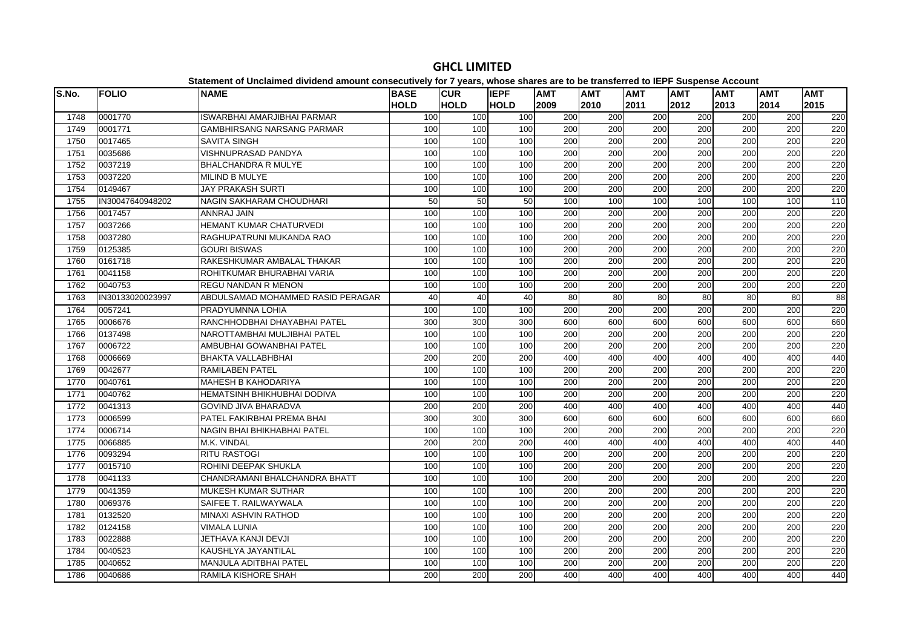# GHCL LIMITED

**Statement of Unclaimed dividend amount consecutively for 7 years, whose shares are to be transferred to IEPF Suspense Account**

| S.No. | FOLIO | NAME | BASE HOLD | CUR HOLD | IEPF HOLD | AMT 2009 | AMT 2010 | AMT 2011 | AMT 2012 | AMT 2013 | AMT 2014 | AMT 2015 |
|---|---|---|---|---|---|---|---|---|---|---|---|---|
| 1748 | 0001770 | ISWARBHAI AMARJIBHAI PARMAR | 100 | 100 | 100 | 200 | 200 | 200 | 200 | 200 | 200 | 220 |
| 1749 | 0001771 | GAMBHIRSANG NARSANG PARMAR | 100 | 100 | 100 | 200 | 200 | 200 | 200 | 200 | 200 | 220 |
| 1750 | 0017465 | SAVITA SINGH | 100 | 100 | 100 | 200 | 200 | 200 | 200 | 200 | 200 | 220 |
| 1751 | 0035686 | VISHNUPRASAD PANDYA | 100 | 100 | 100 | 200 | 200 | 200 | 200 | 200 | 200 | 220 |
| 1752 | 0037219 | BHALCHANDRA R MULYE | 100 | 100 | 100 | 200 | 200 | 200 | 200 | 200 | 200 | 220 |
| 1753 | 0037220 | MILIND B MULYE | 100 | 100 | 100 | 200 | 200 | 200 | 200 | 200 | 200 | 220 |
| 1754 | 0149467 | JAY PRAKASH SURTI | 100 | 100 | 100 | 200 | 200 | 200 | 200 | 200 | 200 | 220 |
| 1755 | IN30047640948202 | NAGIN SAKHARAM CHOUDHARI | 50 | 50 | 50 | 100 | 100 | 100 | 100 | 100 | 100 | 110 |
| 1756 | 0017457 | ANNRAJ JAIN | 100 | 100 | 100 | 200 | 200 | 200 | 200 | 200 | 200 | 220 |
| 1757 | 0037266 | HEMANT KUMAR CHATURVEDI | 100 | 100 | 100 | 200 | 200 | 200 | 200 | 200 | 200 | 220 |
| 1758 | 0037280 | RAGHUPATRUNI MUKANDA RAO | 100 | 100 | 100 | 200 | 200 | 200 | 200 | 200 | 200 | 220 |
| 1759 | 0125385 | GOURI BISWAS | 100 | 100 | 100 | 200 | 200 | 200 | 200 | 200 | 200 | 220 |
| 1760 | 0161718 | RAKESHKUMAR AMBALAL THAKAR | 100 | 100 | 100 | 200 | 200 | 200 | 200 | 200 | 200 | 220 |
| 1761 | 0041158 | ROHITKUMAR BHURABHAI VARIA | 100 | 100 | 100 | 200 | 200 | 200 | 200 | 200 | 200 | 220 |
| 1762 | 0040753 | REGU NANDAN R MENON | 100 | 100 | 100 | 200 | 200 | 200 | 200 | 200 | 200 | 220 |
| 1763 | IN30133020023997 | ABDULSAMAD MOHAMMED RASID PERAGAR | 40 | 40 | 40 | 80 | 80 | 80 | 80 | 80 | 80 | 88 |
| 1764 | 0057241 | PRADYUMNNA LOHIA | 100 | 100 | 100 | 200 | 200 | 200 | 200 | 200 | 200 | 220 |
| 1765 | 0006676 | RANCHHODBHAI DHAYABHAI PATEL | 300 | 300 | 300 | 600 | 600 | 600 | 600 | 600 | 600 | 660 |
| 1766 | 0137498 | NAROTTAMBHAI MULJIBHAI PATEL | 100 | 100 | 100 | 200 | 200 | 200 | 200 | 200 | 200 | 220 |
| 1767 | 0006722 | AMBUBHAI GOWANBHAI PATEL | 100 | 100 | 100 | 200 | 200 | 200 | 200 | 200 | 200 | 220 |
| 1768 | 0006669 | BHAKTA VALLABHBHAI | 200 | 200 | 200 | 400 | 400 | 400 | 400 | 400 | 400 | 440 |
| 1769 | 0042677 | RAMILABEN PATEL | 100 | 100 | 100 | 200 | 200 | 200 | 200 | 200 | 200 | 220 |
| 1770 | 0040761 | MAHESH B KAHODARIYA | 100 | 100 | 100 | 200 | 200 | 200 | 200 | 200 | 200 | 220 |
| 1771 | 0040762 | HEMATSINH BHIKHUBHAI DODIVA | 100 | 100 | 100 | 200 | 200 | 200 | 200 | 200 | 200 | 220 |
| 1772 | 0041313 | GOVIND JIVA BHARADVA | 200 | 200 | 200 | 400 | 400 | 400 | 400 | 400 | 400 | 440 |
| 1773 | 0006599 | PATEL FAKIRBHAI PREMA BHAI | 300 | 300 | 300 | 600 | 600 | 600 | 600 | 600 | 600 | 660 |
| 1774 | 0006714 | NAGIN BHAI BHIKHABHAI PATEL | 100 | 100 | 100 | 200 | 200 | 200 | 200 | 200 | 200 | 220 |
| 1775 | 0066885 | M.K. VINDAL | 200 | 200 | 200 | 400 | 400 | 400 | 400 | 400 | 400 | 440 |
| 1776 | 0093294 | RITU RASTOGI | 100 | 100 | 100 | 200 | 200 | 200 | 200 | 200 | 200 | 220 |
| 1777 | 0015710 | ROHINI DEEPAK SHUKLA | 100 | 100 | 100 | 200 | 200 | 200 | 200 | 200 | 200 | 220 |
| 1778 | 0041133 | CHANDRAMANI BHALCHANDRA BHATT | 100 | 100 | 100 | 200 | 200 | 200 | 200 | 200 | 200 | 220 |
| 1779 | 0041359 | MUKESH KUMAR SUTHAR | 100 | 100 | 100 | 200 | 200 | 200 | 200 | 200 | 200 | 220 |
| 1780 | 0069376 | SAIFEE T. RAILWAYWALA | 100 | 100 | 100 | 200 | 200 | 200 | 200 | 200 | 200 | 220 |
| 1781 | 0132520 | MINAXI ASHVIN RATHOD | 100 | 100 | 100 | 200 | 200 | 200 | 200 | 200 | 200 | 220 |
| 1782 | 0124158 | VIMALA LUNIA | 100 | 100 | 100 | 200 | 200 | 200 | 200 | 200 | 200 | 220 |
| 1783 | 0022888 | JETHAVA KANJI DEVJI | 100 | 100 | 100 | 200 | 200 | 200 | 200 | 200 | 200 | 220 |
| 1784 | 0040523 | KAUSHLYA JAYANTILAL | 100 | 100 | 100 | 200 | 200 | 200 | 200 | 200 | 200 | 220 |
| 1785 | 0040652 | MANJULA ADITBHAI PATEL | 100 | 100 | 100 | 200 | 200 | 200 | 200 | 200 | 200 | 220 |
| 1786 | 0040686 | RAMILA KISHORE SHAH | 200 | 200 | 200 | 400 | 400 | 400 | 400 | 400 | 400 | 440 |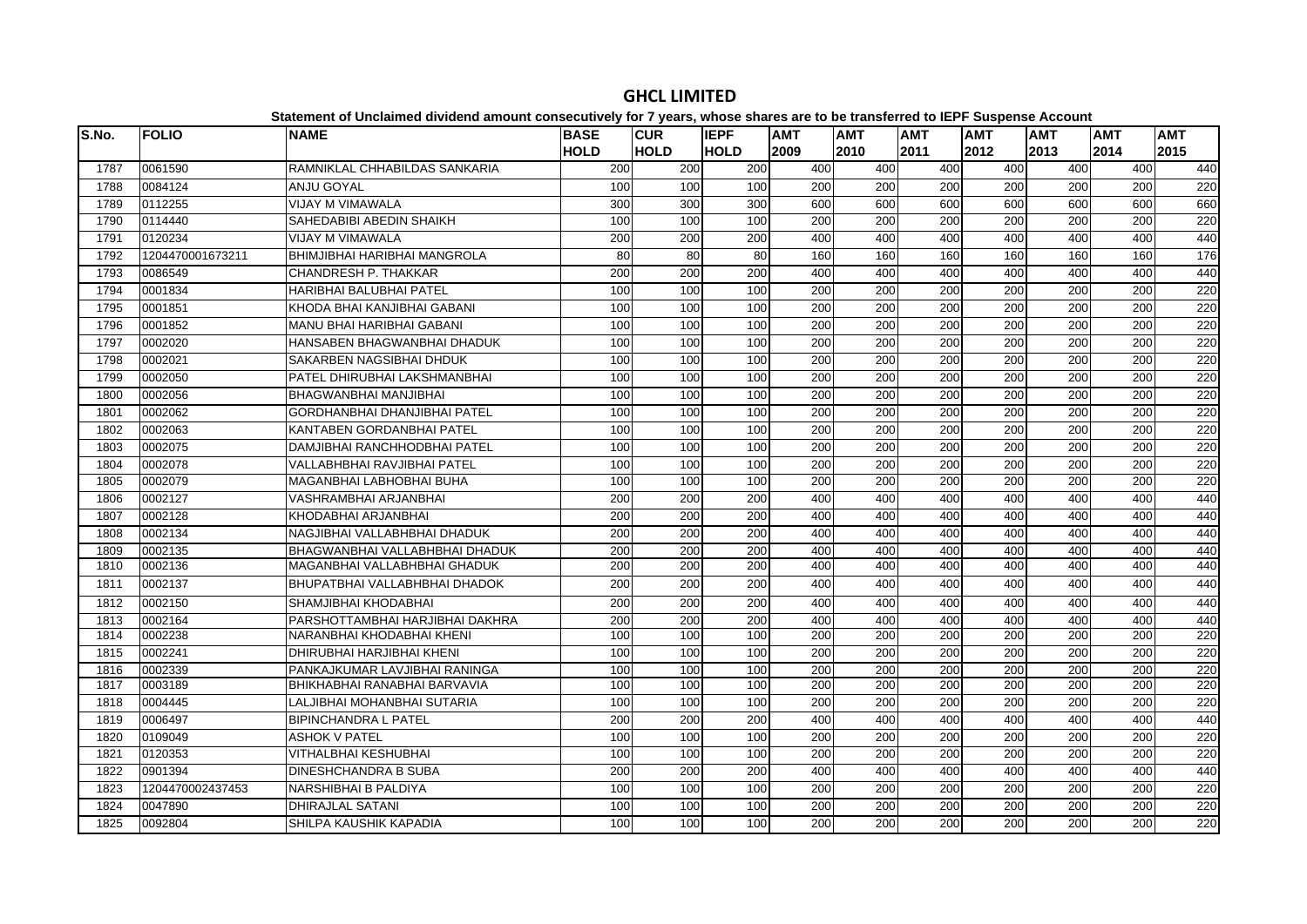# GHCL LIMITED

**Statement of Unclaimed dividend amount consecutively for 7 years, whose shares are to be transferred to IEPF Suspense Account**

| S.No. | FOLIO | NAME | BASE HOLD | CUR HOLD | IEPF HOLD | AMT 2009 | AMT 2010 | AMT 2011 | AMT 2012 | AMT 2013 | AMT 2014 | AMT 2015 |
|---|---|---|---|---|---|---|---|---|---|---|---|---|
| 1787 | 0061590 | RAMNIKLAL CHHABILDAS SANKARIA | 200 | 200 | 200 | 400 | 400 | 400 | 400 | 400 | 400 | 440 |
| 1788 | 0084124 | ANJU GOYAL | 100 | 100 | 100 | 200 | 200 | 200 | 200 | 200 | 200 | 220 |
| 1789 | 0112255 | VIJAY M VIMAWALA | 300 | 300 | 300 | 600 | 600 | 600 | 600 | 600 | 600 | 660 |
| 1790 | 0114440 | SAHEDABIBI ABEDIN SHAIKH | 100 | 100 | 100 | 200 | 200 | 200 | 200 | 200 | 200 | 220 |
| 1791 | 0120234 | VIJAY M VIMAWALA | 200 | 200 | 200 | 400 | 400 | 400 | 400 | 400 | 400 | 440 |
| 1792 | 1204470001673211 | BHIMJIBHAI HARIBHAI MANGROLA | 80 | 80 | 80 | 160 | 160 | 160 | 160 | 160 | 160 | 176 |
| 1793 | 0086549 | CHANDRESH P. THAKKAR | 200 | 200 | 200 | 400 | 400 | 400 | 400 | 400 | 400 | 440 |
| 1794 | 0001834 | HARIBHAI BALUBHAI PATEL | 100 | 100 | 100 | 200 | 200 | 200 | 200 | 200 | 200 | 220 |
| 1795 | 0001851 | KHODA BHAI KANJIBHAI GABANI | 100 | 100 | 100 | 200 | 200 | 200 | 200 | 200 | 200 | 220 |
| 1796 | 0001852 | MANU BHAI HARIBHAI GABANI | 100 | 100 | 100 | 200 | 200 | 200 | 200 | 200 | 200 | 220 |
| 1797 | 0002020 | HANSABEN BHAGWANBHAI DHADUK | 100 | 100 | 100 | 200 | 200 | 200 | 200 | 200 | 200 | 220 |
| 1798 | 0002021 | SAKARBEN NAGSIBHAI DHDUK | 100 | 100 | 100 | 200 | 200 | 200 | 200 | 200 | 200 | 220 |
| 1799 | 0002050 | PATEL DHIRUBHAI LAKSHMANBHAI | 100 | 100 | 100 | 200 | 200 | 200 | 200 | 200 | 200 | 220 |
| 1800 | 0002056 | BHAGWANBHAI MANJIBHAI | 100 | 100 | 100 | 200 | 200 | 200 | 200 | 200 | 200 | 220 |
| 1801 | 0002062 | GORDHANBHAI DHANJIBHAI PATEL | 100 | 100 | 100 | 200 | 200 | 200 | 200 | 200 | 200 | 220 |
| 1802 | 0002063 | KANTABEN GORDANBHAI PATEL | 100 | 100 | 100 | 200 | 200 | 200 | 200 | 200 | 200 | 220 |
| 1803 | 0002075 | DAMJIBHAI RANCHHODBHAI PATEL | 100 | 100 | 100 | 200 | 200 | 200 | 200 | 200 | 200 | 220 |
| 1804 | 0002078 | VALLABHBHAI RAVJIBHAI PATEL | 100 | 100 | 100 | 200 | 200 | 200 | 200 | 200 | 200 | 220 |
| 1805 | 0002079 | MAGANBHAI LABHOBHAI BUHA | 100 | 100 | 100 | 200 | 200 | 200 | 200 | 200 | 200 | 220 |
| 1806 | 0002127 | VASHRAMBHAI ARJANBHAI | 200 | 200 | 200 | 400 | 400 | 400 | 400 | 400 | 400 | 440 |
| 1807 | 0002128 | KHODABHAI ARJANBHAI | 200 | 200 | 200 | 400 | 400 | 400 | 400 | 400 | 400 | 440 |
| 1808 | 0002134 | NAGJIBHAI VALLABHBHAI DHADUK | 200 | 200 | 200 | 400 | 400 | 400 | 400 | 400 | 400 | 440 |
| 1809 | 0002135 | BHAGWANBHAI VALLABHBHAI DHADUK | 200 | 200 | 200 | 400 | 400 | 400 | 400 | 400 | 400 | 440 |
| 1810 | 0002136 | MAGANBHAI VALLABHBHAI GHADUK | 200 | 200 | 200 | 400 | 400 | 400 | 400 | 400 | 400 | 440 |
| 1811 | 0002137 | BHUPATBHAI VALLABHBHAI DHADOK | 200 | 200 | 200 | 400 | 400 | 400 | 400 | 400 | 400 | 440 |
| 1812 | 0002150 | SHAMJIBHAI KHODABHAI | 200 | 200 | 200 | 400 | 400 | 400 | 400 | 400 | 400 | 440 |
| 1813 | 0002164 | PARSHOTTAMBHAI HARJIBHAI DAKHRA | 200 | 200 | 200 | 400 | 400 | 400 | 400 | 400 | 400 | 440 |
| 1814 | 0002238 | NARANBHAI KHODABHAI KHENI | 100 | 100 | 100 | 200 | 200 | 200 | 200 | 200 | 200 | 220 |
| 1815 | 0002241 | DHIRUBHAI HARJIBHAI KHENI | 100 | 100 | 100 | 200 | 200 | 200 | 200 | 200 | 200 | 220 |
| 1816 | 0002339 | PANKAJKUMAR LAVJIBHAI RANINGA | 100 | 100 | 100 | 200 | 200 | 200 | 200 | 200 | 200 | 220 |
| 1817 | 0003189 | BHIKHABHAI RANABHAI BARVAVIA | 100 | 100 | 100 | 200 | 200 | 200 | 200 | 200 | 200 | 220 |
| 1818 | 0004445 | LALJIBHAI MOHANBHAI SUTARIA | 100 | 100 | 100 | 200 | 200 | 200 | 200 | 200 | 200 | 220 |
| 1819 | 0006497 | BIPINCHANDRA L PATEL | 200 | 200 | 200 | 400 | 400 | 400 | 400 | 400 | 400 | 440 |
| 1820 | 0109049 | ASHOK V PATEL | 100 | 100 | 100 | 200 | 200 | 200 | 200 | 200 | 200 | 220 |
| 1821 | 0120353 | VITHALBHAI KESHUBHAI | 100 | 100 | 100 | 200 | 200 | 200 | 200 | 200 | 200 | 220 |
| 1822 | 0901394 | DINESHCHANDRA B SUBA | 200 | 200 | 200 | 400 | 400 | 400 | 400 | 400 | 400 | 440 |
| 1823 | 1204470002437453 | NARSHIBHAI B PALDIYA | 100 | 100 | 100 | 200 | 200 | 200 | 200 | 200 | 200 | 220 |
| 1824 | 0047890 | DHIRAJLAL SATANI | 100 | 100 | 100 | 200 | 200 | 200 | 200 | 200 | 200 | 220 |
| 1825 | 0092804 | SHILPA KAUSHIK KAPADIA | 100 | 100 | 100 | 200 | 200 | 200 | 200 | 200 | 200 | 220 |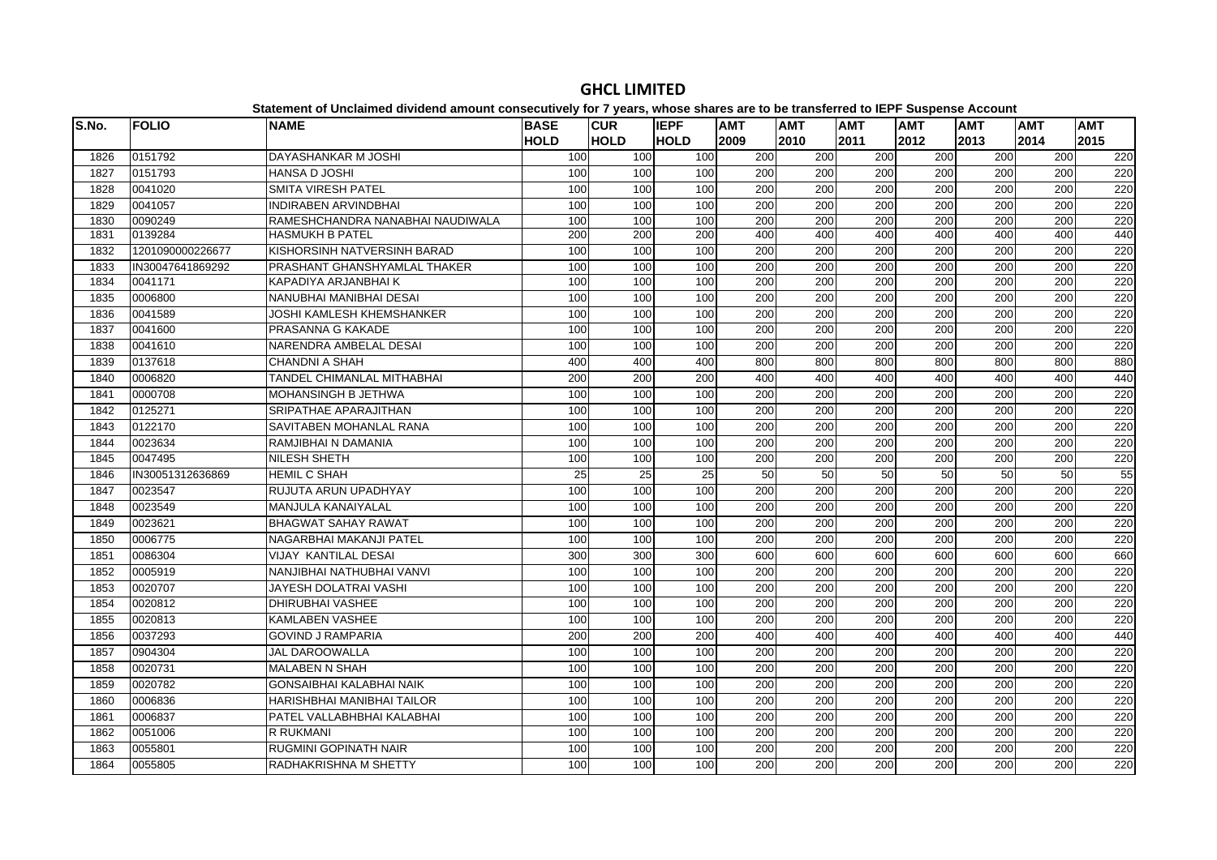# GHCL LIMITED

**Statement of Unclaimed dividend amount consecutively for 7 years, whose shares are to be transferred to IEPF Suspense Account**

| S.No. | FOLIO | NAME | BASE HOLD | CUR HOLD | IEPF HOLD | AMT 2009 | AMT 2010 | AMT 2011 | AMT 2012 | AMT 2013 | AMT 2014 | AMT 2015 |
|---|---|---|---|---|---|---|---|---|---|---|---|---|
| 1826 | 0151792 | DAYASHANKAR M JOSHI | 100 | 100 | 100 | 200 | 200 | 200 | 200 | 200 | 200 | 220 |
| 1827 | 0151793 | HANSA D JOSHI | 100 | 100 | 100 | 200 | 200 | 200 | 200 | 200 | 200 | 220 |
| 1828 | 0041020 | SMITA VIRESH PATEL | 100 | 100 | 100 | 200 | 200 | 200 | 200 | 200 | 200 | 220 |
| 1829 | 0041057 | INDIRABEN ARVINDBHAI | 100 | 100 | 100 | 200 | 200 | 200 | 200 | 200 | 200 | 220 |
| 1830 | 0090249 | RAMESHCHANDRA NANABHAI NAUDIWALA | 100 | 100 | 100 | 200 | 200 | 200 | 200 | 200 | 200 | 220 |
| 1831 | 0139284 | HASMUKH B PATEL | 200 | 200 | 200 | 400 | 400 | 400 | 400 | 400 | 400 | 440 |
| 1832 | 1201090000226677 | KISHORSINH NATVERSINH BARAD | 100 | 100 | 100 | 200 | 200 | 200 | 200 | 200 | 200 | 220 |
| 1833 | IN30047641869292 | PRASHANT GHANSHYAMLAL THAKER | 100 | 100 | 100 | 200 | 200 | 200 | 200 | 200 | 200 | 220 |
| 1834 | 0041171 | KAPADIYA ARJANBHAI K | 100 | 100 | 100 | 200 | 200 | 200 | 200 | 200 | 200 | 220 |
| 1835 | 0006800 | NANUBHAI MANIBHAI DESAI | 100 | 100 | 100 | 200 | 200 | 200 | 200 | 200 | 200 | 220 |
| 1836 | 0041589 | JOSHI KAMLESH KHEMSHANKER | 100 | 100 | 100 | 200 | 200 | 200 | 200 | 200 | 200 | 220 |
| 1837 | 0041600 | PRASANNA G KAKADE | 100 | 100 | 100 | 200 | 200 | 200 | 200 | 200 | 200 | 220 |
| 1838 | 0041610 | NARENDRA AMBELAL DESAI | 100 | 100 | 100 | 200 | 200 | 200 | 200 | 200 | 200 | 220 |
| 1839 | 0137618 | CHANDNI A SHAH | 400 | 400 | 400 | 800 | 800 | 800 | 800 | 800 | 800 | 880 |
| 1840 | 0006820 | TANDEL CHIMANLAL MITHABHAI | 200 | 200 | 200 | 400 | 400 | 400 | 400 | 400 | 400 | 440 |
| 1841 | 0000708 | MOHANSINGH B JETHWA | 100 | 100 | 100 | 200 | 200 | 200 | 200 | 200 | 200 | 220 |
| 1842 | 0125271 | SRIPATHAE APARAJITHAN | 100 | 100 | 100 | 200 | 200 | 200 | 200 | 200 | 200 | 220 |
| 1843 | 0122170 | SAVITABEN MOHANLAL RANA | 100 | 100 | 100 | 200 | 200 | 200 | 200 | 200 | 200 | 220 |
| 1844 | 0023634 | RAMJIBHAI N DAMANIA | 100 | 100 | 100 | 200 | 200 | 200 | 200 | 200 | 200 | 220 |
| 1845 | 0047495 | NILESH SHETH | 100 | 100 | 100 | 200 | 200 | 200 | 200 | 200 | 200 | 220 |
| 1846 | IN30051312636869 | HEMIL C SHAH | 25 | 25 | 25 | 50 | 50 | 50 | 50 | 50 | 50 | 55 |
| 1847 | 0023547 | RUJUTA ARUN UPADHYAY | 100 | 100 | 100 | 200 | 200 | 200 | 200 | 200 | 200 | 220 |
| 1848 | 0023549 | MANJULA KANAIYALAL | 100 | 100 | 100 | 200 | 200 | 200 | 200 | 200 | 200 | 220 |
| 1849 | 0023621 | BHAGWAT SAHAY RAWAT | 100 | 100 | 100 | 200 | 200 | 200 | 200 | 200 | 200 | 220 |
| 1850 | 0006775 | NAGARBHAI MAKANJI PATEL | 100 | 100 | 100 | 200 | 200 | 200 | 200 | 200 | 200 | 220 |
| 1851 | 0086304 | VIJAY KANTILAL DESAI | 300 | 300 | 300 | 600 | 600 | 600 | 600 | 600 | 600 | 660 |
| 1852 | 0005919 | NANJIBHAI NATHUBHAI VANVI | 100 | 100 | 100 | 200 | 200 | 200 | 200 | 200 | 200 | 220 |
| 1853 | 0020707 | JAYESH DOLATRAI VASHI | 100 | 100 | 100 | 200 | 200 | 200 | 200 | 200 | 200 | 220 |
| 1854 | 0020812 | DHIRUBHAI VASHEE | 100 | 100 | 100 | 200 | 200 | 200 | 200 | 200 | 200 | 220 |
| 1855 | 0020813 | KAMLABEN VASHEE | 100 | 100 | 100 | 200 | 200 | 200 | 200 | 200 | 200 | 220 |
| 1856 | 0037293 | GOVIND J RAMPARIA | 200 | 200 | 200 | 400 | 400 | 400 | 400 | 400 | 400 | 440 |
| 1857 | 0904304 | JAL DAROOWALLA | 100 | 100 | 100 | 200 | 200 | 200 | 200 | 200 | 200 | 220 |
| 1858 | 0020731 | MALABEN N SHAH | 100 | 100 | 100 | 200 | 200 | 200 | 200 | 200 | 200 | 220 |
| 1859 | 0020782 | GONSAIBHAI KALABHAI NAIK | 100 | 100 | 100 | 200 | 200 | 200 | 200 | 200 | 200 | 220 |
| 1860 | 0006836 | HARISHBHAI MANIBHAI TAILOR | 100 | 100 | 100 | 200 | 200 | 200 | 200 | 200 | 200 | 220 |
| 1861 | 0006837 | PATEL VALLABHBHAI KALABHAI | 100 | 100 | 100 | 200 | 200 | 200 | 200 | 200 | 200 | 220 |
| 1862 | 0051006 | R RUKMANI | 100 | 100 | 100 | 200 | 200 | 200 | 200 | 200 | 200 | 220 |
| 1863 | 0055801 | RUGMINI GOPINATH NAIR | 100 | 100 | 100 | 200 | 200 | 200 | 200 | 200 | 200 | 220 |
| 1864 | 0055805 | RADHAKRISHNA M SHETTY | 100 | 100 | 100 | 200 | 200 | 200 | 200 | 200 | 200 | 220 |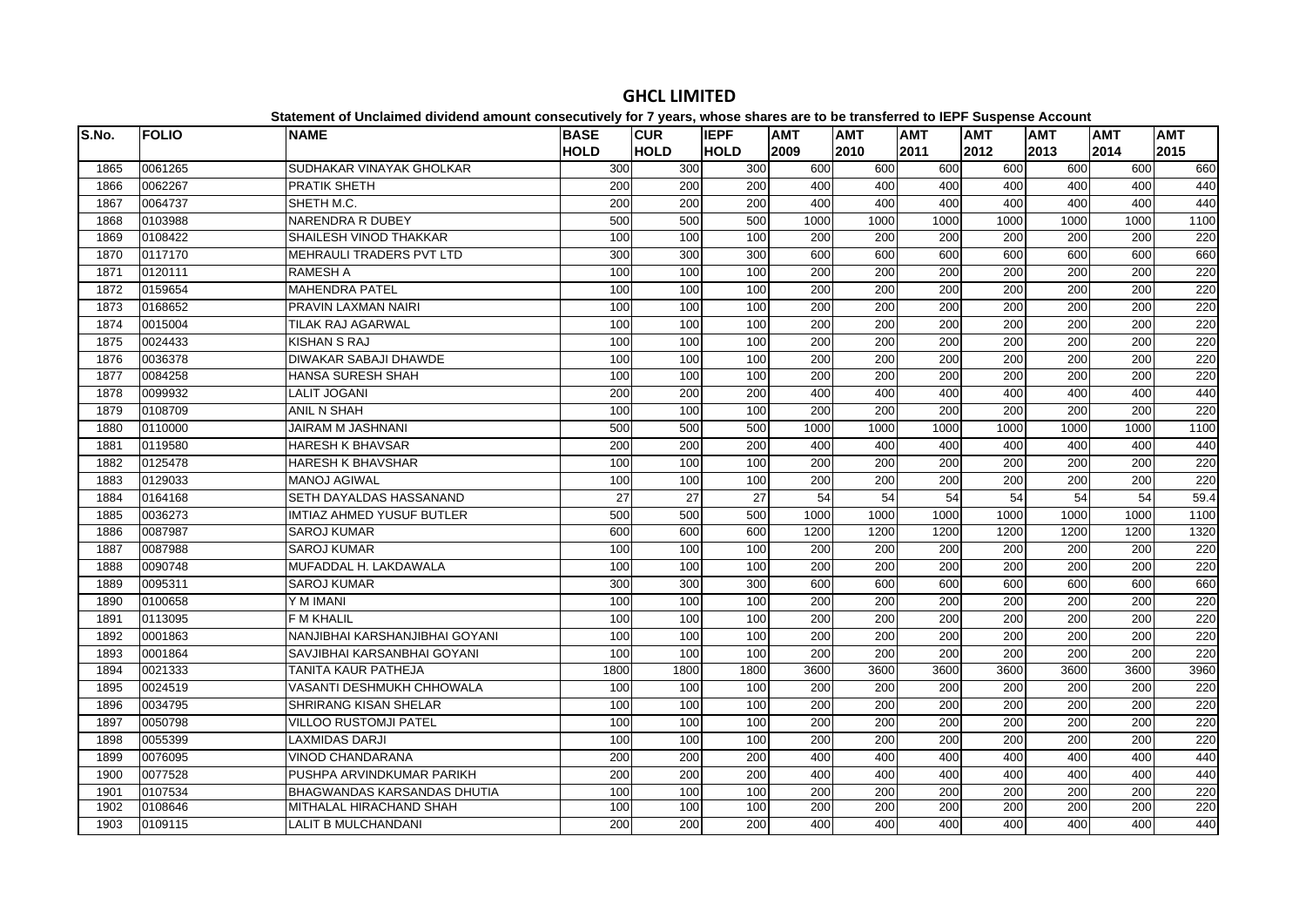# GHCL LIMITED

**Statement of Unclaimed dividend amount consecutively for 7 years, whose shares are to be transferred to IEPF Suspense Account**

| S.No. | FOLIO | NAME | BASE HOLD | CUR HOLD | IEPF HOLD | AMT 2009 | AMT 2010 | AMT 2011 | AMT 2012 | AMT 2013 | AMT 2014 | AMT 2015 |
|---|---|---|---|---|---|---|---|---|---|---|---|---|
| 1865 | 0061265 | SUDHAKAR VINAYAK GHOLKAR | 300 | 300 | 300 | 600 | 600 | 600 | 600 | 600 | 600 | 660 |
| 1866 | 0062267 | PRATIK SHETH | 200 | 200 | 200 | 400 | 400 | 400 | 400 | 400 | 400 | 440 |
| 1867 | 0064737 | SHETH M.C. | 200 | 200 | 200 | 400 | 400 | 400 | 400 | 400 | 400 | 440 |
| 1868 | 0103988 | NARENDRA R DUBEY | 500 | 500 | 500 | 1000 | 1000 | 1000 | 1000 | 1000 | 1000 | 1100 |
| 1869 | 0108422 | SHAILESH VINOD THAKKAR | 100 | 100 | 100 | 200 | 200 | 200 | 200 | 200 | 200 | 220 |
| 1870 | 0117170 | MEHRAULI TRADERS PVT LTD | 300 | 300 | 300 | 600 | 600 | 600 | 600 | 600 | 600 | 660 |
| 1871 | 0120111 | RAMESH A | 100 | 100 | 100 | 200 | 200 | 200 | 200 | 200 | 200 | 220 |
| 1872 | 0159654 | MAHENDRA PATEL | 100 | 100 | 100 | 200 | 200 | 200 | 200 | 200 | 200 | 220 |
| 1873 | 0168652 | PRAVIN LAXMAN NAIRI | 100 | 100 | 100 | 200 | 200 | 200 | 200 | 200 | 200 | 220 |
| 1874 | 0015004 | TILAK RAJ AGARWAL | 100 | 100 | 100 | 200 | 200 | 200 | 200 | 200 | 200 | 220 |
| 1875 | 0024433 | KISHAN S RAJ | 100 | 100 | 100 | 200 | 200 | 200 | 200 | 200 | 200 | 220 |
| 1876 | 0036378 | DIWAKAR SABAJI DHAWDE | 100 | 100 | 100 | 200 | 200 | 200 | 200 | 200 | 200 | 220 |
| 1877 | 0084258 | HANSA SURESH SHAH | 100 | 100 | 100 | 200 | 200 | 200 | 200 | 200 | 200 | 220 |
| 1878 | 0099932 | LALIT JOGANI | 200 | 200 | 200 | 400 | 400 | 400 | 400 | 400 | 400 | 440 |
| 1879 | 0108709 | ANIL N SHAH | 100 | 100 | 100 | 200 | 200 | 200 | 200 | 200 | 200 | 220 |
| 1880 | 0110000 | JAIRAM M JASHNANI | 500 | 500 | 500 | 1000 | 1000 | 1000 | 1000 | 1000 | 1000 | 1100 |
| 1881 | 0119580 | HARESH K BHAVSAR | 200 | 200 | 200 | 400 | 400 | 400 | 400 | 400 | 400 | 440 |
| 1882 | 0125478 | HARESH K BHAVSHAR | 100 | 100 | 100 | 200 | 200 | 200 | 200 | 200 | 200 | 220 |
| 1883 | 0129033 | MANOJ AGIWAL | 100 | 100 | 100 | 200 | 200 | 200 | 200 | 200 | 200 | 220 |
| 1884 | 0164168 | SETH DAYALDAS HASSANAND | 27 | 27 | 27 | 54 | 54 | 54 | 54 | 54 | 54 | 59.4 |
| 1885 | 0036273 | IMTIAZ AHMED YUSUF BUTLER | 500 | 500 | 500 | 1000 | 1000 | 1000 | 1000 | 1000 | 1000 | 1100 |
| 1886 | 0087987 | SAROJ KUMAR | 600 | 600 | 600 | 1200 | 1200 | 1200 | 1200 | 1200 | 1200 | 1320 |
| 1887 | 0087988 | SAROJ KUMAR | 100 | 100 | 100 | 200 | 200 | 200 | 200 | 200 | 200 | 220 |
| 1888 | 0090748 | MUFADDAL H. LAKDAWALA | 100 | 100 | 100 | 200 | 200 | 200 | 200 | 200 | 200 | 220 |
| 1889 | 0095311 | SAROJ KUMAR | 300 | 300 | 300 | 600 | 600 | 600 | 600 | 600 | 600 | 660 |
| 1890 | 0100658 | Y M IMANI | 100 | 100 | 100 | 200 | 200 | 200 | 200 | 200 | 200 | 220 |
| 1891 | 0113095 | F M KHALIL | 100 | 100 | 100 | 200 | 200 | 200 | 200 | 200 | 200 | 220 |
| 1892 | 0001863 | NANJIBHAI KARSHANJIBHAI GOYANI | 100 | 100 | 100 | 200 | 200 | 200 | 200 | 200 | 200 | 220 |
| 1893 | 0001864 | SAVJIBHAI KARSANBHAI GOYANI | 100 | 100 | 100 | 200 | 200 | 200 | 200 | 200 | 200 | 220 |
| 1894 | 0021333 | TANITA KAUR PATHEJA | 1800 | 1800 | 1800 | 3600 | 3600 | 3600 | 3600 | 3600 | 3600 | 3960 |
| 1895 | 0024519 | VASANTI DESHMUKH CHHOWALA | 100 | 100 | 100 | 200 | 200 | 200 | 200 | 200 | 200 | 220 |
| 1896 | 0034795 | SHRIRANG KISAN SHELAR | 100 | 100 | 100 | 200 | 200 | 200 | 200 | 200 | 200 | 220 |
| 1897 | 0050798 | VILLOO RUSTOMJI PATEL | 100 | 100 | 100 | 200 | 200 | 200 | 200 | 200 | 200 | 220 |
| 1898 | 0055399 | LAXMIDAS DARJI | 100 | 100 | 100 | 200 | 200 | 200 | 200 | 200 | 200 | 220 |
| 1899 | 0076095 | VINOD CHANDARANA | 200 | 200 | 200 | 400 | 400 | 400 | 400 | 400 | 400 | 440 |
| 1900 | 0077528 | PUSHPA ARVINDKUMAR PARIKH | 200 | 200 | 200 | 400 | 400 | 400 | 400 | 400 | 400 | 440 |
| 1901 | 0107534 | BHAGWANDAS KARSANDAS DHUTIA | 100 | 100 | 100 | 200 | 200 | 200 | 200 | 200 | 200 | 220 |
| 1902 | 0108646 | MITHALAL HIRACHAND SHAH | 100 | 100 | 100 | 200 | 200 | 200 | 200 | 200 | 200 | 220 |
| 1903 | 0109115 | LALIT B MULCHANDANI | 200 | 200 | 200 | 400 | 400 | 400 | 400 | 400 | 400 | 440 |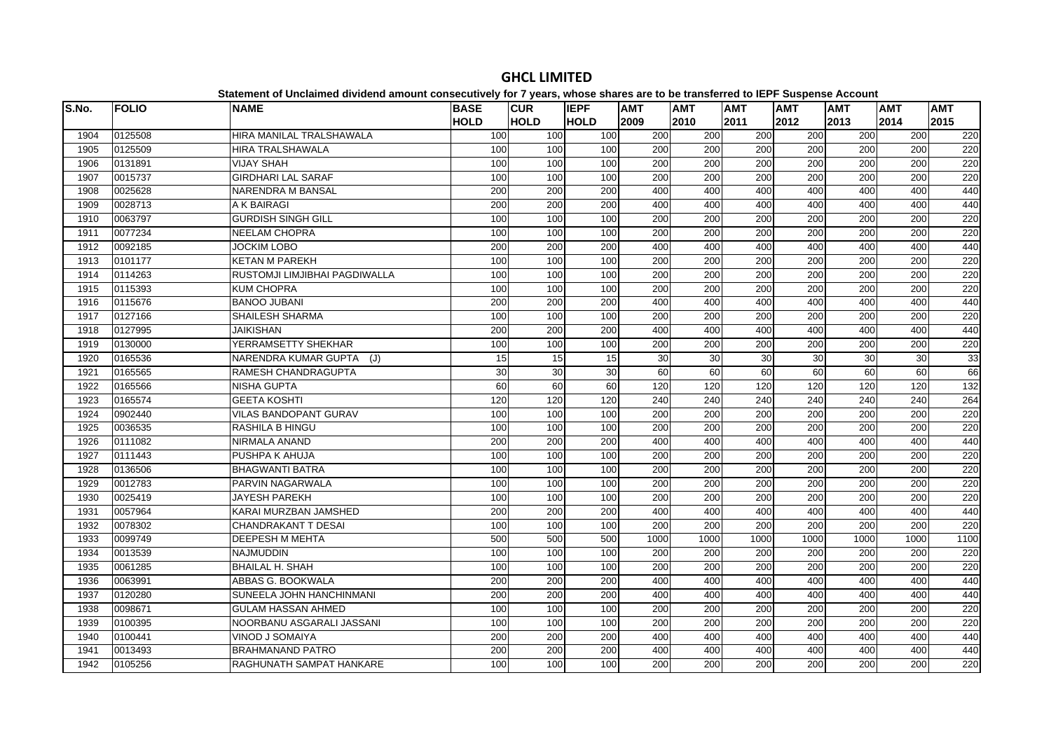# GHCL LIMITED

**Statement of Unclaimed dividend amount consecutively for 7 years, whose shares are to be transferred to IEPF Suspense Account**

| S.No. | FOLIO | NAME | BASE HOLD | CUR HOLD | IEPF HOLD | AMT 2009 | AMT 2010 | AMT 2011 | AMT 2012 | AMT 2013 | AMT 2014 | AMT 2015 |
|---|---|---|---|---|---|---|---|---|---|---|---|---|
| 1904 | 0125508 | HIRA MANILAL TRALSHAWALA | 100 | 100 | 100 | 200 | 200 | 200 | 200 | 200 | 200 | 220 |
| 1905 | 0125509 | HIRA TRALSHAWALA | 100 | 100 | 100 | 200 | 200 | 200 | 200 | 200 | 200 | 220 |
| 1906 | 0131891 | VIJAY SHAH | 100 | 100 | 100 | 200 | 200 | 200 | 200 | 200 | 200 | 220 |
| 1907 | 0015737 | GIRDHARI LAL SARAF | 100 | 100 | 100 | 200 | 200 | 200 | 200 | 200 | 200 | 220 |
| 1908 | 0025628 | NARENDRA M BANSAL | 200 | 200 | 200 | 400 | 400 | 400 | 400 | 400 | 400 | 440 |
| 1909 | 0028713 | A K BAIRAGI | 200 | 200 | 200 | 400 | 400 | 400 | 400 | 400 | 400 | 440 |
| 1910 | 0063797 | GURDISH SINGH GILL | 100 | 100 | 100 | 200 | 200 | 200 | 200 | 200 | 200 | 220 |
| 1911 | 0077234 | NEELAM CHOPRA | 100 | 100 | 100 | 200 | 200 | 200 | 200 | 200 | 200 | 220 |
| 1912 | 0092185 | JOCKIM LOBO | 200 | 200 | 200 | 400 | 400 | 400 | 400 | 400 | 400 | 440 |
| 1913 | 0101177 | KETAN M PAREKH | 100 | 100 | 100 | 200 | 200 | 200 | 200 | 200 | 200 | 220 |
| 1914 | 0114263 | RUSTOMJI LIMJIBHAI PAGDIWALLA | 100 | 100 | 100 | 200 | 200 | 200 | 200 | 200 | 200 | 220 |
| 1915 | 0115393 | KUM CHOPRA | 100 | 100 | 100 | 200 | 200 | 200 | 200 | 200 | 200 | 220 |
| 1916 | 0115676 | BANOO JUBANI | 200 | 200 | 200 | 400 | 400 | 400 | 400 | 400 | 400 | 440 |
| 1917 | 0127166 | SHAILESH SHARMA | 100 | 100 | 100 | 200 | 200 | 200 | 200 | 200 | 200 | 220 |
| 1918 | 0127995 | JAIKISHAN | 200 | 200 | 200 | 400 | 400 | 400 | 400 | 400 | 400 | 440 |
| 1919 | 0130000 | YERRAMSETTY SHEKHAR | 100 | 100 | 100 | 200 | 200 | 200 | 200 | 200 | 200 | 220 |
| 1920 | 0165536 | NARENDRA KUMAR GUPTA (J) | 15 | 15 | 15 | 30 | 30 | 30 | 30 | 30 | 30 | 33 |
| 1921 | 0165565 | RAMESH CHANDRAGUPTA | 30 | 30 | 30 | 60 | 60 | 60 | 60 | 60 | 60 | 66 |
| 1922 | 0165566 | NISHA GUPTA | 60 | 60 | 60 | 120 | 120 | 120 | 120 | 120 | 120 | 132 |
| 1923 | 0165574 | GEETA KOSHTI | 120 | 120 | 120 | 240 | 240 | 240 | 240 | 240 | 240 | 264 |
| 1924 | 0902440 | VILAS BANDOPANT GURAV | 100 | 100 | 100 | 200 | 200 | 200 | 200 | 200 | 200 | 220 |
| 1925 | 0036535 | RASHILA B HINGU | 100 | 100 | 100 | 200 | 200 | 200 | 200 | 200 | 200 | 220 |
| 1926 | 0111082 | NIRMALA ANAND | 200 | 200 | 200 | 400 | 400 | 400 | 400 | 400 | 400 | 440 |
| 1927 | 0111443 | PUSHPA K AHUJA | 100 | 100 | 100 | 200 | 200 | 200 | 200 | 200 | 200 | 220 |
| 1928 | 0136506 | BHAGWANTI BATRA | 100 | 100 | 100 | 200 | 200 | 200 | 200 | 200 | 200 | 220 |
| 1929 | 0012783 | PARVIN NAGARWALA | 100 | 100 | 100 | 200 | 200 | 200 | 200 | 200 | 200 | 220 |
| 1930 | 0025419 | JAYESH PAREKH | 100 | 100 | 100 | 200 | 200 | 200 | 200 | 200 | 200 | 220 |
| 1931 | 0057964 | KARAI MURZBAN JAMSHED | 200 | 200 | 200 | 400 | 400 | 400 | 400 | 400 | 400 | 440 |
| 1932 | 0078302 | CHANDRAKANT T DESAI | 100 | 100 | 100 | 200 | 200 | 200 | 200 | 200 | 200 | 220 |
| 1933 | 0099749 | DEEPESH M MEHTA | 500 | 500 | 500 | 1000 | 1000 | 1000 | 1000 | 1000 | 1000 | 1100 |
| 1934 | 0013539 | NAJMUDDIN | 100 | 100 | 100 | 200 | 200 | 200 | 200 | 200 | 200 | 220 |
| 1935 | 0061285 | BHAILAL H. SHAH | 100 | 100 | 100 | 200 | 200 | 200 | 200 | 200 | 200 | 220 |
| 1936 | 0063991 | ABBAS G. BOOKWALA | 200 | 200 | 200 | 400 | 400 | 400 | 400 | 400 | 400 | 440 |
| 1937 | 0120280 | SUNEELA JOHN HANCHINMANI | 200 | 200 | 200 | 400 | 400 | 400 | 400 | 400 | 400 | 440 |
| 1938 | 0098671 | GULAM HASSAN AHMED | 100 | 100 | 100 | 200 | 200 | 200 | 200 | 200 | 200 | 220 |
| 1939 | 0100395 | NOORBANU ASGARALI JASSANI | 100 | 100 | 100 | 200 | 200 | 200 | 200 | 200 | 200 | 220 |
| 1940 | 0100441 | VINOD J SOMAIYA | 200 | 200 | 200 | 400 | 400 | 400 | 400 | 400 | 400 | 440 |
| 1941 | 0013493 | BRAHMANAND PATRO | 200 | 200 | 200 | 400 | 400 | 400 | 400 | 400 | 400 | 440 |
| 1942 | 0105256 | RAGHUNATH SAMPAT HANKARE | 100 | 100 | 100 | 200 | 200 | 200 | 200 | 200 | 200 | 220 |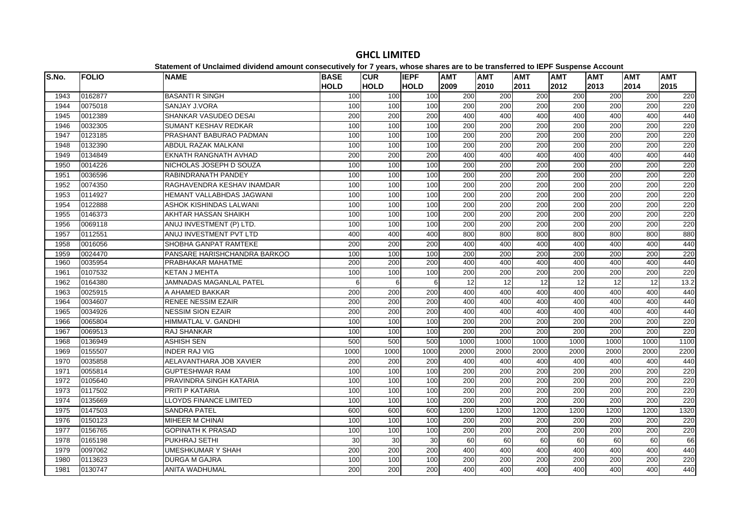# GHCL LIMITED

**Statement of Unclaimed dividend amount consecutively for 7 years, whose shares are to be transferred to IEPF Suspense Account**

| S.No. | FOLIO | NAME | BASE HOLD | CUR HOLD | IEPF HOLD | AMT 2009 | AMT 2010 | AMT 2011 | AMT 2012 | AMT 2013 | AMT 2014 | AMT 2015 |
|---|---|---|---|---|---|---|---|---|---|---|---|---|
| 1943 | 0162877 | BASANTI R SINGH | 100 | 100 | 100 | 200 | 200 | 200 | 200 | 200 | 200 | 220 |
| 1944 | 0075018 | SANJAY J.VORA | 100 | 100 | 100 | 200 | 200 | 200 | 200 | 200 | 200 | 220 |
| 1945 | 0012389 | SHANKAR VASUDEO DESAI | 200 | 200 | 200 | 400 | 400 | 400 | 400 | 400 | 400 | 440 |
| 1946 | 0032305 | SUMANT KESHAV REDKAR | 100 | 100 | 100 | 200 | 200 | 200 | 200 | 200 | 200 | 220 |
| 1947 | 0123185 | PRASHANT BABURAO PADMAN | 100 | 100 | 100 | 200 | 200 | 200 | 200 | 200 | 200 | 220 |
| 1948 | 0132390 | ABDUL RAZAK MALKANI | 100 | 100 | 100 | 200 | 200 | 200 | 200 | 200 | 200 | 220 |
| 1949 | 0134849 | EKNATH RANGNATH AVHAD | 200 | 200 | 200 | 400 | 400 | 400 | 400 | 400 | 400 | 440 |
| 1950 | 0014226 | NICHOLAS JOSEPH D SOUZA | 100 | 100 | 100 | 200 | 200 | 200 | 200 | 200 | 200 | 220 |
| 1951 | 0036596 | RABINDRANATH PANDEY | 100 | 100 | 100 | 200 | 200 | 200 | 200 | 200 | 200 | 220 |
| 1952 | 0074350 | RAGHAVENDRA KESHAV INAMDAR | 100 | 100 | 100 | 200 | 200 | 200 | 200 | 200 | 200 | 220 |
| 1953 | 0114927 | HEMANT VALLABHDAS JAGWANI | 100 | 100 | 100 | 200 | 200 | 200 | 200 | 200 | 200 | 220 |
| 1954 | 0122888 | ASHOK KISHINDAS LALWANI | 100 | 100 | 100 | 200 | 200 | 200 | 200 | 200 | 200 | 220 |
| 1955 | 0146373 | AKHTAR HASSAN SHAIKH | 100 | 100 | 100 | 200 | 200 | 200 | 200 | 200 | 200 | 220 |
| 1956 | 0069118 | ANUJ INVESTMENT (P) LTD. | 100 | 100 | 100 | 200 | 200 | 200 | 200 | 200 | 200 | 220 |
| 1957 | 0112551 | ANUJ INVESTMENT PVT LTD | 400 | 400 | 400 | 800 | 800 | 800 | 800 | 800 | 800 | 880 |
| 1958 | 0016056 | SHOBHA GANPAT RAMTEKE | 200 | 200 | 200 | 400 | 400 | 400 | 400 | 400 | 400 | 440 |
| 1959 | 0024470 | PANSARE HARISHCHANDRA BARKOO | 100 | 100 | 100 | 200 | 200 | 200 | 200 | 200 | 200 | 220 |
| 1960 | 0035954 | PRABHAKAR MAHATME | 200 | 200 | 200 | 400 | 400 | 400 | 400 | 400 | 400 | 440 |
| 1961 | 0107532 | KETAN J MEHTA | 100 | 100 | 100 | 200 | 200 | 200 | 200 | 200 | 200 | 220 |
| 1962 | 0164380 | JAMNADAS MAGANLAL PATEL | 6 | 6 | 6 | 12 | 12 | 12 | 12 | 12 | 12 | 13.2 |
| 1963 | 0025915 | A AHAMED BAKKAR | 200 | 200 | 200 | 400 | 400 | 400 | 400 | 400 | 400 | 440 |
| 1964 | 0034607 | RENEE NESSIM EZAIR | 200 | 200 | 200 | 400 | 400 | 400 | 400 | 400 | 400 | 440 |
| 1965 | 0034926 | NESSIM SION EZAIR | 200 | 200 | 200 | 400 | 400 | 400 | 400 | 400 | 400 | 440 |
| 1966 | 0065804 | HIMMATLAL V. GANDHI | 100 | 100 | 100 | 200 | 200 | 200 | 200 | 200 | 200 | 220 |
| 1967 | 0069513 | RAJ SHANKAR | 100 | 100 | 100 | 200 | 200 | 200 | 200 | 200 | 200 | 220 |
| 1968 | 0136949 | ASHISH SEN | 500 | 500 | 500 | 1000 | 1000 | 1000 | 1000 | 1000 | 1000 | 1100 |
| 1969 | 0155507 | INDER RAJ VIG | 1000 | 1000 | 1000 | 2000 | 2000 | 2000 | 2000 | 2000 | 2000 | 2200 |
| 1970 | 0035858 | AELAVANTHARA JOB XAVIER | 200 | 200 | 200 | 400 | 400 | 400 | 400 | 400 | 400 | 440 |
| 1971 | 0055814 | GUPTESHWAR RAM | 100 | 100 | 100 | 200 | 200 | 200 | 200 | 200 | 200 | 220 |
| 1972 | 0105640 | PRAVINDRA SINGH KATARIA | 100 | 100 | 100 | 200 | 200 | 200 | 200 | 200 | 200 | 220 |
| 1973 | 0117502 | PRITI P KATARIA | 100 | 100 | 100 | 200 | 200 | 200 | 200 | 200 | 200 | 220 |
| 1974 | 0135669 | LLOYDS FINANCE LIMITED | 100 | 100 | 100 | 200 | 200 | 200 | 200 | 200 | 200 | 220 |
| 1975 | 0147503 | SANDRA PATEL | 600 | 600 | 600 | 1200 | 1200 | 1200 | 1200 | 1200 | 1200 | 1320 |
| 1976 | 0150123 | MIHEER M CHINAI | 100 | 100 | 100 | 200 | 200 | 200 | 200 | 200 | 200 | 220 |
| 1977 | 0156765 | GOPINATH K PRASAD | 100 | 100 | 100 | 200 | 200 | 200 | 200 | 200 | 200 | 220 |
| 1978 | 0165198 | PUKHRAJ SETHI | 30 | 30 | 30 | 60 | 60 | 60 | 60 | 60 | 60 | 66 |
| 1979 | 0097062 | UMESHKUMAR Y SHAH | 200 | 200 | 200 | 400 | 400 | 400 | 400 | 400 | 400 | 440 |
| 1980 | 0113623 | DURGA M GAJRA | 100 | 100 | 100 | 200 | 200 | 200 | 200 | 200 | 200 | 220 |
| 1981 | 0130747 | ANITA WADHUMAL | 200 | 200 | 200 | 400 | 400 | 400 | 400 | 400 | 400 | 440 |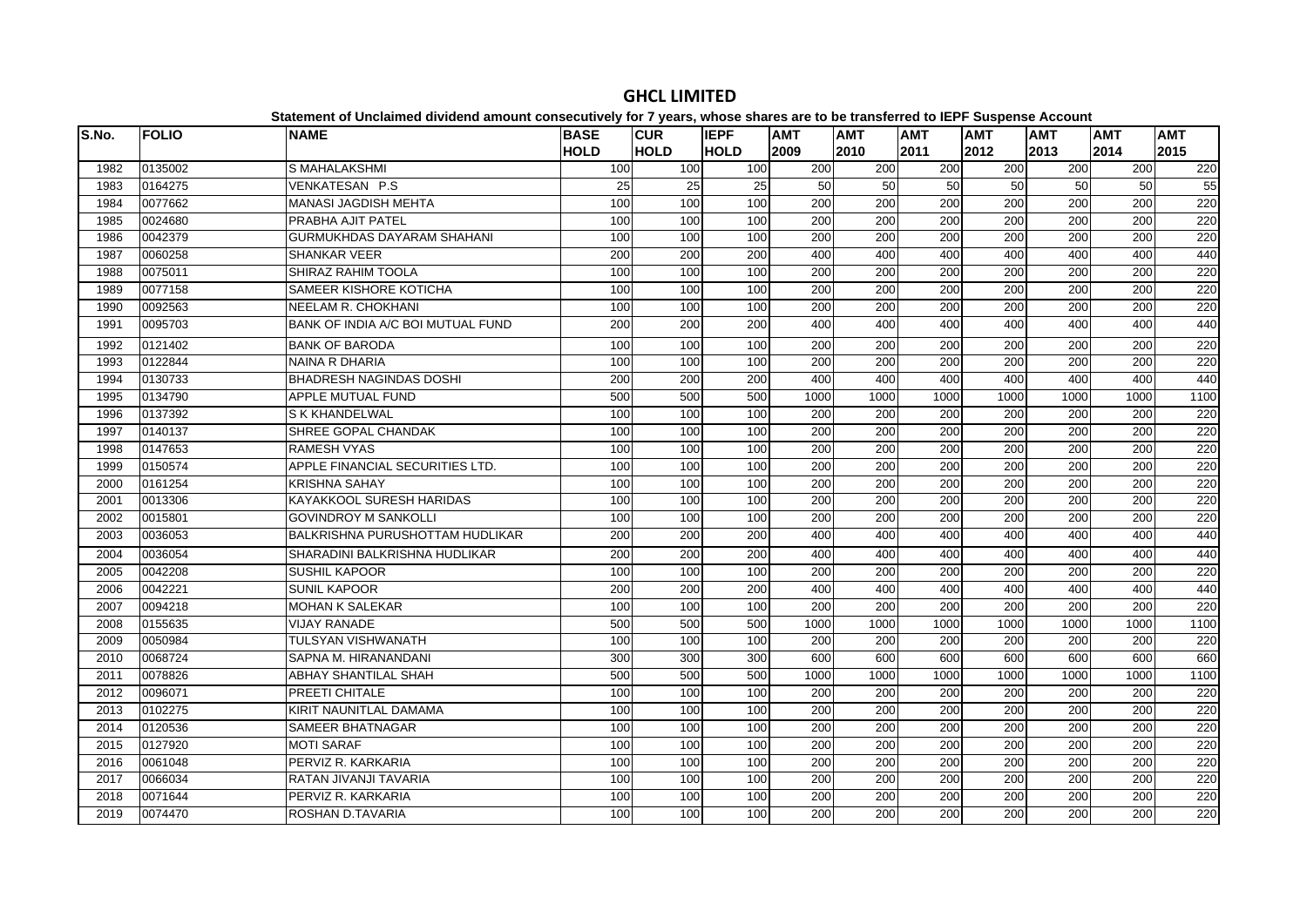# GHCL LIMITED

**Statement of Unclaimed dividend amount consecutively for 7 years, whose shares are to be transferred to IEPF Suspense Account**

| S.No. | FOLIO | NAME | BASE HOLD | CUR HOLD | IEPF HOLD | AMT 2009 | AMT 2010 | AMT 2011 | AMT 2012 | AMT 2013 | AMT 2014 | AMT 2015 |
|---|---|---|---|---|---|---|---|---|---|---|---|---|
| 1982 | 0135002 | S MAHALAKSHMI | 100 | 100 | 100 | 200 | 200 | 200 | 200 | 200 | 200 | 220 |
| 1983 | 0164275 | VENKATESAN P.S | 25 | 25 | 25 | 50 | 50 | 50 | 50 | 50 | 50 | 55 |
| 1984 | 0077662 | MANASI JAGDISH MEHTA | 100 | 100 | 100 | 200 | 200 | 200 | 200 | 200 | 200 | 220 |
| 1985 | 0024680 | PRABHA AJIT PATEL | 100 | 100 | 100 | 200 | 200 | 200 | 200 | 200 | 200 | 220 |
| 1986 | 0042379 | GURMUKHDAS DAYARAM SHAHANI | 100 | 100 | 100 | 200 | 200 | 200 | 200 | 200 | 200 | 220 |
| 1987 | 0060258 | SHANKAR VEER | 200 | 200 | 200 | 400 | 400 | 400 | 400 | 400 | 400 | 440 |
| 1988 | 0075011 | SHIRAZ RAHIM TOOLA | 100 | 100 | 100 | 200 | 200 | 200 | 200 | 200 | 200 | 220 |
| 1989 | 0077158 | SAMEER KISHORE KOTICHA | 100 | 100 | 100 | 200 | 200 | 200 | 200 | 200 | 200 | 220 |
| 1990 | 0092563 | NEELAM R. CHOKHANI | 100 | 100 | 100 | 200 | 200 | 200 | 200 | 200 | 200 | 220 |
| 1991 | 0095703 | BANK OF INDIA A/C BOI MUTUAL FUND | 200 | 200 | 200 | 400 | 400 | 400 | 400 | 400 | 400 | 440 |
| 1992 | 0121402 | BANK OF BARODA | 100 | 100 | 100 | 200 | 200 | 200 | 200 | 200 | 200 | 220 |
| 1993 | 0122844 | NAINA R DHARIA | 100 | 100 | 100 | 200 | 200 | 200 | 200 | 200 | 200 | 220 |
| 1994 | 0130733 | BHADRESH NAGINDAS DOSHI | 200 | 200 | 200 | 400 | 400 | 400 | 400 | 400 | 400 | 440 |
| 1995 | 0134790 | APPLE MUTUAL FUND | 500 | 500 | 500 | 1000 | 1000 | 1000 | 1000 | 1000 | 1000 | 1100 |
| 1996 | 0137392 | S K KHANDELWAL | 100 | 100 | 100 | 200 | 200 | 200 | 200 | 200 | 200 | 220 |
| 1997 | 0140137 | SHREE GOPAL CHANDAK | 100 | 100 | 100 | 200 | 200 | 200 | 200 | 200 | 200 | 220 |
| 1998 | 0147653 | RAMESH VYAS | 100 | 100 | 100 | 200 | 200 | 200 | 200 | 200 | 200 | 220 |
| 1999 | 0150574 | APPLE FINANCIAL SECURITIES LTD. | 100 | 100 | 100 | 200 | 200 | 200 | 200 | 200 | 200 | 220 |
| 2000 | 0161254 | KRISHNA SAHAY | 100 | 100 | 100 | 200 | 200 | 200 | 200 | 200 | 200 | 220 |
| 2001 | 0013306 | KAYAKKOOL SURESH HARIDAS | 100 | 100 | 100 | 200 | 200 | 200 | 200 | 200 | 200 | 220 |
| 2002 | 0015801 | GOVINDROY M SANKOLLI | 100 | 100 | 100 | 200 | 200 | 200 | 200 | 200 | 200 | 220 |
| 2003 | 0036053 | BALKRISHNA PURUSHOTTAM HUDLIKAR | 200 | 200 | 200 | 400 | 400 | 400 | 400 | 400 | 400 | 440 |
| 2004 | 0036054 | SHARADINI BALKRISHNA HUDLIKAR | 200 | 200 | 200 | 400 | 400 | 400 | 400 | 400 | 400 | 440 |
| 2005 | 0042208 | SUSHIL KAPOOR | 100 | 100 | 100 | 200 | 200 | 200 | 200 | 200 | 200 | 220 |
| 2006 | 0042221 | SUNIL KAPOOR | 200 | 200 | 200 | 400 | 400 | 400 | 400 | 400 | 400 | 440 |
| 2007 | 0094218 | MOHAN K SALEKAR | 100 | 100 | 100 | 200 | 200 | 200 | 200 | 200 | 200 | 220 |
| 2008 | 0155635 | VIJAY RANADE | 500 | 500 | 500 | 1000 | 1000 | 1000 | 1000 | 1000 | 1000 | 1100 |
| 2009 | 0050984 | TULSYAN VISHWANATH | 100 | 100 | 100 | 200 | 200 | 200 | 200 | 200 | 200 | 220 |
| 2010 | 0068724 | SAPNA M. HIRANANDANI | 300 | 300 | 300 | 600 | 600 | 600 | 600 | 600 | 600 | 660 |
| 2011 | 0078826 | ABHAY SHANTILAL SHAH | 500 | 500 | 500 | 1000 | 1000 | 1000 | 1000 | 1000 | 1000 | 1100 |
| 2012 | 0096071 | PREETI CHITALE | 100 | 100 | 100 | 200 | 200 | 200 | 200 | 200 | 200 | 220 |
| 2013 | 0102275 | KIRIT NAUNITLAL DAMAMA | 100 | 100 | 100 | 200 | 200 | 200 | 200 | 200 | 200 | 220 |
| 2014 | 0120536 | SAMEER BHATNAGAR | 100 | 100 | 100 | 200 | 200 | 200 | 200 | 200 | 200 | 220 |
| 2015 | 0127920 | MOTI SARAF | 100 | 100 | 100 | 200 | 200 | 200 | 200 | 200 | 200 | 220 |
| 2016 | 0061048 | PERVIZ R. KARKARIA | 100 | 100 | 100 | 200 | 200 | 200 | 200 | 200 | 200 | 220 |
| 2017 | 0066034 | RATAN JIVANJI TAVARIA | 100 | 100 | 100 | 200 | 200 | 200 | 200 | 200 | 200 | 220 |
| 2018 | 0071644 | PERVIZ R. KARKARIA | 100 | 100 | 100 | 200 | 200 | 200 | 200 | 200 | 200 | 220 |
| 2019 | 0074470 | ROSHAN D.TAVARIA | 100 | 100 | 100 | 200 | 200 | 200 | 200 | 200 | 200 | 220 |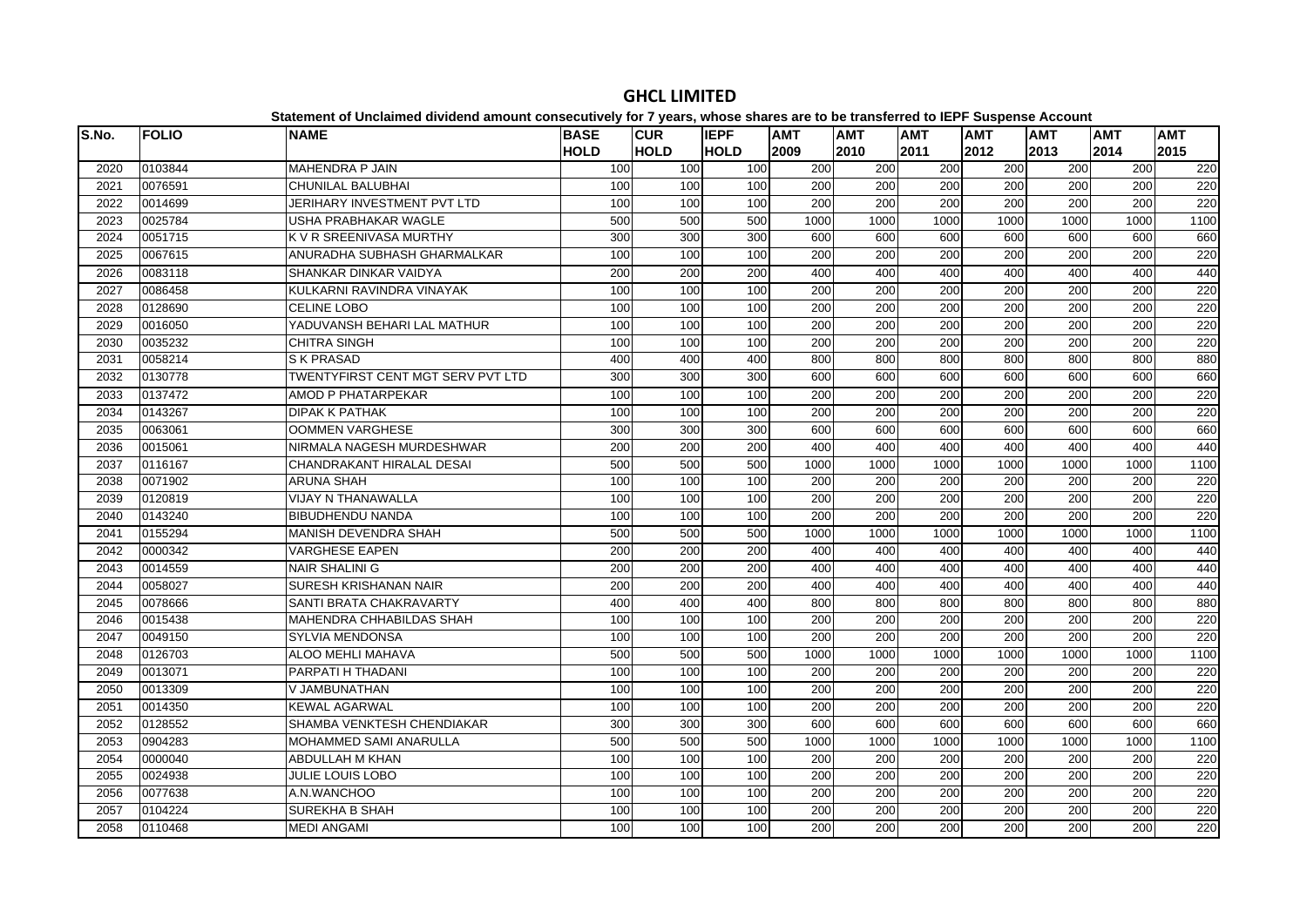# GHCL LIMITED

**Statement of Unclaimed dividend amount consecutively for 7 years, whose shares are to be transferred to IEPF Suspense Account**

| S.No. | FOLIO | NAME | BASE HOLD | CUR HOLD | IEPF HOLD | AMT 2009 | AMT 2010 | AMT 2011 | AMT 2012 | AMT 2013 | AMT 2014 | AMT 2015 |
|---|---|---|---|---|---|---|---|---|---|---|---|---|
| 2020 | 0103844 | MAHENDRA P JAIN | 100 | 100 | 100 | 200 | 200 | 200 | 200 | 200 | 200 | 220 |
| 2021 | 0076591 | CHUNILAL BALUBHAI | 100 | 100 | 100 | 200 | 200 | 200 | 200 | 200 | 200 | 220 |
| 2022 | 0014699 | JERIHARY INVESTMENT PVT LTD | 100 | 100 | 100 | 200 | 200 | 200 | 200 | 200 | 200 | 220 |
| 2023 | 0025784 | USHA PRABHAKAR WAGLE | 500 | 500 | 500 | 1000 | 1000 | 1000 | 1000 | 1000 | 1000 | 1100 |
| 2024 | 0051715 | K V R SREENIVASA MURTHY | 300 | 300 | 300 | 600 | 600 | 600 | 600 | 600 | 600 | 660 |
| 2025 | 0067615 | ANURADHA SUBHASH GHARMALKAR | 100 | 100 | 100 | 200 | 200 | 200 | 200 | 200 | 200 | 220 |
| 2026 | 0083118 | SHANKAR DINKAR VAIDYA | 200 | 200 | 200 | 400 | 400 | 400 | 400 | 400 | 400 | 440 |
| 2027 | 0086458 | KULKARNI RAVINDRA VINAYAK | 100 | 100 | 100 | 200 | 200 | 200 | 200 | 200 | 200 | 220 |
| 2028 | 0128690 | CELINE LOBO | 100 | 100 | 100 | 200 | 200 | 200 | 200 | 200 | 200 | 220 |
| 2029 | 0016050 | YADUVANSH BEHARI LAL MATHUR | 100 | 100 | 100 | 200 | 200 | 200 | 200 | 200 | 200 | 220 |
| 2030 | 0035232 | CHITRA SINGH | 100 | 100 | 100 | 200 | 200 | 200 | 200 | 200 | 200 | 220 |
| 2031 | 0058214 | S K PRASAD | 400 | 400 | 400 | 800 | 800 | 800 | 800 | 800 | 800 | 880 |
| 2032 | 0130778 | TWENTYFIRST CENT MGT SERV PVT LTD | 300 | 300 | 300 | 600 | 600 | 600 | 600 | 600 | 600 | 660 |
| 2033 | 0137472 | AMOD P PHATARPEKAR | 100 | 100 | 100 | 200 | 200 | 200 | 200 | 200 | 200 | 220 |
| 2034 | 0143267 | DIPAK K PATHAK | 100 | 100 | 100 | 200 | 200 | 200 | 200 | 200 | 200 | 220 |
| 2035 | 0063061 | OOMMEN VARGHESE | 300 | 300 | 300 | 600 | 600 | 600 | 600 | 600 | 600 | 660 |
| 2036 | 0015061 | NIRMALA NAGESH MURDESHWAR | 200 | 200 | 200 | 400 | 400 | 400 | 400 | 400 | 400 | 440 |
| 2037 | 0116167 | CHANDRAKANT HIRALAL DESAI | 500 | 500 | 500 | 1000 | 1000 | 1000 | 1000 | 1000 | 1000 | 1100 |
| 2038 | 0071902 | ARUNA SHAH | 100 | 100 | 100 | 200 | 200 | 200 | 200 | 200 | 200 | 220 |
| 2039 | 0120819 | VIJAY N THANAWALLA | 100 | 100 | 100 | 200 | 200 | 200 | 200 | 200 | 200 | 220 |
| 2040 | 0143240 | BIBUDHENDU NANDA | 100 | 100 | 100 | 200 | 200 | 200 | 200 | 200 | 200 | 220 |
| 2041 | 0155294 | MANISH DEVENDRA SHAH | 500 | 500 | 500 | 1000 | 1000 | 1000 | 1000 | 1000 | 1000 | 1100 |
| 2042 | 0000342 | VARGHESE EAPEN | 200 | 200 | 200 | 400 | 400 | 400 | 400 | 400 | 400 | 440 |
| 2043 | 0014559 | NAIR SHALINI G | 200 | 200 | 200 | 400 | 400 | 400 | 400 | 400 | 400 | 440 |
| 2044 | 0058027 | SURESH KRISHANAN NAIR | 200 | 200 | 200 | 400 | 400 | 400 | 400 | 400 | 400 | 440 |
| 2045 | 0078666 | SANTI BRATA CHAKRAVARTY | 400 | 400 | 400 | 800 | 800 | 800 | 800 | 800 | 800 | 880 |
| 2046 | 0015438 | MAHENDRA CHHABILDAS SHAH | 100 | 100 | 100 | 200 | 200 | 200 | 200 | 200 | 200 | 220 |
| 2047 | 0049150 | SYLVIA MENDONSA | 100 | 100 | 100 | 200 | 200 | 200 | 200 | 200 | 200 | 220 |
| 2048 | 0126703 | ALOO MEHLI MAHAVA | 500 | 500 | 500 | 1000 | 1000 | 1000 | 1000 | 1000 | 1000 | 1100 |
| 2049 | 0013071 | PARPATI H THADANI | 100 | 100 | 100 | 200 | 200 | 200 | 200 | 200 | 200 | 220 |
| 2050 | 0013309 | V JAMBUNATHAN | 100 | 100 | 100 | 200 | 200 | 200 | 200 | 200 | 200 | 220 |
| 2051 | 0014350 | KEWAL AGARWAL | 100 | 100 | 100 | 200 | 200 | 200 | 200 | 200 | 200 | 220 |
| 2052 | 0128552 | SHAMBA VENKTESH CHENDIAKAR | 300 | 300 | 300 | 600 | 600 | 600 | 600 | 600 | 600 | 660 |
| 2053 | 0904283 | MOHAMMED SAMI ANARULLA | 500 | 500 | 500 | 1000 | 1000 | 1000 | 1000 | 1000 | 1000 | 1100 |
| 2054 | 0000040 | ABDULLAH M KHAN | 100 | 100 | 100 | 200 | 200 | 200 | 200 | 200 | 200 | 220 |
| 2055 | 0024938 | JULIE LOUIS LOBO | 100 | 100 | 100 | 200 | 200 | 200 | 200 | 200 | 200 | 220 |
| 2056 | 0077638 | A.N.WANCHOO | 100 | 100 | 100 | 200 | 200 | 200 | 200 | 200 | 200 | 220 |
| 2057 | 0104224 | SUREKHA B SHAH | 100 | 100 | 100 | 200 | 200 | 200 | 200 | 200 | 200 | 220 |
| 2058 | 0110468 | MEDI ANGAMI | 100 | 100 | 100 | 200 | 200 | 200 | 200 | 200 | 200 | 220 |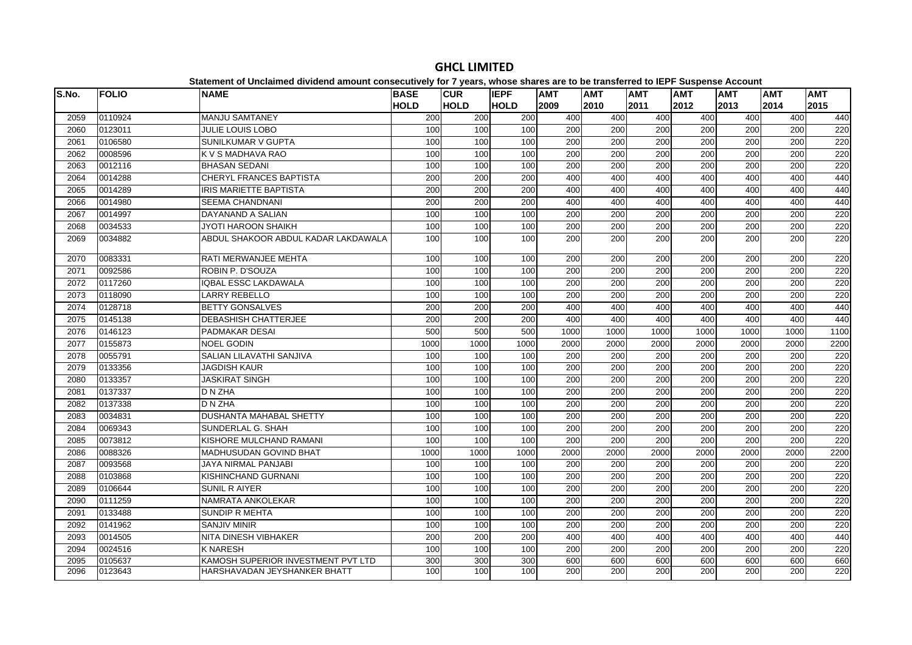# GHCL LIMITED

**Statement of Unclaimed dividend amount consecutively for 7 years, whose shares are to be transferred to IEPF Suspense Account**

| S.No. | FOLIO | NAME | BASE HOLD | CUR HOLD | IEPF HOLD | AMT 2009 | AMT 2010 | AMT 2011 | AMT 2012 | AMT 2013 | AMT 2014 | AMT 2015 |
|---|---|---|---|---|---|---|---|---|---|---|---|---|
| 2059 | 0110924 | MANJU SAMTANEY | 200 | 200 | 200 | 400 | 400 | 400 | 400 | 400 | 400 | 440 |
| 2060 | 0123011 | JULIE LOUIS LOBO | 100 | 100 | 100 | 200 | 200 | 200 | 200 | 200 | 200 | 220 |
| 2061 | 0106580 | SUNILKUMAR V GUPTA | 100 | 100 | 100 | 200 | 200 | 200 | 200 | 200 | 200 | 220 |
| 2062 | 0008596 | K V S MADHAVA RAO | 100 | 100 | 100 | 200 | 200 | 200 | 200 | 200 | 200 | 220 |
| 2063 | 0012116 | BHASAN SEDANI | 100 | 100 | 100 | 200 | 200 | 200 | 200 | 200 | 200 | 220 |
| 2064 | 0014288 | CHERYL FRANCES BAPTISTA | 200 | 200 | 200 | 400 | 400 | 400 | 400 | 400 | 400 | 440 |
| 2065 | 0014289 | IRIS MARIETTE BAPTISTA | 200 | 200 | 200 | 400 | 400 | 400 | 400 | 400 | 400 | 440 |
| 2066 | 0014980 | SEEMA CHANDNANI | 200 | 200 | 200 | 400 | 400 | 400 | 400 | 400 | 400 | 440 |
| 2067 | 0014997 | DAYANAND A SALIAN | 100 | 100 | 100 | 200 | 200 | 200 | 200 | 200 | 200 | 220 |
| 2068 | 0034533 | JYOTI HAROON SHAIKH | 100 | 100 | 100 | 200 | 200 | 200 | 200 | 200 | 200 | 220 |
| 2069 | 0034882 | ABDUL SHAKOOR ABDUL KADAR LAKDAWALA | 100 | 100 | 100 | 200 | 200 | 200 | 200 | 200 | 200 | 220 |
| 2070 | 0083331 | RATI MERWANJEE MEHTA | 100 | 100 | 100 | 200 | 200 | 200 | 200 | 200 | 200 | 220 |
| 2071 | 0092586 | ROBIN P. D'SOUZA | 100 | 100 | 100 | 200 | 200 | 200 | 200 | 200 | 200 | 220 |
| 2072 | 0117260 | IQBAL ESSC LAKDAWALA | 100 | 100 | 100 | 200 | 200 | 200 | 200 | 200 | 200 | 220 |
| 2073 | 0118090 | LARRY REBELLO | 100 | 100 | 100 | 200 | 200 | 200 | 200 | 200 | 200 | 220 |
| 2074 | 0128718 | BETTY GONSALVES | 200 | 200 | 200 | 400 | 400 | 400 | 400 | 400 | 400 | 440 |
| 2075 | 0145138 | DEBASHISH CHATTERJEE | 200 | 200 | 200 | 400 | 400 | 400 | 400 | 400 | 400 | 440 |
| 2076 | 0146123 | PADMAKAR DESAI | 500 | 500 | 500 | 1000 | 1000 | 1000 | 1000 | 1000 | 1000 | 1100 |
| 2077 | 0155873 | NOEL GODIN | 1000 | 1000 | 1000 | 2000 | 2000 | 2000 | 2000 | 2000 | 2000 | 2200 |
| 2078 | 0055791 | SALIAN LILAVATHI SANJIVA | 100 | 100 | 100 | 200 | 200 | 200 | 200 | 200 | 200 | 220 |
| 2079 | 0133356 | JAGDISH KAUR | 100 | 100 | 100 | 200 | 200 | 200 | 200 | 200 | 200 | 220 |
| 2080 | 0133357 | JASKIRAT SINGH | 100 | 100 | 100 | 200 | 200 | 200 | 200 | 200 | 200 | 220 |
| 2081 | 0137337 | D N ZHA | 100 | 100 | 100 | 200 | 200 | 200 | 200 | 200 | 200 | 220 |
| 2082 | 0137338 | D N ZHA | 100 | 100 | 100 | 200 | 200 | 200 | 200 | 200 | 200 | 220 |
| 2083 | 0034831 | DUSHANTA MAHABAL SHETTY | 100 | 100 | 100 | 200 | 200 | 200 | 200 | 200 | 200 | 220 |
| 2084 | 0069343 | SUNDERLAL G. SHAH | 100 | 100 | 100 | 200 | 200 | 200 | 200 | 200 | 200 | 220 |
| 2085 | 0073812 | KISHORE MULCHAND RAMANI | 100 | 100 | 100 | 200 | 200 | 200 | 200 | 200 | 200 | 220 |
| 2086 | 0088326 | MADHUSUDAN GOVIND BHAT | 1000 | 1000 | 1000 | 2000 | 2000 | 2000 | 2000 | 2000 | 2000 | 2200 |
| 2087 | 0093568 | JAYA NIRMAL PANJABI | 100 | 100 | 100 | 200 | 200 | 200 | 200 | 200 | 200 | 220 |
| 2088 | 0103868 | KISHINCHAND GURNANI | 100 | 100 | 100 | 200 | 200 | 200 | 200 | 200 | 200 | 220 |
| 2089 | 0106644 | SUNIL R AIYER | 100 | 100 | 100 | 200 | 200 | 200 | 200 | 200 | 200 | 220 |
| 2090 | 0111259 | NAMRATA ANKOLEKAR | 100 | 100 | 100 | 200 | 200 | 200 | 200 | 200 | 200 | 220 |
| 2091 | 0133488 | SUNDIP R MEHTA | 100 | 100 | 100 | 200 | 200 | 200 | 200 | 200 | 200 | 220 |
| 2092 | 0141962 | SANJIV MINIR | 100 | 100 | 100 | 200 | 200 | 200 | 200 | 200 | 200 | 220 |
| 2093 | 0014505 | NITA DINESH VIBHAKER | 200 | 200 | 200 | 400 | 400 | 400 | 400 | 400 | 400 | 440 |
| 2094 | 0024516 | K NARESH | 100 | 100 | 100 | 200 | 200 | 200 | 200 | 200 | 200 | 220 |
| 2095 | 0105637 | KAMOSH SUPERIOR INVESTMENT PVT LTD | 300 | 300 | 300 | 600 | 600 | 600 | 600 | 600 | 600 | 660 |
| 2096 | 0123643 | HARSHAVADAN JEYSHANKER BHATT | 100 | 100 | 100 | 200 | 200 | 200 | 200 | 200 | 200 | 220 |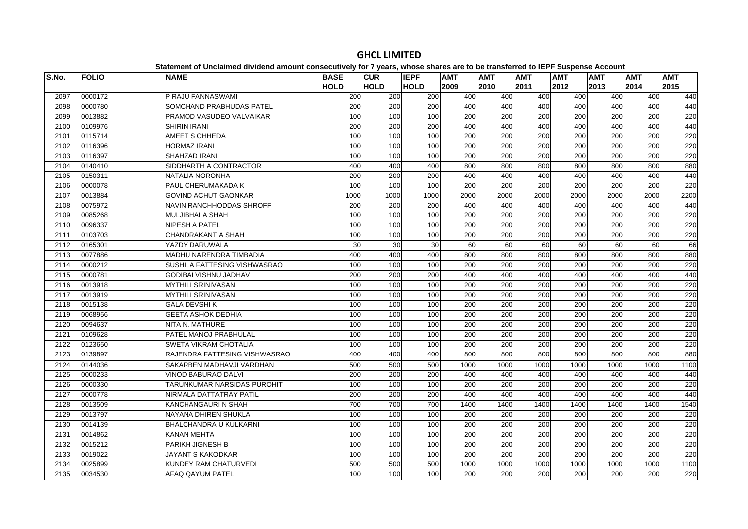# GHCL LIMITED

**Statement of Unclaimed dividend amount consecutively for 7 years, whose shares are to be transferred to IEPF Suspense Account**

| S.No. | FOLIO | NAME | BASE HOLD | CUR HOLD | IEPF HOLD | AMT 2009 | AMT 2010 | AMT 2011 | AMT 2012 | AMT 2013 | AMT 2014 | AMT 2015 |
|---|---|---|---|---|---|---|---|---|---|---|---|---|
| 2097 | 0000172 | P RAJU FANNASWAMI | 200 | 200 | 200 | 400 | 400 | 400 | 400 | 400 | 400 | 440 |
| 2098 | 0000780 | SOMCHAND PRABHUDAS PATEL | 200 | 200 | 200 | 400 | 400 | 400 | 400 | 400 | 400 | 440 |
| 2099 | 0013882 | PRAMOD VASUDEO VALVAIKAR | 100 | 100 | 100 | 200 | 200 | 200 | 200 | 200 | 200 | 220 |
| 2100 | 0109976 | SHIRIN IRANI | 200 | 200 | 200 | 400 | 400 | 400 | 400 | 400 | 400 | 440 |
| 2101 | 0115714 | AMEET S CHHEDA | 100 | 100 | 100 | 200 | 200 | 200 | 200 | 200 | 200 | 220 |
| 2102 | 0116396 | HORMAZ IRANI | 100 | 100 | 100 | 200 | 200 | 200 | 200 | 200 | 200 | 220 |
| 2103 | 0116397 | SHAHZAD IRANI | 100 | 100 | 100 | 200 | 200 | 200 | 200 | 200 | 200 | 220 |
| 2104 | 0140410 | SIDDHARTH A CONTRACTOR | 400 | 400 | 400 | 800 | 800 | 800 | 800 | 800 | 800 | 880 |
| 2105 | 0150311 | NATALIA NORONHA | 200 | 200 | 200 | 400 | 400 | 400 | 400 | 400 | 400 | 440 |
| 2106 | 0000078 | PAUL CHERUMAKADA K | 100 | 100 | 100 | 200 | 200 | 200 | 200 | 200 | 200 | 220 |
| 2107 | 0013884 | GOVIND ACHUT GAONKAR | 1000 | 1000 | 1000 | 2000 | 2000 | 2000 | 2000 | 2000 | 2000 | 2200 |
| 2108 | 0075972 | NAVIN RANCHHODDAS SHROFF | 200 | 200 | 200 | 400 | 400 | 400 | 400 | 400 | 400 | 440 |
| 2109 | 0085268 | MULJIBHAI A SHAH | 100 | 100 | 100 | 200 | 200 | 200 | 200 | 200 | 200 | 220 |
| 2110 | 0096337 | NIPESH A PATEL | 100 | 100 | 100 | 200 | 200 | 200 | 200 | 200 | 200 | 220 |
| 2111 | 0103703 | CHANDRAKANT A SHAH | 100 | 100 | 100 | 200 | 200 | 200 | 200 | 200 | 200 | 220 |
| 2112 | 0165301 | YAZDY DARUWALA | 30 | 30 | 30 | 60 | 60 | 60 | 60 | 60 | 60 | 66 |
| 2113 | 0077886 | MADHU NARENDRA TIMBADIA | 400 | 400 | 400 | 800 | 800 | 800 | 800 | 800 | 800 | 880 |
| 2114 | 0000212 | SUSHILA FATTESING VISHWASRAO | 100 | 100 | 100 | 200 | 200 | 200 | 200 | 200 | 200 | 220 |
| 2115 | 0000781 | GODIBAI VISHNU JADHAV | 200 | 200 | 200 | 400 | 400 | 400 | 400 | 400 | 400 | 440 |
| 2116 | 0013918 | MYTHILI SRINIVASAN | 100 | 100 | 100 | 200 | 200 | 200 | 200 | 200 | 200 | 220 |
| 2117 | 0013919 | MYTHILI SRINIVASAN | 100 | 100 | 100 | 200 | 200 | 200 | 200 | 200 | 200 | 220 |
| 2118 | 0015138 | GALA DEVSHI K | 100 | 100 | 100 | 200 | 200 | 200 | 200 | 200 | 200 | 220 |
| 2119 | 0068956 | GEETA ASHOK DEDHIA | 100 | 100 | 100 | 200 | 200 | 200 | 200 | 200 | 200 | 220 |
| 2120 | 0094637 | NITA N. MATHURE | 100 | 100 | 100 | 200 | 200 | 200 | 200 | 200 | 200 | 220 |
| 2121 | 0109628 | PATEL MANOJ PRABHULAL | 100 | 100 | 100 | 200 | 200 | 200 | 200 | 200 | 200 | 220 |
| 2122 | 0123650 | SWETA VIKRAM CHOTALIA | 100 | 100 | 100 | 200 | 200 | 200 | 200 | 200 | 200 | 220 |
| 2123 | 0139897 | RAJENDRA FATTESING VISHWASRAO | 400 | 400 | 400 | 800 | 800 | 800 | 800 | 800 | 800 | 880 |
| 2124 | 0144036 | SAKARBEN MADHAVJI VARDHAN | 500 | 500 | 500 | 1000 | 1000 | 1000 | 1000 | 1000 | 1000 | 1100 |
| 2125 | 0000233 | VINOD BABURAO DALVI | 200 | 200 | 200 | 400 | 400 | 400 | 400 | 400 | 400 | 440 |
| 2126 | 0000330 | TARUNKUMAR NARSIDAS PUROHIT | 100 | 100 | 100 | 200 | 200 | 200 | 200 | 200 | 200 | 220 |
| 2127 | 0000778 | NIRMALA DATTATRAY PATIL | 200 | 200 | 200 | 400 | 400 | 400 | 400 | 400 | 400 | 440 |
| 2128 | 0013509 | KANCHANGAURI N SHAH | 700 | 700 | 700 | 1400 | 1400 | 1400 | 1400 | 1400 | 1400 | 1540 |
| 2129 | 0013797 | NAYANA DHIREN SHUKLA | 100 | 100 | 100 | 200 | 200 | 200 | 200 | 200 | 200 | 220 |
| 2130 | 0014139 | BHALCHANDRA U KULKARNI | 100 | 100 | 100 | 200 | 200 | 200 | 200 | 200 | 200 | 220 |
| 2131 | 0014862 | KANAN MEHTA | 100 | 100 | 100 | 200 | 200 | 200 | 200 | 200 | 200 | 220 |
| 2132 | 0015212 | PARIKH JIGNESH B | 100 | 100 | 100 | 200 | 200 | 200 | 200 | 200 | 200 | 220 |
| 2133 | 0019022 | JAYANT S KAKODKAR | 100 | 100 | 100 | 200 | 200 | 200 | 200 | 200 | 200 | 220 |
| 2134 | 0025899 | KUNDEY RAM CHATURVEDI | 500 | 500 | 500 | 1000 | 1000 | 1000 | 1000 | 1000 | 1000 | 1100 |
| 2135 | 0034530 | AFAQ QAYUM PATEL | 100 | 100 | 100 | 200 | 200 | 200 | 200 | 200 | 200 | 220 |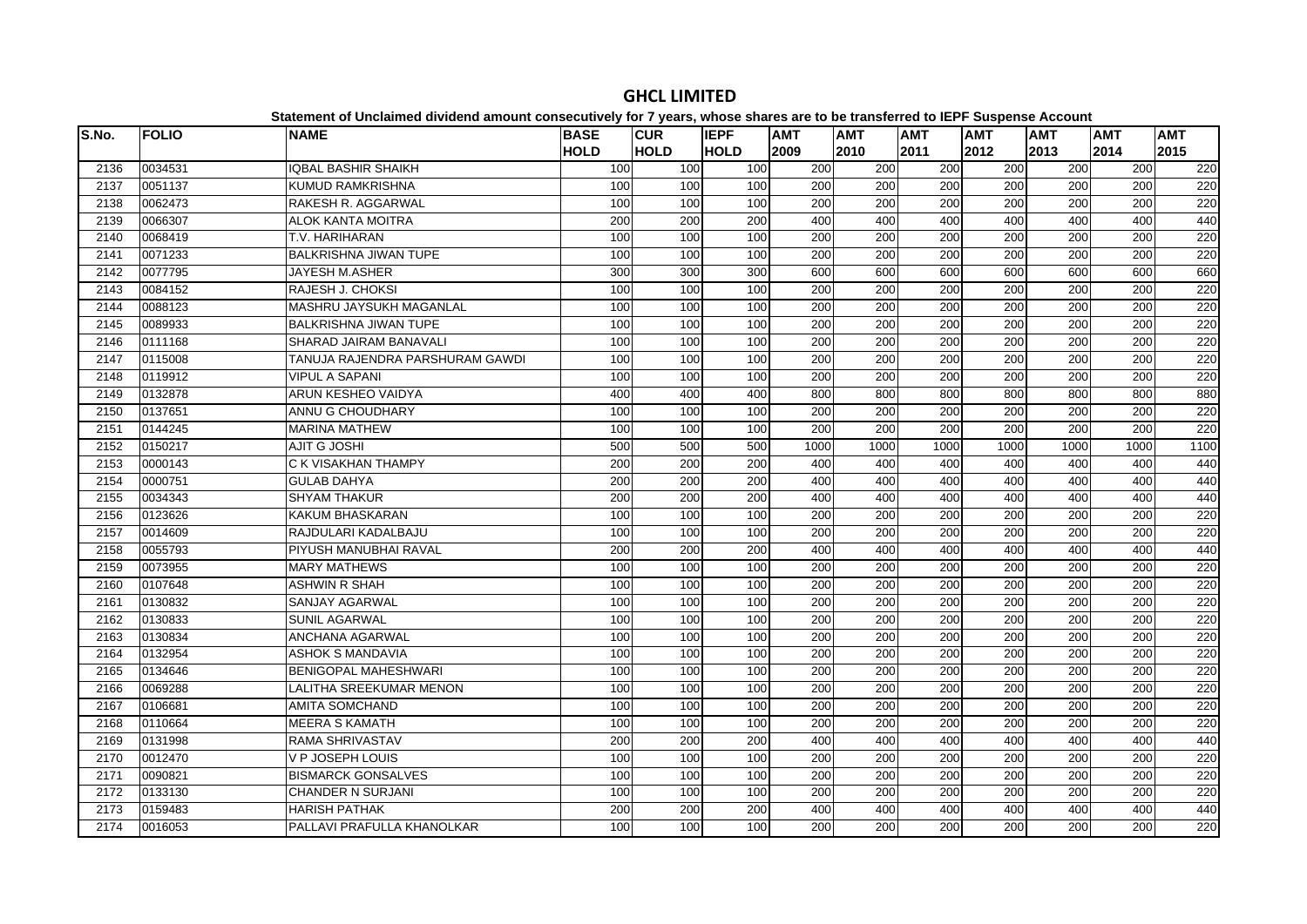# GHCL LIMITED

**Statement of Unclaimed dividend amount consecutively for 7 years, whose shares are to be transferred to IEPF Suspense Account**

| S.No. | FOLIO | NAME | BASE HOLD | CUR HOLD | IEPF HOLD | AMT 2009 | AMT 2010 | AMT 2011 | AMT 2012 | AMT 2013 | AMT 2014 | AMT 2015 |
|---|---|---|---|---|---|---|---|---|---|---|---|---|
| 2136 | 0034531 | IQBAL BASHIR SHAIKH | 100 | 100 | 100 | 200 | 200 | 200 | 200 | 200 | 200 | 220 |
| 2137 | 0051137 | KUMUD RAMKRISHNA | 100 | 100 | 100 | 200 | 200 | 200 | 200 | 200 | 200 | 220 |
| 2138 | 0062473 | RAKESH R. AGGARWAL | 100 | 100 | 100 | 200 | 200 | 200 | 200 | 200 | 200 | 220 |
| 2139 | 0066307 | ALOK KANTA MOITRA | 200 | 200 | 200 | 400 | 400 | 400 | 400 | 400 | 400 | 440 |
| 2140 | 0068419 | T.V. HARIHARAN | 100 | 100 | 100 | 200 | 200 | 200 | 200 | 200 | 200 | 220 |
| 2141 | 0071233 | BALKRISHNA JIWAN TUPE | 100 | 100 | 100 | 200 | 200 | 200 | 200 | 200 | 200 | 220 |
| 2142 | 0077795 | JAYESH M.ASHER | 300 | 300 | 300 | 600 | 600 | 600 | 600 | 600 | 600 | 660 |
| 2143 | 0084152 | RAJESH J. CHOKSI | 100 | 100 | 100 | 200 | 200 | 200 | 200 | 200 | 200 | 220 |
| 2144 | 0088123 | MASHRU JAYSUKH MAGANLAL | 100 | 100 | 100 | 200 | 200 | 200 | 200 | 200 | 200 | 220 |
| 2145 | 0089933 | BALKRISHNA JIWAN TUPE | 100 | 100 | 100 | 200 | 200 | 200 | 200 | 200 | 200 | 220 |
| 2146 | 0111168 | SHARAD JAIRAM BANAVALI | 100 | 100 | 100 | 200 | 200 | 200 | 200 | 200 | 200 | 220 |
| 2147 | 0115008 | TANUJA RAJENDRA PARSHURAM GAWDI | 100 | 100 | 100 | 200 | 200 | 200 | 200 | 200 | 200 | 220 |
| 2148 | 0119912 | VIPUL A SAPANI | 100 | 100 | 100 | 200 | 200 | 200 | 200 | 200 | 200 | 220 |
| 2149 | 0132878 | ARUN KESHEO VAIDYA | 400 | 400 | 400 | 800 | 800 | 800 | 800 | 800 | 800 | 880 |
| 2150 | 0137651 | ANNU G CHOUDHARY | 100 | 100 | 100 | 200 | 200 | 200 | 200 | 200 | 200 | 220 |
| 2151 | 0144245 | MARINA MATHEW | 100 | 100 | 100 | 200 | 200 | 200 | 200 | 200 | 200 | 220 |
| 2152 | 0150217 | AJIT G JOSHI | 500 | 500 | 500 | 1000 | 1000 | 1000 | 1000 | 1000 | 1000 | 1100 |
| 2153 | 0000143 | C K VISAKHAN THAMPY | 200 | 200 | 200 | 400 | 400 | 400 | 400 | 400 | 400 | 440 |
| 2154 | 0000751 | GULAB DAHYA | 200 | 200 | 200 | 400 | 400 | 400 | 400 | 400 | 400 | 440 |
| 2155 | 0034343 | SHYAM THAKUR | 200 | 200 | 200 | 400 | 400 | 400 | 400 | 400 | 400 | 440 |
| 2156 | 0123626 | KAKUM BHASKARAN | 100 | 100 | 100 | 200 | 200 | 200 | 200 | 200 | 200 | 220 |
| 2157 | 0014609 | RAJDULARI KADALBAJU | 100 | 100 | 100 | 200 | 200 | 200 | 200 | 200 | 200 | 220 |
| 2158 | 0055793 | PIYUSH MANUBHAI RAVAL | 200 | 200 | 200 | 400 | 400 | 400 | 400 | 400 | 400 | 440 |
| 2159 | 0073955 | MARY MATHEWS | 100 | 100 | 100 | 200 | 200 | 200 | 200 | 200 | 200 | 220 |
| 2160 | 0107648 | ASHWIN R SHAH | 100 | 100 | 100 | 200 | 200 | 200 | 200 | 200 | 200 | 220 |
| 2161 | 0130832 | SANJAY AGARWAL | 100 | 100 | 100 | 200 | 200 | 200 | 200 | 200 | 200 | 220 |
| 2162 | 0130833 | SUNIL AGARWAL | 100 | 100 | 100 | 200 | 200 | 200 | 200 | 200 | 200 | 220 |
| 2163 | 0130834 | ANCHANA AGARWAL | 100 | 100 | 100 | 200 | 200 | 200 | 200 | 200 | 200 | 220 |
| 2164 | 0132954 | ASHOK S MANDAVIA | 100 | 100 | 100 | 200 | 200 | 200 | 200 | 200 | 200 | 220 |
| 2165 | 0134646 | BENIGOPAL MAHESHWARI | 100 | 100 | 100 | 200 | 200 | 200 | 200 | 200 | 200 | 220 |
| 2166 | 0069288 | LALITHA SREEKUMAR MENON | 100 | 100 | 100 | 200 | 200 | 200 | 200 | 200 | 200 | 220 |
| 2167 | 0106681 | AMITA SOMCHAND | 100 | 100 | 100 | 200 | 200 | 200 | 200 | 200 | 200 | 220 |
| 2168 | 0110664 | MEERA S KAMATH | 100 | 100 | 100 | 200 | 200 | 200 | 200 | 200 | 200 | 220 |
| 2169 | 0131998 | RAMA SHRIVASTAV | 200 | 200 | 200 | 400 | 400 | 400 | 400 | 400 | 400 | 440 |
| 2170 | 0012470 | V P JOSEPH LOUIS | 100 | 100 | 100 | 200 | 200 | 200 | 200 | 200 | 200 | 220 |
| 2171 | 0090821 | BISMARCK GONSALVES | 100 | 100 | 100 | 200 | 200 | 200 | 200 | 200 | 200 | 220 |
| 2172 | 0133130 | CHANDER N SURJANI | 100 | 100 | 100 | 200 | 200 | 200 | 200 | 200 | 200 | 220 |
| 2173 | 0159483 | HARISH PATHAK | 200 | 200 | 200 | 400 | 400 | 400 | 400 | 400 | 400 | 440 |
| 2174 | 0016053 | PALLAVI PRAFULLA KHANOLKAR | 100 | 100 | 100 | 200 | 200 | 200 | 200 | 200 | 200 | 220 |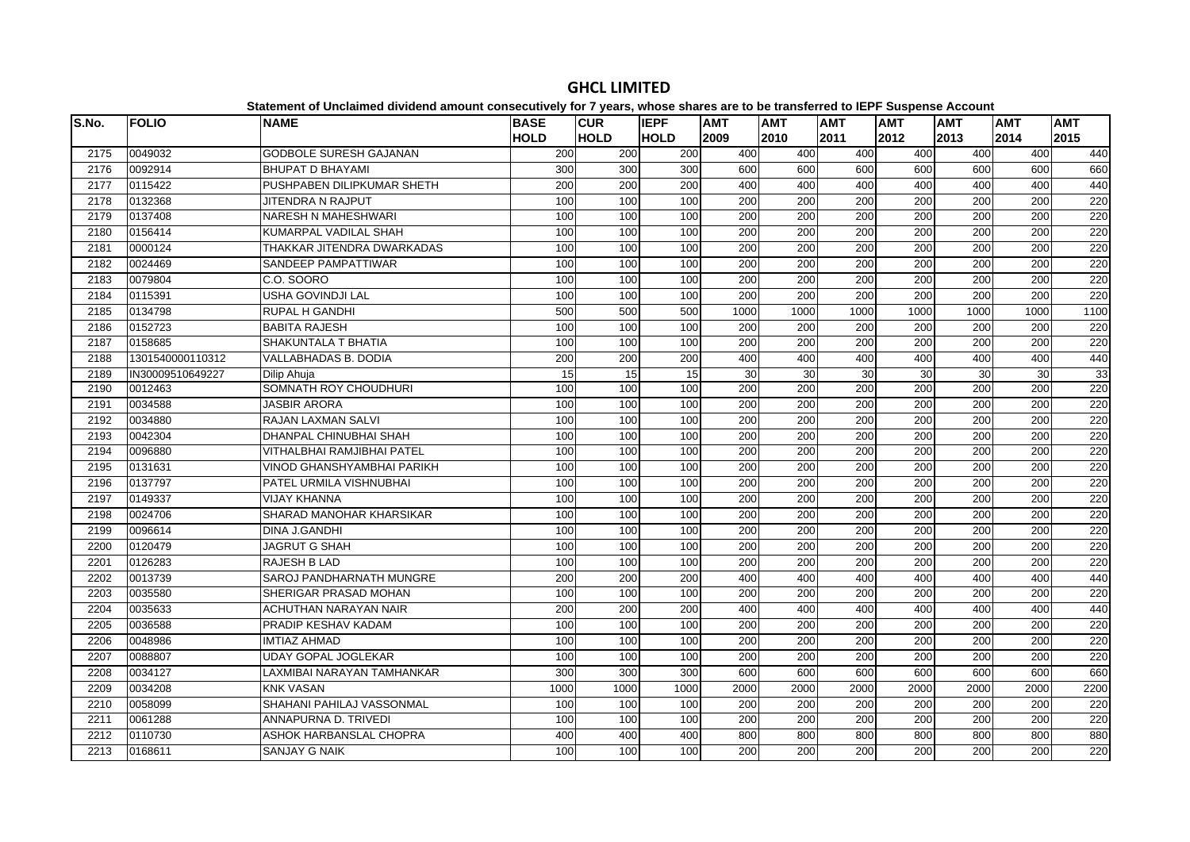# GHCL LIMITED

**Statement of Unclaimed dividend amount consecutively for 7 years, whose shares are to be transferred to IEPF Suspense Account**

| S.No. | FOLIO | NAME | BASE HOLD | CUR HOLD | IEPF HOLD | AMT 2009 | AMT 2010 | AMT 2011 | AMT 2012 | AMT 2013 | AMT 2014 | AMT 2015 |
|---|---|---|---|---|---|---|---|---|---|---|---|---|
| 2175 | 0049032 | GODBOLE SURESH GAJANAN | 200 | 200 | 200 | 400 | 400 | 400 | 400 | 400 | 400 | 440 |
| 2176 | 0092914 | BHUPAT D BHAYAMI | 300 | 300 | 300 | 600 | 600 | 600 | 600 | 600 | 600 | 660 |
| 2177 | 0115422 | PUSHPABEN DILIPKUMAR SHETH | 200 | 200 | 200 | 400 | 400 | 400 | 400 | 400 | 400 | 440 |
| 2178 | 0132368 | JITENDRA N RAJPUT | 100 | 100 | 100 | 200 | 200 | 200 | 200 | 200 | 200 | 220 |
| 2179 | 0137408 | NARESH N MAHESHWARI | 100 | 100 | 100 | 200 | 200 | 200 | 200 | 200 | 200 | 220 |
| 2180 | 0156414 | KUMARPAL VADILAL SHAH | 100 | 100 | 100 | 200 | 200 | 200 | 200 | 200 | 200 | 220 |
| 2181 | 0000124 | THAKKAR JITENDRA DWARKADAS | 100 | 100 | 100 | 200 | 200 | 200 | 200 | 200 | 200 | 220 |
| 2182 | 0024469 | SANDEEP PAMPATTIWAR | 100 | 100 | 100 | 200 | 200 | 200 | 200 | 200 | 200 | 220 |
| 2183 | 0079804 | C.O. SOORO | 100 | 100 | 100 | 200 | 200 | 200 | 200 | 200 | 200 | 220 |
| 2184 | 0115391 | USHA GOVINDJI LAL | 100 | 100 | 100 | 200 | 200 | 200 | 200 | 200 | 200 | 220 |
| 2185 | 0134798 | RUPAL H GANDHI | 500 | 500 | 500 | 1000 | 1000 | 1000 | 1000 | 1000 | 1000 | 1100 |
| 2186 | 0152723 | BABITA RAJESH | 100 | 100 | 100 | 200 | 200 | 200 | 200 | 200 | 200 | 220 |
| 2187 | 0158685 | SHAKUNTALA T BHATIA | 100 | 100 | 100 | 200 | 200 | 200 | 200 | 200 | 200 | 220 |
| 2188 | 1301540000110312 | VALLABHADAS B. DODIA | 200 | 200 | 200 | 400 | 400 | 400 | 400 | 400 | 400 | 440 |
| 2189 | IN30009510649227 | Dilip Ahuja | 15 | 15 | 15 | 30 | 30 | 30 | 30 | 30 | 30 | 33 |
| 2190 | 0012463 | SOMNATH ROY CHOUDHURI | 100 | 100 | 100 | 200 | 200 | 200 | 200 | 200 | 200 | 220 |
| 2191 | 0034588 | JASBIR ARORA | 100 | 100 | 100 | 200 | 200 | 200 | 200 | 200 | 200 | 220 |
| 2192 | 0034880 | RAJAN LAXMAN SALVI | 100 | 100 | 100 | 200 | 200 | 200 | 200 | 200 | 200 | 220 |
| 2193 | 0042304 | DHANPAL CHINUBHAI SHAH | 100 | 100 | 100 | 200 | 200 | 200 | 200 | 200 | 200 | 220 |
| 2194 | 0096880 | VITHALBHAI RAMJIBHAI PATEL | 100 | 100 | 100 | 200 | 200 | 200 | 200 | 200 | 200 | 220 |
| 2195 | 0131631 | VINOD GHANSHYAMBHAI PARIKH | 100 | 100 | 100 | 200 | 200 | 200 | 200 | 200 | 200 | 220 |
| 2196 | 0137797 | PATEL URMILA VISHNUBHAI | 100 | 100 | 100 | 200 | 200 | 200 | 200 | 200 | 200 | 220 |
| 2197 | 0149337 | VIJAY KHANNA | 100 | 100 | 100 | 200 | 200 | 200 | 200 | 200 | 200 | 220 |
| 2198 | 0024706 | SHARAD MANOHAR KHARSIKAR | 100 | 100 | 100 | 200 | 200 | 200 | 200 | 200 | 200 | 220 |
| 2199 | 0096614 | DINA J.GANDHI | 100 | 100 | 100 | 200 | 200 | 200 | 200 | 200 | 200 | 220 |
| 2200 | 0120479 | JAGRUT G SHAH | 100 | 100 | 100 | 200 | 200 | 200 | 200 | 200 | 200 | 220 |
| 2201 | 0126283 | RAJESH B LAD | 100 | 100 | 100 | 200 | 200 | 200 | 200 | 200 | 200 | 220 |
| 2202 | 0013739 | SAROJ PANDHARNATH MUNGRE | 200 | 200 | 200 | 400 | 400 | 400 | 400 | 400 | 400 | 440 |
| 2203 | 0035580 | SHERIGAR PRASAD MOHAN | 100 | 100 | 100 | 200 | 200 | 200 | 200 | 200 | 200 | 220 |
| 2204 | 0035633 | ACHUTHAN NARAYAN NAIR | 200 | 200 | 200 | 400 | 400 | 400 | 400 | 400 | 400 | 440 |
| 2205 | 0036588 | PRADIP KESHAV KADAM | 100 | 100 | 100 | 200 | 200 | 200 | 200 | 200 | 200 | 220 |
| 2206 | 0048986 | IMTIAZ AHMAD | 100 | 100 | 100 | 200 | 200 | 200 | 200 | 200 | 200 | 220 |
| 2207 | 0088807 | UDAY GOPAL JOGLEKAR | 100 | 100 | 100 | 200 | 200 | 200 | 200 | 200 | 200 | 220 |
| 2208 | 0034127 | LAXMIBAI NARAYAN TAMHANKAR | 300 | 300 | 300 | 600 | 600 | 600 | 600 | 600 | 600 | 660 |
| 2209 | 0034208 | KNK VASAN | 1000 | 1000 | 1000 | 2000 | 2000 | 2000 | 2000 | 2000 | 2000 | 2200 |
| 2210 | 0058099 | SHAHANI PAHILAJ VASSONMAL | 100 | 100 | 100 | 200 | 200 | 200 | 200 | 200 | 200 | 220 |
| 2211 | 0061288 | ANNAPURNA D. TRIVEDI | 100 | 100 | 100 | 200 | 200 | 200 | 200 | 200 | 200 | 220 |
| 2212 | 0110730 | ASHOK HARBANSLAL CHOPRA | 400 | 400 | 400 | 800 | 800 | 800 | 800 | 800 | 800 | 880 |
| 2213 | 0168611 | SANJAY G NAIK | 100 | 100 | 100 | 200 | 200 | 200 | 200 | 200 | 200 | 220 |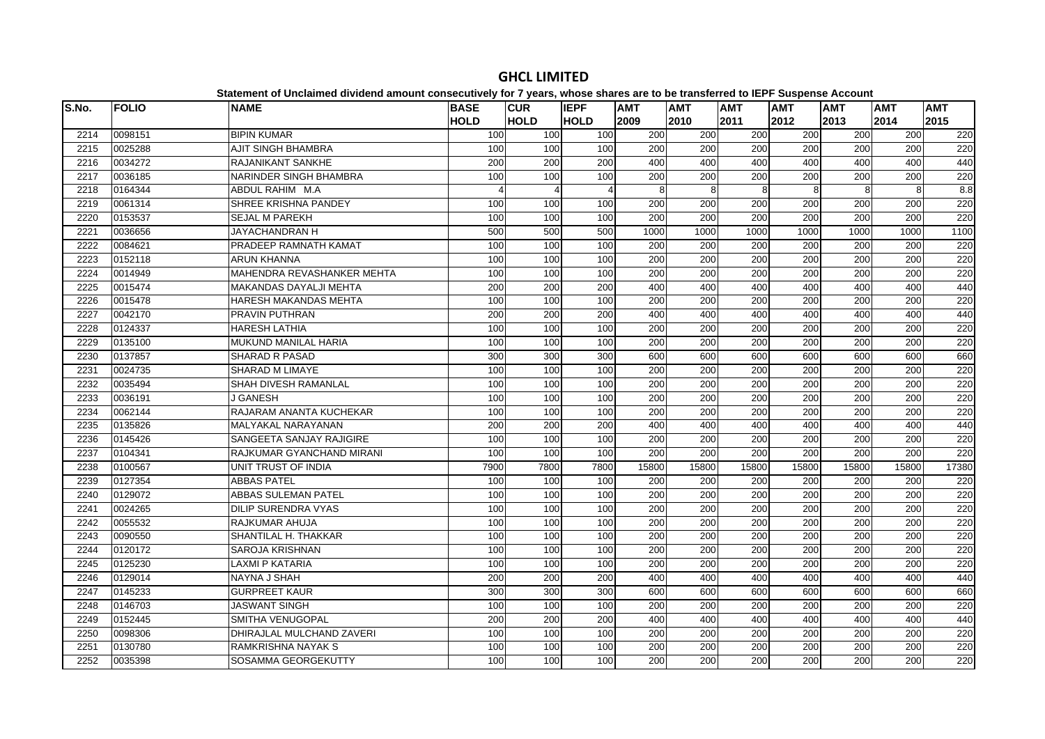# GHCL LIMITED

**Statement of Unclaimed dividend amount consecutively for 7 years, whose shares are to be transferred to IEPF Suspense Account**

| S.No. | FOLIO | NAME | BASE HOLD | CUR HOLD | IEPF HOLD | AMT 2009 | AMT 2010 | AMT 2011 | AMT 2012 | AMT 2013 | AMT 2014 | AMT 2015 |
|---|---|---|---|---|---|---|---|---|---|---|---|---|
| 2214 | 0098151 | BIPIN KUMAR | 100 | 100 | 100 | 200 | 200 | 200 | 200 | 200 | 200 | 220 |
| 2215 | 0025288 | AJIT SINGH BHAMBRA | 100 | 100 | 100 | 200 | 200 | 200 | 200 | 200 | 200 | 220 |
| 2216 | 0034272 | RAJANIKANT SANKHE | 200 | 200 | 200 | 400 | 400 | 400 | 400 | 400 | 400 | 440 |
| 2217 | 0036185 | NARINDER SINGH BHAMBRA | 100 | 100 | 100 | 200 | 200 | 200 | 200 | 200 | 200 | 220 |
| 2218 | 0164344 | ABDUL RAHIM M.A | 4 | 4 | 4 | 8 | 8 | 8 | 8 | 8 | 8 | 8.8 |
| 2219 | 0061314 | SHREE KRISHNA PANDEY | 100 | 100 | 100 | 200 | 200 | 200 | 200 | 200 | 200 | 220 |
| 2220 | 0153537 | SEJAL M PAREKH | 100 | 100 | 100 | 200 | 200 | 200 | 200 | 200 | 200 | 220 |
| 2221 | 0036656 | JAYACHANDRAN H | 500 | 500 | 500 | 1000 | 1000 | 1000 | 1000 | 1000 | 1000 | 1100 |
| 2222 | 0084621 | PRADEEP RAMNATH KAMAT | 100 | 100 | 100 | 200 | 200 | 200 | 200 | 200 | 200 | 220 |
| 2223 | 0152118 | ARUN KHANNA | 100 | 100 | 100 | 200 | 200 | 200 | 200 | 200 | 200 | 220 |
| 2224 | 0014949 | MAHENDRA REVASHANKER MEHTA | 100 | 100 | 100 | 200 | 200 | 200 | 200 | 200 | 200 | 220 |
| 2225 | 0015474 | MAKANDAS DAYALJI MEHTA | 200 | 200 | 200 | 400 | 400 | 400 | 400 | 400 | 400 | 440 |
| 2226 | 0015478 | HARESH MAKANDAS MEHTA | 100 | 100 | 100 | 200 | 200 | 200 | 200 | 200 | 200 | 220 |
| 2227 | 0042170 | PRAVIN PUTHRAN | 200 | 200 | 200 | 400 | 400 | 400 | 400 | 400 | 400 | 440 |
| 2228 | 0124337 | HARESH LATHIA | 100 | 100 | 100 | 200 | 200 | 200 | 200 | 200 | 200 | 220 |
| 2229 | 0135100 | MUKUND MANILAL HARIA | 100 | 100 | 100 | 200 | 200 | 200 | 200 | 200 | 200 | 220 |
| 2230 | 0137857 | SHARAD R PASAD | 300 | 300 | 300 | 600 | 600 | 600 | 600 | 600 | 600 | 660 |
| 2231 | 0024735 | SHARAD M LIMAYE | 100 | 100 | 100 | 200 | 200 | 200 | 200 | 200 | 200 | 220 |
| 2232 | 0035494 | SHAH DIVESH RAMANLAL | 100 | 100 | 100 | 200 | 200 | 200 | 200 | 200 | 200 | 220 |
| 2233 | 0036191 | J GANESH | 100 | 100 | 100 | 200 | 200 | 200 | 200 | 200 | 200 | 220 |
| 2234 | 0062144 | RAJARAM ANANTA KUCHEKAR | 100 | 100 | 100 | 200 | 200 | 200 | 200 | 200 | 200 | 220 |
| 2235 | 0135826 | MALYAKAL NARAYANAN | 200 | 200 | 200 | 400 | 400 | 400 | 400 | 400 | 400 | 440 |
| 2236 | 0145426 | SANGEETA SANJAY RAJIGIRE | 100 | 100 | 100 | 200 | 200 | 200 | 200 | 200 | 200 | 220 |
| 2237 | 0104341 | RAJKUMAR GYANCHAND MIRANI | 100 | 100 | 100 | 200 | 200 | 200 | 200 | 200 | 200 | 220 |
| 2238 | 0100567 | UNIT TRUST OF INDIA | 7900 | 7800 | 7800 | 15800 | 15800 | 15800 | 15800 | 15800 | 15800 | 17380 |
| 2239 | 0127354 | ABBAS PATEL | 100 | 100 | 100 | 200 | 200 | 200 | 200 | 200 | 200 | 220 |
| 2240 | 0129072 | ABBAS SULEMAN PATEL | 100 | 100 | 100 | 200 | 200 | 200 | 200 | 200 | 200 | 220 |
| 2241 | 0024265 | DILIP SURENDRA VYAS | 100 | 100 | 100 | 200 | 200 | 200 | 200 | 200 | 200 | 220 |
| 2242 | 0055532 | RAJKUMAR AHUJA | 100 | 100 | 100 | 200 | 200 | 200 | 200 | 200 | 200 | 220 |
| 2243 | 0090550 | SHANTILAL H. THAKKAR | 100 | 100 | 100 | 200 | 200 | 200 | 200 | 200 | 200 | 220 |
| 2244 | 0120172 | SAROJA KRISHNAN | 100 | 100 | 100 | 200 | 200 | 200 | 200 | 200 | 200 | 220 |
| 2245 | 0125230 | LAXMI P KATARIA | 100 | 100 | 100 | 200 | 200 | 200 | 200 | 200 | 200 | 220 |
| 2246 | 0129014 | NAYNA J SHAH | 200 | 200 | 200 | 400 | 400 | 400 | 400 | 400 | 400 | 440 |
| 2247 | 0145233 | GURPREET KAUR | 300 | 300 | 300 | 600 | 600 | 600 | 600 | 600 | 600 | 660 |
| 2248 | 0146703 | JASWANT SINGH | 100 | 100 | 100 | 200 | 200 | 200 | 200 | 200 | 200 | 220 |
| 2249 | 0152445 | SMITHA VENUGOPAL | 200 | 200 | 200 | 400 | 400 | 400 | 400 | 400 | 400 | 440 |
| 2250 | 0098306 | DHIRAJLAL MULCHAND ZAVERI | 100 | 100 | 100 | 200 | 200 | 200 | 200 | 200 | 200 | 220 |
| 2251 | 0130780 | RAMKRISHNA NAYAK S | 100 | 100 | 100 | 200 | 200 | 200 | 200 | 200 | 200 | 220 |
| 2252 | 0035398 | SOSAMMA GEORGEKUTTY | 100 | 100 | 100 | 200 | 200 | 200 | 200 | 200 | 200 | 220 |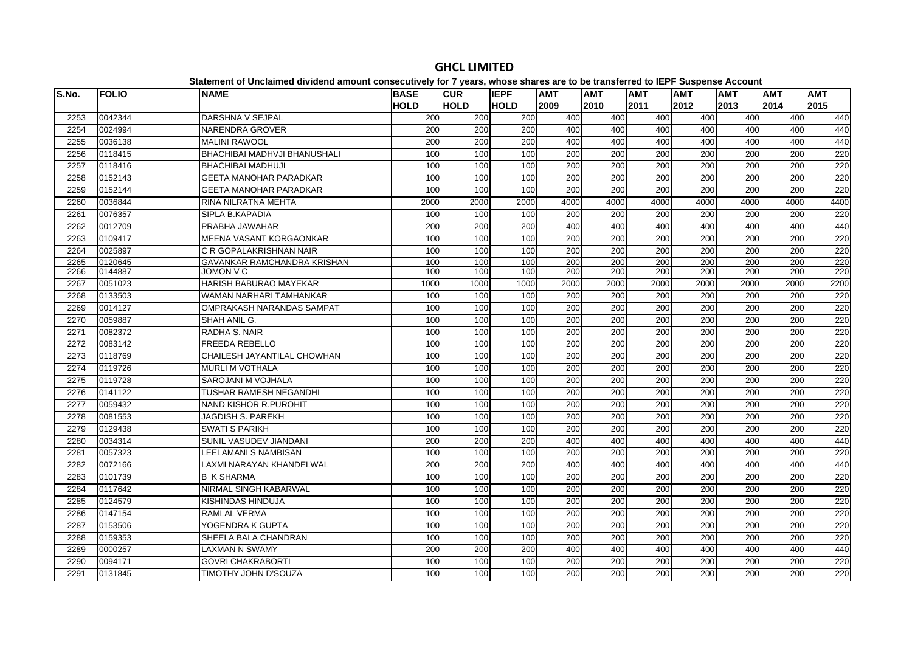# GHCL LIMITED

**Statement of Unclaimed dividend amount consecutively for 7 years, whose shares are to be transferred to IEPF Suspense Account**

| S.No. | FOLIO | NAME | BASE HOLD | CUR HOLD | IEPF HOLD | AMT 2009 | AMT 2010 | AMT 2011 | AMT 2012 | AMT 2013 | AMT 2014 | AMT 2015 |
|---|---|---|---|---|---|---|---|---|---|---|---|---|
| 2253 | 0042344 | DARSHNA V SEJPAL | 200 | 200 | 200 | 400 | 400 | 400 | 400 | 400 | 400 | 440 |
| 2254 | 0024994 | NARENDRA GROVER | 200 | 200 | 200 | 400 | 400 | 400 | 400 | 400 | 400 | 440 |
| 2255 | 0036138 | MALINI RAWOOL | 200 | 200 | 200 | 400 | 400 | 400 | 400 | 400 | 400 | 440 |
| 2256 | 0118415 | BHACHIBAI MADHVJI BHANUSHALI | 100 | 100 | 100 | 200 | 200 | 200 | 200 | 200 | 200 | 220 |
| 2257 | 0118416 | BHACHIBAI MADHUJI | 100 | 100 | 100 | 200 | 200 | 200 | 200 | 200 | 200 | 220 |
| 2258 | 0152143 | GEETA MANOHAR PARADKAR | 100 | 100 | 100 | 200 | 200 | 200 | 200 | 200 | 200 | 220 |
| 2259 | 0152144 | GEETA MANOHAR PARADKAR | 100 | 100 | 100 | 200 | 200 | 200 | 200 | 200 | 200 | 220 |
| 2260 | 0036844 | RINA NILRATNA MEHTA | 2000 | 2000 | 2000 | 4000 | 4000 | 4000 | 4000 | 4000 | 4000 | 4400 |
| 2261 | 0076357 | SIPLA B.KAPADIA | 100 | 100 | 100 | 200 | 200 | 200 | 200 | 200 | 200 | 220 |
| 2262 | 0012709 | PRABHA JAWAHAR | 200 | 200 | 200 | 400 | 400 | 400 | 400 | 400 | 400 | 440 |
| 2263 | 0109417 | MEENA VASANT KORGAONKAR | 100 | 100 | 100 | 200 | 200 | 200 | 200 | 200 | 200 | 220 |
| 2264 | 0025897 | C R GOPALAKRISHNAN NAIR | 100 | 100 | 100 | 200 | 200 | 200 | 200 | 200 | 200 | 220 |
| 2265 | 0120645 | GAVANKAR RAMCHANDRA KRISHAN | 100 | 100 | 100 | 200 | 200 | 200 | 200 | 200 | 200 | 220 |
| 2266 | 0144887 | JOMON V C | 100 | 100 | 100 | 200 | 200 | 200 | 200 | 200 | 200 | 220 |
| 2267 | 0051023 | HARISH BABURAO MAYEKAR | 1000 | 1000 | 1000 | 2000 | 2000 | 2000 | 2000 | 2000 | 2000 | 2200 |
| 2268 | 0133503 | WAMAN NARHARI TAMHANKAR | 100 | 100 | 100 | 200 | 200 | 200 | 200 | 200 | 200 | 220 |
| 2269 | 0014127 | OMPRAKASH NARANDAS SAMPAT | 100 | 100 | 100 | 200 | 200 | 200 | 200 | 200 | 200 | 220 |
| 2270 | 0059887 | SHAH ANIL G. | 100 | 100 | 100 | 200 | 200 | 200 | 200 | 200 | 200 | 220 |
| 2271 | 0082372 | RADHA S. NAIR | 100 | 100 | 100 | 200 | 200 | 200 | 200 | 200 | 200 | 220 |
| 2272 | 0083142 | FREEDA REBELLO | 100 | 100 | 100 | 200 | 200 | 200 | 200 | 200 | 200 | 220 |
| 2273 | 0118769 | CHAILESH JAYANTILAL CHOWHAN | 100 | 100 | 100 | 200 | 200 | 200 | 200 | 200 | 200 | 220 |
| 2274 | 0119726 | MURLI M VOTHALA | 100 | 100 | 100 | 200 | 200 | 200 | 200 | 200 | 200 | 220 |
| 2275 | 0119728 | SAROJANI M VOJHALA | 100 | 100 | 100 | 200 | 200 | 200 | 200 | 200 | 200 | 220 |
| 2276 | 0141122 | TUSHAR RAMESH NEGANDHI | 100 | 100 | 100 | 200 | 200 | 200 | 200 | 200 | 200 | 220 |
| 2277 | 0059432 | NAND KISHOR R.PUROHIT | 100 | 100 | 100 | 200 | 200 | 200 | 200 | 200 | 200 | 220 |
| 2278 | 0081553 | JAGDISH S. PAREKH | 100 | 100 | 100 | 200 | 200 | 200 | 200 | 200 | 200 | 220 |
| 2279 | 0129438 | SWATI S PARIKH | 100 | 100 | 100 | 200 | 200 | 200 | 200 | 200 | 200 | 220 |
| 2280 | 0034314 | SUNIL VASUDEV JIANDANI | 200 | 200 | 200 | 400 | 400 | 400 | 400 | 400 | 400 | 440 |
| 2281 | 0057323 | LEELAMANI S NAMBISAN | 100 | 100 | 100 | 200 | 200 | 200 | 200 | 200 | 200 | 220 |
| 2282 | 0072166 | LAXMI NARAYAN KHANDELWAL | 200 | 200 | 200 | 400 | 400 | 400 | 400 | 400 | 400 | 440 |
| 2283 | 0101739 | B K SHARMA | 100 | 100 | 100 | 200 | 200 | 200 | 200 | 200 | 200 | 220 |
| 2284 | 0117642 | NIRMAL SINGH KABARWAL | 100 | 100 | 100 | 200 | 200 | 200 | 200 | 200 | 200 | 220 |
| 2285 | 0124579 | KISHINDAS HINDUJA | 100 | 100 | 100 | 200 | 200 | 200 | 200 | 200 | 200 | 220 |
| 2286 | 0147154 | RAMLAL VERMA | 100 | 100 | 100 | 200 | 200 | 200 | 200 | 200 | 200 | 220 |
| 2287 | 0153506 | YOGENDRA K GUPTA | 100 | 100 | 100 | 200 | 200 | 200 | 200 | 200 | 200 | 220 |
| 2288 | 0159353 | SHEELA BALA CHANDRAN | 100 | 100 | 100 | 200 | 200 | 200 | 200 | 200 | 200 | 220 |
| 2289 | 0000257 | LAXMAN N SWAMY | 200 | 200 | 200 | 400 | 400 | 400 | 400 | 400 | 400 | 440 |
| 2290 | 0094171 | GOVRI CHAKRABORTI | 100 | 100 | 100 | 200 | 200 | 200 | 200 | 200 | 200 | 220 |
| 2291 | 0131845 | TIMOTHY JOHN D'SOUZA | 100 | 100 | 100 | 200 | 200 | 200 | 200 | 200 | 200 | 220 |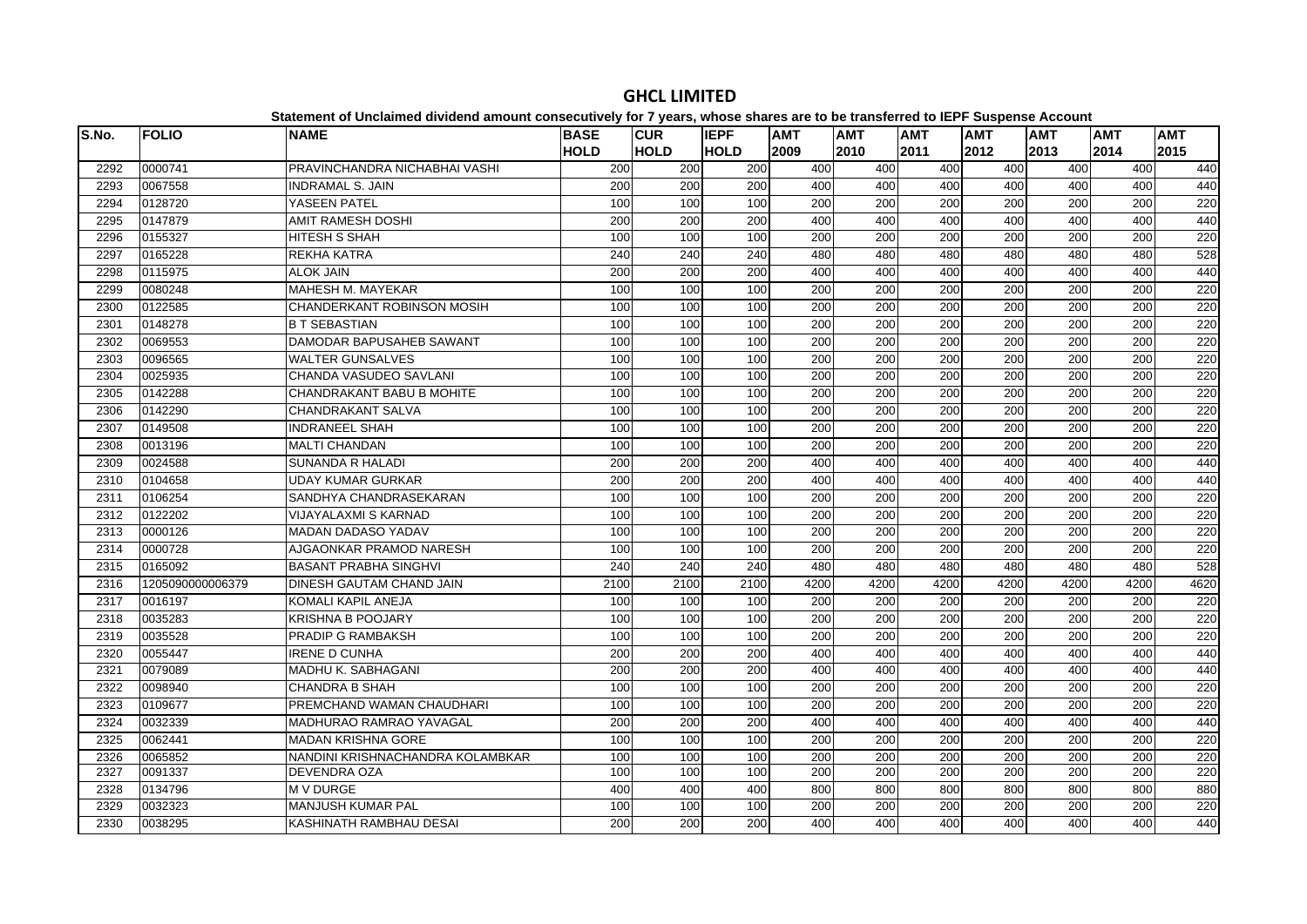# GHCL LIMITED

**Statement of Unclaimed dividend amount consecutively for 7 years, whose shares are to be transferred to IEPF Suspense Account**

| S.No. | FOLIO | NAME | BASE HOLD | CUR HOLD | IEPF HOLD | AMT 2009 | AMT 2010 | AMT 2011 | AMT 2012 | AMT 2013 | AMT 2014 | AMT 2015 |
|---|---|---|---|---|---|---|---|---|---|---|---|---|
| 2292 | 0000741 | PRAVINCHANDRA NICHABHAI VASHI | 200 | 200 | 200 | 400 | 400 | 400 | 400 | 400 | 400 | 440 |
| 2293 | 0067558 | INDRAMAL S. JAIN | 200 | 200 | 200 | 400 | 400 | 400 | 400 | 400 | 400 | 440 |
| 2294 | 0128720 | YASEEN PATEL | 100 | 100 | 100 | 200 | 200 | 200 | 200 | 200 | 200 | 220 |
| 2295 | 0147879 | AMIT RAMESH DOSHI | 200 | 200 | 200 | 400 | 400 | 400 | 400 | 400 | 400 | 440 |
| 2296 | 0155327 | HITESH S SHAH | 100 | 100 | 100 | 200 | 200 | 200 | 200 | 200 | 200 | 220 |
| 2297 | 0165228 | REKHA KATRA | 240 | 240 | 240 | 480 | 480 | 480 | 480 | 480 | 480 | 528 |
| 2298 | 0115975 | ALOK JAIN | 200 | 200 | 200 | 400 | 400 | 400 | 400 | 400 | 400 | 440 |
| 2299 | 0080248 | MAHESH M. MAYEKAR | 100 | 100 | 100 | 200 | 200 | 200 | 200 | 200 | 200 | 220 |
| 2300 | 0122585 | CHANDERKANT ROBINSON MOSIH | 100 | 100 | 100 | 200 | 200 | 200 | 200 | 200 | 200 | 220 |
| 2301 | 0148278 | B T SEBASTIAN | 100 | 100 | 100 | 200 | 200 | 200 | 200 | 200 | 200 | 220 |
| 2302 | 0069553 | DAMODAR BAPUSAHEB SAWANT | 100 | 100 | 100 | 200 | 200 | 200 | 200 | 200 | 200 | 220 |
| 2303 | 0096565 | WALTER GUNSALVES | 100 | 100 | 100 | 200 | 200 | 200 | 200 | 200 | 200 | 220 |
| 2304 | 0025935 | CHANDA VASUDEO SAVLANI | 100 | 100 | 100 | 200 | 200 | 200 | 200 | 200 | 200 | 220 |
| 2305 | 0142288 | CHANDRAKANT BABU B MOHITE | 100 | 100 | 100 | 200 | 200 | 200 | 200 | 200 | 200 | 220 |
| 2306 | 0142290 | CHANDRAKANT SALVA | 100 | 100 | 100 | 200 | 200 | 200 | 200 | 200 | 200 | 220 |
| 2307 | 0149508 | INDRANEEL SHAH | 100 | 100 | 100 | 200 | 200 | 200 | 200 | 200 | 200 | 220 |
| 2308 | 0013196 | MALTI CHANDAN | 100 | 100 | 100 | 200 | 200 | 200 | 200 | 200 | 200 | 220 |
| 2309 | 0024588 | SUNANDA R HALADI | 200 | 200 | 200 | 400 | 400 | 400 | 400 | 400 | 400 | 440 |
| 2310 | 0104658 | UDAY KUMAR GURKAR | 200 | 200 | 200 | 400 | 400 | 400 | 400 | 400 | 400 | 440 |
| 2311 | 0106254 | SANDHYA CHANDRASEKARAN | 100 | 100 | 100 | 200 | 200 | 200 | 200 | 200 | 200 | 220 |
| 2312 | 0122202 | VIJAYALAXMI S KARNAD | 100 | 100 | 100 | 200 | 200 | 200 | 200 | 200 | 200 | 220 |
| 2313 | 0000126 | MADAN DADASO YADAV | 100 | 100 | 100 | 200 | 200 | 200 | 200 | 200 | 200 | 220 |
| 2314 | 0000728 | AJGAONKAR PRAMOD NARESH | 100 | 100 | 100 | 200 | 200 | 200 | 200 | 200 | 200 | 220 |
| 2315 | 0165092 | BASANT PRABHA SINGHVI | 240 | 240 | 240 | 480 | 480 | 480 | 480 | 480 | 480 | 528 |
| 2316 | 1205090000006379 | DINESH GAUTAM CHAND JAIN | 2100 | 2100 | 2100 | 4200 | 4200 | 4200 | 4200 | 4200 | 4200 | 4620 |
| 2317 | 0016197 | KOMALI KAPIL ANEJA | 100 | 100 | 100 | 200 | 200 | 200 | 200 | 200 | 200 | 220 |
| 2318 | 0035283 | KRISHNA B POOJARY | 100 | 100 | 100 | 200 | 200 | 200 | 200 | 200 | 200 | 220 |
| 2319 | 0035528 | PRADIP G RAMBAKSH | 100 | 100 | 100 | 200 | 200 | 200 | 200 | 200 | 200 | 220 |
| 2320 | 0055447 | IRENE D CUNHA | 200 | 200 | 200 | 400 | 400 | 400 | 400 | 400 | 400 | 440 |
| 2321 | 0079089 | MADHU K. SABHAGANI | 200 | 200 | 200 | 400 | 400 | 400 | 400 | 400 | 400 | 440 |
| 2322 | 0098940 | CHANDRA B SHAH | 100 | 100 | 100 | 200 | 200 | 200 | 200 | 200 | 200 | 220 |
| 2323 | 0109677 | PREMCHAND WAMAN CHAUDHARI | 100 | 100 | 100 | 200 | 200 | 200 | 200 | 200 | 200 | 220 |
| 2324 | 0032339 | MADHURAO RAMRAO YAVAGAL | 200 | 200 | 200 | 400 | 400 | 400 | 400 | 400 | 400 | 440 |
| 2325 | 0062441 | MADAN KRISHNA GORE | 100 | 100 | 100 | 200 | 200 | 200 | 200 | 200 | 200 | 220 |
| 2326 | 0065852 | NANDINI KRISHNACHANDRA KOLAMBKAR | 100 | 100 | 100 | 200 | 200 | 200 | 200 | 200 | 200 | 220 |
| 2327 | 0091337 | DEVENDRA OZA | 100 | 100 | 100 | 200 | 200 | 200 | 200 | 200 | 200 | 220 |
| 2328 | 0134796 | M V DURGE | 400 | 400 | 400 | 800 | 800 | 800 | 800 | 800 | 800 | 880 |
| 2329 | 0032323 | MANJUSH KUMAR PAL | 100 | 100 | 100 | 200 | 200 | 200 | 200 | 200 | 200 | 220 |
| 2330 | 0038295 | KASHINATH RAMBHAU DESAI | 200 | 200 | 200 | 400 | 400 | 400 | 400 | 400 | 400 | 440 |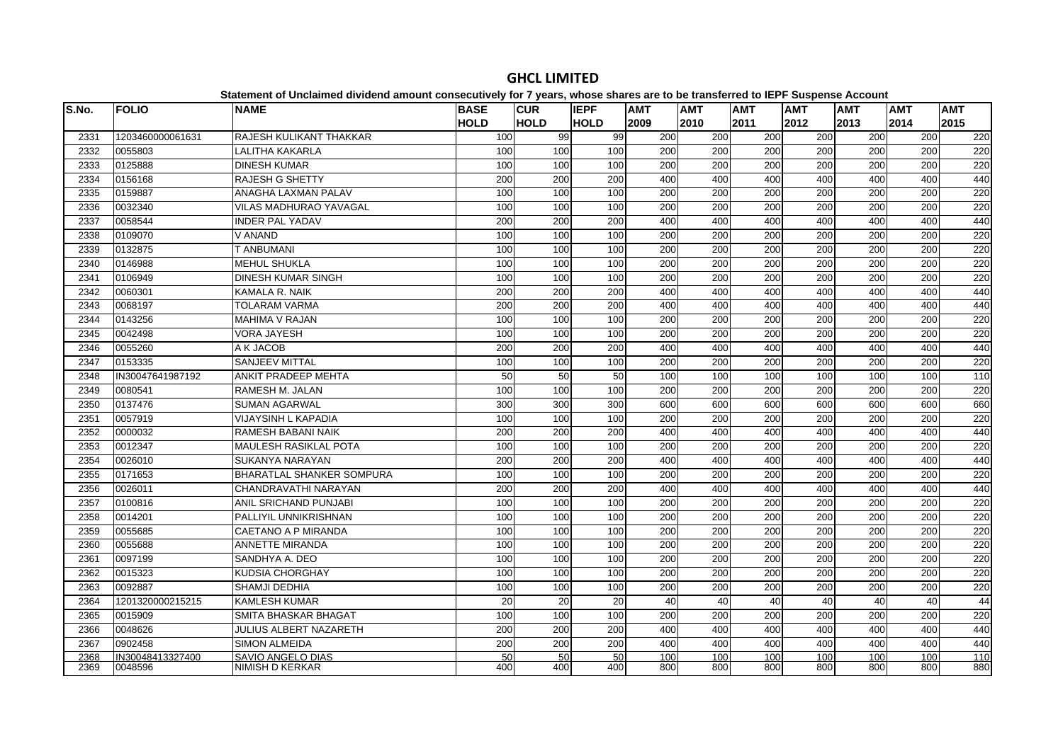# GHCL LIMITED

**Statement of Unclaimed dividend amount consecutively for 7 years, whose shares are to be transferred to IEPF Suspense Account**

| S.No. | FOLIO | NAME | BASE HOLD | CUR HOLD | IEPF HOLD | AMT 2009 | AMT 2010 | AMT 2011 | AMT 2012 | AMT 2013 | AMT 2014 | AMT 2015 |
|---|---|---|---|---|---|---|---|---|---|---|---|---|
| 2331 | 1203460000061631 | RAJESH KULIKANT THAKKAR | 100 | 99 | 99 | 200 | 200 | 200 | 200 | 200 | 200 | 220 |
| 2332 | 0055803 | LALITHA KAKARLA | 100 | 100 | 100 | 200 | 200 | 200 | 200 | 200 | 200 | 220 |
| 2333 | 0125888 | DINESH KUMAR | 100 | 100 | 100 | 200 | 200 | 200 | 200 | 200 | 200 | 220 |
| 2334 | 0156168 | RAJESH G SHETTY | 200 | 200 | 200 | 400 | 400 | 400 | 400 | 400 | 400 | 440 |
| 2335 | 0159887 | ANAGHA LAXMAN PALAV | 100 | 100 | 100 | 200 | 200 | 200 | 200 | 200 | 200 | 220 |
| 2336 | 0032340 | VILAS MADHURAO YAVAGAL | 100 | 100 | 100 | 200 | 200 | 200 | 200 | 200 | 200 | 220 |
| 2337 | 0058544 | INDER PAL YADAV | 200 | 200 | 200 | 400 | 400 | 400 | 400 | 400 | 400 | 440 |
| 2338 | 0109070 | V ANAND | 100 | 100 | 100 | 200 | 200 | 200 | 200 | 200 | 200 | 220 |
| 2339 | 0132875 | T ANBUMANI | 100 | 100 | 100 | 200 | 200 | 200 | 200 | 200 | 200 | 220 |
| 2340 | 0146988 | MEHUL SHUKLA | 100 | 100 | 100 | 200 | 200 | 200 | 200 | 200 | 200 | 220 |
| 2341 | 0106949 | DINESH KUMAR SINGH | 100 | 100 | 100 | 200 | 200 | 200 | 200 | 200 | 200 | 220 |
| 2342 | 0060301 | KAMALA R. NAIK | 200 | 200 | 200 | 400 | 400 | 400 | 400 | 400 | 400 | 440 |
| 2343 | 0068197 | TOLARAM VARMA | 200 | 200 | 200 | 400 | 400 | 400 | 400 | 400 | 400 | 440 |
| 2344 | 0143256 | MAHIMA V RAJAN | 100 | 100 | 100 | 200 | 200 | 200 | 200 | 200 | 200 | 220 |
| 2345 | 0042498 | VORA JAYESH | 100 | 100 | 100 | 200 | 200 | 200 | 200 | 200 | 200 | 220 |
| 2346 | 0055260 | A K JACOB | 200 | 200 | 200 | 400 | 400 | 400 | 400 | 400 | 400 | 440 |
| 2347 | 0153335 | SANJEEV MITTAL | 100 | 100 | 100 | 200 | 200 | 200 | 200 | 200 | 200 | 220 |
| 2348 | IN30047641987192 | ANKIT PRADEEP MEHTA | 50 | 50 | 50 | 100 | 100 | 100 | 100 | 100 | 100 | 110 |
| 2349 | 0080541 | RAMESH M. JALAN | 100 | 100 | 100 | 200 | 200 | 200 | 200 | 200 | 200 | 220 |
| 2350 | 0137476 | SUMAN AGARWAL | 300 | 300 | 300 | 600 | 600 | 600 | 600 | 600 | 600 | 660 |
| 2351 | 0057919 | VIJAYSINH L KAPADIA | 100 | 100 | 100 | 200 | 200 | 200 | 200 | 200 | 200 | 220 |
| 2352 | 0000032 | RAMESH BABANI NAIK | 200 | 200 | 200 | 400 | 400 | 400 | 400 | 400 | 400 | 440 |
| 2353 | 0012347 | MAULESH RASIKLAL POTA | 100 | 100 | 100 | 200 | 200 | 200 | 200 | 200 | 200 | 220 |
| 2354 | 0026010 | SUKANYA NARAYAN | 200 | 200 | 200 | 400 | 400 | 400 | 400 | 400 | 400 | 440 |
| 2355 | 0171653 | BHARATLAL SHANKER SOMPURA | 100 | 100 | 100 | 200 | 200 | 200 | 200 | 200 | 200 | 220 |
| 2356 | 0026011 | CHANDRAVATHI NARAYAN | 200 | 200 | 200 | 400 | 400 | 400 | 400 | 400 | 400 | 440 |
| 2357 | 0100816 | ANIL SRICHAND PUNJABI | 100 | 100 | 100 | 200 | 200 | 200 | 200 | 200 | 200 | 220 |
| 2358 | 0014201 | PALLIYIL UNNIKRISHNAN | 100 | 100 | 100 | 200 | 200 | 200 | 200 | 200 | 200 | 220 |
| 2359 | 0055685 | CAETANO A P MIRANDA | 100 | 100 | 100 | 200 | 200 | 200 | 200 | 200 | 200 | 220 |
| 2360 | 0055688 | ANNETTE MIRANDA | 100 | 100 | 100 | 200 | 200 | 200 | 200 | 200 | 200 | 220 |
| 2361 | 0097199 | SANDHYA A. DEO | 100 | 100 | 100 | 200 | 200 | 200 | 200 | 200 | 200 | 220 |
| 2362 | 0015323 | KUDSIA CHORGHAY | 100 | 100 | 100 | 200 | 200 | 200 | 200 | 200 | 200 | 220 |
| 2363 | 0092887 | SHAMJI DEDHIA | 100 | 100 | 100 | 200 | 200 | 200 | 200 | 200 | 200 | 220 |
| 2364 | 1201320000215215 | KAMLESH KUMAR | 20 | 20 | 20 | 40 | 40 | 40 | 40 | 40 | 40 | 44 |
| 2365 | 0015909 | SMITA BHASKAR BHAGAT | 100 | 100 | 100 | 200 | 200 | 200 | 200 | 200 | 200 | 220 |
| 2366 | 0048626 | JULIUS ALBERT NAZARETH | 200 | 200 | 200 | 400 | 400 | 400 | 400 | 400 | 400 | 440 |
| 2367 | 0902458 | SIMON ALMEIDA | 200 | 200 | 200 | 400 | 400 | 400 | 400 | 400 | 400 | 440 |
| 2368 | IN30048413327400 | SAVIO ANGELO DIAS | 50 | 50 | 50 | 100 | 100 | 100 | 100 | 100 | 100 | 110 |
| 2369 | 0048596 | NIMISH D KERKAR | 400 | 400 | 400 | 800 | 800 | 800 | 800 | 800 | 800 | 880 |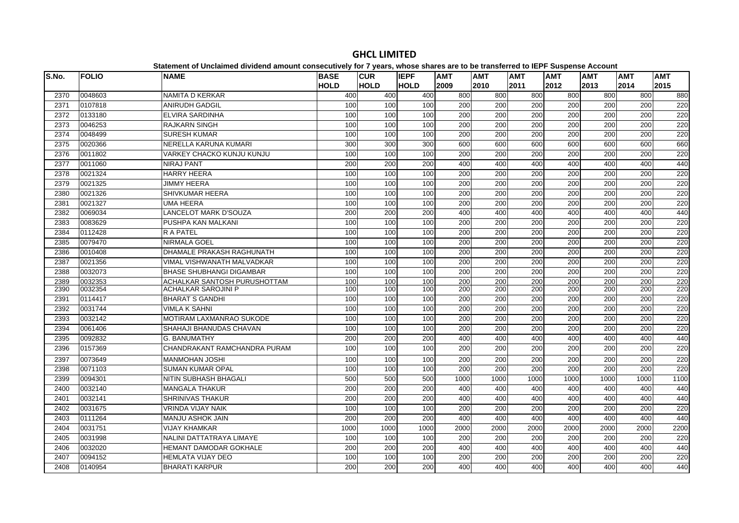# GHCL LIMITED

**Statement of Unclaimed dividend amount consecutively for 7 years, whose shares are to be transferred to IEPF Suspense Account**

| S.No. | FOLIO | NAME | BASE HOLD | CUR HOLD | IEPF HOLD | AMT 2009 | AMT 2010 | AMT 2011 | AMT 2012 | AMT 2013 | AMT 2014 | AMT 2015 |
|---|---|---|---|---|---|---|---|---|---|---|---|---|
| 2370 | 0048603 | NAMITA D KERKAR | 400 | 400 | 400 | 800 | 800 | 800 | 800 | 800 | 800 | 880 |
| 2371 | 0107818 | ANIRUDH GADGIL | 100 | 100 | 100 | 200 | 200 | 200 | 200 | 200 | 200 | 220 |
| 2372 | 0133180 | ELVIRA SARDINHA | 100 | 100 | 100 | 200 | 200 | 200 | 200 | 200 | 200 | 220 |
| 2373 | 0046253 | RAJKARN SINGH | 100 | 100 | 100 | 200 | 200 | 200 | 200 | 200 | 200 | 220 |
| 2374 | 0048499 | SURESH KUMAR | 100 | 100 | 100 | 200 | 200 | 200 | 200 | 200 | 200 | 220 |
| 2375 | 0020366 | NERELLA KARUNA KUMARI | 300 | 300 | 300 | 600 | 600 | 600 | 600 | 600 | 600 | 660 |
| 2376 | 0011802 | VARKEY CHACKO KUNJU KUNJU | 100 | 100 | 100 | 200 | 200 | 200 | 200 | 200 | 200 | 220 |
| 2377 | 0011060 | NIRAJ PANT | 200 | 200 | 200 | 400 | 400 | 400 | 400 | 400 | 400 | 440 |
| 2378 | 0021324 | HARRY HEERA | 100 | 100 | 100 | 200 | 200 | 200 | 200 | 200 | 200 | 220 |
| 2379 | 0021325 | JIMMY HEERA | 100 | 100 | 100 | 200 | 200 | 200 | 200 | 200 | 200 | 220 |
| 2380 | 0021326 | SHIVKUMAR HEERA | 100 | 100 | 100 | 200 | 200 | 200 | 200 | 200 | 200 | 220 |
| 2381 | 0021327 | UMA HEERA | 100 | 100 | 100 | 200 | 200 | 200 | 200 | 200 | 200 | 220 |
| 2382 | 0069034 | LANCELOT MARK D'SOUZA | 200 | 200 | 200 | 400 | 400 | 400 | 400 | 400 | 400 | 440 |
| 2383 | 0083629 | PUSHPA KAN MALKANI | 100 | 100 | 100 | 200 | 200 | 200 | 200 | 200 | 200 | 220 |
| 2384 | 0112428 | R A PATEL | 100 | 100 | 100 | 200 | 200 | 200 | 200 | 200 | 200 | 220 |
| 2385 | 0079470 | NIRMALA GOEL | 100 | 100 | 100 | 200 | 200 | 200 | 200 | 200 | 200 | 220 |
| 2386 | 0010408 | DHAMALE PRAKASH RAGHUNATH | 100 | 100 | 100 | 200 | 200 | 200 | 200 | 200 | 200 | 220 |
| 2387 | 0021356 | VIMAL VISHWANATH MALVADKAR | 100 | 100 | 100 | 200 | 200 | 200 | 200 | 200 | 200 | 220 |
| 2388 | 0032073 | BHASE SHUBHANGI DIGAMBAR | 100 | 100 | 100 | 200 | 200 | 200 | 200 | 200 | 200 | 220 |
| 2389 | 0032353 | ACHALKAR SANTOSH PURUSHOTTAM | 100 | 100 | 100 | 200 | 200 | 200 | 200 | 200 | 200 | 220 |
| 2390 | 0032354 | ACHALKAR SAROJINI P | 100 | 100 | 100 | 200 | 200 | 200 | 200 | 200 | 200 | 220 |
| 2391 | 0114417 | BHARAT S GANDHI | 100 | 100 | 100 | 200 | 200 | 200 | 200 | 200 | 200 | 220 |
| 2392 | 0031744 | VIMLA K SAHNI | 100 | 100 | 100 | 200 | 200 | 200 | 200 | 200 | 200 | 220 |
| 2393 | 0032142 | MOTIRAM LAXMANRAO SUKODE | 100 | 100 | 100 | 200 | 200 | 200 | 200 | 200 | 200 | 220 |
| 2394 | 0061406 | SHAHAJI BHANUDAS CHAVAN | 100 | 100 | 100 | 200 | 200 | 200 | 200 | 200 | 200 | 220 |
| 2395 | 0092832 | G. BANUMATHY | 200 | 200 | 200 | 400 | 400 | 400 | 400 | 400 | 400 | 440 |
| 2396 | 0157369 | CHANDRAKANT RAMCHANDRA PURAM | 100 | 100 | 100 | 200 | 200 | 200 | 200 | 200 | 200 | 220 |
| 2397 | 0073649 | MANMOHAN JOSHI | 100 | 100 | 100 | 200 | 200 | 200 | 200 | 200 | 200 | 220 |
| 2398 | 0071103 | SUMAN KUMAR OPAL | 100 | 100 | 100 | 200 | 200 | 200 | 200 | 200 | 200 | 220 |
| 2399 | 0094301 | NITIN SUBHASH BHAGALI | 500 | 500 | 500 | 1000 | 1000 | 1000 | 1000 | 1000 | 1000 | 1100 |
| 2400 | 0032140 | MANGALA THAKUR | 200 | 200 | 200 | 400 | 400 | 400 | 400 | 400 | 400 | 440 |
| 2401 | 0032141 | SHRINIVAS THAKUR | 200 | 200 | 200 | 400 | 400 | 400 | 400 | 400 | 400 | 440 |
| 2402 | 0031675 | VRINDA VIJAY NAIK | 100 | 100 | 100 | 200 | 200 | 200 | 200 | 200 | 200 | 220 |
| 2403 | 0111264 | MANJU ASHOK JAIN | 200 | 200 | 200 | 400 | 400 | 400 | 400 | 400 | 400 | 440 |
| 2404 | 0031751 | VIJAY KHAMKAR | 1000 | 1000 | 1000 | 2000 | 2000 | 2000 | 2000 | 2000 | 2000 | 2200 |
| 2405 | 0031998 | NALINI DATTATRAYA LIMAYE | 100 | 100 | 100 | 200 | 200 | 200 | 200 | 200 | 200 | 220 |
| 2406 | 0032020 | HEMANT DAMODAR GOKHALE | 200 | 200 | 200 | 400 | 400 | 400 | 400 | 400 | 400 | 440 |
| 2407 | 0094152 | HEMLATA VIJAY DEO | 100 | 100 | 100 | 200 | 200 | 200 | 200 | 200 | 200 | 220 |
| 2408 | 0140954 | BHARATI KARPUR | 200 | 200 | 200 | 400 | 400 | 400 | 400 | 400 | 400 | 440 |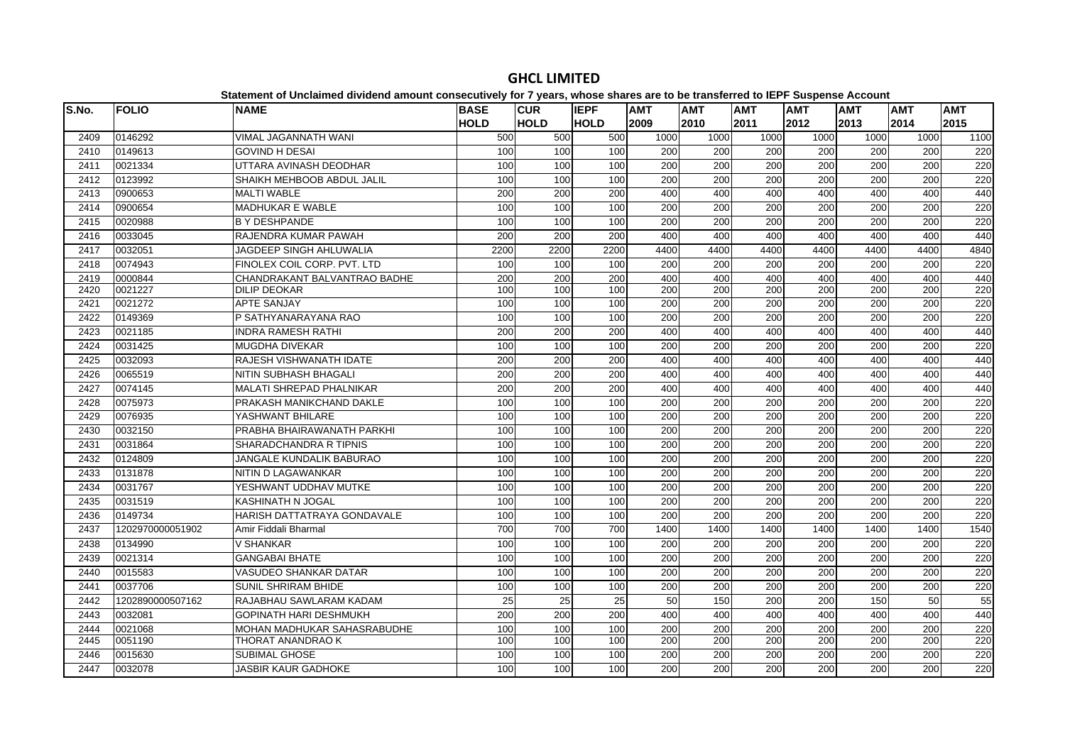# GHCL LIMITED

**Statement of Unclaimed dividend amount consecutively for 7 years, whose shares are to be transferred to IEPF Suspense Account**

| S.No. | FOLIO | NAME | BASE HOLD | CUR HOLD | IEPF HOLD | AMT 2009 | AMT 2010 | AMT 2011 | AMT 2012 | AMT 2013 | AMT 2014 | AMT 2015 |
|---|---|---|---|---|---|---|---|---|---|---|---|---|
| 2409 | 0146292 | VIMAL JAGANNATH WANI | 500 | 500 | 500 | 1000 | 1000 | 1000 | 1000 | 1000 | 1000 | 1100 |
| 2410 | 0149613 | GOVIND H DESAI | 100 | 100 | 100 | 200 | 200 | 200 | 200 | 200 | 200 | 220 |
| 2411 | 0021334 | UTTARA AVINASH DEODHAR | 100 | 100 | 100 | 200 | 200 | 200 | 200 | 200 | 200 | 220 |
| 2412 | 0123992 | SHAIKH MEHBOOB ABDUL JALIL | 100 | 100 | 100 | 200 | 200 | 200 | 200 | 200 | 200 | 220 |
| 2413 | 0900653 | MALTI WABLE | 200 | 200 | 200 | 400 | 400 | 400 | 400 | 400 | 400 | 440 |
| 2414 | 0900654 | MADHUKAR E WABLE | 100 | 100 | 100 | 200 | 200 | 200 | 200 | 200 | 200 | 220 |
| 2415 | 0020988 | B Y DESHPANDE | 100 | 100 | 100 | 200 | 200 | 200 | 200 | 200 | 200 | 220 |
| 2416 | 0033045 | RAJENDRA KUMAR PAWAH | 200 | 200 | 200 | 400 | 400 | 400 | 400 | 400 | 400 | 440 |
| 2417 | 0032051 | JAGDEEP SINGH AHLUWALIA | 2200 | 2200 | 2200 | 4400 | 4400 | 4400 | 4400 | 4400 | 4400 | 4840 |
| 2418 | 0074943 | FINOLEX COIL CORP. PVT. LTD | 100 | 100 | 100 | 200 | 200 | 200 | 200 | 200 | 200 | 220 |
| 2419 | 0000844 | CHANDRAKANT BALVANTRAO BADHE | 200 | 200 | 200 | 400 | 400 | 400 | 400 | 400 | 400 | 440 |
| 2420 | 0021227 | DILIP DEOKAR | 100 | 100 | 100 | 200 | 200 | 200 | 200 | 200 | 200 | 220 |
| 2421 | 0021272 | APTE SANJAY | 100 | 100 | 100 | 200 | 200 | 200 | 200 | 200 | 200 | 220 |
| 2422 | 0149369 | P SATHYANARAYANA RAO | 100 | 100 | 100 | 200 | 200 | 200 | 200 | 200 | 200 | 220 |
| 2423 | 0021185 | INDRA RAMESH RATHI | 200 | 200 | 200 | 400 | 400 | 400 | 400 | 400 | 400 | 440 |
| 2424 | 0031425 | MUGDHA DIVEKAR | 100 | 100 | 100 | 200 | 200 | 200 | 200 | 200 | 200 | 220 |
| 2425 | 0032093 | RAJESH VISHWANATH IDATE | 200 | 200 | 200 | 400 | 400 | 400 | 400 | 400 | 400 | 440 |
| 2426 | 0065519 | NITIN SUBHASH BHAGALI | 200 | 200 | 200 | 400 | 400 | 400 | 400 | 400 | 400 | 440 |
| 2427 | 0074145 | MALATI SHREPAD PHALNIKAR | 200 | 200 | 200 | 400 | 400 | 400 | 400 | 400 | 400 | 440 |
| 2428 | 0075973 | PRAKASH MANIKCHAND DAKLE | 100 | 100 | 100 | 200 | 200 | 200 | 200 | 200 | 200 | 220 |
| 2429 | 0076935 | YASHWANT BHILARE | 100 | 100 | 100 | 200 | 200 | 200 | 200 | 200 | 200 | 220 |
| 2430 | 0032150 | PRABHA BHAIRAWANATH PARKHI | 100 | 100 | 100 | 200 | 200 | 200 | 200 | 200 | 200 | 220 |
| 2431 | 0031864 | SHARADCHANDRA R TIPNIS | 100 | 100 | 100 | 200 | 200 | 200 | 200 | 200 | 200 | 220 |
| 2432 | 0124809 | JANGALE KUNDALIK BABURAO | 100 | 100 | 100 | 200 | 200 | 200 | 200 | 200 | 200 | 220 |
| 2433 | 0131878 | NITIN D LAGAWANKAR | 100 | 100 | 100 | 200 | 200 | 200 | 200 | 200 | 200 | 220 |
| 2434 | 0031767 | YESHWANT UDDHAV MUTKE | 100 | 100 | 100 | 200 | 200 | 200 | 200 | 200 | 200 | 220 |
| 2435 | 0031519 | KASHINATH N JOGAL | 100 | 100 | 100 | 200 | 200 | 200 | 200 | 200 | 200 | 220 |
| 2436 | 0149734 | HARISH DATTATRAYA GONDAVALE | 100 | 100 | 100 | 200 | 200 | 200 | 200 | 200 | 200 | 220 |
| 2437 | 1202970000051902 | Amir Fiddali Bharmal | 700 | 700 | 700 | 1400 | 1400 | 1400 | 1400 | 1400 | 1400 | 1540 |
| 2438 | 0134990 | V SHANKAR | 100 | 100 | 100 | 200 | 200 | 200 | 200 | 200 | 200 | 220 |
| 2439 | 0021314 | GANGABAI BHATE | 100 | 100 | 100 | 200 | 200 | 200 | 200 | 200 | 200 | 220 |
| 2440 | 0015583 | VASUDEO SHANKAR DATAR | 100 | 100 | 100 | 200 | 200 | 200 | 200 | 200 | 200 | 220 |
| 2441 | 0037706 | SUNIL SHRIRAM BHIDE | 100 | 100 | 100 | 200 | 200 | 200 | 200 | 200 | 200 | 220 |
| 2442 | 1202890000507162 | RAJABHAU SAWLARAM KADAM | 25 | 25 | 25 | 50 | 150 | 200 | 200 | 150 | 50 | 55 |
| 2443 | 0032081 | GOPINATH HARI DESHMUKH | 200 | 200 | 200 | 400 | 400 | 400 | 400 | 400 | 400 | 440 |
| 2444 | 0021068 | MOHAN MADHUKAR SAHASRABUDHE | 100 | 100 | 100 | 200 | 200 | 200 | 200 | 200 | 200 | 220 |
| 2445 | 0051190 | THORAT ANANDRAO K | 100 | 100 | 100 | 200 | 200 | 200 | 200 | 200 | 200 | 220 |
| 2446 | 0015630 | SUBIMAL GHOSE | 100 | 100 | 100 | 200 | 200 | 200 | 200 | 200 | 200 | 220 |
| 2447 | 0032078 | JASBIR KAUR GADHOKE | 100 | 100 | 100 | 200 | 200 | 200 | 200 | 200 | 200 | 220 |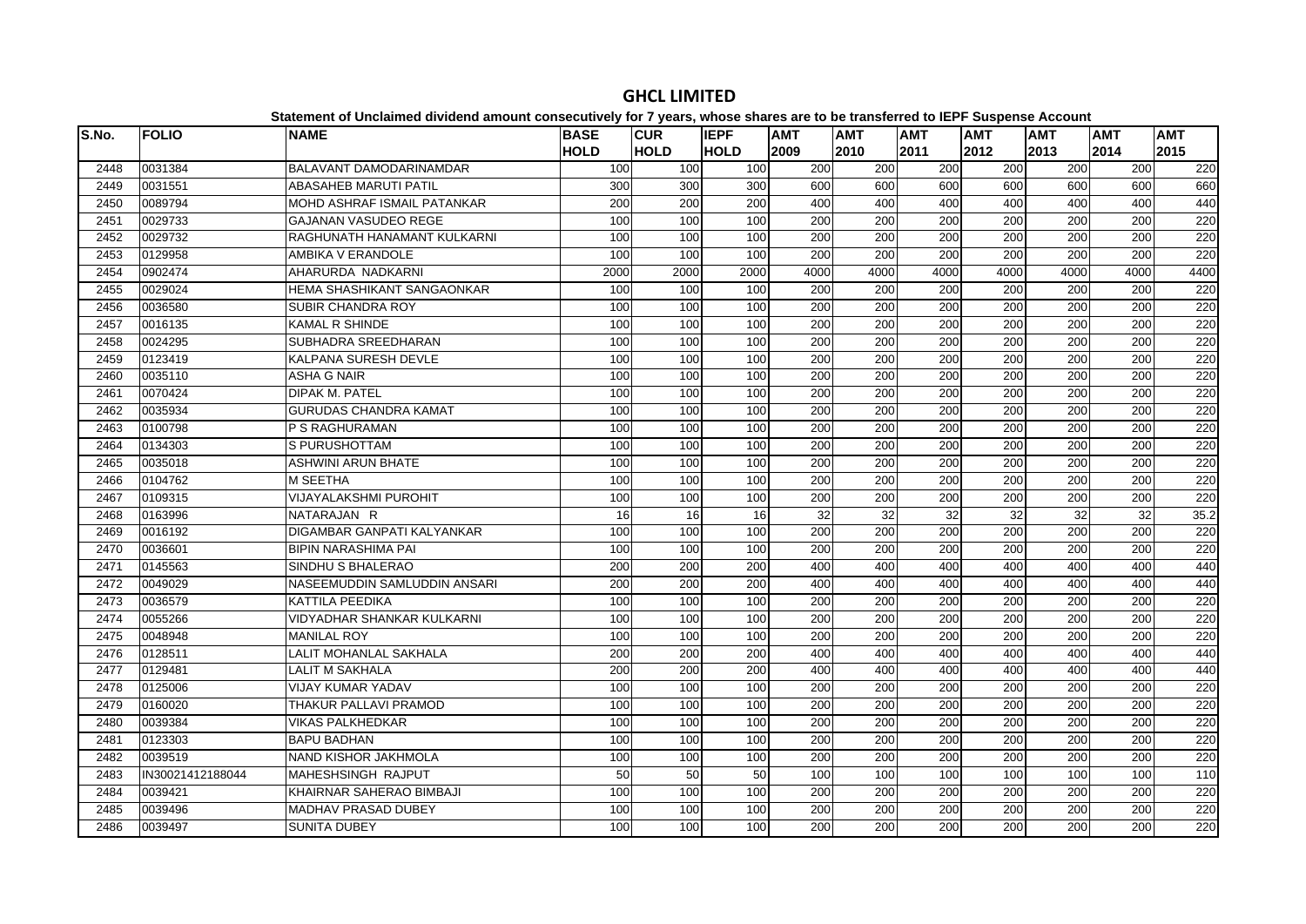# GHCL LIMITED

**Statement of Unclaimed dividend amount consecutively for 7 years, whose shares are to be transferred to IEPF Suspense Account**

| S.No. | FOLIO | NAME | BASE HOLD | CUR HOLD | IEPF HOLD | AMT 2009 | AMT 2010 | AMT 2011 | AMT 2012 | AMT 2013 | AMT 2014 | AMT 2015 |
|---|---|---|---|---|---|---|---|---|---|---|---|---|
| 2448 | 0031384 | BALAVANT DAMODARINAMDAR | 100 | 100 | 100 | 200 | 200 | 200 | 200 | 200 | 200 | 220 |
| 2449 | 0031551 | ABASAHEB MARUTI PATIL | 300 | 300 | 300 | 600 | 600 | 600 | 600 | 600 | 600 | 660 |
| 2450 | 0089794 | MOHD ASHRAF ISMAIL PATANKAR | 200 | 200 | 200 | 400 | 400 | 400 | 400 | 400 | 400 | 440 |
| 2451 | 0029733 | GAJANAN VASUDEO REGE | 100 | 100 | 100 | 200 | 200 | 200 | 200 | 200 | 200 | 220 |
| 2452 | 0029732 | RAGHUNATH HANAMANT KULKARNI | 100 | 100 | 100 | 200 | 200 | 200 | 200 | 200 | 200 | 220 |
| 2453 | 0129958 | AMBIKA V ERANDOLE | 100 | 100 | 100 | 200 | 200 | 200 | 200 | 200 | 200 | 220 |
| 2454 | 0902474 | AHARURDA NADKARNI | 2000 | 2000 | 2000 | 4000 | 4000 | 4000 | 4000 | 4000 | 4000 | 4400 |
| 2455 | 0029024 | HEMA SHASHIKANT SANGAONKAR | 100 | 100 | 100 | 200 | 200 | 200 | 200 | 200 | 200 | 220 |
| 2456 | 0036580 | SUBIR CHANDRA ROY | 100 | 100 | 100 | 200 | 200 | 200 | 200 | 200 | 200 | 220 |
| 2457 | 0016135 | KAMAL R SHINDE | 100 | 100 | 100 | 200 | 200 | 200 | 200 | 200 | 200 | 220 |
| 2458 | 0024295 | SUBHADRA SREEDHARAN | 100 | 100 | 100 | 200 | 200 | 200 | 200 | 200 | 200 | 220 |
| 2459 | 0123419 | KALPANA SURESH DEVLE | 100 | 100 | 100 | 200 | 200 | 200 | 200 | 200 | 200 | 220 |
| 2460 | 0035110 | ASHA G NAIR | 100 | 100 | 100 | 200 | 200 | 200 | 200 | 200 | 200 | 220 |
| 2461 | 0070424 | DIPAK M. PATEL | 100 | 100 | 100 | 200 | 200 | 200 | 200 | 200 | 200 | 220 |
| 2462 | 0035934 | GURUDAS CHANDRA KAMAT | 100 | 100 | 100 | 200 | 200 | 200 | 200 | 200 | 200 | 220 |
| 2463 | 0100798 | P S RAGHURAMAN | 100 | 100 | 100 | 200 | 200 | 200 | 200 | 200 | 200 | 220 |
| 2464 | 0134303 | S PURUSHOTTAM | 100 | 100 | 100 | 200 | 200 | 200 | 200 | 200 | 200 | 220 |
| 2465 | 0035018 | ASHWINI ARUN BHATE | 100 | 100 | 100 | 200 | 200 | 200 | 200 | 200 | 200 | 220 |
| 2466 | 0104762 | M SEETHA | 100 | 100 | 100 | 200 | 200 | 200 | 200 | 200 | 200 | 220 |
| 2467 | 0109315 | VIJAYALAKSHMI PUROHIT | 100 | 100 | 100 | 200 | 200 | 200 | 200 | 200 | 200 | 220 |
| 2468 | 0163996 | NATARAJAN R | 16 | 16 | 16 | 32 | 32 | 32 | 32 | 32 | 32 | 35.2 |
| 2469 | 0016192 | DIGAMBAR GANPATI KALYANKAR | 100 | 100 | 100 | 200 | 200 | 200 | 200 | 200 | 200 | 220 |
| 2470 | 0036601 | BIPIN NARASHIMA PAI | 100 | 100 | 100 | 200 | 200 | 200 | 200 | 200 | 200 | 220 |
| 2471 | 0145563 | SINDHU S BHALERAO | 200 | 200 | 200 | 400 | 400 | 400 | 400 | 400 | 400 | 440 |
| 2472 | 0049029 | NASEEMUDDIN SAMLUDDIN ANSARI | 200 | 200 | 200 | 400 | 400 | 400 | 400 | 400 | 400 | 440 |
| 2473 | 0036579 | KATTILA PEEDIKA | 100 | 100 | 100 | 200 | 200 | 200 | 200 | 200 | 200 | 220 |
| 2474 | 0055266 | VIDYADHAR SHANKAR KULKARNI | 100 | 100 | 100 | 200 | 200 | 200 | 200 | 200 | 200 | 220 |
| 2475 | 0048948 | MANILAL ROY | 100 | 100 | 100 | 200 | 200 | 200 | 200 | 200 | 200 | 220 |
| 2476 | 0128511 | LALIT MOHANLAL SAKHALA | 200 | 200 | 200 | 400 | 400 | 400 | 400 | 400 | 400 | 440 |
| 2477 | 0129481 | LALIT M SAKHALA | 200 | 200 | 200 | 400 | 400 | 400 | 400 | 400 | 400 | 440 |
| 2478 | 0125006 | VIJAY KUMAR YADAV | 100 | 100 | 100 | 200 | 200 | 200 | 200 | 200 | 200 | 220 |
| 2479 | 0160020 | THAKUR PALLAVI PRAMOD | 100 | 100 | 100 | 200 | 200 | 200 | 200 | 200 | 200 | 220 |
| 2480 | 0039384 | VIKAS PALKHEDKAR | 100 | 100 | 100 | 200 | 200 | 200 | 200 | 200 | 200 | 220 |
| 2481 | 0123303 | BAPU BADHAN | 100 | 100 | 100 | 200 | 200 | 200 | 200 | 200 | 200 | 220 |
| 2482 | 0039519 | NAND KISHOR JAKHMOLA | 100 | 100 | 100 | 200 | 200 | 200 | 200 | 200 | 200 | 220 |
| 2483 | IN30021412188044 | MAHESHSINGH RAJPUT | 50 | 50 | 50 | 100 | 100 | 100 | 100 | 100 | 100 | 110 |
| 2484 | 0039421 | KHAIRNAR SAHERAO BIMBAJI | 100 | 100 | 100 | 200 | 200 | 200 | 200 | 200 | 200 | 220 |
| 2485 | 0039496 | MADHAV PRASAD DUBEY | 100 | 100 | 100 | 200 | 200 | 200 | 200 | 200 | 200 | 220 |
| 2486 | 0039497 | SUNITA DUBEY | 100 | 100 | 100 | 200 | 200 | 200 | 200 | 200 | 200 | 220 |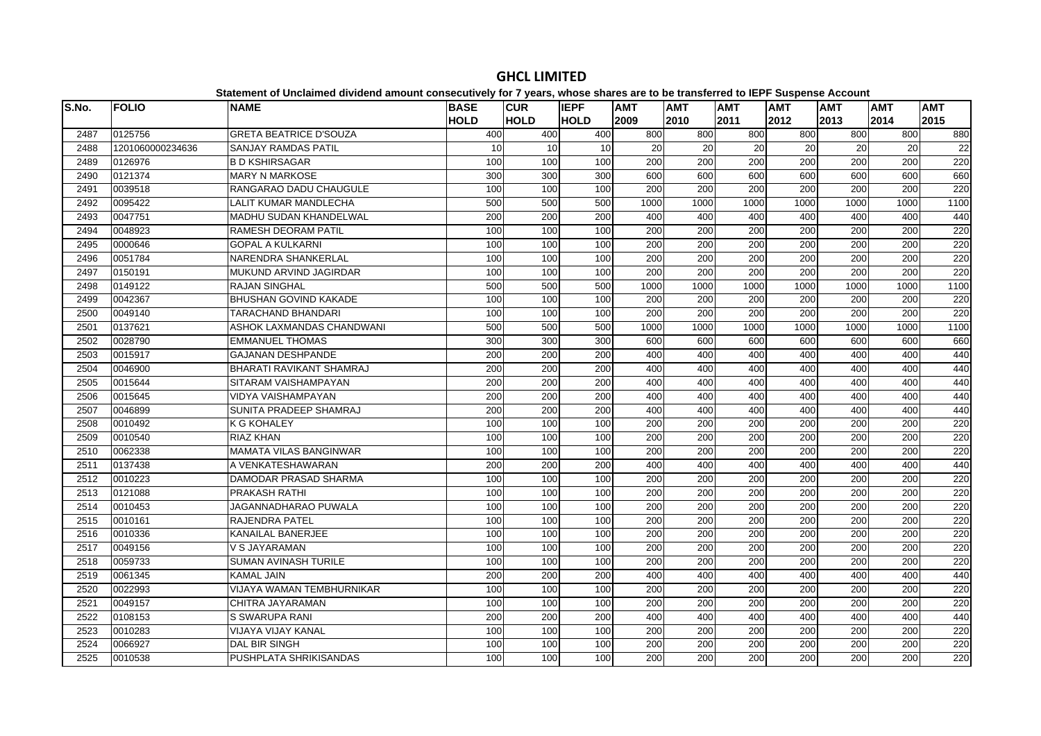# GHCL LIMITED

**Statement of Unclaimed dividend amount consecutively for 7 years, whose shares are to be transferred to IEPF Suspense Account**

| S.No. | FOLIO | NAME | BASE HOLD | CUR HOLD | IEPF HOLD | AMT 2009 | AMT 2010 | AMT 2011 | AMT 2012 | AMT 2013 | AMT 2014 | AMT 2015 |
|---|---|---|---|---|---|---|---|---|---|---|---|---|
| 2487 | 0125756 | GRETA BEATRICE D'SOUZA | 400 | 400 | 400 | 800 | 800 | 800 | 800 | 800 | 800 | 880 |
| 2488 | 1201060000234636 | SANJAY RAMDAS PATIL | 10 | 10 | 10 | 20 | 20 | 20 | 20 | 20 | 20 | 22 |
| 2489 | 0126976 | B D KSHIRSAGAR | 100 | 100 | 100 | 200 | 200 | 200 | 200 | 200 | 200 | 220 |
| 2490 | 0121374 | MARY N MARKOSE | 300 | 300 | 300 | 600 | 600 | 600 | 600 | 600 | 600 | 660 |
| 2491 | 0039518 | RANGARAO DADU CHAUGULE | 100 | 100 | 100 | 200 | 200 | 200 | 200 | 200 | 200 | 220 |
| 2492 | 0095422 | LALIT KUMAR MANDLECHA | 500 | 500 | 500 | 1000 | 1000 | 1000 | 1000 | 1000 | 1000 | 1100 |
| 2493 | 0047751 | MADHU SUDAN KHANDELWAL | 200 | 200 | 200 | 400 | 400 | 400 | 400 | 400 | 400 | 440 |
| 2494 | 0048923 | RAMESH DEORAM PATIL | 100 | 100 | 100 | 200 | 200 | 200 | 200 | 200 | 200 | 220 |
| 2495 | 0000646 | GOPAL A KULKARNI | 100 | 100 | 100 | 200 | 200 | 200 | 200 | 200 | 200 | 220 |
| 2496 | 0051784 | NARENDRA SHANKERLAL | 100 | 100 | 100 | 200 | 200 | 200 | 200 | 200 | 200 | 220 |
| 2497 | 0150191 | MUKUND ARVIND JAGIRDAR | 100 | 100 | 100 | 200 | 200 | 200 | 200 | 200 | 200 | 220 |
| 2498 | 0149122 | RAJAN SINGHAL | 500 | 500 | 500 | 1000 | 1000 | 1000 | 1000 | 1000 | 1000 | 1100 |
| 2499 | 0042367 | BHUSHAN GOVIND KAKADE | 100 | 100 | 100 | 200 | 200 | 200 | 200 | 200 | 200 | 220 |
| 2500 | 0049140 | TARACHAND BHANDARI | 100 | 100 | 100 | 200 | 200 | 200 | 200 | 200 | 200 | 220 |
| 2501 | 0137621 | ASHOK LAXMANDAS CHANDWANI | 500 | 500 | 500 | 1000 | 1000 | 1000 | 1000 | 1000 | 1000 | 1100 |
| 2502 | 0028790 | EMMANUEL THOMAS | 300 | 300 | 300 | 600 | 600 | 600 | 600 | 600 | 600 | 660 |
| 2503 | 0015917 | GAJANAN DESHPANDE | 200 | 200 | 200 | 400 | 400 | 400 | 400 | 400 | 400 | 440 |
| 2504 | 0046900 | BHARATI RAVIKANT SHAMRAJ | 200 | 200 | 200 | 400 | 400 | 400 | 400 | 400 | 400 | 440 |
| 2505 | 0015644 | SITARAM VAISHAMPAYAN | 200 | 200 | 200 | 400 | 400 | 400 | 400 | 400 | 400 | 440 |
| 2506 | 0015645 | VIDYA VAISHAMPAYAN | 200 | 200 | 200 | 400 | 400 | 400 | 400 | 400 | 400 | 440 |
| 2507 | 0046899 | SUNITA PRADEEP SHAMRAJ | 200 | 200 | 200 | 400 | 400 | 400 | 400 | 400 | 400 | 440 |
| 2508 | 0010492 | K G KOHALEY | 100 | 100 | 100 | 200 | 200 | 200 | 200 | 200 | 200 | 220 |
| 2509 | 0010540 | RIAZ KHAN | 100 | 100 | 100 | 200 | 200 | 200 | 200 | 200 | 200 | 220 |
| 2510 | 0062338 | MAMATA VILAS BANGINWAR | 100 | 100 | 100 | 200 | 200 | 200 | 200 | 200 | 200 | 220 |
| 2511 | 0137438 | A VENKATESHAWARAN | 200 | 200 | 200 | 400 | 400 | 400 | 400 | 400 | 400 | 440 |
| 2512 | 0010223 | DAMODAR PRASAD SHARMA | 100 | 100 | 100 | 200 | 200 | 200 | 200 | 200 | 200 | 220 |
| 2513 | 0121088 | PRAKASH RATHI | 100 | 100 | 100 | 200 | 200 | 200 | 200 | 200 | 200 | 220 |
| 2514 | 0010453 | JAGANNADHARAO PUWALA | 100 | 100 | 100 | 200 | 200 | 200 | 200 | 200 | 200 | 220 |
| 2515 | 0010161 | RAJENDRA PATEL | 100 | 100 | 100 | 200 | 200 | 200 | 200 | 200 | 200 | 220 |
| 2516 | 0010336 | KANAILAL BANERJEE | 100 | 100 | 100 | 200 | 200 | 200 | 200 | 200 | 200 | 220 |
| 2517 | 0049156 | V S JAYARAMAN | 100 | 100 | 100 | 200 | 200 | 200 | 200 | 200 | 200 | 220 |
| 2518 | 0059733 | SUMAN AVINASH TURILE | 100 | 100 | 100 | 200 | 200 | 200 | 200 | 200 | 200 | 220 |
| 2519 | 0061345 | KAMAL JAIN | 200 | 200 | 200 | 400 | 400 | 400 | 400 | 400 | 400 | 440 |
| 2520 | 0022993 | VIJAYA WAMAN TEMBHURNIKAR | 100 | 100 | 100 | 200 | 200 | 200 | 200 | 200 | 200 | 220 |
| 2521 | 0049157 | CHITRA JAYARAMAN | 100 | 100 | 100 | 200 | 200 | 200 | 200 | 200 | 200 | 220 |
| 2522 | 0108153 | S SWARUPA RANI | 200 | 200 | 200 | 400 | 400 | 400 | 400 | 400 | 400 | 440 |
| 2523 | 0010283 | VIJAYA VIJAY KANAL | 100 | 100 | 100 | 200 | 200 | 200 | 200 | 200 | 200 | 220 |
| 2524 | 0066927 | DAL BIR SINGH | 100 | 100 | 100 | 200 | 200 | 200 | 200 | 200 | 200 | 220 |
| 2525 | 0010538 | PUSHPLATA SHRIKISANDAS | 100 | 100 | 100 | 200 | 200 | 200 | 200 | 200 | 200 | 220 |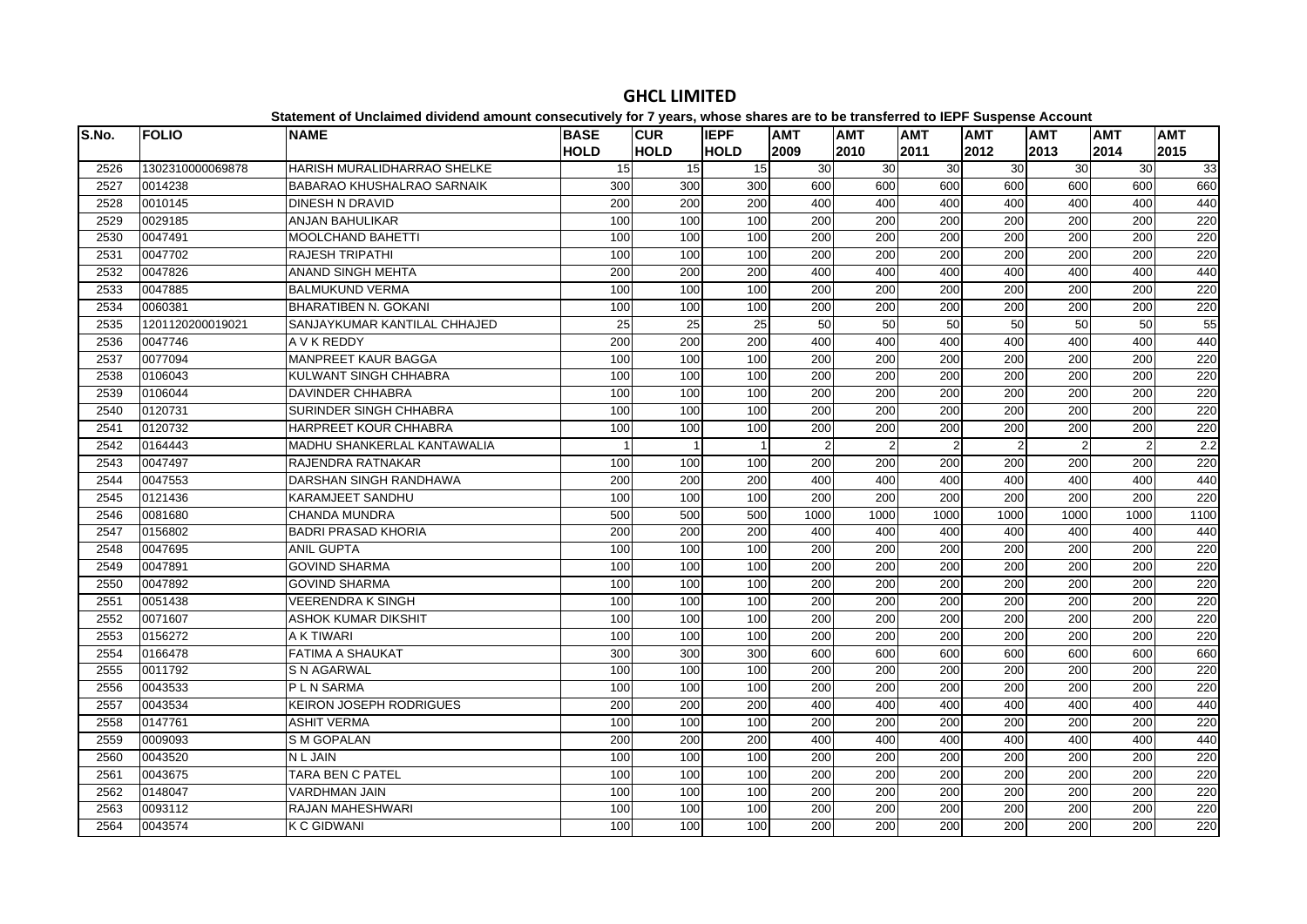# GHCL LIMITED

**Statement of Unclaimed dividend amount consecutively for 7 years, whose shares are to be transferred to IEPF Suspense Account**

| S.No. | FOLIO | NAME | BASE HOLD | CUR HOLD | IEPF HOLD | AMT 2009 | AMT 2010 | AMT 2011 | AMT 2012 | AMT 2013 | AMT 2014 | AMT 2015 |
|---|---|---|---|---|---|---|---|---|---|---|---|---|
| 2526 | 1302310000069878 | HARISH MURALIDHARRAO SHELKE | 15 | 15 | 15 | 30 | 30 | 30 | 30 | 30 | 30 | 33 |
| 2527 | 0014238 | BABARAO KHUSHALRAO SARNAIK | 300 | 300 | 300 | 600 | 600 | 600 | 600 | 600 | 600 | 660 |
| 2528 | 0010145 | DINESH N DRAVID | 200 | 200 | 200 | 400 | 400 | 400 | 400 | 400 | 400 | 440 |
| 2529 | 0029185 | ANJAN BAHULIKAR | 100 | 100 | 100 | 200 | 200 | 200 | 200 | 200 | 200 | 220 |
| 2530 | 0047491 | MOOLCHAND BAHETTI | 100 | 100 | 100 | 200 | 200 | 200 | 200 | 200 | 200 | 220 |
| 2531 | 0047702 | RAJESH TRIPATHI | 100 | 100 | 100 | 200 | 200 | 200 | 200 | 200 | 200 | 220 |
| 2532 | 0047826 | ANAND SINGH MEHTA | 200 | 200 | 200 | 400 | 400 | 400 | 400 | 400 | 400 | 440 |
| 2533 | 0047885 | BALMUKUND VERMA | 100 | 100 | 100 | 200 | 200 | 200 | 200 | 200 | 200 | 220 |
| 2534 | 0060381 | BHARATIBEN N. GOKANI | 100 | 100 | 100 | 200 | 200 | 200 | 200 | 200 | 200 | 220 |
| 2535 | 1201120200019021 | SANJAYKUMAR KANTILAL CHHAJED | 25 | 25 | 25 | 50 | 50 | 50 | 50 | 50 | 50 | 55 |
| 2536 | 0047746 | A V K REDDY | 200 | 200 | 200 | 400 | 400 | 400 | 400 | 400 | 400 | 440 |
| 2537 | 0077094 | MANPREET KAUR BAGGA | 100 | 100 | 100 | 200 | 200 | 200 | 200 | 200 | 200 | 220 |
| 2538 | 0106043 | KULWANT SINGH CHHABRA | 100 | 100 | 100 | 200 | 200 | 200 | 200 | 200 | 200 | 220 |
| 2539 | 0106044 | DAVINDER CHHABRA | 100 | 100 | 100 | 200 | 200 | 200 | 200 | 200 | 200 | 220 |
| 2540 | 0120731 | SURINDER SINGH CHHABRA | 100 | 100 | 100 | 200 | 200 | 200 | 200 | 200 | 200 | 220 |
| 2541 | 0120732 | HARPREET KOUR CHHABRA | 100 | 100 | 100 | 200 | 200 | 200 | 200 | 200 | 200 | 220 |
| 2542 | 0164443 | MADHU SHANKERLAL KANTAWALIA | 1 | 1 | 1 | 2 | 2 | 2 | 2 | 2 | 2 | 2.2 |
| 2543 | 0047497 | RAJENDRA RATNAKAR | 100 | 100 | 100 | 200 | 200 | 200 | 200 | 200 | 200 | 220 |
| 2544 | 0047553 | DARSHAN SINGH RANDHAWA | 200 | 200 | 200 | 400 | 400 | 400 | 400 | 400 | 400 | 440 |
| 2545 | 0121436 | KARAMJEET SANDHU | 100 | 100 | 100 | 200 | 200 | 200 | 200 | 200 | 200 | 220 |
| 2546 | 0081680 | CHANDA MUNDRA | 500 | 500 | 500 | 1000 | 1000 | 1000 | 1000 | 1000 | 1000 | 1100 |
| 2547 | 0156802 | BADRI PRASAD KHORIA | 200 | 200 | 200 | 400 | 400 | 400 | 400 | 400 | 400 | 440 |
| 2548 | 0047695 | ANIL GUPTA | 100 | 100 | 100 | 200 | 200 | 200 | 200 | 200 | 200 | 220 |
| 2549 | 0047891 | GOVIND SHARMA | 100 | 100 | 100 | 200 | 200 | 200 | 200 | 200 | 200 | 220 |
| 2550 | 0047892 | GOVIND SHARMA | 100 | 100 | 100 | 200 | 200 | 200 | 200 | 200 | 200 | 220 |
| 2551 | 0051438 | VEERENDRA K SINGH | 100 | 100 | 100 | 200 | 200 | 200 | 200 | 200 | 200 | 220 |
| 2552 | 0071607 | ASHOK KUMAR DIKSHIT | 100 | 100 | 100 | 200 | 200 | 200 | 200 | 200 | 200 | 220 |
| 2553 | 0156272 | A K TIWARI | 100 | 100 | 100 | 200 | 200 | 200 | 200 | 200 | 200 | 220 |
| 2554 | 0166478 | FATIMA A SHAUKAT | 300 | 300 | 300 | 600 | 600 | 600 | 600 | 600 | 600 | 660 |
| 2555 | 0011792 | S N AGARWAL | 100 | 100 | 100 | 200 | 200 | 200 | 200 | 200 | 200 | 220 |
| 2556 | 0043533 | P L N SARMA | 100 | 100 | 100 | 200 | 200 | 200 | 200 | 200 | 200 | 220 |
| 2557 | 0043534 | KEIRON JOSEPH RODRIGUES | 200 | 200 | 200 | 400 | 400 | 400 | 400 | 400 | 400 | 440 |
| 2558 | 0147761 | ASHIT VERMA | 100 | 100 | 100 | 200 | 200 | 200 | 200 | 200 | 200 | 220 |
| 2559 | 0009093 | S M GOPALAN | 200 | 200 | 200 | 400 | 400 | 400 | 400 | 400 | 400 | 440 |
| 2560 | 0043520 | N L JAIN | 100 | 100 | 100 | 200 | 200 | 200 | 200 | 200 | 200 | 220 |
| 2561 | 0043675 | TARA BEN C PATEL | 100 | 100 | 100 | 200 | 200 | 200 | 200 | 200 | 200 | 220 |
| 2562 | 0148047 | VARDHMAN JAIN | 100 | 100 | 100 | 200 | 200 | 200 | 200 | 200 | 200 | 220 |
| 2563 | 0093112 | RAJAN MAHESHWARI | 100 | 100 | 100 | 200 | 200 | 200 | 200 | 200 | 200 | 220 |
| 2564 | 0043574 | K C GIDWANI | 100 | 100 | 100 | 200 | 200 | 200 | 200 | 200 | 200 | 220 |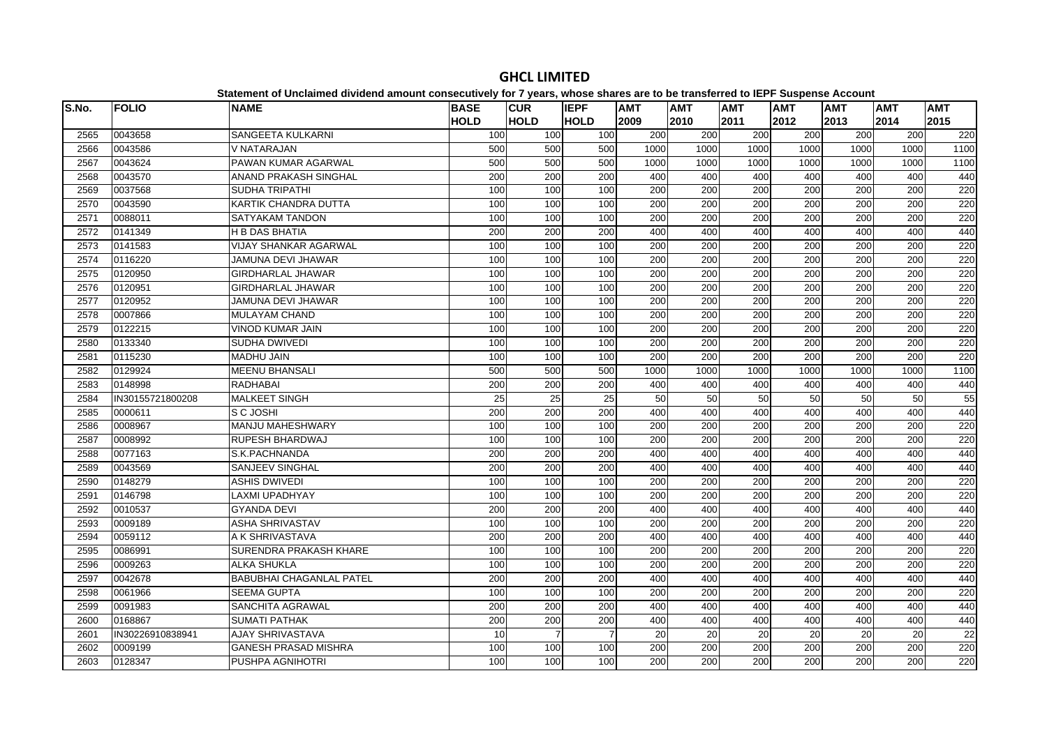# GHCL LIMITED

**Statement of Unclaimed dividend amount consecutively for 7 years, whose shares are to be transferred to IEPF Suspense Account**

| S.No. | FOLIO | NAME | BASE HOLD | CUR HOLD | IEPF HOLD | AMT 2009 | AMT 2010 | AMT 2011 | AMT 2012 | AMT 2013 | AMT 2014 | AMT 2015 |
|---|---|---|---|---|---|---|---|---|---|---|---|---|
| 2565 | 0043658 | SANGEETA KULKARNI | 100 | 100 | 100 | 200 | 200 | 200 | 200 | 200 | 200 | 220 |
| 2566 | 0043586 | V NATARAJAN | 500 | 500 | 500 | 1000 | 1000 | 1000 | 1000 | 1000 | 1000 | 1100 |
| 2567 | 0043624 | PAWAN KUMAR AGARWAL | 500 | 500 | 500 | 1000 | 1000 | 1000 | 1000 | 1000 | 1000 | 1100 |
| 2568 | 0043570 | ANAND PRAKASH SINGHAL | 200 | 200 | 200 | 400 | 400 | 400 | 400 | 400 | 400 | 440 |
| 2569 | 0037568 | SUDHA TRIPATHI | 100 | 100 | 100 | 200 | 200 | 200 | 200 | 200 | 200 | 220 |
| 2570 | 0043590 | KARTIK CHANDRA DUTTA | 100 | 100 | 100 | 200 | 200 | 200 | 200 | 200 | 200 | 220 |
| 2571 | 0088011 | SATYAKAM TANDON | 100 | 100 | 100 | 200 | 200 | 200 | 200 | 200 | 200 | 220 |
| 2572 | 0141349 | H B DAS BHATIA | 200 | 200 | 200 | 400 | 400 | 400 | 400 | 400 | 400 | 440 |
| 2573 | 0141583 | VIJAY SHANKAR AGARWAL | 100 | 100 | 100 | 200 | 200 | 200 | 200 | 200 | 200 | 220 |
| 2574 | 0116220 | JAMUNA DEVI JHAWAR | 100 | 100 | 100 | 200 | 200 | 200 | 200 | 200 | 200 | 220 |
| 2575 | 0120950 | GIRDHARLAL JHAWAR | 100 | 100 | 100 | 200 | 200 | 200 | 200 | 200 | 200 | 220 |
| 2576 | 0120951 | GIRDHARLAL JHAWAR | 100 | 100 | 100 | 200 | 200 | 200 | 200 | 200 | 200 | 220 |
| 2577 | 0120952 | JAMUNA DEVI JHAWAR | 100 | 100 | 100 | 200 | 200 | 200 | 200 | 200 | 200 | 220 |
| 2578 | 0007866 | MULAYAM CHAND | 100 | 100 | 100 | 200 | 200 | 200 | 200 | 200 | 200 | 220 |
| 2579 | 0122215 | VINOD KUMAR JAIN | 100 | 100 | 100 | 200 | 200 | 200 | 200 | 200 | 200 | 220 |
| 2580 | 0133340 | SUDHA DWIVEDI | 100 | 100 | 100 | 200 | 200 | 200 | 200 | 200 | 200 | 220 |
| 2581 | 0115230 | MADHU JAIN | 100 | 100 | 100 | 200 | 200 | 200 | 200 | 200 | 200 | 220 |
| 2582 | 0129924 | MEENU BHANSALI | 500 | 500 | 500 | 1000 | 1000 | 1000 | 1000 | 1000 | 1000 | 1100 |
| 2583 | 0148998 | RADHABAI | 200 | 200 | 200 | 400 | 400 | 400 | 400 | 400 | 400 | 440 |
| 2584 | IN30155721800208 | MALKEET SINGH | 25 | 25 | 25 | 50 | 50 | 50 | 50 | 50 | 50 | 55 |
| 2585 | 0000611 | S C JOSHI | 200 | 200 | 200 | 400 | 400 | 400 | 400 | 400 | 400 | 440 |
| 2586 | 0008967 | MANJU MAHESHWARY | 100 | 100 | 100 | 200 | 200 | 200 | 200 | 200 | 200 | 220 |
| 2587 | 0008992 | RUPESH BHARDWAJ | 100 | 100 | 100 | 200 | 200 | 200 | 200 | 200 | 200 | 220 |
| 2588 | 0077163 | S.K.PACHNANDA | 200 | 200 | 200 | 400 | 400 | 400 | 400 | 400 | 400 | 440 |
| 2589 | 0043569 | SANJEEV SINGHAL | 200 | 200 | 200 | 400 | 400 | 400 | 400 | 400 | 400 | 440 |
| 2590 | 0148279 | ASHIS DWIVEDI | 100 | 100 | 100 | 200 | 200 | 200 | 200 | 200 | 200 | 220 |
| 2591 | 0146798 | LAXMI UPADHYAY | 100 | 100 | 100 | 200 | 200 | 200 | 200 | 200 | 200 | 220 |
| 2592 | 0010537 | GYANDA DEVI | 200 | 200 | 200 | 400 | 400 | 400 | 400 | 400 | 400 | 440 |
| 2593 | 0009189 | ASHA SHRIVASTAV | 100 | 100 | 100 | 200 | 200 | 200 | 200 | 200 | 200 | 220 |
| 2594 | 0059112 | A K SHRIVASTAVA | 200 | 200 | 200 | 400 | 400 | 400 | 400 | 400 | 400 | 440 |
| 2595 | 0086991 | SURENDRA PRAKASH KHARE | 100 | 100 | 100 | 200 | 200 | 200 | 200 | 200 | 200 | 220 |
| 2596 | 0009263 | ALKA SHUKLA | 100 | 100 | 100 | 200 | 200 | 200 | 200 | 200 | 200 | 220 |
| 2597 | 0042678 | BABUBHAI CHAGANLAL PATEL | 200 | 200 | 200 | 400 | 400 | 400 | 400 | 400 | 400 | 440 |
| 2598 | 0061966 | SEEMA GUPTA | 100 | 100 | 100 | 200 | 200 | 200 | 200 | 200 | 200 | 220 |
| 2599 | 0091983 | SANCHITA AGRAWAL | 200 | 200 | 200 | 400 | 400 | 400 | 400 | 400 | 400 | 440 |
| 2600 | 0168867 | SUMATI PATHAK | 200 | 200 | 200 | 400 | 400 | 400 | 400 | 400 | 400 | 440 |
| 2601 | IN30226910838941 | AJAY SHRIVASTAVA | 10 | 7 | 7 | 20 | 20 | 20 | 20 | 20 | 20 | 22 |
| 2602 | 0009199 | GANESH PRASAD MISHRA | 100 | 100 | 100 | 200 | 200 | 200 | 200 | 200 | 200 | 220 |
| 2603 | 0128347 | PUSHPA AGNIHOTRI | 100 | 100 | 100 | 200 | 200 | 200 | 200 | 200 | 200 | 220 |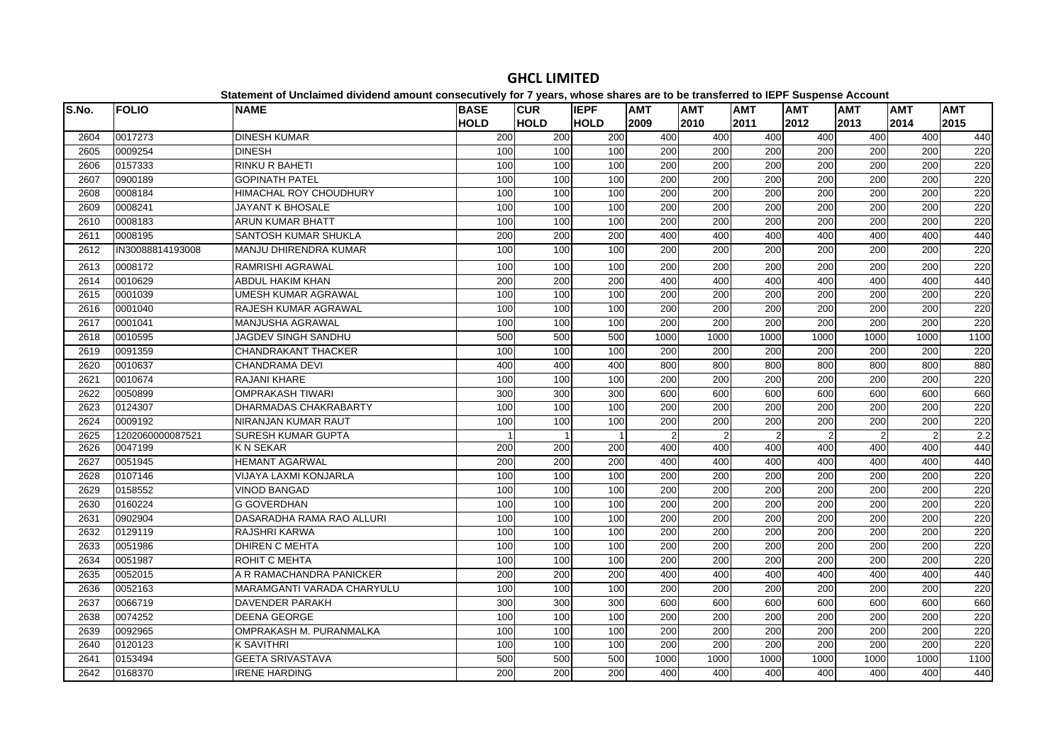# GHCL LIMITED

**Statement of Unclaimed dividend amount consecutively for 7 years, whose shares are to be transferred to IEPF Suspense Account**

| S.No. | FOLIO | NAME | BASE HOLD | CUR HOLD | IEPF HOLD | AMT 2009 | AMT 2010 | AMT 2011 | AMT 2012 | AMT 2013 | AMT 2014 | AMT 2015 |
|---|---|---|---|---|---|---|---|---|---|---|---|---|
| 2604 | 0017273 | DINESH KUMAR | 200 | 200 | 200 | 400 | 400 | 400 | 400 | 400 | 400 | 440 |
| 2605 | 0009254 | DINESH | 100 | 100 | 100 | 200 | 200 | 200 | 200 | 200 | 200 | 220 |
| 2606 | 0157333 | RINKU R BAHETI | 100 | 100 | 100 | 200 | 200 | 200 | 200 | 200 | 200 | 220 |
| 2607 | 0900189 | GOPINATH PATEL | 100 | 100 | 100 | 200 | 200 | 200 | 200 | 200 | 200 | 220 |
| 2608 | 0008184 | HIMACHAL ROY CHOUDHURY | 100 | 100 | 100 | 200 | 200 | 200 | 200 | 200 | 200 | 220 |
| 2609 | 0008241 | JAYANT K BHOSALE | 100 | 100 | 100 | 200 | 200 | 200 | 200 | 200 | 200 | 220 |
| 2610 | 0008183 | ARUN KUMAR BHATT | 100 | 100 | 100 | 200 | 200 | 200 | 200 | 200 | 200 | 220 |
| 2611 | 0008195 | SANTOSH KUMAR SHUKLA | 200 | 200 | 200 | 400 | 400 | 400 | 400 | 400 | 400 | 440 |
| 2612 | IN30088814193008 | MANJU DHIRENDRA KUMAR | 100 | 100 | 100 | 200 | 200 | 200 | 200 | 200 | 200 | 220 |
| 2613 | 0008172 | RAMRISHI AGRAWAL | 100 | 100 | 100 | 200 | 200 | 200 | 200 | 200 | 200 | 220 |
| 2614 | 0010629 | ABDUL HAKIM KHAN | 200 | 200 | 200 | 400 | 400 | 400 | 400 | 400 | 400 | 440 |
| 2615 | 0001039 | UMESH KUMAR AGRAWAL | 100 | 100 | 100 | 200 | 200 | 200 | 200 | 200 | 200 | 220 |
| 2616 | 0001040 | RAJESH KUMAR AGRAWAL | 100 | 100 | 100 | 200 | 200 | 200 | 200 | 200 | 200 | 220 |
| 2617 | 0001041 | MANJUSHA AGRAWAL | 100 | 100 | 100 | 200 | 200 | 200 | 200 | 200 | 200 | 220 |
| 2618 | 0010595 | JAGDEV SINGH SANDHU | 500 | 500 | 500 | 1000 | 1000 | 1000 | 1000 | 1000 | 1000 | 1100 |
| 2619 | 0091359 | CHANDRAKANT THACKER | 100 | 100 | 100 | 200 | 200 | 200 | 200 | 200 | 200 | 220 |
| 2620 | 0010637 | CHANDRAMA DEVI | 400 | 400 | 400 | 800 | 800 | 800 | 800 | 800 | 800 | 880 |
| 2621 | 0010674 | RAJANI KHARE | 100 | 100 | 100 | 200 | 200 | 200 | 200 | 200 | 200 | 220 |
| 2622 | 0050899 | OMPRAKASH TIWARI | 300 | 300 | 300 | 600 | 600 | 600 | 600 | 600 | 600 | 660 |
| 2623 | 0124307 | DHARMADAS CHAKRABARTY | 100 | 100 | 100 | 200 | 200 | 200 | 200 | 200 | 200 | 220 |
| 2624 | 0009192 | NIRANJAN KUMAR RAUT | 100 | 100 | 100 | 200 | 200 | 200 | 200 | 200 | 200 | 220 |
| 2625 | 1202060000087521 | SURESH KUMAR GUPTA | 1 | 1 | 1 | 2 | 2 | 2 | 2 | 2 | 2 | 2.2 |
| 2626 | 0047199 | K N SEKAR | 200 | 200 | 200 | 400 | 400 | 400 | 400 | 400 | 400 | 440 |
| 2627 | 0051945 | HEMANT AGARWAL | 200 | 200 | 200 | 400 | 400 | 400 | 400 | 400 | 400 | 440 |
| 2628 | 0107146 | VIJAYA LAXMI KONJARLA | 100 | 100 | 100 | 200 | 200 | 200 | 200 | 200 | 200 | 220 |
| 2629 | 0158552 | VINOD BANGAD | 100 | 100 | 100 | 200 | 200 | 200 | 200 | 200 | 200 | 220 |
| 2630 | 0160224 | G GOVERDHAN | 100 | 100 | 100 | 200 | 200 | 200 | 200 | 200 | 200 | 220 |
| 2631 | 0902904 | DASARADHA RAMA RAO ALLURI | 100 | 100 | 100 | 200 | 200 | 200 | 200 | 200 | 200 | 220 |
| 2632 | 0129119 | RAJSHRI KARWA | 100 | 100 | 100 | 200 | 200 | 200 | 200 | 200 | 200 | 220 |
| 2633 | 0051986 | DHIREN C MEHTA | 100 | 100 | 100 | 200 | 200 | 200 | 200 | 200 | 200 | 220 |
| 2634 | 0051987 | ROHIT C MEHTA | 100 | 100 | 100 | 200 | 200 | 200 | 200 | 200 | 200 | 220 |
| 2635 | 0052015 | A R RAMACHANDRA PANICKER | 200 | 200 | 200 | 400 | 400 | 400 | 400 | 400 | 400 | 440 |
| 2636 | 0052163 | MARAMGANTI VARADA CHARYULU | 100 | 100 | 100 | 200 | 200 | 200 | 200 | 200 | 200 | 220 |
| 2637 | 0066719 | DAVENDER PARAKH | 300 | 300 | 300 | 600 | 600 | 600 | 600 | 600 | 600 | 660 |
| 2638 | 0074252 | DEENA GEORGE | 100 | 100 | 100 | 200 | 200 | 200 | 200 | 200 | 200 | 220 |
| 2639 | 0092965 | OMPRAKASH M. PURANMALKA | 100 | 100 | 100 | 200 | 200 | 200 | 200 | 200 | 200 | 220 |
| 2640 | 0120123 | K SAVITHRI | 100 | 100 | 100 | 200 | 200 | 200 | 200 | 200 | 200 | 220 |
| 2641 | 0153494 | GEETA SRIVASTAVA | 500 | 500 | 500 | 1000 | 1000 | 1000 | 1000 | 1000 | 1000 | 1100 |
| 2642 | 0168370 | IRENE HARDING | 200 | 200 | 200 | 400 | 400 | 400 | 400 | 400 | 400 | 440 |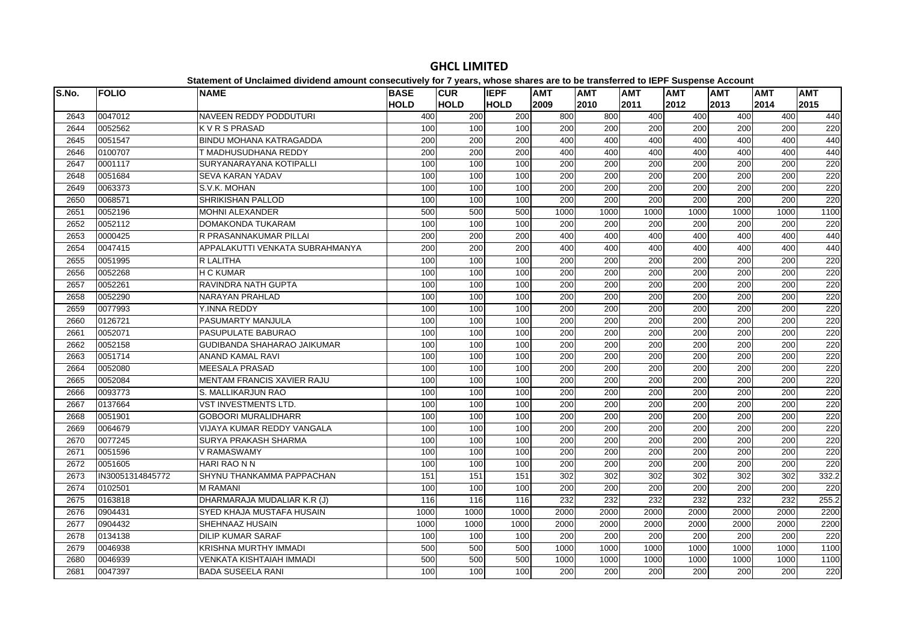# GHCL LIMITED

**Statement of Unclaimed dividend amount consecutively for 7 years, whose shares are to be transferred to IEPF Suspense Account**

| S.No. | FOLIO | NAME | BASE HOLD | CUR HOLD | IEPF HOLD | AMT 2009 | AMT 2010 | AMT 2011 | AMT 2012 | AMT 2013 | AMT 2014 | AMT 2015 |
|---|---|---|---|---|---|---|---|---|---|---|---|---|
| 2643 | 0047012 | NAVEEN REDDY PODDUTURI | 400 | 200 | 200 | 800 | 800 | 400 | 400 | 400 | 400 | 440 |
| 2644 | 0052562 | K V R S PRASAD | 100 | 100 | 100 | 200 | 200 | 200 | 200 | 200 | 200 | 220 |
| 2645 | 0051547 | BINDU MOHANA KATRAGADDA | 200 | 200 | 200 | 400 | 400 | 400 | 400 | 400 | 400 | 440 |
| 2646 | 0100707 | T MADHUSUDHANA REDDY | 200 | 200 | 200 | 400 | 400 | 400 | 400 | 400 | 400 | 440 |
| 2647 | 0001117 | SURYANARAYANA KOTIPALLI | 100 | 100 | 100 | 200 | 200 | 200 | 200 | 200 | 200 | 220 |
| 2648 | 0051684 | SEVA KARAN YADAV | 100 | 100 | 100 | 200 | 200 | 200 | 200 | 200 | 200 | 220 |
| 2649 | 0063373 | S.V.K. MOHAN | 100 | 100 | 100 | 200 | 200 | 200 | 200 | 200 | 200 | 220 |
| 2650 | 0068571 | SHRIKISHAN PALLOD | 100 | 100 | 100 | 200 | 200 | 200 | 200 | 200 | 200 | 220 |
| 2651 | 0052196 | MOHNI ALEXANDER | 500 | 500 | 500 | 1000 | 1000 | 1000 | 1000 | 1000 | 1000 | 1100 |
| 2652 | 0052112 | DOMAKONDA TUKARAM | 100 | 100 | 100 | 200 | 200 | 200 | 200 | 200 | 200 | 220 |
| 2653 | 0000425 | R PRASANNAKUMAR PILLAI | 200 | 200 | 200 | 400 | 400 | 400 | 400 | 400 | 400 | 440 |
| 2654 | 0047415 | APPALAKUTTI VENKATA SUBRAHMANYA | 200 | 200 | 200 | 400 | 400 | 400 | 400 | 400 | 400 | 440 |
| 2655 | 0051995 | R LALITHA | 100 | 100 | 100 | 200 | 200 | 200 | 200 | 200 | 200 | 220 |
| 2656 | 0052268 | H C KUMAR | 100 | 100 | 100 | 200 | 200 | 200 | 200 | 200 | 200 | 220 |
| 2657 | 0052261 | RAVINDRA NATH GUPTA | 100 | 100 | 100 | 200 | 200 | 200 | 200 | 200 | 200 | 220 |
| 2658 | 0052290 | NARAYAN PRAHLAD | 100 | 100 | 100 | 200 | 200 | 200 | 200 | 200 | 200 | 220 |
| 2659 | 0077993 | Y.INNA REDDY | 100 | 100 | 100 | 200 | 200 | 200 | 200 | 200 | 200 | 220 |
| 2660 | 0126721 | PASUMARTY MANJULA | 100 | 100 | 100 | 200 | 200 | 200 | 200 | 200 | 200 | 220 |
| 2661 | 0052071 | PASUPULATE BABURAO | 100 | 100 | 100 | 200 | 200 | 200 | 200 | 200 | 200 | 220 |
| 2662 | 0052158 | GUDIBANDA SHAHARAO JAIKUMAR | 100 | 100 | 100 | 200 | 200 | 200 | 200 | 200 | 200 | 220 |
| 2663 | 0051714 | ANAND KAMAL RAVI | 100 | 100 | 100 | 200 | 200 | 200 | 200 | 200 | 200 | 220 |
| 2664 | 0052080 | MEESALA PRASAD | 100 | 100 | 100 | 200 | 200 | 200 | 200 | 200 | 200 | 220 |
| 2665 | 0052084 | MENTAM FRANCIS XAVIER RAJU | 100 | 100 | 100 | 200 | 200 | 200 | 200 | 200 | 200 | 220 |
| 2666 | 0093773 | S. MALLIKARJUN RAO | 100 | 100 | 100 | 200 | 200 | 200 | 200 | 200 | 200 | 220 |
| 2667 | 0137664 | VST INVESTMENTS LTD. | 100 | 100 | 100 | 200 | 200 | 200 | 200 | 200 | 200 | 220 |
| 2668 | 0051901 | GOBOORI MURALIDHARR | 100 | 100 | 100 | 200 | 200 | 200 | 200 | 200 | 200 | 220 |
| 2669 | 0064679 | VIJAYA KUMAR REDDY VANGALA | 100 | 100 | 100 | 200 | 200 | 200 | 200 | 200 | 200 | 220 |
| 2670 | 0077245 | SURYA PRAKASH SHARMA | 100 | 100 | 100 | 200 | 200 | 200 | 200 | 200 | 200 | 220 |
| 2671 | 0051596 | V RAMASWAMY | 100 | 100 | 100 | 200 | 200 | 200 | 200 | 200 | 200 | 220 |
| 2672 | 0051605 | HARI RAO N N | 100 | 100 | 100 | 200 | 200 | 200 | 200 | 200 | 200 | 220 |
| 2673 | IN30051314845772 | SHYNU THANKAMMA PAPPACHAN | 151 | 151 | 151 | 302 | 302 | 302 | 302 | 302 | 302 | 332.2 |
| 2674 | 0102501 | M RAMANI | 100 | 100 | 100 | 200 | 200 | 200 | 200 | 200 | 200 | 220 |
| 2675 | 0163818 | DHARMARAJA MUDALIAR K.R (J) | 116 | 116 | 116 | 232 | 232 | 232 | 232 | 232 | 232 | 255.2 |
| 2676 | 0904431 | SYED KHAJA MUSTAFA HUSAIN | 1000 | 1000 | 1000 | 2000 | 2000 | 2000 | 2000 | 2000 | 2000 | 2200 |
| 2677 | 0904432 | SHEHNAAZ HUSAIN | 1000 | 1000 | 1000 | 2000 | 2000 | 2000 | 2000 | 2000 | 2000 | 2200 |
| 2678 | 0134138 | DILIP KUMAR SARAF | 100 | 100 | 100 | 200 | 200 | 200 | 200 | 200 | 200 | 220 |
| 2679 | 0046938 | KRISHNA MURTHY IMMADI | 500 | 500 | 500 | 1000 | 1000 | 1000 | 1000 | 1000 | 1000 | 1100 |
| 2680 | 0046939 | VENKATA KISHTAIAH IMMADI | 500 | 500 | 500 | 1000 | 1000 | 1000 | 1000 | 1000 | 1000 | 1100 |
| 2681 | 0047397 | BADA SUSEELA RANI | 100 | 100 | 100 | 200 | 200 | 200 | 200 | 200 | 200 | 220 |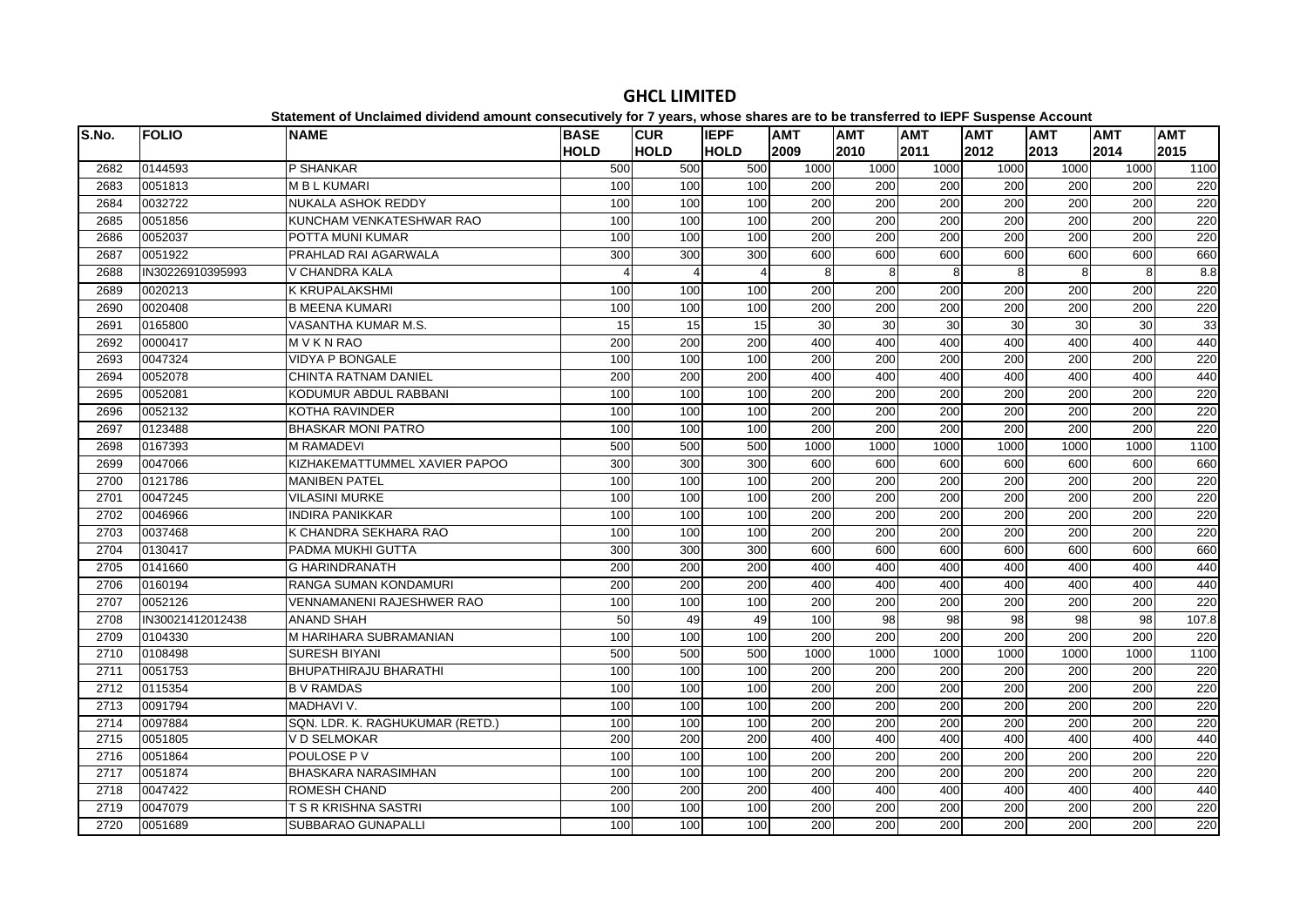# GHCL LIMITED

**Statement of Unclaimed dividend amount consecutively for 7 years, whose shares are to be transferred to IEPF Suspense Account**

| S.No. | FOLIO | NAME | BASE HOLD | CUR HOLD | IEPF HOLD | AMT 2009 | AMT 2010 | AMT 2011 | AMT 2012 | AMT 2013 | AMT 2014 | AMT 2015 |
|---|---|---|---|---|---|---|---|---|---|---|---|---|
| 2682 | 0144593 | P SHANKAR | 500 | 500 | 500 | 1000 | 1000 | 1000 | 1000 | 1000 | 1000 | 1100 |
| 2683 | 0051813 | M B L KUMARI | 100 | 100 | 100 | 200 | 200 | 200 | 200 | 200 | 200 | 220 |
| 2684 | 0032722 | NUKALA ASHOK REDDY | 100 | 100 | 100 | 200 | 200 | 200 | 200 | 200 | 200 | 220 |
| 2685 | 0051856 | KUNCHAM VENKATESHWAR RAO | 100 | 100 | 100 | 200 | 200 | 200 | 200 | 200 | 200 | 220 |
| 2686 | 0052037 | POTTA MUNI KUMAR | 100 | 100 | 100 | 200 | 200 | 200 | 200 | 200 | 200 | 220 |
| 2687 | 0051922 | PRAHLAD RAI AGARWALA | 300 | 300 | 300 | 600 | 600 | 600 | 600 | 600 | 600 | 660 |
| 2688 | IN30226910395993 | V CHANDRA KALA | 4 | 4 | 4 | 8 | 8 | 8 | 8 | 8 | 8 | 8.8 |
| 2689 | 0020213 | K KRUPALAKSHMI | 100 | 100 | 100 | 200 | 200 | 200 | 200 | 200 | 200 | 220 |
| 2690 | 0020408 | B MEENA KUMARI | 100 | 100 | 100 | 200 | 200 | 200 | 200 | 200 | 200 | 220 |
| 2691 | 0165800 | VASANTHA KUMAR M.S. | 15 | 15 | 15 | 30 | 30 | 30 | 30 | 30 | 30 | 33 |
| 2692 | 0000417 | M V K N RAO | 200 | 200 | 200 | 400 | 400 | 400 | 400 | 400 | 400 | 440 |
| 2693 | 0047324 | VIDYA P BONGALE | 100 | 100 | 100 | 200 | 200 | 200 | 200 | 200 | 200 | 220 |
| 2694 | 0052078 | CHINTA RATNAM DANIEL | 200 | 200 | 200 | 400 | 400 | 400 | 400 | 400 | 400 | 440 |
| 2695 | 0052081 | KODUMUR ABDUL RABBANI | 100 | 100 | 100 | 200 | 200 | 200 | 200 | 200 | 200 | 220 |
| 2696 | 0052132 | KOTHA RAVINDER | 100 | 100 | 100 | 200 | 200 | 200 | 200 | 200 | 200 | 220 |
| 2697 | 0123488 | BHASKAR MONI PATRO | 100 | 100 | 100 | 200 | 200 | 200 | 200 | 200 | 200 | 220 |
| 2698 | 0167393 | M RAMADEVI | 500 | 500 | 500 | 1000 | 1000 | 1000 | 1000 | 1000 | 1000 | 1100 |
| 2699 | 0047066 | KIZHAKEMATTUMMEL XAVIER PAPOO | 300 | 300 | 300 | 600 | 600 | 600 | 600 | 600 | 600 | 660 |
| 2700 | 0121786 | MANIBEN PATEL | 100 | 100 | 100 | 200 | 200 | 200 | 200 | 200 | 200 | 220 |
| 2701 | 0047245 | VILASINI MURKE | 100 | 100 | 100 | 200 | 200 | 200 | 200 | 200 | 200 | 220 |
| 2702 | 0046966 | INDIRA PANIKKAR | 100 | 100 | 100 | 200 | 200 | 200 | 200 | 200 | 200 | 220 |
| 2703 | 0037468 | K CHANDRA SEKHARA RAO | 100 | 100 | 100 | 200 | 200 | 200 | 200 | 200 | 200 | 220 |
| 2704 | 0130417 | PADMA MUKHI GUTTA | 300 | 300 | 300 | 600 | 600 | 600 | 600 | 600 | 600 | 660 |
| 2705 | 0141660 | G HARINDRANATH | 200 | 200 | 200 | 400 | 400 | 400 | 400 | 400 | 400 | 440 |
| 2706 | 0160194 | RANGA SUMAN KONDAMURI | 200 | 200 | 200 | 400 | 400 | 400 | 400 | 400 | 400 | 440 |
| 2707 | 0052126 | VENNAMANENI RAJESHWER RAO | 100 | 100 | 100 | 200 | 200 | 200 | 200 | 200 | 200 | 220 |
| 2708 | IN30021412012438 | ANAND SHAH | 50 | 49 | 49 | 100 | 98 | 98 | 98 | 98 | 98 | 107.8 |
| 2709 | 0104330 | M HARIHARA SUBRAMANIAN | 100 | 100 | 100 | 200 | 200 | 200 | 200 | 200 | 200 | 220 |
| 2710 | 0108498 | SURESH BIYANI | 500 | 500 | 500 | 1000 | 1000 | 1000 | 1000 | 1000 | 1000 | 1100 |
| 2711 | 0051753 | BHUPATHIRAJU BHARATHI | 100 | 100 | 100 | 200 | 200 | 200 | 200 | 200 | 200 | 220 |
| 2712 | 0115354 | B V RAMDAS | 100 | 100 | 100 | 200 | 200 | 200 | 200 | 200 | 200 | 220 |
| 2713 | 0091794 | MADHAVI V. | 100 | 100 | 100 | 200 | 200 | 200 | 200 | 200 | 200 | 220 |
| 2714 | 0097884 | SQN. LDR. K. RAGHUKUMAR (RETD.) | 100 | 100 | 100 | 200 | 200 | 200 | 200 | 200 | 200 | 220 |
| 2715 | 0051805 | V D SELMOKAR | 200 | 200 | 200 | 400 | 400 | 400 | 400 | 400 | 400 | 440 |
| 2716 | 0051864 | POULOSE P V | 100 | 100 | 100 | 200 | 200 | 200 | 200 | 200 | 200 | 220 |
| 2717 | 0051874 | BHASKARA NARASIMHAN | 100 | 100 | 100 | 200 | 200 | 200 | 200 | 200 | 200 | 220 |
| 2718 | 0047422 | ROMESH CHAND | 200 | 200 | 200 | 400 | 400 | 400 | 400 | 400 | 400 | 440 |
| 2719 | 0047079 | T S R KRISHNA SASTRI | 100 | 100 | 100 | 200 | 200 | 200 | 200 | 200 | 200 | 220 |
| 2720 | 0051689 | SUBBARAO GUNAPALLI | 100 | 100 | 100 | 200 | 200 | 200 | 200 | 200 | 200 | 220 |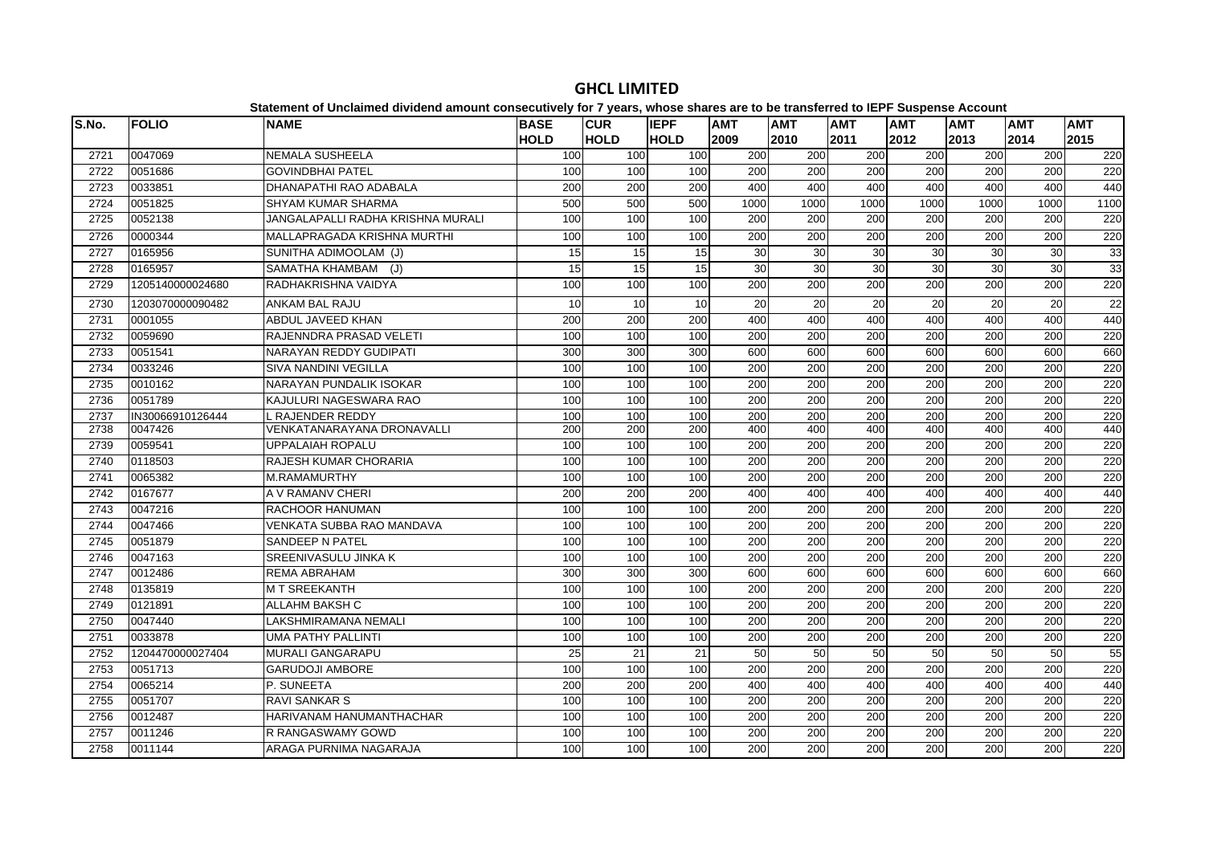# GHCL LIMITED

**Statement of Unclaimed dividend amount consecutively for 7 years, whose shares are to be transferred to IEPF Suspense Account**

| S.No. | FOLIO | NAME | BASE HOLD | CUR HOLD | IEPF HOLD | AMT 2009 | AMT 2010 | AMT 2011 | AMT 2012 | AMT 2013 | AMT 2014 | AMT 2015 |
|---|---|---|---|---|---|---|---|---|---|---|---|---|
| 2721 | 0047069 | NEMALA SUSHEELA | 100 | 100 | 100 | 200 | 200 | 200 | 200 | 200 | 200 | 220 |
| 2722 | 0051686 | GOVINDBHAI PATEL | 100 | 100 | 100 | 200 | 200 | 200 | 200 | 200 | 200 | 220 |
| 2723 | 0033851 | DHANAPATHI RAO ADABALA | 200 | 200 | 200 | 400 | 400 | 400 | 400 | 400 | 400 | 440 |
| 2724 | 0051825 | SHYAM KUMAR SHARMA | 500 | 500 | 500 | 1000 | 1000 | 1000 | 1000 | 1000 | 1000 | 1100 |
| 2725 | 0052138 | JANGALAPALLI RADHA KRISHNA MURALI | 100 | 100 | 100 | 200 | 200 | 200 | 200 | 200 | 200 | 220 |
| 2726 | 0000344 | MALLAPRAGADA KRISHNA MURTHI | 100 | 100 | 100 | 200 | 200 | 200 | 200 | 200 | 200 | 220 |
| 2727 | 0165956 | SUNITHA ADIMOOLAM (J) | 15 | 15 | 15 | 30 | 30 | 30 | 30 | 30 | 30 | 33 |
| 2728 | 0165957 | SAMATHA KHAMBAM (J) | 15 | 15 | 15 | 30 | 30 | 30 | 30 | 30 | 30 | 33 |
| 2729 | 1205140000024680 | RADHAKRISHNA VAIDYA | 100 | 100 | 100 | 200 | 200 | 200 | 200 | 200 | 200 | 220 |
| 2730 | 1203070000090482 | ANKAM BAL RAJU | 10 | 10 | 10 | 20 | 20 | 20 | 20 | 20 | 20 | 22 |
| 2731 | 0001055 | ABDUL JAVEED KHAN | 200 | 200 | 200 | 400 | 400 | 400 | 400 | 400 | 400 | 440 |
| 2732 | 0059690 | RAJENNDRA PRASAD VELETI | 100 | 100 | 100 | 200 | 200 | 200 | 200 | 200 | 200 | 220 |
| 2733 | 0051541 | NARAYAN REDDY GUDIPATI | 300 | 300 | 300 | 600 | 600 | 600 | 600 | 600 | 600 | 660 |
| 2734 | 0033246 | SIVA NANDINI VEGILLA | 100 | 100 | 100 | 200 | 200 | 200 | 200 | 200 | 200 | 220 |
| 2735 | 0010162 | NARAYAN PUNDALIK ISOKAR | 100 | 100 | 100 | 200 | 200 | 200 | 200 | 200 | 200 | 220 |
| 2736 | 0051789 | KAJULURI NAGESWARA RAO | 100 | 100 | 100 | 200 | 200 | 200 | 200 | 200 | 200 | 220 |
| 2737 | IN30066910126444 | L RAJENDER REDDY | 100 | 100 | 100 | 200 | 200 | 200 | 200 | 200 | 200 | 220 |
| 2738 | 0047426 | VENKATANARAYANA DRONAVALLI | 200 | 200 | 200 | 400 | 400 | 400 | 400 | 400 | 400 | 440 |
| 2739 | 0059541 | UPPALAIAH ROPALU | 100 | 100 | 100 | 200 | 200 | 200 | 200 | 200 | 200 | 220 |
| 2740 | 0118503 | RAJESH KUMAR CHORARIA | 100 | 100 | 100 | 200 | 200 | 200 | 200 | 200 | 200 | 220 |
| 2741 | 0065382 | M.RAMAMURTHY | 100 | 100 | 100 | 200 | 200 | 200 | 200 | 200 | 200 | 220 |
| 2742 | 0167677 | A V RAMANV CHERI | 200 | 200 | 200 | 400 | 400 | 400 | 400 | 400 | 400 | 440 |
| 2743 | 0047216 | RACHOOR HANUMAN | 100 | 100 | 100 | 200 | 200 | 200 | 200 | 200 | 200 | 220 |
| 2744 | 0047466 | VENKATA SUBBA RAO MANDAVA | 100 | 100 | 100 | 200 | 200 | 200 | 200 | 200 | 200 | 220 |
| 2745 | 0051879 | SANDEEP N PATEL | 100 | 100 | 100 | 200 | 200 | 200 | 200 | 200 | 200 | 220 |
| 2746 | 0047163 | SREENIVASULU JINKA K | 100 | 100 | 100 | 200 | 200 | 200 | 200 | 200 | 200 | 220 |
| 2747 | 0012486 | REMA ABRAHAM | 300 | 300 | 300 | 600 | 600 | 600 | 600 | 600 | 600 | 660 |
| 2748 | 0135819 | M T SREEKANTH | 100 | 100 | 100 | 200 | 200 | 200 | 200 | 200 | 200 | 220 |
| 2749 | 0121891 | ALLAHM BAKSH C | 100 | 100 | 100 | 200 | 200 | 200 | 200 | 200 | 200 | 220 |
| 2750 | 0047440 | LAKSHMIRAMANA NEMALI | 100 | 100 | 100 | 200 | 200 | 200 | 200 | 200 | 200 | 220 |
| 2751 | 0033878 | UMA PATHY PALLINTI | 100 | 100 | 100 | 200 | 200 | 200 | 200 | 200 | 200 | 220 |
| 2752 | 1204470000027404 | MURALI GANGARAPU | 25 | 21 | 21 | 50 | 50 | 50 | 50 | 50 | 50 | 55 |
| 2753 | 0051713 | GARUDOJI AMBORE | 100 | 100 | 100 | 200 | 200 | 200 | 200 | 200 | 200 | 220 |
| 2754 | 0065214 | P. SUNEETA | 200 | 200 | 200 | 400 | 400 | 400 | 400 | 400 | 400 | 440 |
| 2755 | 0051707 | RAVI SANKAR S | 100 | 100 | 100 | 200 | 200 | 200 | 200 | 200 | 200 | 220 |
| 2756 | 0012487 | HARIVANAM HANUMANTHACHAR | 100 | 100 | 100 | 200 | 200 | 200 | 200 | 200 | 200 | 220 |
| 2757 | 0011246 | R RANGASWAMY GOWD | 100 | 100 | 100 | 200 | 200 | 200 | 200 | 200 | 200 | 220 |
| 2758 | 0011144 | ARAGA PURNIMA NAGARAJA | 100 | 100 | 100 | 200 | 200 | 200 | 200 | 200 | 200 | 220 |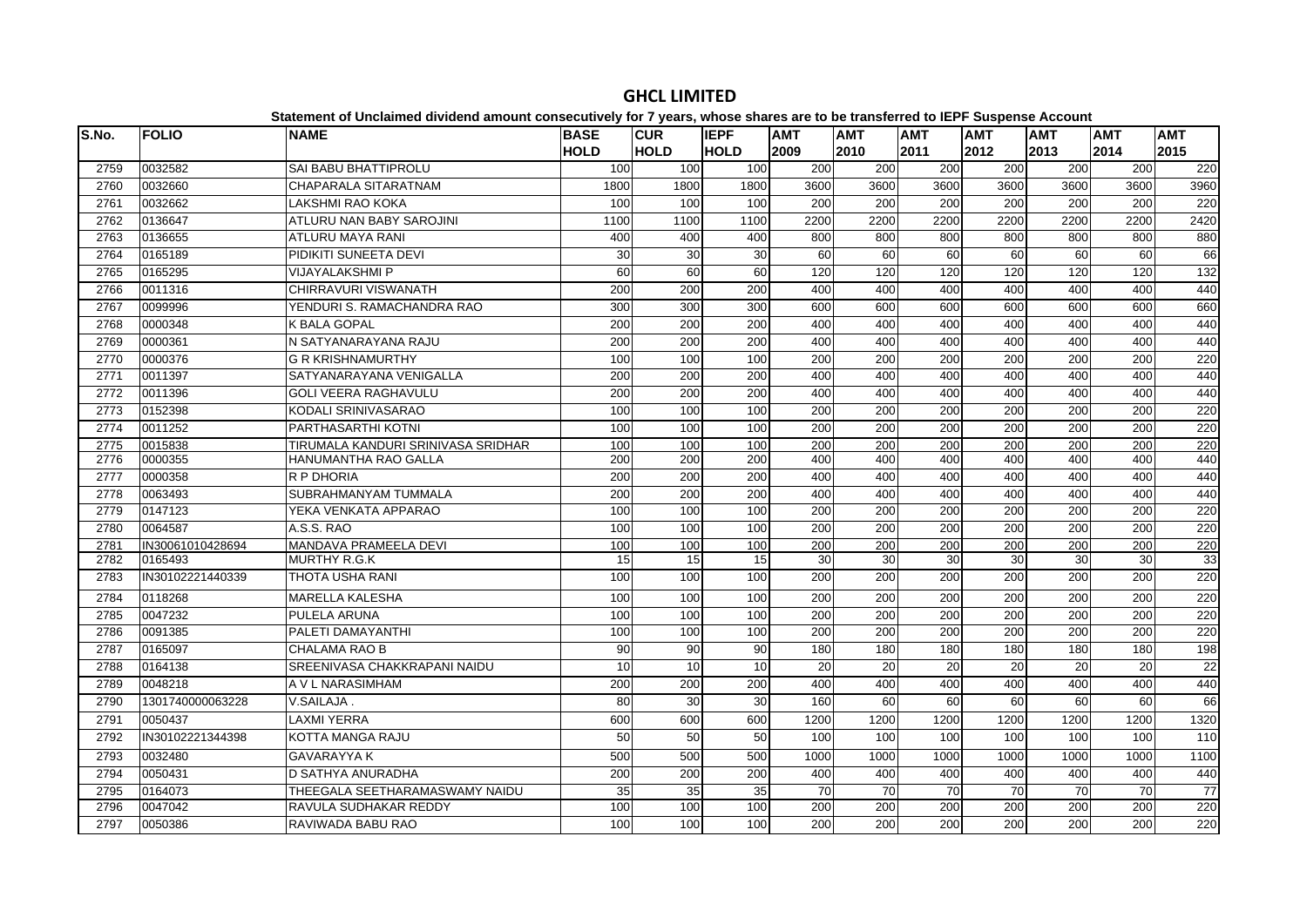# GHCL LIMITED

Statement of Unclaimed dividend amount consecutively for 7 years, whose shares are to be transferred to IEPF Suspense Account

| S.No. | FOLIO | NAME | BASE HOLD | CUR HOLD | IEPF HOLD | AMT 2009 | AMT 2010 | AMT 2011 | AMT 2012 | AMT 2013 | AMT 2014 | AMT 2015 |
|---|---|---|---|---|---|---|---|---|---|---|---|---|
| 2759 | 0032582 | SAI BABU BHATTIPROLU | 100 | 100 | 100 | 200 | 200 | 200 | 200 | 200 | 200 | 220 |
| 2760 | 0032660 | CHAPARALA SITARATNAM | 1800 | 1800 | 1800 | 3600 | 3600 | 3600 | 3600 | 3600 | 3600 | 3960 |
| 2761 | 0032662 | LAKSHMI RAO KOKA | 100 | 100 | 100 | 200 | 200 | 200 | 200 | 200 | 200 | 220 |
| 2762 | 0136647 | ATLURU NAN BABY SAROJINI | 1100 | 1100 | 1100 | 2200 | 2200 | 2200 | 2200 | 2200 | 2200 | 2420 |
| 2763 | 0136655 | ATLURU MAYA RANI | 400 | 400 | 400 | 800 | 800 | 800 | 800 | 800 | 800 | 880 |
| 2764 | 0165189 | PIDIKITI SUNEETA DEVI | 30 | 30 | 30 | 60 | 60 | 60 | 60 | 60 | 60 | 66 |
| 2765 | 0165295 | VIJAYALAKSHMI P | 60 | 60 | 60 | 120 | 120 | 120 | 120 | 120 | 120 | 132 |
| 2766 | 0011316 | CHIRRAVURI VISWANATH | 200 | 200 | 200 | 400 | 400 | 400 | 400 | 400 | 400 | 440 |
| 2767 | 0099996 | YENDURI S. RAMACHANDRA RAO | 300 | 300 | 300 | 600 | 600 | 600 | 600 | 600 | 600 | 660 |
| 2768 | 0000348 | K BALA GOPAL | 200 | 200 | 200 | 400 | 400 | 400 | 400 | 400 | 400 | 440 |
| 2769 | 0000361 | N SATYANARAYANA RAJU | 200 | 200 | 200 | 400 | 400 | 400 | 400 | 400 | 400 | 440 |
| 2770 | 0000376 | G R KRISHNAMURTHY | 100 | 100 | 100 | 200 | 200 | 200 | 200 | 200 | 200 | 220 |
| 2771 | 0011397 | SATYANARAYANA VENIGALLA | 200 | 200 | 200 | 400 | 400 | 400 | 400 | 400 | 400 | 440 |
| 2772 | 0011396 | GOLI VEERA RAGHAVULU | 200 | 200 | 200 | 400 | 400 | 400 | 400 | 400 | 400 | 440 |
| 2773 | 0152398 | KODALI SRINIVASARAO | 100 | 100 | 100 | 200 | 200 | 200 | 200 | 200 | 200 | 220 |
| 2774 | 0011252 | PARTHASARTHI KOTNI | 100 | 100 | 100 | 200 | 200 | 200 | 200 | 200 | 200 | 220 |
| 2775 | 0015838 | TIRUMALA KANDURI SRINIVASA SRIDHAR | 100 | 100 | 100 | 200 | 200 | 200 | 200 | 200 | 200 | 220 |
| 2776 | 0000355 | HANUMANTHA RAO GALLA | 200 | 200 | 200 | 400 | 400 | 400 | 400 | 400 | 400 | 440 |
| 2777 | 0000358 | R P DHORIA | 200 | 200 | 200 | 400 | 400 | 400 | 400 | 400 | 400 | 440 |
| 2778 | 0063493 | SUBRAHMANYAM TUMMALA | 200 | 200 | 200 | 400 | 400 | 400 | 400 | 400 | 400 | 440 |
| 2779 | 0147123 | YEKA VENKATA APPARAO | 100 | 100 | 100 | 200 | 200 | 200 | 200 | 200 | 200 | 220 |
| 2780 | 0064587 | A.S.S. RAO | 100 | 100 | 100 | 200 | 200 | 200 | 200 | 200 | 200 | 220 |
| 2781 | IN30061010428694 | MANDAVA PRAMEELA DEVI | 100 | 100 | 100 | 200 | 200 | 200 | 200 | 200 | 200 | 220 |
| 2782 | 0165493 | MURTHY R.G.K | 15 | 15 | 15 | 30 | 30 | 30 | 30 | 30 | 30 | 33 |
| 2783 | IN30102221440339 | THOTA USHA RANI | 100 | 100 | 100 | 200 | 200 | 200 | 200 | 200 | 200 | 220 |
| 2784 | 0118268 | MARELLA KALESHA | 100 | 100 | 100 | 200 | 200 | 200 | 200 | 200 | 200 | 220 |
| 2785 | 0047232 | PULELA ARUNA | 100 | 100 | 100 | 200 | 200 | 200 | 200 | 200 | 200 | 220 |
| 2786 | 0091385 | PALETI DAMAYANTHI | 100 | 100 | 100 | 200 | 200 | 200 | 200 | 200 | 200 | 220 |
| 2787 | 0165097 | CHALAMA RAO B | 90 | 90 | 90 | 180 | 180 | 180 | 180 | 180 | 180 | 198 |
| 2788 | 0164138 | SREENIVASA CHAKKRAPANI NAIDU | 10 | 10 | 10 | 20 | 20 | 20 | 20 | 20 | 20 | 22 |
| 2789 | 0048218 | A V L NARASIMHAM | 200 | 200 | 200 | 400 | 400 | 400 | 400 | 400 | 400 | 440 |
| 2790 | 1301740000063228 | V.SAILAJA . | 80 | 30 | 30 | 160 | 60 | 60 | 60 | 60 | 60 | 66 |
| 2791 | 0050437 | LAXMI YERRA | 600 | 600 | 600 | 1200 | 1200 | 1200 | 1200 | 1200 | 1200 | 1320 |
| 2792 | IN30102221344398 | KOTTA MANGA RAJU | 50 | 50 | 50 | 100 | 100 | 100 | 100 | 100 | 100 | 110 |
| 2793 | 0032480 | GAVARAYYA K | 500 | 500 | 500 | 1000 | 1000 | 1000 | 1000 | 1000 | 1000 | 1100 |
| 2794 | 0050431 | D SATHYA ANURADHA | 200 | 200 | 200 | 400 | 400 | 400 | 400 | 400 | 400 | 440 |
| 2795 | 0164073 | THEEGALA SEETHARAMASWAMY NAIDU | 35 | 35 | 35 | 70 | 70 | 70 | 70 | 70 | 70 | 77 |
| 2796 | 0047042 | RAVULA SUDHAKAR REDDY | 100 | 100 | 100 | 200 | 200 | 200 | 200 | 200 | 200 | 220 |
| 2797 | 0050386 | RAVIWADA BABU RAO | 100 | 100 | 100 | 200 | 200 | 200 | 200 | 200 | 200 | 220 |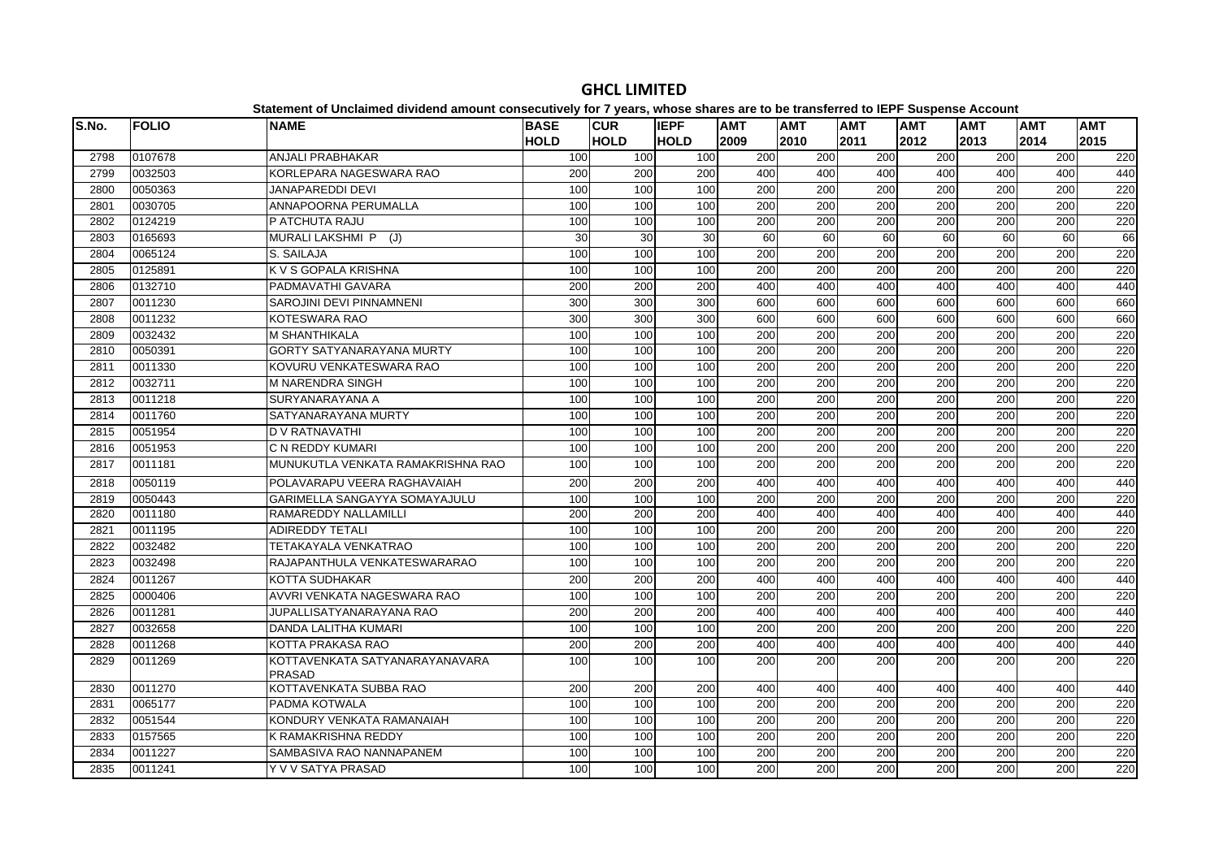# GHCL LIMITED

**Statement of Unclaimed dividend amount consecutively for 7 years, whose shares are to be transferred to IEPF Suspense Account**

| S.No. | FOLIO | NAME | BASE HOLD | CUR HOLD | IEPF HOLD | AMT 2009 | AMT 2010 | AMT 2011 | AMT 2012 | AMT 2013 | AMT 2014 | AMT 2015 |
|---|---|---|---|---|---|---|---|---|---|---|---|---|
| 2798 | 0107678 | ANJALI PRABHAKAR | 100 | 100 | 100 | 200 | 200 | 200 | 200 | 200 | 200 | 220 |
| 2799 | 0032503 | KORLEPARA NAGESWARA RAO | 200 | 200 | 200 | 400 | 400 | 400 | 400 | 400 | 400 | 440 |
| 2800 | 0050363 | JANAPAREDDI DEVI | 100 | 100 | 100 | 200 | 200 | 200 | 200 | 200 | 200 | 220 |
| 2801 | 0030705 | ANNAPOORNA PERUMALLA | 100 | 100 | 100 | 200 | 200 | 200 | 200 | 200 | 200 | 220 |
| 2802 | 0124219 | P ATCHUTA RAJU | 100 | 100 | 100 | 200 | 200 | 200 | 200 | 200 | 200 | 220 |
| 2803 | 0165693 | MURALI LAKSHMI P (J) | 30 | 30 | 30 | 60 | 60 | 60 | 60 | 60 | 60 | 66 |
| 2804 | 0065124 | S. SAILAJA | 100 | 100 | 100 | 200 | 200 | 200 | 200 | 200 | 200 | 220 |
| 2805 | 0125891 | K V S GOPALA KRISHNA | 100 | 100 | 100 | 200 | 200 | 200 | 200 | 200 | 200 | 220 |
| 2806 | 0132710 | PADMAVATHI GAVARA | 200 | 200 | 200 | 400 | 400 | 400 | 400 | 400 | 400 | 440 |
| 2807 | 0011230 | SAROJINI DEVI PINNAMNENI | 300 | 300 | 300 | 600 | 600 | 600 | 600 | 600 | 600 | 660 |
| 2808 | 0011232 | KOTESWARA RAO | 300 | 300 | 300 | 600 | 600 | 600 | 600 | 600 | 600 | 660 |
| 2809 | 0032432 | M SHANTHIKALA | 100 | 100 | 100 | 200 | 200 | 200 | 200 | 200 | 200 | 220 |
| 2810 | 0050391 | GORTY SATYANARAYANA MURTY | 100 | 100 | 100 | 200 | 200 | 200 | 200 | 200 | 200 | 220 |
| 2811 | 0011330 | KOVURU VENKATESWARA RAO | 100 | 100 | 100 | 200 | 200 | 200 | 200 | 200 | 200 | 220 |
| 2812 | 0032711 | M NARENDRA SINGH | 100 | 100 | 100 | 200 | 200 | 200 | 200 | 200 | 200 | 220 |
| 2813 | 0011218 | SURYANARAYANA A | 100 | 100 | 100 | 200 | 200 | 200 | 200 | 200 | 200 | 220 |
| 2814 | 0011760 | SATYANARAYANA MURTY | 100 | 100 | 100 | 200 | 200 | 200 | 200 | 200 | 200 | 220 |
| 2815 | 0051954 | D V RATNAVATHI | 100 | 100 | 100 | 200 | 200 | 200 | 200 | 200 | 200 | 220 |
| 2816 | 0051953 | C N REDDY KUMARI | 100 | 100 | 100 | 200 | 200 | 200 | 200 | 200 | 200 | 220 |
| 2817 | 0011181 | MUNUKUTLA VENKATA RAMAKRISHNA RAO | 100 | 100 | 100 | 200 | 200 | 200 | 200 | 200 | 200 | 220 |
| 2818 | 0050119 | POLAVARAPU VEERA RAGHAVAIAH | 200 | 200 | 200 | 400 | 400 | 400 | 400 | 400 | 400 | 440 |
| 2819 | 0050443 | GARIMELLA SANGAYYA SOMAYAJULU | 100 | 100 | 100 | 200 | 200 | 200 | 200 | 200 | 200 | 220 |
| 2820 | 0011180 | RAMAREDDY NALLAMILLI | 200 | 200 | 200 | 400 | 400 | 400 | 400 | 400 | 400 | 440 |
| 2821 | 0011195 | ADIREDDY TETALI | 100 | 100 | 100 | 200 | 200 | 200 | 200 | 200 | 200 | 220 |
| 2822 | 0032482 | TETAKAYALA VENKATRAO | 100 | 100 | 100 | 200 | 200 | 200 | 200 | 200 | 200 | 220 |
| 2823 | 0032498 | RAJAPANTHULA VENKATESWARARAO | 100 | 100 | 100 | 200 | 200 | 200 | 200 | 200 | 200 | 220 |
| 2824 | 0011267 | KOTTA SUDHAKAR | 200 | 200 | 200 | 400 | 400 | 400 | 400 | 400 | 400 | 440 |
| 2825 | 0000406 | AVVRI VENKATA NAGESWARA RAO | 100 | 100 | 100 | 200 | 200 | 200 | 200 | 200 | 200 | 220 |
| 2826 | 0011281 | JUPALLISATYANARAYANA RAO | 200 | 200 | 200 | 400 | 400 | 400 | 400 | 400 | 400 | 440 |
| 2827 | 0032658 | DANDA LALITHA KUMARI | 100 | 100 | 100 | 200 | 200 | 200 | 200 | 200 | 200 | 220 |
| 2828 | 0011268 | KOTTA PRAKASA RAO | 200 | 200 | 200 | 400 | 400 | 400 | 400 | 400 | 400 | 440 |
| 2829 | 0011269 | KOTTAVENKATA SATYANARAYANAVARA PRASAD | 100 | 100 | 100 | 200 | 200 | 200 | 200 | 200 | 200 | 220 |
| 2830 | 0011270 | KOTTAVENKATA SUBBA RAO | 200 | 200 | 200 | 400 | 400 | 400 | 400 | 400 | 400 | 440 |
| 2831 | 0065177 | PADMA KOTWALA | 100 | 100 | 100 | 200 | 200 | 200 | 200 | 200 | 200 | 220 |
| 2832 | 0051544 | KONDURY VENKATA RAMANAIAH | 100 | 100 | 100 | 200 | 200 | 200 | 200 | 200 | 200 | 220 |
| 2833 | 0157565 | K RAMAKRISHNA REDDY | 100 | 100 | 100 | 200 | 200 | 200 | 200 | 200 | 200 | 220 |
| 2834 | 0011227 | SAMBASIVA RAO NANNAPANEM | 100 | 100 | 100 | 200 | 200 | 200 | 200 | 200 | 200 | 220 |
| 2835 | 0011241 | Y V V SATYA PRASAD | 100 | 100 | 100 | 200 | 200 | 200 | 200 | 200 | 200 | 220 |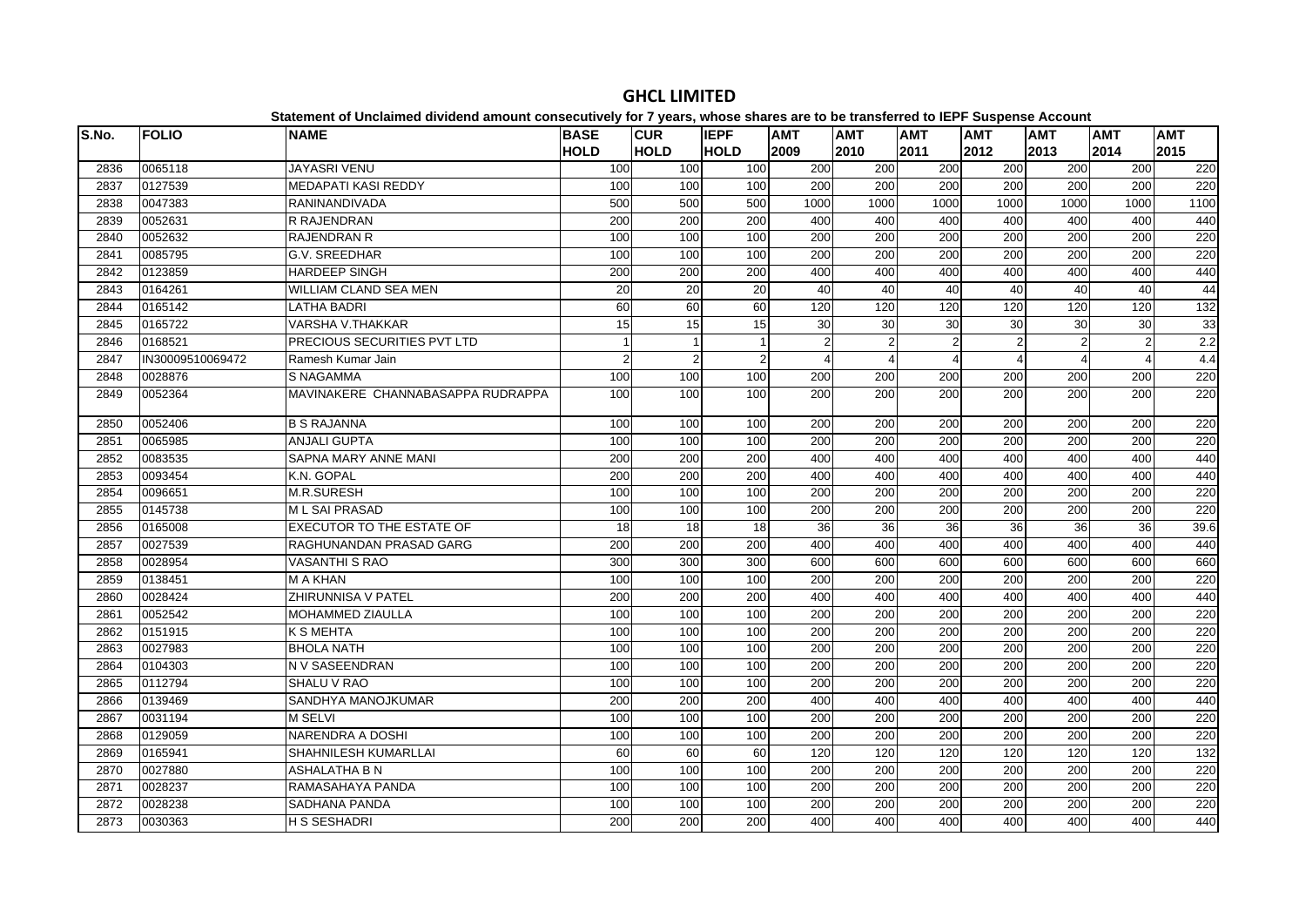# GHCL LIMITED

**Statement of Unclaimed dividend amount consecutively for 7 years, whose shares are to be transferred to IEPF Suspense Account**

| S.No. | FOLIO | NAME | BASE HOLD | CUR HOLD | IEPF HOLD | AMT 2009 | AMT 2010 | AMT 2011 | AMT 2012 | AMT 2013 | AMT 2014 | AMT 2015 |
|---|---|---|---|---|---|---|---|---|---|---|---|---|
| 2836 | 0065118 | JAYASRI VENU | 100 | 100 | 100 | 200 | 200 | 200 | 200 | 200 | 200 | 220 |
| 2837 | 0127539 | MEDAPATI KASI REDDY | 100 | 100 | 100 | 200 | 200 | 200 | 200 | 200 | 200 | 220 |
| 2838 | 0047383 | RANINANDIVADA | 500 | 500 | 500 | 1000 | 1000 | 1000 | 1000 | 1000 | 1000 | 1100 |
| 2839 | 0052631 | R RAJENDRAN | 200 | 200 | 200 | 400 | 400 | 400 | 400 | 400 | 400 | 440 |
| 2840 | 0052632 | RAJENDRAN R | 100 | 100 | 100 | 200 | 200 | 200 | 200 | 200 | 200 | 220 |
| 2841 | 0085795 | G.V. SREEDHAR | 100 | 100 | 100 | 200 | 200 | 200 | 200 | 200 | 200 | 220 |
| 2842 | 0123859 | HARDEEP SINGH | 200 | 200 | 200 | 400 | 400 | 400 | 400 | 400 | 400 | 440 |
| 2843 | 0164261 | WILLIAM CLAND SEA MEN | 20 | 20 | 20 | 40 | 40 | 40 | 40 | 40 | 40 | 44 |
| 2844 | 0165142 | LATHA BADRI | 60 | 60 | 60 | 120 | 120 | 120 | 120 | 120 | 120 | 132 |
| 2845 | 0165722 | VARSHA V.THAKKAR | 15 | 15 | 15 | 30 | 30 | 30 | 30 | 30 | 30 | 33 |
| 2846 | 0168521 | PRECIOUS SECURITIES PVT LTD | 1 | 1 | 1 | 2 | 2 | 2 | 2 | 2 | 2 | 2.2 |
| 2847 | IN30009510069472 | Ramesh Kumar Jain | 2 | 2 | 2 | 4 | 4 | 4 | 4 | 4 | 4 | 4.4 |
| 2848 | 0028876 | S NAGAMMA | 100 | 100 | 100 | 200 | 200 | 200 | 200 | 200 | 200 | 220 |
| 2849 | 0052364 | MAVINAKERE CHANNABASAPPA RUDRAPPA | 100 | 100 | 100 | 200 | 200 | 200 | 200 | 200 | 200 | 220 |
| 2850 | 0052406 | B S RAJANNA | 100 | 100 | 100 | 200 | 200 | 200 | 200 | 200 | 200 | 220 |
| 2851 | 0065985 | ANJALI GUPTA | 100 | 100 | 100 | 200 | 200 | 200 | 200 | 200 | 200 | 220 |
| 2852 | 0083535 | SAPNA MARY ANNE MANI | 200 | 200 | 200 | 400 | 400 | 400 | 400 | 400 | 400 | 440 |
| 2853 | 0093454 | K.N. GOPAL | 200 | 200 | 200 | 400 | 400 | 400 | 400 | 400 | 400 | 440 |
| 2854 | 0096651 | M.R.SURESH | 100 | 100 | 100 | 200 | 200 | 200 | 200 | 200 | 200 | 220 |
| 2855 | 0145738 | M L SAI PRASAD | 100 | 100 | 100 | 200 | 200 | 200 | 200 | 200 | 200 | 220 |
| 2856 | 0165008 | EXECUTOR TO THE ESTATE OF | 18 | 18 | 18 | 36 | 36 | 36 | 36 | 36 | 36 | 39.6 |
| 2857 | 0027539 | RAGHUNANDAN PRASAD GARG | 200 | 200 | 200 | 400 | 400 | 400 | 400 | 400 | 400 | 440 |
| 2858 | 0028954 | VASANTHI S RAO | 300 | 300 | 300 | 600 | 600 | 600 | 600 | 600 | 600 | 660 |
| 2859 | 0138451 | M A KHAN | 100 | 100 | 100 | 200 | 200 | 200 | 200 | 200 | 200 | 220 |
| 2860 | 0028424 | ZHIRUNNISA V PATEL | 200 | 200 | 200 | 400 | 400 | 400 | 400 | 400 | 400 | 440 |
| 2861 | 0052542 | MOHAMMED ZIAULLA | 100 | 100 | 100 | 200 | 200 | 200 | 200 | 200 | 200 | 220 |
| 2862 | 0151915 | K S MEHTA | 100 | 100 | 100 | 200 | 200 | 200 | 200 | 200 | 200 | 220 |
| 2863 | 0027983 | BHOLA NATH | 100 | 100 | 100 | 200 | 200 | 200 | 200 | 200 | 200 | 220 |
| 2864 | 0104303 | N V SASEENDRAN | 100 | 100 | 100 | 200 | 200 | 200 | 200 | 200 | 200 | 220 |
| 2865 | 0112794 | SHALU V RAO | 100 | 100 | 100 | 200 | 200 | 200 | 200 | 200 | 200 | 220 |
| 2866 | 0139469 | SANDHYA MANOJKUMAR | 200 | 200 | 200 | 400 | 400 | 400 | 400 | 400 | 400 | 440 |
| 2867 | 0031194 | M SELVI | 100 | 100 | 100 | 200 | 200 | 200 | 200 | 200 | 200 | 220 |
| 2868 | 0129059 | NARENDRA A DOSHI | 100 | 100 | 100 | 200 | 200 | 200 | 200 | 200 | 200 | 220 |
| 2869 | 0165941 | SHAHNILESH KUMARLLAI | 60 | 60 | 60 | 120 | 120 | 120 | 120 | 120 | 120 | 132 |
| 2870 | 0027880 | ASHALATHA B N | 100 | 100 | 100 | 200 | 200 | 200 | 200 | 200 | 200 | 220 |
| 2871 | 0028237 | RAMASAHAYA PANDA | 100 | 100 | 100 | 200 | 200 | 200 | 200 | 200 | 200 | 220 |
| 2872 | 0028238 | SADHANA PANDA | 100 | 100 | 100 | 200 | 200 | 200 | 200 | 200 | 200 | 220 |
| 2873 | 0030363 | H S SESHADRI | 200 | 200 | 200 | 400 | 400 | 400 | 400 | 400 | 400 | 440 |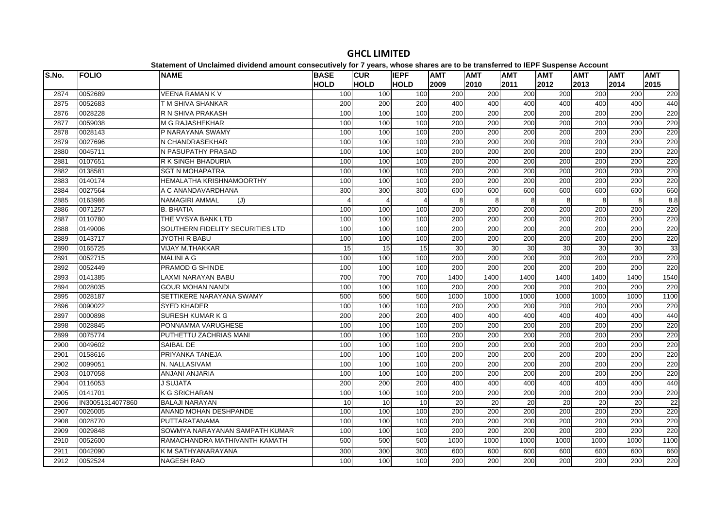# GHCL LIMITED

**Statement of Unclaimed dividend amount consecutively for 7 years, whose shares are to be transferred to IEPF Suspense Account**

| S.No. | FOLIO | NAME | BASE HOLD | CUR HOLD | IEPF HOLD | AMT 2009 | AMT 2010 | AMT 2011 | AMT 2012 | AMT 2013 | AMT 2014 | AMT 2015 |
|---|---|---|---|---|---|---|---|---|---|---|---|---|
| 2874 | 0052689 | VEENA RAMAN K V | 100 | 100 | 100 | 200 | 200 | 200 | 200 | 200 | 200 | 220 |
| 2875 | 0052683 | T M SHIVA SHANKAR | 200 | 200 | 200 | 400 | 400 | 400 | 400 | 400 | 400 | 440 |
| 2876 | 0028228 | R N SHIVA PRAKASH | 100 | 100 | 100 | 200 | 200 | 200 | 200 | 200 | 200 | 220 |
| 2877 | 0059038 | M G RAJASHEKHAR | 100 | 100 | 100 | 200 | 200 | 200 | 200 | 200 | 200 | 220 |
| 2878 | 0028143 | P NARAYANA SWAMY | 100 | 100 | 100 | 200 | 200 | 200 | 200 | 200 | 200 | 220 |
| 2879 | 0027696 | N CHANDRASEKHAR | 100 | 100 | 100 | 200 | 200 | 200 | 200 | 200 | 200 | 220 |
| 2880 | 0045711 | N PASUPATHY PRASAD | 100 | 100 | 100 | 200 | 200 | 200 | 200 | 200 | 200 | 220 |
| 2881 | 0107651 | R K SINGH BHADURIA | 100 | 100 | 100 | 200 | 200 | 200 | 200 | 200 | 200 | 220 |
| 2882 | 0138581 | SGT N MOHAPATRA | 100 | 100 | 100 | 200 | 200 | 200 | 200 | 200 | 200 | 220 |
| 2883 | 0140174 | HEMALATHA KRISHNAMOORTHY | 100 | 100 | 100 | 200 | 200 | 200 | 200 | 200 | 200 | 220 |
| 2884 | 0027564 | A C ANANDAVARDHANA | 300 | 300 | 300 | 600 | 600 | 600 | 600 | 600 | 600 | 660 |
| 2885 | 0163986 | NAMAGIRI AMMAL (J) | 4 | 4 | 4 | 8 | 8 | 8 | 8 | 8 | 8 | 8.8 |
| 2886 | 0071257 | B. BHATIA | 100 | 100 | 100 | 200 | 200 | 200 | 200 | 200 | 200 | 220 |
| 2887 | 0110780 | THE VYSYA BANK LTD | 100 | 100 | 100 | 200 | 200 | 200 | 200 | 200 | 200 | 220 |
| 2888 | 0149006 | SOUTHERN FIDELITY SECURITIES LTD | 100 | 100 | 100 | 200 | 200 | 200 | 200 | 200 | 200 | 220 |
| 2889 | 0143717 | JYOTHI R BABU | 100 | 100 | 100 | 200 | 200 | 200 | 200 | 200 | 200 | 220 |
| 2890 | 0165725 | VIJAY M.THAKKAR | 15 | 15 | 15 | 30 | 30 | 30 | 30 | 30 | 30 | 33 |
| 2891 | 0052715 | MALINI A G | 100 | 100 | 100 | 200 | 200 | 200 | 200 | 200 | 200 | 220 |
| 2892 | 0052449 | PRAMOD G SHINDE | 100 | 100 | 100 | 200 | 200 | 200 | 200 | 200 | 200 | 220 |
| 2893 | 0141385 | LAXMI NARAYAN BABU | 700 | 700 | 700 | 1400 | 1400 | 1400 | 1400 | 1400 | 1400 | 1540 |
| 2894 | 0028035 | GOUR MOHAN NANDI | 100 | 100 | 100 | 200 | 200 | 200 | 200 | 200 | 200 | 220 |
| 2895 | 0028187 | SETTIKERE NARAYANA SWAMY | 500 | 500 | 500 | 1000 | 1000 | 1000 | 1000 | 1000 | 1000 | 1100 |
| 2896 | 0090022 | SYED KHADER | 100 | 100 | 100 | 200 | 200 | 200 | 200 | 200 | 200 | 220 |
| 2897 | 0000898 | SURESH KUMAR K G | 200 | 200 | 200 | 400 | 400 | 400 | 400 | 400 | 400 | 440 |
| 2898 | 0028845 | PONNAMMA VARUGHESE | 100 | 100 | 100 | 200 | 200 | 200 | 200 | 200 | 200 | 220 |
| 2899 | 0075774 | PUTHETTU ZACHRIAS MANI | 100 | 100 | 100 | 200 | 200 | 200 | 200 | 200 | 200 | 220 |
| 2900 | 0049602 | SAIBAL DE | 100 | 100 | 100 | 200 | 200 | 200 | 200 | 200 | 200 | 220 |
| 2901 | 0158616 | PRIYANKA TANEJA | 100 | 100 | 100 | 200 | 200 | 200 | 200 | 200 | 200 | 220 |
| 2902 | 0099051 | N. NALLASIVAM | 100 | 100 | 100 | 200 | 200 | 200 | 200 | 200 | 200 | 220 |
| 2903 | 0107058 | ANJANI ANJARIA | 100 | 100 | 100 | 200 | 200 | 200 | 200 | 200 | 200 | 220 |
| 2904 | 0116053 | J SUJATA | 200 | 200 | 200 | 400 | 400 | 400 | 400 | 400 | 400 | 440 |
| 2905 | 0141701 | K G SRICHARAN | 100 | 100 | 100 | 200 | 200 | 200 | 200 | 200 | 200 | 220 |
| 2906 | IN30051314077860 | BALAJI NARAYAN | 10 | 10 | 10 | 20 | 20 | 20 | 20 | 20 | 20 | 22 |
| 2907 | 0026005 | ANAND MOHAN DESHPANDE | 100 | 100 | 100 | 200 | 200 | 200 | 200 | 200 | 200 | 220 |
| 2908 | 0028770 | PUTTARATANAMA | 100 | 100 | 100 | 200 | 200 | 200 | 200 | 200 | 200 | 220 |
| 2909 | 0029848 | SOWMYA NARAYANAN SAMPATH KUMAR | 100 | 100 | 100 | 200 | 200 | 200 | 200 | 200 | 200 | 220 |
| 2910 | 0052600 | RAMACHANDRA MATHIVANTH KAMATH | 500 | 500 | 500 | 1000 | 1000 | 1000 | 1000 | 1000 | 1000 | 1100 |
| 2911 | 0042090 | K M SATHYANARAYANA | 300 | 300 | 300 | 600 | 600 | 600 | 600 | 600 | 600 | 660 |
| 2912 | 0052524 | NAGESH RAO | 100 | 100 | 100 | 200 | 200 | 200 | 200 | 200 | 200 | 220 |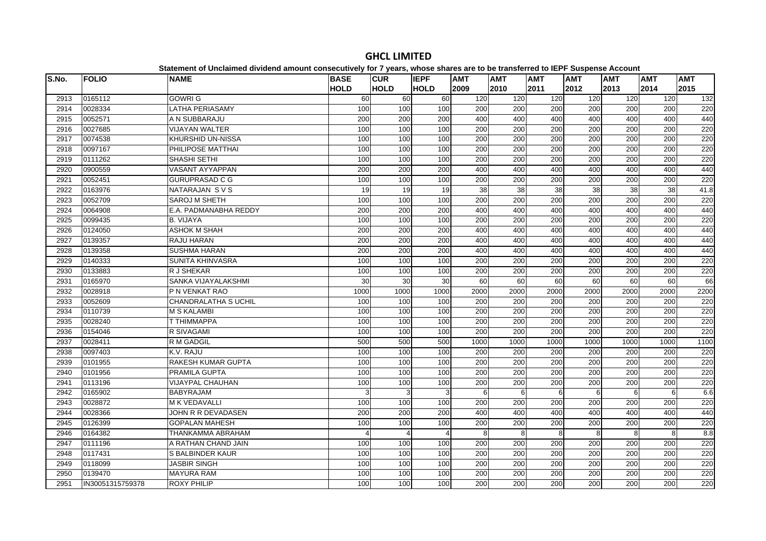# GHCL LIMITED

**Statement of Unclaimed dividend amount consecutively for 7 years, whose shares are to be transferred to IEPF Suspense Account**

| S.No. | FOLIO | NAME | BASE HOLD | CUR HOLD | IEPF HOLD | AMT 2009 | AMT 2010 | AMT 2011 | AMT 2012 | AMT 2013 | AMT 2014 | AMT 2015 |
|---|---|---|---|---|---|---|---|---|---|---|---|---|
| 2913 | 0165112 | GOWRI G | 60 | 60 | 60 | 120 | 120 | 120 | 120 | 120 | 120 | 132 |
| 2914 | 0028334 | LATHA PERIASAMY | 100 | 100 | 100 | 200 | 200 | 200 | 200 | 200 | 200 | 220 |
| 2915 | 0052571 | A N SUBBARAJU | 200 | 200 | 200 | 400 | 400 | 400 | 400 | 400 | 400 | 440 |
| 2916 | 0027685 | VIJAYAN WALTER | 100 | 100 | 100 | 200 | 200 | 200 | 200 | 200 | 200 | 220 |
| 2917 | 0074538 | KHURSHID UN-NISSA | 100 | 100 | 100 | 200 | 200 | 200 | 200 | 200 | 200 | 220 |
| 2918 | 0097167 | PHILIPOSE MATTHAI | 100 | 100 | 100 | 200 | 200 | 200 | 200 | 200 | 200 | 220 |
| 2919 | 0111262 | SHASHI SETHI | 100 | 100 | 100 | 200 | 200 | 200 | 200 | 200 | 200 | 220 |
| 2920 | 0900559 | VASANT AYYAPPAN | 200 | 200 | 200 | 400 | 400 | 400 | 400 | 400 | 400 | 440 |
| 2921 | 0052451 | GURUPRASAD C G | 100 | 100 | 100 | 200 | 200 | 200 | 200 | 200 | 200 | 220 |
| 2922 | 0163976 | NATARAJAN S V S | 19 | 19 | 19 | 38 | 38 | 38 | 38 | 38 | 38 | 41.8 |
| 2923 | 0052709 | SAROJ M SHETH | 100 | 100 | 100 | 200 | 200 | 200 | 200 | 200 | 200 | 220 |
| 2924 | 0064908 | E.A. PADMANABHA REDDY | 200 | 200 | 200 | 400 | 400 | 400 | 400 | 400 | 400 | 440 |
| 2925 | 0099435 | B. VIJAYA | 100 | 100 | 100 | 200 | 200 | 200 | 200 | 200 | 200 | 220 |
| 2926 | 0124050 | ASHOK M SHAH | 200 | 200 | 200 | 400 | 400 | 400 | 400 | 400 | 400 | 440 |
| 2927 | 0139357 | RAJU HARAN | 200 | 200 | 200 | 400 | 400 | 400 | 400 | 400 | 400 | 440 |
| 2928 | 0139358 | SUSHMA HARAN | 200 | 200 | 200 | 400 | 400 | 400 | 400 | 400 | 400 | 440 |
| 2929 | 0140333 | SUNITA KHINVASRA | 100 | 100 | 100 | 200 | 200 | 200 | 200 | 200 | 200 | 220 |
| 2930 | 0133883 | R J SHEKAR | 100 | 100 | 100 | 200 | 200 | 200 | 200 | 200 | 200 | 220 |
| 2931 | 0165970 | SANKA VIJAYALAKSHMI | 30 | 30 | 30 | 60 | 60 | 60 | 60 | 60 | 60 | 66 |
| 2932 | 0028918 | P N VENKAT RAO | 1000 | 1000 | 1000 | 2000 | 2000 | 2000 | 2000 | 2000 | 2000 | 2200 |
| 2933 | 0052609 | CHANDRALATHA S UCHIL | 100 | 100 | 100 | 200 | 200 | 200 | 200 | 200 | 200 | 220 |
| 2934 | 0110739 | M S KALAMBI | 100 | 100 | 100 | 200 | 200 | 200 | 200 | 200 | 200 | 220 |
| 2935 | 0028240 | T THIMMAPPA | 100 | 100 | 100 | 200 | 200 | 200 | 200 | 200 | 200 | 220 |
| 2936 | 0154046 | R SIVAGAMI | 100 | 100 | 100 | 200 | 200 | 200 | 200 | 200 | 200 | 220 |
| 2937 | 0028411 | R M GADGIL | 500 | 500 | 500 | 1000 | 1000 | 1000 | 1000 | 1000 | 1000 | 1100 |
| 2938 | 0097403 | K.V. RAJU | 100 | 100 | 100 | 200 | 200 | 200 | 200 | 200 | 200 | 220 |
| 2939 | 0101955 | RAKESH KUMAR GUPTA | 100 | 100 | 100 | 200 | 200 | 200 | 200 | 200 | 200 | 220 |
| 2940 | 0101956 | PRAMILA GUPTA | 100 | 100 | 100 | 200 | 200 | 200 | 200 | 200 | 200 | 220 |
| 2941 | 0113196 | VIJAYPAL CHAUHAN | 100 | 100 | 100 | 200 | 200 | 200 | 200 | 200 | 200 | 220 |
| 2942 | 0165902 | BABYRAJAM | 3 | 3 | 3 | 6 | 6 | 6 | 6 | 6 | 6 | 6.6 |
| 2943 | 0028872 | M K VEDAVALLI | 100 | 100 | 100 | 200 | 200 | 200 | 200 | 200 | 200 | 220 |
| 2944 | 0028366 | JOHN R R DEVADASEN | 200 | 200 | 200 | 400 | 400 | 400 | 400 | 400 | 400 | 440 |
| 2945 | 0126399 | GOPALAN MAHESH | 100 | 100 | 100 | 200 | 200 | 200 | 200 | 200 | 200 | 220 |
| 2946 | 0164382 | THANKAMMA ABRAHAM | 4 | 4 | 4 | 8 | 8 | 8 | 8 | 8 | 8 | 8.8 |
| 2947 | 0111196 | A RATHAN CHAND JAIN | 100 | 100 | 100 | 200 | 200 | 200 | 200 | 200 | 200 | 220 |
| 2948 | 0117431 | S BALBINDER KAUR | 100 | 100 | 100 | 200 | 200 | 200 | 200 | 200 | 200 | 220 |
| 2949 | 0118099 | JASBIR SINGH | 100 | 100 | 100 | 200 | 200 | 200 | 200 | 200 | 200 | 220 |
| 2950 | 0139470 | MAYURA RAM | 100 | 100 | 100 | 200 | 200 | 200 | 200 | 200 | 200 | 220 |
| 2951 | IN30051315759378 | ROXY PHILIP | 100 | 100 | 100 | 200 | 200 | 200 | 200 | 200 | 200 | 220 |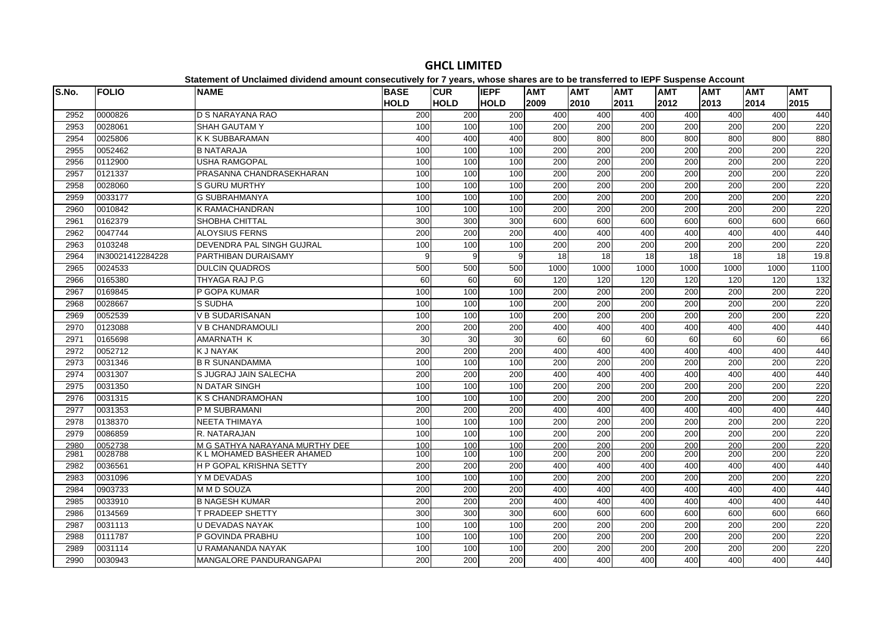# GHCL LIMITED

Statement of Unclaimed dividend amount consecutively for 7 years, whose shares are to be transferred to IEPF Suspense Account

| S.No. | FOLIO | NAME | BASE HOLD | CUR HOLD | IEPF HOLD | AMT 2009 | AMT 2010 | AMT 2011 | AMT 2012 | AMT 2013 | AMT 2014 | AMT 2015 |
|---|---|---|---|---|---|---|---|---|---|---|---|---|
| 2952 | 0000826 | D S NARAYANA RAO | 200 | 200 | 200 | 400 | 400 | 400 | 400 | 400 | 400 | 440 |
| 2953 | 0028061 | SHAH GAUTAM Y | 100 | 100 | 100 | 200 | 200 | 200 | 200 | 200 | 200 | 220 |
| 2954 | 0025806 | K K SUBBARAMAN | 400 | 400 | 400 | 800 | 800 | 800 | 800 | 800 | 800 | 880 |
| 2955 | 0052462 | B NATARAJA | 100 | 100 | 100 | 200 | 200 | 200 | 200 | 200 | 200 | 220 |
| 2956 | 0112900 | USHA RAMGOPAL | 100 | 100 | 100 | 200 | 200 | 200 | 200 | 200 | 200 | 220 |
| 2957 | 0121337 | PRASANNA CHANDRASEKHARAN | 100 | 100 | 100 | 200 | 200 | 200 | 200 | 200 | 200 | 220 |
| 2958 | 0028060 | S GURU MURTHY | 100 | 100 | 100 | 200 | 200 | 200 | 200 | 200 | 200 | 220 |
| 2959 | 0033177 | G SUBRAHMANYA | 100 | 100 | 100 | 200 | 200 | 200 | 200 | 200 | 200 | 220 |
| 2960 | 0010842 | K RAMACHANDRAN | 100 | 100 | 100 | 200 | 200 | 200 | 200 | 200 | 200 | 220 |
| 2961 | 0162379 | SHOBHA CHITTAL | 300 | 300 | 300 | 600 | 600 | 600 | 600 | 600 | 600 | 660 |
| 2962 | 0047744 | ALOYSIUS FERNS | 200 | 200 | 200 | 400 | 400 | 400 | 400 | 400 | 400 | 440 |
| 2963 | 0103248 | DEVENDRA PAL SINGH GUJRAL | 100 | 100 | 100 | 200 | 200 | 200 | 200 | 200 | 200 | 220 |
| 2964 | IN30021412284228 | PARTHIBAN DURAISAMY | 9 | 9 | 9 | 18 | 18 | 18 | 18 | 18 | 18 | 19.8 |
| 2965 | 0024533 | DULCIN QUADROS | 500 | 500 | 500 | 1000 | 1000 | 1000 | 1000 | 1000 | 1000 | 1100 |
| 2966 | 0165380 | THYAGA RAJ P.G | 60 | 60 | 60 | 120 | 120 | 120 | 120 | 120 | 120 | 132 |
| 2967 | 0169845 | P GOPA KUMAR | 100 | 100 | 100 | 200 | 200 | 200 | 200 | 200 | 200 | 220 |
| 2968 | 0028667 | S SUDHA | 100 | 100 | 100 | 200 | 200 | 200 | 200 | 200 | 200 | 220 |
| 2969 | 0052539 | V B SUDARISANAN | 100 | 100 | 100 | 200 | 200 | 200 | 200 | 200 | 200 | 220 |
| 2970 | 0123088 | V B CHANDRAMOULI | 200 | 200 | 200 | 400 | 400 | 400 | 400 | 400 | 400 | 440 |
| 2971 | 0165698 | AMARNATH K | 30 | 30 | 30 | 60 | 60 | 60 | 60 | 60 | 60 | 66 |
| 2972 | 0052712 | K J NAYAK | 200 | 200 | 200 | 400 | 400 | 400 | 400 | 400 | 400 | 440 |
| 2973 | 0031346 | B R SUNANDAMMA | 100 | 100 | 100 | 200 | 200 | 200 | 200 | 200 | 200 | 220 |
| 2974 | 0031307 | S JUGRAJ JAIN SALECHA | 200 | 200 | 200 | 400 | 400 | 400 | 400 | 400 | 400 | 440 |
| 2975 | 0031350 | N DATAR SINGH | 100 | 100 | 100 | 200 | 200 | 200 | 200 | 200 | 200 | 220 |
| 2976 | 0031315 | K S CHANDRAMOHAN | 100 | 100 | 100 | 200 | 200 | 200 | 200 | 200 | 200 | 220 |
| 2977 | 0031353 | P M SUBRAMANI | 200 | 200 | 200 | 400 | 400 | 400 | 400 | 400 | 400 | 440 |
| 2978 | 0138370 | NEETA THIMAYA | 100 | 100 | 100 | 200 | 200 | 200 | 200 | 200 | 200 | 220 |
| 2979 | 0086859 | R. NATARAJAN | 100 | 100 | 100 | 200 | 200 | 200 | 200 | 200 | 200 | 220 |
| 2980 | 0052738 | M G SATHYA NARAYANA MURTHY DEE | 100 | 100 | 100 | 200 | 200 | 200 | 200 | 200 | 200 | 220 |
| 2981 | 0028788 | K L MOHAMED BASHEER AHAMED | 100 | 100 | 100 | 200 | 200 | 200 | 200 | 200 | 200 | 220 |
| 2982 | 0036561 | H P GOPAL KRISHNA SETTY | 200 | 200 | 200 | 400 | 400 | 400 | 400 | 400 | 400 | 440 |
| 2983 | 0031096 | Y M DEVADAS | 100 | 100 | 100 | 200 | 200 | 200 | 200 | 200 | 200 | 220 |
| 2984 | 0903733 | M M D SOUZA | 200 | 200 | 200 | 400 | 400 | 400 | 400 | 400 | 400 | 440 |
| 2985 | 0033910 | B NAGESH KUMAR | 200 | 200 | 200 | 400 | 400 | 400 | 400 | 400 | 400 | 440 |
| 2986 | 0134569 | T PRADEEP SHETTY | 300 | 300 | 300 | 600 | 600 | 600 | 600 | 600 | 600 | 660 |
| 2987 | 0031113 | U DEVADAS NAYAK | 100 | 100 | 100 | 200 | 200 | 200 | 200 | 200 | 200 | 220 |
| 2988 | 0111787 | P GOVINDA PRABHU | 100 | 100 | 100 | 200 | 200 | 200 | 200 | 200 | 200 | 220 |
| 2989 | 0031114 | U RAMANANDA NAYAK | 100 | 100 | 100 | 200 | 200 | 200 | 200 | 200 | 200 | 220 |
| 2990 | 0030943 | MANGALORE PANDURANGAPAI | 200 | 200 | 200 | 400 | 400 | 400 | 400 | 400 | 400 | 440 |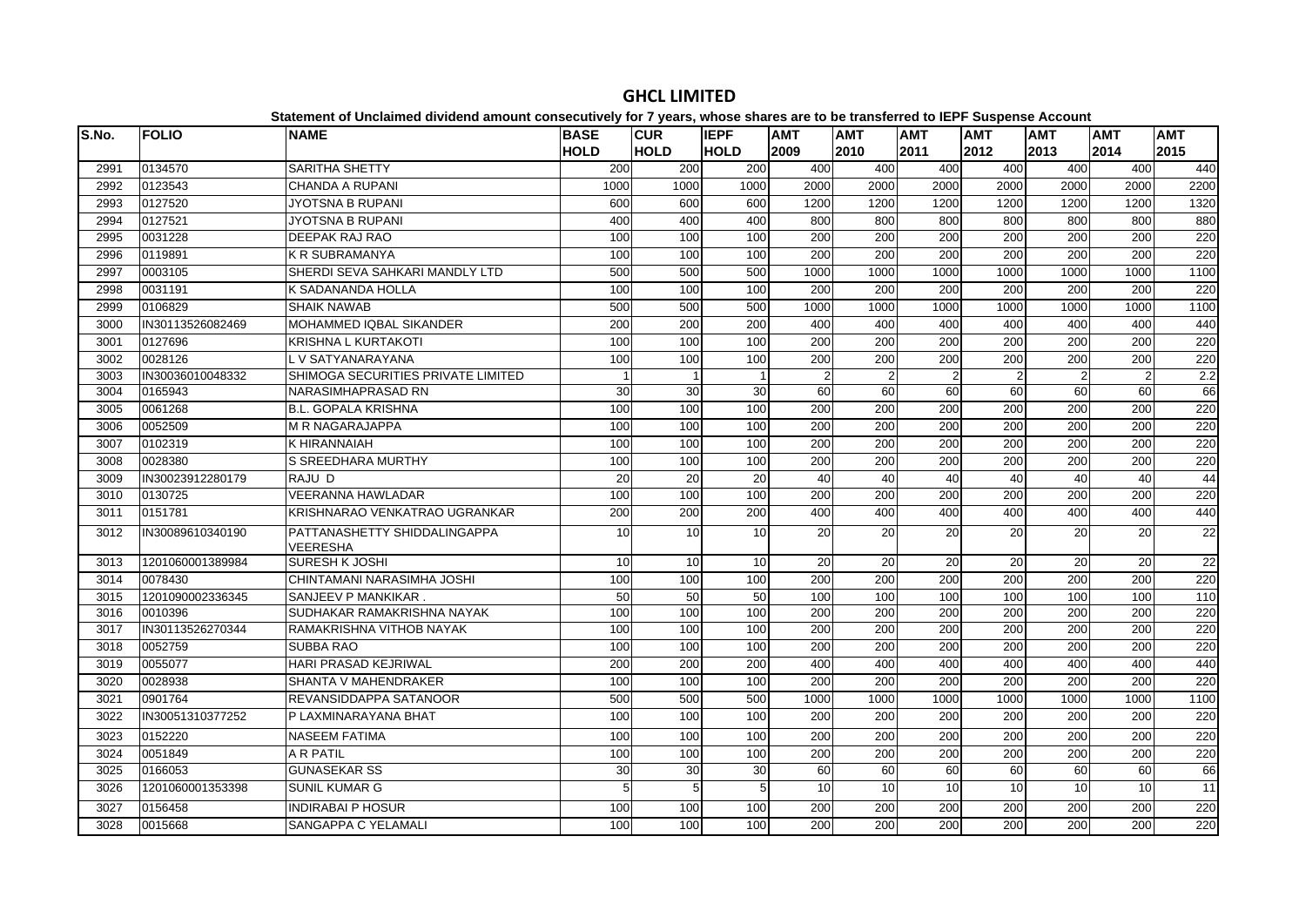# GHCL LIMITED

Statement of Unclaimed dividend amount consecutively for 7 years, whose shares are to be transferred to IEPF Suspense Account

| S.No. | FOLIO | NAME | BASE HOLD | CUR HOLD | IEPF HOLD | AMT 2009 | AMT 2010 | AMT 2011 | AMT 2012 | AMT 2013 | AMT 2014 | AMT 2015 |
|---|---|---|---|---|---|---|---|---|---|---|---|---|
| 2991 | 0134570 | SARITHA SHETTY | 200 | 200 | 200 | 400 | 400 | 400 | 400 | 400 | 400 | 440 |
| 2992 | 0123543 | CHANDA A RUPANI | 1000 | 1000 | 1000 | 2000 | 2000 | 2000 | 2000 | 2000 | 2000 | 2200 |
| 2993 | 0127520 | JYOTSNA B RUPANI | 600 | 600 | 600 | 1200 | 1200 | 1200 | 1200 | 1200 | 1200 | 1320 |
| 2994 | 0127521 | JYOTSNA B RUPANI | 400 | 400 | 400 | 800 | 800 | 800 | 800 | 800 | 800 | 880 |
| 2995 | 0031228 | DEEPAK RAJ RAO | 100 | 100 | 100 | 200 | 200 | 200 | 200 | 200 | 200 | 220 |
| 2996 | 0119891 | K R SUBRAMANYA | 100 | 100 | 100 | 200 | 200 | 200 | 200 | 200 | 200 | 220 |
| 2997 | 0003105 | SHERDI SEVA SAHKARI MANDLY LTD | 500 | 500 | 500 | 1000 | 1000 | 1000 | 1000 | 1000 | 1000 | 1100 |
| 2998 | 0031191 | K SADANANDA HOLLA | 100 | 100 | 100 | 200 | 200 | 200 | 200 | 200 | 200 | 220 |
| 2999 | 0106829 | SHAIK NAWAB | 500 | 500 | 500 | 1000 | 1000 | 1000 | 1000 | 1000 | 1000 | 1100 |
| 3000 | IN30113526082469 | MOHAMMED IQBAL SIKANDER | 200 | 200 | 200 | 400 | 400 | 400 | 400 | 400 | 400 | 440 |
| 3001 | 0127696 | KRISHNA L KURTAKOTI | 100 | 100 | 100 | 200 | 200 | 200 | 200 | 200 | 200 | 220 |
| 3002 | 0028126 | L V SATYANARAYANA | 100 | 100 | 100 | 200 | 200 | 200 | 200 | 200 | 200 | 220 |
| 3003 | IN30036010048332 | SHIMOGA SECURITIES PRIVATE LIMITED | 1 | 1 | 1 | 2 | 2 | 2 | 2 | 2 | 2 | 2.2 |
| 3004 | 0165943 | NARASIMHAPRASAD RN | 30 | 30 | 30 | 60 | 60 | 60 | 60 | 60 | 60 | 66 |
| 3005 | 0061268 | B.L. GOPALA KRISHNA | 100 | 100 | 100 | 200 | 200 | 200 | 200 | 200 | 200 | 220 |
| 3006 | 0052509 | M R NAGARAJAPPA | 100 | 100 | 100 | 200 | 200 | 200 | 200 | 200 | 200 | 220 |
| 3007 | 0102319 | K HIRANNAIAH | 100 | 100 | 100 | 200 | 200 | 200 | 200 | 200 | 200 | 220 |
| 3008 | 0028380 | S SREEDHARA MURTHY | 100 | 100 | 100 | 200 | 200 | 200 | 200 | 200 | 200 | 220 |
| 3009 | IN30023912280179 | RAJU D | 20 | 20 | 20 | 40 | 40 | 40 | 40 | 40 | 40 | 44 |
| 3010 | 0130725 | VEERANNA HAWLADAR | 100 | 100 | 100 | 200 | 200 | 200 | 200 | 200 | 200 | 220 |
| 3011 | 0151781 | KRISHNARAO VENKATRAO UGRANKAR | 200 | 200 | 200 | 400 | 400 | 400 | 400 | 400 | 400 | 440 |
| 3012 | IN30089610340190 | PATTANASHETTY SHIDDALINGAPPA VEERESHA | 10 | 10 | 10 | 20 | 20 | 20 | 20 | 20 | 20 | 22 |
| 3013 | 1201060001389984 | SURESH K JOSHI | 10 | 10 | 10 | 20 | 20 | 20 | 20 | 20 | 20 | 22 |
| 3014 | 0078430 | CHINTAMANI NARASIMHA JOSHI | 100 | 100 | 100 | 200 | 200 | 200 | 200 | 200 | 200 | 220 |
| 3015 | 1201090002336345 | SANJEEV P MANKIKAR . | 50 | 50 | 50 | 100 | 100 | 100 | 100 | 100 | 100 | 110 |
| 3016 | 0010396 | SUDHAKAR RAMAKRISHNA NAYAK | 100 | 100 | 100 | 200 | 200 | 200 | 200 | 200 | 200 | 220 |
| 3017 | IN30113526270344 | RAMAKRISHNA VITHOB NAYAK | 100 | 100 | 100 | 200 | 200 | 200 | 200 | 200 | 200 | 220 |
| 3018 | 0052759 | SUBBA RAO | 100 | 100 | 100 | 200 | 200 | 200 | 200 | 200 | 200 | 220 |
| 3019 | 0055077 | HARI PRASAD KEJRIWAL | 200 | 200 | 200 | 400 | 400 | 400 | 400 | 400 | 400 | 440 |
| 3020 | 0028938 | SHANTA V MAHENDRAKER | 100 | 100 | 100 | 200 | 200 | 200 | 200 | 200 | 200 | 220 |
| 3021 | 0901764 | REVANSIDDAPPA SATANOOR | 500 | 500 | 500 | 1000 | 1000 | 1000 | 1000 | 1000 | 1000 | 1100 |
| 3022 | IN30051310377252 | P LAXMINARAYANA BHAT | 100 | 100 | 100 | 200 | 200 | 200 | 200 | 200 | 200 | 220 |
| 3023 | 0152220 | NASEEM FATIMA | 100 | 100 | 100 | 200 | 200 | 200 | 200 | 200 | 200 | 220 |
| 3024 | 0051849 | A R PATIL | 100 | 100 | 100 | 200 | 200 | 200 | 200 | 200 | 200 | 220 |
| 3025 | 0166053 | GUNASEKAR SS | 30 | 30 | 30 | 60 | 60 | 60 | 60 | 60 | 60 | 66 |
| 3026 | 1201060001353398 | SUNIL KUMAR G | 5 | 5 | 5 | 10 | 10 | 10 | 10 | 10 | 10 | 11 |
| 3027 | 0156458 | INDIRABAI P HOSUR | 100 | 100 | 100 | 200 | 200 | 200 | 200 | 200 | 200 | 220 |
| 3028 | 0015668 | SANGAPPA C YELAMALI | 100 | 100 | 100 | 200 | 200 | 200 | 200 | 200 | 200 | 220 |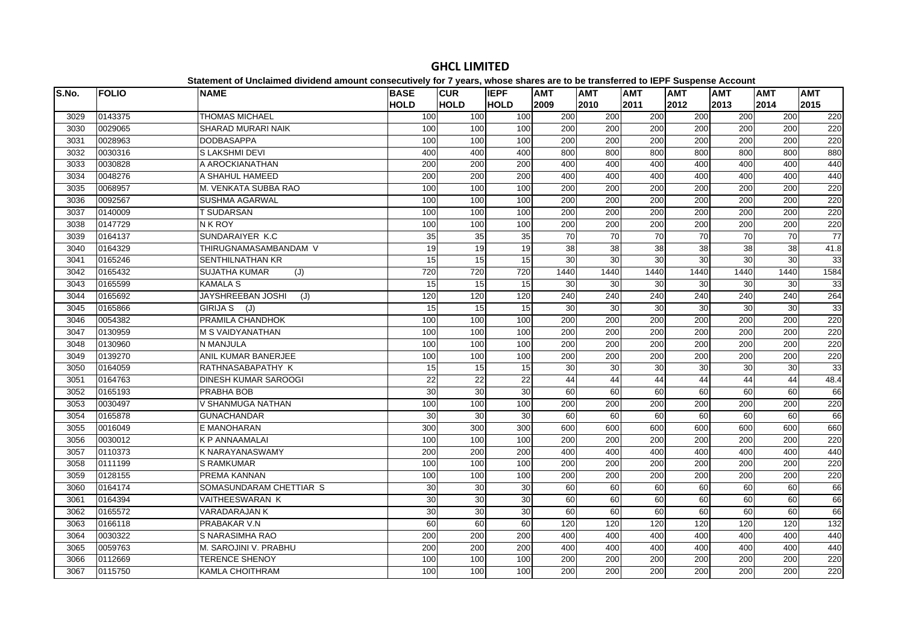# GHCL LIMITED

**Statement of Unclaimed dividend amount consecutively for 7 years, whose shares are to be transferred to IEPF Suspense Account**

| S.No. | FOLIO | NAME | BASE HOLD | CUR HOLD | IEPF HOLD | AMT 2009 | AMT 2010 | AMT 2011 | AMT 2012 | AMT 2013 | AMT 2014 | AMT 2015 |
|---|---|---|---|---|---|---|---|---|---|---|---|---|
| 3029 | 0143375 | THOMAS MICHAEL | 100 | 100 | 100 | 200 | 200 | 200 | 200 | 200 | 200 | 220 |
| 3030 | 0029065 | SHARAD MURARI NAIK | 100 | 100 | 100 | 200 | 200 | 200 | 200 | 200 | 200 | 220 |
| 3031 | 0028963 | DODBASAPPA | 100 | 100 | 100 | 200 | 200 | 200 | 200 | 200 | 200 | 220 |
| 3032 | 0030316 | S LAKSHMI DEVI | 400 | 400 | 400 | 800 | 800 | 800 | 800 | 800 | 800 | 880 |
| 3033 | 0030828 | A AROCKIANATHAN | 200 | 200 | 200 | 400 | 400 | 400 | 400 | 400 | 400 | 440 |
| 3034 | 0048276 | A SHAHUL HAMEED | 200 | 200 | 200 | 400 | 400 | 400 | 400 | 400 | 400 | 440 |
| 3035 | 0068957 | M. VENKATA SUBBA RAO | 100 | 100 | 100 | 200 | 200 | 200 | 200 | 200 | 200 | 220 |
| 3036 | 0092567 | SUSHMA AGARWAL | 100 | 100 | 100 | 200 | 200 | 200 | 200 | 200 | 200 | 220 |
| 3037 | 0140009 | T SUDARSAN | 100 | 100 | 100 | 200 | 200 | 200 | 200 | 200 | 200 | 220 |
| 3038 | 0147729 | N K ROY | 100 | 100 | 100 | 200 | 200 | 200 | 200 | 200 | 200 | 220 |
| 3039 | 0164137 | SUNDARAIYER K.C | 35 | 35 | 35 | 70 | 70 | 70 | 70 | 70 | 70 | 77 |
| 3040 | 0164329 | THIRUGNAMASAMBANDAM V | 19 | 19 | 19 | 38 | 38 | 38 | 38 | 38 | 38 | 41.8 |
| 3041 | 0165246 | SENTHILNATHAN KR | 15 | 15 | 15 | 30 | 30 | 30 | 30 | 30 | 30 | 33 |
| 3042 | 0165432 | SUJATHA KUMAR (J) | 720 | 720 | 720 | 1440 | 1440 | 1440 | 1440 | 1440 | 1440 | 1584 |
| 3043 | 0165599 | KAMALA S | 15 | 15 | 15 | 30 | 30 | 30 | 30 | 30 | 30 | 33 |
| 3044 | 0165692 | JAYSHREEBAN JOSHI (J) | 120 | 120 | 120 | 240 | 240 | 240 | 240 | 240 | 240 | 264 |
| 3045 | 0165866 | GIRIJA S (J) | 15 | 15 | 15 | 30 | 30 | 30 | 30 | 30 | 30 | 33 |
| 3046 | 0054382 | PRAMILA CHANDHOK | 100 | 100 | 100 | 200 | 200 | 200 | 200 | 200 | 200 | 220 |
| 3047 | 0130959 | M S VAIDYANATHAN | 100 | 100 | 100 | 200 | 200 | 200 | 200 | 200 | 200 | 220 |
| 3048 | 0130960 | N MANJULA | 100 | 100 | 100 | 200 | 200 | 200 | 200 | 200 | 200 | 220 |
| 3049 | 0139270 | ANIL KUMAR BANERJEE | 100 | 100 | 100 | 200 | 200 | 200 | 200 | 200 | 200 | 220 |
| 3050 | 0164059 | RATHNASABAPATHY K | 15 | 15 | 15 | 30 | 30 | 30 | 30 | 30 | 30 | 33 |
| 3051 | 0164763 | DINESH KUMAR SAROOGI | 22 | 22 | 22 | 44 | 44 | 44 | 44 | 44 | 44 | 48.4 |
| 3052 | 0165193 | PRABHA BOB | 30 | 30 | 30 | 60 | 60 | 60 | 60 | 60 | 60 | 66 |
| 3053 | 0030497 | V SHANMUGA NATHAN | 100 | 100 | 100 | 200 | 200 | 200 | 200 | 200 | 200 | 220 |
| 3054 | 0165878 | GUNACHANDAR | 30 | 30 | 30 | 60 | 60 | 60 | 60 | 60 | 60 | 66 |
| 3055 | 0016049 | E MANOHARAN | 300 | 300 | 300 | 600 | 600 | 600 | 600 | 600 | 600 | 660 |
| 3056 | 0030012 | K P ANNAAMALAI | 100 | 100 | 100 | 200 | 200 | 200 | 200 | 200 | 200 | 220 |
| 3057 | 0110373 | K NARAYANASWAMY | 200 | 200 | 200 | 400 | 400 | 400 | 400 | 400 | 400 | 440 |
| 3058 | 0111199 | S RAMKUMAR | 100 | 100 | 100 | 200 | 200 | 200 | 200 | 200 | 200 | 220 |
| 3059 | 0128155 | PREMA KANNAN | 100 | 100 | 100 | 200 | 200 | 200 | 200 | 200 | 200 | 220 |
| 3060 | 0164174 | SOMASUNDARAM CHETTIAR S | 30 | 30 | 30 | 60 | 60 | 60 | 60 | 60 | 60 | 66 |
| 3061 | 0164394 | VAITHEESWARAN K | 30 | 30 | 30 | 60 | 60 | 60 | 60 | 60 | 60 | 66 |
| 3062 | 0165572 | VARADARAJAN K | 30 | 30 | 30 | 60 | 60 | 60 | 60 | 60 | 60 | 66 |
| 3063 | 0166118 | PRABAKAR V.N | 60 | 60 | 60 | 120 | 120 | 120 | 120 | 120 | 120 | 132 |
| 3064 | 0030322 | S NARASIMHA RAO | 200 | 200 | 200 | 400 | 400 | 400 | 400 | 400 | 400 | 440 |
| 3065 | 0059763 | M. SAROJINI V. PRABHU | 200 | 200 | 200 | 400 | 400 | 400 | 400 | 400 | 400 | 440 |
| 3066 | 0112669 | TERENCE SHENOY | 100 | 100 | 100 | 200 | 200 | 200 | 200 | 200 | 200 | 220 |
| 3067 | 0115750 | KAMLA CHOITHRAM | 100 | 100 | 100 | 200 | 200 | 200 | 200 | 200 | 200 | 220 |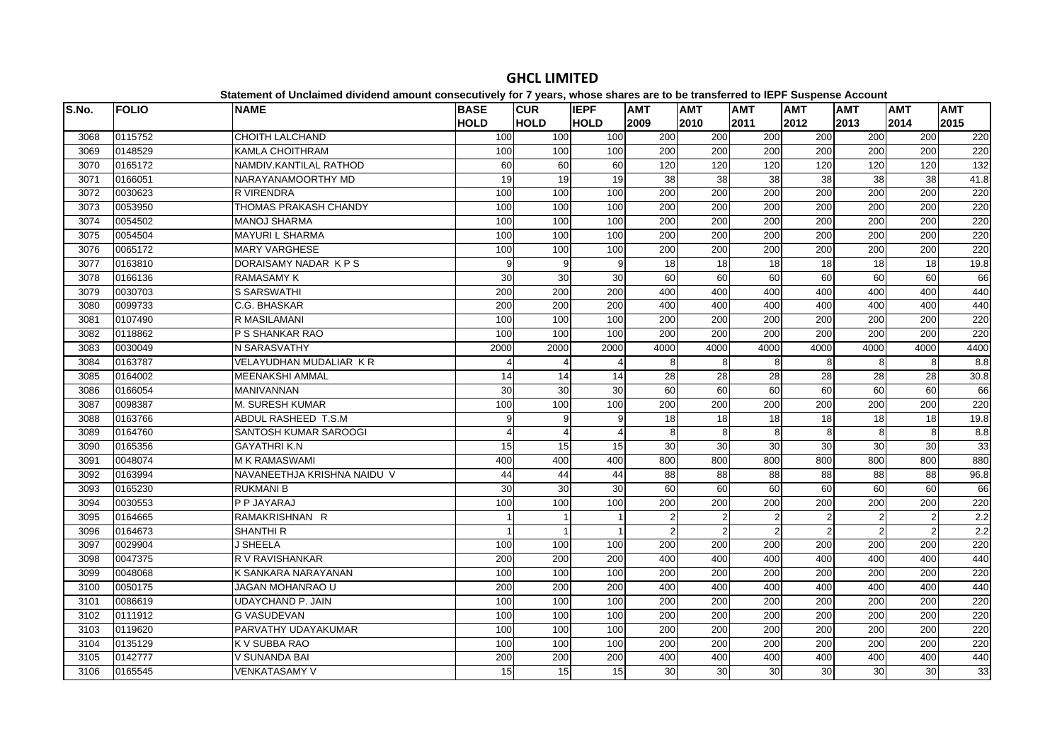# GHCL LIMITED

**Statement of Unclaimed dividend amount consecutively for 7 years, whose shares are to be transferred to IEPF Suspense Account**

| S.No. | FOLIO | NAME | BASE HOLD | CUR HOLD | IEPF HOLD | AMT 2009 | AMT 2010 | AMT 2011 | AMT 2012 | AMT 2013 | AMT 2014 | AMT 2015 |
|---|---|---|---|---|---|---|---|---|---|---|---|---|
| 3068 | 0115752 | CHOITH LALCHAND | 100 | 100 | 100 | 200 | 200 | 200 | 200 | 200 | 200 | 220 |
| 3069 | 0148529 | KAMLA CHOITHRAM | 100 | 100 | 100 | 200 | 200 | 200 | 200 | 200 | 200 | 220 |
| 3070 | 0165172 | NAMDIV.KANTILAL RATHOD | 60 | 60 | 60 | 120 | 120 | 120 | 120 | 120 | 120 | 132 |
| 3071 | 0166051 | NARAYANAMOORTHY MD | 19 | 19 | 19 | 38 | 38 | 38 | 38 | 38 | 38 | 41.8 |
| 3072 | 0030623 | R VIRENDRA | 100 | 100 | 100 | 200 | 200 | 200 | 200 | 200 | 200 | 220 |
| 3073 | 0053950 | THOMAS PRAKASH CHANDY | 100 | 100 | 100 | 200 | 200 | 200 | 200 | 200 | 200 | 220 |
| 3074 | 0054502 | MANOJ SHARMA | 100 | 100 | 100 | 200 | 200 | 200 | 200 | 200 | 200 | 220 |
| 3075 | 0054504 | MAYURI L SHARMA | 100 | 100 | 100 | 200 | 200 | 200 | 200 | 200 | 200 | 220 |
| 3076 | 0065172 | MARY VARGHESE | 100 | 100 | 100 | 200 | 200 | 200 | 200 | 200 | 200 | 220 |
| 3077 | 0163810 | DORAISAMY NADAR K P S | 9 | 9 | 9 | 18 | 18 | 18 | 18 | 18 | 18 | 19.8 |
| 3078 | 0166136 | RAMASAMY K | 30 | 30 | 30 | 60 | 60 | 60 | 60 | 60 | 60 | 66 |
| 3079 | 0030703 | S SARSWATHI | 200 | 200 | 200 | 400 | 400 | 400 | 400 | 400 | 400 | 440 |
| 3080 | 0099733 | C.G. BHASKAR | 200 | 200 | 200 | 400 | 400 | 400 | 400 | 400 | 400 | 440 |
| 3081 | 0107490 | R MASILAMANI | 100 | 100 | 100 | 200 | 200 | 200 | 200 | 200 | 200 | 220 |
| 3082 | 0118862 | P S SHANKAR RAO | 100 | 100 | 100 | 200 | 200 | 200 | 200 | 200 | 200 | 220 |
| 3083 | 0030049 | N SARASVATHY | 2000 | 2000 | 2000 | 4000 | 4000 | 4000 | 4000 | 4000 | 4000 | 4400 |
| 3084 | 0163787 | VELAYUDHAN MUDALIAR K R | 4 | 4 | 4 | 8 | 8 | 8 | 8 | 8 | 8 | 8.8 |
| 3085 | 0164002 | MEENAKSHI AMMAL | 14 | 14 | 14 | 28 | 28 | 28 | 28 | 28 | 28 | 30.8 |
| 3086 | 0166054 | MANIVANNAN | 30 | 30 | 30 | 60 | 60 | 60 | 60 | 60 | 60 | 66 |
| 3087 | 0098387 | M. SURESH KUMAR | 100 | 100 | 100 | 200 | 200 | 200 | 200 | 200 | 200 | 220 |
| 3088 | 0163766 | ABDUL RASHEED T.S.M | 9 | 9 | 9 | 18 | 18 | 18 | 18 | 18 | 18 | 19.8 |
| 3089 | 0164760 | SANTOSH KUMAR SAROOGI | 4 | 4 | 4 | 8 | 8 | 8 | 8 | 8 | 8 | 8.8 |
| 3090 | 0165356 | GAYATHRI K.N | 15 | 15 | 15 | 30 | 30 | 30 | 30 | 30 | 30 | 33 |
| 3091 | 0048074 | M K RAMASWAMI | 400 | 400 | 400 | 800 | 800 | 800 | 800 | 800 | 800 | 880 |
| 3092 | 0163994 | NAVANEETHJA KRISHNA NAIDU V | 44 | 44 | 44 | 88 | 88 | 88 | 88 | 88 | 88 | 96.8 |
| 3093 | 0165230 | RUKMANI B | 30 | 30 | 30 | 60 | 60 | 60 | 60 | 60 | 60 | 66 |
| 3094 | 0030553 | P P JAYARAJ | 100 | 100 | 100 | 200 | 200 | 200 | 200 | 200 | 200 | 220 |
| 3095 | 0164665 | RAMAKRISHNAN R | 1 | 1 | 1 | 2 | 2 | 2 | 2 | 2 | 2 | 2.2 |
| 3096 | 0164673 | SHANTHI R | 1 | 1 | 1 | 2 | 2 | 2 | 2 | 2 | 2 | 2.2 |
| 3097 | 0029904 | J SHEELA | 100 | 100 | 100 | 200 | 200 | 200 | 200 | 200 | 200 | 220 |
| 3098 | 0047375 | R V RAVISHANKAR | 200 | 200 | 200 | 400 | 400 | 400 | 400 | 400 | 400 | 440 |
| 3099 | 0048068 | K SANKARA NARAYANAN | 100 | 100 | 100 | 200 | 200 | 200 | 200 | 200 | 200 | 220 |
| 3100 | 0050175 | JAGAN MOHANRAO U | 200 | 200 | 200 | 400 | 400 | 400 | 400 | 400 | 400 | 440 |
| 3101 | 0086619 | UDAYCHAND P. JAIN | 100 | 100 | 100 | 200 | 200 | 200 | 200 | 200 | 200 | 220 |
| 3102 | 0111912 | G VASUDEVAN | 100 | 100 | 100 | 200 | 200 | 200 | 200 | 200 | 200 | 220 |
| 3103 | 0119620 | PARVATHY UDAYAKUMAR | 100 | 100 | 100 | 200 | 200 | 200 | 200 | 200 | 200 | 220 |
| 3104 | 0135129 | K V SUBBA RAO | 100 | 100 | 100 | 200 | 200 | 200 | 200 | 200 | 200 | 220 |
| 3105 | 0142777 | V SUNANDA BAI | 200 | 200 | 200 | 400 | 400 | 400 | 400 | 400 | 400 | 440 |
| 3106 | 0165545 | VENKATASAMY V | 15 | 15 | 15 | 30 | 30 | 30 | 30 | 30 | 30 | 33 |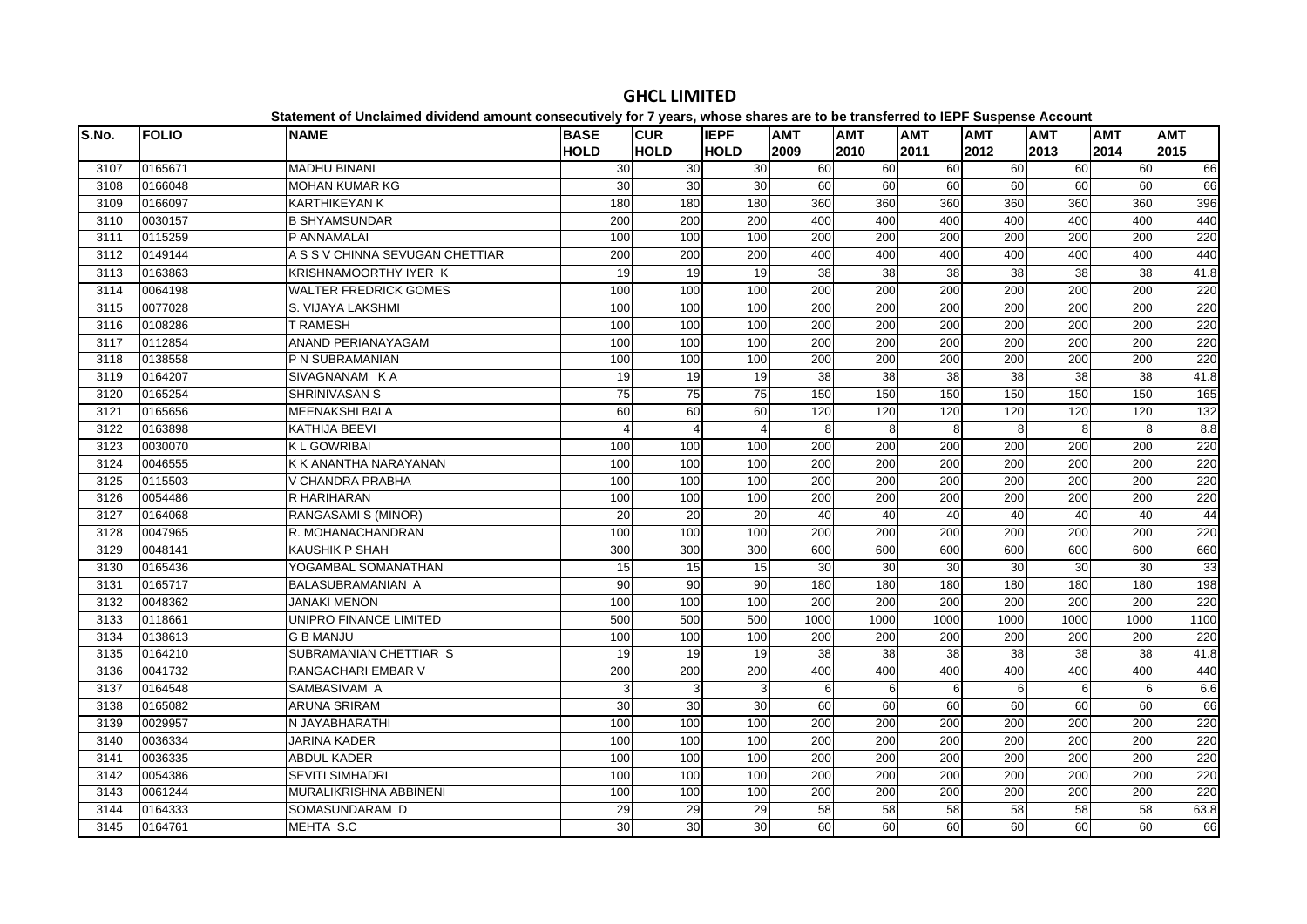# GHCL LIMITED

**Statement of Unclaimed dividend amount consecutively for 7 years, whose shares are to be transferred to IEPF Suspense Account**

| S.No. | FOLIO | NAME | BASE HOLD | CUR HOLD | IEPF HOLD | AMT 2009 | AMT 2010 | AMT 2011 | AMT 2012 | AMT 2013 | AMT 2014 | AMT 2015 |
|---|---|---|---|---|---|---|---|---|---|---|---|---|
| 3107 | 0165671 | MADHU BINANI | 30 | 30 | 30 | 60 | 60 | 60 | 60 | 60 | 60 | 66 |
| 3108 | 0166048 | MOHAN KUMAR KG | 30 | 30 | 30 | 60 | 60 | 60 | 60 | 60 | 60 | 66 |
| 3109 | 0166097 | KARTHIKEYAN K | 180 | 180 | 180 | 360 | 360 | 360 | 360 | 360 | 360 | 396 |
| 3110 | 0030157 | B SHYAMSUNDAR | 200 | 200 | 200 | 400 | 400 | 400 | 400 | 400 | 400 | 440 |
| 3111 | 0115259 | P ANNAMALAI | 100 | 100 | 100 | 200 | 200 | 200 | 200 | 200 | 200 | 220 |
| 3112 | 0149144 | A S S V CHINNA SEVUGAN CHETTIAR | 200 | 200 | 200 | 400 | 400 | 400 | 400 | 400 | 400 | 440 |
| 3113 | 0163863 | KRISHNAMOORTHY IYER K | 19 | 19 | 19 | 38 | 38 | 38 | 38 | 38 | 38 | 41.8 |
| 3114 | 0064198 | WALTER FREDRICK GOMES | 100 | 100 | 100 | 200 | 200 | 200 | 200 | 200 | 200 | 220 |
| 3115 | 0077028 | S. VIJAYA LAKSHMI | 100 | 100 | 100 | 200 | 200 | 200 | 200 | 200 | 200 | 220 |
| 3116 | 0108286 | T RAMESH | 100 | 100 | 100 | 200 | 200 | 200 | 200 | 200 | 200 | 220 |
| 3117 | 0112854 | ANAND PERIANAYAGAM | 100 | 100 | 100 | 200 | 200 | 200 | 200 | 200 | 200 | 220 |
| 3118 | 0138558 | P N SUBRAMANIAN | 100 | 100 | 100 | 200 | 200 | 200 | 200 | 200 | 200 | 220 |
| 3119 | 0164207 | SIVAGNANAM K A | 19 | 19 | 19 | 38 | 38 | 38 | 38 | 38 | 38 | 41.8 |
| 3120 | 0165254 | SHRINIVASAN S | 75 | 75 | 75 | 150 | 150 | 150 | 150 | 150 | 150 | 165 |
| 3121 | 0165656 | MEENAKSHI BALA | 60 | 60 | 60 | 120 | 120 | 120 | 120 | 120 | 120 | 132 |
| 3122 | 0163898 | KATHIJA BEEVI | 4 | 4 | 4 | 8 | 8 | 8 | 8 | 8 | 8 | 8.8 |
| 3123 | 0030070 | K L GOWRIBAI | 100 | 100 | 100 | 200 | 200 | 200 | 200 | 200 | 200 | 220 |
| 3124 | 0046555 | K K ANANTHA NARAYANAN | 100 | 100 | 100 | 200 | 200 | 200 | 200 | 200 | 200 | 220 |
| 3125 | 0115503 | V CHANDRA PRABHA | 100 | 100 | 100 | 200 | 200 | 200 | 200 | 200 | 200 | 220 |
| 3126 | 0054486 | R HARIHARAN | 100 | 100 | 100 | 200 | 200 | 200 | 200 | 200 | 200 | 220 |
| 3127 | 0164068 | RANGASAMI S (MINOR) | 20 | 20 | 20 | 40 | 40 | 40 | 40 | 40 | 40 | 44 |
| 3128 | 0047965 | R. MOHANACHANDRAN | 100 | 100 | 100 | 200 | 200 | 200 | 200 | 200 | 200 | 220 |
| 3129 | 0048141 | KAUSHIK P SHAH | 300 | 300 | 300 | 600 | 600 | 600 | 600 | 600 | 600 | 660 |
| 3130 | 0165436 | YOGAMBAL SOMANATHAN | 15 | 15 | 15 | 30 | 30 | 30 | 30 | 30 | 30 | 33 |
| 3131 | 0165717 | BALASUBRAMANIAN A | 90 | 90 | 90 | 180 | 180 | 180 | 180 | 180 | 180 | 198 |
| 3132 | 0048362 | JANAKI MENON | 100 | 100 | 100 | 200 | 200 | 200 | 200 | 200 | 200 | 220 |
| 3133 | 0118661 | UNIPRO FINANCE LIMITED | 500 | 500 | 500 | 1000 | 1000 | 1000 | 1000 | 1000 | 1000 | 1100 |
| 3134 | 0138613 | G B MANJU | 100 | 100 | 100 | 200 | 200 | 200 | 200 | 200 | 200 | 220 |
| 3135 | 0164210 | SUBRAMANIAN CHETTIAR S | 19 | 19 | 19 | 38 | 38 | 38 | 38 | 38 | 38 | 41.8 |
| 3136 | 0041732 | RANGACHARI EMBAR V | 200 | 200 | 200 | 400 | 400 | 400 | 400 | 400 | 400 | 440 |
| 3137 | 0164548 | SAMBASIVAM A | 3 | 3 | 3 | 6 | 6 | 6 | 6 | 6 | 6 | 6.6 |
| 3138 | 0165082 | ARUNA SRIRAM | 30 | 30 | 30 | 60 | 60 | 60 | 60 | 60 | 60 | 66 |
| 3139 | 0029957 | N JAYABHARATHI | 100 | 100 | 100 | 200 | 200 | 200 | 200 | 200 | 200 | 220 |
| 3140 | 0036334 | JARINA KADER | 100 | 100 | 100 | 200 | 200 | 200 | 200 | 200 | 200 | 220 |
| 3141 | 0036335 | ABDUL KADER | 100 | 100 | 100 | 200 | 200 | 200 | 200 | 200 | 200 | 220 |
| 3142 | 0054386 | SEVITI SIMHADRI | 100 | 100 | 100 | 200 | 200 | 200 | 200 | 200 | 200 | 220 |
| 3143 | 0061244 | MURALIKRISHNA ABBINENI | 100 | 100 | 100 | 200 | 200 | 200 | 200 | 200 | 200 | 220 |
| 3144 | 0164333 | SOMASUNDARAM D | 29 | 29 | 29 | 58 | 58 | 58 | 58 | 58 | 58 | 63.8 |
| 3145 | 0164761 | MEHTA S.C | 30 | 30 | 30 | 60 | 60 | 60 | 60 | 60 | 60 | 66 |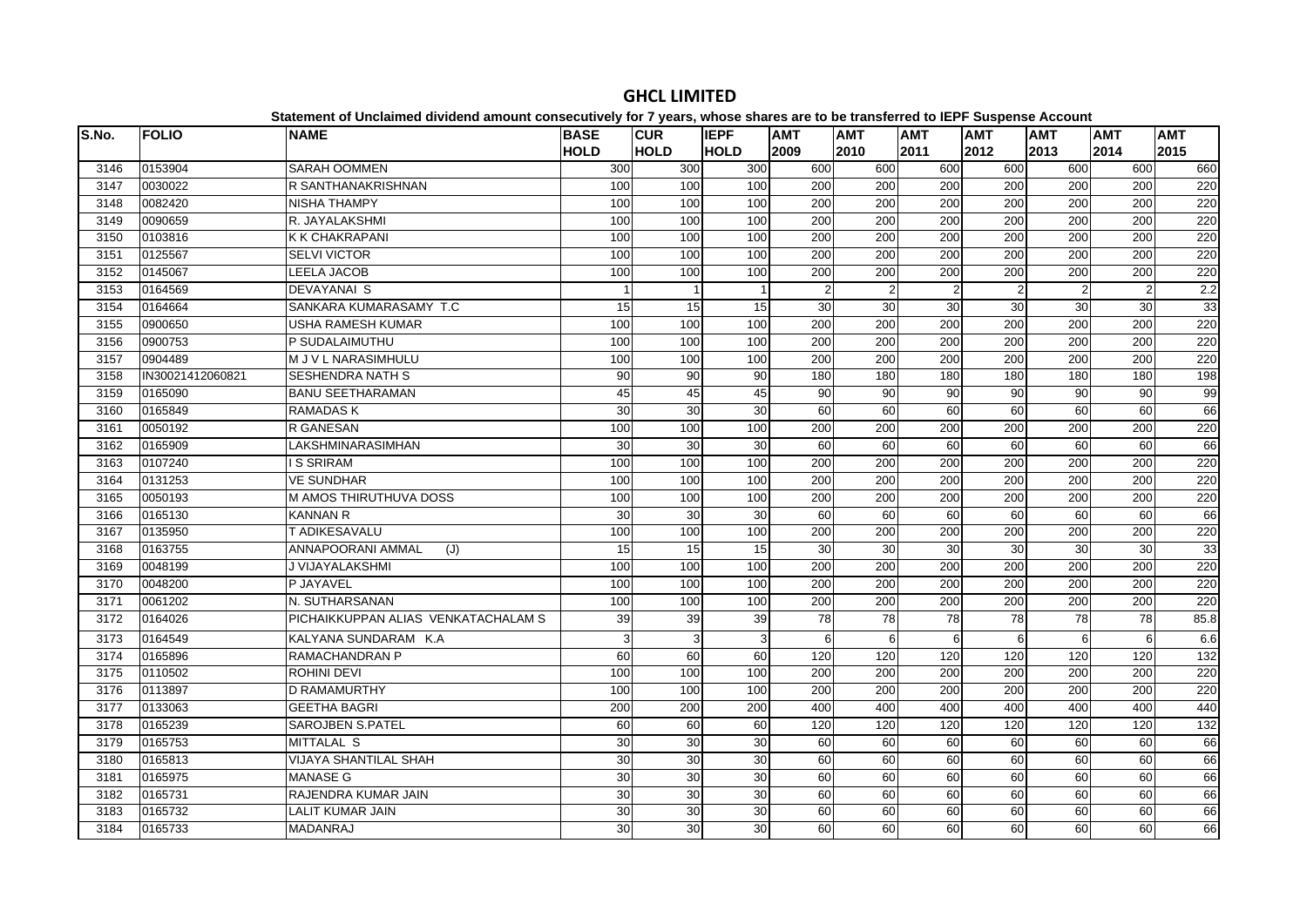# GHCL LIMITED

**Statement of Unclaimed dividend amount consecutively for 7 years, whose shares are to be transferred to IEPF Suspense Account**

| S.No. | FOLIO | NAME | BASE HOLD | CUR HOLD | IEPF HOLD | AMT 2009 | AMT 2010 | AMT 2011 | AMT 2012 | AMT 2013 | AMT 2014 | AMT 2015 |
|---|---|---|---|---|---|---|---|---|---|---|---|---|
| 3146 | 0153904 | SARAH OOMMEN | 300 | 300 | 300 | 600 | 600 | 600 | 600 | 600 | 600 | 660 |
| 3147 | 0030022 | R SANTHANAKRISHNAN | 100 | 100 | 100 | 200 | 200 | 200 | 200 | 200 | 200 | 220 |
| 3148 | 0082420 | NISHA THAMPY | 100 | 100 | 100 | 200 | 200 | 200 | 200 | 200 | 200 | 220 |
| 3149 | 0090659 | R. JAYALAKSHMI | 100 | 100 | 100 | 200 | 200 | 200 | 200 | 200 | 200 | 220 |
| 3150 | 0103816 | K K CHAKRAPANI | 100 | 100 | 100 | 200 | 200 | 200 | 200 | 200 | 200 | 220 |
| 3151 | 0125567 | SELVI VICTOR | 100 | 100 | 100 | 200 | 200 | 200 | 200 | 200 | 200 | 220 |
| 3152 | 0145067 | LEELA JACOB | 100 | 100 | 100 | 200 | 200 | 200 | 200 | 200 | 200 | 220 |
| 3153 | 0164569 | DEVAYANAI S | 1 | 1 | 1 | 2 | 2 | 2 | 2 | 2 | 2 | 2.2 |
| 3154 | 0164664 | SANKARA KUMARASAMY T.C | 15 | 15 | 15 | 30 | 30 | 30 | 30 | 30 | 30 | 33 |
| 3155 | 0900650 | USHA RAMESH KUMAR | 100 | 100 | 100 | 200 | 200 | 200 | 200 | 200 | 200 | 220 |
| 3156 | 0900753 | P SUDALAIMUTHU | 100 | 100 | 100 | 200 | 200 | 200 | 200 | 200 | 200 | 220 |
| 3157 | 0904489 | M J V L NARASIMHULU | 100 | 100 | 100 | 200 | 200 | 200 | 200 | 200 | 200 | 220 |
| 3158 | IN30021412060821 | SESHENDRA NATH S | 90 | 90 | 90 | 180 | 180 | 180 | 180 | 180 | 180 | 198 |
| 3159 | 0165090 | BANU SEETHARAMAN | 45 | 45 | 45 | 90 | 90 | 90 | 90 | 90 | 90 | 99 |
| 3160 | 0165849 | RAMADAS K | 30 | 30 | 30 | 60 | 60 | 60 | 60 | 60 | 60 | 66 |
| 3161 | 0050192 | R GANESAN | 100 | 100 | 100 | 200 | 200 | 200 | 200 | 200 | 200 | 220 |
| 3162 | 0165909 | LAKSHMINARASIMHAN | 30 | 30 | 30 | 60 | 60 | 60 | 60 | 60 | 60 | 66 |
| 3163 | 0107240 | I S SRIRAM | 100 | 100 | 100 | 200 | 200 | 200 | 200 | 200 | 200 | 220 |
| 3164 | 0131253 | VE SUNDHAR | 100 | 100 | 100 | 200 | 200 | 200 | 200 | 200 | 200 | 220 |
| 3165 | 0050193 | M AMOS THIRUTHUVA DOSS | 100 | 100 | 100 | 200 | 200 | 200 | 200 | 200 | 200 | 220 |
| 3166 | 0165130 | KANNAN R | 30 | 30 | 30 | 60 | 60 | 60 | 60 | 60 | 60 | 66 |
| 3167 | 0135950 | T ADIKESAVALU | 100 | 100 | 100 | 200 | 200 | 200 | 200 | 200 | 200 | 220 |
| 3168 | 0163755 | ANNAPOORANI AMMAL (J) | 15 | 15 | 15 | 30 | 30 | 30 | 30 | 30 | 30 | 33 |
| 3169 | 0048199 | J VIJAYALAKSHMI | 100 | 100 | 100 | 200 | 200 | 200 | 200 | 200 | 200 | 220 |
| 3170 | 0048200 | P JAYAVEL | 100 | 100 | 100 | 200 | 200 | 200 | 200 | 200 | 200 | 220 |
| 3171 | 0061202 | N. SUTHARSANAN | 100 | 100 | 100 | 200 | 200 | 200 | 200 | 200 | 200 | 220 |
| 3172 | 0164026 | PICHAIKKUPPAN ALIAS VENKATACHALAM S | 39 | 39 | 39 | 78 | 78 | 78 | 78 | 78 | 78 | 85.8 |
| 3173 | 0164549 | KALYANA SUNDARAM K.A | 3 | 3 | 3 | 6 | 6 | 6 | 6 | 6 | 6 | 6.6 |
| 3174 | 0165896 | RAMACHANDRAN P | 60 | 60 | 60 | 120 | 120 | 120 | 120 | 120 | 120 | 132 |
| 3175 | 0110502 | ROHINI DEVI | 100 | 100 | 100 | 200 | 200 | 200 | 200 | 200 | 200 | 220 |
| 3176 | 0113897 | D RAMAMURTHY | 100 | 100 | 100 | 200 | 200 | 200 | 200 | 200 | 200 | 220 |
| 3177 | 0133063 | GEETHA BAGRI | 200 | 200 | 200 | 400 | 400 | 400 | 400 | 400 | 400 | 440 |
| 3178 | 0165239 | SAROJBEN S.PATEL | 60 | 60 | 60 | 120 | 120 | 120 | 120 | 120 | 120 | 132 |
| 3179 | 0165753 | MITTALAL S | 30 | 30 | 30 | 60 | 60 | 60 | 60 | 60 | 60 | 66 |
| 3180 | 0165813 | VIJAYA SHANTILAL SHAH | 30 | 30 | 30 | 60 | 60 | 60 | 60 | 60 | 60 | 66 |
| 3181 | 0165975 | MANASE G | 30 | 30 | 30 | 60 | 60 | 60 | 60 | 60 | 60 | 66 |
| 3182 | 0165731 | RAJENDRA KUMAR JAIN | 30 | 30 | 30 | 60 | 60 | 60 | 60 | 60 | 60 | 66 |
| 3183 | 0165732 | LALIT KUMAR JAIN | 30 | 30 | 30 | 60 | 60 | 60 | 60 | 60 | 60 | 66 |
| 3184 | 0165733 | MADANRAJ | 30 | 30 | 30 | 60 | 60 | 60 | 60 | 60 | 60 | 66 |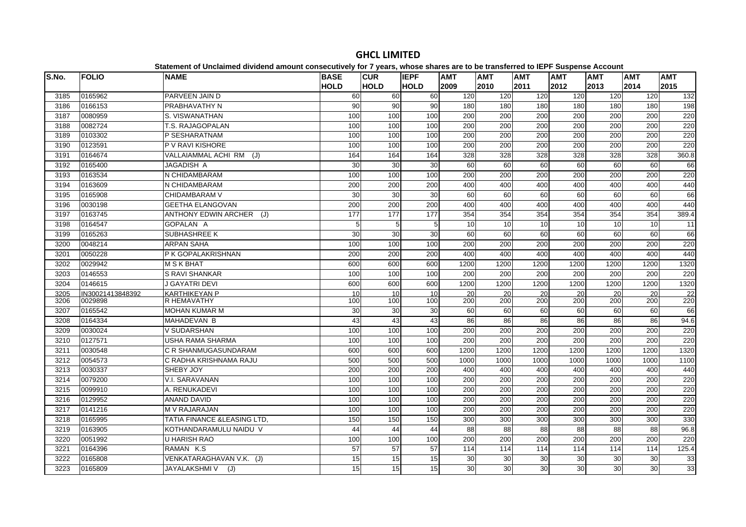# GHCL LIMITED

Statement of Unclaimed dividend amount consecutively for 7 years, whose shares are to be transferred to IEPF Suspense Account

| S.No. | FOLIO | NAME | BASE HOLD | CUR HOLD | IEPF HOLD | AMT 2009 | AMT 2010 | AMT 2011 | AMT 2012 | AMT 2013 | AMT 2014 | AMT 2015 |
|---|---|---|---|---|---|---|---|---|---|---|---|---|
| 3185 | 0165962 | PARVEEN JAIN D | 60 | 60 | 60 | 120 | 120 | 120 | 120 | 120 | 120 | 132 |
| 3186 | 0166153 | PRABHAVATHY N | 90 | 90 | 90 | 180 | 180 | 180 | 180 | 180 | 180 | 198 |
| 3187 | 0080959 | S. VISWANATHAN | 100 | 100 | 100 | 200 | 200 | 200 | 200 | 200 | 200 | 220 |
| 3188 | 0082724 | T.S. RAJAGOPALAN | 100 | 100 | 100 | 200 | 200 | 200 | 200 | 200 | 200 | 220 |
| 3189 | 0103302 | P SESHARATNAM | 100 | 100 | 100 | 200 | 200 | 200 | 200 | 200 | 200 | 220 |
| 3190 | 0123591 | P V RAVI KISHORE | 100 | 100 | 100 | 200 | 200 | 200 | 200 | 200 | 200 | 220 |
| 3191 | 0164674 | VALLAIAMMAL ACHI RM (J) | 164 | 164 | 164 | 328 | 328 | 328 | 328 | 328 | 328 | 360.8 |
| 3192 | 0165400 | JAGADISH A | 30 | 30 | 30 | 60 | 60 | 60 | 60 | 60 | 60 | 66 |
| 3193 | 0163534 | N CHIDAMBARAM | 100 | 100 | 100 | 200 | 200 | 200 | 200 | 200 | 200 | 220 |
| 3194 | 0163609 | N CHIDAMBARAM | 200 | 200 | 200 | 400 | 400 | 400 | 400 | 400 | 400 | 440 |
| 3195 | 0165908 | CHIDAMBARAM V | 30 | 30 | 30 | 60 | 60 | 60 | 60 | 60 | 60 | 66 |
| 3196 | 0030198 | GEETHA ELANGOVAN | 200 | 200 | 200 | 400 | 400 | 400 | 400 | 400 | 400 | 440 |
| 3197 | 0163745 | ANTHONY EDWIN ARCHER (J) | 177 | 177 | 177 | 354 | 354 | 354 | 354 | 354 | 354 | 389.4 |
| 3198 | 0164547 | GOPALAN A | 5 | 5 | 5 | 10 | 10 | 10 | 10 | 10 | 10 | 11 |
| 3199 | 0165263 | SUBHASHREE K | 30 | 30 | 30 | 60 | 60 | 60 | 60 | 60 | 60 | 66 |
| 3200 | 0048214 | ARPAN SAHA | 100 | 100 | 100 | 200 | 200 | 200 | 200 | 200 | 200 | 220 |
| 3201 | 0050228 | P K GOPALAKRISHNAN | 200 | 200 | 200 | 400 | 400 | 400 | 400 | 400 | 400 | 440 |
| 3202 | 0029942 | M S K BHAT | 600 | 600 | 600 | 1200 | 1200 | 1200 | 1200 | 1200 | 1200 | 1320 |
| 3203 | 0146553 | S RAVI SHANKAR | 100 | 100 | 100 | 200 | 200 | 200 | 200 | 200 | 200 | 220 |
| 3204 | 0146615 | J GAYATRI DEVI | 600 | 600 | 600 | 1200 | 1200 | 1200 | 1200 | 1200 | 1200 | 1320 |
| 3205 | IN30021413848392 | KARTHIKEYAN P | 10 | 10 | 10 | 20 | 20 | 20 | 20 | 20 | 20 | 22 |
| 3206 | 0029898 | R HEMAVATHY | 100 | 100 | 100 | 200 | 200 | 200 | 200 | 200 | 200 | 220 |
| 3207 | 0165542 | MOHAN KUMAR M | 30 | 30 | 30 | 60 | 60 | 60 | 60 | 60 | 60 | 66 |
| 3208 | 0164334 | MAHADEVAN B | 43 | 43 | 43 | 86 | 86 | 86 | 86 | 86 | 86 | 94.6 |
| 3209 | 0030024 | V SUDARSHAN | 100 | 100 | 100 | 200 | 200 | 200 | 200 | 200 | 200 | 220 |
| 3210 | 0127571 | USHA RAMA SHARMA | 100 | 100 | 100 | 200 | 200 | 200 | 200 | 200 | 200 | 220 |
| 3211 | 0030548 | C R SHANMUGASUNDARAM | 600 | 600 | 600 | 1200 | 1200 | 1200 | 1200 | 1200 | 1200 | 1320 |
| 3212 | 0054573 | C RADHA KRISHNAMA RAJU | 500 | 500 | 500 | 1000 | 1000 | 1000 | 1000 | 1000 | 1000 | 1100 |
| 3213 | 0030337 | SHEBY JOY | 200 | 200 | 200 | 400 | 400 | 400 | 400 | 400 | 400 | 440 |
| 3214 | 0079200 | V.I. SARAVANAN | 100 | 100 | 100 | 200 | 200 | 200 | 200 | 200 | 200 | 220 |
| 3215 | 0099910 | A. RENUKADEVI | 100 | 100 | 100 | 200 | 200 | 200 | 200 | 200 | 200 | 220 |
| 3216 | 0129952 | ANAND DAVID | 100 | 100 | 100 | 200 | 200 | 200 | 200 | 200 | 200 | 220 |
| 3217 | 0141216 | M V RAJARAJAN | 100 | 100 | 100 | 200 | 200 | 200 | 200 | 200 | 200 | 220 |
| 3218 | 0165995 | TATIA FINANCE &LEASING LTD, | 150 | 150 | 150 | 300 | 300 | 300 | 300 | 300 | 300 | 330 |
| 3219 | 0163905 | KOTHANDARAMULU NAIDU V | 44 | 44 | 44 | 88 | 88 | 88 | 88 | 88 | 88 | 96.8 |
| 3220 | 0051992 | U HARISH RAO | 100 | 100 | 100 | 200 | 200 | 200 | 200 | 200 | 200 | 220 |
| 3221 | 0164396 | RAMAN K.S | 57 | 57 | 57 | 114 | 114 | 114 | 114 | 114 | 114 | 125.4 |
| 3222 | 0165808 | VENKATARAGHAVAN V.K. (J) | 15 | 15 | 15 | 30 | 30 | 30 | 30 | 30 | 30 | 33 |
| 3223 | 0165809 | JAYALAKSHMI V (J) | 15 | 15 | 15 | 30 | 30 | 30 | 30 | 30 | 30 | 33 |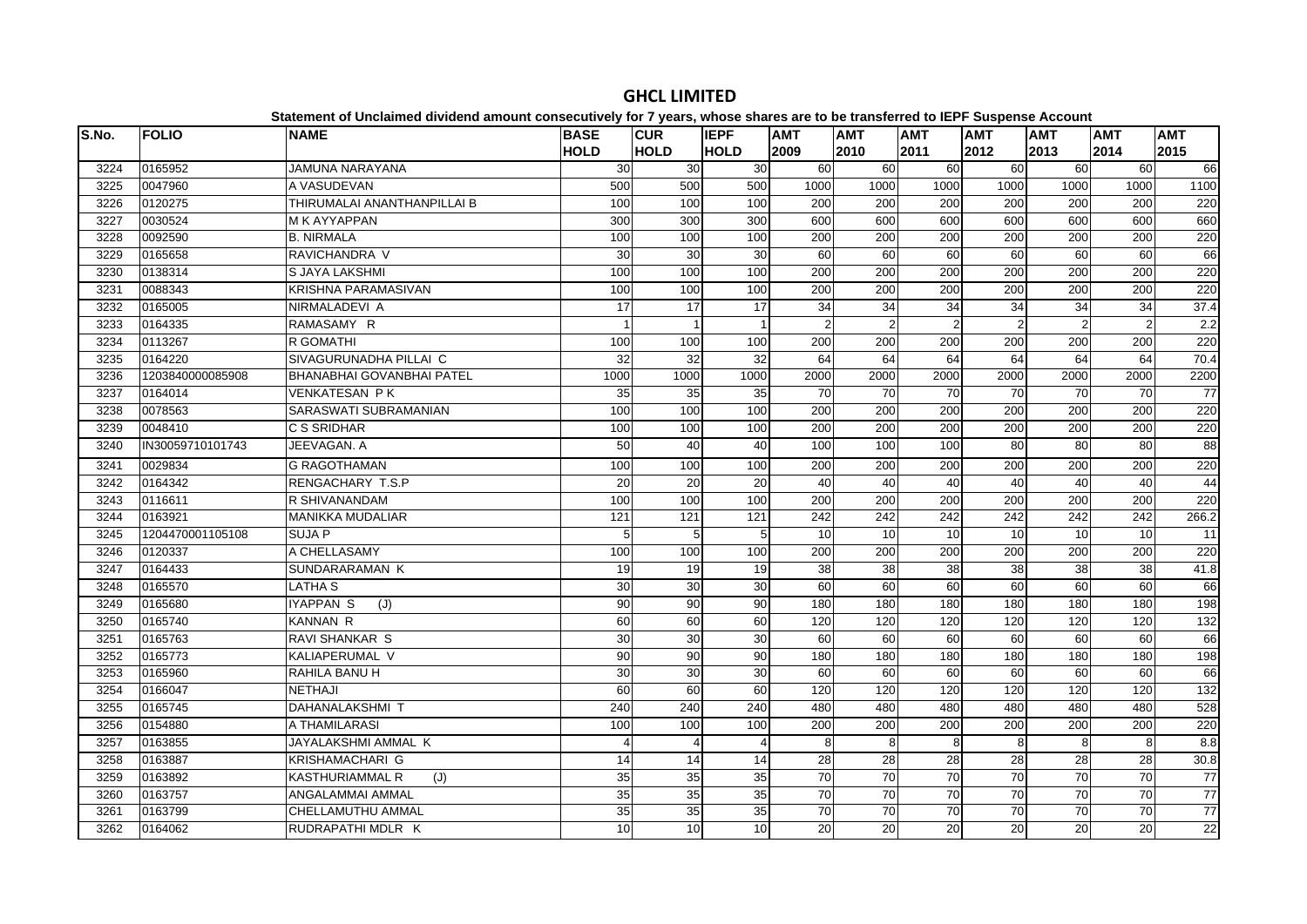# GHCL LIMITED

**Statement of Unclaimed dividend amount consecutively for 7 years, whose shares are to be transferred to IEPF Suspense Account**

| S.No. | FOLIO | NAME | BASE HOLD | CUR HOLD | IEPF HOLD | AMT 2009 | AMT 2010 | AMT 2011 | AMT 2012 | AMT 2013 | AMT 2014 | AMT 2015 |
|---|---|---|---|---|---|---|---|---|---|---|---|---|
| 3224 | 0165952 | JAMUNA NARAYANA | 30 | 30 | 30 | 60 | 60 | 60 | 60 | 60 | 60 | 66 |
| 3225 | 0047960 | A VASUDEVAN | 500 | 500 | 500 | 1000 | 1000 | 1000 | 1000 | 1000 | 1000 | 1100 |
| 3226 | 0120275 | THIRUMALAI ANANTHANPILLAI B | 100 | 100 | 100 | 200 | 200 | 200 | 200 | 200 | 200 | 220 |
| 3227 | 0030524 | M K AYYAPPAN | 300 | 300 | 300 | 600 | 600 | 600 | 600 | 600 | 600 | 660 |
| 3228 | 0092590 | B. NIRMALA | 100 | 100 | 100 | 200 | 200 | 200 | 200 | 200 | 200 | 220 |
| 3229 | 0165658 | RAVICHANDRA V | 30 | 30 | 30 | 60 | 60 | 60 | 60 | 60 | 60 | 66 |
| 3230 | 0138314 | S JAYA LAKSHMI | 100 | 100 | 100 | 200 | 200 | 200 | 200 | 200 | 200 | 220 |
| 3231 | 0088343 | KRISHNA PARAMASIVAN | 100 | 100 | 100 | 200 | 200 | 200 | 200 | 200 | 200 | 220 |
| 3232 | 0165005 | NIRMALADEVI A | 17 | 17 | 17 | 34 | 34 | 34 | 34 | 34 | 34 | 37.4 |
| 3233 | 0164335 | RAMASAMY R | 1 | 1 | 1 | 2 | 2 | 2 | 2 | 2 | 2 | 2.2 |
| 3234 | 0113267 | R GOMATHI | 100 | 100 | 100 | 200 | 200 | 200 | 200 | 200 | 200 | 220 |
| 3235 | 0164220 | SIVAGURUNADHA PILLAI C | 32 | 32 | 32 | 64 | 64 | 64 | 64 | 64 | 64 | 70.4 |
| 3236 | 1203840000085908 | BHANABHAI GOVANBHAI PATEL | 1000 | 1000 | 1000 | 2000 | 2000 | 2000 | 2000 | 2000 | 2000 | 2200 |
| 3237 | 0164014 | VENKATESAN P K | 35 | 35 | 35 | 70 | 70 | 70 | 70 | 70 | 70 | 77 |
| 3238 | 0078563 | SARASWATI SUBRAMANIAN | 100 | 100 | 100 | 200 | 200 | 200 | 200 | 200 | 200 | 220 |
| 3239 | 0048410 | C S SRIDHAR | 100 | 100 | 100 | 200 | 200 | 200 | 200 | 200 | 200 | 220 |
| 3240 | IN30059710101743 | JEEVAGAN. A | 50 | 40 | 40 | 100 | 100 | 100 | 80 | 80 | 80 | 88 |
| 3241 | 0029834 | G RAGOTHAMAN | 100 | 100 | 100 | 200 | 200 | 200 | 200 | 200 | 200 | 220 |
| 3242 | 0164342 | RENGACHARY T.S.P | 20 | 20 | 20 | 40 | 40 | 40 | 40 | 40 | 40 | 44 |
| 3243 | 0116611 | R SHIVANANDAM | 100 | 100 | 100 | 200 | 200 | 200 | 200 | 200 | 200 | 220 |
| 3244 | 0163921 | MANIKKA MUDALIAR | 121 | 121 | 121 | 242 | 242 | 242 | 242 | 242 | 242 | 266.2 |
| 3245 | 1204470001105108 | SUJA P | 5 | 5 | 5 | 10 | 10 | 10 | 10 | 10 | 10 | 11 |
| 3246 | 0120337 | A CHELLASAMY | 100 | 100 | 100 | 200 | 200 | 200 | 200 | 200 | 200 | 220 |
| 3247 | 0164433 | SUNDARARAMAN K | 19 | 19 | 19 | 38 | 38 | 38 | 38 | 38 | 38 | 41.8 |
| 3248 | 0165570 | LATHA S | 30 | 30 | 30 | 60 | 60 | 60 | 60 | 60 | 60 | 66 |
| 3249 | 0165680 | IYAPPAN S (J) | 90 | 90 | 90 | 180 | 180 | 180 | 180 | 180 | 180 | 198 |
| 3250 | 0165740 | KANNAN R | 60 | 60 | 60 | 120 | 120 | 120 | 120 | 120 | 120 | 132 |
| 3251 | 0165763 | RAVI SHANKAR S | 30 | 30 | 30 | 60 | 60 | 60 | 60 | 60 | 60 | 66 |
| 3252 | 0165773 | KALIAPERUMAL V | 90 | 90 | 90 | 180 | 180 | 180 | 180 | 180 | 180 | 198 |
| 3253 | 0165960 | RAHILA BANU H | 30 | 30 | 30 | 60 | 60 | 60 | 60 | 60 | 60 | 66 |
| 3254 | 0166047 | NETHAJI | 60 | 60 | 60 | 120 | 120 | 120 | 120 | 120 | 120 | 132 |
| 3255 | 0165745 | DAHANALAKSHMI T | 240 | 240 | 240 | 480 | 480 | 480 | 480 | 480 | 480 | 528 |
| 3256 | 0154880 | A THAMILARASI | 100 | 100 | 100 | 200 | 200 | 200 | 200 | 200 | 200 | 220 |
| 3257 | 0163855 | JAYALAKSHMI AMMAL K | 4 | 4 | 4 | 8 | 8 | 8 | 8 | 8 | 8 | 8.8 |
| 3258 | 0163887 | KRISHAMACHARI G | 14 | 14 | 14 | 28 | 28 | 28 | 28 | 28 | 28 | 30.8 |
| 3259 | 0163892 | KASTHURIAMMAL R (J) | 35 | 35 | 35 | 70 | 70 | 70 | 70 | 70 | 70 | 77 |
| 3260 | 0163757 | ANGALAMMAI AMMAL | 35 | 35 | 35 | 70 | 70 | 70 | 70 | 70 | 70 | 77 |
| 3261 | 0163799 | CHELLAMUTHU AMMAL | 35 | 35 | 35 | 70 | 70 | 70 | 70 | 70 | 70 | 77 |
| 3262 | 0164062 | RUDRAPATHI MDLR K | 10 | 10 | 10 | 20 | 20 | 20 | 20 | 20 | 20 | 22 |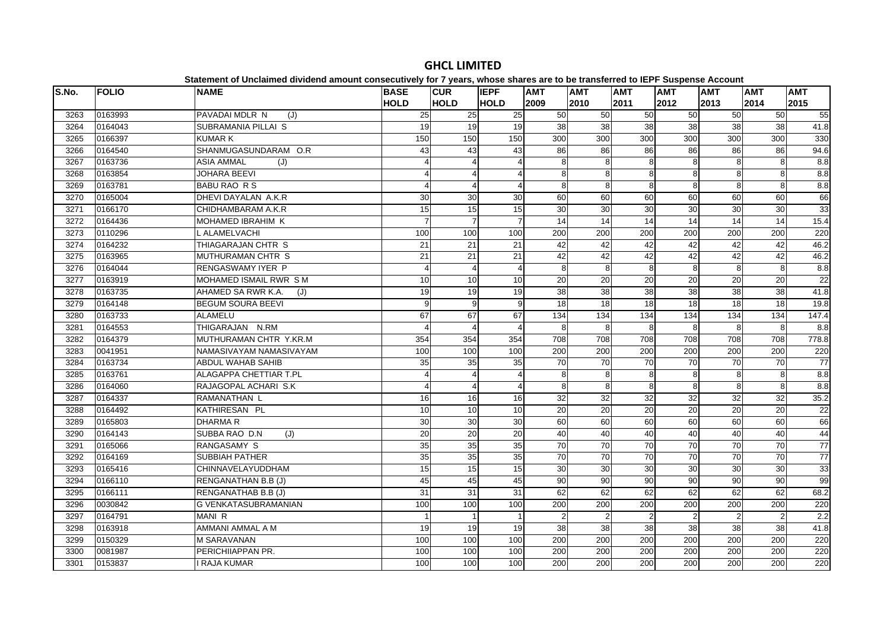# GHCL LIMITED

**Statement of Unclaimed dividend amount consecutively for 7 years, whose shares are to be transferred to IEPF Suspense Account**

| S.No. | FOLIO | NAME | BASE HOLD | CUR HOLD | IEPF HOLD | AMT 2009 | AMT 2010 | AMT 2011 | AMT 2012 | AMT 2013 | AMT 2014 | AMT 2015 |
|---|---|---|---|---|---|---|---|---|---|---|---|---|
| 3263 | 0163993 | PAVADAI MDLR N (J) | 25 | 25 | 25 | 50 | 50 | 50 | 50 | 50 | 50 | 55 |
| 3264 | 0164043 | SUBRAMANIA PILLAI S | 19 | 19 | 19 | 38 | 38 | 38 | 38 | 38 | 38 | 41.8 |
| 3265 | 0166397 | KUMAR K | 150 | 150 | 150 | 300 | 300 | 300 | 300 | 300 | 300 | 330 |
| 3266 | 0164540 | SHANMUGASUNDARAM O.R | 43 | 43 | 43 | 86 | 86 | 86 | 86 | 86 | 86 | 94.6 |
| 3267 | 0163736 | ASIA AMMAL (J) | 4 | 4 | 4 | 8 | 8 | 8 | 8 | 8 | 8 | 8.8 |
| 3268 | 0163854 | JOHARA BEEVI | 4 | 4 | 4 | 8 | 8 | 8 | 8 | 8 | 8 | 8.8 |
| 3269 | 0163781 | BABU RAO R S | 4 | 4 | 4 | 8 | 8 | 8 | 8 | 8 | 8 | 8.8 |
| 3270 | 0165004 | DHEVI DAYALAN A.K.R | 30 | 30 | 30 | 60 | 60 | 60 | 60 | 60 | 60 | 66 |
| 3271 | 0166170 | CHIDHAMBARAM A.K.R | 15 | 15 | 15 | 30 | 30 | 30 | 30 | 30 | 30 | 33 |
| 3272 | 0164436 | MOHAMED IBRAHIM K | 7 | 7 | 7 | 14 | 14 | 14 | 14 | 14 | 14 | 15.4 |
| 3273 | 0110296 | L ALAMELVACHI | 100 | 100 | 100 | 200 | 200 | 200 | 200 | 200 | 200 | 220 |
| 3274 | 0164232 | THIAGARAJAN CHTR S | 21 | 21 | 21 | 42 | 42 | 42 | 42 | 42 | 42 | 46.2 |
| 3275 | 0163965 | MUTHURAMAN CHTR S | 21 | 21 | 21 | 42 | 42 | 42 | 42 | 42 | 42 | 46.2 |
| 3276 | 0164044 | RENGASWAMY IYER P | 4 | 4 | 4 | 8 | 8 | 8 | 8 | 8 | 8 | 8.8 |
| 3277 | 0163919 | MOHAMED ISMAIL RWR S M | 10 | 10 | 10 | 20 | 20 | 20 | 20 | 20 | 20 | 22 |
| 3278 | 0163735 | AHAMED SA RWR K.A. (J) | 19 | 19 | 19 | 38 | 38 | 38 | 38 | 38 | 38 | 41.8 |
| 3279 | 0164148 | BEGUM SOURA BEEVI | 9 | 9 | 9 | 18 | 18 | 18 | 18 | 18 | 18 | 19.8 |
| 3280 | 0163733 | ALAMELU | 67 | 67 | 67 | 134 | 134 | 134 | 134 | 134 | 134 | 147.4 |
| 3281 | 0164553 | THIGARAJAN N.RM | 4 | 4 | 4 | 8 | 8 | 8 | 8 | 8 | 8 | 8.8 |
| 3282 | 0164379 | MUTHURAMAN CHTR Y.KR.M | 354 | 354 | 354 | 708 | 708 | 708 | 708 | 708 | 708 | 778.8 |
| 3283 | 0041951 | NAMASIVAYAM NAMASIVAYAM | 100 | 100 | 100 | 200 | 200 | 200 | 200 | 200 | 200 | 220 |
| 3284 | 0163734 | ABDUL WAHAB SAHIB | 35 | 35 | 35 | 70 | 70 | 70 | 70 | 70 | 70 | 77 |
| 3285 | 0163761 | ALAGAPPA CHETTIAR T.PL | 4 | 4 | 4 | 8 | 8 | 8 | 8 | 8 | 8 | 8.8 |
| 3286 | 0164060 | RAJAGOPAL ACHARI S.K | 4 | 4 | 4 | 8 | 8 | 8 | 8 | 8 | 8 | 8.8 |
| 3287 | 0164337 | RAMANATHAN L | 16 | 16 | 16 | 32 | 32 | 32 | 32 | 32 | 32 | 35.2 |
| 3288 | 0164492 | KATHIRESAN PL | 10 | 10 | 10 | 20 | 20 | 20 | 20 | 20 | 20 | 22 |
| 3289 | 0165803 | DHARMA R | 30 | 30 | 30 | 60 | 60 | 60 | 60 | 60 | 60 | 66 |
| 3290 | 0164143 | SUBBA RAO D.N (J) | 20 | 20 | 20 | 40 | 40 | 40 | 40 | 40 | 40 | 44 |
| 3291 | 0165066 | RANGASAMY S | 35 | 35 | 35 | 70 | 70 | 70 | 70 | 70 | 70 | 77 |
| 3292 | 0164169 | SUBBIAH PATHER | 35 | 35 | 35 | 70 | 70 | 70 | 70 | 70 | 70 | 77 |
| 3293 | 0165416 | CHINNAVELAYUDDHAM | 15 | 15 | 15 | 30 | 30 | 30 | 30 | 30 | 30 | 33 |
| 3294 | 0166110 | RENGANATHAN B.B (J) | 45 | 45 | 45 | 90 | 90 | 90 | 90 | 90 | 90 | 99 |
| 3295 | 0166111 | RENGANATHAB B.B (J) | 31 | 31 | 31 | 62 | 62 | 62 | 62 | 62 | 62 | 68.2 |
| 3296 | 0030842 | G VENKATASUBRAMANIAN | 100 | 100 | 100 | 200 | 200 | 200 | 200 | 200 | 200 | 220 |
| 3297 | 0164791 | MANI R | 1 | 1 | 1 | 2 | 2 | 2 | 2 | 2 | 2 | 2.2 |
| 3298 | 0163918 | AMMANI AMMAL A M | 19 | 19 | 19 | 38 | 38 | 38 | 38 | 38 | 38 | 41.8 |
| 3299 | 0150329 | M SARAVANAN | 100 | 100 | 100 | 200 | 200 | 200 | 200 | 200 | 200 | 220 |
| 3300 | 0081987 | PERICHIIAPPAN PR. | 100 | 100 | 100 | 200 | 200 | 200 | 200 | 200 | 200 | 220 |
| 3301 | 0153837 | I RAJA KUMAR | 100 | 100 | 100 | 200 | 200 | 200 | 200 | 200 | 200 | 220 |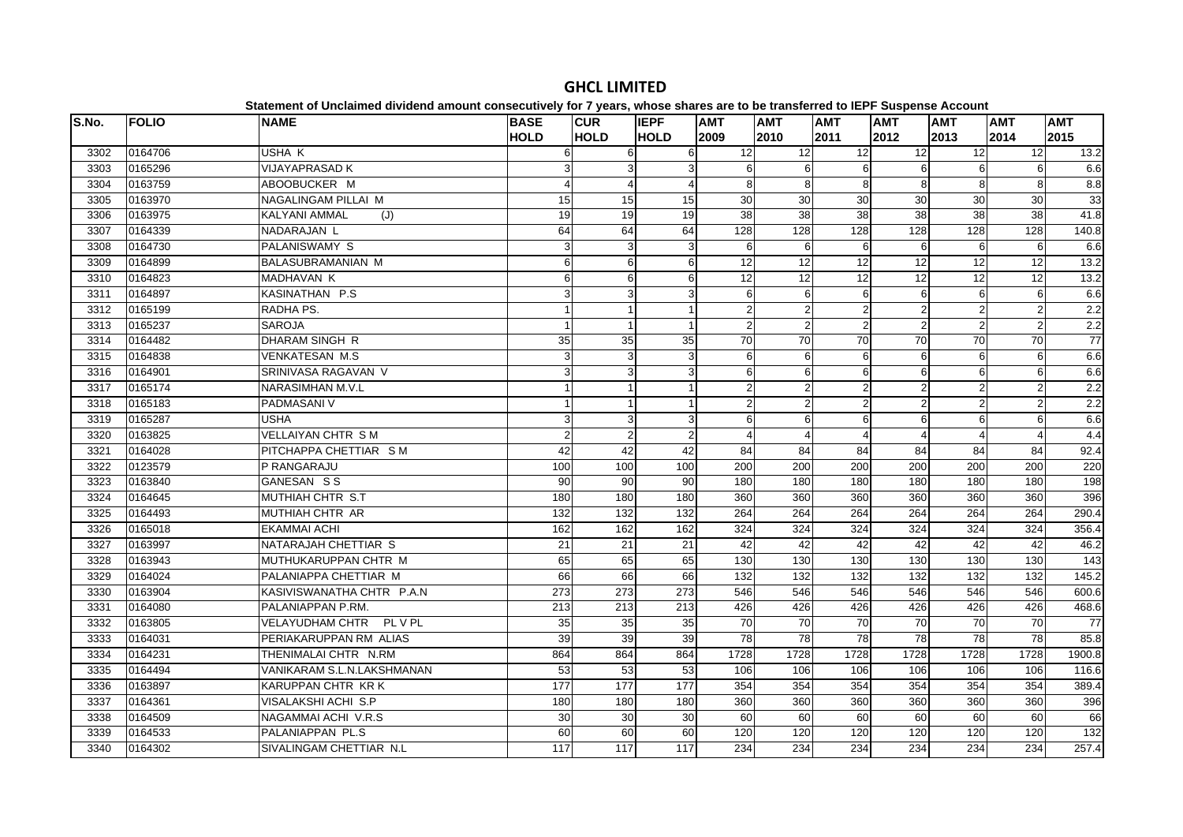# GHCL LIMITED

**Statement of Unclaimed dividend amount consecutively for 7 years, whose shares are to be transferred to IEPF Suspense Account**

| S.No. | FOLIO | NAME | BASE HOLD | CUR HOLD | IEPF HOLD | AMT 2009 | AMT 2010 | AMT 2011 | AMT 2012 | AMT 2013 | AMT 2014 | AMT 2015 |
|---|---|---|---|---|---|---|---|---|---|---|---|---|
| 3302 | 0164706 | USHA K | 6 | 6 | 6 | 12 | 12 | 12 | 12 | 12 | 12 | 13.2 |
| 3303 | 0165296 | VIJAYAPRASAD K | 3 | 3 | 3 | 6 | 6 | 6 | 6 | 6 | 6 | 6.6 |
| 3304 | 0163759 | ABOOBUCKER M | 4 | 4 | 4 | 8 | 8 | 8 | 8 | 8 | 8 | 8.8 |
| 3305 | 0163970 | NAGALINGAM PILLAI M | 15 | 15 | 15 | 30 | 30 | 30 | 30 | 30 | 30 | 33 |
| 3306 | 0163975 | KALYANI AMMAL (J) | 19 | 19 | 19 | 38 | 38 | 38 | 38 | 38 | 38 | 41.8 |
| 3307 | 0164339 | NADARAJAN L | 64 | 64 | 64 | 128 | 128 | 128 | 128 | 128 | 128 | 140.8 |
| 3308 | 0164730 | PALANISWAMY S | 3 | 3 | 3 | 6 | 6 | 6 | 6 | 6 | 6 | 6.6 |
| 3309 | 0164899 | BALASUBRAMANIAN M | 6 | 6 | 6 | 12 | 12 | 12 | 12 | 12 | 12 | 13.2 |
| 3310 | 0164823 | MADHAVAN K | 6 | 6 | 6 | 12 | 12 | 12 | 12 | 12 | 12 | 13.2 |
| 3311 | 0164897 | KASINATHAN P.S | 3 | 3 | 3 | 6 | 6 | 6 | 6 | 6 | 6 | 6.6 |
| 3312 | 0165199 | RADHA PS. | 1 | 1 | 1 | 2 | 2 | 2 | 2 | 2 | 2 | 2.2 |
| 3313 | 0165237 | SAROJA | 1 | 1 | 1 | 2 | 2 | 2 | 2 | 2 | 2 | 2.2 |
| 3314 | 0164482 | DHARAM SINGH R | 35 | 35 | 35 | 70 | 70 | 70 | 70 | 70 | 70 | 77 |
| 3315 | 0164838 | VENKATESAN M.S | 3 | 3 | 3 | 6 | 6 | 6 | 6 | 6 | 6 | 6.6 |
| 3316 | 0164901 | SRINIVASA RAGAVAN V | 3 | 3 | 3 | 6 | 6 | 6 | 6 | 6 | 6 | 6.6 |
| 3317 | 0165174 | NARASIMHAN M.V.L | 1 | 1 | 1 | 2 | 2 | 2 | 2 | 2 | 2 | 2.2 |
| 3318 | 0165183 | PADMASANI V | 1 | 1 | 1 | 2 | 2 | 2 | 2 | 2 | 2 | 2.2 |
| 3319 | 0165287 | USHA | 3 | 3 | 3 | 6 | 6 | 6 | 6 | 6 | 6 | 6.6 |
| 3320 | 0163825 | VELLAIYAN CHTR S M | 2 | 2 | 2 | 4 | 4 | 4 | 4 | 4 | 4 | 4.4 |
| 3321 | 0164028 | PITCHAPPA CHETTIAR S M | 42 | 42 | 42 | 84 | 84 | 84 | 84 | 84 | 84 | 92.4 |
| 3322 | 0123579 | P RANGARAJU | 100 | 100 | 100 | 200 | 200 | 200 | 200 | 200 | 200 | 220 |
| 3323 | 0163840 | GANESAN S S | 90 | 90 | 90 | 180 | 180 | 180 | 180 | 180 | 180 | 198 |
| 3324 | 0164645 | MUTHIAH CHTR S.T | 180 | 180 | 180 | 360 | 360 | 360 | 360 | 360 | 360 | 396 |
| 3325 | 0164493 | MUTHIAH CHTR AR | 132 | 132 | 132 | 264 | 264 | 264 | 264 | 264 | 264 | 290.4 |
| 3326 | 0165018 | EKAMMAI ACHI | 162 | 162 | 162 | 324 | 324 | 324 | 324 | 324 | 324 | 356.4 |
| 3327 | 0163997 | NATARAJAH CHETTIAR S | 21 | 21 | 21 | 42 | 42 | 42 | 42 | 42 | 42 | 46.2 |
| 3328 | 0163943 | MUTHUKARUPPAN CHTR M | 65 | 65 | 65 | 130 | 130 | 130 | 130 | 130 | 130 | 143 |
| 3329 | 0164024 | PALANIAPPA CHETTIAR M | 66 | 66 | 66 | 132 | 132 | 132 | 132 | 132 | 132 | 145.2 |
| 3330 | 0163904 | KASIVISWANATHA CHTR P.A.N | 273 | 273 | 273 | 546 | 546 | 546 | 546 | 546 | 546 | 600.6 |
| 3331 | 0164080 | PALANIAPPAN P.RM. | 213 | 213 | 213 | 426 | 426 | 426 | 426 | 426 | 426 | 468.6 |
| 3332 | 0163805 | VELAYUDHAM CHTR PL V PL | 35 | 35 | 35 | 70 | 70 | 70 | 70 | 70 | 70 | 77 |
| 3333 | 0164031 | PERIAKARUPPAN RM ALIAS | 39 | 39 | 39 | 78 | 78 | 78 | 78 | 78 | 78 | 85.8 |
| 3334 | 0164231 | THENIMALAI CHTR N.RM | 864 | 864 | 864 | 1728 | 1728 | 1728 | 1728 | 1728 | 1728 | 1900.8 |
| 3335 | 0164494 | VANIKARAM S.L.N.LAKSHMANAN | 53 | 53 | 53 | 106 | 106 | 106 | 106 | 106 | 106 | 116.6 |
| 3336 | 0163897 | KARUPPAN CHTR KR K | 177 | 177 | 177 | 354 | 354 | 354 | 354 | 354 | 354 | 389.4 |
| 3337 | 0164361 | VISALAKSHI ACHI S.P | 180 | 180 | 180 | 360 | 360 | 360 | 360 | 360 | 360 | 396 |
| 3338 | 0164509 | NAGAMMAI ACHI V.R.S | 30 | 30 | 30 | 60 | 60 | 60 | 60 | 60 | 60 | 66 |
| 3339 | 0164533 | PALANIAPPAN PL.S | 60 | 60 | 60 | 120 | 120 | 120 | 120 | 120 | 120 | 132 |
| 3340 | 0164302 | SIVALINGAM CHETTIAR N.L | 117 | 117 | 117 | 234 | 234 | 234 | 234 | 234 | 234 | 257.4 |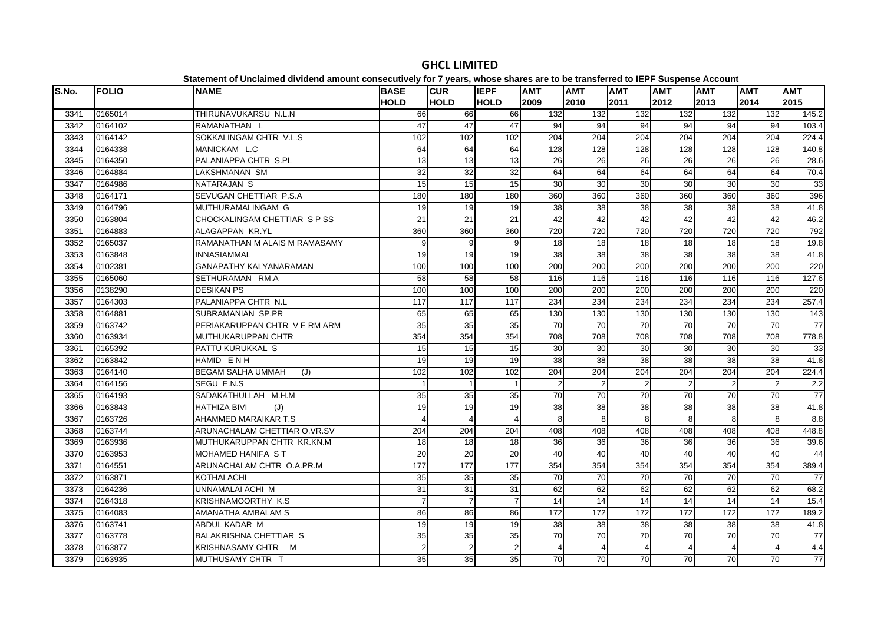# GHCL LIMITED

**Statement of Unclaimed dividend amount consecutively for 7 years, whose shares are to be transferred to IEPF Suspense Account**

| S.No. | FOLIO | NAME | BASE HOLD | CUR HOLD | IEPF HOLD | AMT 2009 | AMT 2010 | AMT 2011 | AMT 2012 | AMT 2013 | AMT 2014 | AMT 2015 |
|---|---|---|---|---|---|---|---|---|---|---|---|---|
| 3341 | 0165014 | THIRUNAVUKARSU N.L.N | 66 | 66 | 66 | 132 | 132 | 132 | 132 | 132 | 132 | 145.2 |
| 3342 | 0164102 | RAMANATHAN L | 47 | 47 | 47 | 94 | 94 | 94 | 94 | 94 | 94 | 103.4 |
| 3343 | 0164142 | SOKKALINGAM CHTR V.L.S | 102 | 102 | 102 | 204 | 204 | 204 | 204 | 204 | 204 | 224.4 |
| 3344 | 0164338 | MANICKAM L.C | 64 | 64 | 64 | 128 | 128 | 128 | 128 | 128 | 128 | 140.8 |
| 3345 | 0164350 | PALANIAPPA CHTR S.PL | 13 | 13 | 13 | 26 | 26 | 26 | 26 | 26 | 26 | 28.6 |
| 3346 | 0164884 | LAKSHMANAN SM | 32 | 32 | 32 | 64 | 64 | 64 | 64 | 64 | 64 | 70.4 |
| 3347 | 0164986 | NATARAJAN S | 15 | 15 | 15 | 30 | 30 | 30 | 30 | 30 | 30 | 33 |
| 3348 | 0164171 | SEVUGAN CHETTIAR P.S.A | 180 | 180 | 180 | 360 | 360 | 360 | 360 | 360 | 360 | 396 |
| 3349 | 0164796 | MUTHURAMALINGAM G | 19 | 19 | 19 | 38 | 38 | 38 | 38 | 38 | 38 | 41.8 |
| 3350 | 0163804 | CHOCKALINGAM CHETTIAR S P SS | 21 | 21 | 21 | 42 | 42 | 42 | 42 | 42 | 42 | 46.2 |
| 3351 | 0164883 | ALAGAPPAN KR.YL | 360 | 360 | 360 | 720 | 720 | 720 | 720 | 720 | 720 | 792 |
| 3352 | 0165037 | RAMANATHAN M ALAIS M RAMASAMY | 9 | 9 | 9 | 18 | 18 | 18 | 18 | 18 | 18 | 19.8 |
| 3353 | 0163848 | INNASIAMMAL | 19 | 19 | 19 | 38 | 38 | 38 | 38 | 38 | 38 | 41.8 |
| 3354 | 0102381 | GANAPATHY KALYANARAMAN | 100 | 100 | 100 | 200 | 200 | 200 | 200 | 200 | 200 | 220 |
| 3355 | 0165060 | SETHURAMAN RM.A | 58 | 58 | 58 | 116 | 116 | 116 | 116 | 116 | 116 | 127.6 |
| 3356 | 0138290 | DESIKAN PS | 100 | 100 | 100 | 200 | 200 | 200 | 200 | 200 | 200 | 220 |
| 3357 | 0164303 | PALANIAPPA CHTR N.L | 117 | 117 | 117 | 234 | 234 | 234 | 234 | 234 | 234 | 257.4 |
| 3358 | 0164881 | SUBRAMANIAN SP.PR | 65 | 65 | 65 | 130 | 130 | 130 | 130 | 130 | 130 | 143 |
| 3359 | 0163742 | PERIAKARUPPAN CHTR V E RM ARM | 35 | 35 | 35 | 70 | 70 | 70 | 70 | 70 | 70 | 77 |
| 3360 | 0163934 | MUTHUKARUPPAN CHTR | 354 | 354 | 354 | 708 | 708 | 708 | 708 | 708 | 708 | 778.8 |
| 3361 | 0165392 | PATTU KURUKKAL S | 15 | 15 | 15 | 30 | 30 | 30 | 30 | 30 | 30 | 33 |
| 3362 | 0163842 | HAMID E N H | 19 | 19 | 19 | 38 | 38 | 38 | 38 | 38 | 38 | 41.8 |
| 3363 | 0164140 | BEGAM SALHA UMMAH (J) | 102 | 102 | 102 | 204 | 204 | 204 | 204 | 204 | 204 | 224.4 |
| 3364 | 0164156 | SEGU E.N.S | 1 | 1 | 1 | 2 | 2 | 2 | 2 | 2 | 2 | 2.2 |
| 3365 | 0164193 | SADAKATHULLAH M.H.M | 35 | 35 | 35 | 70 | 70 | 70 | 70 | 70 | 70 | 77 |
| 3366 | 0163843 | HATHIZA BIVI (J) | 19 | 19 | 19 | 38 | 38 | 38 | 38 | 38 | 38 | 41.8 |
| 3367 | 0163726 | AHAMMED MARAIKAR T.S | 4 | 4 | 4 | 8 | 8 | 8 | 8 | 8 | 8 | 8.8 |
| 3368 | 0163744 | ARUNACHALAM CHETTIAR O.VR.SV | 204 | 204 | 204 | 408 | 408 | 408 | 408 | 408 | 408 | 448.8 |
| 3369 | 0163936 | MUTHUKARUPPAN CHTR KR.KN.M | 18 | 18 | 18 | 36 | 36 | 36 | 36 | 36 | 36 | 39.6 |
| 3370 | 0163953 | MOHAMED HANIFA S T | 20 | 20 | 20 | 40 | 40 | 40 | 40 | 40 | 40 | 44 |
| 3371 | 0164551 | ARUNACHALAM CHTR O.A.PR.M | 177 | 177 | 177 | 354 | 354 | 354 | 354 | 354 | 354 | 389.4 |
| 3372 | 0163871 | KOTHAI ACHI | 35 | 35 | 35 | 70 | 70 | 70 | 70 | 70 | 70 | 77 |
| 3373 | 0164236 | UNNAMALAI ACHI M | 31 | 31 | 31 | 62 | 62 | 62 | 62 | 62 | 62 | 68.2 |
| 3374 | 0164318 | KRISHNAMOORTHY K.S | 7 | 7 | 7 | 14 | 14 | 14 | 14 | 14 | 14 | 15.4 |
| 3375 | 0164083 | AMANATHA AMBALAM S | 86 | 86 | 86 | 172 | 172 | 172 | 172 | 172 | 172 | 189.2 |
| 3376 | 0163741 | ABDUL KADAR M | 19 | 19 | 19 | 38 | 38 | 38 | 38 | 38 | 38 | 41.8 |
| 3377 | 0163778 | BALAKRISHNA CHETTIAR S | 35 | 35 | 35 | 70 | 70 | 70 | 70 | 70 | 70 | 77 |
| 3378 | 0163877 | KRISHNASAMY CHTR M | 2 | 2 | 2 | 4 | 4 | 4 | 4 | 4 | 4 | 4.4 |
| 3379 | 0163935 | MUTHUSAMY CHTR T | 35 | 35 | 35 | 70 | 70 | 70 | 70 | 70 | 70 | 77 |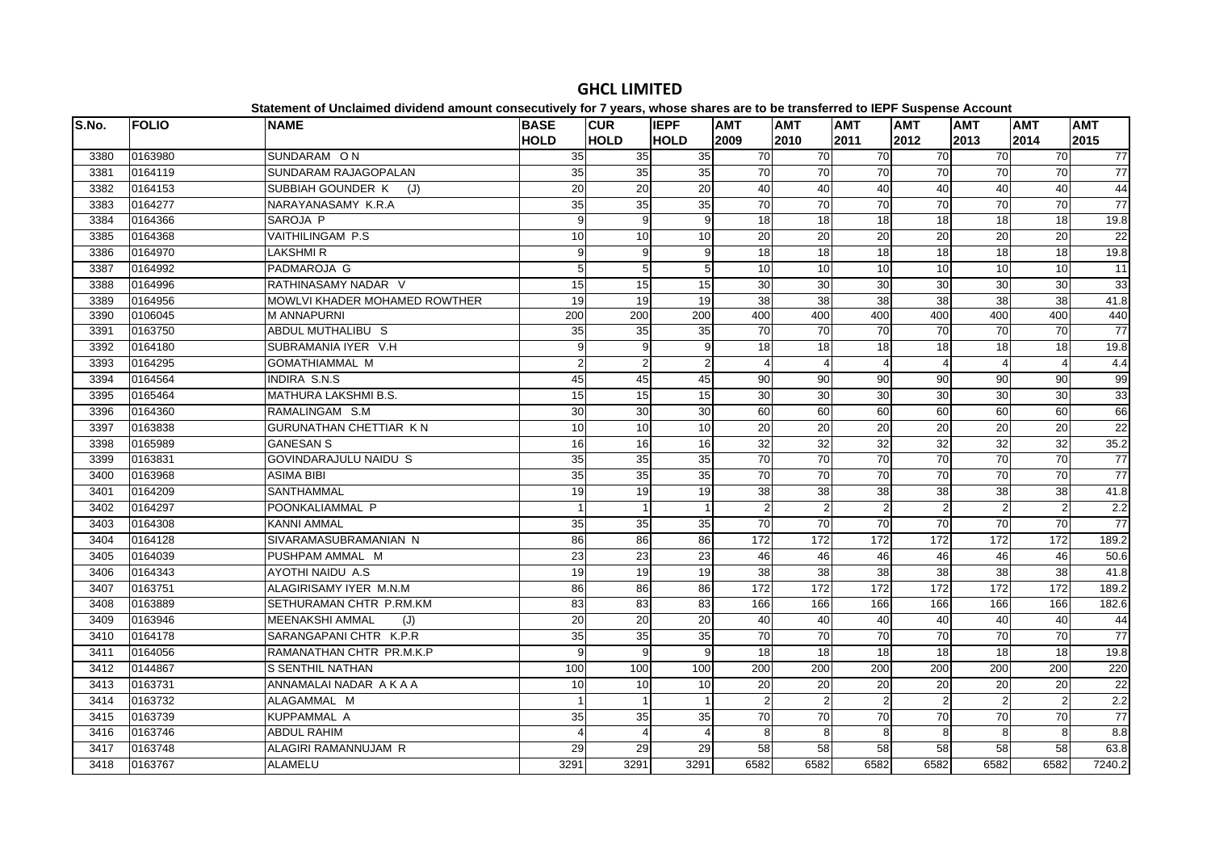# GHCL LIMITED

**Statement of Unclaimed dividend amount consecutively for 7 years, whose shares are to be transferred to IEPF Suspense Account**

| S.No. | FOLIO | NAME | BASE HOLD | CUR HOLD | IEPF HOLD | AMT 2009 | AMT 2010 | AMT 2011 | AMT 2012 | AMT 2013 | AMT 2014 | AMT 2015 |
|---|---|---|---|---|---|---|---|---|---|---|---|---|
| 3380 | 0163980 | SUNDARAM O N | 35 | 35 | 35 | 70 | 70 | 70 | 70 | 70 | 70 | 77 |
| 3381 | 0164119 | SUNDARAM RAJAGOPALAN | 35 | 35 | 35 | 70 | 70 | 70 | 70 | 70 | 70 | 77 |
| 3382 | 0164153 | SUBBIAH GOUNDER K (J) | 20 | 20 | 20 | 40 | 40 | 40 | 40 | 40 | 40 | 44 |
| 3383 | 0164277 | NARAYANASAMY K.R.A | 35 | 35 | 35 | 70 | 70 | 70 | 70 | 70 | 70 | 77 |
| 3384 | 0164366 | SAROJA P | 9 | 9 | 9 | 18 | 18 | 18 | 18 | 18 | 18 | 19.8 |
| 3385 | 0164368 | VAITHILINGAM P.S | 10 | 10 | 10 | 20 | 20 | 20 | 20 | 20 | 20 | 22 |
| 3386 | 0164970 | LAKSHMI R | 9 | 9 | 9 | 18 | 18 | 18 | 18 | 18 | 18 | 19.8 |
| 3387 | 0164992 | PADMAROJA G | 5 | 5 | 5 | 10 | 10 | 10 | 10 | 10 | 10 | 11 |
| 3388 | 0164996 | RATHINASAMY NADAR V | 15 | 15 | 15 | 30 | 30 | 30 | 30 | 30 | 30 | 33 |
| 3389 | 0164956 | MOWLVI KHADER MOHAMED ROWTHER | 19 | 19 | 19 | 38 | 38 | 38 | 38 | 38 | 38 | 41.8 |
| 3390 | 0106045 | M ANNAPURNI | 200 | 200 | 200 | 400 | 400 | 400 | 400 | 400 | 400 | 440 |
| 3391 | 0163750 | ABDUL MUTHALIBU S | 35 | 35 | 35 | 70 | 70 | 70 | 70 | 70 | 70 | 77 |
| 3392 | 0164180 | SUBRAMANIA IYER V.H | 9 | 9 | 9 | 18 | 18 | 18 | 18 | 18 | 18 | 19.8 |
| 3393 | 0164295 | GOMATHIAMMAL M | 2 | 2 | 2 | 4 | 4 | 4 | 4 | 4 | 4 | 4.4 |
| 3394 | 0164564 | INDIRA S.N.S | 45 | 45 | 45 | 90 | 90 | 90 | 90 | 90 | 90 | 99 |
| 3395 | 0165464 | MATHURA LAKSHMI B.S. | 15 | 15 | 15 | 30 | 30 | 30 | 30 | 30 | 30 | 33 |
| 3396 | 0164360 | RAMALINGAM S.M | 30 | 30 | 30 | 60 | 60 | 60 | 60 | 60 | 60 | 66 |
| 3397 | 0163838 | GURUNATHAN CHETTIAR K N | 10 | 10 | 10 | 20 | 20 | 20 | 20 | 20 | 20 | 22 |
| 3398 | 0165989 | GANESAN S | 16 | 16 | 16 | 32 | 32 | 32 | 32 | 32 | 32 | 35.2 |
| 3399 | 0163831 | GOVINDARAJULU NAIDU S | 35 | 35 | 35 | 70 | 70 | 70 | 70 | 70 | 70 | 77 |
| 3400 | 0163968 | ASIMA BIBI | 35 | 35 | 35 | 70 | 70 | 70 | 70 | 70 | 70 | 77 |
| 3401 | 0164209 | SANTHAMMAL | 19 | 19 | 19 | 38 | 38 | 38 | 38 | 38 | 38 | 41.8 |
| 3402 | 0164297 | POONKALIAMMAL P | 1 | 1 | 1 | 2 | 2 | 2 | 2 | 2 | 2 | 2.2 |
| 3403 | 0164308 | KANNI AMMAL | 35 | 35 | 35 | 70 | 70 | 70 | 70 | 70 | 70 | 77 |
| 3404 | 0164128 | SIVARAMASUBRAMANIAN N | 86 | 86 | 86 | 172 | 172 | 172 | 172 | 172 | 172 | 189.2 |
| 3405 | 0164039 | PUSHPAM AMMAL M | 23 | 23 | 23 | 46 | 46 | 46 | 46 | 46 | 46 | 50.6 |
| 3406 | 0164343 | AYOTHI NAIDU A.S | 19 | 19 | 19 | 38 | 38 | 38 | 38 | 38 | 38 | 41.8 |
| 3407 | 0163751 | ALAGIRISAMY IYER M.N.M | 86 | 86 | 86 | 172 | 172 | 172 | 172 | 172 | 172 | 189.2 |
| 3408 | 0163889 | SETHURAMAN CHTR P.RM.KM | 83 | 83 | 83 | 166 | 166 | 166 | 166 | 166 | 166 | 182.6 |
| 3409 | 0163946 | MEENAKSHI AMMAL (J) | 20 | 20 | 20 | 40 | 40 | 40 | 40 | 40 | 40 | 44 |
| 3410 | 0164178 | SARANGAPANI CHTR K.P.R | 35 | 35 | 35 | 70 | 70 | 70 | 70 | 70 | 70 | 77 |
| 3411 | 0164056 | RAMANATHAN CHTR PR.M.K.P | 9 | 9 | 9 | 18 | 18 | 18 | 18 | 18 | 18 | 19.8 |
| 3412 | 0144867 | S SENTHIL NATHAN | 100 | 100 | 100 | 200 | 200 | 200 | 200 | 200 | 200 | 220 |
| 3413 | 0163731 | ANNAMALAI NADAR A K A A | 10 | 10 | 10 | 20 | 20 | 20 | 20 | 20 | 20 | 22 |
| 3414 | 0163732 | ALAGAMMAL M | 1 | 1 | 1 | 2 | 2 | 2 | 2 | 2 | 2 | 2.2 |
| 3415 | 0163739 | KUPPAMMAL A | 35 | 35 | 35 | 70 | 70 | 70 | 70 | 70 | 70 | 77 |
| 3416 | 0163746 | ABDUL RAHIM | 4 | 4 | 4 | 8 | 8 | 8 | 8 | 8 | 8 | 8.8 |
| 3417 | 0163748 | ALAGIRI RAMANNUJAM R | 29 | 29 | 29 | 58 | 58 | 58 | 58 | 58 | 58 | 63.8 |
| 3418 | 0163767 | ALAMELU | 3291 | 3291 | 3291 | 6582 | 6582 | 6582 | 6582 | 6582 | 6582 | 7240.2 |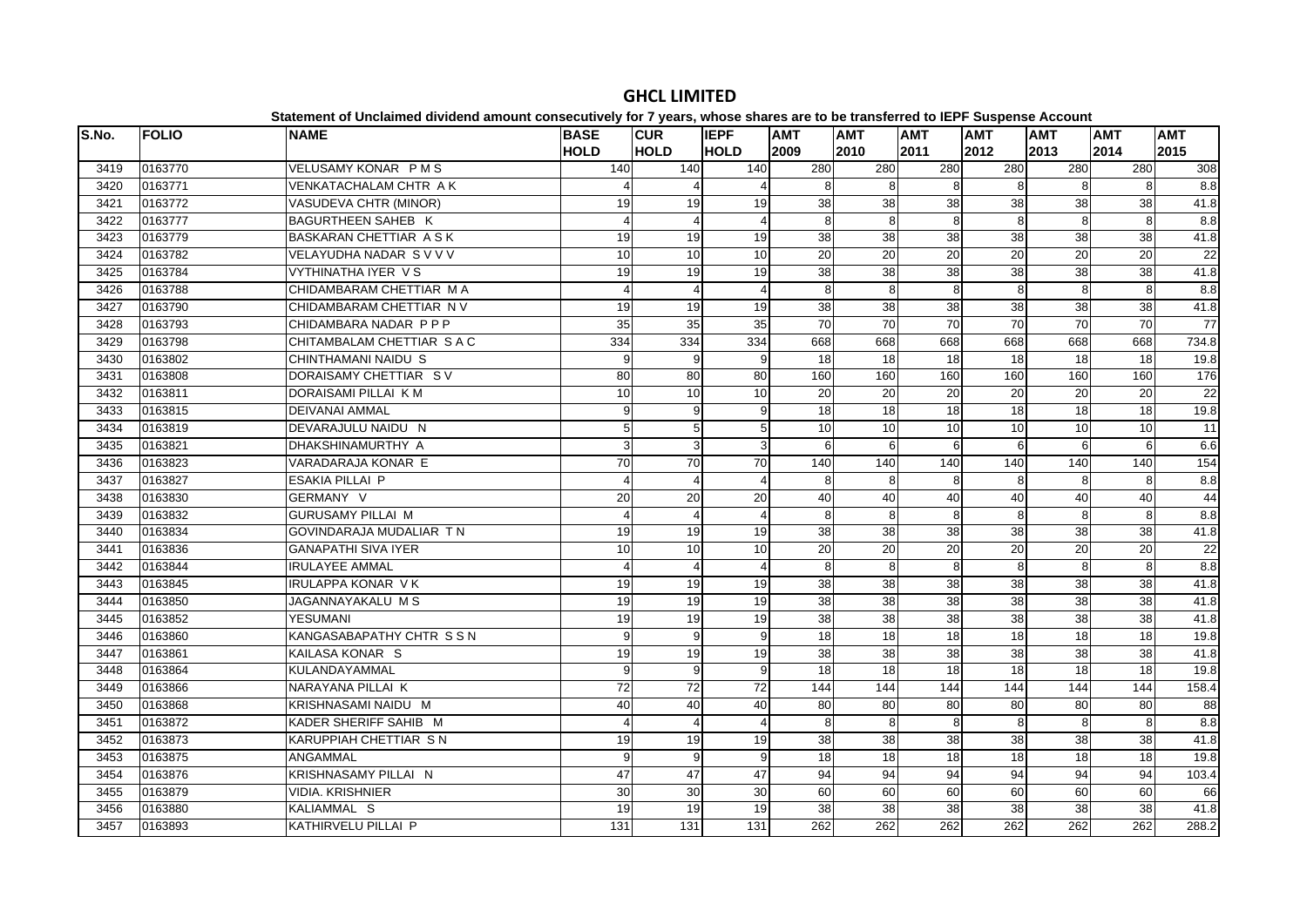# GHCL LIMITED

Statement of Unclaimed dividend amount consecutively for 7 years, whose shares are to be transferred to IEPF Suspense Account

| S.No. | FOLIO | NAME | BASE HOLD | CUR HOLD | IEPF HOLD | AMT 2009 | AMT 2010 | AMT 2011 | AMT 2012 | AMT 2013 | AMT 2014 | AMT 2015 |
|---|---|---|---|---|---|---|---|---|---|---|---|---|
| 3419 | 0163770 | VELUSAMY KONAR P M S | 140 | 140 | 140 | 280 | 280 | 280 | 280 | 280 | 280 | 308 |
| 3420 | 0163771 | VENKATACHALAM CHTR A K | 4 | 4 | 4 | 8 | 8 | 8 | 8 | 8 | 8 | 8.8 |
| 3421 | 0163772 | VASUDEVA CHTR (MINOR) | 19 | 19 | 19 | 38 | 38 | 38 | 38 | 38 | 38 | 41.8 |
| 3422 | 0163777 | BAGURTHEEN SAHEB K | 4 | 4 | 4 | 8 | 8 | 8 | 8 | 8 | 8 | 8.8 |
| 3423 | 0163779 | BASKARAN CHETTIAR A S K | 19 | 19 | 19 | 38 | 38 | 38 | 38 | 38 | 38 | 41.8 |
| 3424 | 0163782 | VELAYUDHA NADAR S V V V | 10 | 10 | 10 | 20 | 20 | 20 | 20 | 20 | 20 | 22 |
| 3425 | 0163784 | VYTHINATHA IYER V S | 19 | 19 | 19 | 38 | 38 | 38 | 38 | 38 | 38 | 41.8 |
| 3426 | 0163788 | CHIDAMBARAM CHETTIAR M A | 4 | 4 | 4 | 8 | 8 | 8 | 8 | 8 | 8 | 8.8 |
| 3427 | 0163790 | CHIDAMBARAM CHETTIAR N V | 19 | 19 | 19 | 38 | 38 | 38 | 38 | 38 | 38 | 41.8 |
| 3428 | 0163793 | CHIDAMBARA NADAR P P P | 35 | 35 | 35 | 70 | 70 | 70 | 70 | 70 | 70 | 77 |
| 3429 | 0163798 | CHITAMBALAM CHETTIAR S A C | 334 | 334 | 334 | 668 | 668 | 668 | 668 | 668 | 668 | 734.8 |
| 3430 | 0163802 | CHINTHAMANI NAIDU S | 9 | 9 | 9 | 18 | 18 | 18 | 18 | 18 | 18 | 19.8 |
| 3431 | 0163808 | DORAISAMY CHETTIAR S V | 80 | 80 | 80 | 160 | 160 | 160 | 160 | 160 | 160 | 176 |
| 3432 | 0163811 | DORAISAMI PILLAI K M | 10 | 10 | 10 | 20 | 20 | 20 | 20 | 20 | 20 | 22 |
| 3433 | 0163815 | DEIVANAI AMMAL | 9 | 9 | 9 | 18 | 18 | 18 | 18 | 18 | 18 | 19.8 |
| 3434 | 0163819 | DEVARAJULU NAIDU N | 5 | 5 | 5 | 10 | 10 | 10 | 10 | 10 | 10 | 11 |
| 3435 | 0163821 | DHAKSHINAMURTHY A | 3 | 3 | 3 | 6 | 6 | 6 | 6 | 6 | 6 | 6.6 |
| 3436 | 0163823 | VARADARAJA KONAR E | 70 | 70 | 70 | 140 | 140 | 140 | 140 | 140 | 140 | 154 |
| 3437 | 0163827 | ESAKIA PILLAI P | 4 | 4 | 4 | 8 | 8 | 8 | 8 | 8 | 8 | 8.8 |
| 3438 | 0163830 | GERMANY V | 20 | 20 | 20 | 40 | 40 | 40 | 40 | 40 | 40 | 44 |
| 3439 | 0163832 | GURUSAMY PILLAI M | 4 | 4 | 4 | 8 | 8 | 8 | 8 | 8 | 8 | 8.8 |
| 3440 | 0163834 | GOVINDARAJA MUDALIAR T N | 19 | 19 | 19 | 38 | 38 | 38 | 38 | 38 | 38 | 41.8 |
| 3441 | 0163836 | GANAPATHI SIVA IYER | 10 | 10 | 10 | 20 | 20 | 20 | 20 | 20 | 20 | 22 |
| 3442 | 0163844 | IRULAYEE AMMAL | 4 | 4 | 4 | 8 | 8 | 8 | 8 | 8 | 8 | 8.8 |
| 3443 | 0163845 | IRULAPPA KONAR V K | 19 | 19 | 19 | 38 | 38 | 38 | 38 | 38 | 38 | 41.8 |
| 3444 | 0163850 | JAGANNAYAKALU M S | 19 | 19 | 19 | 38 | 38 | 38 | 38 | 38 | 38 | 41.8 |
| 3445 | 0163852 | YESUMANI | 19 | 19 | 19 | 38 | 38 | 38 | 38 | 38 | 38 | 41.8 |
| 3446 | 0163860 | KANGASABAPATHY CHTR S S N | 9 | 9 | 9 | 18 | 18 | 18 | 18 | 18 | 18 | 19.8 |
| 3447 | 0163861 | KAILASA KONAR S | 19 | 19 | 19 | 38 | 38 | 38 | 38 | 38 | 38 | 41.8 |
| 3448 | 0163864 | KULANDAYAMMAL | 9 | 9 | 9 | 18 | 18 | 18 | 18 | 18 | 18 | 19.8 |
| 3449 | 0163866 | NARAYANA PILLAI K | 72 | 72 | 72 | 144 | 144 | 144 | 144 | 144 | 144 | 158.4 |
| 3450 | 0163868 | KRISHNASAMI NAIDU M | 40 | 40 | 40 | 80 | 80 | 80 | 80 | 80 | 80 | 88 |
| 3451 | 0163872 | KADER SHERIFF SAHIB M | 4 | 4 | 4 | 8 | 8 | 8 | 8 | 8 | 8 | 8.8 |
| 3452 | 0163873 | KARUPPIAH CHETTIAR S N | 19 | 19 | 19 | 38 | 38 | 38 | 38 | 38 | 38 | 41.8 |
| 3453 | 0163875 | ANGAMMAL | 9 | 9 | 9 | 18 | 18 | 18 | 18 | 18 | 18 | 19.8 |
| 3454 | 0163876 | KRISHNASAMY PILLAI N | 47 | 47 | 47 | 94 | 94 | 94 | 94 | 94 | 94 | 103.4 |
| 3455 | 0163879 | VIDIA. KRISHNIER | 30 | 30 | 30 | 60 | 60 | 60 | 60 | 60 | 60 | 66 |
| 3456 | 0163880 | KALIAMMAL S | 19 | 19 | 19 | 38 | 38 | 38 | 38 | 38 | 38 | 41.8 |
| 3457 | 0163893 | KATHIRVELU PILLAI P | 131 | 131 | 131 | 262 | 262 | 262 | 262 | 262 | 262 | 288.2 |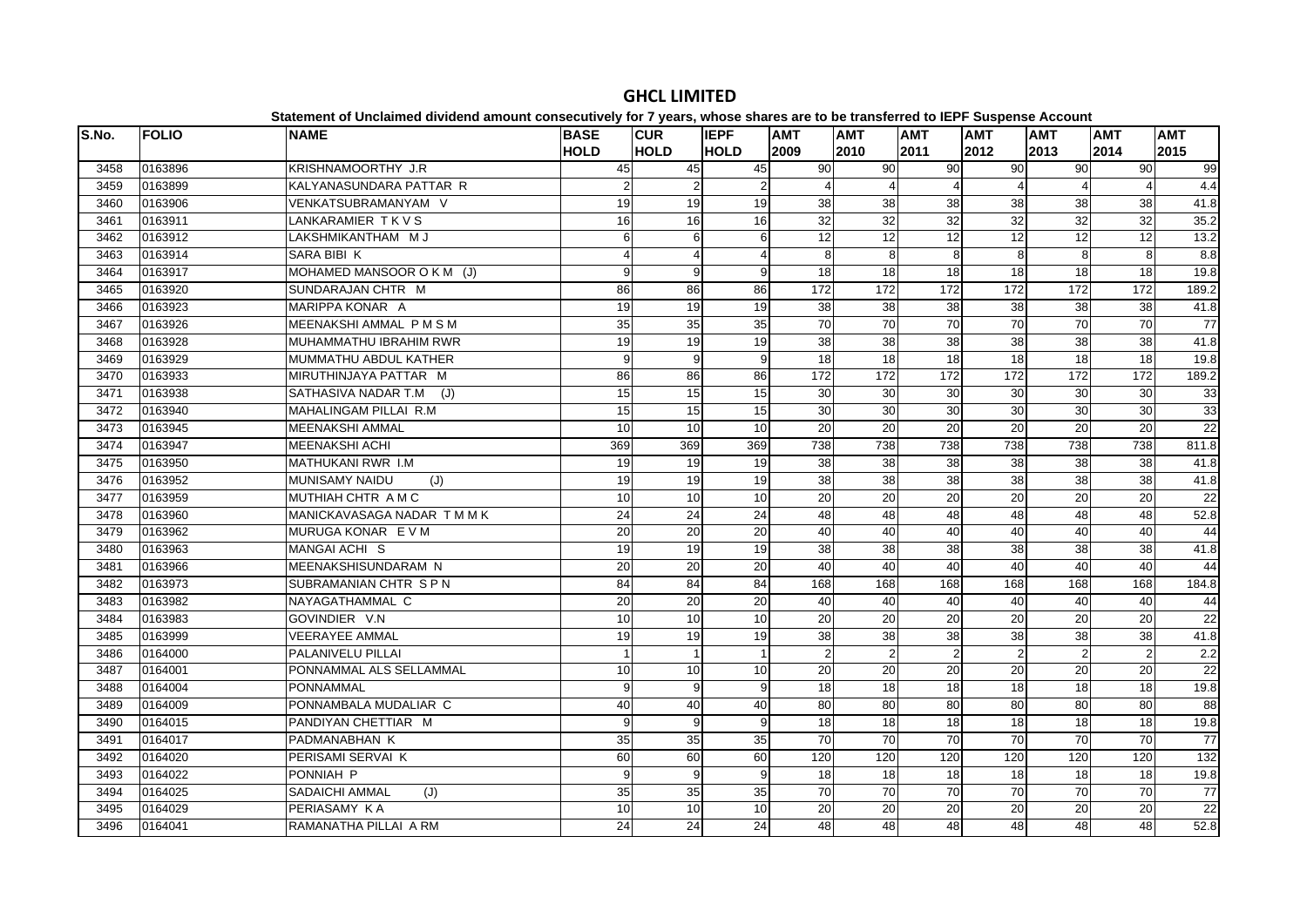# GHCL LIMITED

**Statement of Unclaimed dividend amount consecutively for 7 years, whose shares are to be transferred to IEPF Suspense Account**

| S.No. | FOLIO | NAME | BASE HOLD | CUR HOLD | IEPF HOLD | AMT 2009 | AMT 2010 | AMT 2011 | AMT 2012 | AMT 2013 | AMT 2014 | AMT 2015 |
|---|---|---|---|---|---|---|---|---|---|---|---|---|
| 3458 | 0163896 | KRISHNAMOORTHY J.R | 45 | 45 | 45 | 90 | 90 | 90 | 90 | 90 | 90 | 99 |
| 3459 | 0163899 | KALYANASUNDARA PATTAR R | 2 | 2 | 2 | 4 | 4 | 4 | 4 | 4 | 4 | 4.4 |
| 3460 | 0163906 | VENKATSUBRAMANYAM V | 19 | 19 | 19 | 38 | 38 | 38 | 38 | 38 | 38 | 41.8 |
| 3461 | 0163911 | LANKARAMIER T K V S | 16 | 16 | 16 | 32 | 32 | 32 | 32 | 32 | 32 | 35.2 |
| 3462 | 0163912 | LAKSHMIKANTHAM M J | 6 | 6 | 6 | 12 | 12 | 12 | 12 | 12 | 12 | 13.2 |
| 3463 | 0163914 | SARA BIBI K | 4 | 4 | 4 | 8 | 8 | 8 | 8 | 8 | 8 | 8.8 |
| 3464 | 0163917 | MOHAMED MANSOOR O K M (J) | 9 | 9 | 9 | 18 | 18 | 18 | 18 | 18 | 18 | 19.8 |
| 3465 | 0163920 | SUNDARAJAN CHTR M | 86 | 86 | 86 | 172 | 172 | 172 | 172 | 172 | 172 | 189.2 |
| 3466 | 0163923 | MARIPPA KONAR A | 19 | 19 | 19 | 38 | 38 | 38 | 38 | 38 | 38 | 41.8 |
| 3467 | 0163926 | MEENAKSHI AMMAL P M S M | 35 | 35 | 35 | 70 | 70 | 70 | 70 | 70 | 70 | 77 |
| 3468 | 0163928 | MUHAMMATHU IBRAHIM RWR | 19 | 19 | 19 | 38 | 38 | 38 | 38 | 38 | 38 | 41.8 |
| 3469 | 0163929 | MUMMATHU ABDUL KATHER | 9 | 9 | 9 | 18 | 18 | 18 | 18 | 18 | 18 | 19.8 |
| 3470 | 0163933 | MIRUTHINJAYA PATTAR M | 86 | 86 | 86 | 172 | 172 | 172 | 172 | 172 | 172 | 189.2 |
| 3471 | 0163938 | SATHASIVA NADAR T.M (J) | 15 | 15 | 15 | 30 | 30 | 30 | 30 | 30 | 30 | 33 |
| 3472 | 0163940 | MAHALINGAM PILLAI R.M | 15 | 15 | 15 | 30 | 30 | 30 | 30 | 30 | 30 | 33 |
| 3473 | 0163945 | MEENAKSHI AMMAL | 10 | 10 | 10 | 20 | 20 | 20 | 20 | 20 | 20 | 22 |
| 3474 | 0163947 | MEENAKSHI ACHI | 369 | 369 | 369 | 738 | 738 | 738 | 738 | 738 | 738 | 811.8 |
| 3475 | 0163950 | MATHUKANI RWR I.M | 19 | 19 | 19 | 38 | 38 | 38 | 38 | 38 | 38 | 41.8 |
| 3476 | 0163952 | MUNISAMY NAIDU (J) | 19 | 19 | 19 | 38 | 38 | 38 | 38 | 38 | 38 | 41.8 |
| 3477 | 0163959 | MUTHIAH CHTR A M C | 10 | 10 | 10 | 20 | 20 | 20 | 20 | 20 | 20 | 22 |
| 3478 | 0163960 | MANICKAVASAGA NADAR T M M K | 24 | 24 | 24 | 48 | 48 | 48 | 48 | 48 | 48 | 52.8 |
| 3479 | 0163962 | MURUGA KONAR E V M | 20 | 20 | 20 | 40 | 40 | 40 | 40 | 40 | 40 | 44 |
| 3480 | 0163963 | MANGAI ACHI S | 19 | 19 | 19 | 38 | 38 | 38 | 38 | 38 | 38 | 41.8 |
| 3481 | 0163966 | MEENAKSHISUNDARAM N | 20 | 20 | 20 | 40 | 40 | 40 | 40 | 40 | 40 | 44 |
| 3482 | 0163973 | SUBRAMANIAN CHTR S P N | 84 | 84 | 84 | 168 | 168 | 168 | 168 | 168 | 168 | 184.8 |
| 3483 | 0163982 | NAYAGATHAMMAL C | 20 | 20 | 20 | 40 | 40 | 40 | 40 | 40 | 40 | 44 |
| 3484 | 0163983 | GOVINDIER V.N | 10 | 10 | 10 | 20 | 20 | 20 | 20 | 20 | 20 | 22 |
| 3485 | 0163999 | VEERAYEE AMMAL | 19 | 19 | 19 | 38 | 38 | 38 | 38 | 38 | 38 | 41.8 |
| 3486 | 0164000 | PALANIVELU PILLAI | 1 | 1 | 1 | 2 | 2 | 2 | 2 | 2 | 2 | 2.2 |
| 3487 | 0164001 | PONNAMMAL ALS SELLAMMAL | 10 | 10 | 10 | 20 | 20 | 20 | 20 | 20 | 20 | 22 |
| 3488 | 0164004 | PONNAMMAL | 9 | 9 | 9 | 18 | 18 | 18 | 18 | 18 | 18 | 19.8 |
| 3489 | 0164009 | PONNAMBALA MUDALIAR C | 40 | 40 | 40 | 80 | 80 | 80 | 80 | 80 | 80 | 88 |
| 3490 | 0164015 | PANDIYAN CHETTIAR M | 9 | 9 | 9 | 18 | 18 | 18 | 18 | 18 | 18 | 19.8 |
| 3491 | 0164017 | PADMANABHAN K | 35 | 35 | 35 | 70 | 70 | 70 | 70 | 70 | 70 | 77 |
| 3492 | 0164020 | PERISAMI SERVAI K | 60 | 60 | 60 | 120 | 120 | 120 | 120 | 120 | 120 | 132 |
| 3493 | 0164022 | PONNIAH P | 9 | 9 | 9 | 18 | 18 | 18 | 18 | 18 | 18 | 19.8 |
| 3494 | 0164025 | SADAICHI AMMAL (J) | 35 | 35 | 35 | 70 | 70 | 70 | 70 | 70 | 70 | 77 |
| 3495 | 0164029 | PERIASAMY K A | 10 | 10 | 10 | 20 | 20 | 20 | 20 | 20 | 20 | 22 |
| 3496 | 0164041 | RAMANATHA PILLAI A RM | 24 | 24 | 24 | 48 | 48 | 48 | 48 | 48 | 48 | 52.8 |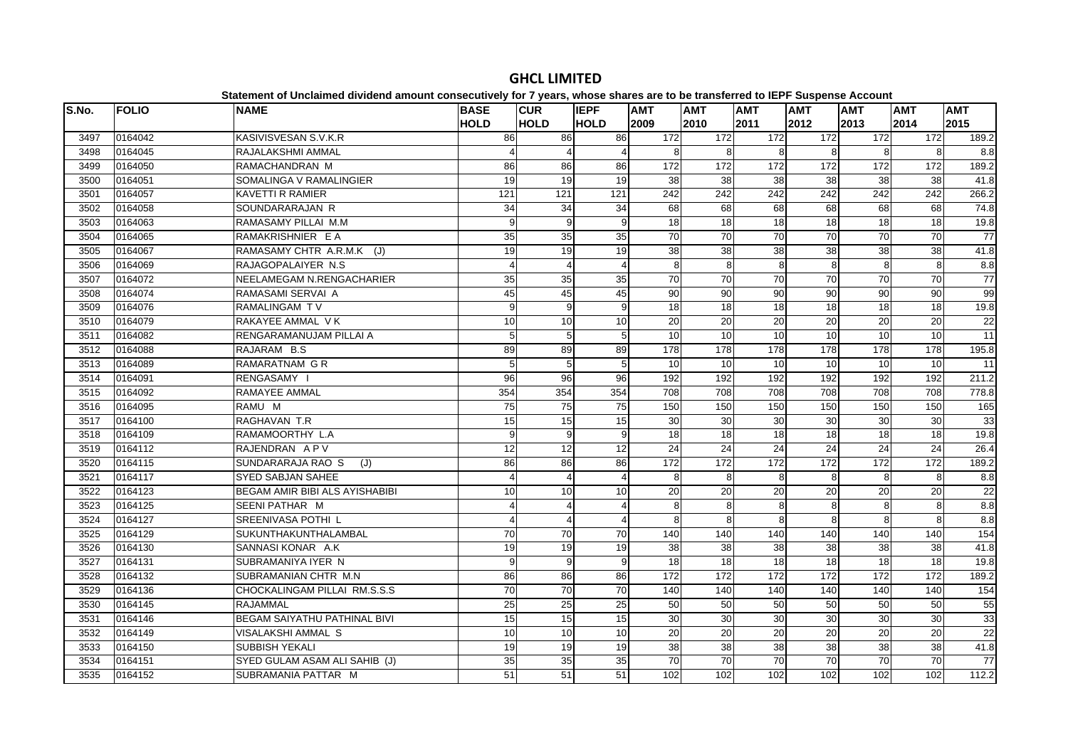# GHCL LIMITED

**Statement of Unclaimed dividend amount consecutively for 7 years, whose shares are to be transferred to IEPF Suspense Account**

| S.No. | FOLIO | NAME | BASE HOLD | CUR HOLD | IEPF HOLD | AMT 2009 | AMT 2010 | AMT 2011 | AMT 2012 | AMT 2013 | AMT 2014 | AMT 2015 |
|---|---|---|---|---|---|---|---|---|---|---|---|---|
| 3497 | 0164042 | KASIVISVESAN S.V.K.R | 86 | 86 | 86 | 172 | 172 | 172 | 172 | 172 | 172 | 189.2 |
| 3498 | 0164045 | RAJALAKSHMI AMMAL | 4 | 4 | 4 | 8 | 8 | 8 | 8 | 8 | 8 | 8.8 |
| 3499 | 0164050 | RAMACHANDRAN M | 86 | 86 | 86 | 172 | 172 | 172 | 172 | 172 | 172 | 189.2 |
| 3500 | 0164051 | SOMALINGA V RAMALINGIER | 19 | 19 | 19 | 38 | 38 | 38 | 38 | 38 | 38 | 41.8 |
| 3501 | 0164057 | KAVETTI R RAMIER | 121 | 121 | 121 | 242 | 242 | 242 | 242 | 242 | 242 | 266.2 |
| 3502 | 0164058 | SOUNDARARAJAN R | 34 | 34 | 34 | 68 | 68 | 68 | 68 | 68 | 68 | 74.8 |
| 3503 | 0164063 | RAMASAMY PILLAI M.M | 9 | 9 | 9 | 18 | 18 | 18 | 18 | 18 | 18 | 19.8 |
| 3504 | 0164065 | RAMAKRISHNIER E A | 35 | 35 | 35 | 70 | 70 | 70 | 70 | 70 | 70 | 77 |
| 3505 | 0164067 | RAMASAMY CHTR A.R.M.K (J) | 19 | 19 | 19 | 38 | 38 | 38 | 38 | 38 | 38 | 41.8 |
| 3506 | 0164069 | RAJAGOPALAIYER N.S | 4 | 4 | 4 | 8 | 8 | 8 | 8 | 8 | 8 | 8.8 |
| 3507 | 0164072 | NEELAMEGAM N.RENGACHARIER | 35 | 35 | 35 | 70 | 70 | 70 | 70 | 70 | 70 | 77 |
| 3508 | 0164074 | RAMASAMI SERVAI A | 45 | 45 | 45 | 90 | 90 | 90 | 90 | 90 | 90 | 99 |
| 3509 | 0164076 | RAMALINGAM T V | 9 | 9 | 9 | 18 | 18 | 18 | 18 | 18 | 18 | 19.8 |
| 3510 | 0164079 | RAKAYEE AMMAL V K | 10 | 10 | 10 | 20 | 20 | 20 | 20 | 20 | 20 | 22 |
| 3511 | 0164082 | RENGARAMANUJAM PILLAI A | 5 | 5 | 5 | 10 | 10 | 10 | 10 | 10 | 10 | 11 |
| 3512 | 0164088 | RAJARAM B.S | 89 | 89 | 89 | 178 | 178 | 178 | 178 | 178 | 178 | 195.8 |
| 3513 | 0164089 | RAMARATNAM G R | 5 | 5 | 5 | 10 | 10 | 10 | 10 | 10 | 10 | 11 |
| 3514 | 0164091 | RENGASAMY I | 96 | 96 | 96 | 192 | 192 | 192 | 192 | 192 | 192 | 211.2 |
| 3515 | 0164092 | RAMAYEE AMMAL | 354 | 354 | 354 | 708 | 708 | 708 | 708 | 708 | 708 | 778.8 |
| 3516 | 0164095 | RAMU M | 75 | 75 | 75 | 150 | 150 | 150 | 150 | 150 | 150 | 165 |
| 3517 | 0164100 | RAGHAVAN T.R | 15 | 15 | 15 | 30 | 30 | 30 | 30 | 30 | 30 | 33 |
| 3518 | 0164109 | RAMAMOORTHY L.A | 9 | 9 | 9 | 18 | 18 | 18 | 18 | 18 | 18 | 19.8 |
| 3519 | 0164112 | RAJENDRAN A P V | 12 | 12 | 12 | 24 | 24 | 24 | 24 | 24 | 24 | 26.4 |
| 3520 | 0164115 | SUNDARARAJA RAO S (J) | 86 | 86 | 86 | 172 | 172 | 172 | 172 | 172 | 172 | 189.2 |
| 3521 | 0164117 | SYED SABJAN SAHEE | 4 | 4 | 4 | 8 | 8 | 8 | 8 | 8 | 8 | 8.8 |
| 3522 | 0164123 | BEGAM AMIR BIBI ALS AYISHABIBI | 10 | 10 | 10 | 20 | 20 | 20 | 20 | 20 | 20 | 22 |
| 3523 | 0164125 | SEENI PATHAR M | 4 | 4 | 4 | 8 | 8 | 8 | 8 | 8 | 8 | 8.8 |
| 3524 | 0164127 | SREENIVASA POTHI L | 4 | 4 | 4 | 8 | 8 | 8 | 8 | 8 | 8 | 8.8 |
| 3525 | 0164129 | SUKUNTHAKUNTHALAMBAL | 70 | 70 | 70 | 140 | 140 | 140 | 140 | 140 | 140 | 154 |
| 3526 | 0164130 | SANNASI KONAR A.K | 19 | 19 | 19 | 38 | 38 | 38 | 38 | 38 | 38 | 41.8 |
| 3527 | 0164131 | SUBRAMANIYA IYER N | 9 | 9 | 9 | 18 | 18 | 18 | 18 | 18 | 18 | 19.8 |
| 3528 | 0164132 | SUBRAMANIAN CHTR M.N | 86 | 86 | 86 | 172 | 172 | 172 | 172 | 172 | 172 | 189.2 |
| 3529 | 0164136 | CHOCKALINGAM PILLAI RM.S.S.S | 70 | 70 | 70 | 140 | 140 | 140 | 140 | 140 | 140 | 154 |
| 3530 | 0164145 | RAJAMMAL | 25 | 25 | 25 | 50 | 50 | 50 | 50 | 50 | 50 | 55 |
| 3531 | 0164146 | BEGAM SAIYATHU PATHINAL BIVI | 15 | 15 | 15 | 30 | 30 | 30 | 30 | 30 | 30 | 33 |
| 3532 | 0164149 | VISALAKSHI AMMAL S | 10 | 10 | 10 | 20 | 20 | 20 | 20 | 20 | 20 | 22 |
| 3533 | 0164150 | SUBBISH YEKALI | 19 | 19 | 19 | 38 | 38 | 38 | 38 | 38 | 38 | 41.8 |
| 3534 | 0164151 | SYED GULAM ASAM ALI SAHIB (J) | 35 | 35 | 35 | 70 | 70 | 70 | 70 | 70 | 70 | 77 |
| 3535 | 0164152 | SUBRAMANIA PATTAR M | 51 | 51 | 51 | 102 | 102 | 102 | 102 | 102 | 102 | 112.2 |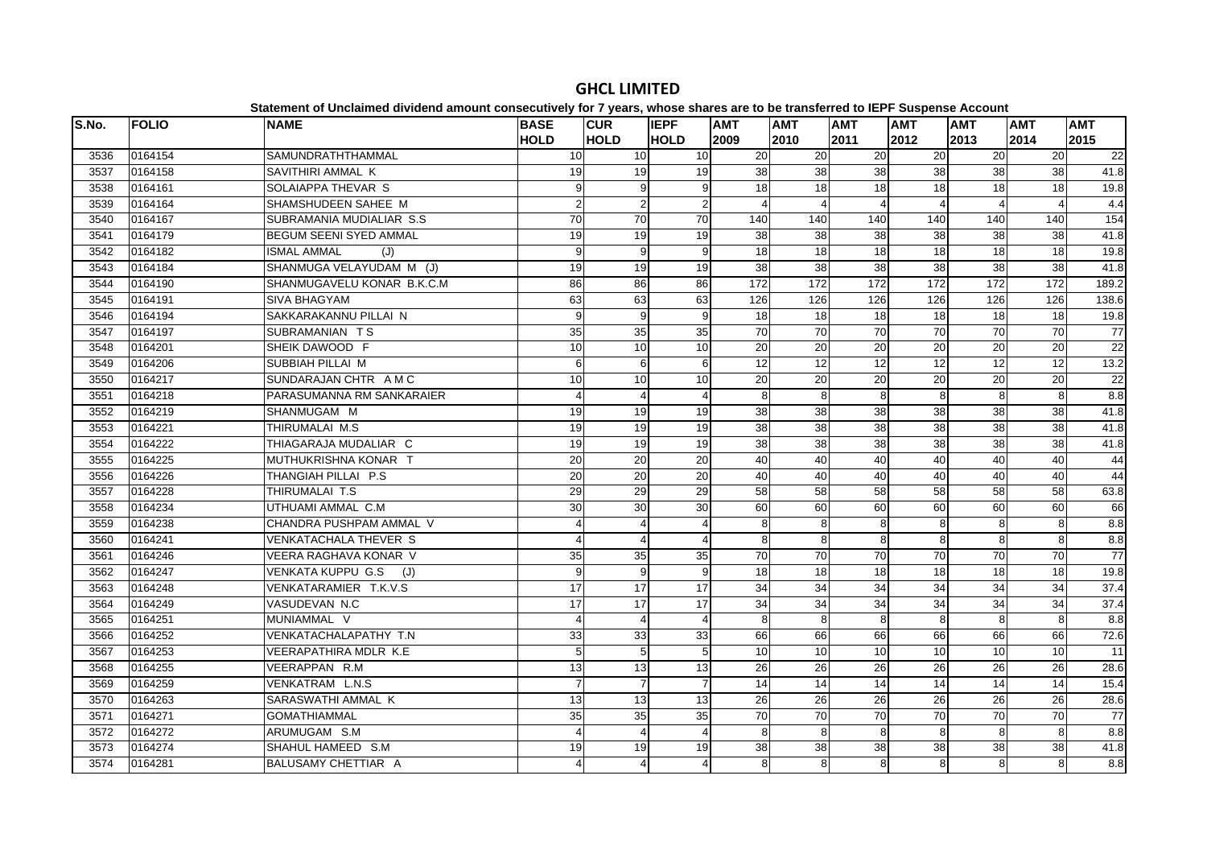# GHCL LIMITED

Statement of Unclaimed dividend amount consecutively for 7 years, whose shares are to be transferred to IEPF Suspense Account

| S.No. | FOLIO | NAME | BASE HOLD | CUR HOLD | IEPF HOLD | AMT 2009 | AMT 2010 | AMT 2011 | AMT 2012 | AMT 2013 | AMT 2014 | AMT 2015 |
|---|---|---|---|---|---|---|---|---|---|---|---|---|
| 3536 | 0164154 | SAMUNDRATHTHAMMAL | 10 | 10 | 10 | 20 | 20 | 20 | 20 | 20 | 20 | 22 |
| 3537 | 0164158 | SAVITHIRI AMMAL K | 19 | 19 | 19 | 38 | 38 | 38 | 38 | 38 | 38 | 41.8 |
| 3538 | 0164161 | SOLAIAPPA THEVAR S | 9 | 9 | 9 | 18 | 18 | 18 | 18 | 18 | 18 | 19.8 |
| 3539 | 0164164 | SHAMSHUDEEN SAHEE M | 2 | 2 | 2 | 4 | 4 | 4 | 4 | 4 | 4 | 4.4 |
| 3540 | 0164167 | SUBRAMANIA MUDIALIAR S.S | 70 | 70 | 70 | 140 | 140 | 140 | 140 | 140 | 140 | 154 |
| 3541 | 0164179 | BEGUM SEENI SYED AMMAL | 19 | 19 | 19 | 38 | 38 | 38 | 38 | 38 | 38 | 41.8 |
| 3542 | 0164182 | ISMAL AMMAL (J) | 9 | 9 | 9 | 18 | 18 | 18 | 18 | 18 | 18 | 19.8 |
| 3543 | 0164184 | SHANMUGA VELAYUDAM M (J) | 19 | 19 | 19 | 38 | 38 | 38 | 38 | 38 | 38 | 41.8 |
| 3544 | 0164190 | SHANMUGAVELU KONAR B.K.C.M | 86 | 86 | 86 | 172 | 172 | 172 | 172 | 172 | 172 | 189.2 |
| 3545 | 0164191 | SIVA BHAGYAM | 63 | 63 | 63 | 126 | 126 | 126 | 126 | 126 | 126 | 138.6 |
| 3546 | 0164194 | SAKKARAKANNU PILLAI N | 9 | 9 | 9 | 18 | 18 | 18 | 18 | 18 | 18 | 19.8 |
| 3547 | 0164197 | SUBRAMANIAN T S | 35 | 35 | 35 | 70 | 70 | 70 | 70 | 70 | 70 | 77 |
| 3548 | 0164201 | SHEIK DAWOOD F | 10 | 10 | 10 | 20 | 20 | 20 | 20 | 20 | 20 | 22 |
| 3549 | 0164206 | SUBBIAH PILLAI M | 6 | 6 | 6 | 12 | 12 | 12 | 12 | 12 | 12 | 13.2 |
| 3550 | 0164217 | SUNDARAJAN CHTR A M C | 10 | 10 | 10 | 20 | 20 | 20 | 20 | 20 | 20 | 22 |
| 3551 | 0164218 | PARASUMANNA RM SANKARAIER | 4 | 4 | 4 | 8 | 8 | 8 | 8 | 8 | 8 | 8.8 |
| 3552 | 0164219 | SHANMUGAM M | 19 | 19 | 19 | 38 | 38 | 38 | 38 | 38 | 38 | 41.8 |
| 3553 | 0164221 | THIRUMALAI M.S | 19 | 19 | 19 | 38 | 38 | 38 | 38 | 38 | 38 | 41.8 |
| 3554 | 0164222 | THIAGARAJA MUDALIAR C | 19 | 19 | 19 | 38 | 38 | 38 | 38 | 38 | 38 | 41.8 |
| 3555 | 0164225 | MUTHUKRISHNA KONAR T | 20 | 20 | 20 | 40 | 40 | 40 | 40 | 40 | 40 | 44 |
| 3556 | 0164226 | THANGIAH PILLAI P.S | 20 | 20 | 20 | 40 | 40 | 40 | 40 | 40 | 40 | 44 |
| 3557 | 0164228 | THIRUMALAI T.S | 29 | 29 | 29 | 58 | 58 | 58 | 58 | 58 | 58 | 63.8 |
| 3558 | 0164234 | UTHUAMI AMMAL C.M | 30 | 30 | 30 | 60 | 60 | 60 | 60 | 60 | 60 | 66 |
| 3559 | 0164238 | CHANDRA PUSHPAM AMMAL V | 4 | 4 | 4 | 8 | 8 | 8 | 8 | 8 | 8 | 8.8 |
| 3560 | 0164241 | VENKATACHALA THEVER S | 4 | 4 | 4 | 8 | 8 | 8 | 8 | 8 | 8 | 8.8 |
| 3561 | 0164246 | VEERA RAGHAVA KONAR V | 35 | 35 | 35 | 70 | 70 | 70 | 70 | 70 | 70 | 77 |
| 3562 | 0164247 | VENKATA KUPPU G.S (J) | 9 | 9 | 9 | 18 | 18 | 18 | 18 | 18 | 18 | 19.8 |
| 3563 | 0164248 | VENKATARAMIER T.K.V.S | 17 | 17 | 17 | 34 | 34 | 34 | 34 | 34 | 34 | 37.4 |
| 3564 | 0164249 | VASUDEVAN N.C | 17 | 17 | 17 | 34 | 34 | 34 | 34 | 34 | 34 | 37.4 |
| 3565 | 0164251 | MUNIAMMAL V | 4 | 4 | 4 | 8 | 8 | 8 | 8 | 8 | 8 | 8.8 |
| 3566 | 0164252 | VENKATACHALAPATHY T.N | 33 | 33 | 33 | 66 | 66 | 66 | 66 | 66 | 66 | 72.6 |
| 3567 | 0164253 | VEERAPATHIRA MDLR K.E | 5 | 5 | 5 | 10 | 10 | 10 | 10 | 10 | 10 | 11 |
| 3568 | 0164255 | VEERAPPAN R.M | 13 | 13 | 13 | 26 | 26 | 26 | 26 | 26 | 26 | 28.6 |
| 3569 | 0164259 | VENKATRAM L.N.S | 7 | 7 | 7 | 14 | 14 | 14 | 14 | 14 | 14 | 15.4 |
| 3570 | 0164263 | SARASWATHI AMMAL K | 13 | 13 | 13 | 26 | 26 | 26 | 26 | 26 | 26 | 28.6 |
| 3571 | 0164271 | GOMATHIAMMAL | 35 | 35 | 35 | 70 | 70 | 70 | 70 | 70 | 70 | 77 |
| 3572 | 0164272 | ARUMUGAM S.M | 4 | 4 | 4 | 8 | 8 | 8 | 8 | 8 | 8 | 8.8 |
| 3573 | 0164274 | SHAHUL HAMEED S.M | 19 | 19 | 19 | 38 | 38 | 38 | 38 | 38 | 38 | 41.8 |
| 3574 | 0164281 | BALUSAMY CHETTIAR A | 4 | 4 | 4 | 8 | 8 | 8 | 8 | 8 | 8 | 8.8 |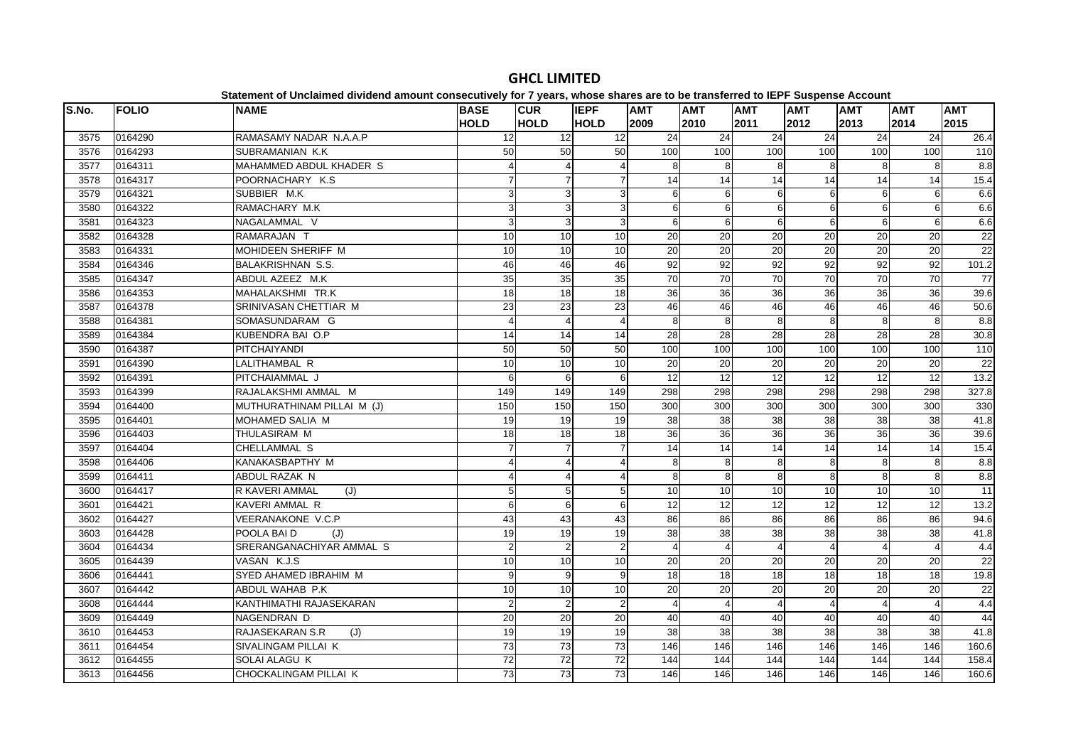# GHCL LIMITED

**Statement of Unclaimed dividend amount consecutively for 7 years, whose shares are to be transferred to IEPF Suspense Account**

| S.No. | FOLIO | NAME | BASE HOLD | CUR HOLD | IEPF HOLD | AMT 2009 | AMT 2010 | AMT 2011 | AMT 2012 | AMT 2013 | AMT 2014 | AMT 2015 |
|---|---|---|---|---|---|---|---|---|---|---|---|---|
| 3575 | 0164290 | RAMASAMY NADAR N.A.A.P | 12 | 12 | 12 | 24 | 24 | 24 | 24 | 24 | 24 | 26.4 |
| 3576 | 0164293 | SUBRAMANIAN K.K | 50 | 50 | 50 | 100 | 100 | 100 | 100 | 100 | 100 | 110 |
| 3577 | 0164311 | MAHAMMED ABDUL KHADER S | 4 | 4 | 4 | 8 | 8 | 8 | 8 | 8 | 8 | 8.8 |
| 3578 | 0164317 | POORNACHARY K.S | 7 | 7 | 7 | 14 | 14 | 14 | 14 | 14 | 14 | 15.4 |
| 3579 | 0164321 | SUBBIER M.K | 3 | 3 | 3 | 6 | 6 | 6 | 6 | 6 | 6 | 6.6 |
| 3580 | 0164322 | RAMACHARY M.K | 3 | 3 | 3 | 6 | 6 | 6 | 6 | 6 | 6 | 6.6 |
| 3581 | 0164323 | NAGALAMMAL V | 3 | 3 | 3 | 6 | 6 | 6 | 6 | 6 | 6 | 6.6 |
| 3582 | 0164328 | RAMARAJAN T | 10 | 10 | 10 | 20 | 20 | 20 | 20 | 20 | 20 | 22 |
| 3583 | 0164331 | MOHIDEEN SHERIFF M | 10 | 10 | 10 | 20 | 20 | 20 | 20 | 20 | 20 | 22 |
| 3584 | 0164346 | BALAKRISHNAN S.S. | 46 | 46 | 46 | 92 | 92 | 92 | 92 | 92 | 92 | 101.2 |
| 3585 | 0164347 | ABDUL AZEEZ M.K | 35 | 35 | 35 | 70 | 70 | 70 | 70 | 70 | 70 | 77 |
| 3586 | 0164353 | MAHALAKSHMI TR.K | 18 | 18 | 18 | 36 | 36 | 36 | 36 | 36 | 36 | 39.6 |
| 3587 | 0164378 | SRINIVASAN CHETTIAR M | 23 | 23 | 23 | 46 | 46 | 46 | 46 | 46 | 46 | 50.6 |
| 3588 | 0164381 | SOMASUNDARAM G | 4 | 4 | 4 | 8 | 8 | 8 | 8 | 8 | 8 | 8.8 |
| 3589 | 0164384 | KUBENDRA BAI O.P | 14 | 14 | 14 | 28 | 28 | 28 | 28 | 28 | 28 | 30.8 |
| 3590 | 0164387 | PITCHAIYANDI | 50 | 50 | 50 | 100 | 100 | 100 | 100 | 100 | 100 | 110 |
| 3591 | 0164390 | LALITHAMBAL R | 10 | 10 | 10 | 20 | 20 | 20 | 20 | 20 | 20 | 22 |
| 3592 | 0164391 | PITCHAIAMMAL J | 6 | 6 | 6 | 12 | 12 | 12 | 12 | 12 | 12 | 13.2 |
| 3593 | 0164399 | RAJALAKSHMI AMMAL M | 149 | 149 | 149 | 298 | 298 | 298 | 298 | 298 | 298 | 327.8 |
| 3594 | 0164400 | MUTHURATHINAM PILLAI M (J) | 150 | 150 | 150 | 300 | 300 | 300 | 300 | 300 | 300 | 330 |
| 3595 | 0164401 | MOHAMED SALIA M | 19 | 19 | 19 | 38 | 38 | 38 | 38 | 38 | 38 | 41.8 |
| 3596 | 0164403 | THULASIRAM M | 18 | 18 | 18 | 36 | 36 | 36 | 36 | 36 | 36 | 39.6 |
| 3597 | 0164404 | CHELLAMMAL S | 7 | 7 | 7 | 14 | 14 | 14 | 14 | 14 | 14 | 15.4 |
| 3598 | 0164406 | KANAKASBAPTHY M | 4 | 4 | 4 | 8 | 8 | 8 | 8 | 8 | 8 | 8.8 |
| 3599 | 0164411 | ABDUL RAZAK N | 4 | 4 | 4 | 8 | 8 | 8 | 8 | 8 | 8 | 8.8 |
| 3600 | 0164417 | R KAVERI AMMAL (J) | 5 | 5 | 5 | 10 | 10 | 10 | 10 | 10 | 10 | 11 |
| 3601 | 0164421 | KAVERI AMMAL R | 6 | 6 | 6 | 12 | 12 | 12 | 12 | 12 | 12 | 13.2 |
| 3602 | 0164427 | VEERANAKONE V.C.P | 43 | 43 | 43 | 86 | 86 | 86 | 86 | 86 | 86 | 94.6 |
| 3603 | 0164428 | POOLA BAI D (J) | 19 | 19 | 19 | 38 | 38 | 38 | 38 | 38 | 38 | 41.8 |
| 3604 | 0164434 | SRERANGANACHIYAR AMMAL S | 2 | 2 | 2 | 4 | 4 | 4 | 4 | 4 | 4 | 4.4 |
| 3605 | 0164439 | VASAN K.J.S | 10 | 10 | 10 | 20 | 20 | 20 | 20 | 20 | 20 | 22 |
| 3606 | 0164441 | SYED AHAMED IBRAHIM M | 9 | 9 | 9 | 18 | 18 | 18 | 18 | 18 | 18 | 19.8 |
| 3607 | 0164442 | ABDUL WAHAB P.K | 10 | 10 | 10 | 20 | 20 | 20 | 20 | 20 | 20 | 22 |
| 3608 | 0164444 | KANTHIMATHI RAJASEKARAN | 2 | 2 | 2 | 4 | 4 | 4 | 4 | 4 | 4 | 4.4 |
| 3609 | 0164449 | NAGENDRAN D | 20 | 20 | 20 | 40 | 40 | 40 | 40 | 40 | 40 | 44 |
| 3610 | 0164453 | RAJASEKARAN S.R (J) | 19 | 19 | 19 | 38 | 38 | 38 | 38 | 38 | 38 | 41.8 |
| 3611 | 0164454 | SIVALINGAM PILLAI K | 73 | 73 | 73 | 146 | 146 | 146 | 146 | 146 | 146 | 160.6 |
| 3612 | 0164455 | SOLAI ALAGU K | 72 | 72 | 72 | 144 | 144 | 144 | 144 | 144 | 144 | 158.4 |
| 3613 | 0164456 | CHOCKALINGAM PILLAI K | 73 | 73 | 73 | 146 | 146 | 146 | 146 | 146 | 146 | 160.6 |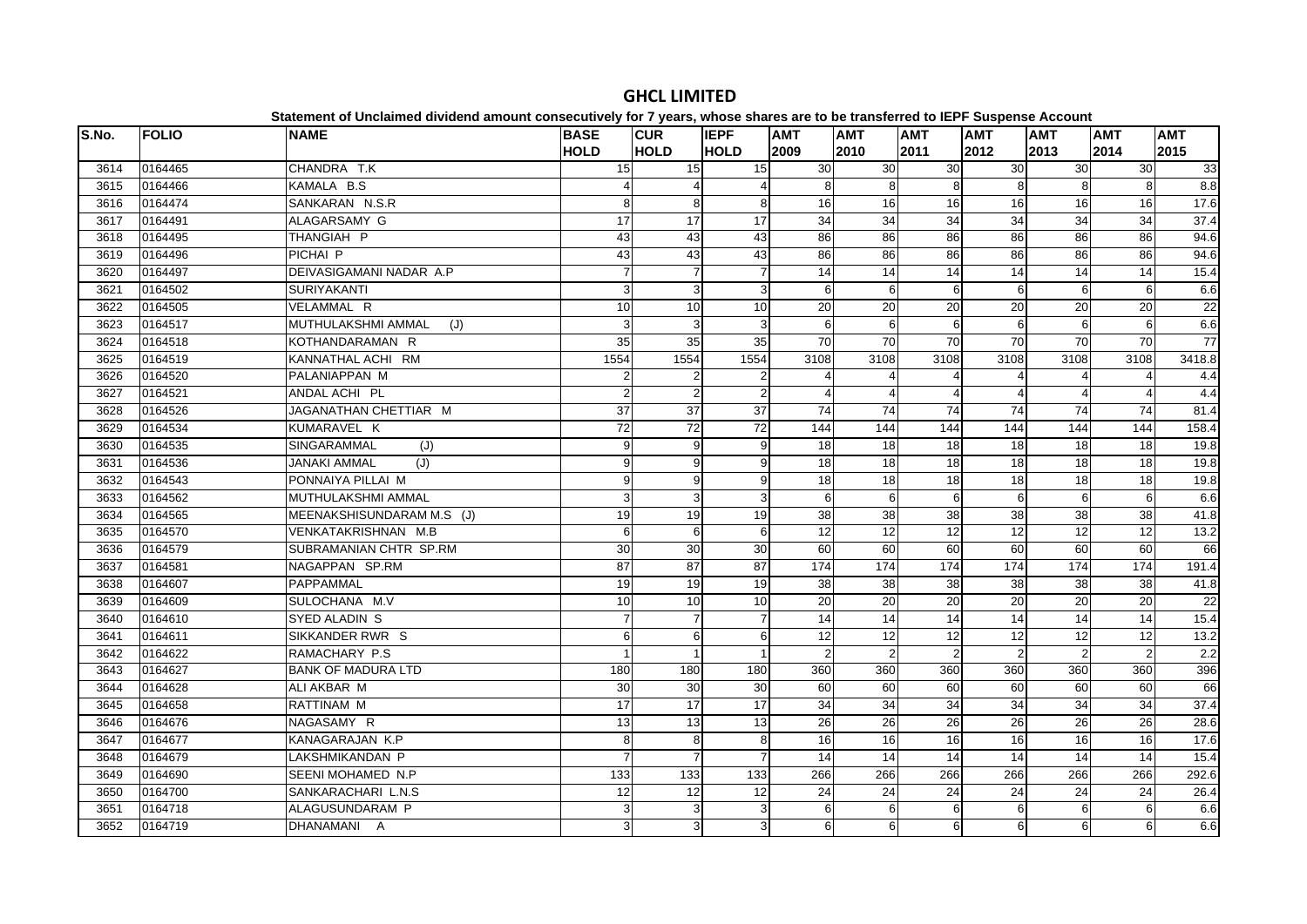# GHCL LIMITED

Statement of Unclaimed dividend amount consecutively for 7 years, whose shares are to be transferred to IEPF Suspense Account

| S.No. | FOLIO | NAME | BASE HOLD | CUR HOLD | IEPF HOLD | AMT 2009 | AMT 2010 | AMT 2011 | AMT 2012 | AMT 2013 | AMT 2014 | AMT 2015 |
|---|---|---|---|---|---|---|---|---|---|---|---|---|
| 3614 | 0164465 | CHANDRA T.K | 15 | 15 | 15 | 30 | 30 | 30 | 30 | 30 | 30 | 33 |
| 3615 | 0164466 | KAMALA B.S | 4 | 4 | 4 | 8 | 8 | 8 | 8 | 8 | 8 | 8.8 |
| 3616 | 0164474 | SANKARAN N.S.R | 8 | 8 | 8 | 16 | 16 | 16 | 16 | 16 | 16 | 17.6 |
| 3617 | 0164491 | ALAGARSAMY G | 17 | 17 | 17 | 34 | 34 | 34 | 34 | 34 | 34 | 37.4 |
| 3618 | 0164495 | THANGIAH P | 43 | 43 | 43 | 86 | 86 | 86 | 86 | 86 | 86 | 94.6 |
| 3619 | 0164496 | PICHAI P | 43 | 43 | 43 | 86 | 86 | 86 | 86 | 86 | 86 | 94.6 |
| 3620 | 0164497 | DEIVASIGAMANI NADAR A.P | 7 | 7 | 7 | 14 | 14 | 14 | 14 | 14 | 14 | 15.4 |
| 3621 | 0164502 | SURIYAKANTI | 3 | 3 | 3 | 6 | 6 | 6 | 6 | 6 | 6 | 6.6 |
| 3622 | 0164505 | VELAMMAL R | 10 | 10 | 10 | 20 | 20 | 20 | 20 | 20 | 20 | 22 |
| 3623 | 0164517 | MUTHULAKSHMI AMMAL (J) | 3 | 3 | 3 | 6 | 6 | 6 | 6 | 6 | 6 | 6.6 |
| 3624 | 0164518 | KOTHANDARAMAN R | 35 | 35 | 35 | 70 | 70 | 70 | 70 | 70 | 70 | 77 |
| 3625 | 0164519 | KANNATHAL ACHI RM | 1554 | 1554 | 1554 | 3108 | 3108 | 3108 | 3108 | 3108 | 3108 | 3418.8 |
| 3626 | 0164520 | PALANIAPPAN M | 2 | 2 | 2 | 4 | 4 | 4 | 4 | 4 | 4 | 4.4 |
| 3627 | 0164521 | ANDAL ACHI PL | 2 | 2 | 2 | 4 | 4 | 4 | 4 | 4 | 4 | 4.4 |
| 3628 | 0164526 | JAGANATHAN CHETTIAR M | 37 | 37 | 37 | 74 | 74 | 74 | 74 | 74 | 74 | 81.4 |
| 3629 | 0164534 | KUMARAVEL K | 72 | 72 | 72 | 144 | 144 | 144 | 144 | 144 | 144 | 158.4 |
| 3630 | 0164535 | SINGARAMMAL (J) | 9 | 9 | 9 | 18 | 18 | 18 | 18 | 18 | 18 | 19.8 |
| 3631 | 0164536 | JANAKI AMMAL (J) | 9 | 9 | 9 | 18 | 18 | 18 | 18 | 18 | 18 | 19.8 |
| 3632 | 0164543 | PONNAIYA PILLAI M | 9 | 9 | 9 | 18 | 18 | 18 | 18 | 18 | 18 | 19.8 |
| 3633 | 0164562 | MUTHULAKSHMI AMMAL | 3 | 3 | 3 | 6 | 6 | 6 | 6 | 6 | 6 | 6.6 |
| 3634 | 0164565 | MEENAKSHISUNDARAM M.S (J) | 19 | 19 | 19 | 38 | 38 | 38 | 38 | 38 | 38 | 41.8 |
| 3635 | 0164570 | VENKATAKRISHNAN M.B | 6 | 6 | 6 | 12 | 12 | 12 | 12 | 12 | 12 | 13.2 |
| 3636 | 0164579 | SUBRAMANIAN CHTR SP.RM | 30 | 30 | 30 | 60 | 60 | 60 | 60 | 60 | 60 | 66 |
| 3637 | 0164581 | NAGAPPAN SP.RM | 87 | 87 | 87 | 174 | 174 | 174 | 174 | 174 | 174 | 191.4 |
| 3638 | 0164607 | PAPPAMMAL | 19 | 19 | 19 | 38 | 38 | 38 | 38 | 38 | 38 | 41.8 |
| 3639 | 0164609 | SULOCHANA M.V | 10 | 10 | 10 | 20 | 20 | 20 | 20 | 20 | 20 | 22 |
| 3640 | 0164610 | SYED ALADIN S | 7 | 7 | 7 | 14 | 14 | 14 | 14 | 14 | 14 | 15.4 |
| 3641 | 0164611 | SIKKANDER RWR S | 6 | 6 | 6 | 12 | 12 | 12 | 12 | 12 | 12 | 13.2 |
| 3642 | 0164622 | RAMACHARY P.S | 1 | 1 | 1 | 2 | 2 | 2 | 2 | 2 | 2 | 2.2 |
| 3643 | 0164627 | BANK OF MADURA LTD | 180 | 180 | 180 | 360 | 360 | 360 | 360 | 360 | 360 | 396 |
| 3644 | 0164628 | ALI AKBAR M | 30 | 30 | 30 | 60 | 60 | 60 | 60 | 60 | 60 | 66 |
| 3645 | 0164658 | RATTINAM M | 17 | 17 | 17 | 34 | 34 | 34 | 34 | 34 | 34 | 37.4 |
| 3646 | 0164676 | NAGASAMY R | 13 | 13 | 13 | 26 | 26 | 26 | 26 | 26 | 26 | 28.6 |
| 3647 | 0164677 | KANAGARAJAN K.P | 8 | 8 | 8 | 16 | 16 | 16 | 16 | 16 | 16 | 17.6 |
| 3648 | 0164679 | LAKSHMIKANDAN P | 7 | 7 | 7 | 14 | 14 | 14 | 14 | 14 | 14 | 15.4 |
| 3649 | 0164690 | SEENI MOHAMED N.P | 133 | 133 | 133 | 266 | 266 | 266 | 266 | 266 | 266 | 292.6 |
| 3650 | 0164700 | SANKARACHARI L.N.S | 12 | 12 | 12 | 24 | 24 | 24 | 24 | 24 | 24 | 26.4 |
| 3651 | 0164718 | ALAGUSUNDARAM P | 3 | 3 | 3 | 6 | 6 | 6 | 6 | 6 | 6 | 6.6 |
| 3652 | 0164719 | DHANAMANI A | 3 | 3 | 3 | 6 | 6 | 6 | 6 | 6 | 6 | 6.6 |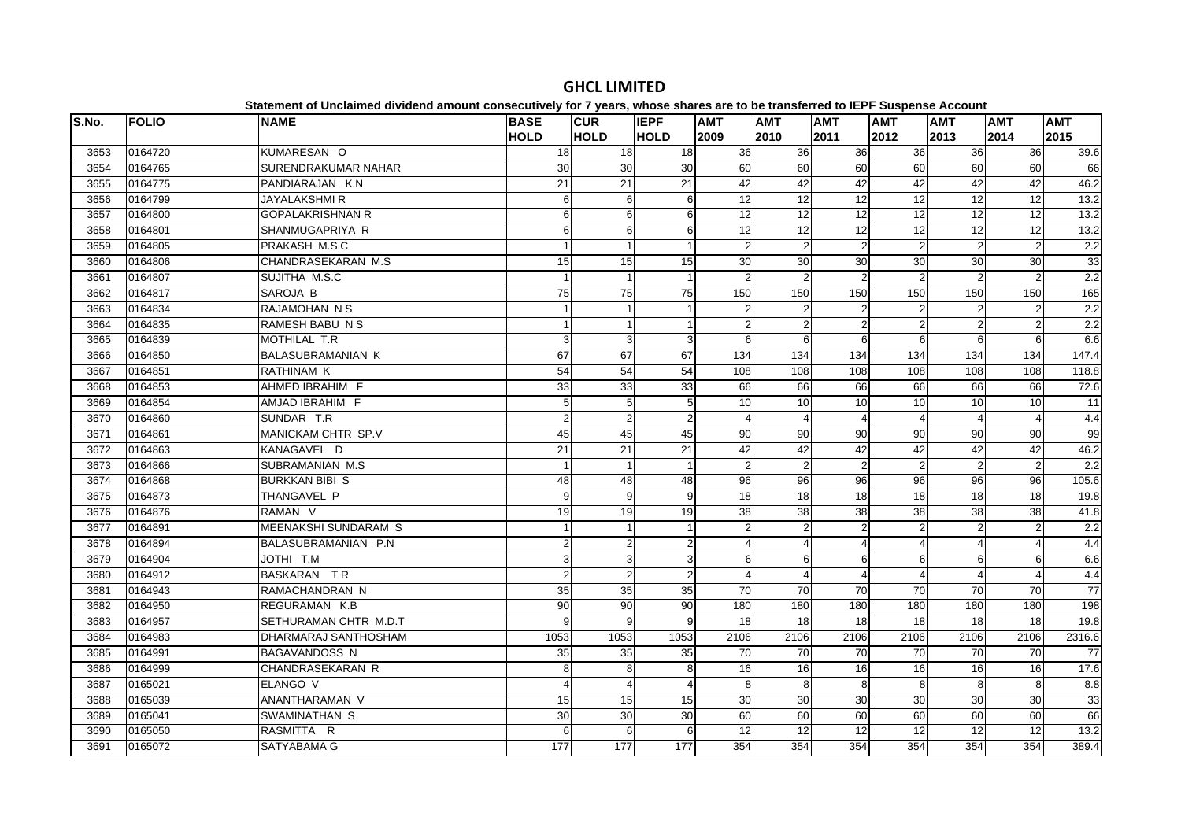# GHCL LIMITED

**Statement of Unclaimed dividend amount consecutively for 7 years, whose shares are to be transferred to IEPF Suspense Account**

| S.No. | FOLIO | NAME | BASE HOLD | CUR HOLD | IEPF HOLD | AMT 2009 | AMT 2010 | AMT 2011 | AMT 2012 | AMT 2013 | AMT 2014 | AMT 2015 |
|---|---|---|---|---|---|---|---|---|---|---|---|---|
| 3653 | 0164720 | KUMARESAN O | 18 | 18 | 18 | 36 | 36 | 36 | 36 | 36 | 36 | 39.6 |
| 3654 | 0164765 | SURENDRAKUMAR NAHAR | 30 | 30 | 30 | 60 | 60 | 60 | 60 | 60 | 60 | 66 |
| 3655 | 0164775 | PANDIARAJAN K.N | 21 | 21 | 21 | 42 | 42 | 42 | 42 | 42 | 42 | 46.2 |
| 3656 | 0164799 | JAYALAKSHMI R | 6 | 6 | 6 | 12 | 12 | 12 | 12 | 12 | 12 | 13.2 |
| 3657 | 0164800 | GOPALAKRISHNAN R | 6 | 6 | 6 | 12 | 12 | 12 | 12 | 12 | 12 | 13.2 |
| 3658 | 0164801 | SHANMUGAPRIYA R | 6 | 6 | 6 | 12 | 12 | 12 | 12 | 12 | 12 | 13.2 |
| 3659 | 0164805 | PRAKASH M.S.C | 1 | 1 | 1 | 2 | 2 | 2 | 2 | 2 | 2 | 2.2 |
| 3660 | 0164806 | CHANDRASEKARAN M.S | 15 | 15 | 15 | 30 | 30 | 30 | 30 | 30 | 30 | 33 |
| 3661 | 0164807 | SUJITHA M.S.C | 1 | 1 | 1 | 2 | 2 | 2 | 2 | 2 | 2 | 2.2 |
| 3662 | 0164817 | SAROJA B | 75 | 75 | 75 | 150 | 150 | 150 | 150 | 150 | 150 | 165 |
| 3663 | 0164834 | RAJAMOHAN N S | 1 | 1 | 1 | 2 | 2 | 2 | 2 | 2 | 2 | 2.2 |
| 3664 | 0164835 | RAMESH BABU N S | 1 | 1 | 1 | 2 | 2 | 2 | 2 | 2 | 2 | 2.2 |
| 3665 | 0164839 | MOTHILAL T.R | 3 | 3 | 3 | 6 | 6 | 6 | 6 | 6 | 6 | 6.6 |
| 3666 | 0164850 | BALASUBRAMANIAN K | 67 | 67 | 67 | 134 | 134 | 134 | 134 | 134 | 134 | 147.4 |
| 3667 | 0164851 | RATHINAM K | 54 | 54 | 54 | 108 | 108 | 108 | 108 | 108 | 108 | 118.8 |
| 3668 | 0164853 | AHMED IBRAHIM F | 33 | 33 | 33 | 66 | 66 | 66 | 66 | 66 | 66 | 72.6 |
| 3669 | 0164854 | AMJAD IBRAHIM F | 5 | 5 | 5 | 10 | 10 | 10 | 10 | 10 | 10 | 11 |
| 3670 | 0164860 | SUNDAR T.R | 2 | 2 | 2 | 4 | 4 | 4 | 4 | 4 | 4 | 4.4 |
| 3671 | 0164861 | MANICKAM CHTR SP.V | 45 | 45 | 45 | 90 | 90 | 90 | 90 | 90 | 90 | 99 |
| 3672 | 0164863 | KANAGAVEL D | 21 | 21 | 21 | 42 | 42 | 42 | 42 | 42 | 42 | 46.2 |
| 3673 | 0164866 | SUBRAMANIAN M.S | 1 | 1 | 1 | 2 | 2 | 2 | 2 | 2 | 2 | 2.2 |
| 3674 | 0164868 | BURKKAN BIBI S | 48 | 48 | 48 | 96 | 96 | 96 | 96 | 96 | 96 | 105.6 |
| 3675 | 0164873 | THANGAVEL P | 9 | 9 | 9 | 18 | 18 | 18 | 18 | 18 | 18 | 19.8 |
| 3676 | 0164876 | RAMAN V | 19 | 19 | 19 | 38 | 38 | 38 | 38 | 38 | 38 | 41.8 |
| 3677 | 0164891 | MEENAKSHI SUNDARAM S | 1 | 1 | 1 | 2 | 2 | 2 | 2 | 2 | 2 | 2.2 |
| 3678 | 0164894 | BALASUBRAMANIAN P.N | 2 | 2 | 2 | 4 | 4 | 4 | 4 | 4 | 4 | 4.4 |
| 3679 | 0164904 | JOTHI T.M | 3 | 3 | 3 | 6 | 6 | 6 | 6 | 6 | 6 | 6.6 |
| 3680 | 0164912 | BASKARAN T R | 2 | 2 | 2 | 4 | 4 | 4 | 4 | 4 | 4 | 4.4 |
| 3681 | 0164943 | RAMACHANDRAN N | 35 | 35 | 35 | 70 | 70 | 70 | 70 | 70 | 70 | 77 |
| 3682 | 0164950 | REGURAMAN K.B | 90 | 90 | 90 | 180 | 180 | 180 | 180 | 180 | 180 | 198 |
| 3683 | 0164957 | SETHURAMAN CHTR M.D.T | 9 | 9 | 9 | 18 | 18 | 18 | 18 | 18 | 18 | 19.8 |
| 3684 | 0164983 | DHARMARAJ SANTHOSHAM | 1053 | 1053 | 1053 | 2106 | 2106 | 2106 | 2106 | 2106 | 2106 | 2316.6 |
| 3685 | 0164991 | BAGAVANDOSS N | 35 | 35 | 35 | 70 | 70 | 70 | 70 | 70 | 70 | 77 |
| 3686 | 0164999 | CHANDRASEKARAN R | 8 | 8 | 8 | 16 | 16 | 16 | 16 | 16 | 16 | 17.6 |
| 3687 | 0165021 | ELANGO V | 4 | 4 | 4 | 8 | 8 | 8 | 8 | 8 | 8 | 8.8 |
| 3688 | 0165039 | ANANTHARAMAN V | 15 | 15 | 15 | 30 | 30 | 30 | 30 | 30 | 30 | 33 |
| 3689 | 0165041 | SWAMINATHAN S | 30 | 30 | 30 | 60 | 60 | 60 | 60 | 60 | 60 | 66 |
| 3690 | 0165050 | RASMITTA R | 6 | 6 | 6 | 12 | 12 | 12 | 12 | 12 | 12 | 13.2 |
| 3691 | 0165072 | SATYABAMA G | 177 | 177 | 177 | 354 | 354 | 354 | 354 | 354 | 354 | 389.4 |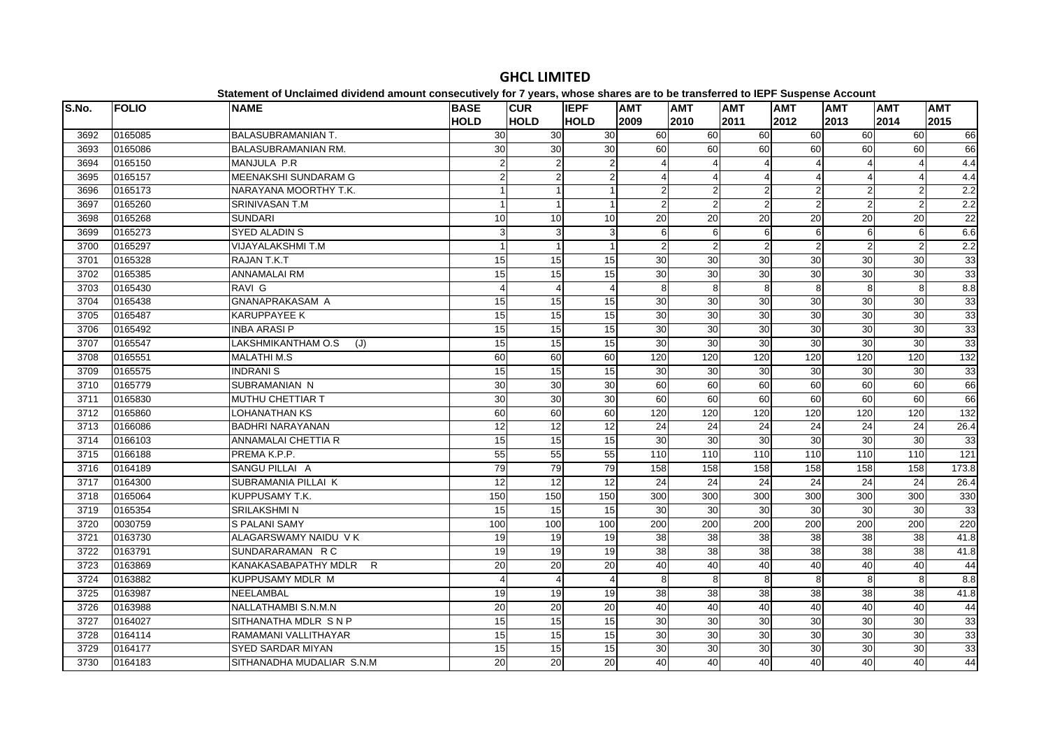# GHCL LIMITED

**Statement of Unclaimed dividend amount consecutively for 7 years, whose shares are to be transferred to IEPF Suspense Account**

| S.No. | FOLIO | NAME | BASE HOLD | CUR HOLD | IEPF HOLD | AMT 2009 | AMT 2010 | AMT 2011 | AMT 2012 | AMT 2013 | AMT 2014 | AMT 2015 |
|---|---|---|---|---|---|---|---|---|---|---|---|---|
| 3692 | 0165085 | BALASUBRAMANIAN T. | 30 | 30 | 30 | 60 | 60 | 60 | 60 | 60 | 60 | 66 |
| 3693 | 0165086 | BALASUBRAMANIAN RM. | 30 | 30 | 30 | 60 | 60 | 60 | 60 | 60 | 60 | 66 |
| 3694 | 0165150 | MANJULA P.R | 2 | 2 | 2 | 4 | 4 | 4 | 4 | 4 | 4 | 4.4 |
| 3695 | 0165157 | MEENAKSHI SUNDARAM G | 2 | 2 | 2 | 4 | 4 | 4 | 4 | 4 | 4 | 4.4 |
| 3696 | 0165173 | NARAYANA MOORTHY T.K. | 1 | 1 | 1 | 2 | 2 | 2 | 2 | 2 | 2 | 2.2 |
| 3697 | 0165260 | SRINIVASAN T.M | 1 | 1 | 1 | 2 | 2 | 2 | 2 | 2 | 2 | 2.2 |
| 3698 | 0165268 | SUNDARI | 10 | 10 | 10 | 20 | 20 | 20 | 20 | 20 | 20 | 22 |
| 3699 | 0165273 | SYED ALADIN S | 3 | 3 | 3 | 6 | 6 | 6 | 6 | 6 | 6 | 6.6 |
| 3700 | 0165297 | VIJAYALAKSHMI T.M | 1 | 1 | 1 | 2 | 2 | 2 | 2 | 2 | 2 | 2.2 |
| 3701 | 0165328 | RAJAN T.K.T | 15 | 15 | 15 | 30 | 30 | 30 | 30 | 30 | 30 | 33 |
| 3702 | 0165385 | ANNAMALAI RM | 15 | 15 | 15 | 30 | 30 | 30 | 30 | 30 | 30 | 33 |
| 3703 | 0165430 | RAVI G | 4 | 4 | 4 | 8 | 8 | 8 | 8 | 8 | 8 | 8.8 |
| 3704 | 0165438 | GNANAPRAKASAM A | 15 | 15 | 15 | 30 | 30 | 30 | 30 | 30 | 30 | 33 |
| 3705 | 0165487 | KARUPPAYEE K | 15 | 15 | 15 | 30 | 30 | 30 | 30 | 30 | 30 | 33 |
| 3706 | 0165492 | INBA ARASI P | 15 | 15 | 15 | 30 | 30 | 30 | 30 | 30 | 30 | 33 |
| 3707 | 0165547 | LAKSHMIKANTHAM O.S (J) | 15 | 15 | 15 | 30 | 30 | 30 | 30 | 30 | 30 | 33 |
| 3708 | 0165551 | MALATHI M.S | 60 | 60 | 60 | 120 | 120 | 120 | 120 | 120 | 120 | 132 |
| 3709 | 0165575 | INDRANI S | 15 | 15 | 15 | 30 | 30 | 30 | 30 | 30 | 30 | 33 |
| 3710 | 0165779 | SUBRAMANIAN N | 30 | 30 | 30 | 60 | 60 | 60 | 60 | 60 | 60 | 66 |
| 3711 | 0165830 | MUTHU CHETTIAR T | 30 | 30 | 30 | 60 | 60 | 60 | 60 | 60 | 60 | 66 |
| 3712 | 0165860 | LOHANATHAN KS | 60 | 60 | 60 | 120 | 120 | 120 | 120 | 120 | 120 | 132 |
| 3713 | 0166086 | BADHRI NARAYANAN | 12 | 12 | 12 | 24 | 24 | 24 | 24 | 24 | 24 | 26.4 |
| 3714 | 0166103 | ANNAMALAI CHETTIA R | 15 | 15 | 15 | 30 | 30 | 30 | 30 | 30 | 30 | 33 |
| 3715 | 0166188 | PREMA K.P.P. | 55 | 55 | 55 | 110 | 110 | 110 | 110 | 110 | 110 | 121 |
| 3716 | 0164189 | SANGU PILLAI A | 79 | 79 | 79 | 158 | 158 | 158 | 158 | 158 | 158 | 173.8 |
| 3717 | 0164300 | SUBRAMANIA PILLAI K | 12 | 12 | 12 | 24 | 24 | 24 | 24 | 24 | 24 | 26.4 |
| 3718 | 0165064 | KUPPUSAMY T.K. | 150 | 150 | 150 | 300 | 300 | 300 | 300 | 300 | 300 | 330 |
| 3719 | 0165354 | SRILAKSHMI N | 15 | 15 | 15 | 30 | 30 | 30 | 30 | 30 | 30 | 33 |
| 3720 | 0030759 | S PALANI SAMY | 100 | 100 | 100 | 200 | 200 | 200 | 200 | 200 | 200 | 220 |
| 3721 | 0163730 | ALAGARSWAMY NAIDU V K | 19 | 19 | 19 | 38 | 38 | 38 | 38 | 38 | 38 | 41.8 |
| 3722 | 0163791 | SUNDARARAMAN R C | 19 | 19 | 19 | 38 | 38 | 38 | 38 | 38 | 38 | 41.8 |
| 3723 | 0163869 | KANAKASABAPATHY MDLR R | 20 | 20 | 20 | 40 | 40 | 40 | 40 | 40 | 40 | 44 |
| 3724 | 0163882 | KUPPUSAMY MDLR M | 4 | 4 | 4 | 8 | 8 | 8 | 8 | 8 | 8 | 8.8 |
| 3725 | 0163987 | NEELAMBAL | 19 | 19 | 19 | 38 | 38 | 38 | 38 | 38 | 38 | 41.8 |
| 3726 | 0163988 | NALLATHAMBI S.N.M.N | 20 | 20 | 20 | 40 | 40 | 40 | 40 | 40 | 40 | 44 |
| 3727 | 0164027 | SITHANATHA MDLR S N P | 15 | 15 | 15 | 30 | 30 | 30 | 30 | 30 | 30 | 33 |
| 3728 | 0164114 | RAMAMANI VALLITHAYAR | 15 | 15 | 15 | 30 | 30 | 30 | 30 | 30 | 30 | 33 |
| 3729 | 0164177 | SYED SARDAR MIYAN | 15 | 15 | 15 | 30 | 30 | 30 | 30 | 30 | 30 | 33 |
| 3730 | 0164183 | SITHANADHA MUDALIAR S.N.M | 20 | 20 | 20 | 40 | 40 | 40 | 40 | 40 | 40 | 44 |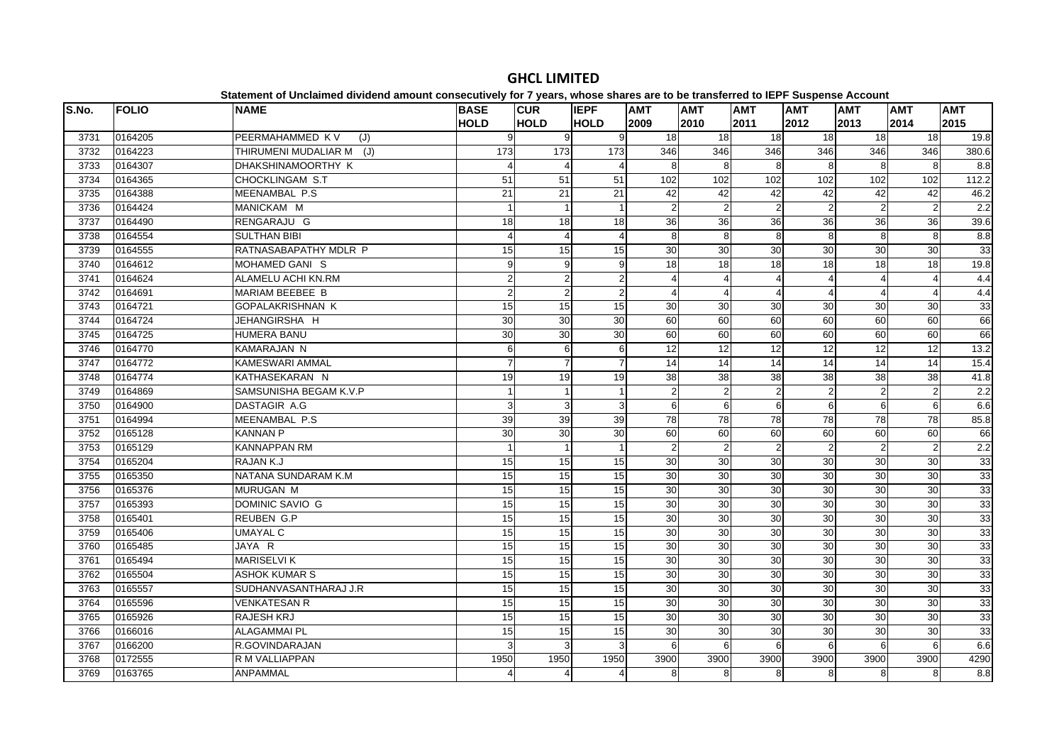# GHCL LIMITED

**Statement of Unclaimed dividend amount consecutively for 7 years, whose shares are to be transferred to IEPF Suspense Account**

| S.No. | FOLIO | NAME | BASE HOLD | CUR HOLD | IEPF HOLD | AMT 2009 | AMT 2010 | AMT 2011 | AMT 2012 | AMT 2013 | AMT 2014 | AMT 2015 |
|---|---|---|---|---|---|---|---|---|---|---|---|---|
| 3731 | 0164205 | PEERMAHAMMED K V (J) | 9 | 9 | 9 | 18 | 18 | 18 | 18 | 18 | 18 | 19.8 |
| 3732 | 0164223 | THIRUMENI MUDALIAR M (J) | 173 | 173 | 173 | 346 | 346 | 346 | 346 | 346 | 346 | 380.6 |
| 3733 | 0164307 | DHAKSHINAMOORTHY K | 4 | 4 | 4 | 8 | 8 | 8 | 8 | 8 | 8 | 8.8 |
| 3734 | 0164365 | CHOCKLINGAM S.T | 51 | 51 | 51 | 102 | 102 | 102 | 102 | 102 | 102 | 112.2 |
| 3735 | 0164388 | MEENAMBAL P.S | 21 | 21 | 21 | 42 | 42 | 42 | 42 | 42 | 42 | 46.2 |
| 3736 | 0164424 | MANICKAM M | 1 | 1 | 1 | 2 | 2 | 2 | 2 | 2 | 2 | 2.2 |
| 3737 | 0164490 | RENGARAJU G | 18 | 18 | 18 | 36 | 36 | 36 | 36 | 36 | 36 | 39.6 |
| 3738 | 0164554 | SULTHAN BIBI | 4 | 4 | 4 | 8 | 8 | 8 | 8 | 8 | 8 | 8.8 |
| 3739 | 0164555 | RATNASABAPATHY MDLR P | 15 | 15 | 15 | 30 | 30 | 30 | 30 | 30 | 30 | 33 |
| 3740 | 0164612 | MOHAMED GANI S | 9 | 9 | 9 | 18 | 18 | 18 | 18 | 18 | 18 | 19.8 |
| 3741 | 0164624 | ALAMELU ACHI KN.RM | 2 | 2 | 2 | 4 | 4 | 4 | 4 | 4 | 4 | 4.4 |
| 3742 | 0164691 | MARIAM BEEBEE B | 2 | 2 | 2 | 4 | 4 | 4 | 4 | 4 | 4 | 4.4 |
| 3743 | 0164721 | GOPALAKRISHNAN K | 15 | 15 | 15 | 30 | 30 | 30 | 30 | 30 | 30 | 33 |
| 3744 | 0164724 | JEHANGIRSHA H | 30 | 30 | 30 | 60 | 60 | 60 | 60 | 60 | 60 | 66 |
| 3745 | 0164725 | HUMERA BANU | 30 | 30 | 30 | 60 | 60 | 60 | 60 | 60 | 60 | 66 |
| 3746 | 0164770 | KAMARAJAN N | 6 | 6 | 6 | 12 | 12 | 12 | 12 | 12 | 12 | 13.2 |
| 3747 | 0164772 | KAMESWARI AMMAL | 7 | 7 | 7 | 14 | 14 | 14 | 14 | 14 | 14 | 15.4 |
| 3748 | 0164774 | KATHASEKARAN N | 19 | 19 | 19 | 38 | 38 | 38 | 38 | 38 | 38 | 41.8 |
| 3749 | 0164869 | SAMSUNISHA BEGAM K.V.P | 1 | 1 | 1 | 2 | 2 | 2 | 2 | 2 | 2 | 2.2 |
| 3750 | 0164900 | DASTAGIR A.G | 3 | 3 | 3 | 6 | 6 | 6 | 6 | 6 | 6 | 6.6 |
| 3751 | 0164994 | MEENAMBAL P.S | 39 | 39 | 39 | 78 | 78 | 78 | 78 | 78 | 78 | 85.8 |
| 3752 | 0165128 | KANNAN P | 30 | 30 | 30 | 60 | 60 | 60 | 60 | 60 | 60 | 66 |
| 3753 | 0165129 | KANNAPPAN RM | 1 | 1 | 1 | 2 | 2 | 2 | 2 | 2 | 2 | 2.2 |
| 3754 | 0165204 | RAJAN K.J | 15 | 15 | 15 | 30 | 30 | 30 | 30 | 30 | 30 | 33 |
| 3755 | 0165350 | NATANA SUNDARAM K.M | 15 | 15 | 15 | 30 | 30 | 30 | 30 | 30 | 30 | 33 |
| 3756 | 0165376 | MURUGAN M | 15 | 15 | 15 | 30 | 30 | 30 | 30 | 30 | 30 | 33 |
| 3757 | 0165393 | DOMINIC SAVIO G | 15 | 15 | 15 | 30 | 30 | 30 | 30 | 30 | 30 | 33 |
| 3758 | 0165401 | REUBEN G.P | 15 | 15 | 15 | 30 | 30 | 30 | 30 | 30 | 30 | 33 |
| 3759 | 0165406 | UMAYAL C | 15 | 15 | 15 | 30 | 30 | 30 | 30 | 30 | 30 | 33 |
| 3760 | 0165485 | JAYA R | 15 | 15 | 15 | 30 | 30 | 30 | 30 | 30 | 30 | 33 |
| 3761 | 0165494 | MARISELVI K | 15 | 15 | 15 | 30 | 30 | 30 | 30 | 30 | 30 | 33 |
| 3762 | 0165504 | ASHOK KUMAR S | 15 | 15 | 15 | 30 | 30 | 30 | 30 | 30 | 30 | 33 |
| 3763 | 0165557 | SUDHANVASANTHARAJ J.R | 15 | 15 | 15 | 30 | 30 | 30 | 30 | 30 | 30 | 33 |
| 3764 | 0165596 | VENKATESAN R | 15 | 15 | 15 | 30 | 30 | 30 | 30 | 30 | 30 | 33 |
| 3765 | 0165926 | RAJESH KRJ | 15 | 15 | 15 | 30 | 30 | 30 | 30 | 30 | 30 | 33 |
| 3766 | 0166016 | ALAGAMMAI PL | 15 | 15 | 15 | 30 | 30 | 30 | 30 | 30 | 30 | 33 |
| 3767 | 0166200 | R.GOVINDARAJAN | 3 | 3 | 3 | 6 | 6 | 6 | 6 | 6 | 6 | 6.6 |
| 3768 | 0172555 | R M VALLIAPPAN | 1950 | 1950 | 1950 | 3900 | 3900 | 3900 | 3900 | 3900 | 3900 | 4290 |
| 3769 | 0163765 | ANPAMMAL | 4 | 4 | 4 | 8 | 8 | 8 | 8 | 8 | 8 | 8.8 |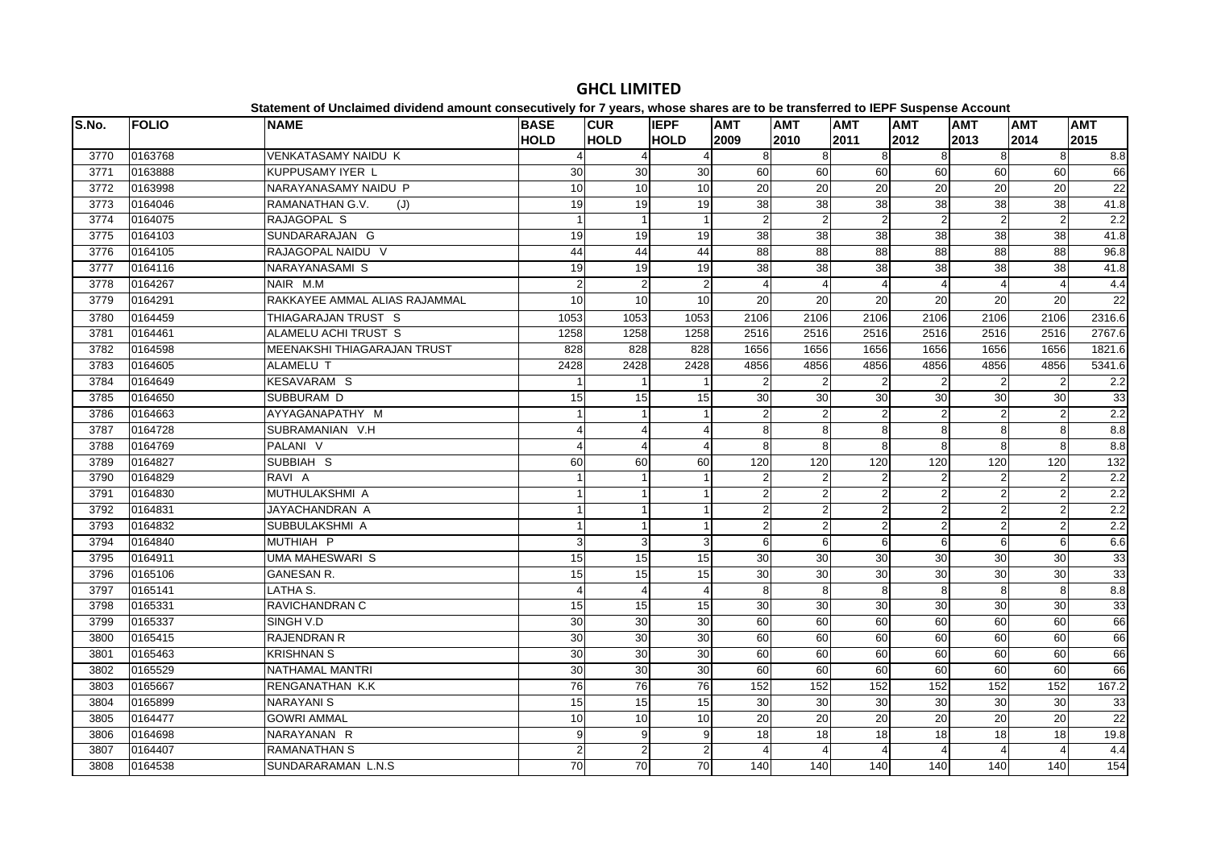# GHCL LIMITED

**Statement of Unclaimed dividend amount consecutively for 7 years, whose shares are to be transferred to IEPF Suspense Account**

| S.No. | FOLIO | NAME | BASE HOLD | CUR HOLD | IEPF HOLD | AMT 2009 | AMT 2010 | AMT 2011 | AMT 2012 | AMT 2013 | AMT 2014 | AMT 2015 |
|---|---|---|---|---|---|---|---|---|---|---|---|---|
| 3770 | 0163768 | VENKATASAMY NAIDU K | 4 | 4 | 4 | 8 | 8 | 8 | 8 | 8 | 8 | 8.8 |
| 3771 | 0163888 | KUPPUSAMY IYER L | 30 | 30 | 30 | 60 | 60 | 60 | 60 | 60 | 60 | 66 |
| 3772 | 0163998 | NARAYANASAMY NAIDU P | 10 | 10 | 10 | 20 | 20 | 20 | 20 | 20 | 20 | 22 |
| 3773 | 0164046 | RAMANATHAN G.V. (J) | 19 | 19 | 19 | 38 | 38 | 38 | 38 | 38 | 38 | 41.8 |
| 3774 | 0164075 | RAJAGOPAL S | 1 | 1 | 1 | 2 | 2 | 2 | 2 | 2 | 2 | 2.2 |
| 3775 | 0164103 | SUNDARARAJAN G | 19 | 19 | 19 | 38 | 38 | 38 | 38 | 38 | 38 | 41.8 |
| 3776 | 0164105 | RAJAGOPAL NAIDU V | 44 | 44 | 44 | 88 | 88 | 88 | 88 | 88 | 88 | 96.8 |
| 3777 | 0164116 | NARAYANASAMI S | 19 | 19 | 19 | 38 | 38 | 38 | 38 | 38 | 38 | 41.8 |
| 3778 | 0164267 | NAIR M.M | 2 | 2 | 2 | 4 | 4 | 4 | 4 | 4 | 4 | 4.4 |
| 3779 | 0164291 | RAKKAYEE AMMAL ALIAS RAJAMMAL | 10 | 10 | 10 | 20 | 20 | 20 | 20 | 20 | 20 | 22 |
| 3780 | 0164459 | THIAGARAJAN TRUST S | 1053 | 1053 | 1053 | 2106 | 2106 | 2106 | 2106 | 2106 | 2106 | 2316.6 |
| 3781 | 0164461 | ALAMELU ACHI TRUST S | 1258 | 1258 | 1258 | 2516 | 2516 | 2516 | 2516 | 2516 | 2516 | 2767.6 |
| 3782 | 0164598 | MEENAKSHI THIAGARAJAN TRUST | 828 | 828 | 828 | 1656 | 1656 | 1656 | 1656 | 1656 | 1656 | 1821.6 |
| 3783 | 0164605 | ALAMELU T | 2428 | 2428 | 2428 | 4856 | 4856 | 4856 | 4856 | 4856 | 4856 | 5341.6 |
| 3784 | 0164649 | KESAVARAM S | 1 | 1 | 1 | 2 | 2 | 2 | 2 | 2 | 2 | 2.2 |
| 3785 | 0164650 | SUBBURAM D | 15 | 15 | 15 | 30 | 30 | 30 | 30 | 30 | 30 | 33 |
| 3786 | 0164663 | AYYAGANAPATHY M | 1 | 1 | 1 | 2 | 2 | 2 | 2 | 2 | 2 | 2.2 |
| 3787 | 0164728 | SUBRAMANIAN V.H | 4 | 4 | 4 | 8 | 8 | 8 | 8 | 8 | 8 | 8.8 |
| 3788 | 0164769 | PALANI V | 4 | 4 | 4 | 8 | 8 | 8 | 8 | 8 | 8 | 8.8 |
| 3789 | 0164827 | SUBBIAH S | 60 | 60 | 60 | 120 | 120 | 120 | 120 | 120 | 120 | 132 |
| 3790 | 0164829 | RAVI A | 1 | 1 | 1 | 2 | 2 | 2 | 2 | 2 | 2 | 2.2 |
| 3791 | 0164830 | MUTHULAKSHMI A | 1 | 1 | 1 | 2 | 2 | 2 | 2 | 2 | 2 | 2.2 |
| 3792 | 0164831 | JAYACHANDRAN A | 1 | 1 | 1 | 2 | 2 | 2 | 2 | 2 | 2 | 2.2 |
| 3793 | 0164832 | SUBBULAKSHMI A | 1 | 1 | 1 | 2 | 2 | 2 | 2 | 2 | 2 | 2.2 |
| 3794 | 0164840 | MUTHIAH P | 3 | 3 | 3 | 6 | 6 | 6 | 6 | 6 | 6 | 6.6 |
| 3795 | 0164911 | UMA MAHESWARI S | 15 | 15 | 15 | 30 | 30 | 30 | 30 | 30 | 30 | 33 |
| 3796 | 0165106 | GANESAN R. | 15 | 15 | 15 | 30 | 30 | 30 | 30 | 30 | 30 | 33 |
| 3797 | 0165141 | LATHA S. | 4 | 4 | 4 | 8 | 8 | 8 | 8 | 8 | 8 | 8.8 |
| 3798 | 0165331 | RAVICHANDRAN C | 15 | 15 | 15 | 30 | 30 | 30 | 30 | 30 | 30 | 33 |
| 3799 | 0165337 | SINGH V.D | 30 | 30 | 30 | 60 | 60 | 60 | 60 | 60 | 60 | 66 |
| 3800 | 0165415 | RAJENDRAN R | 30 | 30 | 30 | 60 | 60 | 60 | 60 | 60 | 60 | 66 |
| 3801 | 0165463 | KRISHNAN S | 30 | 30 | 30 | 60 | 60 | 60 | 60 | 60 | 60 | 66 |
| 3802 | 0165529 | NATHAMAL MANTRI | 30 | 30 | 30 | 60 | 60 | 60 | 60 | 60 | 60 | 66 |
| 3803 | 0165667 | RENGANATHAN K.K | 76 | 76 | 76 | 152 | 152 | 152 | 152 | 152 | 152 | 167.2 |
| 3804 | 0165899 | NARAYANI S | 15 | 15 | 15 | 30 | 30 | 30 | 30 | 30 | 30 | 33 |
| 3805 | 0164477 | GOWRI AMMAL | 10 | 10 | 10 | 20 | 20 | 20 | 20 | 20 | 20 | 22 |
| 3806 | 0164698 | NARAYANAN R | 9 | 9 | 9 | 18 | 18 | 18 | 18 | 18 | 18 | 19.8 |
| 3807 | 0164407 | RAMANATHAN S | 2 | 2 | 2 | 4 | 4 | 4 | 4 | 4 | 4 | 4.4 |
| 3808 | 0164538 | SUNDARARAMAN L.N.S | 70 | 70 | 70 | 140 | 140 | 140 | 140 | 140 | 140 | 154 |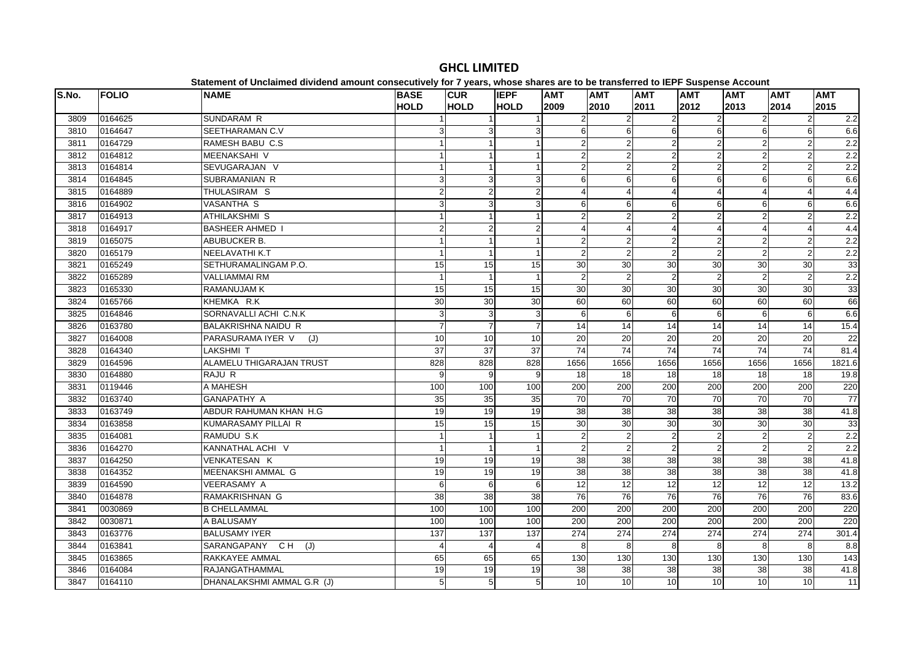# GHCL LIMITED

**Statement of Unclaimed dividend amount consecutively for 7 years, whose shares are to be transferred to IEPF Suspense Account**

| S.No. | FOLIO | NAME | BASE HOLD | CUR HOLD | IEPF HOLD | AMT 2009 | AMT 2010 | AMT 2011 | AMT 2012 | AMT 2013 | AMT 2014 | AMT 2015 |
|---|---|---|---|---|---|---|---|---|---|---|---|---|
| 3809 | 0164625 | SUNDARAM R | 1 | 1 | 1 | 2 | 2 | 2 | 2 | 2 | 2 | 2.2 |
| 3810 | 0164647 | SEETHARAMAN C.V | 3 | 3 | 3 | 6 | 6 | 6 | 6 | 6 | 6 | 6.6 |
| 3811 | 0164729 | RAMESH BABU C.S | 1 | 1 | 1 | 2 | 2 | 2 | 2 | 2 | 2 | 2.2 |
| 3812 | 0164812 | MEENAKSAHI V | 1 | 1 | 1 | 2 | 2 | 2 | 2 | 2 | 2 | 2.2 |
| 3813 | 0164814 | SEVUGARAJAN V | 1 | 1 | 1 | 2 | 2 | 2 | 2 | 2 | 2 | 2.2 |
| 3814 | 0164845 | SUBRAMANIAN R | 3 | 3 | 3 | 6 | 6 | 6 | 6 | 6 | 6 | 6.6 |
| 3815 | 0164889 | THULASIRAM S | 2 | 2 | 2 | 4 | 4 | 4 | 4 | 4 | 4 | 4.4 |
| 3816 | 0164902 | VASANTHA S | 3 | 3 | 3 | 6 | 6 | 6 | 6 | 6 | 6 | 6.6 |
| 3817 | 0164913 | ATHILAKSHMI S | 1 | 1 | 1 | 2 | 2 | 2 | 2 | 2 | 2 | 2.2 |
| 3818 | 0164917 | BASHEER AHMED I | 2 | 2 | 2 | 4 | 4 | 4 | 4 | 4 | 4 | 4.4 |
| 3819 | 0165075 | ABUBUCKER B. | 1 | 1 | 1 | 2 | 2 | 2 | 2 | 2 | 2 | 2.2 |
| 3820 | 0165179 | NEELAVATHI K.T | 1 | 1 | 1 | 2 | 2 | 2 | 2 | 2 | 2 | 2.2 |
| 3821 | 0165249 | SETHURAMALINGAM P.O. | 15 | 15 | 15 | 30 | 30 | 30 | 30 | 30 | 30 | 33 |
| 3822 | 0165289 | VALLIAMMAI RM | 1 | 1 | 1 | 2 | 2 | 2 | 2 | 2 | 2 | 2.2 |
| 3823 | 0165330 | RAMANUJAM K | 15 | 15 | 15 | 30 | 30 | 30 | 30 | 30 | 30 | 33 |
| 3824 | 0165766 | KHEMKA R.K | 30 | 30 | 30 | 60 | 60 | 60 | 60 | 60 | 60 | 66 |
| 3825 | 0164846 | SORNAVALLI ACHI C.N.K | 3 | 3 | 3 | 6 | 6 | 6 | 6 | 6 | 6 | 6.6 |
| 3826 | 0163780 | BALAKRISHNA NAIDU R | 7 | 7 | 7 | 14 | 14 | 14 | 14 | 14 | 14 | 15.4 |
| 3827 | 0164008 | PARASURAMA IYER V (J) | 10 | 10 | 10 | 20 | 20 | 20 | 20 | 20 | 20 | 22 |
| 3828 | 0164340 | LAKSHMI T | 37 | 37 | 37 | 74 | 74 | 74 | 74 | 74 | 74 | 81.4 |
| 3829 | 0164596 | ALAMELU THIGARAJAN TRUST | 828 | 828 | 828 | 1656 | 1656 | 1656 | 1656 | 1656 | 1656 | 1821.6 |
| 3830 | 0164880 | RAJU R | 9 | 9 | 9 | 18 | 18 | 18 | 18 | 18 | 18 | 19.8 |
| 3831 | 0119446 | A MAHESH | 100 | 100 | 100 | 200 | 200 | 200 | 200 | 200 | 200 | 220 |
| 3832 | 0163740 | GANAPATHY A | 35 | 35 | 35 | 70 | 70 | 70 | 70 | 70 | 70 | 77 |
| 3833 | 0163749 | ABDUR RAHUMAN KHAN H.G | 19 | 19 | 19 | 38 | 38 | 38 | 38 | 38 | 38 | 41.8 |
| 3834 | 0163858 | KUMARASAMY PILLAI R | 15 | 15 | 15 | 30 | 30 | 30 | 30 | 30 | 30 | 33 |
| 3835 | 0164081 | RAMUDU S.K | 1 | 1 | 1 | 2 | 2 | 2 | 2 | 2 | 2 | 2.2 |
| 3836 | 0164270 | KANNATHAL ACHI V | 1 | 1 | 1 | 2 | 2 | 2 | 2 | 2 | 2 | 2.2 |
| 3837 | 0164250 | VENKATESAN K | 19 | 19 | 19 | 38 | 38 | 38 | 38 | 38 | 38 | 41.8 |
| 3838 | 0164352 | MEENAKSHI AMMAL G | 19 | 19 | 19 | 38 | 38 | 38 | 38 | 38 | 38 | 41.8 |
| 3839 | 0164590 | VEERASAMY A | 6 | 6 | 6 | 12 | 12 | 12 | 12 | 12 | 12 | 13.2 |
| 3840 | 0164878 | RAMAKRISHNAN G | 38 | 38 | 38 | 76 | 76 | 76 | 76 | 76 | 76 | 83.6 |
| 3841 | 0030869 | B CHELLAMMAL | 100 | 100 | 100 | 200 | 200 | 200 | 200 | 200 | 200 | 220 |
| 3842 | 0030871 | A BALUSAMY | 100 | 100 | 100 | 200 | 200 | 200 | 200 | 200 | 200 | 220 |
| 3843 | 0163776 | BALUSAMY IYER | 137 | 137 | 137 | 274 | 274 | 274 | 274 | 274 | 274 | 301.4 |
| 3844 | 0163841 | SARANGAPANY C H (J) | 4 | 4 | 4 | 8 | 8 | 8 | 8 | 8 | 8 | 8.8 |
| 3845 | 0163865 | RAKKAYEE AMMAL | 65 | 65 | 65 | 130 | 130 | 130 | 130 | 130 | 130 | 143 |
| 3846 | 0164084 | RAJANGATHAMMAL | 19 | 19 | 19 | 38 | 38 | 38 | 38 | 38 | 38 | 41.8 |
| 3847 | 0164110 | DHANALAKSHMI AMMAL G.R (J) | 5 | 5 | 5 | 10 | 10 | 10 | 10 | 10 | 10 | 11 |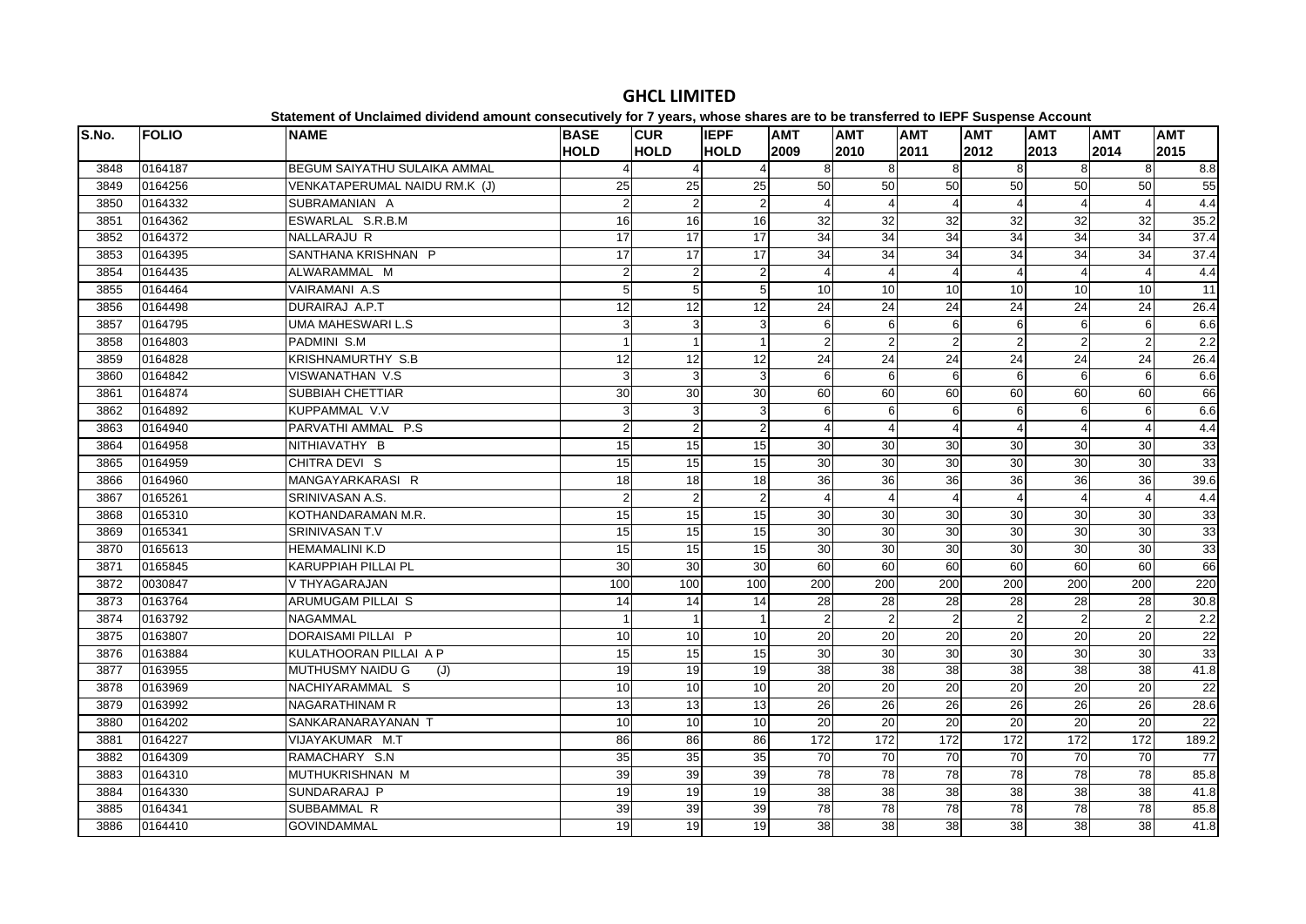# GHCL LIMITED

**Statement of Unclaimed dividend amount consecutively for 7 years, whose shares are to be transferred to IEPF Suspense Account**

| S.No. | FOLIO | NAME | BASE HOLD | CUR HOLD | IEPF HOLD | AMT 2009 | AMT 2010 | AMT 2011 | AMT 2012 | AMT 2013 | AMT 2014 | AMT 2015 |
|---|---|---|---|---|---|---|---|---|---|---|---|---|
| 3848 | 0164187 | BEGUM SAIYATHU SULAIKA AMMAL | 4 | 4 | 4 | 8 | 8 | 8 | 8 | 8 | 8 | 8.8 |
| 3849 | 0164256 | VENKATAPERUMAL NAIDU RM.K (J) | 25 | 25 | 25 | 50 | 50 | 50 | 50 | 50 | 50 | 55 |
| 3850 | 0164332 | SUBRAMANIAN A | 2 | 2 | 2 | 4 | 4 | 4 | 4 | 4 | 4 | 4.4 |
| 3851 | 0164362 | ESWARLAL S.R.B.M | 16 | 16 | 16 | 32 | 32 | 32 | 32 | 32 | 32 | 35.2 |
| 3852 | 0164372 | NALLARAJU R | 17 | 17 | 17 | 34 | 34 | 34 | 34 | 34 | 34 | 37.4 |
| 3853 | 0164395 | SANTHANA KRISHNAN P | 17 | 17 | 17 | 34 | 34 | 34 | 34 | 34 | 34 | 37.4 |
| 3854 | 0164435 | ALWARAMMAL M | 2 | 2 | 2 | 4 | 4 | 4 | 4 | 4 | 4 | 4.4 |
| 3855 | 0164464 | VAIRAMANI A.S | 5 | 5 | 5 | 10 | 10 | 10 | 10 | 10 | 10 | 11 |
| 3856 | 0164498 | DURAIRAJ A.P.T | 12 | 12 | 12 | 24 | 24 | 24 | 24 | 24 | 24 | 26.4 |
| 3857 | 0164795 | UMA MAHESWARI L.S | 3 | 3 | 3 | 6 | 6 | 6 | 6 | 6 | 6 | 6.6 |
| 3858 | 0164803 | PADMINI S.M | 1 | 1 | 1 | 2 | 2 | 2 | 2 | 2 | 2 | 2.2 |
| 3859 | 0164828 | KRISHNAMURTHY S.B | 12 | 12 | 12 | 24 | 24 | 24 | 24 | 24 | 24 | 26.4 |
| 3860 | 0164842 | VISWANATHAN V.S | 3 | 3 | 3 | 6 | 6 | 6 | 6 | 6 | 6 | 6.6 |
| 3861 | 0164874 | SUBBIAH CHETTIAR | 30 | 30 | 30 | 60 | 60 | 60 | 60 | 60 | 60 | 66 |
| 3862 | 0164892 | KUPPAMMAL V.V | 3 | 3 | 3 | 6 | 6 | 6 | 6 | 6 | 6 | 6.6 |
| 3863 | 0164940 | PARVATHI AMMAL P.S | 2 | 2 | 2 | 4 | 4 | 4 | 4 | 4 | 4 | 4.4 |
| 3864 | 0164958 | NITHIAVATHY B | 15 | 15 | 15 | 30 | 30 | 30 | 30 | 30 | 30 | 33 |
| 3865 | 0164959 | CHITRA DEVI S | 15 | 15 | 15 | 30 | 30 | 30 | 30 | 30 | 30 | 33 |
| 3866 | 0164960 | MANGAYARKARASI R | 18 | 18 | 18 | 36 | 36 | 36 | 36 | 36 | 36 | 39.6 |
| 3867 | 0165261 | SRINIVASAN A.S. | 2 | 2 | 2 | 4 | 4 | 4 | 4 | 4 | 4 | 4.4 |
| 3868 | 0165310 | KOTHANDARAMAN M.R. | 15 | 15 | 15 | 30 | 30 | 30 | 30 | 30 | 30 | 33 |
| 3869 | 0165341 | SRINIVASAN T.V | 15 | 15 | 15 | 30 | 30 | 30 | 30 | 30 | 30 | 33 |
| 3870 | 0165613 | HEMAMALINI K.D | 15 | 15 | 15 | 30 | 30 | 30 | 30 | 30 | 30 | 33 |
| 3871 | 0165845 | KARUPPIAH PILLAI PL | 30 | 30 | 30 | 60 | 60 | 60 | 60 | 60 | 60 | 66 |
| 3872 | 0030847 | V THYAGARAJAN | 100 | 100 | 100 | 200 | 200 | 200 | 200 | 200 | 200 | 220 |
| 3873 | 0163764 | ARUMUGAM PILLAI S | 14 | 14 | 14 | 28 | 28 | 28 | 28 | 28 | 28 | 30.8 |
| 3874 | 0163792 | NAGAMMAL | 1 | 1 | 1 | 2 | 2 | 2 | 2 | 2 | 2 | 2.2 |
| 3875 | 0163807 | DORAISAMI PILLAI P | 10 | 10 | 10 | 20 | 20 | 20 | 20 | 20 | 20 | 22 |
| 3876 | 0163884 | KULATHOORAN PILLAI A P | 15 | 15 | 15 | 30 | 30 | 30 | 30 | 30 | 30 | 33 |
| 3877 | 0163955 | MUTHUSMY NAIDU G (J) | 19 | 19 | 19 | 38 | 38 | 38 | 38 | 38 | 38 | 41.8 |
| 3878 | 0163969 | NACHIYARAMMAL S | 10 | 10 | 10 | 20 | 20 | 20 | 20 | 20 | 20 | 22 |
| 3879 | 0163992 | NAGARATHINAM R | 13 | 13 | 13 | 26 | 26 | 26 | 26 | 26 | 26 | 28.6 |
| 3880 | 0164202 | SANKARANARAYANAN T | 10 | 10 | 10 | 20 | 20 | 20 | 20 | 20 | 20 | 22 |
| 3881 | 0164227 | VIJAYAKUMAR M.T | 86 | 86 | 86 | 172 | 172 | 172 | 172 | 172 | 172 | 189.2 |
| 3882 | 0164309 | RAMACHARY S.N | 35 | 35 | 35 | 70 | 70 | 70 | 70 | 70 | 70 | 77 |
| 3883 | 0164310 | MUTHUKRISHNAN M | 39 | 39 | 39 | 78 | 78 | 78 | 78 | 78 | 78 | 85.8 |
| 3884 | 0164330 | SUNDARARAJ P | 19 | 19 | 19 | 38 | 38 | 38 | 38 | 38 | 38 | 41.8 |
| 3885 | 0164341 | SUBBAMMAL R | 39 | 39 | 39 | 78 | 78 | 78 | 78 | 78 | 78 | 85.8 |
| 3886 | 0164410 | GOVINDAMMAL | 19 | 19 | 19 | 38 | 38 | 38 | 38 | 38 | 38 | 41.8 |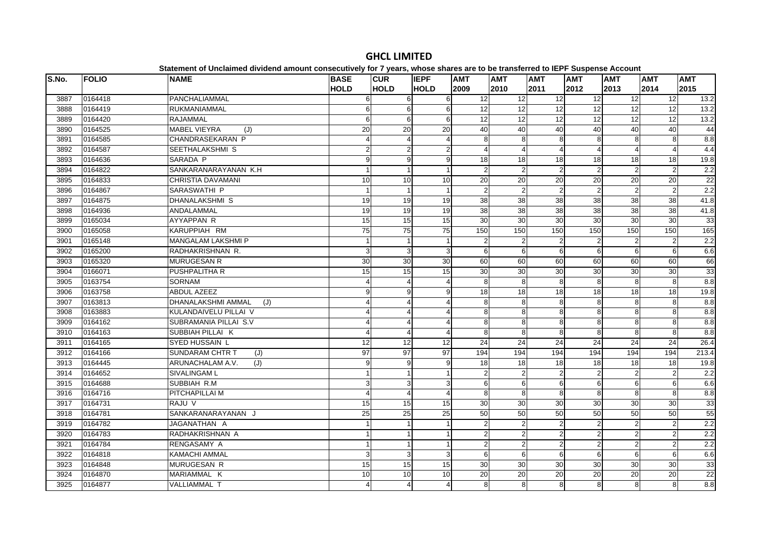# GHCL LIMITED

**Statement of Unclaimed dividend amount consecutively for 7 years, whose shares are to be transferred to IEPF Suspense Account**

| S.No. | FOLIO | NAME | BASE HOLD | CUR HOLD | IEPF HOLD | AMT 2009 | AMT 2010 | AMT 2011 | AMT 2012 | AMT 2013 | AMT 2014 | AMT 2015 |
|---|---|---|---|---|---|---|---|---|---|---|---|---|
| 3887 | 0164418 | PANCHALIAMMAL | 6 | 6 | 6 | 12 | 12 | 12 | 12 | 12 | 12 | 13.2 |
| 3888 | 0164419 | RUKMANIAMMAL | 6 | 6 | 6 | 12 | 12 | 12 | 12 | 12 | 12 | 13.2 |
| 3889 | 0164420 | RAJAMMAL | 6 | 6 | 6 | 12 | 12 | 12 | 12 | 12 | 12 | 13.2 |
| 3890 | 0164525 | MABEL VIEYRA (J) | 20 | 20 | 20 | 40 | 40 | 40 | 40 | 40 | 40 | 44 |
| 3891 | 0164585 | CHANDRASEKARAN P | 4 | 4 | 4 | 8 | 8 | 8 | 8 | 8 | 8 | 8.8 |
| 3892 | 0164587 | SEETHALAKSHMI S | 2 | 2 | 2 | 4 | 4 | 4 | 4 | 4 | 4 | 4.4 |
| 3893 | 0164636 | SARADA P | 9 | 9 | 9 | 18 | 18 | 18 | 18 | 18 | 18 | 19.8 |
| 3894 | 0164822 | SANKARANARAYANAN K.H | 1 | 1 | 1 | 2 | 2 | 2 | 2 | 2 | 2 | 2.2 |
| 3895 | 0164833 | CHRISTIA DAVAMANI | 10 | 10 | 10 | 20 | 20 | 20 | 20 | 20 | 20 | 22 |
| 3896 | 0164867 | SARASWATHI P | 1 | 1 | 1 | 2 | 2 | 2 | 2 | 2 | 2 | 2.2 |
| 3897 | 0164875 | DHANALAKSHMI S | 19 | 19 | 19 | 38 | 38 | 38 | 38 | 38 | 38 | 41.8 |
| 3898 | 0164936 | ANDALAMMAL | 19 | 19 | 19 | 38 | 38 | 38 | 38 | 38 | 38 | 41.8 |
| 3899 | 0165034 | AYYAPPAN R | 15 | 15 | 15 | 30 | 30 | 30 | 30 | 30 | 30 | 33 |
| 3900 | 0165058 | KARUPPIAH RM | 75 | 75 | 75 | 150 | 150 | 150 | 150 | 150 | 150 | 165 |
| 3901 | 0165148 | MANGALAM LAKSHMI P | 1 | 1 | 1 | 2 | 2 | 2 | 2 | 2 | 2 | 2.2 |
| 3902 | 0165200 | RADHAKRISHNAN R. | 3 | 3 | 3 | 6 | 6 | 6 | 6 | 6 | 6 | 6.6 |
| 3903 | 0165320 | MURUGESAN R | 30 | 30 | 30 | 60 | 60 | 60 | 60 | 60 | 60 | 66 |
| 3904 | 0166071 | PUSHPALITHA R | 15 | 15 | 15 | 30 | 30 | 30 | 30 | 30 | 30 | 33 |
| 3905 | 0163754 | SORNAM | 4 | 4 | 4 | 8 | 8 | 8 | 8 | 8 | 8 | 8.8 |
| 3906 | 0163758 | ABDUL AZEEZ | 9 | 9 | 9 | 18 | 18 | 18 | 18 | 18 | 18 | 19.8 |
| 3907 | 0163813 | DHANALAKSHMI AMMAL (J) | 4 | 4 | 4 | 8 | 8 | 8 | 8 | 8 | 8 | 8.8 |
| 3908 | 0163883 | KULANDAIVELU PILLAI V | 4 | 4 | 4 | 8 | 8 | 8 | 8 | 8 | 8 | 8.8 |
| 3909 | 0164162 | SUBRAMANIA PILLAI S.V | 4 | 4 | 4 | 8 | 8 | 8 | 8 | 8 | 8 | 8.8 |
| 3910 | 0164163 | SUBBIAH PILLAI K | 4 | 4 | 4 | 8 | 8 | 8 | 8 | 8 | 8 | 8.8 |
| 3911 | 0164165 | SYED HUSSAIN L | 12 | 12 | 12 | 24 | 24 | 24 | 24 | 24 | 24 | 26.4 |
| 3912 | 0164166 | SUNDARAM CHTR T (J) | 97 | 97 | 97 | 194 | 194 | 194 | 194 | 194 | 194 | 213.4 |
| 3913 | 0164445 | ARUNACHALAM A.V. (J) | 9 | 9 | 9 | 18 | 18 | 18 | 18 | 18 | 18 | 19.8 |
| 3914 | 0164652 | SIVALINGAM L | 1 | 1 | 1 | 2 | 2 | 2 | 2 | 2 | 2 | 2.2 |
| 3915 | 0164688 | SUBBIAH R.M | 3 | 3 | 3 | 6 | 6 | 6 | 6 | 6 | 6 | 6.6 |
| 3916 | 0164716 | PITCHAPILLAI M | 4 | 4 | 4 | 8 | 8 | 8 | 8 | 8 | 8 | 8.8 |
| 3917 | 0164731 | RAJU V | 15 | 15 | 15 | 30 | 30 | 30 | 30 | 30 | 30 | 33 |
| 3918 | 0164781 | SANKARANARAYANAN J | 25 | 25 | 25 | 50 | 50 | 50 | 50 | 50 | 50 | 55 |
| 3919 | 0164782 | JAGANATHAN A | 1 | 1 | 1 | 2 | 2 | 2 | 2 | 2 | 2 | 2.2 |
| 3920 | 0164783 | RADHAKRISHNAN A | 1 | 1 | 1 | 2 | 2 | 2 | 2 | 2 | 2 | 2.2 |
| 3921 | 0164784 | RENGASAMY A | 1 | 1 | 1 | 2 | 2 | 2 | 2 | 2 | 2 | 2.2 |
| 3922 | 0164818 | KAMACHI AMMAL | 3 | 3 | 3 | 6 | 6 | 6 | 6 | 6 | 6 | 6.6 |
| 3923 | 0164848 | MURUGESAN R | 15 | 15 | 15 | 30 | 30 | 30 | 30 | 30 | 30 | 33 |
| 3924 | 0164870 | MARIAMMAL K | 10 | 10 | 10 | 20 | 20 | 20 | 20 | 20 | 20 | 22 |
| 3925 | 0164877 | VALLIAMMAL T | 4 | 4 | 4 | 8 | 8 | 8 | 8 | 8 | 8 | 8.8 |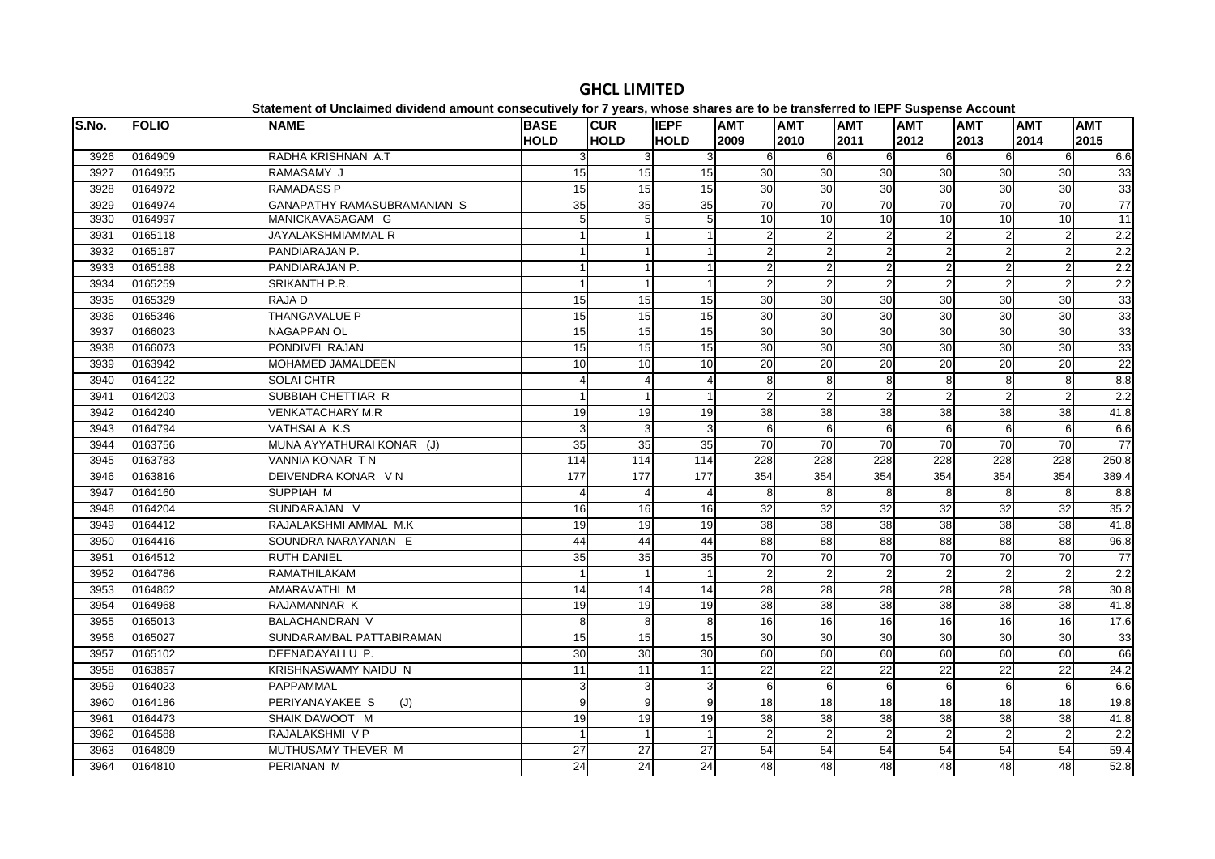# GHCL LIMITED

**Statement of Unclaimed dividend amount consecutively for 7 years, whose shares are to be transferred to IEPF Suspense Account**

| S.No. | FOLIO | NAME | BASE HOLD | CUR HOLD | IEPF HOLD | AMT 2009 | AMT 2010 | AMT 2011 | AMT 2012 | AMT 2013 | AMT 2014 | AMT 2015 |
|---|---|---|---|---|---|---|---|---|---|---|---|---|
| 3926 | 0164909 | RADHA KRISHNAN A.T | 3 | 3 | 3 | 6 | 6 | 6 | 6 | 6 | 6 | 6.6 |
| 3927 | 0164955 | RAMASAMY J | 15 | 15 | 15 | 30 | 30 | 30 | 30 | 30 | 30 | 33 |
| 3928 | 0164972 | RAMADASS P | 15 | 15 | 15 | 30 | 30 | 30 | 30 | 30 | 30 | 33 |
| 3929 | 0164974 | GANAPATHY RAMASUBRAMANIAN S | 35 | 35 | 35 | 70 | 70 | 70 | 70 | 70 | 70 | 77 |
| 3930 | 0164997 | MANICKAVASAGAM G | 5 | 5 | 5 | 10 | 10 | 10 | 10 | 10 | 10 | 11 |
| 3931 | 0165118 | JAYALAKSHMIAMMAL R | 1 | 1 | 1 | 2 | 2 | 2 | 2 | 2 | 2 | 2.2 |
| 3932 | 0165187 | PANDIARAJAN P. | 1 | 1 | 1 | 2 | 2 | 2 | 2 | 2 | 2 | 2.2 |
| 3933 | 0165188 | PANDIARAJAN P. | 1 | 1 | 1 | 2 | 2 | 2 | 2 | 2 | 2 | 2.2 |
| 3934 | 0165259 | SRIKANTH P.R. | 1 | 1 | 1 | 2 | 2 | 2 | 2 | 2 | 2 | 2.2 |
| 3935 | 0165329 | RAJA D | 15 | 15 | 15 | 30 | 30 | 30 | 30 | 30 | 30 | 33 |
| 3936 | 0165346 | THANGAVALUE P | 15 | 15 | 15 | 30 | 30 | 30 | 30 | 30 | 30 | 33 |
| 3937 | 0166023 | NAGAPPAN OL | 15 | 15 | 15 | 30 | 30 | 30 | 30 | 30 | 30 | 33 |
| 3938 | 0166073 | PONDIVEL RAJAN | 15 | 15 | 15 | 30 | 30 | 30 | 30 | 30 | 30 | 33 |
| 3939 | 0163942 | MOHAMED JAMALDEEN | 10 | 10 | 10 | 20 | 20 | 20 | 20 | 20 | 20 | 22 |
| 3940 | 0164122 | SOLAI CHTR | 4 | 4 | 4 | 8 | 8 | 8 | 8 | 8 | 8 | 8.8 |
| 3941 | 0164203 | SUBBIAH CHETTIAR R | 1 | 1 | 1 | 2 | 2 | 2 | 2 | 2 | 2 | 2.2 |
| 3942 | 0164240 | VENKATACHARY M.R | 19 | 19 | 19 | 38 | 38 | 38 | 38 | 38 | 38 | 41.8 |
| 3943 | 0164794 | VATHSALA K.S | 3 | 3 | 3 | 6 | 6 | 6 | 6 | 6 | 6 | 6.6 |
| 3944 | 0163756 | MUNA AYYATHURAI KONAR (J) | 35 | 35 | 35 | 70 | 70 | 70 | 70 | 70 | 70 | 77 |
| 3945 | 0163783 | VANNIA KONAR T N | 114 | 114 | 114 | 228 | 228 | 228 | 228 | 228 | 228 | 250.8 |
| 3946 | 0163816 | DEIVENDRA KONAR V N | 177 | 177 | 177 | 354 | 354 | 354 | 354 | 354 | 354 | 389.4 |
| 3947 | 0164160 | SUPPIAH M | 4 | 4 | 4 | 8 | 8 | 8 | 8 | 8 | 8 | 8.8 |
| 3948 | 0164204 | SUNDARAJAN V | 16 | 16 | 16 | 32 | 32 | 32 | 32 | 32 | 32 | 35.2 |
| 3949 | 0164412 | RAJALAKSHMI AMMAL M.K | 19 | 19 | 19 | 38 | 38 | 38 | 38 | 38 | 38 | 41.8 |
| 3950 | 0164416 | SOUNDRA NARAYANAN E | 44 | 44 | 44 | 88 | 88 | 88 | 88 | 88 | 88 | 96.8 |
| 3951 | 0164512 | RUTH DANIEL | 35 | 35 | 35 | 70 | 70 | 70 | 70 | 70 | 70 | 77 |
| 3952 | 0164786 | RAMATHILAKAM | 1 | 1 | 1 | 2 | 2 | 2 | 2 | 2 | 2 | 2.2 |
| 3953 | 0164862 | AMARAVATHI M | 14 | 14 | 14 | 28 | 28 | 28 | 28 | 28 | 28 | 30.8 |
| 3954 | 0164968 | RAJAMANNAR K | 19 | 19 | 19 | 38 | 38 | 38 | 38 | 38 | 38 | 41.8 |
| 3955 | 0165013 | BALACHANDRAN V | 8 | 8 | 8 | 16 | 16 | 16 | 16 | 16 | 16 | 17.6 |
| 3956 | 0165027 | SUNDARAMBAL PATTABIRAMAN | 15 | 15 | 15 | 30 | 30 | 30 | 30 | 30 | 30 | 33 |
| 3957 | 0165102 | DEENADAYALLU P. | 30 | 30 | 30 | 60 | 60 | 60 | 60 | 60 | 60 | 66 |
| 3958 | 0163857 | KRISHNASWAMY NAIDU N | 11 | 11 | 11 | 22 | 22 | 22 | 22 | 22 | 22 | 24.2 |
| 3959 | 0164023 | PAPPAMMAL | 3 | 3 | 3 | 6 | 6 | 6 | 6 | 6 | 6 | 6.6 |
| 3960 | 0164186 | PERIYANAYAKEE S (J) | 9 | 9 | 9 | 18 | 18 | 18 | 18 | 18 | 18 | 19.8 |
| 3961 | 0164473 | SHAIK DAWOOT M | 19 | 19 | 19 | 38 | 38 | 38 | 38 | 38 | 38 | 41.8 |
| 3962 | 0164588 | RAJALAKSHMI V P | 1 | 1 | 1 | 2 | 2 | 2 | 2 | 2 | 2 | 2.2 |
| 3963 | 0164809 | MUTHUSAMY THEVER M | 27 | 27 | 27 | 54 | 54 | 54 | 54 | 54 | 54 | 59.4 |
| 3964 | 0164810 | PERIANAN M | 24 | 24 | 24 | 48 | 48 | 48 | 48 | 48 | 48 | 52.8 |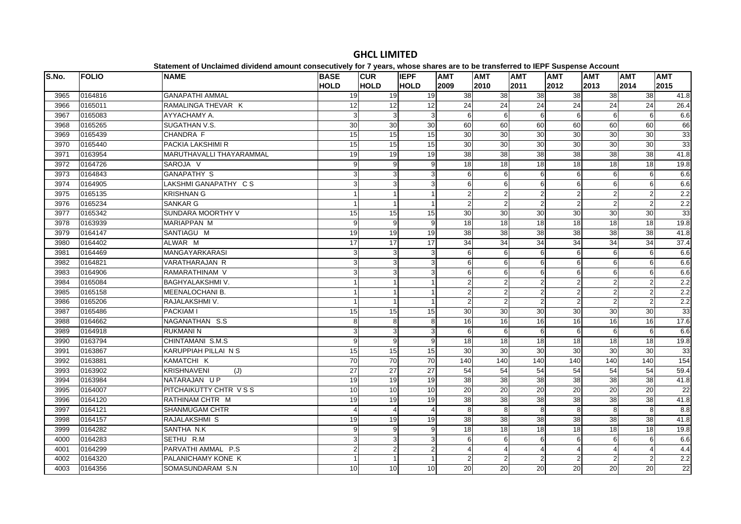# GHCL LIMITED

**Statement of Unclaimed dividend amount consecutively for 7 years, whose shares are to be transferred to IEPF Suspense Account**

| S.No. | FOLIO | NAME | BASE HOLD | CUR HOLD | IEPF HOLD | AMT 2009 | AMT 2010 | AMT 2011 | AMT 2012 | AMT 2013 | AMT 2014 | AMT 2015 |
|---|---|---|---|---|---|---|---|---|---|---|---|---|
| 3965 | 0164816 | GANAPATHI AMMAL | 19 | 19 | 19 | 38 | 38 | 38 | 38 | 38 | 38 | 41.8 |
| 3966 | 0165011 | RAMALINGA THEVAR K | 12 | 12 | 12 | 24 | 24 | 24 | 24 | 24 | 24 | 26.4 |
| 3967 | 0165083 | AYYACHAMY A. | 3 | 3 | 3 | 6 | 6 | 6 | 6 | 6 | 6 | 6.6 |
| 3968 | 0165265 | SUGATHAN V.S. | 30 | 30 | 30 | 60 | 60 | 60 | 60 | 60 | 60 | 66 |
| 3969 | 0165439 | CHANDRA F | 15 | 15 | 15 | 30 | 30 | 30 | 30 | 30 | 30 | 33 |
| 3970 | 0165440 | PACKIA LAKSHIMI R | 15 | 15 | 15 | 30 | 30 | 30 | 30 | 30 | 30 | 33 |
| 3971 | 0163954 | MARUTHAVALLI THAYARAMMAL | 19 | 19 | 19 | 38 | 38 | 38 | 38 | 38 | 38 | 41.8 |
| 3972 | 0164726 | SAROJA V | 9 | 9 | 9 | 18 | 18 | 18 | 18 | 18 | 18 | 19.8 |
| 3973 | 0164843 | GANAPATHY S | 3 | 3 | 3 | 6 | 6 | 6 | 6 | 6 | 6 | 6.6 |
| 3974 | 0164905 | LAKSHMI GANAPATHY C S | 3 | 3 | 3 | 6 | 6 | 6 | 6 | 6 | 6 | 6.6 |
| 3975 | 0165135 | KRISHNAN G | 1 | 1 | 1 | 2 | 2 | 2 | 2 | 2 | 2 | 2.2 |
| 3976 | 0165234 | SANKAR G | 1 | 1 | 1 | 2 | 2 | 2 | 2 | 2 | 2 | 2.2 |
| 3977 | 0165342 | SUNDARA MOORTHY V | 15 | 15 | 15 | 30 | 30 | 30 | 30 | 30 | 30 | 33 |
| 3978 | 0163939 | MARIAPPAN M | 9 | 9 | 9 | 18 | 18 | 18 | 18 | 18 | 18 | 19.8 |
| 3979 | 0164147 | SANTIAGU M | 19 | 19 | 19 | 38 | 38 | 38 | 38 | 38 | 38 | 41.8 |
| 3980 | 0164402 | ALWAR M | 17 | 17 | 17 | 34 | 34 | 34 | 34 | 34 | 34 | 37.4 |
| 3981 | 0164469 | MANGAYARKARASI | 3 | 3 | 3 | 6 | 6 | 6 | 6 | 6 | 6 | 6.6 |
| 3982 | 0164821 | VARATHARAJAN R | 3 | 3 | 3 | 6 | 6 | 6 | 6 | 6 | 6 | 6.6 |
| 3983 | 0164906 | RAMARATHINAM V | 3 | 3 | 3 | 6 | 6 | 6 | 6 | 6 | 6 | 6.6 |
| 3984 | 0165084 | BAGHYALAKSHMI V. | 1 | 1 | 1 | 2 | 2 | 2 | 2 | 2 | 2 | 2.2 |
| 3985 | 0165158 | MEENALOCHANI B. | 1 | 1 | 1 | 2 | 2 | 2 | 2 | 2 | 2 | 2.2 |
| 3986 | 0165206 | RAJALAKSHMI V. | 1 | 1 | 1 | 2 | 2 | 2 | 2 | 2 | 2 | 2.2 |
| 3987 | 0165486 | PACKIAM I | 15 | 15 | 15 | 30 | 30 | 30 | 30 | 30 | 30 | 33 |
| 3988 | 0164662 | NAGANATHAN S.S | 8 | 8 | 8 | 16 | 16 | 16 | 16 | 16 | 16 | 17.6 |
| 3989 | 0164918 | RUKMANI N | 3 | 3 | 3 | 6 | 6 | 6 | 6 | 6 | 6 | 6.6 |
| 3990 | 0163794 | CHINTAMANI S.M.S | 9 | 9 | 9 | 18 | 18 | 18 | 18 | 18 | 18 | 19.8 |
| 3991 | 0163867 | KARUPPIAH PILLAI N S | 15 | 15 | 15 | 30 | 30 | 30 | 30 | 30 | 30 | 33 |
| 3992 | 0163881 | KAMATCHI K | 70 | 70 | 70 | 140 | 140 | 140 | 140 | 140 | 140 | 154 |
| 3993 | 0163902 | KRISHNAVENI (J) | 27 | 27 | 27 | 54 | 54 | 54 | 54 | 54 | 54 | 59.4 |
| 3994 | 0163984 | NATARAJAN U P | 19 | 19 | 19 | 38 | 38 | 38 | 38 | 38 | 38 | 41.8 |
| 3995 | 0164007 | PITCHAIKUTTY CHTR V S S | 10 | 10 | 10 | 20 | 20 | 20 | 20 | 20 | 20 | 22 |
| 3996 | 0164120 | RATHINAM CHTR M | 19 | 19 | 19 | 38 | 38 | 38 | 38 | 38 | 38 | 41.8 |
| 3997 | 0164121 | SHANMUGAM CHTR | 4 | 4 | 4 | 8 | 8 | 8 | 8 | 8 | 8 | 8.8 |
| 3998 | 0164157 | RAJALAKSHMI S | 19 | 19 | 19 | 38 | 38 | 38 | 38 | 38 | 38 | 41.8 |
| 3999 | 0164282 | SANTHA N.K | 9 | 9 | 9 | 18 | 18 | 18 | 18 | 18 | 18 | 19.8 |
| 4000 | 0164283 | SETHU R.M | 3 | 3 | 3 | 6 | 6 | 6 | 6 | 6 | 6 | 6.6 |
| 4001 | 0164299 | PARVATHI AMMAL P.S | 2 | 2 | 2 | 4 | 4 | 4 | 4 | 4 | 4 | 4.4 |
| 4002 | 0164320 | PALANICHAMY KONE K | 1 | 1 | 1 | 2 | 2 | 2 | 2 | 2 | 2 | 2.2 |
| 4003 | 0164356 | SOMASUNDARAM S.N | 10 | 10 | 10 | 20 | 20 | 20 | 20 | 20 | 20 | 22 |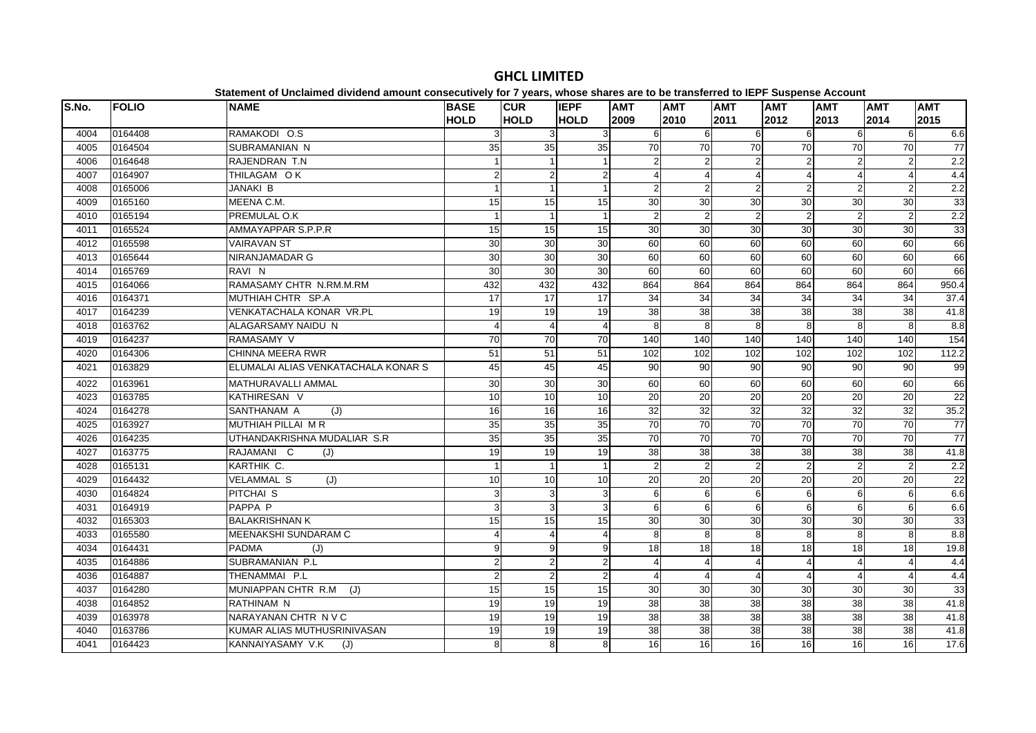# GHCL LIMITED

**Statement of Unclaimed dividend amount consecutively for 7 years, whose shares are to be transferred to IEPF Suspense Account**

| S.No. | FOLIO | NAME | BASE HOLD | CUR HOLD | IEPF HOLD | AMT 2009 | AMT 2010 | AMT 2011 | AMT 2012 | AMT 2013 | AMT 2014 | AMT 2015 |
|---|---|---|---|---|---|---|---|---|---|---|---|---|
| 4004 | 0164408 | RAMAKODI O.S | 3 | 3 | 3 | 6 | 6 | 6 | 6 | 6 | 6 | 6.6 |
| 4005 | 0164504 | SUBRAMANIAN N | 35 | 35 | 35 | 70 | 70 | 70 | 70 | 70 | 70 | 77 |
| 4006 | 0164648 | RAJENDRAN T.N | 1 | 1 | 1 | 2 | 2 | 2 | 2 | 2 | 2 | 2.2 |
| 4007 | 0164907 | THILAGAM O K | 2 | 2 | 2 | 4 | 4 | 4 | 4 | 4 | 4 | 4.4 |
| 4008 | 0165006 | JANAKI B | 1 | 1 | 1 | 2 | 2 | 2 | 2 | 2 | 2 | 2.2 |
| 4009 | 0165160 | MEENA C.M. | 15 | 15 | 15 | 30 | 30 | 30 | 30 | 30 | 30 | 33 |
| 4010 | 0165194 | PREMULAL O.K | 1 | 1 | 1 | 2 | 2 | 2 | 2 | 2 | 2 | 2.2 |
| 4011 | 0165524 | AMMAYAPPAR S.P.P.R | 15 | 15 | 15 | 30 | 30 | 30 | 30 | 30 | 30 | 33 |
| 4012 | 0165598 | VAIRAVAN ST | 30 | 30 | 30 | 60 | 60 | 60 | 60 | 60 | 60 | 66 |
| 4013 | 0165644 | NIRANJAMADAR G | 30 | 30 | 30 | 60 | 60 | 60 | 60 | 60 | 60 | 66 |
| 4014 | 0165769 | RAVI N | 30 | 30 | 30 | 60 | 60 | 60 | 60 | 60 | 60 | 66 |
| 4015 | 0164066 | RAMASAMY CHTR N.RM.M.RM | 432 | 432 | 432 | 864 | 864 | 864 | 864 | 864 | 864 | 950.4 |
| 4016 | 0164371 | MUTHIAH CHTR SP.A | 17 | 17 | 17 | 34 | 34 | 34 | 34 | 34 | 34 | 37.4 |
| 4017 | 0164239 | VENKATACHALA KONAR VR.PL | 19 | 19 | 19 | 38 | 38 | 38 | 38 | 38 | 38 | 41.8 |
| 4018 | 0163762 | ALAGARSAMY NAIDU N | 4 | 4 | 4 | 8 | 8 | 8 | 8 | 8 | 8 | 8.8 |
| 4019 | 0164237 | RAMASAMY V | 70 | 70 | 70 | 140 | 140 | 140 | 140 | 140 | 140 | 154 |
| 4020 | 0164306 | CHINNA MEERA RWR | 51 | 51 | 51 | 102 | 102 | 102 | 102 | 102 | 102 | 112.2 |
| 4021 | 0163829 | ELUMALAI ALIAS VENKATACHALA KONAR S | 45 | 45 | 45 | 90 | 90 | 90 | 90 | 90 | 90 | 99 |
| 4022 | 0163961 | MATHURAVALLI AMMAL | 30 | 30 | 30 | 60 | 60 | 60 | 60 | 60 | 60 | 66 |
| 4023 | 0163785 | KATHIRESAN V | 10 | 10 | 10 | 20 | 20 | 20 | 20 | 20 | 20 | 22 |
| 4024 | 0164278 | SANTHANAM A (J) | 16 | 16 | 16 | 32 | 32 | 32 | 32 | 32 | 32 | 35.2 |
| 4025 | 0163927 | MUTHIAH PILLAI M R | 35 | 35 | 35 | 70 | 70 | 70 | 70 | 70 | 70 | 77 |
| 4026 | 0164235 | UTHANDAKRISHNA MUDALIAR S.R | 35 | 35 | 35 | 70 | 70 | 70 | 70 | 70 | 70 | 77 |
| 4027 | 0163775 | RAJAMANI C (J) | 19 | 19 | 19 | 38 | 38 | 38 | 38 | 38 | 38 | 41.8 |
| 4028 | 0165131 | KARTHIK C. | 1 | 1 | 1 | 2 | 2 | 2 | 2 | 2 | 2 | 2.2 |
| 4029 | 0164432 | VELAMMAL S (J) | 10 | 10 | 10 | 20 | 20 | 20 | 20 | 20 | 20 | 22 |
| 4030 | 0164824 | PITCHAI S | 3 | 3 | 3 | 6 | 6 | 6 | 6 | 6 | 6 | 6.6 |
| 4031 | 0164919 | PAPPA P | 3 | 3 | 3 | 6 | 6 | 6 | 6 | 6 | 6 | 6.6 |
| 4032 | 0165303 | BALAKRISHNAN K | 15 | 15 | 15 | 30 | 30 | 30 | 30 | 30 | 30 | 33 |
| 4033 | 0165580 | MEENAKSHI SUNDARAM C | 4 | 4 | 4 | 8 | 8 | 8 | 8 | 8 | 8 | 8.8 |
| 4034 | 0164431 | PADMA (J) | 9 | 9 | 9 | 18 | 18 | 18 | 18 | 18 | 18 | 19.8 |
| 4035 | 0164886 | SUBRAMANIAN P.L | 2 | 2 | 2 | 4 | 4 | 4 | 4 | 4 | 4 | 4.4 |
| 4036 | 0164887 | THENAMMAI P.L | 2 | 2 | 2 | 4 | 4 | 4 | 4 | 4 | 4 | 4.4 |
| 4037 | 0164280 | MUNIAPPAN CHTR R.M (J) | 15 | 15 | 15 | 30 | 30 | 30 | 30 | 30 | 30 | 33 |
| 4038 | 0164852 | RATHINAM N | 19 | 19 | 19 | 38 | 38 | 38 | 38 | 38 | 38 | 41.8 |
| 4039 | 0163978 | NARAYANAN CHTR N V C | 19 | 19 | 19 | 38 | 38 | 38 | 38 | 38 | 38 | 41.8 |
| 4040 | 0163786 | KUMAR ALIAS MUTHUSRINIVASAN | 19 | 19 | 19 | 38 | 38 | 38 | 38 | 38 | 38 | 41.8 |
| 4041 | 0164423 | KANNAIYASAMY V.K (J) | 8 | 8 | 8 | 16 | 16 | 16 | 16 | 16 | 16 | 17.6 |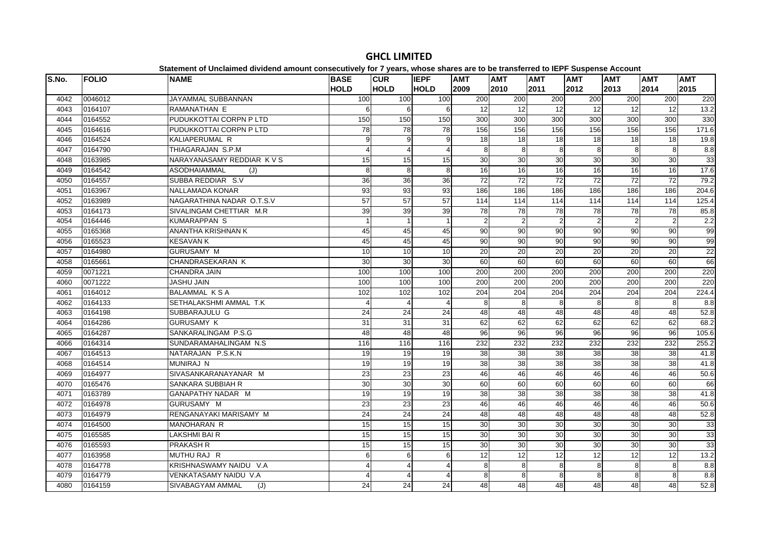# GHCL LIMITED

**Statement of Unclaimed dividend amount consecutively for 7 years, whose shares are to be transferred to IEPF Suspense Account**

| S.No. | FOLIO | NAME | BASE HOLD | CUR HOLD | IEPF HOLD | AMT 2009 | AMT 2010 | AMT 2011 | AMT 2012 | AMT 2013 | AMT 2014 | AMT 2015 |
|---|---|---|---|---|---|---|---|---|---|---|---|---|
| 4042 | 0046012 | JAYAMMAL SUBBANNAN | 100 | 100 | 100 | 200 | 200 | 200 | 200 | 200 | 200 | 220 |
| 4043 | 0164107 | RAMANATHAN E | 6 | 6 | 6 | 12 | 12 | 12 | 12 | 12 | 12 | 13.2 |
| 4044 | 0164552 | PUDUKKOTTAI CORPN P LTD | 150 | 150 | 150 | 300 | 300 | 300 | 300 | 300 | 300 | 330 |
| 4045 | 0164616 | PUDUKKOTTAI CORPN P LTD | 78 | 78 | 78 | 156 | 156 | 156 | 156 | 156 | 156 | 171.6 |
| 4046 | 0164524 | KALIAPERUMAL R | 9 | 9 | 9 | 18 | 18 | 18 | 18 | 18 | 18 | 19.8 |
| 4047 | 0164790 | THIAGARAJAN S.P.M | 4 | 4 | 4 | 8 | 8 | 8 | 8 | 8 | 8 | 8.8 |
| 4048 | 0163985 | NARAYANASAMY REDDIAR K V S | 15 | 15 | 15 | 30 | 30 | 30 | 30 | 30 | 30 | 33 |
| 4049 | 0164542 | ASODHAIAMMAL (J) | 8 | 8 | 8 | 16 | 16 | 16 | 16 | 16 | 16 | 17.6 |
| 4050 | 0164557 | SUBBA REDDIAR S.V | 36 | 36 | 36 | 72 | 72 | 72 | 72 | 72 | 72 | 79.2 |
| 4051 | 0163967 | NALLAMADA KONAR | 93 | 93 | 93 | 186 | 186 | 186 | 186 | 186 | 186 | 204.6 |
| 4052 | 0163989 | NAGARATHINA NADAR O.T.S.V | 57 | 57 | 57 | 114 | 114 | 114 | 114 | 114 | 114 | 125.4 |
| 4053 | 0164173 | SIVALINGAM CHETTIAR M.R | 39 | 39 | 39 | 78 | 78 | 78 | 78 | 78 | 78 | 85.8 |
| 4054 | 0164446 | KUMARAPPAN S | 1 | 1 | 1 | 2 | 2 | 2 | 2 | 2 | 2 | 2.2 |
| 4055 | 0165368 | ANANTHA KRISHNAN K | 45 | 45 | 45 | 90 | 90 | 90 | 90 | 90 | 90 | 99 |
| 4056 | 0165523 | KESAVAN K | 45 | 45 | 45 | 90 | 90 | 90 | 90 | 90 | 90 | 99 |
| 4057 | 0164980 | GURUSAMY M | 10 | 10 | 10 | 20 | 20 | 20 | 20 | 20 | 20 | 22 |
| 4058 | 0165661 | CHANDRASEKARAN K | 30 | 30 | 30 | 60 | 60 | 60 | 60 | 60 | 60 | 66 |
| 4059 | 0071221 | CHANDRA JAIN | 100 | 100 | 100 | 200 | 200 | 200 | 200 | 200 | 200 | 220 |
| 4060 | 0071222 | JASHU JAIN | 100 | 100 | 100 | 200 | 200 | 200 | 200 | 200 | 200 | 220 |
| 4061 | 0164012 | BALAMMAL K S A | 102 | 102 | 102 | 204 | 204 | 204 | 204 | 204 | 204 | 224.4 |
| 4062 | 0164133 | SETHALAKSHMI AMMAL T.K | 4 | 4 | 4 | 8 | 8 | 8 | 8 | 8 | 8 | 8.8 |
| 4063 | 0164198 | SUBBARAJULU G | 24 | 24 | 24 | 48 | 48 | 48 | 48 | 48 | 48 | 52.8 |
| 4064 | 0164286 | GURUSAMY K | 31 | 31 | 31 | 62 | 62 | 62 | 62 | 62 | 62 | 68.2 |
| 4065 | 0164287 | SANKARALINGAM P.S.G | 48 | 48 | 48 | 96 | 96 | 96 | 96 | 96 | 96 | 105.6 |
| 4066 | 0164314 | SUNDARAMAHALINGAM N.S | 116 | 116 | 116 | 232 | 232 | 232 | 232 | 232 | 232 | 255.2 |
| 4067 | 0164513 | NATARAJAN P.S.K.N | 19 | 19 | 19 | 38 | 38 | 38 | 38 | 38 | 38 | 41.8 |
| 4068 | 0164514 | MUNIRAJ N | 19 | 19 | 19 | 38 | 38 | 38 | 38 | 38 | 38 | 41.8 |
| 4069 | 0164977 | SIVASANKARANAYANAR M | 23 | 23 | 23 | 46 | 46 | 46 | 46 | 46 | 46 | 50.6 |
| 4070 | 0165476 | SANKARA SUBBIAH R | 30 | 30 | 30 | 60 | 60 | 60 | 60 | 60 | 60 | 66 |
| 4071 | 0163789 | GANAPATHY NADAR M | 19 | 19 | 19 | 38 | 38 | 38 | 38 | 38 | 38 | 41.8 |
| 4072 | 0164978 | GURUSAMY M | 23 | 23 | 23 | 46 | 46 | 46 | 46 | 46 | 46 | 50.6 |
| 4073 | 0164979 | RENGANAYAKI MARISAMY M | 24 | 24 | 24 | 48 | 48 | 48 | 48 | 48 | 48 | 52.8 |
| 4074 | 0164500 | MANOHARAN R | 15 | 15 | 15 | 30 | 30 | 30 | 30 | 30 | 30 | 33 |
| 4075 | 0165585 | LAKSHMI BAI R | 15 | 15 | 15 | 30 | 30 | 30 | 30 | 30 | 30 | 33 |
| 4076 | 0165593 | PRAKASH R | 15 | 15 | 15 | 30 | 30 | 30 | 30 | 30 | 30 | 33 |
| 4077 | 0163958 | MUTHU RAJ R | 6 | 6 | 6 | 12 | 12 | 12 | 12 | 12 | 12 | 13.2 |
| 4078 | 0164778 | KRISHNASWAMY NAIDU V.A | 4 | 4 | 4 | 8 | 8 | 8 | 8 | 8 | 8 | 8.8 |
| 4079 | 0164779 | VENKATASAMY NAIDU V.A | 4 | 4 | 4 | 8 | 8 | 8 | 8 | 8 | 8 | 8.8 |
| 4080 | 0164159 | SIVABAGYAM AMMAL (J) | 24 | 24 | 24 | 48 | 48 | 48 | 48 | 48 | 48 | 52.8 |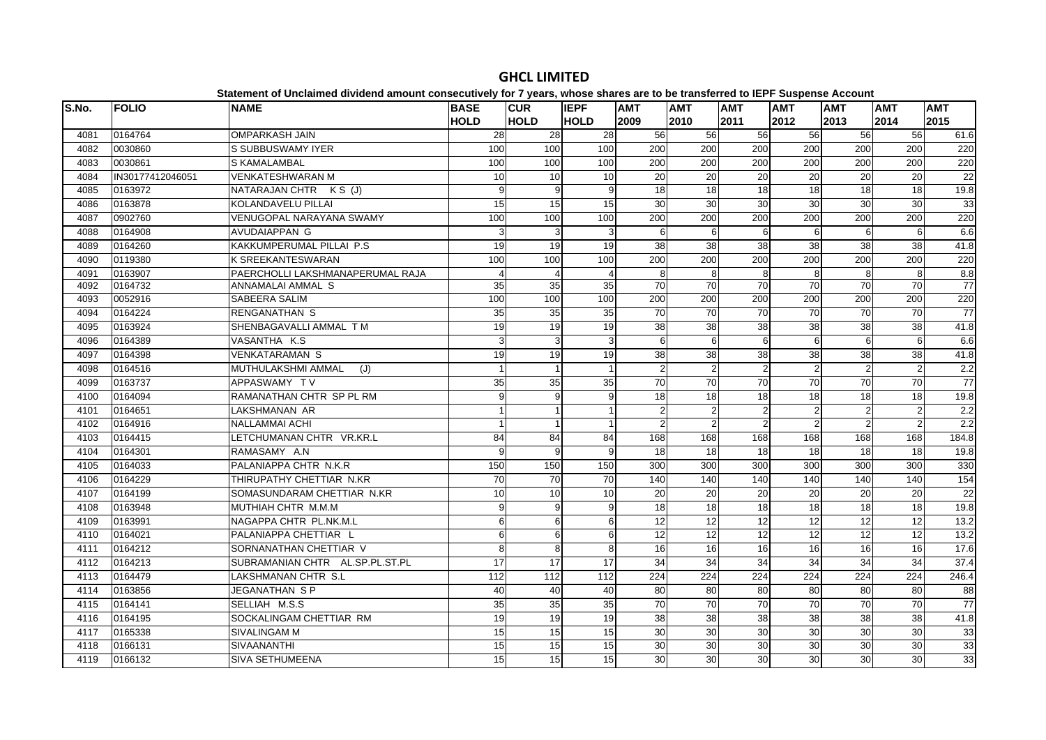# GHCL LIMITED

**Statement of Unclaimed dividend amount consecutively for 7 years, whose shares are to be transferred to IEPF Suspense Account**

| S.No. | FOLIO | NAME | BASE HOLD | CUR HOLD | IEPF HOLD | AMT 2009 | AMT 2010 | AMT 2011 | AMT 2012 | AMT 2013 | AMT 2014 | AMT 2015 |
|---|---|---|---|---|---|---|---|---|---|---|---|---|
| 4081 | 0164764 | OMPARKASH JAIN | 28 | 28 | 28 | 56 | 56 | 56 | 56 | 56 | 56 | 61.6 |
| 4082 | 0030860 | S SUBBUSWAMY IYER | 100 | 100 | 100 | 200 | 200 | 200 | 200 | 200 | 200 | 220 |
| 4083 | 0030861 | S KAMALAMBAL | 100 | 100 | 100 | 200 | 200 | 200 | 200 | 200 | 200 | 220 |
| 4084 | IN30177412046051 | VENKATESHWARAN M | 10 | 10 | 10 | 20 | 20 | 20 | 20 | 20 | 20 | 22 |
| 4085 | 0163972 | NATARAJAN CHTR K S (J) | 9 | 9 | 9 | 18 | 18 | 18 | 18 | 18 | 18 | 19.8 |
| 4086 | 0163878 | KOLANDAVELU PILLAI | 15 | 15 | 15 | 30 | 30 | 30 | 30 | 30 | 30 | 33 |
| 4087 | 0902760 | VENUGOPAL NARAYANA SWAMY | 100 | 100 | 100 | 200 | 200 | 200 | 200 | 200 | 200 | 220 |
| 4088 | 0164908 | AVUDAIAPPAN G | 3 | 3 | 3 | 6 | 6 | 6 | 6 | 6 | 6 | 6.6 |
| 4089 | 0164260 | KAKKUMPERUMAL PILLAI P.S | 19 | 19 | 19 | 38 | 38 | 38 | 38 | 38 | 38 | 41.8 |
| 4090 | 0119380 | K SREEKANTESWARAN | 100 | 100 | 100 | 200 | 200 | 200 | 200 | 200 | 200 | 220 |
| 4091 | 0163907 | PAERCHOLLI LAKSHMANAPERUMAL RAJA | 4 | 4 | 4 | 8 | 8 | 8 | 8 | 8 | 8 | 8.8 |
| 4092 | 0164732 | ANNAMALAI AMMAL S | 35 | 35 | 35 | 70 | 70 | 70 | 70 | 70 | 70 | 77 |
| 4093 | 0052916 | SABEERA SALIM | 100 | 100 | 100 | 200 | 200 | 200 | 200 | 200 | 200 | 220 |
| 4094 | 0164224 | RENGANATHAN S | 35 | 35 | 35 | 70 | 70 | 70 | 70 | 70 | 70 | 77 |
| 4095 | 0163924 | SHENBAGAVALLI AMMAL T M | 19 | 19 | 19 | 38 | 38 | 38 | 38 | 38 | 38 | 41.8 |
| 4096 | 0164389 | VASANTHA K.S | 3 | 3 | 3 | 6 | 6 | 6 | 6 | 6 | 6 | 6.6 |
| 4097 | 0164398 | VENKATARAMAN S | 19 | 19 | 19 | 38 | 38 | 38 | 38 | 38 | 38 | 41.8 |
| 4098 | 0164516 | MUTHULAKSHMI AMMAL (J) | 1 | 1 | 1 | 2 | 2 | 2 | 2 | 2 | 2 | 2.2 |
| 4099 | 0163737 | APPASWAMY T V | 35 | 35 | 35 | 70 | 70 | 70 | 70 | 70 | 70 | 77 |
| 4100 | 0164094 | RAMANATHAN CHTR SP PL RM | 9 | 9 | 9 | 18 | 18 | 18 | 18 | 18 | 18 | 19.8 |
| 4101 | 0164651 | LAKSHMANAN AR | 1 | 1 | 1 | 2 | 2 | 2 | 2 | 2 | 2 | 2.2 |
| 4102 | 0164916 | NALLAMMAI ACHI | 1 | 1 | 1 | 2 | 2 | 2 | 2 | 2 | 2 | 2.2 |
| 4103 | 0164415 | LETCHUMANAN CHTR VR.KR.L | 84 | 84 | 84 | 168 | 168 | 168 | 168 | 168 | 168 | 184.8 |
| 4104 | 0164301 | RAMASAMY A.N | 9 | 9 | 9 | 18 | 18 | 18 | 18 | 18 | 18 | 19.8 |
| 4105 | 0164033 | PALANIAPPA CHTR N.K.R | 150 | 150 | 150 | 300 | 300 | 300 | 300 | 300 | 300 | 330 |
| 4106 | 0164229 | THIRUPATHY CHETTIAR N.KR | 70 | 70 | 70 | 140 | 140 | 140 | 140 | 140 | 140 | 154 |
| 4107 | 0164199 | SOMASUNDARAM CHETTIAR N.KR | 10 | 10 | 10 | 20 | 20 | 20 | 20 | 20 | 20 | 22 |
| 4108 | 0163948 | MUTHIAH CHTR M.M.M | 9 | 9 | 9 | 18 | 18 | 18 | 18 | 18 | 18 | 19.8 |
| 4109 | 0163991 | NAGAPPA CHTR PL.NK.M.L | 6 | 6 | 6 | 12 | 12 | 12 | 12 | 12 | 12 | 13.2 |
| 4110 | 0164021 | PALANIAPPA CHETTIAR L | 6 | 6 | 6 | 12 | 12 | 12 | 12 | 12 | 12 | 13.2 |
| 4111 | 0164212 | SORNANATHAN CHETTIAR V | 8 | 8 | 8 | 16 | 16 | 16 | 16 | 16 | 16 | 17.6 |
| 4112 | 0164213 | SUBRAMANIAN CHTR AL.SP.PL.ST.PL | 17 | 17 | 17 | 34 | 34 | 34 | 34 | 34 | 34 | 37.4 |
| 4113 | 0164479 | LAKSHMANAN CHTR S.L | 112 | 112 | 112 | 224 | 224 | 224 | 224 | 224 | 224 | 246.4 |
| 4114 | 0163856 | JEGANATHAN S P | 40 | 40 | 40 | 80 | 80 | 80 | 80 | 80 | 80 | 88 |
| 4115 | 0164141 | SELLIAH M.S.S | 35 | 35 | 35 | 70 | 70 | 70 | 70 | 70 | 70 | 77 |
| 4116 | 0164195 | SOCKALINGAM CHETTIAR RM | 19 | 19 | 19 | 38 | 38 | 38 | 38 | 38 | 38 | 41.8 |
| 4117 | 0165338 | SIVALINGAM M | 15 | 15 | 15 | 30 | 30 | 30 | 30 | 30 | 30 | 33 |
| 4118 | 0166131 | SIVAANANTHI | 15 | 15 | 15 | 30 | 30 | 30 | 30 | 30 | 30 | 33 |
| 4119 | 0166132 | SIVA SETHUMEENA | 15 | 15 | 15 | 30 | 30 | 30 | 30 | 30 | 30 | 33 |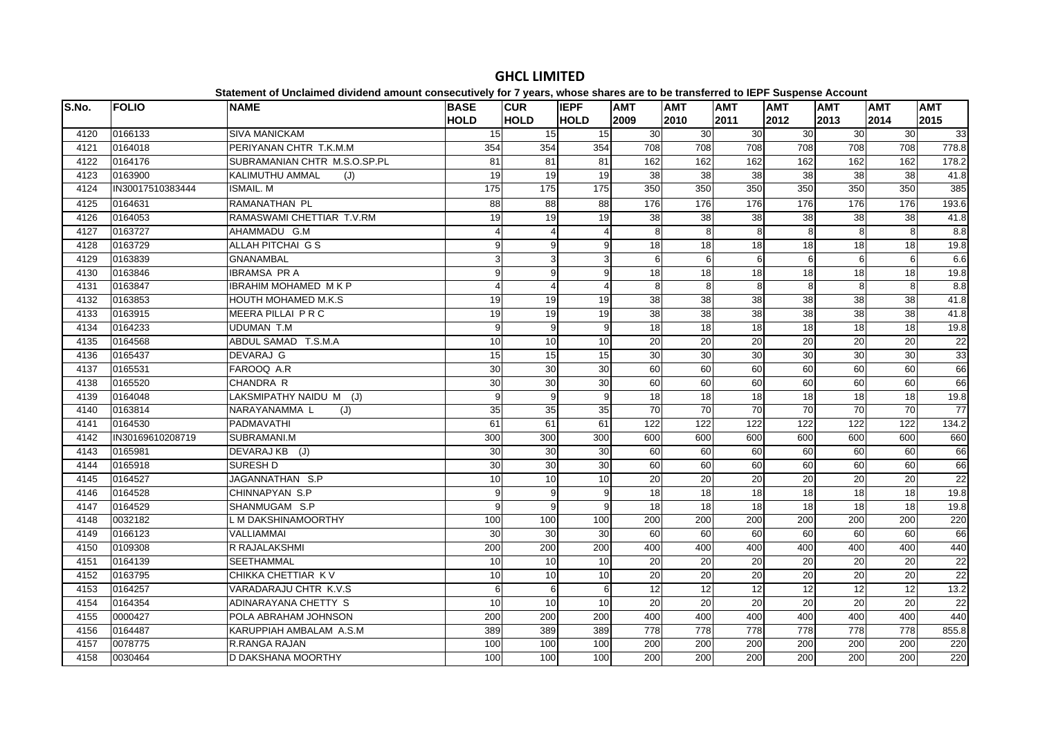# GHCL LIMITED

**Statement of Unclaimed dividend amount consecutively for 7 years, whose shares are to be transferred to IEPF Suspense Account**

| S.No. | FOLIO | NAME | BASE HOLD | CUR HOLD | IEPF HOLD | AMT 2009 | AMT 2010 | AMT 2011 | AMT 2012 | AMT 2013 | AMT 2014 | AMT 2015 |
|---|---|---|---|---|---|---|---|---|---|---|---|---|
| 4120 | 0166133 | SIVA MANICKAM | 15 | 15 | 15 | 30 | 30 | 30 | 30 | 30 | 30 | 33 |
| 4121 | 0164018 | PERIYANAN CHTR T.K.M.M | 354 | 354 | 354 | 708 | 708 | 708 | 708 | 708 | 708 | 778.8 |
| 4122 | 0164176 | SUBRAMANIAN CHTR M.S.O.SP.PL | 81 | 81 | 81 | 162 | 162 | 162 | 162 | 162 | 162 | 178.2 |
| 4123 | 0163900 | KALIMUTHU AMMAL (J) | 19 | 19 | 19 | 38 | 38 | 38 | 38 | 38 | 38 | 41.8 |
| 4124 | IN30017510383444 | ISMAIL. M | 175 | 175 | 175 | 350 | 350 | 350 | 350 | 350 | 350 | 385 |
| 4125 | 0164631 | RAMANATHAN PL | 88 | 88 | 88 | 176 | 176 | 176 | 176 | 176 | 176 | 193.6 |
| 4126 | 0164053 | RAMASWAMI CHETTIAR T.V.RM | 19 | 19 | 19 | 38 | 38 | 38 | 38 | 38 | 38 | 41.8 |
| 4127 | 0163727 | AHAMMADU G.M | 4 | 4 | 4 | 8 | 8 | 8 | 8 | 8 | 8 | 8.8 |
| 4128 | 0163729 | ALLAH PITCHAI G S | 9 | 9 | 9 | 18 | 18 | 18 | 18 | 18 | 18 | 19.8 |
| 4129 | 0163839 | GNANAMBAL | 3 | 3 | 3 | 6 | 6 | 6 | 6 | 6 | 6 | 6.6 |
| 4130 | 0163846 | IBRAMSA PR A | 9 | 9 | 9 | 18 | 18 | 18 | 18 | 18 | 18 | 19.8 |
| 4131 | 0163847 | IBRAHIM MOHAMED M K P | 4 | 4 | 4 | 8 | 8 | 8 | 8 | 8 | 8 | 8.8 |
| 4132 | 0163853 | HOUTH MOHAMED M.K.S | 19 | 19 | 19 | 38 | 38 | 38 | 38 | 38 | 38 | 41.8 |
| 4133 | 0163915 | MEERA PILLAI P R C | 19 | 19 | 19 | 38 | 38 | 38 | 38 | 38 | 38 | 41.8 |
| 4134 | 0164233 | UDUMAN T.M | 9 | 9 | 9 | 18 | 18 | 18 | 18 | 18 | 18 | 19.8 |
| 4135 | 0164568 | ABDUL SAMAD T.S.M.A | 10 | 10 | 10 | 20 | 20 | 20 | 20 | 20 | 20 | 22 |
| 4136 | 0165437 | DEVARAJ G | 15 | 15 | 15 | 30 | 30 | 30 | 30 | 30 | 30 | 33 |
| 4137 | 0165531 | FAROOQ A.R | 30 | 30 | 30 | 60 | 60 | 60 | 60 | 60 | 60 | 66 |
| 4138 | 0165520 | CHANDRA R | 30 | 30 | 30 | 60 | 60 | 60 | 60 | 60 | 60 | 66 |
| 4139 | 0164048 | LAKSMIPATHY NAIDU M (J) | 9 | 9 | 9 | 18 | 18 | 18 | 18 | 18 | 18 | 19.8 |
| 4140 | 0163814 | NARAYANAMMA L (J) | 35 | 35 | 35 | 70 | 70 | 70 | 70 | 70 | 70 | 77 |
| 4141 | 0164530 | PADMAVATHI | 61 | 61 | 61 | 122 | 122 | 122 | 122 | 122 | 122 | 134.2 |
| 4142 | IN30169610208719 | SUBRAMANI.M | 300 | 300 | 300 | 600 | 600 | 600 | 600 | 600 | 600 | 660 |
| 4143 | 0165981 | DEVARAJ KB (J) | 30 | 30 | 30 | 60 | 60 | 60 | 60 | 60 | 60 | 66 |
| 4144 | 0165918 | SURESH D | 30 | 30 | 30 | 60 | 60 | 60 | 60 | 60 | 60 | 66 |
| 4145 | 0164527 | JAGANNATHAN S.P | 10 | 10 | 10 | 20 | 20 | 20 | 20 | 20 | 20 | 22 |
| 4146 | 0164528 | CHINNAPYAN S.P | 9 | 9 | 9 | 18 | 18 | 18 | 18 | 18 | 18 | 19.8 |
| 4147 | 0164529 | SHANMUGAM S.P | 9 | 9 | 9 | 18 | 18 | 18 | 18 | 18 | 18 | 19.8 |
| 4148 | 0032182 | L M DAKSHINAMOORTHY | 100 | 100 | 100 | 200 | 200 | 200 | 200 | 200 | 200 | 220 |
| 4149 | 0166123 | VALLIAMMAI | 30 | 30 | 30 | 60 | 60 | 60 | 60 | 60 | 60 | 66 |
| 4150 | 0109308 | R RAJALAKSHMI | 200 | 200 | 200 | 400 | 400 | 400 | 400 | 400 | 400 | 440 |
| 4151 | 0164139 | SEETHAMMAL | 10 | 10 | 10 | 20 | 20 | 20 | 20 | 20 | 20 | 22 |
| 4152 | 0163795 | CHIKKA CHETTIAR K V | 10 | 10 | 10 | 20 | 20 | 20 | 20 | 20 | 20 | 22 |
| 4153 | 0164257 | VARADARAJU CHTR K.V.S | 6 | 6 | 6 | 12 | 12 | 12 | 12 | 12 | 12 | 13.2 |
| 4154 | 0164354 | ADINARAYANA CHETTY S | 10 | 10 | 10 | 20 | 20 | 20 | 20 | 20 | 20 | 22 |
| 4155 | 0000427 | POLA ABRAHAM JOHNSON | 200 | 200 | 200 | 400 | 400 | 400 | 400 | 400 | 400 | 440 |
| 4156 | 0164487 | KARUPPIAH AMBALAM A.S.M | 389 | 389 | 389 | 778 | 778 | 778 | 778 | 778 | 778 | 855.8 |
| 4157 | 0078775 | R.RANGA RAJAN | 100 | 100 | 100 | 200 | 200 | 200 | 200 | 200 | 200 | 220 |
| 4158 | 0030464 | D DAKSHANA MOORTHY | 100 | 100 | 100 | 200 | 200 | 200 | 200 | 200 | 200 | 220 |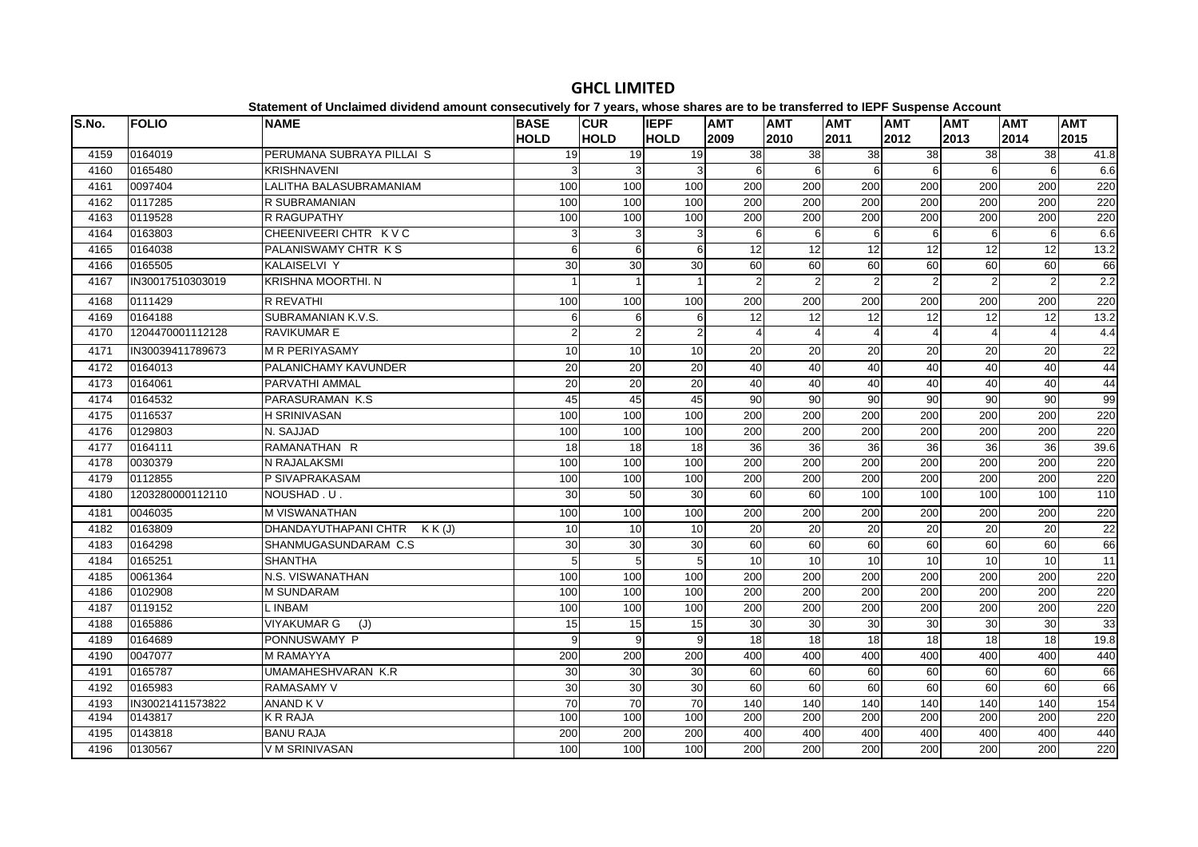# GHCL LIMITED

**Statement of Unclaimed dividend amount consecutively for 7 years, whose shares are to be transferred to IEPF Suspense Account**

| S.No. | FOLIO | NAME | BASE HOLD | CUR HOLD | IEPF HOLD | AMT 2009 | AMT 2010 | AMT 2011 | AMT 2012 | AMT 2013 | AMT 2014 | AMT 2015 |
|---|---|---|---|---|---|---|---|---|---|---|---|---|
| 4159 | 0164019 | PERUMANA SUBRAYA PILLAI S | 19 | 19 | 19 | 38 | 38 | 38 | 38 | 38 | 38 | 41.8 |
| 4160 | 0165480 | KRISHNAVENI | 3 | 3 | 3 | 6 | 6 | 6 | 6 | 6 | 6 | 6.6 |
| 4161 | 0097404 | LALITHA BALASUBRAMANIAM | 100 | 100 | 100 | 200 | 200 | 200 | 200 | 200 | 200 | 220 |
| 4162 | 0117285 | R SUBRAMANIAN | 100 | 100 | 100 | 200 | 200 | 200 | 200 | 200 | 200 | 220 |
| 4163 | 0119528 | R RAGUPATHY | 100 | 100 | 100 | 200 | 200 | 200 | 200 | 200 | 200 | 220 |
| 4164 | 0163803 | CHEENIVEERI CHTR K V C | 3 | 3 | 3 | 6 | 6 | 6 | 6 | 6 | 6 | 6.6 |
| 4165 | 0164038 | PALANISWAMY CHTR K S | 6 | 6 | 6 | 12 | 12 | 12 | 12 | 12 | 12 | 13.2 |
| 4166 | 0165505 | KALAISELVI Y | 30 | 30 | 30 | 60 | 60 | 60 | 60 | 60 | 60 | 66 |
| 4167 | IN30017510303019 | KRISHNA MOORTHI. N | 1 | 1 | 1 | 2 | 2 | 2 | 2 | 2 | 2 | 2.2 |
| 4168 | 0111429 | R REVATHI | 100 | 100 | 100 | 200 | 200 | 200 | 200 | 200 | 200 | 220 |
| 4169 | 0164188 | SUBRAMANIAN K.V.S. | 6 | 6 | 6 | 12 | 12 | 12 | 12 | 12 | 12 | 13.2 |
| 4170 | 1204470001112128 | RAVIKUMAR E | 2 | 2 | 2 | 4 | 4 | 4 | 4 | 4 | 4 | 4.4 |
| 4171 | IN30039411789673 | M R PERIYASAMY | 10 | 10 | 10 | 20 | 20 | 20 | 20 | 20 | 20 | 22 |
| 4172 | 0164013 | PALANICHAMY KAVUNDER | 20 | 20 | 20 | 40 | 40 | 40 | 40 | 40 | 40 | 44 |
| 4173 | 0164061 | PARVATHI AMMAL | 20 | 20 | 20 | 40 | 40 | 40 | 40 | 40 | 40 | 44 |
| 4174 | 0164532 | PARASURAMAN K.S | 45 | 45 | 45 | 90 | 90 | 90 | 90 | 90 | 90 | 99 |
| 4175 | 0116537 | H SRINIVASAN | 100 | 100 | 100 | 200 | 200 | 200 | 200 | 200 | 200 | 220 |
| 4176 | 0129803 | N. SAJJAD | 100 | 100 | 100 | 200 | 200 | 200 | 200 | 200 | 200 | 220 |
| 4177 | 0164111 | RAMANATHAN R | 18 | 18 | 18 | 36 | 36 | 36 | 36 | 36 | 36 | 39.6 |
| 4178 | 0030379 | N RAJALAKSMI | 100 | 100 | 100 | 200 | 200 | 200 | 200 | 200 | 200 | 220 |
| 4179 | 0112855 | P SIVAPRAKASAM | 100 | 100 | 100 | 200 | 200 | 200 | 200 | 200 | 200 | 220 |
| 4180 | 1203280000112110 | NOUSHAD . U . | 30 | 50 | 30 | 60 | 60 | 100 | 100 | 100 | 100 | 110 |
| 4181 | 0046035 | M VISWANATHAN | 100 | 100 | 100 | 200 | 200 | 200 | 200 | 200 | 200 | 220 |
| 4182 | 0163809 | DHANDAYUTHAPANI CHTR K K (J) | 10 | 10 | 10 | 20 | 20 | 20 | 20 | 20 | 20 | 22 |
| 4183 | 0164298 | SHANMUGASUNDARAM C.S | 30 | 30 | 30 | 60 | 60 | 60 | 60 | 60 | 60 | 66 |
| 4184 | 0165251 | SHANTHA | 5 | 5 | 5 | 10 | 10 | 10 | 10 | 10 | 10 | 11 |
| 4185 | 0061364 | N.S. VISWANATHAN | 100 | 100 | 100 | 200 | 200 | 200 | 200 | 200 | 200 | 220 |
| 4186 | 0102908 | M SUNDARAM | 100 | 100 | 100 | 200 | 200 | 200 | 200 | 200 | 200 | 220 |
| 4187 | 0119152 | L INBAM | 100 | 100 | 100 | 200 | 200 | 200 | 200 | 200 | 200 | 220 |
| 4188 | 0165886 | VIYAKUMAR G (J) | 15 | 15 | 15 | 30 | 30 | 30 | 30 | 30 | 30 | 33 |
| 4189 | 0164689 | PONNUSWAMY P | 9 | 9 | 9 | 18 | 18 | 18 | 18 | 18 | 18 | 19.8 |
| 4190 | 0047077 | M RAMAYYA | 200 | 200 | 200 | 400 | 400 | 400 | 400 | 400 | 400 | 440 |
| 4191 | 0165787 | UMAMAHESHVARAN K.R | 30 | 30 | 30 | 60 | 60 | 60 | 60 | 60 | 60 | 66 |
| 4192 | 0165983 | RAMASAMY V | 30 | 30 | 30 | 60 | 60 | 60 | 60 | 60 | 60 | 66 |
| 4193 | IN30021411573822 | ANAND K V | 70 | 70 | 70 | 140 | 140 | 140 | 140 | 140 | 140 | 154 |
| 4194 | 0143817 | K R RAJA | 100 | 100 | 100 | 200 | 200 | 200 | 200 | 200 | 200 | 220 |
| 4195 | 0143818 | BANU RAJA | 200 | 200 | 200 | 400 | 400 | 400 | 400 | 400 | 400 | 440 |
| 4196 | 0130567 | V M SRINIVASAN | 100 | 100 | 100 | 200 | 200 | 200 | 200 | 200 | 200 | 220 |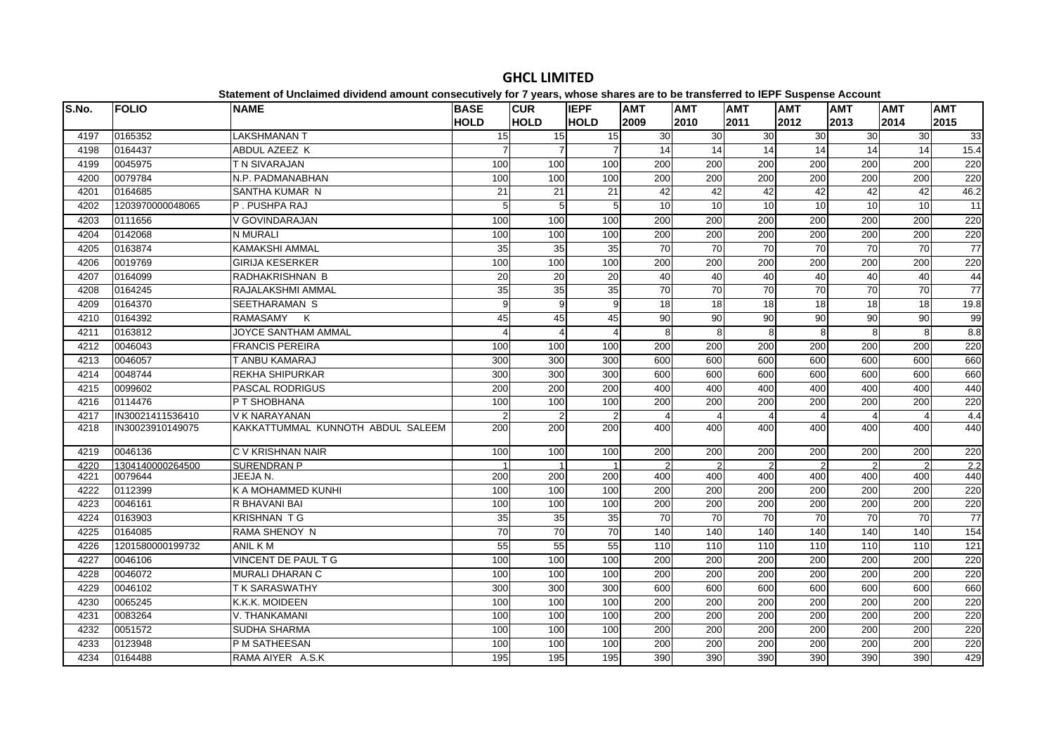# GHCL LIMITED

**Statement of Unclaimed dividend amount consecutively for 7 years, whose shares are to be transferred to IEPF Suspense Account**

| S.No. | FOLIO | NAME | BASE HOLD | CUR HOLD | IEPF HOLD | AMT 2009 | AMT 2010 | AMT 2011 | AMT 2012 | AMT 2013 | AMT 2014 | AMT 2015 |
|---|---|---|---|---|---|---|---|---|---|---|---|---|
| 4197 | 0165352 | LAKSHMANAN T | 15 | 15 | 15 | 30 | 30 | 30 | 30 | 30 | 30 | 33 |
| 4198 | 0164437 | ABDUL AZEEZ K | 7 | 7 | 7 | 14 | 14 | 14 | 14 | 14 | 14 | 15.4 |
| 4199 | 0045975 | T N SIVARAJAN | 100 | 100 | 100 | 200 | 200 | 200 | 200 | 200 | 200 | 220 |
| 4200 | 0079784 | N.P. PADMANABHAN | 100 | 100 | 100 | 200 | 200 | 200 | 200 | 200 | 200 | 220 |
| 4201 | 0164685 | SANTHA KUMAR N | 21 | 21 | 21 | 42 | 42 | 42 | 42 | 42 | 42 | 46.2 |
| 4202 | 1203970000048065 | P . PUSHPA RAJ | 5 | 5 | 5 | 10 | 10 | 10 | 10 | 10 | 10 | 11 |
| 4203 | 0111656 | V GOVINDARAJAN | 100 | 100 | 100 | 200 | 200 | 200 | 200 | 200 | 200 | 220 |
| 4204 | 0142068 | N MURALI | 100 | 100 | 100 | 200 | 200 | 200 | 200 | 200 | 200 | 220 |
| 4205 | 0163874 | KAMAKSHI AMMAL | 35 | 35 | 35 | 70 | 70 | 70 | 70 | 70 | 70 | 77 |
| 4206 | 0019769 | GIRIJA KESERKER | 100 | 100 | 100 | 200 | 200 | 200 | 200 | 200 | 200 | 220 |
| 4207 | 0164099 | RADHAKRISHNAN B | 20 | 20 | 20 | 40 | 40 | 40 | 40 | 40 | 40 | 44 |
| 4208 | 0164245 | RAJALAKSHMI AMMAL | 35 | 35 | 35 | 70 | 70 | 70 | 70 | 70 | 70 | 77 |
| 4209 | 0164370 | SEETHARAMAN S | 9 | 9 | 9 | 18 | 18 | 18 | 18 | 18 | 18 | 19.8 |
| 4210 | 0164392 | RAMASAMY K | 45 | 45 | 45 | 90 | 90 | 90 | 90 | 90 | 90 | 99 |
| 4211 | 0163812 | JOYCE SANTHAM AMMAL | 4 | 4 | 4 | 8 | 8 | 8 | 8 | 8 | 8 | 8.8 |
| 4212 | 0046043 | FRANCIS PEREIRA | 100 | 100 | 100 | 200 | 200 | 200 | 200 | 200 | 200 | 220 |
| 4213 | 0046057 | T ANBU KAMARAJ | 300 | 300 | 300 | 600 | 600 | 600 | 600 | 600 | 600 | 660 |
| 4214 | 0048744 | REKHA SHIPURKAR | 300 | 300 | 300 | 600 | 600 | 600 | 600 | 600 | 600 | 660 |
| 4215 | 0099602 | PASCAL RODRIGUS | 200 | 200 | 200 | 400 | 400 | 400 | 400 | 400 | 400 | 440 |
| 4216 | 0114476 | P T SHOBHANA | 100 | 100 | 100 | 200 | 200 | 200 | 200 | 200 | 200 | 220 |
| 4217 | IN30021411536410 | V K NARAYANAN | 2 | 2 | 2 | 4 | 4 | 4 | 4 | 4 | 4 | 4.4 |
| 4218 | IN30023910149075 | KAKKATTUMMAL KUNNOTH ABDUL SALEEM | 200 | 200 | 200 | 400 | 400 | 400 | 400 | 400 | 400 | 440 |
| 4219 | 0046136 | C V KRISHNAN NAIR | 100 | 100 | 100 | 200 | 200 | 200 | 200 | 200 | 200 | 220 |
| 4220 | 1304140000264500 | SURENDRAN P | 1 | 1 | 1 | 2 | 2 | 2 | 2 | 2 | 2 | 2.2 |
| 4221 | 0079644 | JEEJA N. | 200 | 200 | 200 | 400 | 400 | 400 | 400 | 400 | 400 | 440 |
| 4222 | 0112399 | K A MOHAMMED KUNHI | 100 | 100 | 100 | 200 | 200 | 200 | 200 | 200 | 200 | 220 |
| 4223 | 0046161 | R BHAVANI BAI | 100 | 100 | 100 | 200 | 200 | 200 | 200 | 200 | 200 | 220 |
| 4224 | 0163903 | KRISHNAN T G | 35 | 35 | 35 | 70 | 70 | 70 | 70 | 70 | 70 | 77 |
| 4225 | 0164085 | RAMA SHENOY N | 70 | 70 | 70 | 140 | 140 | 140 | 140 | 140 | 140 | 154 |
| 4226 | 1201580000199732 | ANIL K M | 55 | 55 | 55 | 110 | 110 | 110 | 110 | 110 | 110 | 121 |
| 4227 | 0046106 | VINCENT DE PAUL T G | 100 | 100 | 100 | 200 | 200 | 200 | 200 | 200 | 200 | 220 |
| 4228 | 0046072 | MURALI DHARAN C | 100 | 100 | 100 | 200 | 200 | 200 | 200 | 200 | 200 | 220 |
| 4229 | 0046102 | T K SARASWATHY | 300 | 300 | 300 | 600 | 600 | 600 | 600 | 600 | 600 | 660 |
| 4230 | 0065245 | K.K.K. MOIDEEN | 100 | 100 | 100 | 200 | 200 | 200 | 200 | 200 | 200 | 220 |
| 4231 | 0083264 | V. THANKAMANI | 100 | 100 | 100 | 200 | 200 | 200 | 200 | 200 | 200 | 220 |
| 4232 | 0051572 | SUDHA SHARMA | 100 | 100 | 100 | 200 | 200 | 200 | 200 | 200 | 200 | 220 |
| 4233 | 0123948 | P M SATHEESAN | 100 | 100 | 100 | 200 | 200 | 200 | 200 | 200 | 200 | 220 |
| 4234 | 0164488 | RAMA AIYER A.S.K | 195 | 195 | 195 | 390 | 390 | 390 | 390 | 390 | 390 | 429 |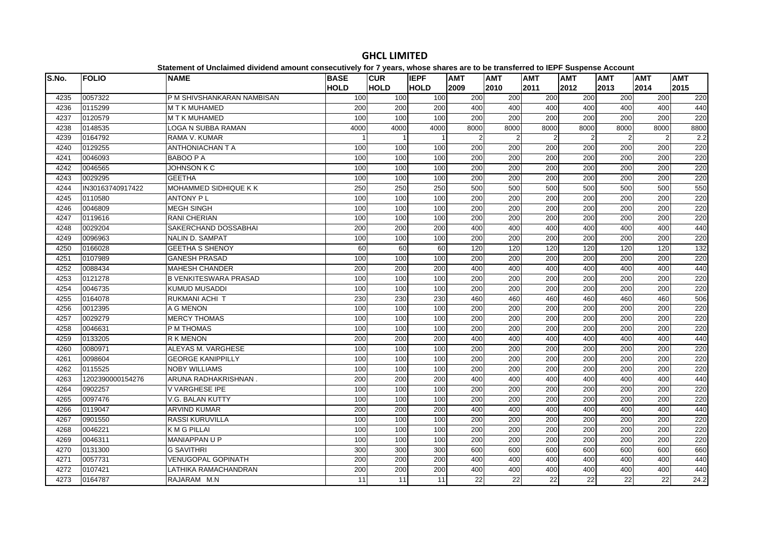# GHCL LIMITED

**Statement of Unclaimed dividend amount consecutively for 7 years, whose shares are to be transferred to IEPF Suspense Account**

| S.No. | FOLIO | NAME | BASE HOLD | CUR HOLD | IEPF HOLD | AMT 2009 | AMT 2010 | AMT 2011 | AMT 2012 | AMT 2013 | AMT 2014 | AMT 2015 |
|---|---|---|---|---|---|---|---|---|---|---|---|---|
| 4235 | 0057322 | P M SHIVSHANKARAN NAMBISAN | 100 | 100 | 100 | 200 | 200 | 200 | 200 | 200 | 200 | 220 |
| 4236 | 0115299 | M T K MUHAMED | 200 | 200 | 200 | 400 | 400 | 400 | 400 | 400 | 400 | 440 |
| 4237 | 0120579 | M T K MUHAMED | 100 | 100 | 100 | 200 | 200 | 200 | 200 | 200 | 200 | 220 |
| 4238 | 0148535 | LOGA N SUBBA RAMAN | 4000 | 4000 | 4000 | 8000 | 8000 | 8000 | 8000 | 8000 | 8000 | 8800 |
| 4239 | 0164792 | RAMA V. KUMAR | 1 | 1 | 1 | 2 | 2 | 2 | 2 | 2 | 2 | 2.2 |
| 4240 | 0129255 | ANTHONIACHAN T A | 100 | 100 | 100 | 200 | 200 | 200 | 200 | 200 | 200 | 220 |
| 4241 | 0046093 | BABOO P A | 100 | 100 | 100 | 200 | 200 | 200 | 200 | 200 | 200 | 220 |
| 4242 | 0046565 | JOHNSON K C | 100 | 100 | 100 | 200 | 200 | 200 | 200 | 200 | 200 | 220 |
| 4243 | 0029295 | GEETHA | 100 | 100 | 100 | 200 | 200 | 200 | 200 | 200 | 200 | 220 |
| 4244 | IN30163740917422 | MOHAMMED SIDHIQUE K K | 250 | 250 | 250 | 500 | 500 | 500 | 500 | 500 | 500 | 550 |
| 4245 | 0110580 | ANTONY P L | 100 | 100 | 100 | 200 | 200 | 200 | 200 | 200 | 200 | 220 |
| 4246 | 0046809 | MEGH SINGH | 100 | 100 | 100 | 200 | 200 | 200 | 200 | 200 | 200 | 220 |
| 4247 | 0119616 | RANI CHERIAN | 100 | 100 | 100 | 200 | 200 | 200 | 200 | 200 | 200 | 220 |
| 4248 | 0029204 | SAKERCHAND DOSSABHAI | 200 | 200 | 200 | 400 | 400 | 400 | 400 | 400 | 400 | 440 |
| 4249 | 0096963 | NALIN D. SAMPAT | 100 | 100 | 100 | 200 | 200 | 200 | 200 | 200 | 200 | 220 |
| 4250 | 0166028 | GEETHA S SHENOY | 60 | 60 | 60 | 120 | 120 | 120 | 120 | 120 | 120 | 132 |
| 4251 | 0107989 | GANESH PRASAD | 100 | 100 | 100 | 200 | 200 | 200 | 200 | 200 | 200 | 220 |
| 4252 | 0088434 | MAHESH CHANDER | 200 | 200 | 200 | 400 | 400 | 400 | 400 | 400 | 400 | 440 |
| 4253 | 0121278 | B VENKITESWARA PRASAD | 100 | 100 | 100 | 200 | 200 | 200 | 200 | 200 | 200 | 220 |
| 4254 | 0046735 | KUMUD MUSADDI | 100 | 100 | 100 | 200 | 200 | 200 | 200 | 200 | 200 | 220 |
| 4255 | 0164078 | RUKMANI ACHI T | 230 | 230 | 230 | 460 | 460 | 460 | 460 | 460 | 460 | 506 |
| 4256 | 0012395 | A G MENON | 100 | 100 | 100 | 200 | 200 | 200 | 200 | 200 | 200 | 220 |
| 4257 | 0029279 | MERCY THOMAS | 100 | 100 | 100 | 200 | 200 | 200 | 200 | 200 | 200 | 220 |
| 4258 | 0046631 | P M THOMAS | 100 | 100 | 100 | 200 | 200 | 200 | 200 | 200 | 200 | 220 |
| 4259 | 0133205 | R K MENON | 200 | 200 | 200 | 400 | 400 | 400 | 400 | 400 | 400 | 440 |
| 4260 | 0080971 | ALEYAS M. VARGHESE | 100 | 100 | 100 | 200 | 200 | 200 | 200 | 200 | 200 | 220 |
| 4261 | 0098604 | GEORGE KANIPPILLY | 100 | 100 | 100 | 200 | 200 | 200 | 200 | 200 | 200 | 220 |
| 4262 | 0115525 | NOBY WILLIAMS | 100 | 100 | 100 | 200 | 200 | 200 | 200 | 200 | 200 | 220 |
| 4263 | 1202390000154276 | ARUNA RADHAKRISHNAN . | 200 | 200 | 200 | 400 | 400 | 400 | 400 | 400 | 400 | 440 |
| 4264 | 0902257 | V VARGHESE IPE | 100 | 100 | 100 | 200 | 200 | 200 | 200 | 200 | 200 | 220 |
| 4265 | 0097476 | V.G. BALAN KUTTY | 100 | 100 | 100 | 200 | 200 | 200 | 200 | 200 | 200 | 220 |
| 4266 | 0119047 | ARVIND KUMAR | 200 | 200 | 200 | 400 | 400 | 400 | 400 | 400 | 400 | 440 |
| 4267 | 0901550 | RASSI KURUVILLA | 100 | 100 | 100 | 200 | 200 | 200 | 200 | 200 | 200 | 220 |
| 4268 | 0046221 | K M G PILLAI | 100 | 100 | 100 | 200 | 200 | 200 | 200 | 200 | 200 | 220 |
| 4269 | 0046311 | MANIAPPAN U P | 100 | 100 | 100 | 200 | 200 | 200 | 200 | 200 | 200 | 220 |
| 4270 | 0131300 | G SAVITHRI | 300 | 300 | 300 | 600 | 600 | 600 | 600 | 600 | 600 | 660 |
| 4271 | 0057731 | VENUGOPAL GOPINATH | 200 | 200 | 200 | 400 | 400 | 400 | 400 | 400 | 400 | 440 |
| 4272 | 0107421 | LATHIKA RAMACHANDRAN | 200 | 200 | 200 | 400 | 400 | 400 | 400 | 400 | 400 | 440 |
| 4273 | 0164787 | RAJARAM M.N | 11 | 11 | 11 | 22 | 22 | 22 | 22 | 22 | 22 | 24.2 |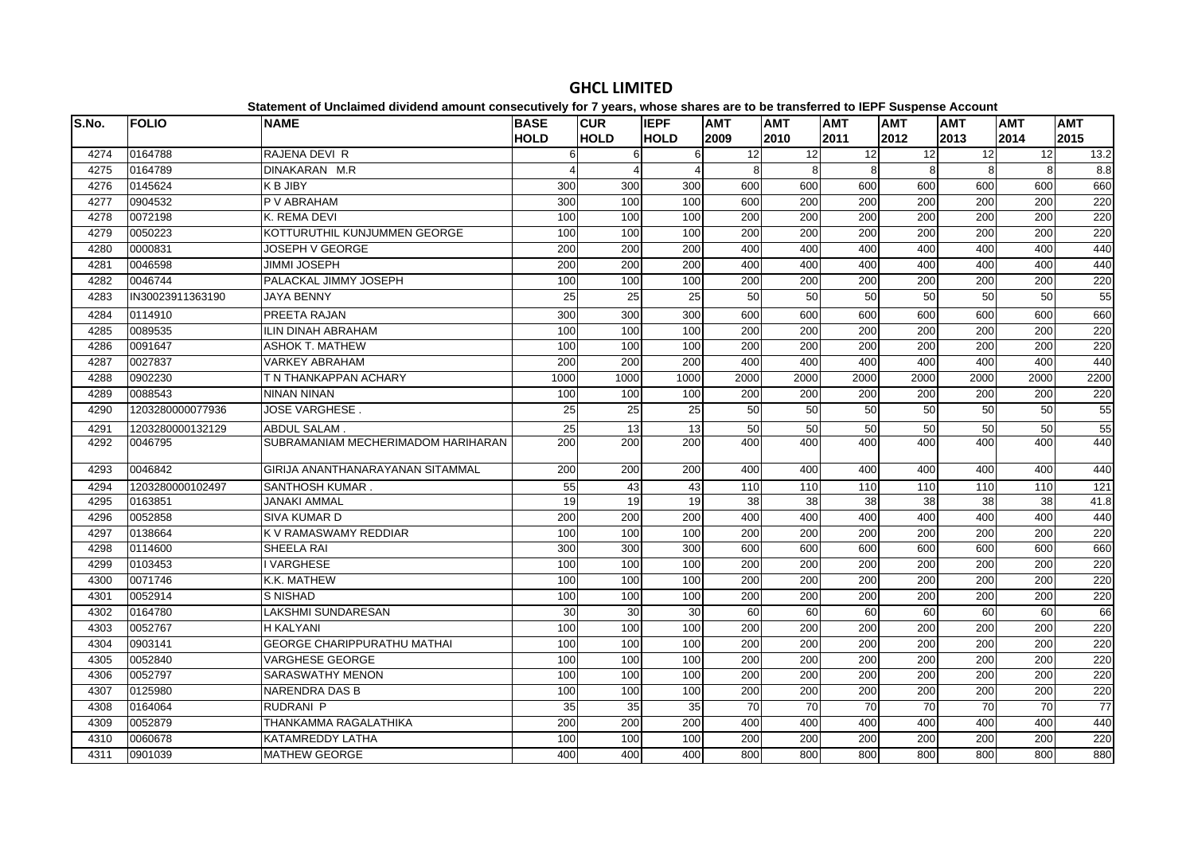# GHCL LIMITED

**Statement of Unclaimed dividend amount consecutively for 7 years, whose shares are to be transferred to IEPF Suspense Account**

| S.No. | FOLIO | NAME | BASE HOLD | CUR HOLD | IEPF HOLD | AMT 2009 | AMT 2010 | AMT 2011 | AMT 2012 | AMT 2013 | AMT 2014 | AMT 2015 |
|---|---|---|---|---|---|---|---|---|---|---|---|---|
| 4274 | 0164788 | RAJENA DEVI R | 6 | 6 | 6 | 12 | 12 | 12 | 12 | 12 | 12 | 13.2 |
| 4275 | 0164789 | DINAKARAN M.R | 4 | 4 | 4 | 8 | 8 | 8 | 8 | 8 | 8 | 8.8 |
| 4276 | 0145624 | K B JIBY | 300 | 300 | 300 | 600 | 600 | 600 | 600 | 600 | 600 | 660 |
| 4277 | 0904532 | P V ABRAHAM | 300 | 100 | 100 | 600 | 200 | 200 | 200 | 200 | 200 | 220 |
| 4278 | 0072198 | K. REMA DEVI | 100 | 100 | 100 | 200 | 200 | 200 | 200 | 200 | 200 | 220 |
| 4279 | 0050223 | KOTTURUTHIL KUNJUMMEN GEORGE | 100 | 100 | 100 | 200 | 200 | 200 | 200 | 200 | 200 | 220 |
| 4280 | 0000831 | JOSEPH V GEORGE | 200 | 200 | 200 | 400 | 400 | 400 | 400 | 400 | 400 | 440 |
| 4281 | 0046598 | JIMMI JOSEPH | 200 | 200 | 200 | 400 | 400 | 400 | 400 | 400 | 400 | 440 |
| 4282 | 0046744 | PALACKAL JIMMY JOSEPH | 100 | 100 | 100 | 200 | 200 | 200 | 200 | 200 | 200 | 220 |
| 4283 | IN30023911363190 | JAYA BENNY | 25 | 25 | 25 | 50 | 50 | 50 | 50 | 50 | 50 | 55 |
| 4284 | 0114910 | PREETA RAJAN | 300 | 300 | 300 | 600 | 600 | 600 | 600 | 600 | 600 | 660 |
| 4285 | 0089535 | ILIN DINAH ABRAHAM | 100 | 100 | 100 | 200 | 200 | 200 | 200 | 200 | 200 | 220 |
| 4286 | 0091647 | ASHOK T. MATHEW | 100 | 100 | 100 | 200 | 200 | 200 | 200 | 200 | 200 | 220 |
| 4287 | 0027837 | VARKEY ABRAHAM | 200 | 200 | 200 | 400 | 400 | 400 | 400 | 400 | 400 | 440 |
| 4288 | 0902230 | T N THANKAPPAN ACHARY | 1000 | 1000 | 1000 | 2000 | 2000 | 2000 | 2000 | 2000 | 2000 | 2200 |
| 4289 | 0088543 | NINAN NINAN | 100 | 100 | 100 | 200 | 200 | 200 | 200 | 200 | 200 | 220 |
| 4290 | 1203280000077936 | JOSE VARGHESE . | 25 | 25 | 25 | 50 | 50 | 50 | 50 | 50 | 50 | 55 |
| 4291 | 1203280000132129 | ABDUL SALAM . | 25 | 13 | 13 | 50 | 50 | 50 | 50 | 50 | 50 | 55 |
| 4292 | 0046795 | SUBRAMANIAM MECHERIMADOM HARIHARAN | 200 | 200 | 200 | 400 | 400 | 400 | 400 | 400 | 400 | 440 |
| 4293 | 0046842 | GIRIJA ANANTHANARAYANAN SITAMMAL | 200 | 200 | 200 | 400 | 400 | 400 | 400 | 400 | 400 | 440 |
| 4294 | 1203280000102497 | SANTHOSH KUMAR . | 55 | 43 | 43 | 110 | 110 | 110 | 110 | 110 | 110 | 121 |
| 4295 | 0163851 | JANAKI AMMAL | 19 | 19 | 19 | 38 | 38 | 38 | 38 | 38 | 38 | 41.8 |
| 4296 | 0052858 | SIVA KUMAR D | 200 | 200 | 200 | 400 | 400 | 400 | 400 | 400 | 400 | 440 |
| 4297 | 0138664 | K V RAMASWAMY REDDIAR | 100 | 100 | 100 | 200 | 200 | 200 | 200 | 200 | 200 | 220 |
| 4298 | 0114600 | SHEELA RAI | 300 | 300 | 300 | 600 | 600 | 600 | 600 | 600 | 600 | 660 |
| 4299 | 0103453 | I VARGHESE | 100 | 100 | 100 | 200 | 200 | 200 | 200 | 200 | 200 | 220 |
| 4300 | 0071746 | K.K. MATHEW | 100 | 100 | 100 | 200 | 200 | 200 | 200 | 200 | 200 | 220 |
| 4301 | 0052914 | S NISHAD | 100 | 100 | 100 | 200 | 200 | 200 | 200 | 200 | 200 | 220 |
| 4302 | 0164780 | LAKSHMI SUNDARESAN | 30 | 30 | 30 | 60 | 60 | 60 | 60 | 60 | 60 | 66 |
| 4303 | 0052767 | H KALYANI | 100 | 100 | 100 | 200 | 200 | 200 | 200 | 200 | 200 | 220 |
| 4304 | 0903141 | GEORGE CHARIPPURATHU MATHAI | 100 | 100 | 100 | 200 | 200 | 200 | 200 | 200 | 200 | 220 |
| 4305 | 0052840 | VARGHESE GEORGE | 100 | 100 | 100 | 200 | 200 | 200 | 200 | 200 | 200 | 220 |
| 4306 | 0052797 | SARASWATHY MENON | 100 | 100 | 100 | 200 | 200 | 200 | 200 | 200 | 200 | 220 |
| 4307 | 0125980 | NARENDRA DAS B | 100 | 100 | 100 | 200 | 200 | 200 | 200 | 200 | 200 | 220 |
| 4308 | 0164064 | RUDRANI P | 35 | 35 | 35 | 70 | 70 | 70 | 70 | 70 | 70 | 77 |
| 4309 | 0052879 | THANKAMMA RAGALATHIKA | 200 | 200 | 200 | 400 | 400 | 400 | 400 | 400 | 400 | 440 |
| 4310 | 0060678 | KATAMREDDY LATHA | 100 | 100 | 100 | 200 | 200 | 200 | 200 | 200 | 200 | 220 |
| 4311 | 0901039 | MATHEW GEORGE | 400 | 400 | 400 | 800 | 800 | 800 | 800 | 800 | 800 | 880 |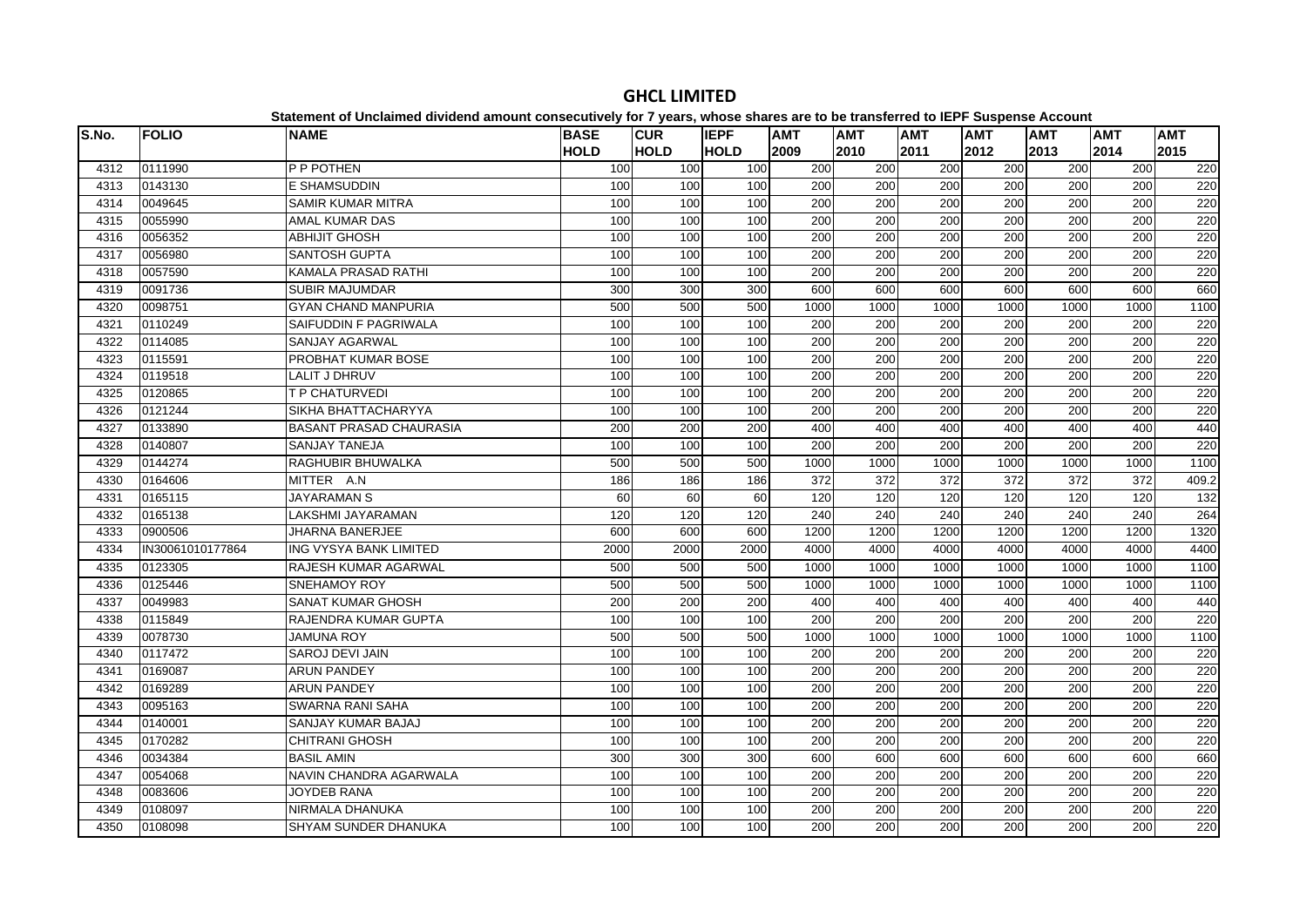# GHCL LIMITED

**Statement of Unclaimed dividend amount consecutively for 7 years, whose shares are to be transferred to IEPF Suspense Account**

| S.No. | FOLIO | NAME | BASE HOLD | CUR HOLD | IEPF HOLD | AMT 2009 | AMT 2010 | AMT 2011 | AMT 2012 | AMT 2013 | AMT 2014 | AMT 2015 |
|---|---|---|---|---|---|---|---|---|---|---|---|---|
| 4312 | 0111990 | P P POTHEN | 100 | 100 | 100 | 200 | 200 | 200 | 200 | 200 | 200 | 220 |
| 4313 | 0143130 | E SHAMSUDDIN | 100 | 100 | 100 | 200 | 200 | 200 | 200 | 200 | 200 | 220 |
| 4314 | 0049645 | SAMIR KUMAR MITRA | 100 | 100 | 100 | 200 | 200 | 200 | 200 | 200 | 200 | 220 |
| 4315 | 0055990 | AMAL KUMAR DAS | 100 | 100 | 100 | 200 | 200 | 200 | 200 | 200 | 200 | 220 |
| 4316 | 0056352 | ABHIJIT GHOSH | 100 | 100 | 100 | 200 | 200 | 200 | 200 | 200 | 200 | 220 |
| 4317 | 0056980 | SANTOSH GUPTA | 100 | 100 | 100 | 200 | 200 | 200 | 200 | 200 | 200 | 220 |
| 4318 | 0057590 | KAMALA PRASAD RATHI | 100 | 100 | 100 | 200 | 200 | 200 | 200 | 200 | 200 | 220 |
| 4319 | 0091736 | SUBIR MAJUMDAR | 300 | 300 | 300 | 600 | 600 | 600 | 600 | 600 | 600 | 660 |
| 4320 | 0098751 | GYAN CHAND MANPURIA | 500 | 500 | 500 | 1000 | 1000 | 1000 | 1000 | 1000 | 1000 | 1100 |
| 4321 | 0110249 | SAIFUDDIN F PAGRIWALA | 100 | 100 | 100 | 200 | 200 | 200 | 200 | 200 | 200 | 220 |
| 4322 | 0114085 | SANJAY AGARWAL | 100 | 100 | 100 | 200 | 200 | 200 | 200 | 200 | 200 | 220 |
| 4323 | 0115591 | PROBHAT KUMAR BOSE | 100 | 100 | 100 | 200 | 200 | 200 | 200 | 200 | 200 | 220 |
| 4324 | 0119518 | LALIT J DHRUV | 100 | 100 | 100 | 200 | 200 | 200 | 200 | 200 | 200 | 220 |
| 4325 | 0120865 | T P CHATURVEDI | 100 | 100 | 100 | 200 | 200 | 200 | 200 | 200 | 200 | 220 |
| 4326 | 0121244 | SIKHA BHATTACHARYYA | 100 | 100 | 100 | 200 | 200 | 200 | 200 | 200 | 200 | 220 |
| 4327 | 0133890 | BASANT PRASAD CHAURASIA | 200 | 200 | 200 | 400 | 400 | 400 | 400 | 400 | 400 | 440 |
| 4328 | 0140807 | SANJAY TANEJA | 100 | 100 | 100 | 200 | 200 | 200 | 200 | 200 | 200 | 220 |
| 4329 | 0144274 | RAGHUBIR BHUWALKA | 500 | 500 | 500 | 1000 | 1000 | 1000 | 1000 | 1000 | 1000 | 1100 |
| 4330 | 0164606 | MITTER A.N | 186 | 186 | 186 | 372 | 372 | 372 | 372 | 372 | 372 | 409.2 |
| 4331 | 0165115 | JAYARAMAN S | 60 | 60 | 60 | 120 | 120 | 120 | 120 | 120 | 120 | 132 |
| 4332 | 0165138 | LAKSHMI JAYARAMAN | 120 | 120 | 120 | 240 | 240 | 240 | 240 | 240 | 240 | 264 |
| 4333 | 0900506 | JHARNA BANERJEE | 600 | 600 | 600 | 1200 | 1200 | 1200 | 1200 | 1200 | 1200 | 1320 |
| 4334 | IN30061010177864 | ING VYSYA BANK LIMITED | 2000 | 2000 | 2000 | 4000 | 4000 | 4000 | 4000 | 4000 | 4000 | 4400 |
| 4335 | 0123305 | RAJESH KUMAR AGARWAL | 500 | 500 | 500 | 1000 | 1000 | 1000 | 1000 | 1000 | 1000 | 1100 |
| 4336 | 0125446 | SNEHAMOY ROY | 500 | 500 | 500 | 1000 | 1000 | 1000 | 1000 | 1000 | 1000 | 1100 |
| 4337 | 0049983 | SANAT KUMAR GHOSH | 200 | 200 | 200 | 400 | 400 | 400 | 400 | 400 | 400 | 440 |
| 4338 | 0115849 | RAJENDRA KUMAR GUPTA | 100 | 100 | 100 | 200 | 200 | 200 | 200 | 200 | 200 | 220 |
| 4339 | 0078730 | JAMUNA ROY | 500 | 500 | 500 | 1000 | 1000 | 1000 | 1000 | 1000 | 1000 | 1100 |
| 4340 | 0117472 | SAROJ DEVI JAIN | 100 | 100 | 100 | 200 | 200 | 200 | 200 | 200 | 200 | 220 |
| 4341 | 0169087 | ARUN PANDEY | 100 | 100 | 100 | 200 | 200 | 200 | 200 | 200 | 200 | 220 |
| 4342 | 0169289 | ARUN PANDEY | 100 | 100 | 100 | 200 | 200 | 200 | 200 | 200 | 200 | 220 |
| 4343 | 0095163 | SWARNA RANI SAHA | 100 | 100 | 100 | 200 | 200 | 200 | 200 | 200 | 200 | 220 |
| 4344 | 0140001 | SANJAY KUMAR BAJAJ | 100 | 100 | 100 | 200 | 200 | 200 | 200 | 200 | 200 | 220 |
| 4345 | 0170282 | CHITRANI GHOSH | 100 | 100 | 100 | 200 | 200 | 200 | 200 | 200 | 200 | 220 |
| 4346 | 0034384 | BASIL AMIN | 300 | 300 | 300 | 600 | 600 | 600 | 600 | 600 | 600 | 660 |
| 4347 | 0054068 | NAVIN CHANDRA AGARWALA | 100 | 100 | 100 | 200 | 200 | 200 | 200 | 200 | 200 | 220 |
| 4348 | 0083606 | JOYDEB RANA | 100 | 100 | 100 | 200 | 200 | 200 | 200 | 200 | 200 | 220 |
| 4349 | 0108097 | NIRMALA DHANUKA | 100 | 100 | 100 | 200 | 200 | 200 | 200 | 200 | 200 | 220 |
| 4350 | 0108098 | SHYAM SUNDER DHANUKA | 100 | 100 | 100 | 200 | 200 | 200 | 200 | 200 | 200 | 220 |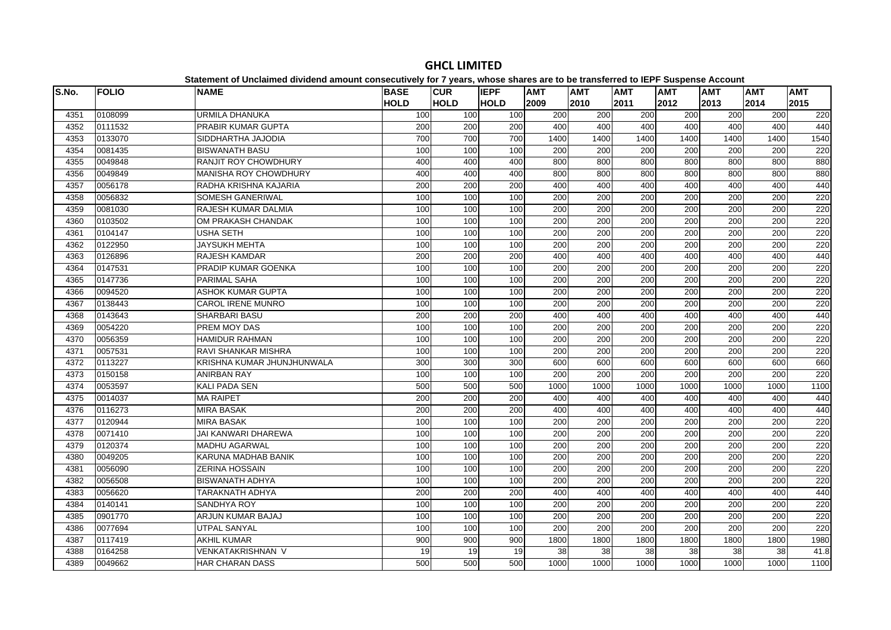# GHCL LIMITED

**Statement of Unclaimed dividend amount consecutively for 7 years, whose shares are to be transferred to IEPF Suspense Account**

| S.No. | FOLIO | NAME | BASE HOLD | CUR HOLD | IEPF HOLD | AMT 2009 | AMT 2010 | AMT 2011 | AMT 2012 | AMT 2013 | AMT 2014 | AMT 2015 |
|---|---|---|---|---|---|---|---|---|---|---|---|---|
| 4351 | 0108099 | URMILA DHANUKA | 100 | 100 | 100 | 200 | 200 | 200 | 200 | 200 | 200 | 220 |
| 4352 | 0111532 | PRABIR KUMAR GUPTA | 200 | 200 | 200 | 400 | 400 | 400 | 400 | 400 | 400 | 440 |
| 4353 | 0133070 | SIDDHARTHA JAJODIA | 700 | 700 | 700 | 1400 | 1400 | 1400 | 1400 | 1400 | 1400 | 1540 |
| 4354 | 0081435 | BISWANATH BASU | 100 | 100 | 100 | 200 | 200 | 200 | 200 | 200 | 200 | 220 |
| 4355 | 0049848 | RANJIT ROY CHOWDHURY | 400 | 400 | 400 | 800 | 800 | 800 | 800 | 800 | 800 | 880 |
| 4356 | 0049849 | MANISHA ROY CHOWDHURY | 400 | 400 | 400 | 800 | 800 | 800 | 800 | 800 | 800 | 880 |
| 4357 | 0056178 | RADHA KRISHNA KAJARIA | 200 | 200 | 200 | 400 | 400 | 400 | 400 | 400 | 400 | 440 |
| 4358 | 0056832 | SOMESH GANERIWAL | 100 | 100 | 100 | 200 | 200 | 200 | 200 | 200 | 200 | 220 |
| 4359 | 0081030 | RAJESH KUMAR DALMIA | 100 | 100 | 100 | 200 | 200 | 200 | 200 | 200 | 200 | 220 |
| 4360 | 0103502 | OM PRAKASH CHANDAK | 100 | 100 | 100 | 200 | 200 | 200 | 200 | 200 | 200 | 220 |
| 4361 | 0104147 | USHA SETH | 100 | 100 | 100 | 200 | 200 | 200 | 200 | 200 | 200 | 220 |
| 4362 | 0122950 | JAYSUKH MEHTA | 100 | 100 | 100 | 200 | 200 | 200 | 200 | 200 | 200 | 220 |
| 4363 | 0126896 | RAJESH KAMDAR | 200 | 200 | 200 | 400 | 400 | 400 | 400 | 400 | 400 | 440 |
| 4364 | 0147531 | PRADIP KUMAR GOENKA | 100 | 100 | 100 | 200 | 200 | 200 | 200 | 200 | 200 | 220 |
| 4365 | 0147736 | PARIMAL SAHA | 100 | 100 | 100 | 200 | 200 | 200 | 200 | 200 | 200 | 220 |
| 4366 | 0094520 | ASHOK KUMAR GUPTA | 100 | 100 | 100 | 200 | 200 | 200 | 200 | 200 | 200 | 220 |
| 4367 | 0138443 | CAROL IRENE MUNRO | 100 | 100 | 100 | 200 | 200 | 200 | 200 | 200 | 200 | 220 |
| 4368 | 0143643 | SHARBARI BASU | 200 | 200 | 200 | 400 | 400 | 400 | 400 | 400 | 400 | 440 |
| 4369 | 0054220 | PREM MOY DAS | 100 | 100 | 100 | 200 | 200 | 200 | 200 | 200 | 200 | 220 |
| 4370 | 0056359 | HAMIDUR RAHMAN | 100 | 100 | 100 | 200 | 200 | 200 | 200 | 200 | 200 | 220 |
| 4371 | 0057531 | RAVI SHANKAR MISHRA | 100 | 100 | 100 | 200 | 200 | 200 | 200 | 200 | 200 | 220 |
| 4372 | 0113227 | KRISHNA KUMAR JHUNJHUNWALA | 300 | 300 | 300 | 600 | 600 | 600 | 600 | 600 | 600 | 660 |
| 4373 | 0150158 | ANIRBAN RAY | 100 | 100 | 100 | 200 | 200 | 200 | 200 | 200 | 200 | 220 |
| 4374 | 0053597 | KALI PADA SEN | 500 | 500 | 500 | 1000 | 1000 | 1000 | 1000 | 1000 | 1000 | 1100 |
| 4375 | 0014037 | MA RAIPET | 200 | 200 | 200 | 400 | 400 | 400 | 400 | 400 | 400 | 440 |
| 4376 | 0116273 | MIRA BASAK | 200 | 200 | 200 | 400 | 400 | 400 | 400 | 400 | 400 | 440 |
| 4377 | 0120944 | MIRA BASAK | 100 | 100 | 100 | 200 | 200 | 200 | 200 | 200 | 200 | 220 |
| 4378 | 0071410 | JAI KANWARI DHAREWA | 100 | 100 | 100 | 200 | 200 | 200 | 200 | 200 | 200 | 220 |
| 4379 | 0120374 | MADHU AGARWAL | 100 | 100 | 100 | 200 | 200 | 200 | 200 | 200 | 200 | 220 |
| 4380 | 0049205 | KARUNA MADHAB BANIK | 100 | 100 | 100 | 200 | 200 | 200 | 200 | 200 | 200 | 220 |
| 4381 | 0056090 | ZERINA HOSSAIN | 100 | 100 | 100 | 200 | 200 | 200 | 200 | 200 | 200 | 220 |
| 4382 | 0056508 | BISWANATH ADHYA | 100 | 100 | 100 | 200 | 200 | 200 | 200 | 200 | 200 | 220 |
| 4383 | 0056620 | TARAKNATH ADHYA | 200 | 200 | 200 | 400 | 400 | 400 | 400 | 400 | 400 | 440 |
| 4384 | 0140141 | SANDHYA ROY | 100 | 100 | 100 | 200 | 200 | 200 | 200 | 200 | 200 | 220 |
| 4385 | 0901770 | ARJUN KUMAR BAJAJ | 100 | 100 | 100 | 200 | 200 | 200 | 200 | 200 | 200 | 220 |
| 4386 | 0077694 | UTPAL SANYAL | 100 | 100 | 100 | 200 | 200 | 200 | 200 | 200 | 200 | 220 |
| 4387 | 0117419 | AKHIL KUMAR | 900 | 900 | 900 | 1800 | 1800 | 1800 | 1800 | 1800 | 1800 | 1980 |
| 4388 | 0164258 | VENKATAKRISHNAN V | 19 | 19 | 19 | 38 | 38 | 38 | 38 | 38 | 38 | 41.8 |
| 4389 | 0049662 | HAR CHARAN DASS | 500 | 500 | 500 | 1000 | 1000 | 1000 | 1000 | 1000 | 1000 | 1100 |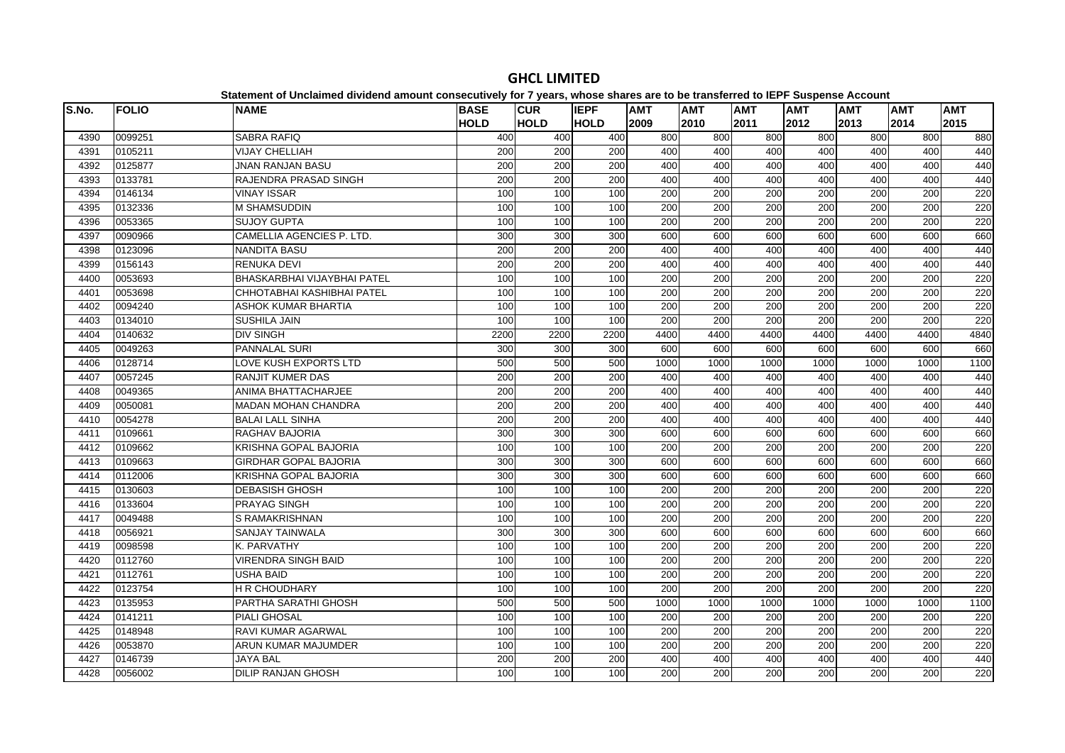# GHCL LIMITED

**Statement of Unclaimed dividend amount consecutively for 7 years, whose shares are to be transferred to IEPF Suspense Account**

| S.No. | FOLIO | NAME | BASE HOLD | CUR HOLD | IEPF HOLD | AMT 2009 | AMT 2010 | AMT 2011 | AMT 2012 | AMT 2013 | AMT 2014 | AMT 2015 |
|---|---|---|---|---|---|---|---|---|---|---|---|---|
| 4390 | 0099251 | SABRA RAFIQ | 400 | 400 | 400 | 800 | 800 | 800 | 800 | 800 | 800 | 880 |
| 4391 | 0105211 | VIJAY CHELLIAH | 200 | 200 | 200 | 400 | 400 | 400 | 400 | 400 | 400 | 440 |
| 4392 | 0125877 | JNAN RANJAN BASU | 200 | 200 | 200 | 400 | 400 | 400 | 400 | 400 | 400 | 440 |
| 4393 | 0133781 | RAJENDRA PRASAD SINGH | 200 | 200 | 200 | 400 | 400 | 400 | 400 | 400 | 400 | 440 |
| 4394 | 0146134 | VINAY ISSAR | 100 | 100 | 100 | 200 | 200 | 200 | 200 | 200 | 200 | 220 |
| 4395 | 0132336 | M SHAMSUDDIN | 100 | 100 | 100 | 200 | 200 | 200 | 200 | 200 | 200 | 220 |
| 4396 | 0053365 | SUJOY GUPTA | 100 | 100 | 100 | 200 | 200 | 200 | 200 | 200 | 200 | 220 |
| 4397 | 0090966 | CAMELLIA AGENCIES P. LTD. | 300 | 300 | 300 | 600 | 600 | 600 | 600 | 600 | 600 | 660 |
| 4398 | 0123096 | NANDITA BASU | 200 | 200 | 200 | 400 | 400 | 400 | 400 | 400 | 400 | 440 |
| 4399 | 0156143 | RENUKA DEVI | 200 | 200 | 200 | 400 | 400 | 400 | 400 | 400 | 400 | 440 |
| 4400 | 0053693 | BHASKARBHAI VIJAYBHAI PATEL | 100 | 100 | 100 | 200 | 200 | 200 | 200 | 200 | 200 | 220 |
| 4401 | 0053698 | CHHOTABHAI KASHIBHAI PATEL | 100 | 100 | 100 | 200 | 200 | 200 | 200 | 200 | 200 | 220 |
| 4402 | 0094240 | ASHOK KUMAR BHARTIA | 100 | 100 | 100 | 200 | 200 | 200 | 200 | 200 | 200 | 220 |
| 4403 | 0134010 | SUSHILA JAIN | 100 | 100 | 100 | 200 | 200 | 200 | 200 | 200 | 200 | 220 |
| 4404 | 0140632 | DIV SINGH | 2200 | 2200 | 2200 | 4400 | 4400 | 4400 | 4400 | 4400 | 4400 | 4840 |
| 4405 | 0049263 | PANNALAL SURI | 300 | 300 | 300 | 600 | 600 | 600 | 600 | 600 | 600 | 660 |
| 4406 | 0128714 | LOVE KUSH EXPORTS LTD | 500 | 500 | 500 | 1000 | 1000 | 1000 | 1000 | 1000 | 1000 | 1100 |
| 4407 | 0057245 | RANJIT KUMER DAS | 200 | 200 | 200 | 400 | 400 | 400 | 400 | 400 | 400 | 440 |
| 4408 | 0049365 | ANIMA BHATTACHARJEE | 200 | 200 | 200 | 400 | 400 | 400 | 400 | 400 | 400 | 440 |
| 4409 | 0050081 | MADAN MOHAN CHANDRA | 200 | 200 | 200 | 400 | 400 | 400 | 400 | 400 | 400 | 440 |
| 4410 | 0054278 | BALAI LALL SINHA | 200 | 200 | 200 | 400 | 400 | 400 | 400 | 400 | 400 | 440 |
| 4411 | 0109661 | RAGHAV BAJORIA | 300 | 300 | 300 | 600 | 600 | 600 | 600 | 600 | 600 | 660 |
| 4412 | 0109662 | KRISHNA GOPAL BAJORIA | 100 | 100 | 100 | 200 | 200 | 200 | 200 | 200 | 200 | 220 |
| 4413 | 0109663 | GIRDHAR GOPAL BAJORIA | 300 | 300 | 300 | 600 | 600 | 600 | 600 | 600 | 600 | 660 |
| 4414 | 0112006 | KRISHNA GOPAL BAJORIA | 300 | 300 | 300 | 600 | 600 | 600 | 600 | 600 | 600 | 660 |
| 4415 | 0130603 | DEBASISH GHOSH | 100 | 100 | 100 | 200 | 200 | 200 | 200 | 200 | 200 | 220 |
| 4416 | 0133604 | PRAYAG SINGH | 100 | 100 | 100 | 200 | 200 | 200 | 200 | 200 | 200 | 220 |
| 4417 | 0049488 | S RAMAKRISHNAN | 100 | 100 | 100 | 200 | 200 | 200 | 200 | 200 | 200 | 220 |
| 4418 | 0056921 | SANJAY TAINWALA | 300 | 300 | 300 | 600 | 600 | 600 | 600 | 600 | 600 | 660 |
| 4419 | 0098598 | K. PARVATHY | 100 | 100 | 100 | 200 | 200 | 200 | 200 | 200 | 200 | 220 |
| 4420 | 0112760 | VIRENDRA SINGH BAID | 100 | 100 | 100 | 200 | 200 | 200 | 200 | 200 | 200 | 220 |
| 4421 | 0112761 | USHA BAID | 100 | 100 | 100 | 200 | 200 | 200 | 200 | 200 | 200 | 220 |
| 4422 | 0123754 | H R CHOUDHARY | 100 | 100 | 100 | 200 | 200 | 200 | 200 | 200 | 200 | 220 |
| 4423 | 0135953 | PARTHA SARATHI GHOSH | 500 | 500 | 500 | 1000 | 1000 | 1000 | 1000 | 1000 | 1000 | 1100 |
| 4424 | 0141211 | PIALI GHOSAL | 100 | 100 | 100 | 200 | 200 | 200 | 200 | 200 | 200 | 220 |
| 4425 | 0148948 | RAVI KUMAR AGARWAL | 100 | 100 | 100 | 200 | 200 | 200 | 200 | 200 | 200 | 220 |
| 4426 | 0053870 | ARUN KUMAR MAJUMDER | 100 | 100 | 100 | 200 | 200 | 200 | 200 | 200 | 200 | 220 |
| 4427 | 0146739 | JAYA BAL | 200 | 200 | 200 | 400 | 400 | 400 | 400 | 400 | 400 | 440 |
| 4428 | 0056002 | DILIP RANJAN GHOSH | 100 | 100 | 100 | 200 | 200 | 200 | 200 | 200 | 200 | 220 |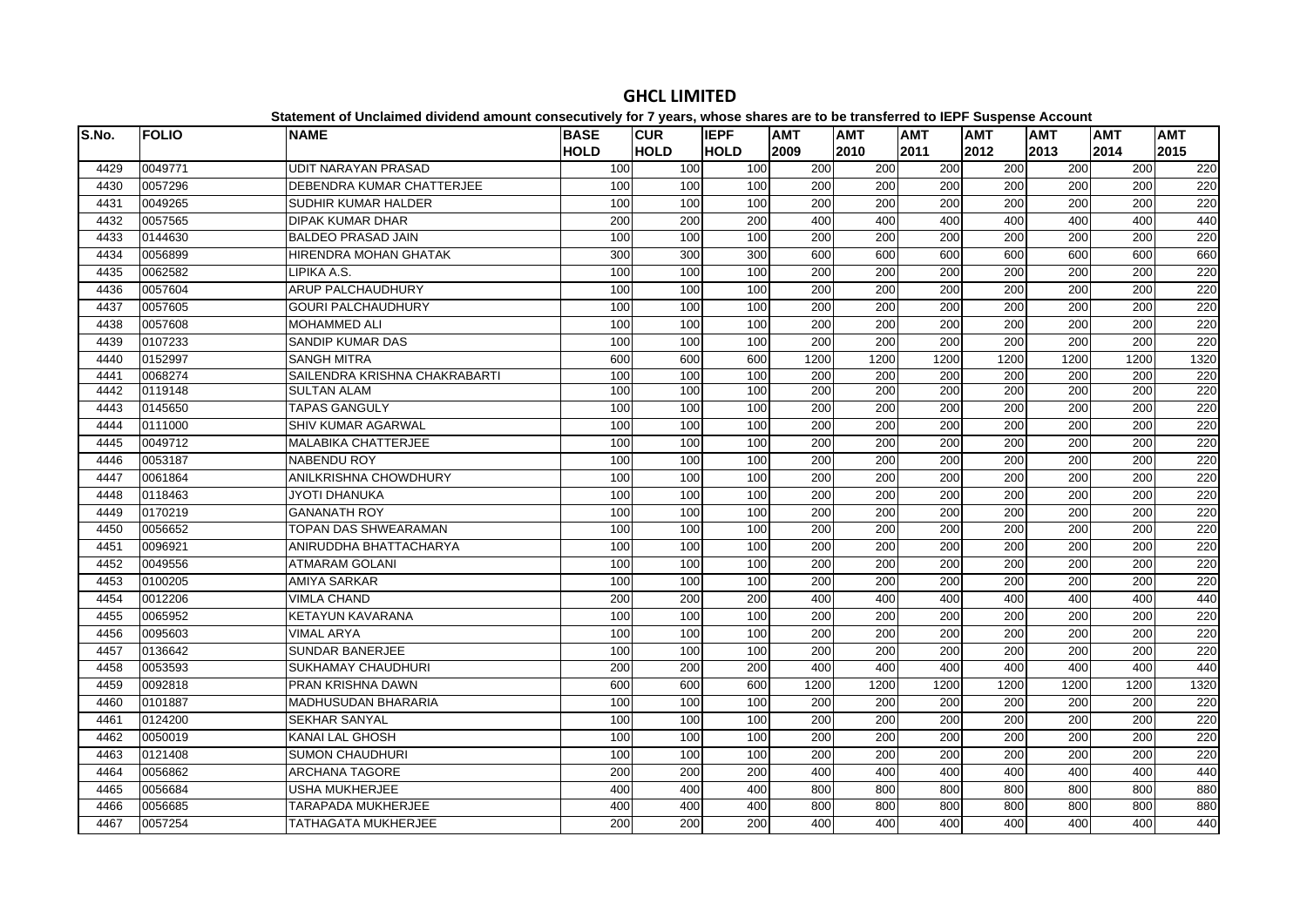# GHCL LIMITED

**Statement of Unclaimed dividend amount consecutively for 7 years, whose shares are to be transferred to IEPF Suspense Account**

| S.No. | FOLIO | NAME | BASE HOLD | CUR HOLD | IEPF HOLD | AMT 2009 | AMT 2010 | AMT 2011 | AMT 2012 | AMT 2013 | AMT 2014 | AMT 2015 |
|---|---|---|---|---|---|---|---|---|---|---|---|---|
| 4429 | 0049771 | UDIT NARAYAN PRASAD | 100 | 100 | 100 | 200 | 200 | 200 | 200 | 200 | 200 | 220 |
| 4430 | 0057296 | DEBENDRA KUMAR CHATTERJEE | 100 | 100 | 100 | 200 | 200 | 200 | 200 | 200 | 200 | 220 |
| 4431 | 0049265 | SUDHIR KUMAR HALDER | 100 | 100 | 100 | 200 | 200 | 200 | 200 | 200 | 200 | 220 |
| 4432 | 0057565 | DIPAK KUMAR DHAR | 200 | 200 | 200 | 400 | 400 | 400 | 400 | 400 | 400 | 440 |
| 4433 | 0144630 | BALDEO PRASAD JAIN | 100 | 100 | 100 | 200 | 200 | 200 | 200 | 200 | 200 | 220 |
| 4434 | 0056899 | HIRENDRA MOHAN GHATAK | 300 | 300 | 300 | 600 | 600 | 600 | 600 | 600 | 600 | 660 |
| 4435 | 0062582 | LIPIKA A.S. | 100 | 100 | 100 | 200 | 200 | 200 | 200 | 200 | 200 | 220 |
| 4436 | 0057604 | ARUP PALCHAUDHURY | 100 | 100 | 100 | 200 | 200 | 200 | 200 | 200 | 200 | 220 |
| 4437 | 0057605 | GOURI PALCHAUDHURY | 100 | 100 | 100 | 200 | 200 | 200 | 200 | 200 | 200 | 220 |
| 4438 | 0057608 | MOHAMMED ALI | 100 | 100 | 100 | 200 | 200 | 200 | 200 | 200 | 200 | 220 |
| 4439 | 0107233 | SANDIP KUMAR DAS | 100 | 100 | 100 | 200 | 200 | 200 | 200 | 200 | 200 | 220 |
| 4440 | 0152997 | SANGH MITRA | 600 | 600 | 600 | 1200 | 1200 | 1200 | 1200 | 1200 | 1200 | 1320 |
| 4441 | 0068274 | SAILENDRA KRISHNA CHAKRABARTI | 100 | 100 | 100 | 200 | 200 | 200 | 200 | 200 | 200 | 220 |
| 4442 | 0119148 | SULTAN ALAM | 100 | 100 | 100 | 200 | 200 | 200 | 200 | 200 | 200 | 220 |
| 4443 | 0145650 | TAPAS GANGULY | 100 | 100 | 100 | 200 | 200 | 200 | 200 | 200 | 200 | 220 |
| 4444 | 0111000 | SHIV KUMAR AGARWAL | 100 | 100 | 100 | 200 | 200 | 200 | 200 | 200 | 200 | 220 |
| 4445 | 0049712 | MALABIKA CHATTERJEE | 100 | 100 | 100 | 200 | 200 | 200 | 200 | 200 | 200 | 220 |
| 4446 | 0053187 | NABENDU ROY | 100 | 100 | 100 | 200 | 200 | 200 | 200 | 200 | 200 | 220 |
| 4447 | 0061864 | ANILKRISHNA CHOWDHURY | 100 | 100 | 100 | 200 | 200 | 200 | 200 | 200 | 200 | 220 |
| 4448 | 0118463 | JYOTI DHANUKA | 100 | 100 | 100 | 200 | 200 | 200 | 200 | 200 | 200 | 220 |
| 4449 | 0170219 | GANANATH ROY | 100 | 100 | 100 | 200 | 200 | 200 | 200 | 200 | 200 | 220 |
| 4450 | 0056652 | TOPAN DAS SHWEARAMAN | 100 | 100 | 100 | 200 | 200 | 200 | 200 | 200 | 200 | 220 |
| 4451 | 0096921 | ANIRUDDHA BHATTACHARYA | 100 | 100 | 100 | 200 | 200 | 200 | 200 | 200 | 200 | 220 |
| 4452 | 0049556 | ATMARAM GOLANI | 100 | 100 | 100 | 200 | 200 | 200 | 200 | 200 | 200 | 220 |
| 4453 | 0100205 | AMIYA SARKAR | 100 | 100 | 100 | 200 | 200 | 200 | 200 | 200 | 200 | 220 |
| 4454 | 0012206 | VIMLA CHAND | 200 | 200 | 200 | 400 | 400 | 400 | 400 | 400 | 400 | 440 |
| 4455 | 0065952 | KETAYUN KAVARANA | 100 | 100 | 100 | 200 | 200 | 200 | 200 | 200 | 200 | 220 |
| 4456 | 0095603 | VIMAL ARYA | 100 | 100 | 100 | 200 | 200 | 200 | 200 | 200 | 200 | 220 |
| 4457 | 0136642 | SUNDAR BANERJEE | 100 | 100 | 100 | 200 | 200 | 200 | 200 | 200 | 200 | 220 |
| 4458 | 0053593 | SUKHAMAY CHAUDHURI | 200 | 200 | 200 | 400 | 400 | 400 | 400 | 400 | 400 | 440 |
| 4459 | 0092818 | PRAN KRISHNA DAWN | 600 | 600 | 600 | 1200 | 1200 | 1200 | 1200 | 1200 | 1200 | 1320 |
| 4460 | 0101887 | MADHUSUDAN BHARARIA | 100 | 100 | 100 | 200 | 200 | 200 | 200 | 200 | 200 | 220 |
| 4461 | 0124200 | SEKHAR SANYAL | 100 | 100 | 100 | 200 | 200 | 200 | 200 | 200 | 200 | 220 |
| 4462 | 0050019 | KANAI LAL GHOSH | 100 | 100 | 100 | 200 | 200 | 200 | 200 | 200 | 200 | 220 |
| 4463 | 0121408 | SUMON CHAUDHURI | 100 | 100 | 100 | 200 | 200 | 200 | 200 | 200 | 200 | 220 |
| 4464 | 0056862 | ARCHANA TAGORE | 200 | 200 | 200 | 400 | 400 | 400 | 400 | 400 | 400 | 440 |
| 4465 | 0056684 | USHA MUKHERJEE | 400 | 400 | 400 | 800 | 800 | 800 | 800 | 800 | 800 | 880 |
| 4466 | 0056685 | TARAPADA MUKHERJEE | 400 | 400 | 400 | 800 | 800 | 800 | 800 | 800 | 800 | 880 |
| 4467 | 0057254 | TATHAGATA MUKHERJEE | 200 | 200 | 200 | 400 | 400 | 400 | 400 | 400 | 400 | 440 |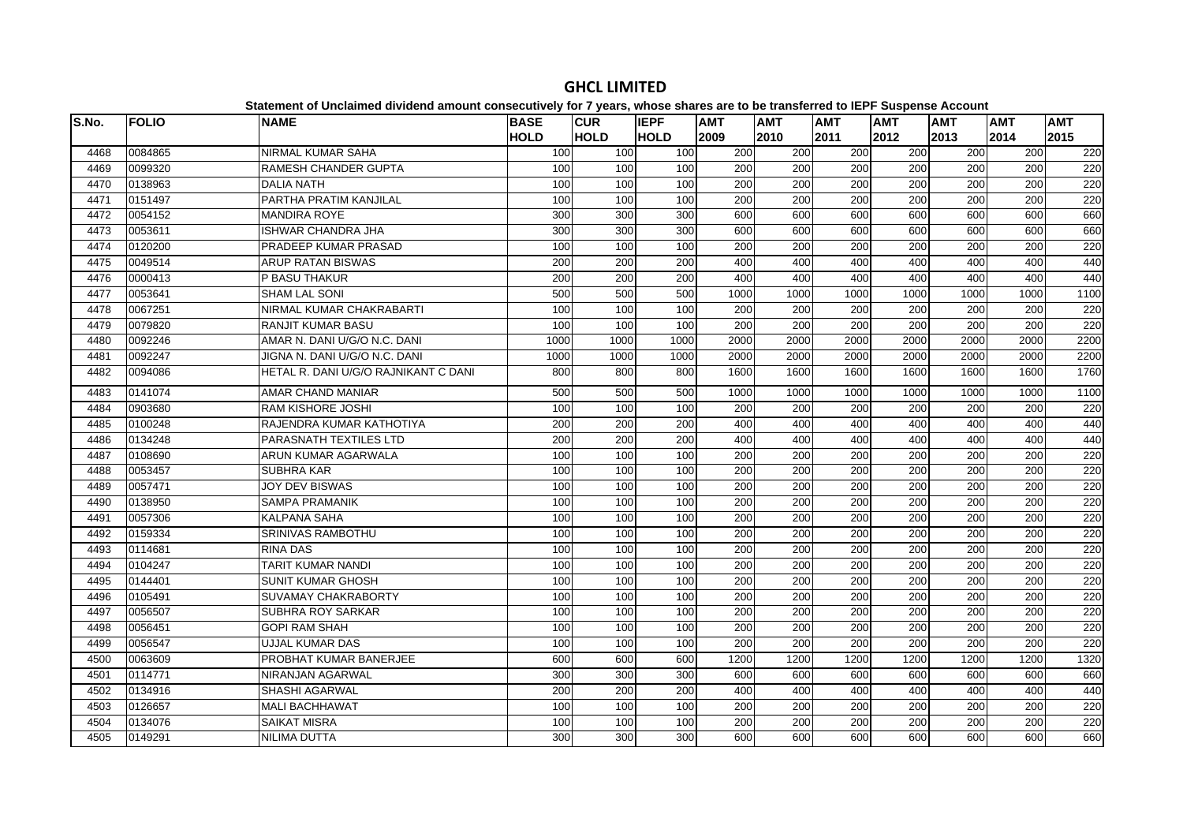# GHCL LIMITED

**Statement of Unclaimed dividend amount consecutively for 7 years, whose shares are to be transferred to IEPF Suspense Account**

| S.No. | FOLIO | NAME | BASE HOLD | CUR HOLD | IEPF HOLD | AMT 2009 | AMT 2010 | AMT 2011 | AMT 2012 | AMT 2013 | AMT 2014 | AMT 2015 |
|---|---|---|---|---|---|---|---|---|---|---|---|---|
| 4468 | 0084865 | NIRMAL KUMAR SAHA | 100 | 100 | 100 | 200 | 200 | 200 | 200 | 200 | 200 | 220 |
| 4469 | 0099320 | RAMESH CHANDER GUPTA | 100 | 100 | 100 | 200 | 200 | 200 | 200 | 200 | 200 | 220 |
| 4470 | 0138963 | DALIA NATH | 100 | 100 | 100 | 200 | 200 | 200 | 200 | 200 | 200 | 220 |
| 4471 | 0151497 | PARTHA PRATIM KANJILAL | 100 | 100 | 100 | 200 | 200 | 200 | 200 | 200 | 200 | 220 |
| 4472 | 0054152 | MANDIRA ROYE | 300 | 300 | 300 | 600 | 600 | 600 | 600 | 600 | 600 | 660 |
| 4473 | 0053611 | ISHWAR CHANDRA JHA | 300 | 300 | 300 | 600 | 600 | 600 | 600 | 600 | 600 | 660 |
| 4474 | 0120200 | PRADEEP KUMAR PRASAD | 100 | 100 | 100 | 200 | 200 | 200 | 200 | 200 | 200 | 220 |
| 4475 | 0049514 | ARUP RATAN BISWAS | 200 | 200 | 200 | 400 | 400 | 400 | 400 | 400 | 400 | 440 |
| 4476 | 0000413 | P BASU THAKUR | 200 | 200 | 200 | 400 | 400 | 400 | 400 | 400 | 400 | 440 |
| 4477 | 0053641 | SHAM LAL SONI | 500 | 500 | 500 | 1000 | 1000 | 1000 | 1000 | 1000 | 1000 | 1100 |
| 4478 | 0067251 | NIRMAL KUMAR CHAKRABARTI | 100 | 100 | 100 | 200 | 200 | 200 | 200 | 200 | 200 | 220 |
| 4479 | 0079820 | RANJIT KUMAR BASU | 100 | 100 | 100 | 200 | 200 | 200 | 200 | 200 | 200 | 220 |
| 4480 | 0092246 | AMAR N. DANI U/G/O N.C. DANI | 1000 | 1000 | 1000 | 2000 | 2000 | 2000 | 2000 | 2000 | 2000 | 2200 |
| 4481 | 0092247 | JIGNA N. DANI U/G/O N.C. DANI | 1000 | 1000 | 1000 | 2000 | 2000 | 2000 | 2000 | 2000 | 2000 | 2200 |
| 4482 | 0094086 | HETAL R. DANI U/G/O RAJNIKANT C DANI | 800 | 800 | 800 | 1600 | 1600 | 1600 | 1600 | 1600 | 1600 | 1760 |
| 4483 | 0141074 | AMAR CHAND MANIAR | 500 | 500 | 500 | 1000 | 1000 | 1000 | 1000 | 1000 | 1000 | 1100 |
| 4484 | 0903680 | RAM KISHORE JOSHI | 100 | 100 | 100 | 200 | 200 | 200 | 200 | 200 | 200 | 220 |
| 4485 | 0100248 | RAJENDRA KUMAR KATHOTIYA | 200 | 200 | 200 | 400 | 400 | 400 | 400 | 400 | 400 | 440 |
| 4486 | 0134248 | PARASNATH TEXTILES LTD | 200 | 200 | 200 | 400 | 400 | 400 | 400 | 400 | 400 | 440 |
| 4487 | 0108690 | ARUN KUMAR AGARWALA | 100 | 100 | 100 | 200 | 200 | 200 | 200 | 200 | 200 | 220 |
| 4488 | 0053457 | SUBHRA KAR | 100 | 100 | 100 | 200 | 200 | 200 | 200 | 200 | 200 | 220 |
| 4489 | 0057471 | JOY DEV BISWAS | 100 | 100 | 100 | 200 | 200 | 200 | 200 | 200 | 200 | 220 |
| 4490 | 0138950 | SAMPA PRAMANIK | 100 | 100 | 100 | 200 | 200 | 200 | 200 | 200 | 200 | 220 |
| 4491 | 0057306 | KALPANA SAHA | 100 | 100 | 100 | 200 | 200 | 200 | 200 | 200 | 200 | 220 |
| 4492 | 0159334 | SRINIVAS RAMBOTHU | 100 | 100 | 100 | 200 | 200 | 200 | 200 | 200 | 200 | 220 |
| 4493 | 0114681 | RINA DAS | 100 | 100 | 100 | 200 | 200 | 200 | 200 | 200 | 200 | 220 |
| 4494 | 0104247 | TARIT KUMAR NANDI | 100 | 100 | 100 | 200 | 200 | 200 | 200 | 200 | 200 | 220 |
| 4495 | 0144401 | SUNIT KUMAR GHOSH | 100 | 100 | 100 | 200 | 200 | 200 | 200 | 200 | 200 | 220 |
| 4496 | 0105491 | SUVAMAY CHAKRABORTY | 100 | 100 | 100 | 200 | 200 | 200 | 200 | 200 | 200 | 220 |
| 4497 | 0056507 | SUBHRA ROY SARKAR | 100 | 100 | 100 | 200 | 200 | 200 | 200 | 200 | 200 | 220 |
| 4498 | 0056451 | GOPI RAM SHAH | 100 | 100 | 100 | 200 | 200 | 200 | 200 | 200 | 200 | 220 |
| 4499 | 0056547 | UJJAL KUMAR DAS | 100 | 100 | 100 | 200 | 200 | 200 | 200 | 200 | 200 | 220 |
| 4500 | 0063609 | PROBHAT KUMAR BANERJEE | 600 | 600 | 600 | 1200 | 1200 | 1200 | 1200 | 1200 | 1200 | 1320 |
| 4501 | 0114771 | NIRANJAN AGARWAL | 300 | 300 | 300 | 600 | 600 | 600 | 600 | 600 | 600 | 660 |
| 4502 | 0134916 | SHASHI AGARWAL | 200 | 200 | 200 | 400 | 400 | 400 | 400 | 400 | 400 | 440 |
| 4503 | 0126657 | MALI BACHHAWAT | 100 | 100 | 100 | 200 | 200 | 200 | 200 | 200 | 200 | 220 |
| 4504 | 0134076 | SAIKAT MISRA | 100 | 100 | 100 | 200 | 200 | 200 | 200 | 200 | 200 | 220 |
| 4505 | 0149291 | NILIMA DUTTA | 300 | 300 | 300 | 600 | 600 | 600 | 600 | 600 | 600 | 660 |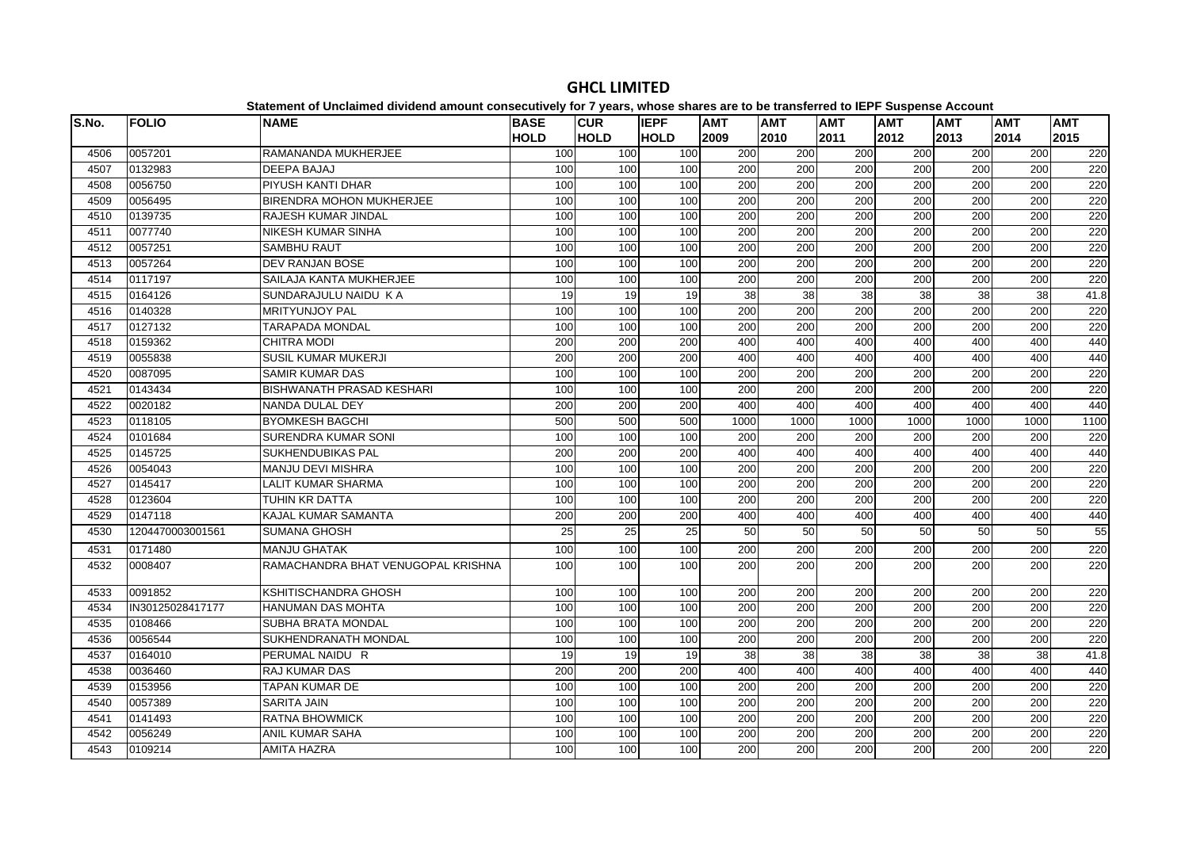# GHCL LIMITED

**Statement of Unclaimed dividend amount consecutively for 7 years, whose shares are to be transferred to IEPF Suspense Account**

| S.No. | FOLIO | NAME | BASE HOLD | CUR HOLD | IEPF HOLD | AMT 2009 | AMT 2010 | AMT 2011 | AMT 2012 | AMT 2013 | AMT 2014 | AMT 2015 |
|---|---|---|---|---|---|---|---|---|---|---|---|---|
| 4506 | 0057201 | RAMANANDA MUKHERJEE | 100 | 100 | 100 | 200 | 200 | 200 | 200 | 200 | 200 | 220 |
| 4507 | 0132983 | DEEPA BAJAJ | 100 | 100 | 100 | 200 | 200 | 200 | 200 | 200 | 200 | 220 |
| 4508 | 0056750 | PIYUSH KANTI DHAR | 100 | 100 | 100 | 200 | 200 | 200 | 200 | 200 | 200 | 220 |
| 4509 | 0056495 | BIRENDRA MOHON MUKHERJEE | 100 | 100 | 100 | 200 | 200 | 200 | 200 | 200 | 200 | 220 |
| 4510 | 0139735 | RAJESH KUMAR JINDAL | 100 | 100 | 100 | 200 | 200 | 200 | 200 | 200 | 200 | 220 |
| 4511 | 0077740 | NIKESH KUMAR SINHA | 100 | 100 | 100 | 200 | 200 | 200 | 200 | 200 | 200 | 220 |
| 4512 | 0057251 | SAMBHU RAUT | 100 | 100 | 100 | 200 | 200 | 200 | 200 | 200 | 200 | 220 |
| 4513 | 0057264 | DEV RANJAN BOSE | 100 | 100 | 100 | 200 | 200 | 200 | 200 | 200 | 200 | 220 |
| 4514 | 0117197 | SAILAJA KANTA MUKHERJEE | 100 | 100 | 100 | 200 | 200 | 200 | 200 | 200 | 200 | 220 |
| 4515 | 0164126 | SUNDARAJULU NAIDU K A | 19 | 19 | 19 | 38 | 38 | 38 | 38 | 38 | 38 | 41.8 |
| 4516 | 0140328 | MRITYUNJOY PAL | 100 | 100 | 100 | 200 | 200 | 200 | 200 | 200 | 200 | 220 |
| 4517 | 0127132 | TARAPADA MONDAL | 100 | 100 | 100 | 200 | 200 | 200 | 200 | 200 | 200 | 220 |
| 4518 | 0159362 | CHITRA MODI | 200 | 200 | 200 | 400 | 400 | 400 | 400 | 400 | 400 | 440 |
| 4519 | 0055838 | SUSIL KUMAR MUKERJI | 200 | 200 | 200 | 400 | 400 | 400 | 400 | 400 | 400 | 440 |
| 4520 | 0087095 | SAMIR KUMAR DAS | 100 | 100 | 100 | 200 | 200 | 200 | 200 | 200 | 200 | 220 |
| 4521 | 0143434 | BISHWANATH PRASAD KESHARI | 100 | 100 | 100 | 200 | 200 | 200 | 200 | 200 | 200 | 220 |
| 4522 | 0020182 | NANDA DULAL DEY | 200 | 200 | 200 | 400 | 400 | 400 | 400 | 400 | 400 | 440 |
| 4523 | 0118105 | BYOMKESH BAGCHI | 500 | 500 | 500 | 1000 | 1000 | 1000 | 1000 | 1000 | 1000 | 1100 |
| 4524 | 0101684 | SURENDRA KUMAR SONI | 100 | 100 | 100 | 200 | 200 | 200 | 200 | 200 | 200 | 220 |
| 4525 | 0145725 | SUKHENDUBIKAS PAL | 200 | 200 | 200 | 400 | 400 | 400 | 400 | 400 | 400 | 440 |
| 4526 | 0054043 | MANJU DEVI MISHRA | 100 | 100 | 100 | 200 | 200 | 200 | 200 | 200 | 200 | 220 |
| 4527 | 0145417 | LALIT KUMAR SHARMA | 100 | 100 | 100 | 200 | 200 | 200 | 200 | 200 | 200 | 220 |
| 4528 | 0123604 | TUHIN KR DATTA | 100 | 100 | 100 | 200 | 200 | 200 | 200 | 200 | 200 | 220 |
| 4529 | 0147118 | KAJAL KUMAR SAMANTA | 200 | 200 | 200 | 400 | 400 | 400 | 400 | 400 | 400 | 440 |
| 4530 | 1204470003001561 | SUMANA GHOSH | 25 | 25 | 25 | 50 | 50 | 50 | 50 | 50 | 50 | 55 |
| 4531 | 0171480 | MANJU GHATAK | 100 | 100 | 100 | 200 | 200 | 200 | 200 | 200 | 200 | 220 |
| 4532 | 0008407 | RAMACHANDRA BHAT VENUGOPAL KRISHNA | 100 | 100 | 100 | 200 | 200 | 200 | 200 | 200 | 200 | 220 |
| 4533 | 0091852 | KSHITISCHANDRA GHOSH | 100 | 100 | 100 | 200 | 200 | 200 | 200 | 200 | 200 | 220 |
| 4534 | IN30125028417177 | HANUMAN DAS MOHTA | 100 | 100 | 100 | 200 | 200 | 200 | 200 | 200 | 200 | 220 |
| 4535 | 0108466 | SUBHA BRATA MONDAL | 100 | 100 | 100 | 200 | 200 | 200 | 200 | 200 | 200 | 220 |
| 4536 | 0056544 | SUKHENDRANATH MONDAL | 100 | 100 | 100 | 200 | 200 | 200 | 200 | 200 | 200 | 220 |
| 4537 | 0164010 | PERUMAL NAIDU R | 19 | 19 | 19 | 38 | 38 | 38 | 38 | 38 | 38 | 41.8 |
| 4538 | 0036460 | RAJ KUMAR DAS | 200 | 200 | 200 | 400 | 400 | 400 | 400 | 400 | 400 | 440 |
| 4539 | 0153956 | TAPAN KUMAR DE | 100 | 100 | 100 | 200 | 200 | 200 | 200 | 200 | 200 | 220 |
| 4540 | 0057389 | SARITA JAIN | 100 | 100 | 100 | 200 | 200 | 200 | 200 | 200 | 200 | 220 |
| 4541 | 0141493 | RATNA BHOWMICK | 100 | 100 | 100 | 200 | 200 | 200 | 200 | 200 | 200 | 220 |
| 4542 | 0056249 | ANIL KUMAR SAHA | 100 | 100 | 100 | 200 | 200 | 200 | 200 | 200 | 200 | 220 |
| 4543 | 0109214 | AMITA HAZRA | 100 | 100 | 100 | 200 | 200 | 200 | 200 | 200 | 200 | 220 |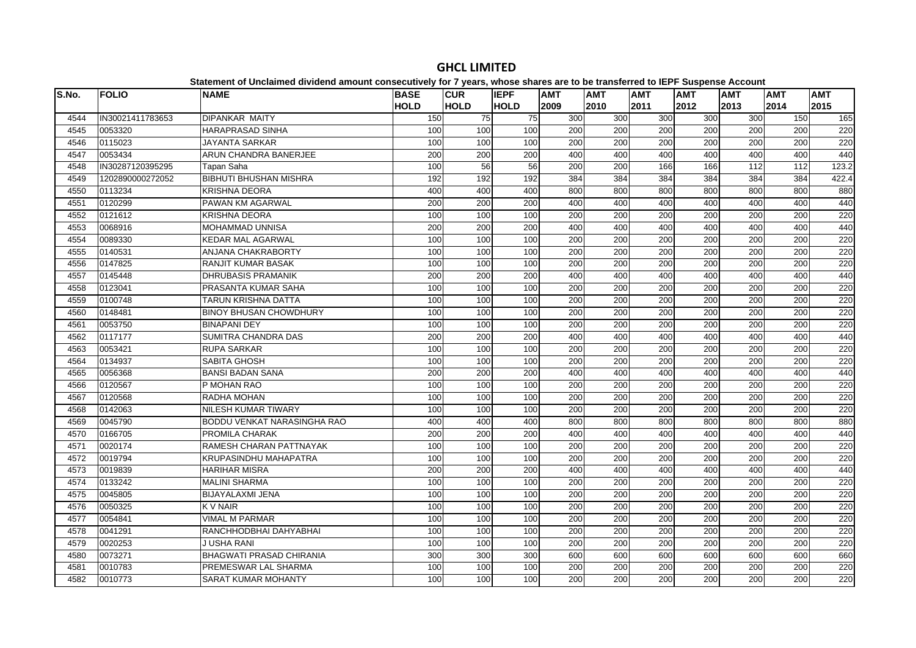# GHCL LIMITED

**Statement of Unclaimed dividend amount consecutively for 7 years, whose shares are to be transferred to IEPF Suspense Account**

| S.No. | FOLIO | NAME | BASE HOLD | CUR HOLD | IEPF HOLD | AMT 2009 | AMT 2010 | AMT 2011 | AMT 2012 | AMT 2013 | AMT 2014 | AMT 2015 |
|---|---|---|---|---|---|---|---|---|---|---|---|---|
| 4544 | IN30021411783653 | DIPANKAR MAITY | 150 | 75 | 75 | 300 | 300 | 300 | 300 | 300 | 150 | 165 |
| 4545 | 0053320 | HARAPRASAD SINHA | 100 | 100 | 100 | 200 | 200 | 200 | 200 | 200 | 200 | 220 |
| 4546 | 0115023 | JAYANTA SARKAR | 100 | 100 | 100 | 200 | 200 | 200 | 200 | 200 | 200 | 220 |
| 4547 | 0053434 | ARUN CHANDRA BANERJEE | 200 | 200 | 200 | 400 | 400 | 400 | 400 | 400 | 400 | 440 |
| 4548 | IN30287120395295 | Tapan Saha | 100 | 56 | 56 | 200 | 200 | 166 | 166 | 112 | 112 | 123.2 |
| 4549 | 1202890000272052 | BIBHUTI BHUSHAN MISHRA | 192 | 192 | 192 | 384 | 384 | 384 | 384 | 384 | 384 | 422.4 |
| 4550 | 0113234 | KRISHNA DEORA | 400 | 400 | 400 | 800 | 800 | 800 | 800 | 800 | 800 | 880 |
| 4551 | 0120299 | PAWAN KM AGARWAL | 200 | 200 | 200 | 400 | 400 | 400 | 400 | 400 | 400 | 440 |
| 4552 | 0121612 | KRISHNA DEORA | 100 | 100 | 100 | 200 | 200 | 200 | 200 | 200 | 200 | 220 |
| 4553 | 0068916 | MOHAMMAD UNNISA | 200 | 200 | 200 | 400 | 400 | 400 | 400 | 400 | 400 | 440 |
| 4554 | 0089330 | KEDAR MAL AGARWAL | 100 | 100 | 100 | 200 | 200 | 200 | 200 | 200 | 200 | 220 |
| 4555 | 0140531 | ANJANA CHAKRABORTY | 100 | 100 | 100 | 200 | 200 | 200 | 200 | 200 | 200 | 220 |
| 4556 | 0147825 | RANJIT KUMAR BASAK | 100 | 100 | 100 | 200 | 200 | 200 | 200 | 200 | 200 | 220 |
| 4557 | 0145448 | DHRUBASIS PRAMANIK | 200 | 200 | 200 | 400 | 400 | 400 | 400 | 400 | 400 | 440 |
| 4558 | 0123041 | PRASANTA KUMAR SAHA | 100 | 100 | 100 | 200 | 200 | 200 | 200 | 200 | 200 | 220 |
| 4559 | 0100748 | TARUN KRISHNA DATTA | 100 | 100 | 100 | 200 | 200 | 200 | 200 | 200 | 200 | 220 |
| 4560 | 0148481 | BINOY BHUSAN CHOWDHURY | 100 | 100 | 100 | 200 | 200 | 200 | 200 | 200 | 200 | 220 |
| 4561 | 0053750 | BINAPANI DEY | 100 | 100 | 100 | 200 | 200 | 200 | 200 | 200 | 200 | 220 |
| 4562 | 0117177 | SUMITRA CHANDRA DAS | 200 | 200 | 200 | 400 | 400 | 400 | 400 | 400 | 400 | 440 |
| 4563 | 0053421 | RUPA SARKAR | 100 | 100 | 100 | 200 | 200 | 200 | 200 | 200 | 200 | 220 |
| 4564 | 0134937 | SABITA GHOSH | 100 | 100 | 100 | 200 | 200 | 200 | 200 | 200 | 200 | 220 |
| 4565 | 0056368 | BANSI BADAN SANA | 200 | 200 | 200 | 400 | 400 | 400 | 400 | 400 | 400 | 440 |
| 4566 | 0120567 | P MOHAN RAO | 100 | 100 | 100 | 200 | 200 | 200 | 200 | 200 | 200 | 220 |
| 4567 | 0120568 | RADHA MOHAN | 100 | 100 | 100 | 200 | 200 | 200 | 200 | 200 | 200 | 220 |
| 4568 | 0142063 | NILESH KUMAR TIWARY | 100 | 100 | 100 | 200 | 200 | 200 | 200 | 200 | 200 | 220 |
| 4569 | 0045790 | BODDU VENKAT NARASINGHA RAO | 400 | 400 | 400 | 800 | 800 | 800 | 800 | 800 | 800 | 880 |
| 4570 | 0166705 | PROMILA CHARAK | 200 | 200 | 200 | 400 | 400 | 400 | 400 | 400 | 400 | 440 |
| 4571 | 0020174 | RAMESH CHARAN PATTNAYAK | 100 | 100 | 100 | 200 | 200 | 200 | 200 | 200 | 200 | 220 |
| 4572 | 0019794 | KRUPASINDHU MAHAPATRA | 100 | 100 | 100 | 200 | 200 | 200 | 200 | 200 | 200 | 220 |
| 4573 | 0019839 | HARIHAR MISRA | 200 | 200 | 200 | 400 | 400 | 400 | 400 | 400 | 400 | 440 |
| 4574 | 0133242 | MALINI SHARMA | 100 | 100 | 100 | 200 | 200 | 200 | 200 | 200 | 200 | 220 |
| 4575 | 0045805 | BIJAYALAXMI JENA | 100 | 100 | 100 | 200 | 200 | 200 | 200 | 200 | 200 | 220 |
| 4576 | 0050325 | K V NAIR | 100 | 100 | 100 | 200 | 200 | 200 | 200 | 200 | 200 | 220 |
| 4577 | 0054841 | VIMAL M PARMAR | 100 | 100 | 100 | 200 | 200 | 200 | 200 | 200 | 200 | 220 |
| 4578 | 0041291 | RANCHHODBHAI DAHYABHAI | 100 | 100 | 100 | 200 | 200 | 200 | 200 | 200 | 200 | 220 |
| 4579 | 0020253 | J USHA RANI | 100 | 100 | 100 | 200 | 200 | 200 | 200 | 200 | 200 | 220 |
| 4580 | 0073271 | BHAGWATI PRASAD CHIRANIA | 300 | 300 | 300 | 600 | 600 | 600 | 600 | 600 | 600 | 660 |
| 4581 | 0010783 | PREMESWAR LAL SHARMA | 100 | 100 | 100 | 200 | 200 | 200 | 200 | 200 | 200 | 220 |
| 4582 | 0010773 | SARAT KUMAR MOHANTY | 100 | 100 | 100 | 200 | 200 | 200 | 200 | 200 | 200 | 220 |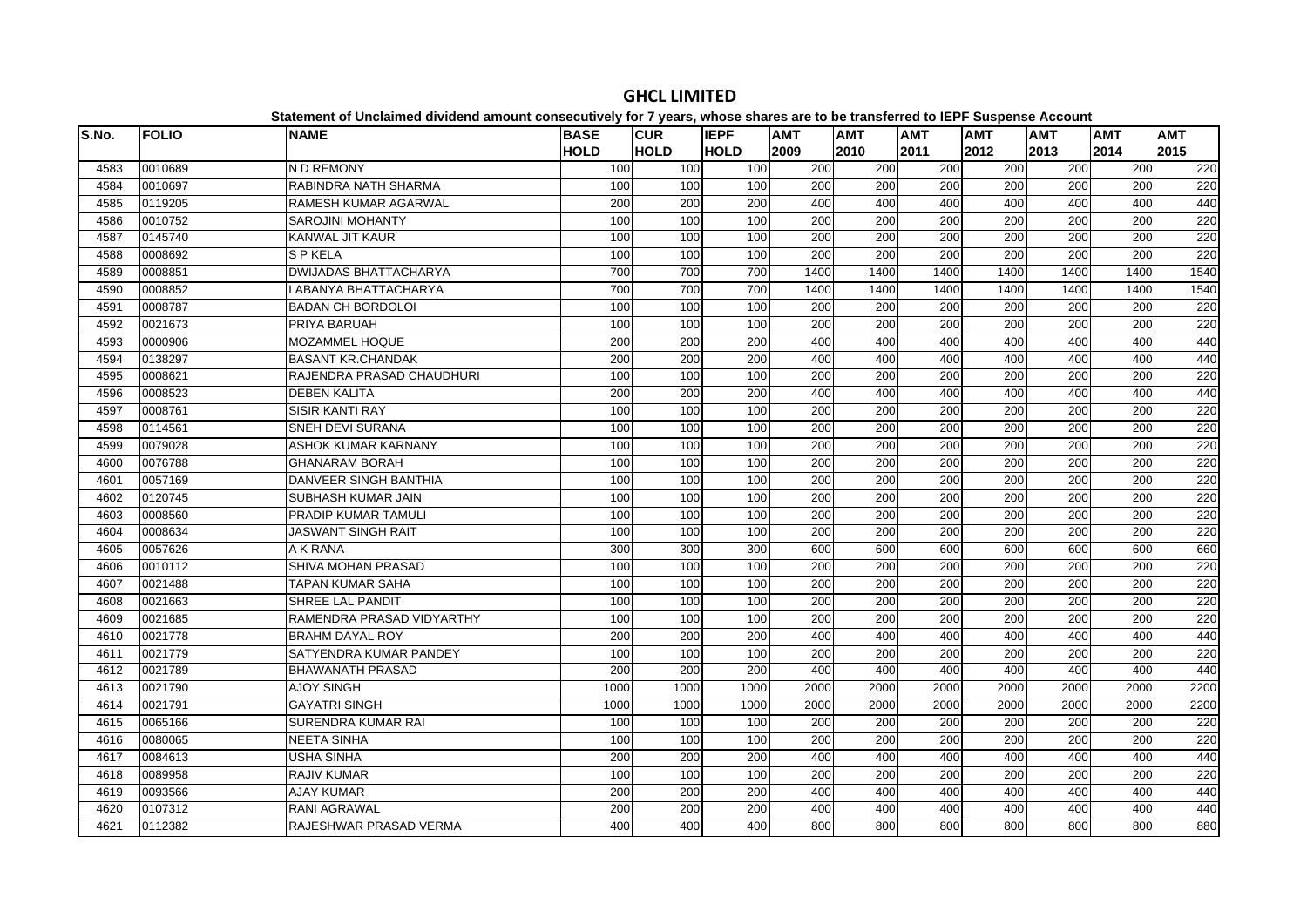# GHCL LIMITED

**Statement of Unclaimed dividend amount consecutively for 7 years, whose shares are to be transferred to IEPF Suspense Account**

| S.No. | FOLIO | NAME | BASE HOLD | CUR HOLD | IEPF HOLD | AMT 2009 | AMT 2010 | AMT 2011 | AMT 2012 | AMT 2013 | AMT 2014 | AMT 2015 |
|---|---|---|---|---|---|---|---|---|---|---|---|---|
| 4583 | 0010689 | N D REMONY | 100 | 100 | 100 | 200 | 200 | 200 | 200 | 200 | 200 | 220 |
| 4584 | 0010697 | RABINDRA NATH SHARMA | 100 | 100 | 100 | 200 | 200 | 200 | 200 | 200 | 200 | 220 |
| 4585 | 0119205 | RAMESH KUMAR AGARWAL | 200 | 200 | 200 | 400 | 400 | 400 | 400 | 400 | 400 | 440 |
| 4586 | 0010752 | SAROJINI MOHANTY | 100 | 100 | 100 | 200 | 200 | 200 | 200 | 200 | 200 | 220 |
| 4587 | 0145740 | KANWAL JIT KAUR | 100 | 100 | 100 | 200 | 200 | 200 | 200 | 200 | 200 | 220 |
| 4588 | 0008692 | S P KELA | 100 | 100 | 100 | 200 | 200 | 200 | 200 | 200 | 200 | 220 |
| 4589 | 0008851 | DWIJADAS BHATTACHARYA | 700 | 700 | 700 | 1400 | 1400 | 1400 | 1400 | 1400 | 1400 | 1540 |
| 4590 | 0008852 | LABANYA BHATTACHARYA | 700 | 700 | 700 | 1400 | 1400 | 1400 | 1400 | 1400 | 1400 | 1540 |
| 4591 | 0008787 | BADAN CH BORDOLOI | 100 | 100 | 100 | 200 | 200 | 200 | 200 | 200 | 200 | 220 |
| 4592 | 0021673 | PRIYA BARUAH | 100 | 100 | 100 | 200 | 200 | 200 | 200 | 200 | 200 | 220 |
| 4593 | 0000906 | MOZAMMEL HOQUE | 200 | 200 | 200 | 400 | 400 | 400 | 400 | 400 | 400 | 440 |
| 4594 | 0138297 | BASANT KR.CHANDAK | 200 | 200 | 200 | 400 | 400 | 400 | 400 | 400 | 400 | 440 |
| 4595 | 0008621 | RAJENDRA PRASAD CHAUDHURI | 100 | 100 | 100 | 200 | 200 | 200 | 200 | 200 | 200 | 220 |
| 4596 | 0008523 | DEBEN KALITA | 200 | 200 | 200 | 400 | 400 | 400 | 400 | 400 | 400 | 440 |
| 4597 | 0008761 | SISIR KANTI RAY | 100 | 100 | 100 | 200 | 200 | 200 | 200 | 200 | 200 | 220 |
| 4598 | 0114561 | SNEH DEVI SURANA | 100 | 100 | 100 | 200 | 200 | 200 | 200 | 200 | 200 | 220 |
| 4599 | 0079028 | ASHOK KUMAR KARNANY | 100 | 100 | 100 | 200 | 200 | 200 | 200 | 200 | 200 | 220 |
| 4600 | 0076788 | GHANARAM BORAH | 100 | 100 | 100 | 200 | 200 | 200 | 200 | 200 | 200 | 220 |
| 4601 | 0057169 | DANVEER SINGH BANTHIA | 100 | 100 | 100 | 200 | 200 | 200 | 200 | 200 | 200 | 220 |
| 4602 | 0120745 | SUBHASH KUMAR JAIN | 100 | 100 | 100 | 200 | 200 | 200 | 200 | 200 | 200 | 220 |
| 4603 | 0008560 | PRADIP KUMAR TAMULI | 100 | 100 | 100 | 200 | 200 | 200 | 200 | 200 | 200 | 220 |
| 4604 | 0008634 | JASWANT SINGH RAIT | 100 | 100 | 100 | 200 | 200 | 200 | 200 | 200 | 200 | 220 |
| 4605 | 0057626 | A K RANA | 300 | 300 | 300 | 600 | 600 | 600 | 600 | 600 | 600 | 660 |
| 4606 | 0010112 | SHIVA MOHAN PRASAD | 100 | 100 | 100 | 200 | 200 | 200 | 200 | 200 | 200 | 220 |
| 4607 | 0021488 | TAPAN KUMAR SAHA | 100 | 100 | 100 | 200 | 200 | 200 | 200 | 200 | 200 | 220 |
| 4608 | 0021663 | SHREE LAL PANDIT | 100 | 100 | 100 | 200 | 200 | 200 | 200 | 200 | 200 | 220 |
| 4609 | 0021685 | RAMENDRA PRASAD VIDYARTHY | 100 | 100 | 100 | 200 | 200 | 200 | 200 | 200 | 200 | 220 |
| 4610 | 0021778 | BRAHM DAYAL ROY | 200 | 200 | 200 | 400 | 400 | 400 | 400 | 400 | 400 | 440 |
| 4611 | 0021779 | SATYENDRA KUMAR PANDEY | 100 | 100 | 100 | 200 | 200 | 200 | 200 | 200 | 200 | 220 |
| 4612 | 0021789 | BHAWANATH PRASAD | 200 | 200 | 200 | 400 | 400 | 400 | 400 | 400 | 400 | 440 |
| 4613 | 0021790 | AJOY SINGH | 1000 | 1000 | 1000 | 2000 | 2000 | 2000 | 2000 | 2000 | 2000 | 2200 |
| 4614 | 0021791 | GAYATRI SINGH | 1000 | 1000 | 1000 | 2000 | 2000 | 2000 | 2000 | 2000 | 2000 | 2200 |
| 4615 | 0065166 | SURENDRA KUMAR RAI | 100 | 100 | 100 | 200 | 200 | 200 | 200 | 200 | 200 | 220 |
| 4616 | 0080065 | NEETA SINHA | 100 | 100 | 100 | 200 | 200 | 200 | 200 | 200 | 200 | 220 |
| 4617 | 0084613 | USHA SINHA | 200 | 200 | 200 | 400 | 400 | 400 | 400 | 400 | 400 | 440 |
| 4618 | 0089958 | RAJIV KUMAR | 100 | 100 | 100 | 200 | 200 | 200 | 200 | 200 | 200 | 220 |
| 4619 | 0093566 | AJAY KUMAR | 200 | 200 | 200 | 400 | 400 | 400 | 400 | 400 | 400 | 440 |
| 4620 | 0107312 | RANI AGRAWAL | 200 | 200 | 200 | 400 | 400 | 400 | 400 | 400 | 400 | 440 |
| 4621 | 0112382 | RAJESHWAR PRASAD VERMA | 400 | 400 | 400 | 800 | 800 | 800 | 800 | 800 | 800 | 880 |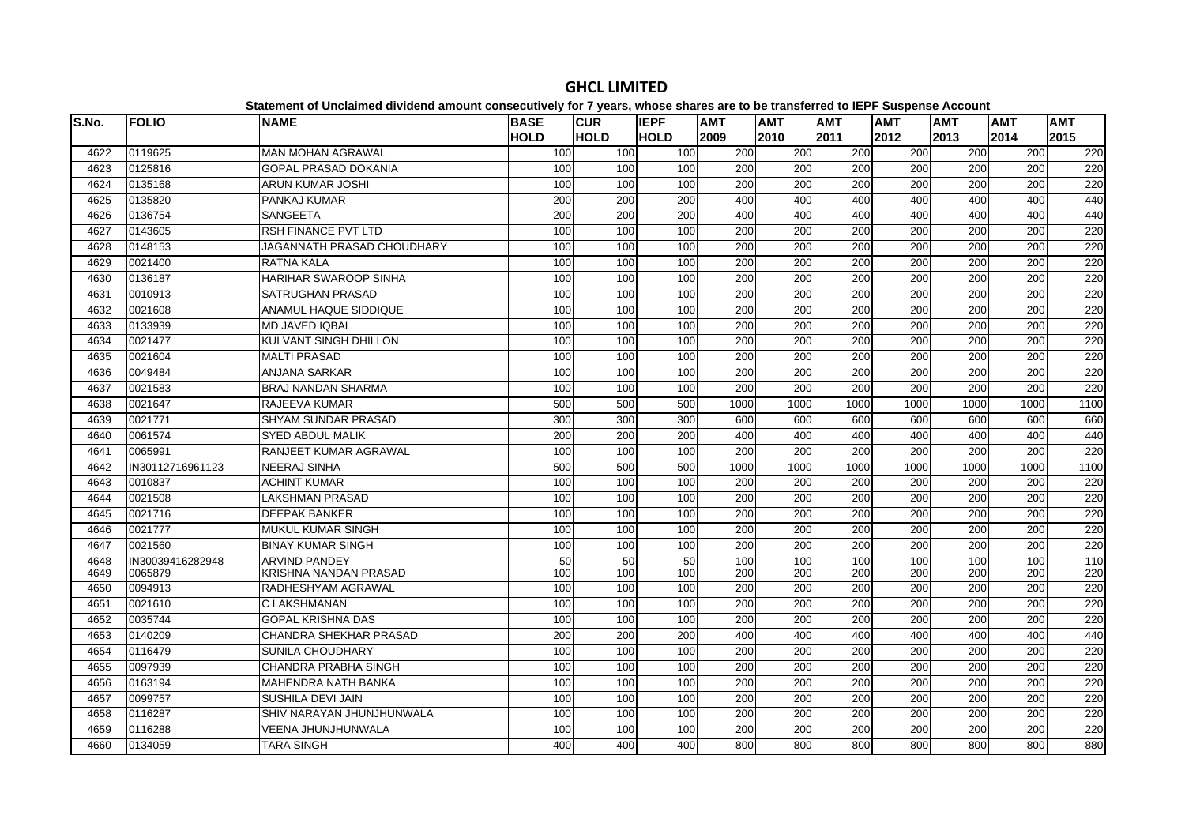# GHCL LIMITED

**Statement of Unclaimed dividend amount consecutively for 7 years, whose shares are to be transferred to IEPF Suspense Account**

| S.No. | FOLIO | NAME | BASE HOLD | CUR HOLD | IEPF HOLD | AMT 2009 | AMT 2010 | AMT 2011 | AMT 2012 | AMT 2013 | AMT 2014 | AMT 2015 |
|---|---|---|---|---|---|---|---|---|---|---|---|---|
| 4622 | 0119625 | MAN MOHAN AGRAWAL | 100 | 100 | 100 | 200 | 200 | 200 | 200 | 200 | 200 | 220 |
| 4623 | 0125816 | GOPAL PRASAD DOKANIA | 100 | 100 | 100 | 200 | 200 | 200 | 200 | 200 | 200 | 220 |
| 4624 | 0135168 | ARUN KUMAR JOSHI | 100 | 100 | 100 | 200 | 200 | 200 | 200 | 200 | 200 | 220 |
| 4625 | 0135820 | PANKAJ KUMAR | 200 | 200 | 200 | 400 | 400 | 400 | 400 | 400 | 400 | 440 |
| 4626 | 0136754 | SANGEETA | 200 | 200 | 200 | 400 | 400 | 400 | 400 | 400 | 400 | 440 |
| 4627 | 0143605 | RSH FINANCE PVT LTD | 100 | 100 | 100 | 200 | 200 | 200 | 200 | 200 | 200 | 220 |
| 4628 | 0148153 | JAGANNATH PRASAD CHOUDHARY | 100 | 100 | 100 | 200 | 200 | 200 | 200 | 200 | 200 | 220 |
| 4629 | 0021400 | RATNA KALA | 100 | 100 | 100 | 200 | 200 | 200 | 200 | 200 | 200 | 220 |
| 4630 | 0136187 | HARIHAR SWAROOP SINHA | 100 | 100 | 100 | 200 | 200 | 200 | 200 | 200 | 200 | 220 |
| 4631 | 0010913 | SATRUGHAN PRASAD | 100 | 100 | 100 | 200 | 200 | 200 | 200 | 200 | 200 | 220 |
| 4632 | 0021608 | ANAMUL HAQUE SIDDIQUE | 100 | 100 | 100 | 200 | 200 | 200 | 200 | 200 | 200 | 220 |
| 4633 | 0133939 | MD JAVED IQBAL | 100 | 100 | 100 | 200 | 200 | 200 | 200 | 200 | 200 | 220 |
| 4634 | 0021477 | KULVANT SINGH DHILLON | 100 | 100 | 100 | 200 | 200 | 200 | 200 | 200 | 200 | 220 |
| 4635 | 0021604 | MALTI PRASAD | 100 | 100 | 100 | 200 | 200 | 200 | 200 | 200 | 200 | 220 |
| 4636 | 0049484 | ANJANA SARKAR | 100 | 100 | 100 | 200 | 200 | 200 | 200 | 200 | 200 | 220 |
| 4637 | 0021583 | BRAJ NANDAN SHARMA | 100 | 100 | 100 | 200 | 200 | 200 | 200 | 200 | 200 | 220 |
| 4638 | 0021647 | RAJEEVA KUMAR | 500 | 500 | 500 | 1000 | 1000 | 1000 | 1000 | 1000 | 1000 | 1100 |
| 4639 | 0021771 | SHYAM SUNDAR PRASAD | 300 | 300 | 300 | 600 | 600 | 600 | 600 | 600 | 600 | 660 |
| 4640 | 0061574 | SYED ABDUL MALIK | 200 | 200 | 200 | 400 | 400 | 400 | 400 | 400 | 400 | 440 |
| 4641 | 0065991 | RANJEET KUMAR AGRAWAL | 100 | 100 | 100 | 200 | 200 | 200 | 200 | 200 | 200 | 220 |
| 4642 | IN30112716961123 | NEERAJ SINHA | 500 | 500 | 500 | 1000 | 1000 | 1000 | 1000 | 1000 | 1000 | 1100 |
| 4643 | 0010837 | ACHINT KUMAR | 100 | 100 | 100 | 200 | 200 | 200 | 200 | 200 | 200 | 220 |
| 4644 | 0021508 | LAKSHMAN PRASAD | 100 | 100 | 100 | 200 | 200 | 200 | 200 | 200 | 200 | 220 |
| 4645 | 0021716 | DEEPAK BANKER | 100 | 100 | 100 | 200 | 200 | 200 | 200 | 200 | 200 | 220 |
| 4646 | 0021777 | MUKUL KUMAR SINGH | 100 | 100 | 100 | 200 | 200 | 200 | 200 | 200 | 200 | 220 |
| 4647 | 0021560 | BINAY KUMAR SINGH | 100 | 100 | 100 | 200 | 200 | 200 | 200 | 200 | 200 | 220 |
| 4648 | IN30039416282948 | ARVIND PANDEY | 50 | 50 | 50 | 100 | 100 | 100 | 100 | 100 | 100 | 110 |
| 4649 | 0065879 | KRISHNA NANDAN PRASAD | 100 | 100 | 100 | 200 | 200 | 200 | 200 | 200 | 200 | 220 |
| 4650 | 0094913 | RADHESHYAM AGRAWAL | 100 | 100 | 100 | 200 | 200 | 200 | 200 | 200 | 200 | 220 |
| 4651 | 0021610 | C LAKSHMANAN | 100 | 100 | 100 | 200 | 200 | 200 | 200 | 200 | 200 | 220 |
| 4652 | 0035744 | GOPAL KRISHNA DAS | 100 | 100 | 100 | 200 | 200 | 200 | 200 | 200 | 200 | 220 |
| 4653 | 0140209 | CHANDRA SHEKHAR PRASAD | 200 | 200 | 200 | 400 | 400 | 400 | 400 | 400 | 400 | 440 |
| 4654 | 0116479 | SUNILA CHOUDHARY | 100 | 100 | 100 | 200 | 200 | 200 | 200 | 200 | 200 | 220 |
| 4655 | 0097939 | CHANDRA PRABHA SINGH | 100 | 100 | 100 | 200 | 200 | 200 | 200 | 200 | 200 | 220 |
| 4656 | 0163194 | MAHENDRA NATH BANKA | 100 | 100 | 100 | 200 | 200 | 200 | 200 | 200 | 200 | 220 |
| 4657 | 0099757 | SUSHILA DEVI JAIN | 100 | 100 | 100 | 200 | 200 | 200 | 200 | 200 | 200 | 220 |
| 4658 | 0116287 | SHIV NARAYAN JHUNJHUNWALA | 100 | 100 | 100 | 200 | 200 | 200 | 200 | 200 | 200 | 220 |
| 4659 | 0116288 | VEENA JHUNJHUNWALA | 100 | 100 | 100 | 200 | 200 | 200 | 200 | 200 | 200 | 220 |
| 4660 | 0134059 | TARA SINGH | 400 | 400 | 400 | 800 | 800 | 800 | 800 | 800 | 800 | 880 |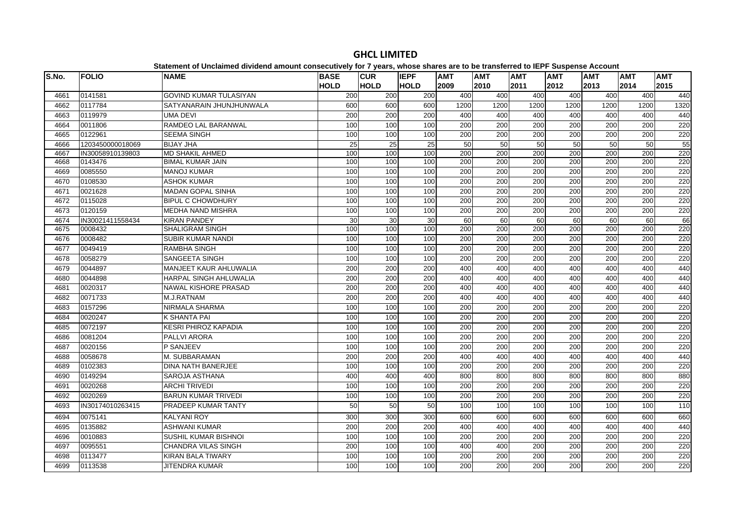# GHCL LIMITED

**Statement of Unclaimed dividend amount consecutively for 7 years, whose shares are to be transferred to IEPF Suspense Account**

| S.No. | FOLIO | NAME | BASE HOLD | CUR HOLD | IEPF HOLD | AMT 2009 | AMT 2010 | AMT 2011 | AMT 2012 | AMT 2013 | AMT 2014 | AMT 2015 |
|---|---|---|---|---|---|---|---|---|---|---|---|---|
| 4661 | 0141581 | GOVIND KUMAR TULASIYAN | 200 | 200 | 200 | 400 | 400 | 400 | 400 | 400 | 400 | 440 |
| 4662 | 0117784 | SATYANARAIN JHUNJHUNWALA | 600 | 600 | 600 | 1200 | 1200 | 1200 | 1200 | 1200 | 1200 | 1320 |
| 4663 | 0119979 | UMA DEVI | 200 | 200 | 200 | 400 | 400 | 400 | 400 | 400 | 400 | 440 |
| 4664 | 0011806 | RAMDEO LAL BARANWAL | 100 | 100 | 100 | 200 | 200 | 200 | 200 | 200 | 200 | 220 |
| 4665 | 0122961 | SEEMA SINGH | 100 | 100 | 100 | 200 | 200 | 200 | 200 | 200 | 200 | 220 |
| 4666 | 1203450000018069 | BIJAY JHA | 25 | 25 | 25 | 50 | 50 | 50 | 50 | 50 | 50 | 55 |
| 4667 | IN30058910139803 | MD SHAKIL AHMED | 100 | 100 | 100 | 200 | 200 | 200 | 200 | 200 | 200 | 220 |
| 4668 | 0143476 | BIMAL KUMAR JAIN | 100 | 100 | 100 | 200 | 200 | 200 | 200 | 200 | 200 | 220 |
| 4669 | 0085550 | MANOJ KUMAR | 100 | 100 | 100 | 200 | 200 | 200 | 200 | 200 | 200 | 220 |
| 4670 | 0108530 | ASHOK KUMAR | 100 | 100 | 100 | 200 | 200 | 200 | 200 | 200 | 200 | 220 |
| 4671 | 0021628 | MADAN GOPAL SINHA | 100 | 100 | 100 | 200 | 200 | 200 | 200 | 200 | 200 | 220 |
| 4672 | 0115028 | BIPUL C CHOWDHURY | 100 | 100 | 100 | 200 | 200 | 200 | 200 | 200 | 200 | 220 |
| 4673 | 0120159 | MEDHA NAND MISHRA | 100 | 100 | 100 | 200 | 200 | 200 | 200 | 200 | 200 | 220 |
| 4674 | IN30021411558434 | KIRAN PANDEY | 30 | 30 | 30 | 60 | 60 | 60 | 60 | 60 | 60 | 66 |
| 4675 | 0008432 | SHALIGRAM SINGH | 100 | 100 | 100 | 200 | 200 | 200 | 200 | 200 | 200 | 220 |
| 4676 | 0008482 | SUBIR KUMAR NANDI | 100 | 100 | 100 | 200 | 200 | 200 | 200 | 200 | 200 | 220 |
| 4677 | 0049419 | RAMBHA SINGH | 100 | 100 | 100 | 200 | 200 | 200 | 200 | 200 | 200 | 220 |
| 4678 | 0058279 | SANGEETA SINGH | 100 | 100 | 100 | 200 | 200 | 200 | 200 | 200 | 200 | 220 |
| 4679 | 0044897 | MANJEET KAUR AHLUWALIA | 200 | 200 | 200 | 400 | 400 | 400 | 400 | 400 | 400 | 440 |
| 4680 | 0044898 | HARPAL SINGH AHLUWALIA | 200 | 200 | 200 | 400 | 400 | 400 | 400 | 400 | 400 | 440 |
| 4681 | 0020317 | NAWAL KISHORE PRASAD | 200 | 200 | 200 | 400 | 400 | 400 | 400 | 400 | 400 | 440 |
| 4682 | 0071733 | M.J.RATNAM | 200 | 200 | 200 | 400 | 400 | 400 | 400 | 400 | 400 | 440 |
| 4683 | 0157296 | NIRMALA SHARMA | 100 | 100 | 100 | 200 | 200 | 200 | 200 | 200 | 200 | 220 |
| 4684 | 0020247 | K SHANTA PAI | 100 | 100 | 100 | 200 | 200 | 200 | 200 | 200 | 200 | 220 |
| 4685 | 0072197 | KESRI PHIROZ KAPADIA | 100 | 100 | 100 | 200 | 200 | 200 | 200 | 200 | 200 | 220 |
| 4686 | 0081204 | PALLVI ARORA | 100 | 100 | 100 | 200 | 200 | 200 | 200 | 200 | 200 | 220 |
| 4687 | 0020156 | P SANJEEV | 100 | 100 | 100 | 200 | 200 | 200 | 200 | 200 | 200 | 220 |
| 4688 | 0058678 | M. SUBBARAMAN | 200 | 200 | 200 | 400 | 400 | 400 | 400 | 400 | 400 | 440 |
| 4689 | 0102383 | DINA NATH BANERJEE | 100 | 100 | 100 | 200 | 200 | 200 | 200 | 200 | 200 | 220 |
| 4690 | 0149294 | SAROJA ASTHANA | 400 | 400 | 400 | 800 | 800 | 800 | 800 | 800 | 800 | 880 |
| 4691 | 0020268 | ARCHI TRIVEDI | 100 | 100 | 100 | 200 | 200 | 200 | 200 | 200 | 200 | 220 |
| 4692 | 0020269 | BARUN KUMAR TRIVEDI | 100 | 100 | 100 | 200 | 200 | 200 | 200 | 200 | 200 | 220 |
| 4693 | IN30174010263415 | PRADEEP KUMAR TANTY | 50 | 50 | 50 | 100 | 100 | 100 | 100 | 100 | 100 | 110 |
| 4694 | 0075141 | KALYANI ROY | 300 | 300 | 300 | 600 | 600 | 600 | 600 | 600 | 600 | 660 |
| 4695 | 0135882 | ASHWANI KUMAR | 200 | 200 | 200 | 400 | 400 | 400 | 400 | 400 | 400 | 440 |
| 4696 | 0010883 | SUSHIL KUMAR BISHNOI | 100 | 100 | 100 | 200 | 200 | 200 | 200 | 200 | 200 | 220 |
| 4697 | 0095551 | CHANDRA VILAS SINGH | 200 | 100 | 100 | 400 | 400 | 200 | 200 | 200 | 200 | 220 |
| 4698 | 0113477 | KIRAN BALA TIWARY | 100 | 100 | 100 | 200 | 200 | 200 | 200 | 200 | 200 | 220 |
| 4699 | 0113538 | JITENDRA KUMAR | 100 | 100 | 100 | 200 | 200 | 200 | 200 | 200 | 200 | 220 |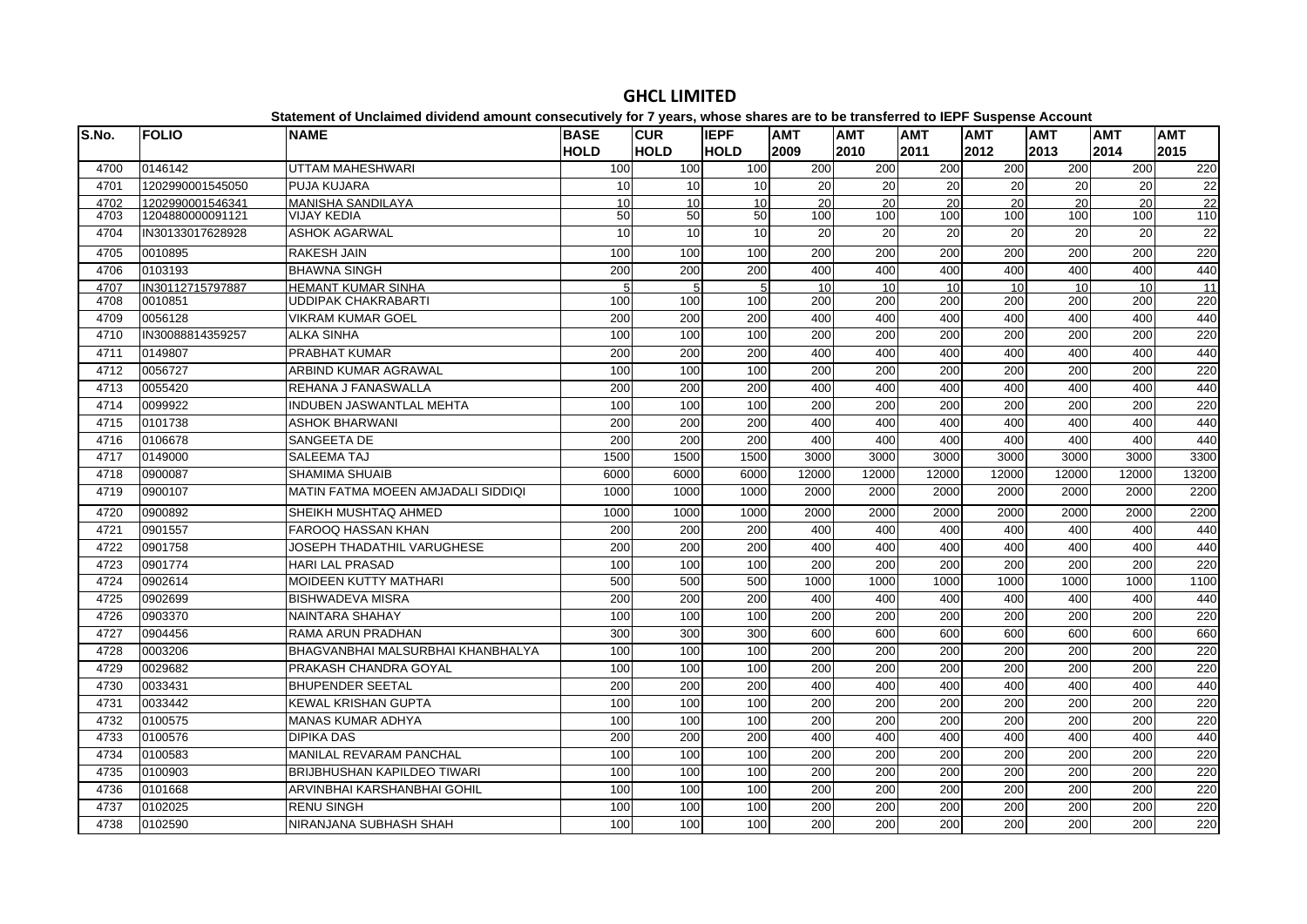# GHCL LIMITED

**Statement of Unclaimed dividend amount consecutively for 7 years, whose shares are to be transferred to IEPF Suspense Account**

| S.No. | FOLIO | NAME | BASE HOLD | CUR HOLD | IEPF HOLD | AMT 2009 | AMT 2010 | AMT 2011 | AMT 2012 | AMT 2013 | AMT 2014 | AMT 2015 |
|---|---|---|---|---|---|---|---|---|---|---|---|---|
| 4700 | 0146142 | UTTAM MAHESHWARI | 100 | 100 | 100 | 200 | 200 | 200 | 200 | 200 | 200 | 220 |
| 4701 | 1202990001545050 | PUJA KUJARA | 10 | 10 | 10 | 20 | 20 | 20 | 20 | 20 | 20 | 22 |
| 4702 | 1202990001546341 | MANISHA SANDILAYA | 10 | 10 | 10 | 20 | 20 | 20 | 20 | 20 | 20 | 22 |
| 4703 | 1204880000091121 | VIJAY KEDIA | 50 | 50 | 50 | 100 | 100 | 100 | 100 | 100 | 100 | 110 |
| 4704 | IN30133017628928 | ASHOK AGARWAL | 10 | 10 | 10 | 20 | 20 | 20 | 20 | 20 | 20 | 22 |
| 4705 | 0010895 | RAKESH JAIN | 100 | 100 | 100 | 200 | 200 | 200 | 200 | 200 | 200 | 220 |
| 4706 | 0103193 | BHAWNA SINGH | 200 | 200 | 200 | 400 | 400 | 400 | 400 | 400 | 400 | 440 |
| 4707 | IN30112715797887 | HEMANT KUMAR SINHA | 5 | 5 | 5 | 10 | 10 | 10 | 10 | 10 | 10 | 11 |
| 4708 | 0010851 | UDDIPAK CHAKRABARTI | 100 | 100 | 100 | 200 | 200 | 200 | 200 | 200 | 200 | 220 |
| 4709 | 0056128 | VIKRAM KUMAR GOEL | 200 | 200 | 200 | 400 | 400 | 400 | 400 | 400 | 400 | 440 |
| 4710 | IN30088814359257 | ALKA SINHA | 100 | 100 | 100 | 200 | 200 | 200 | 200 | 200 | 200 | 220 |
| 4711 | 0149807 | PRABHAT KUMAR | 200 | 200 | 200 | 400 | 400 | 400 | 400 | 400 | 400 | 440 |
| 4712 | 0056727 | ARBIND KUMAR AGRAWAL | 100 | 100 | 100 | 200 | 200 | 200 | 200 | 200 | 200 | 220 |
| 4713 | 0055420 | REHANA J FANASWALLA | 200 | 200 | 200 | 400 | 400 | 400 | 400 | 400 | 400 | 440 |
| 4714 | 0099922 | INDUBEN JASWANTLAL MEHTA | 100 | 100 | 100 | 200 | 200 | 200 | 200 | 200 | 200 | 220 |
| 4715 | 0101738 | ASHOK BHARWANI | 200 | 200 | 200 | 400 | 400 | 400 | 400 | 400 | 400 | 440 |
| 4716 | 0106678 | SANGEETA DE | 200 | 200 | 200 | 400 | 400 | 400 | 400 | 400 | 400 | 440 |
| 4717 | 0149000 | SALEEMA TAJ | 1500 | 1500 | 1500 | 3000 | 3000 | 3000 | 3000 | 3000 | 3000 | 3300 |
| 4718 | 0900087 | SHAMIMA SHUAIB | 6000 | 6000 | 6000 | 12000 | 12000 | 12000 | 12000 | 12000 | 12000 | 13200 |
| 4719 | 0900107 | MATIN FATMA MOEEN AMJADALI SIDDIQI | 1000 | 1000 | 1000 | 2000 | 2000 | 2000 | 2000 | 2000 | 2000 | 2200 |
| 4720 | 0900892 | SHEIKH MUSHTAQ AHMED | 1000 | 1000 | 1000 | 2000 | 2000 | 2000 | 2000 | 2000 | 2000 | 2200 |
| 4721 | 0901557 | FAROOQ HASSAN KHAN | 200 | 200 | 200 | 400 | 400 | 400 | 400 | 400 | 400 | 440 |
| 4722 | 0901758 | JOSEPH THADATHIL VARUGHESE | 200 | 200 | 200 | 400 | 400 | 400 | 400 | 400 | 400 | 440 |
| 4723 | 0901774 | HARI LAL PRASAD | 100 | 100 | 100 | 200 | 200 | 200 | 200 | 200 | 200 | 220 |
| 4724 | 0902614 | MOIDEEN KUTTY MATHARI | 500 | 500 | 500 | 1000 | 1000 | 1000 | 1000 | 1000 | 1000 | 1100 |
| 4725 | 0902699 | BISHWADEVA MISRA | 200 | 200 | 200 | 400 | 400 | 400 | 400 | 400 | 400 | 440 |
| 4726 | 0903370 | NAINTARA SHAHAY | 100 | 100 | 100 | 200 | 200 | 200 | 200 | 200 | 200 | 220 |
| 4727 | 0904456 | RAMA ARUN PRADHAN | 300 | 300 | 300 | 600 | 600 | 600 | 600 | 600 | 600 | 660 |
| 4728 | 0003206 | BHAGVANBHAI MALSURBHAI KHANBHALYA | 100 | 100 | 100 | 200 | 200 | 200 | 200 | 200 | 200 | 220 |
| 4729 | 0029682 | PRAKASH CHANDRA GOYAL | 100 | 100 | 100 | 200 | 200 | 200 | 200 | 200 | 200 | 220 |
| 4730 | 0033431 | BHUPENDER SEETAL | 200 | 200 | 200 | 400 | 400 | 400 | 400 | 400 | 400 | 440 |
| 4731 | 0033442 | KEWAL KRISHAN GUPTA | 100 | 100 | 100 | 200 | 200 | 200 | 200 | 200 | 200 | 220 |
| 4732 | 0100575 | MANAS KUMAR ADHYA | 100 | 100 | 100 | 200 | 200 | 200 | 200 | 200 | 200 | 220 |
| 4733 | 0100576 | DIPIKA DAS | 200 | 200 | 200 | 400 | 400 | 400 | 400 | 400 | 400 | 440 |
| 4734 | 0100583 | MANILAL REVARAM PANCHAL | 100 | 100 | 100 | 200 | 200 | 200 | 200 | 200 | 200 | 220 |
| 4735 | 0100903 | BRIJBHUSHAN KAPILDEO TIWARI | 100 | 100 | 100 | 200 | 200 | 200 | 200 | 200 | 200 | 220 |
| 4736 | 0101668 | ARVINBHAI KARSHANBHAI GOHIL | 100 | 100 | 100 | 200 | 200 | 200 | 200 | 200 | 200 | 220 |
| 4737 | 0102025 | RENU SINGH | 100 | 100 | 100 | 200 | 200 | 200 | 200 | 200 | 200 | 220 |
| 4738 | 0102590 | NIRANJANA SUBHASH SHAH | 100 | 100 | 100 | 200 | 200 | 200 | 200 | 200 | 200 | 220 |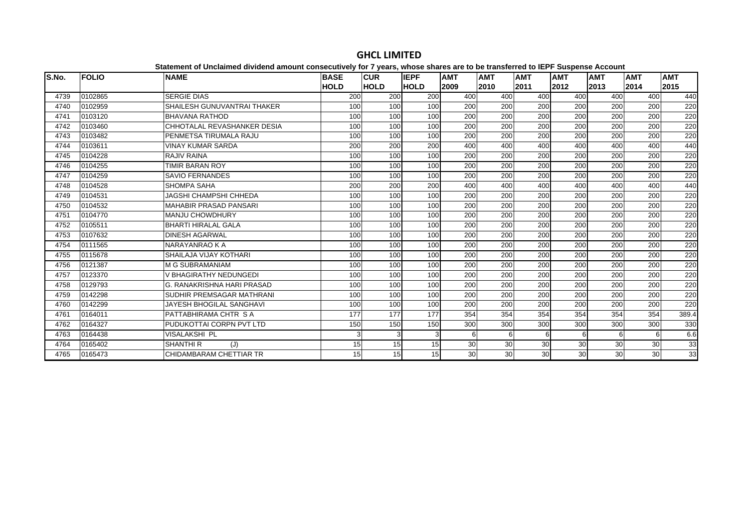# GHCL LIMITED

**Statement of Unclaimed dividend amount consecutively for 7 years, whose shares are to be transferred to IEPF Suspense Account**

| S.No. | FOLIO | NAME | BASE HOLD | CUR HOLD | IEPF HOLD | AMT 2009 | AMT 2010 | AMT 2011 | AMT 2012 | AMT 2013 | AMT 2014 | AMT 2015 |
|---|---|---|---|---|---|---|---|---|---|---|---|---|
| 4739 | 0102865 | SERGIE DIAS | 200 | 200 | 200 | 400 | 400 | 400 | 400 | 400 | 400 | 440 |
| 4740 | 0102959 | SHAILESH GUNUVANTRAI THAKER | 100 | 100 | 100 | 200 | 200 | 200 | 200 | 200 | 200 | 220 |
| 4741 | 0103120 | BHAVANA RATHOD | 100 | 100 | 100 | 200 | 200 | 200 | 200 | 200 | 200 | 220 |
| 4742 | 0103460 | CHHOTALAL REVASHANKER DESIA | 100 | 100 | 100 | 200 | 200 | 200 | 200 | 200 | 200 | 220 |
| 4743 | 0103482 | PENMETSA TIRUMALA RAJU | 100 | 100 | 100 | 200 | 200 | 200 | 200 | 200 | 200 | 220 |
| 4744 | 0103611 | VINAY KUMAR SARDA | 200 | 200 | 200 | 400 | 400 | 400 | 400 | 400 | 400 | 440 |
| 4745 | 0104228 | RAJIV RAINA | 100 | 100 | 100 | 200 | 200 | 200 | 200 | 200 | 200 | 220 |
| 4746 | 0104255 | TIMIR BARAN ROY | 100 | 100 | 100 | 200 | 200 | 200 | 200 | 200 | 200 | 220 |
| 4747 | 0104259 | SAVIO FERNANDES | 100 | 100 | 100 | 200 | 200 | 200 | 200 | 200 | 200 | 220 |
| 4748 | 0104528 | SHOMPA SAHA | 200 | 200 | 200 | 400 | 400 | 400 | 400 | 400 | 400 | 440 |
| 4749 | 0104531 | JAGSHI CHAMPSHI CHHEDA | 100 | 100 | 100 | 200 | 200 | 200 | 200 | 200 | 200 | 220 |
| 4750 | 0104532 | MAHABIR PRASAD PANSARI | 100 | 100 | 100 | 200 | 200 | 200 | 200 | 200 | 200 | 220 |
| 4751 | 0104770 | MANJU CHOWDHURY | 100 | 100 | 100 | 200 | 200 | 200 | 200 | 200 | 200 | 220 |
| 4752 | 0105511 | BHARTI HIRALAL GALA | 100 | 100 | 100 | 200 | 200 | 200 | 200 | 200 | 200 | 220 |
| 4753 | 0107632 | DINESH AGARWAL | 100 | 100 | 100 | 200 | 200 | 200 | 200 | 200 | 200 | 220 |
| 4754 | 0111565 | NARAYANRAO K A | 100 | 100 | 100 | 200 | 200 | 200 | 200 | 200 | 200 | 220 |
| 4755 | 0115678 | SHAILAJA VIJAY KOTHARI | 100 | 100 | 100 | 200 | 200 | 200 | 200 | 200 | 200 | 220 |
| 4756 | 0121387 | M G SUBRAMANIAM | 100 | 100 | 100 | 200 | 200 | 200 | 200 | 200 | 200 | 220 |
| 4757 | 0123370 | V BHAGIRATHY NEDUNGEDI | 100 | 100 | 100 | 200 | 200 | 200 | 200 | 200 | 200 | 220 |
| 4758 | 0129793 | G. RANAKRISHNA HARI PRASAD | 100 | 100 | 100 | 200 | 200 | 200 | 200 | 200 | 200 | 220 |
| 4759 | 0142298 | SUDHIR PREMSAGAR MATHRANI | 100 | 100 | 100 | 200 | 200 | 200 | 200 | 200 | 200 | 220 |
| 4760 | 0142299 | JAYESH BHOGILAL SANGHAVI | 100 | 100 | 100 | 200 | 200 | 200 | 200 | 200 | 200 | 220 |
| 4761 | 0164011 | PATTABHIRAMA CHTR S A | 177 | 177 | 177 | 354 | 354 | 354 | 354 | 354 | 354 | 389.4 |
| 4762 | 0164327 | PUDUKOTTAI CORPN PVT LTD | 150 | 150 | 150 | 300 | 300 | 300 | 300 | 300 | 300 | 330 |
| 4763 | 0164438 | VISALAKSHI PL | 3 | 3 | 3 | 6 | 6 | 6 | 6 | 6 | 6 | 6.6 |
| 4764 | 0165402 | SHANTHI R (J) | 15 | 15 | 15 | 30 | 30 | 30 | 30 | 30 | 30 | 33 |
| 4765 | 0165473 | CHIDAMBARAM CHETTIAR TR | 15 | 15 | 15 | 30 | 30 | 30 | 30 | 30 | 30 | 33 |